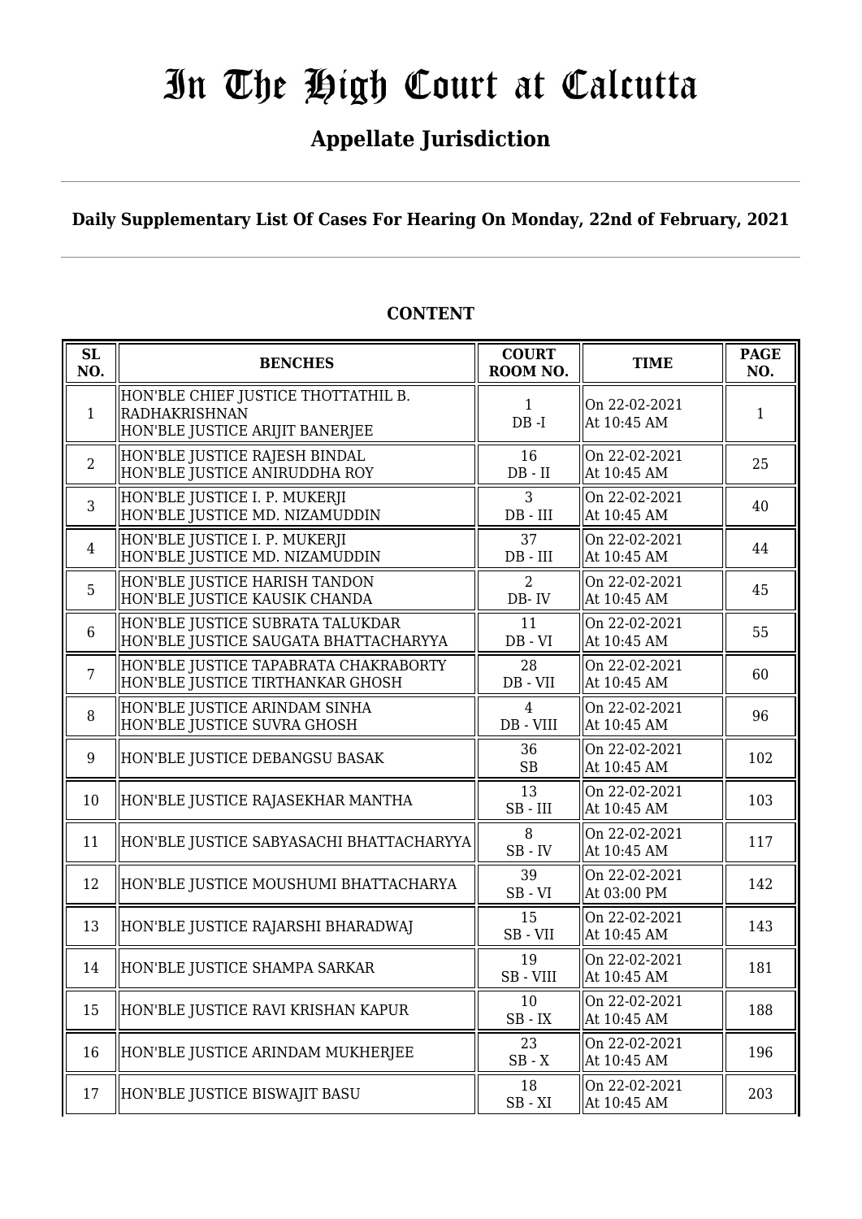# In The High Court at Calcutta

## Appellate Jurisdiction

**Daily Supplementary List Of Cases For Hearing On Monday, 22nd of February, 2021**

**CONTENT**

| SL NO. | BENCHES | COURT ROOM NO. | TIME | PAGE NO. |
|---|---|---|---|---|
| 1 | HON'BLE CHIEF JUSTICE THOTTATHIL B. RADHAKRISHNAN<br>HON'BLE JUSTICE ARIJIT BANERJEE | 1<br>DB -I | On 22-02-2021<br>At 10:45 AM | 1 |
| 2 | HON'BLE JUSTICE RAJESH BINDAL<br>HON'BLE JUSTICE ANIRUDDHA ROY | 16<br>DB - II | On 22-02-2021<br>At 10:45 AM | 25 |
| 3 | HON'BLE JUSTICE I. P. MUKERJI<br>HON'BLE JUSTICE MD. NIZAMUDDIN | 3<br>DB - III | On 22-02-2021<br>At 10:45 AM | 40 |
| 4 | HON'BLE JUSTICE I. P. MUKERJI<br>HON'BLE JUSTICE MD. NIZAMUDDIN | 37<br>DB - III | On 22-02-2021<br>At 10:45 AM | 44 |
| 5 | HON'BLE JUSTICE HARISH TANDON<br>HON'BLE JUSTICE KAUSIK CHANDA | 2<br>DB- IV | On 22-02-2021<br>At 10:45 AM | 45 |
| 6 | HON'BLE JUSTICE SUBRATA TALUKDAR<br>HON'BLE JUSTICE SAUGATA BHATTACHARYYA | 11<br>DB - VI | On 22-02-2021<br>At 10:45 AM | 55 |
| 7 | HON'BLE JUSTICE TAPABRATA CHAKRABORTY<br>HON'BLE JUSTICE TIRTHANKAR GHOSH | 28<br>DB - VII | On 22-02-2021<br>At 10:45 AM | 60 |
| 8 | HON'BLE JUSTICE ARINDAM SINHA<br>HON'BLE JUSTICE SUVRA GHOSH | 4<br>DB - VIII | On 22-02-2021<br>At 10:45 AM | 96 |
| 9 | HON'BLE JUSTICE DEBANGSU BASAK | 36<br>SB | On 22-02-2021<br>At 10:45 AM | 102 |
| 10 | HON'BLE JUSTICE RAJASEKHAR MANTHA | 13<br>SB - III | On 22-02-2021<br>At 10:45 AM | 103 |
| 11 | HON'BLE JUSTICE SABYASACHI BHATTACHARYYA | 8<br>SB - IV | On 22-02-2021<br>At 10:45 AM | 117 |
| 12 | HON'BLE JUSTICE MOUSHUMI BHATTACHARYA | 39<br>SB - VI | On 22-02-2021<br>At 03:00 PM | 142 |
| 13 | HON'BLE JUSTICE RAJARSHI BHARADWAJ | 15<br>SB - VII | On 22-02-2021<br>At 10:45 AM | 143 |
| 14 | HON'BLE JUSTICE SHAMPA SARKAR | 19<br>SB - VIII | On 22-02-2021<br>At 10:45 AM | 181 |
| 15 | HON'BLE JUSTICE RAVI KRISHAN KAPUR | 10<br>SB - IX | On 22-02-2021<br>At 10:45 AM | 188 |
| 16 | HON'BLE JUSTICE ARINDAM MUKHERJEE | 23<br>SB - X | On 22-02-2021<br>At 10:45 AM | 196 |
| 17 | HON'BLE JUSTICE BISWAJIT BASU | 18<br>SB - XI | On 22-02-2021<br>At 10:45 AM | 203 |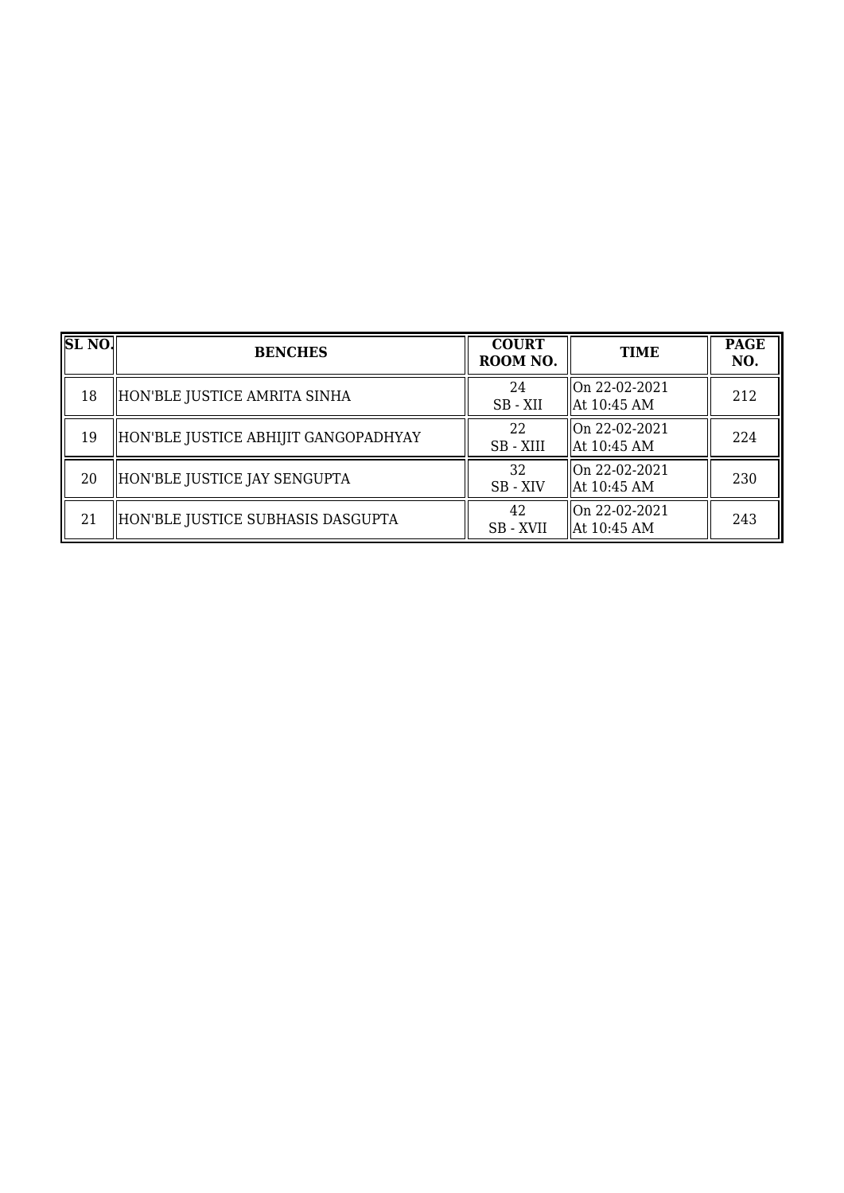| SL NO. | BENCHES | COURT ROOM NO. | TIME | PAGE NO. |
|---|---|---|---|---|
| 18 | HON'BLE JUSTICE AMRITA SINHA | 24<br>SB - XII | On 22-02-2021<br>At 10:45 AM | 212 |
| 19 | HON'BLE JUSTICE ABHIJIT GANGOPADHYAY | 22<br>SB - XIII | On 22-02-2021<br>At 10:45 AM | 224 |
| 20 | HON'BLE JUSTICE JAY SENGUPTA | 32<br>SB - XIV | On 22-02-2021<br>At 10:45 AM | 230 |
| 21 | HON'BLE JUSTICE SUBHASIS DASGUPTA | 42<br>SB - XVII | On 22-02-2021<br>At 10:45 AM | 243 |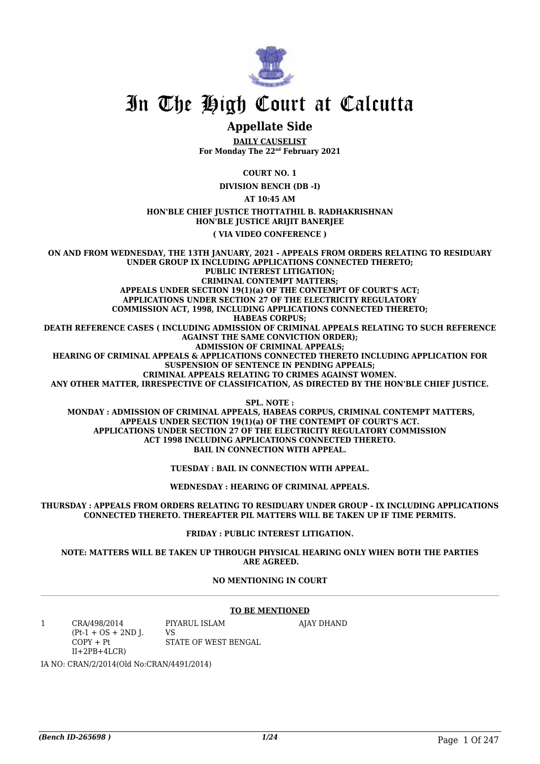# In The High Court at Calcutta

## Appellate Side

**DAILY CAUSELIST**
**For Monday The 22nd February 2021**

**COURT NO. 1**

**DIVISION BENCH (DB -I)**

**AT 10:45 AM**

**HON'BLE CHIEF JUSTICE THOTTATHIL B. RADHAKRISHNAN**
**HON'BLE JUSTICE ARIJIT BANERJEE**

**( VIA VIDEO CONFERENCE )**

**ON AND FROM WEDNESDAY, THE 13TH JANUARY, 2021 - APPEALS FROM ORDERS RELATING TO RESIDUARY UNDER GROUP IX INCLUDING APPLICATIONS CONNECTED THERETO;**
**PUBLIC INTEREST LITIGATION;**
**CRIMINAL CONTEMPT MATTERS;**
**APPEALS UNDER SECTION 19(1)(a) OF THE CONTEMPT OF COURT'S ACT;**
**APPLICATIONS UNDER SECTION 27 OF THE ELECTRICITY REGULATORY COMMISSION ACT, 1998, INCLUDING APPLICATIONS CONNECTED THERETO;**
**HABEAS CORPUS;**
**DEATH REFERENCE CASES ( INCLUDING ADMISSION OF CRIMINAL APPEALS RELATING TO SUCH REFERENCE AGAINST THE SAME CONVICTION ORDER);**
**ADMISSION OF CRIMINAL APPEALS;**
**HEARING OF CRIMINAL APPEALS & APPLICATIONS CONNECTED THERETO INCLUDING APPLICATION FOR SUSPENSION OF SENTENCE IN PENDING APPEALS;**
**CRIMINAL APPEALS RELATING TO CRIMES AGAINST WOMEN.**
**ANY OTHER MATTER, IRRESPECTIVE OF CLASSIFICATION, AS DIRECTED BY THE HON'BLE CHIEF JUSTICE.**

**SPL. NOTE :**
**MONDAY : ADMISSION OF CRIMINAL APPEALS, HABEAS CORPUS, CRIMINAL CONTEMPT MATTERS, APPEALS UNDER SECTION 19(1)(a) OF THE CONTEMPT OF COURT'S ACT. APPLICATIONS UNDER SECTION 27 OF THE ELECTRICITY REGULATORY COMMISSION ACT 1998 INCLUDING APPLICATIONS CONNECTED THERETO. BAIL IN CONNECTION WITH APPEAL.**

**TUESDAY : BAIL IN CONNECTION WITH APPEAL.**

**WEDNESDAY : HEARING OF CRIMINAL APPEALS.**

**THURSDAY : APPEALS FROM ORDERS RELATING TO RESIDUARY UNDER GROUP - IX INCLUDING APPLICATIONS CONNECTED THERETO. THEREAFTER PIL MATTERS WILL BE TAKEN UP IF TIME PERMITS.**

**FRIDAY : PUBLIC INTEREST LITIGATION.**

**NOTE: MATTERS WILL BE TAKEN UP THROUGH PHYSICAL HEARING ONLY WHEN BOTH THE PARTIES ARE AGREED.**

**NO MENTIONING IN COURT**

**TO BE MENTIONED**

| | | | |
|---|---|---|---|
| 1 | CRA/498/2014 (Pt-1 + OS + 2ND J. COPY + Pt II+2PB+4LCR) | PIYARUL ISLAM<br>VS<br>STATE OF WEST BENGAL | AJAY DHAND |

IA NO: CRAN/2/2014(Old No:CRAN/4491/2014)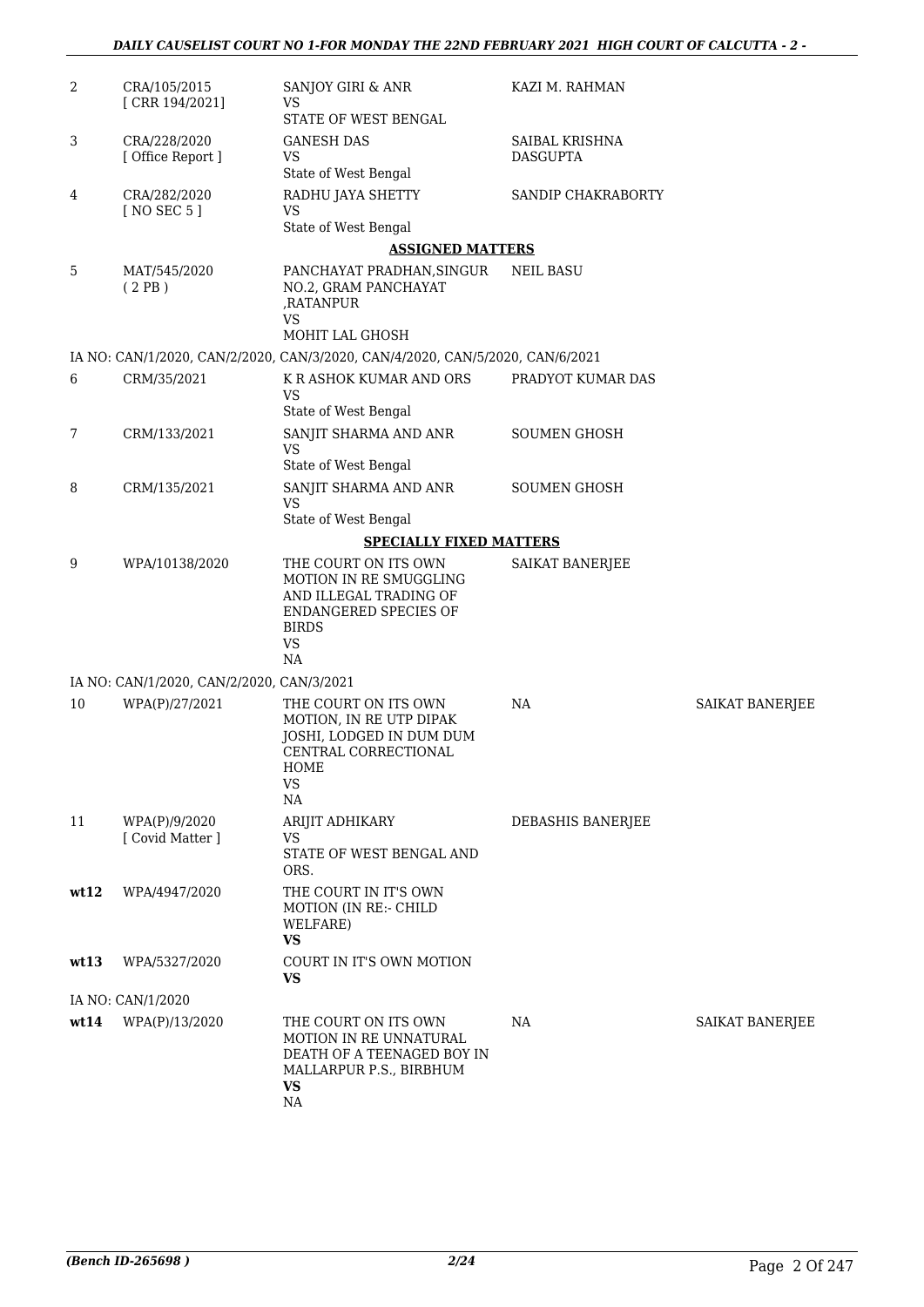| | | | | |
|---|---|---|---|---|
| 2 | CRA/105/2015 [ CRR 194/2021] | SANJOY GIRI & ANR VS STATE OF WEST BENGAL | KAZI M. RAHMAN | |
| 3 | CRA/228/2020 [ Office Report ] | GANESH DAS VS State of West Bengal | SAIBAL KRISHNA DASGUPTA | |
| 4 | CRA/282/2020 [ NO SEC 5 ] | RADHU JAYA SHETTY VS State of West Bengal | SANDIP CHAKRABORTY | |

**ASSIGNED MATTERS**

| | | | | |
|---|---|---|---|---|
| 5 | MAT/545/2020 ( 2 PB ) | PANCHAYAT PRADHAN,SINGUR NO.2, GRAM PANCHAYAT ,RATANPUR VS MOHIT LAL GHOSH | NEIL BASU | |

IA NO: CAN/1/2020, CAN/2/2020, CAN/3/2020, CAN/4/2020, CAN/5/2020, CAN/6/2021

| | | | | |
|---|---|---|---|---|
| 6 | CRM/35/2021 | K R ASHOK KUMAR AND ORS VS State of West Bengal | PRADYOT KUMAR DAS | |
| 7 | CRM/133/2021 | SANJIT SHARMA AND ANR VS State of West Bengal | SOUMEN GHOSH | |
| 8 | CRM/135/2021 | SANJIT SHARMA AND ANR VS State of West Bengal | SOUMEN GHOSH | |

**SPECIALLY FIXED MATTERS**

| | | | | |
|---|---|---|---|---|
| 9 | WPA/10138/2020 | THE COURT ON ITS OWN MOTION IN RE SMUGGLING AND ILLEGAL TRADING OF ENDANGERED SPECIES OF BIRDS VS NA | SAIKAT BANERJEE | |

IA NO: CAN/1/2020, CAN/2/2020, CAN/3/2021

| | | | | |
|---|---|---|---|---|
| 10 | WPA(P)/27/2021 | THE COURT ON ITS OWN MOTION, IN RE UTP DIPAK JOSHI, LODGED IN DUM DUM CENTRAL CORRECTIONAL HOME VS NA | NA | SAIKAT BANERJEE |
| 11 | WPA(P)/9/2020 [ Covid Matter ] | ARIJIT ADHIKARY VS STATE OF WEST BENGAL AND ORS. | DEBASHIS BANERJEE | |
| **wt12** | WPA/4947/2020 | THE COURT IN IT'S OWN MOTION (IN RE:- CHILD WELFARE) **VS** | | |
| **wt13** | WPA/5327/2020 | COURT IN IT'S OWN MOTION **VS** | | |

IA NO: CAN/1/2020

| | | | | |
|---|---|---|---|---|
| **wt14** | WPA(P)/13/2020 | THE COURT ON ITS OWN MOTION IN RE UNNATURAL DEATH OF A TEENAGED BOY IN MALLARPUR P.S., BIRBHUM **VS** NA | NA | SAIKAT BANERJEE |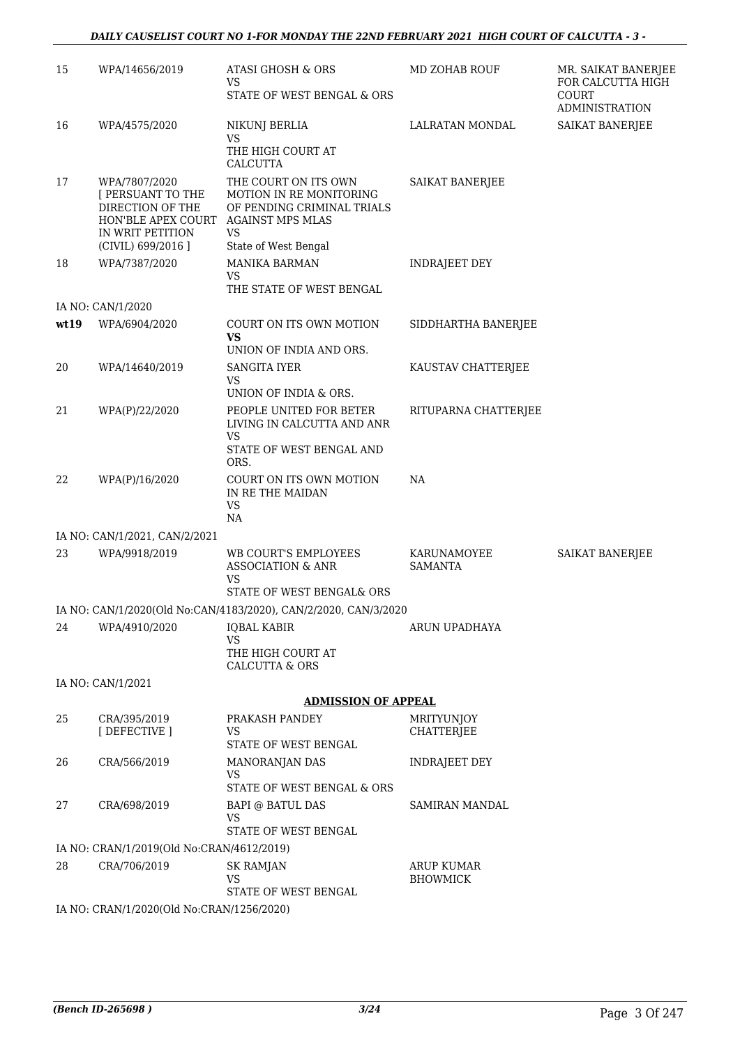| 15 | WPA/14656/2019 | ATASI GHOSH & ORS<br>VS<br>STATE OF WEST BENGAL & ORS | MD ZOHAB ROUF | MR. SAIKAT BANERJEE FOR CALCUTTA HIGH COURT ADMINISTRATION |
|---|---|---|---|---|
| 16 | WPA/4575/2020 | NIKUNJ BERLIA<br>VS<br>THE HIGH COURT AT CALCUTTA | LALRATAN MONDAL | SAIKAT BANERJEE |
| 17 | WPA/7807/2020 [ PERSUANT TO THE DIRECTION OF THE HON'BLE APEX COURT IN WRIT PETITION (CIVIL) 699/2016 ] | THE COURT ON ITS OWN MOTION IN RE MONITORING OF PENDING CRIMINAL TRIALS AGAINST MPS MLAS<br>VS<br>State of West Bengal | SAIKAT BANERJEE | |
| 18 | WPA/7387/2020 | MANIKA BARMAN<br>VS<br>THE STATE OF WEST BENGAL | INDRAJEET DEY | |
| | IA NO: CAN/1/2020 | | | |
| **wt19** | WPA/6904/2020 | COURT ON ITS OWN MOTION<br>**VS**<br>UNION OF INDIA AND ORS. | SIDDHARTHA BANERJEE | |
| 20 | WPA/14640/2019 | SANGITA IYER<br>VS<br>UNION OF INDIA & ORS. | KAUSTAV CHATTERJEE | |
| 21 | WPA(P)/22/2020 | PEOPLE UNITED FOR BETER LIVING IN CALCUTTA AND ANR<br>VS<br>STATE OF WEST BENGAL AND ORS. | RITUPARNA CHATTERJEE | |
| 22 | WPA(P)/16/2020 | COURT ON ITS OWN MOTION IN RE THE MAIDAN<br>VS<br>NA | NA | |
| | IA NO: CAN/1/2021, CAN/2/2021 | | | |
| 23 | WPA/9918/2019 | WB COURT'S EMPLOYEES ASSOCIATION & ANR<br>VS<br>STATE OF WEST BENGAL& ORS | KARUNAMOYEE SAMANTA | SAIKAT BANERJEE |
| | IA NO: CAN/1/2020(Old No:CAN/4183/2020), CAN/2/2020, CAN/3/2020 | | | |
| 24 | WPA/4910/2020 | IQBAL KABIR<br>VS<br>THE HIGH COURT AT CALCUTTA & ORS | ARUN UPADHAYA | |
| | IA NO: CAN/1/2021 | | | |

**ADMISSION OF APPEAL**

| 25 | CRA/395/2019 [ DEFECTIVE ] | PRAKASH PANDEY<br>VS<br>STATE OF WEST BENGAL | MRITYUNJOY CHATTERJEE | |
|---|---|---|---|---|
| 26 | CRA/566/2019 | MANORANJAN DAS<br>VS<br>STATE OF WEST BENGAL & ORS | INDRAJEET DEY | |
| 27 | CRA/698/2019 | BAPI @ BATUL DAS<br>VS<br>STATE OF WEST BENGAL | SAMIRAN MANDAL | |
| | IA NO: CRAN/1/2019(Old No:CRAN/4612/2019) | | | |
| 28 | CRA/706/2019 | SK RAMJAN<br>VS<br>STATE OF WEST BENGAL | ARUP KUMAR BHOWMICK | |
| | IA NO: CRAN/1/2020(Old No:CRAN/1256/2020) | | | |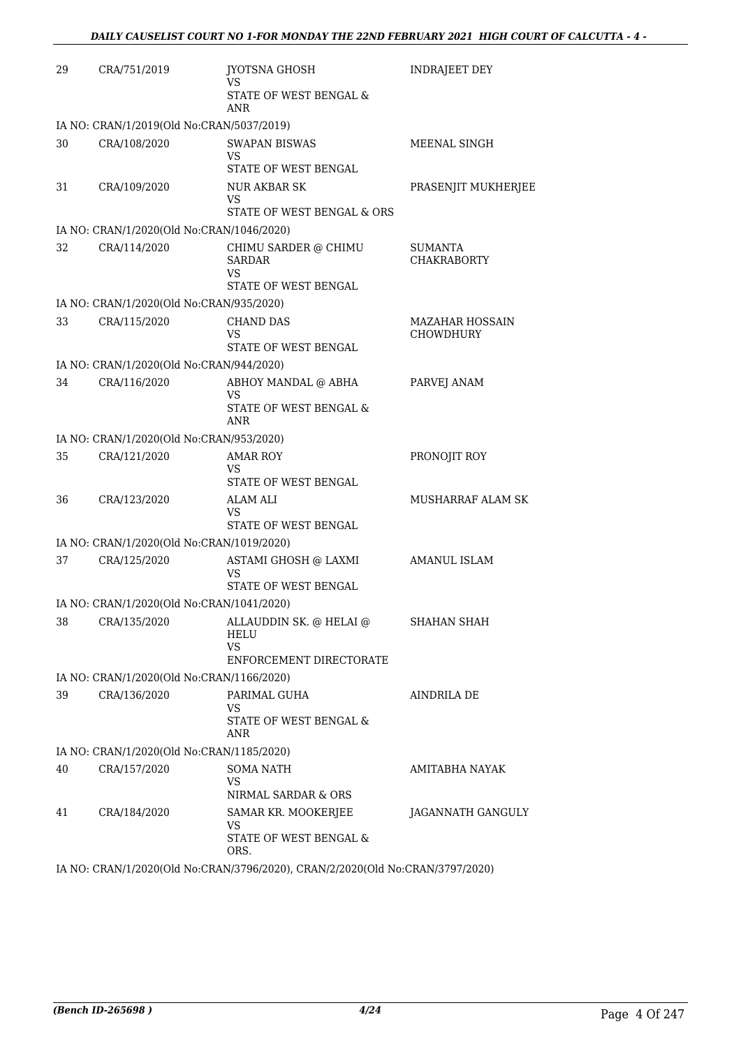| | | | |
|---|---|---|---|
| 29 | CRA/751/2019 | JYOTSNA GHOSH<br>VS<br>STATE OF WEST BENGAL & ANR | INDRAJEET DEY |
| IA NO: CRAN/1/2019(Old No:CRAN/5037/2019) | | | |
| 30 | CRA/108/2020 | SWAPAN BISWAS<br>VS<br>STATE OF WEST BENGAL | MEENAL SINGH |
| 31 | CRA/109/2020 | NUR AKBAR SK<br>VS<br>STATE OF WEST BENGAL & ORS | PRASENJIT MUKHERJEE |
| IA NO: CRAN/1/2020(Old No:CRAN/1046/2020) | | | |
| 32 | CRA/114/2020 | CHIMU SARDER @ CHIMU SARDAR<br>VS<br>STATE OF WEST BENGAL | SUMANTA CHAKRABORTY |
| IA NO: CRAN/1/2020(Old No:CRAN/935/2020) | | | |
| 33 | CRA/115/2020 | CHAND DAS<br>VS<br>STATE OF WEST BENGAL | MAZAHAR HOSSAIN CHOWDHURY |
| IA NO: CRAN/1/2020(Old No:CRAN/944/2020) | | | |
| 34 | CRA/116/2020 | ABHOY MANDAL @ ABHA<br>VS<br>STATE OF WEST BENGAL & ANR | PARVEJ ANAM |
| IA NO: CRAN/1/2020(Old No:CRAN/953/2020) | | | |
| 35 | CRA/121/2020 | AMAR ROY<br>VS<br>STATE OF WEST BENGAL | PRONOJIT ROY |
| 36 | CRA/123/2020 | ALAM ALI<br>VS<br>STATE OF WEST BENGAL | MUSHARRAF ALAM SK |
| IA NO: CRAN/1/2020(Old No:CRAN/1019/2020) | | | |
| 37 | CRA/125/2020 | ASTAMI GHOSH @ LAXMI<br>VS<br>STATE OF WEST BENGAL | AMANUL ISLAM |
| IA NO: CRAN/1/2020(Old No:CRAN/1041/2020) | | | |
| 38 | CRA/135/2020 | ALLAUDDIN SK. @ HELAI @ HELU<br>VS<br>ENFORCEMENT DIRECTORATE | SHAHAN SHAH |
| IA NO: CRAN/1/2020(Old No:CRAN/1166/2020) | | | |
| 39 | CRA/136/2020 | PARIMAL GUHA<br>VS<br>STATE OF WEST BENGAL & ANR | AINDRILA DE |
| IA NO: CRAN/1/2020(Old No:CRAN/1185/2020) | | | |
| 40 | CRA/157/2020 | SOMA NATH<br>VS<br>NIRMAL SARDAR & ORS | AMITABHA NAYAK |
| 41 | CRA/184/2020 | SAMAR KR. MOOKERJEE<br>VS<br>STATE OF WEST BENGAL & ORS. | JAGANNATH GANGULY |
| IA NO: CRAN/1/2020(Old No:CRAN/3796/2020), CRAN/2/2020(Old No:CRAN/3797/2020) | | | |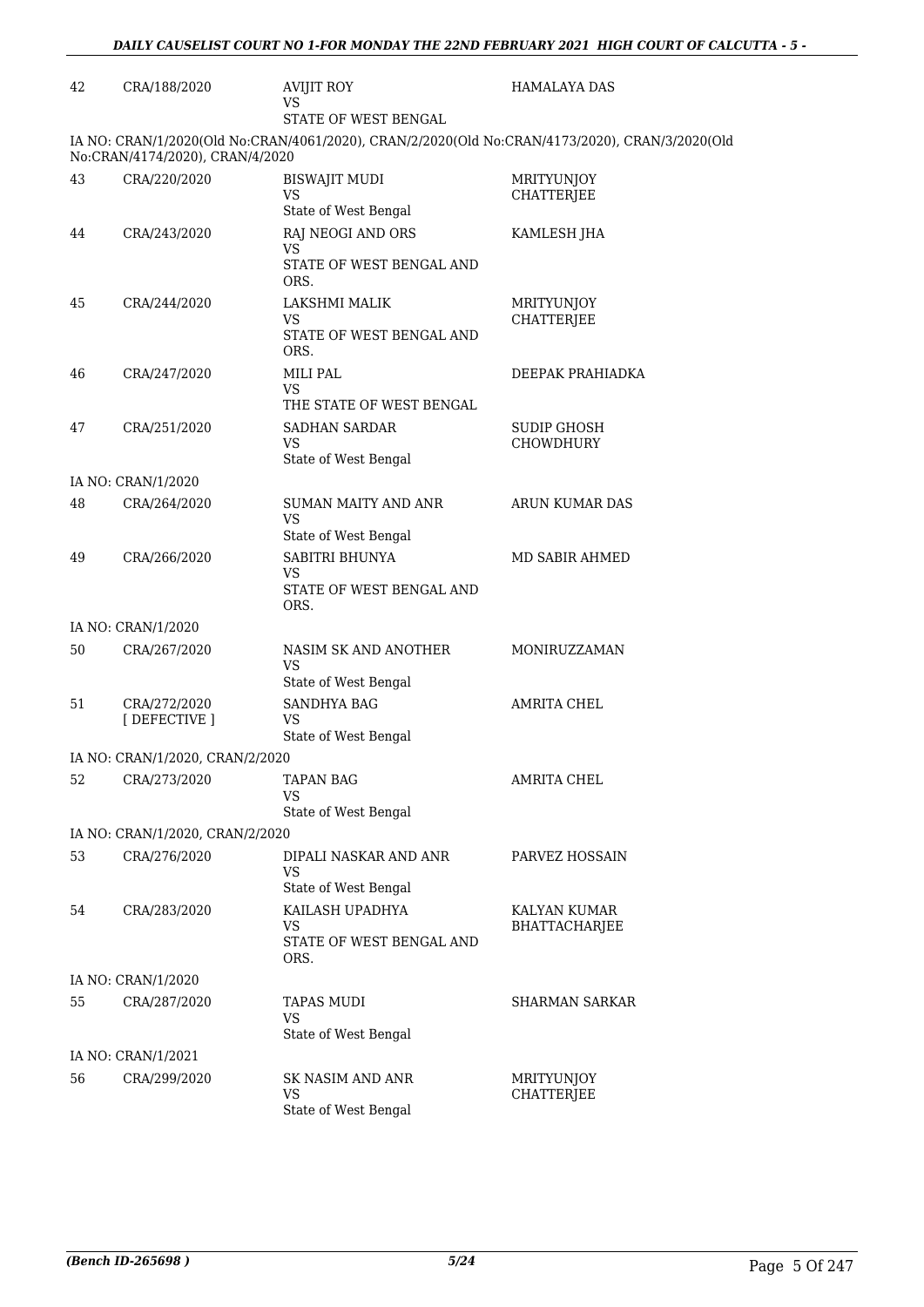| 42 | CRA/188/2020 | AVIJIT ROY<br>VS<br>STATE OF WEST BENGAL | HAMALAYA DAS |
|---|---|---|---|
| IA NO: CRAN/1/2020(Old No:CRAN/4061/2020), CRAN/2/2020(Old No:CRAN/4173/2020), CRAN/3/2020(Old No:CRAN/4174/2020), CRAN/4/2020 | | | |
| 43 | CRA/220/2020 | BISWAJIT MUDI<br>VS<br>State of West Bengal | MRITYUNJOY CHATTERJEE |
| 44 | CRA/243/2020 | RAJ NEOGI AND ORS<br>VS<br>STATE OF WEST BENGAL AND ORS. | KAMLESH JHA |
| 45 | CRA/244/2020 | LAKSHMI MALIK<br>VS<br>STATE OF WEST BENGAL AND ORS. | MRITYUNJOY CHATTERJEE |
| 46 | CRA/247/2020 | MILI PAL<br>VS<br>THE STATE OF WEST BENGAL | DEEPAK PRAHIADKA |
| 47 | CRA/251/2020 | SADHAN SARDAR<br>VS<br>State of West Bengal | SUDIP GHOSH CHOWDHURY |
| IA NO: CRAN/1/2020 | | | |
| 48 | CRA/264/2020 | SUMAN MAITY AND ANR<br>VS<br>State of West Bengal | ARUN KUMAR DAS |
| 49 | CRA/266/2020 | SABITRI BHUNYA<br>VS<br>STATE OF WEST BENGAL AND ORS. | MD SABIR AHMED |
| IA NO: CRAN/1/2020 | | | |
| 50 | CRA/267/2020 | NASIM SK AND ANOTHER<br>VS<br>State of West Bengal | MONIRUZZAMAN |
| 51 | CRA/272/2020<br>[ DEFECTIVE ] | SANDHYA BAG<br>VS<br>State of West Bengal | AMRITA CHEL |
| IA NO: CRAN/1/2020, CRAN/2/2020 | | | |
| 52 | CRA/273/2020 | TAPAN BAG<br>VS<br>State of West Bengal | AMRITA CHEL |
| IA NO: CRAN/1/2020, CRAN/2/2020 | | | |
| 53 | CRA/276/2020 | DIPALI NASKAR AND ANR<br>VS<br>State of West Bengal | PARVEZ HOSSAIN |
| 54 | CRA/283/2020 | KAILASH UPADHYA<br>VS<br>STATE OF WEST BENGAL AND ORS. | KALYAN KUMAR BHATTACHARJEE |
| IA NO: CRAN/1/2020 | | | |
| 55 | CRA/287/2020 | TAPAS MUDI<br>VS<br>State of West Bengal | SHARMAN SARKAR |
| IA NO: CRAN/1/2021 | | | |
| 56 | CRA/299/2020 | SK NASIM AND ANR<br>VS<br>State of West Bengal | MRITYUNJOY CHATTERJEE |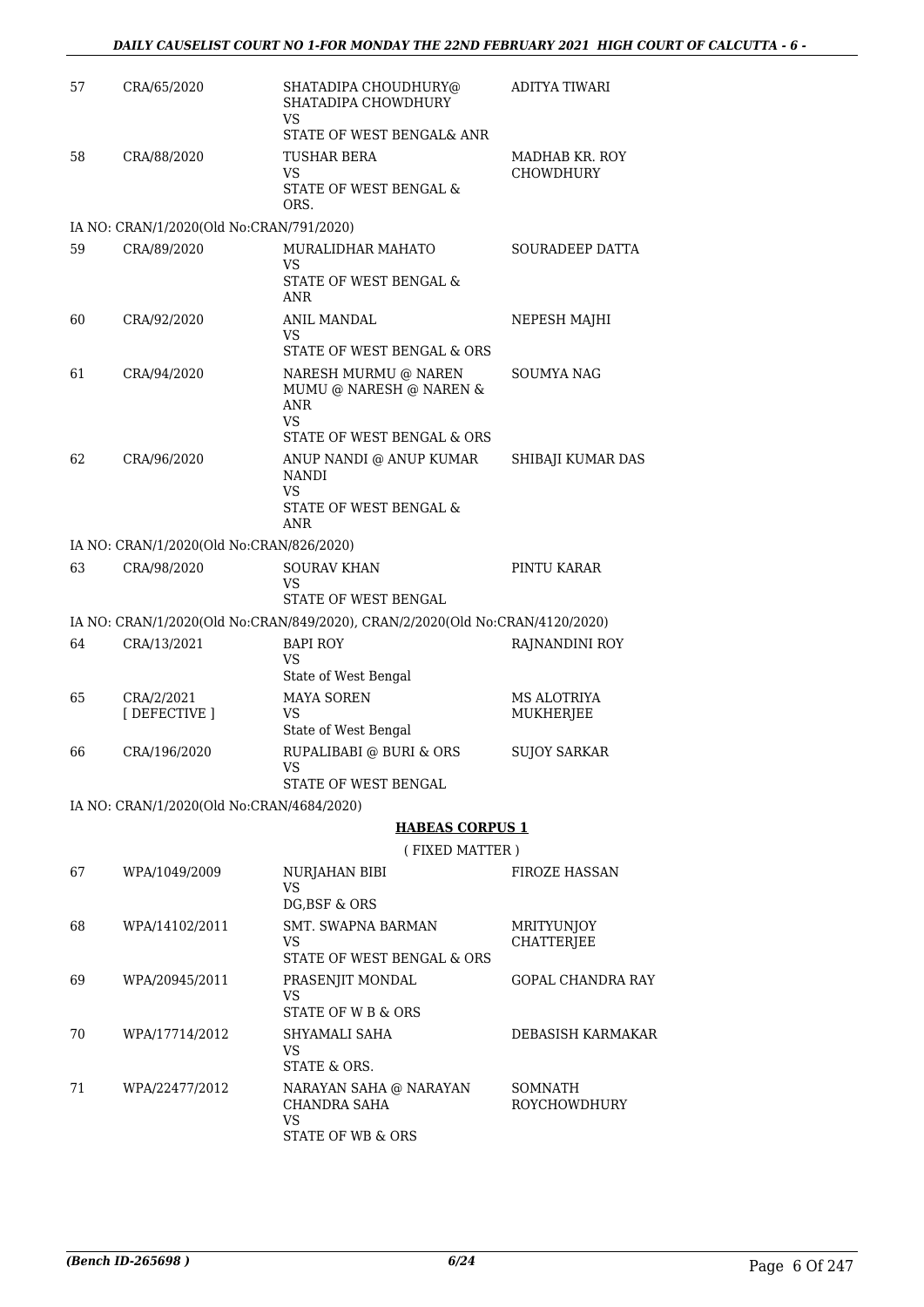| 57 | CRA/65/2020 | SHATADIPA CHOUDHURY@ SHATADIPA CHOWDHURY<br>VS<br>STATE OF WEST BENGAL& ANR | ADITYA TIWARI |
|---|---|---|---|
| 58 | CRA/88/2020 | TUSHAR BERA<br>VS<br>STATE OF WEST BENGAL & ORS. | MADHAB KR. ROY CHOWDHURY |

IA NO: CRAN/1/2020(Old No:CRAN/791/2020)

| 59 | CRA/89/2020 | MURALIDHAR MAHATO<br>VS<br>STATE OF WEST BENGAL & ANR | SOURADEEP DATTA |
|---|---|---|---|
| 60 | CRA/92/2020 | ANIL MANDAL<br>VS<br>STATE OF WEST BENGAL & ORS | NEPESH MAJHI |
| 61 | CRA/94/2020 | NARESH MURMU @ NAREN MUMU @ NARESH @ NAREN & ANR<br>VS<br>STATE OF WEST BENGAL & ORS | SOUMYA NAG |
| 62 | CRA/96/2020 | ANUP NANDI @ ANUP KUMAR NANDI<br>VS<br>STATE OF WEST BENGAL & ANR | SHIBAJI KUMAR DAS |

IA NO: CRAN/1/2020(Old No:CRAN/826/2020)

| 63 | CRA/98/2020 | SOURAV KHAN<br>VS<br>STATE OF WEST BENGAL | PINTU KARAR |
|---|---|---|---|

IA NO: CRAN/1/2020(Old No:CRAN/849/2020), CRAN/2/2020(Old No:CRAN/4120/2020)

| 64 | CRA/13/2021 | BAPI ROY<br>VS<br>State of West Bengal | RAJNANDINI ROY |
|---|---|---|---|
| 65 | CRA/2/2021<br>[ DEFECTIVE ] | MAYA SOREN<br>VS<br>State of West Bengal | MS ALOTRIYA MUKHERJEE |
| 66 | CRA/196/2020 | RUPALIBABI @ BURI & ORS<br>VS<br>STATE OF WEST BENGAL | SUJOY SARKAR |

IA NO: CRAN/1/2020(Old No:CRAN/4684/2020)

**HABEAS CORPUS 1**

( FIXED MATTER )

| 67 | WPA/1049/2009 | NURJAHAN BIBI<br>VS<br>DG,BSF & ORS | FIROZE HASSAN |
|---|---|---|---|
| 68 | WPA/14102/2011 | SMT. SWAPNA BARMAN<br>VS<br>STATE OF WEST BENGAL & ORS | MRITYUNJOY CHATTERJEE |
| 69 | WPA/20945/2011 | PRASENJIT MONDAL<br>VS<br>STATE OF W B & ORS | GOPAL CHANDRA RAY |
| 70 | WPA/17714/2012 | SHYAMALI SAHA<br>VS<br>STATE & ORS. | DEBASISH KARMAKAR |
| 71 | WPA/22477/2012 | NARAYAN SAHA @ NARAYAN CHANDRA SAHA<br>VS<br>STATE OF WB & ORS | SOMNATH ROYCHOWDHURY |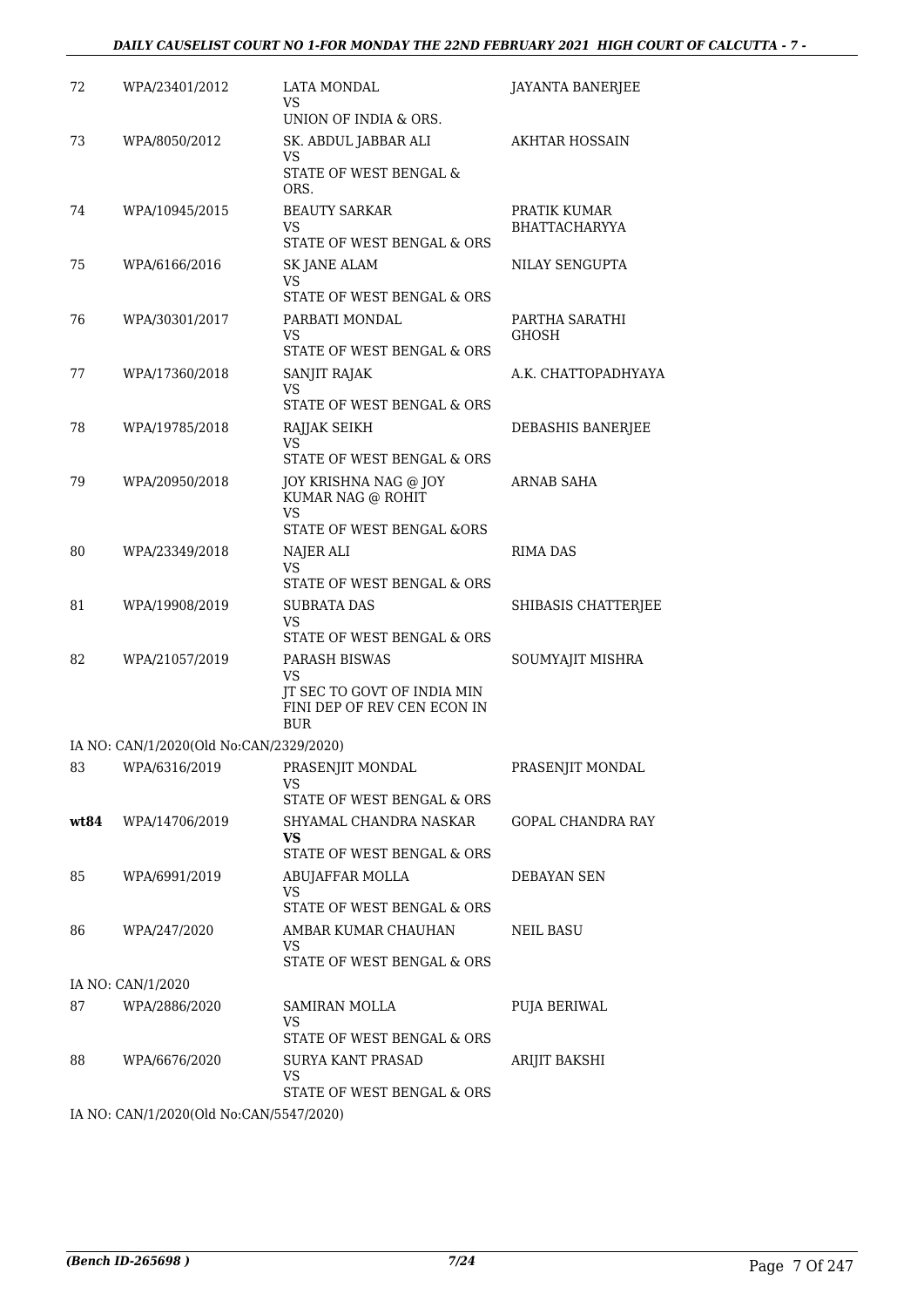| | | | |
|---|---|---|---|
| 72 | WPA/23401/2012 | LATA MONDAL<br>VS<br>UNION OF INDIA & ORS. | JAYANTA BANERJEE |
| 73 | WPA/8050/2012 | SK. ABDUL JABBAR ALI<br>VS<br>STATE OF WEST BENGAL & ORS. | AKHTAR HOSSAIN |
| 74 | WPA/10945/2015 | BEAUTY SARKAR<br>VS<br>STATE OF WEST BENGAL & ORS | PRATIK KUMAR BHATTACHARYYA |
| 75 | WPA/6166/2016 | SK JANE ALAM<br>VS<br>STATE OF WEST BENGAL & ORS | NILAY SENGUPTA |
| 76 | WPA/30301/2017 | PARBATI MONDAL<br>VS<br>STATE OF WEST BENGAL & ORS | PARTHA SARATHI GHOSH |
| 77 | WPA/17360/2018 | SANJIT RAJAK<br>VS<br>STATE OF WEST BENGAL & ORS | A.K. CHATTOPADHYAYA |
| 78 | WPA/19785/2018 | RAJJAK SEIKH<br>VS<br>STATE OF WEST BENGAL & ORS | DEBASHIS BANERJEE |
| 79 | WPA/20950/2018 | JOY KRISHNA NAG @ JOY KUMAR NAG @ ROHIT<br>VS<br>STATE OF WEST BENGAL &ORS | ARNAB SAHA |
| 80 | WPA/23349/2018 | NAJER ALI<br>VS<br>STATE OF WEST BENGAL & ORS | RIMA DAS |
| 81 | WPA/19908/2019 | SUBRATA DAS<br>VS<br>STATE OF WEST BENGAL & ORS | SHIBASIS CHATTERJEE |
| 82 | WPA/21057/2019 | PARASH BISWAS<br>VS<br>JT SEC TO GOVT OF INDIA MIN FINI DEP OF REV CEN ECON IN BUR | SOUMYAJIT MISHRA |
| | IA NO: CAN/1/2020(Old No:CAN/2329/2020) | | |
| 83 | WPA/6316/2019 | PRASENJIT MONDAL<br>VS<br>STATE OF WEST BENGAL & ORS | PRASENJIT MONDAL |
| **wt84** | WPA/14706/2019 | SHYAMAL CHANDRA NASKAR<br>**VS**<br>STATE OF WEST BENGAL & ORS | GOPAL CHANDRA RAY |
| 85 | WPA/6991/2019 | ABUJAFFAR MOLLA<br>VS<br>STATE OF WEST BENGAL & ORS | DEBAYAN SEN |
| 86 | WPA/247/2020 | AMBAR KUMAR CHAUHAN<br>VS<br>STATE OF WEST BENGAL & ORS | NEIL BASU |
| | IA NO: CAN/1/2020 | | |
| 87 | WPA/2886/2020 | SAMIRAN MOLLA<br>VS<br>STATE OF WEST BENGAL & ORS | PUJA BERIWAL |
| 88 | WPA/6676/2020 | SURYA KANT PRASAD<br>VS<br>STATE OF WEST BENGAL & ORS | ARIJIT BAKSHI |
| | IA NO: CAN/1/2020(Old No:CAN/5547/2020) | | |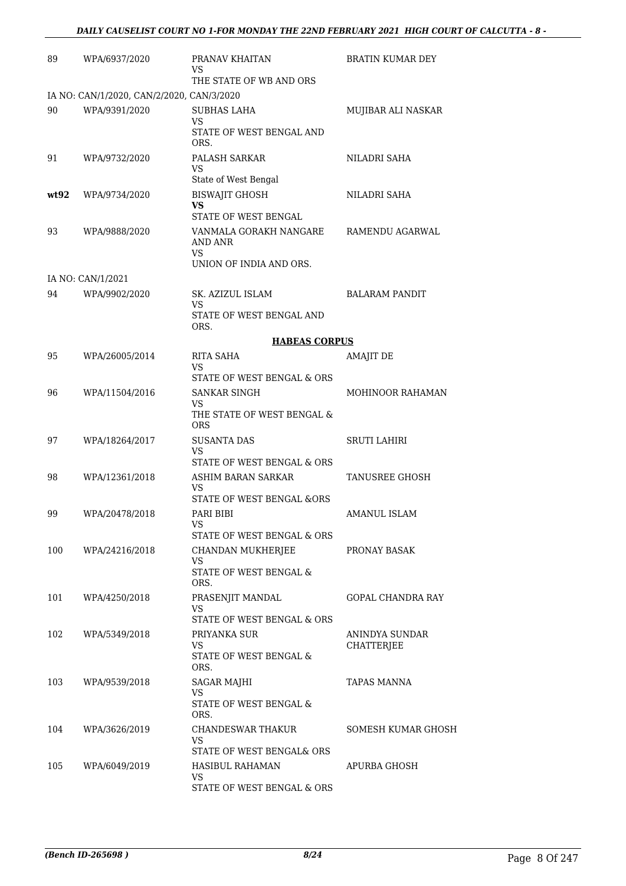| | | | |
|---|---|---|---|
| 89 | WPA/6937/2020 | PRANAV KHAITAN<br>VS<br>THE STATE OF WB AND ORS | BRATIN KUMAR DEY |
| | IA NO: CAN/1/2020, CAN/2/2020, CAN/3/2020 | | |
| 90 | WPA/9391/2020 | SUBHAS LAHA<br>VS<br>STATE OF WEST BENGAL AND ORS. | MUJIBAR ALI NASKAR |
| 91 | WPA/9732/2020 | PALASH SARKAR<br>VS<br>State of West Bengal | NILADRI SAHA |
| **wt92** | WPA/9734/2020 | BISWAJIT GHOSH<br>**VS**<br>STATE OF WEST BENGAL | NILADRI SAHA |
| 93 | WPA/9888/2020 | VANMALA GORAKH NANGARE AND ANR<br>VS<br>UNION OF INDIA AND ORS. | RAMENDU AGARWAL |
| | IA NO: CAN/1/2021 | | |
| 94 | WPA/9902/2020 | SK. AZIZUL ISLAM<br>VS<br>STATE OF WEST BENGAL AND ORS. | BALARAM PANDIT |

## HABEAS CORPUS

| | | | |
|---|---|---|---|
| 95 | WPA/26005/2014 | RITA SAHA<br>VS<br>STATE OF WEST BENGAL & ORS | AMAJIT DE |
| 96 | WPA/11504/2016 | SANKAR SINGH<br>VS<br>THE STATE OF WEST BENGAL & ORS | MOHINOOR RAHAMAN |
| 97 | WPA/18264/2017 | SUSANTA DAS<br>VS<br>STATE OF WEST BENGAL & ORS | SRUTI LAHIRI |
| 98 | WPA/12361/2018 | ASHIM BARAN SARKAR<br>VS<br>STATE OF WEST BENGAL &ORS | TANUSREE GHOSH |
| 99 | WPA/20478/2018 | PARI BIBI<br>VS<br>STATE OF WEST BENGAL & ORS | AMANUL ISLAM |
| 100 | WPA/24216/2018 | CHANDAN MUKHERJEE<br>VS<br>STATE OF WEST BENGAL & ORS. | PRONAY BASAK |
| 101 | WPA/4250/2018 | PRASENJIT MANDAL<br>VS<br>STATE OF WEST BENGAL & ORS | GOPAL CHANDRA RAY |
| 102 | WPA/5349/2018 | PRIYANKA SUR<br>VS<br>STATE OF WEST BENGAL & ORS. | ANINDYA SUNDAR CHATTERJEE |
| 103 | WPA/9539/2018 | SAGAR MAJHI<br>VS<br>STATE OF WEST BENGAL & ORS. | TAPAS MANNA |
| 104 | WPA/3626/2019 | CHANDESWAR THAKUR<br>VS<br>STATE OF WEST BENGAL& ORS | SOMESH KUMAR GHOSH |
| 105 | WPA/6049/2019 | HASIBUL RAHAMAN<br>VS<br>STATE OF WEST BENGAL & ORS | APURBA GHOSH |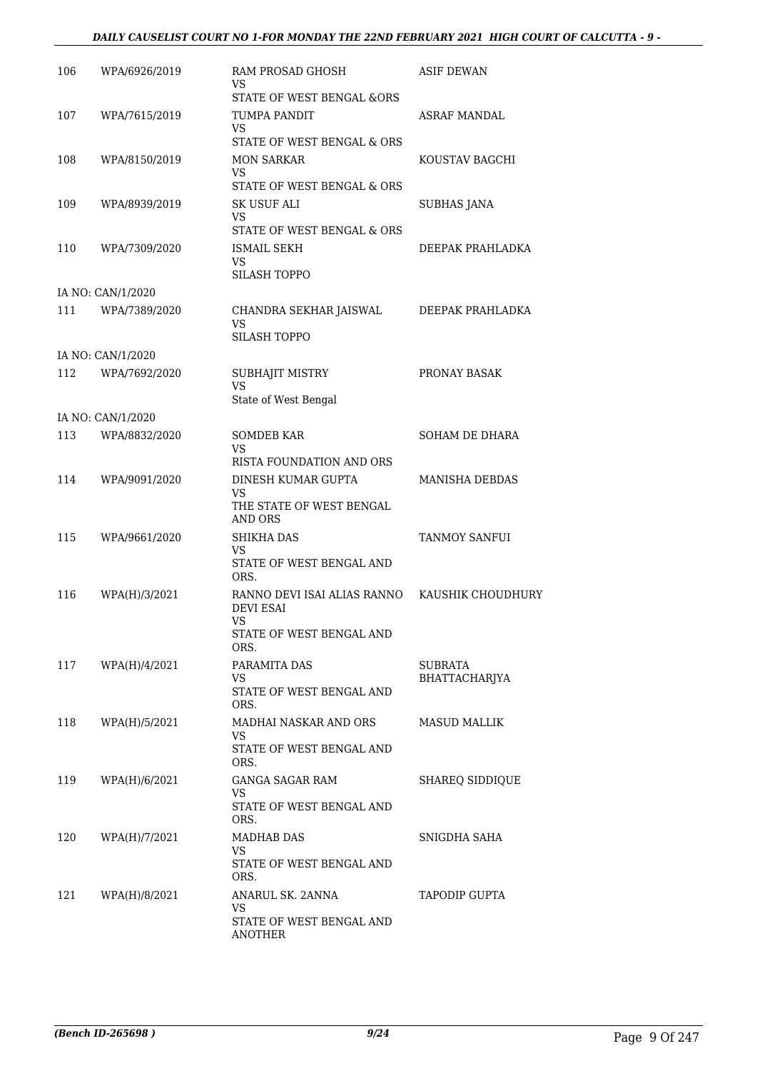| | | | |
|---|---|---|---|
| 106 | WPA/6926/2019 | RAM PROSAD GHOSH<br>VS<br>STATE OF WEST BENGAL &ORS | ASIF DEWAN |
| 107 | WPA/7615/2019 | TUMPA PANDIT<br>VS<br>STATE OF WEST BENGAL & ORS | ASRAF MANDAL |
| 108 | WPA/8150/2019 | MON SARKAR<br>VS<br>STATE OF WEST BENGAL & ORS | KOUSTAV BAGCHI |
| 109 | WPA/8939/2019 | SK USUF ALI<br>VS<br>STATE OF WEST BENGAL & ORS | SUBHAS JANA |
| 110 | WPA/7309/2020 | ISMAIL SEKH<br>VS<br>SILASH TOPPO | DEEPAK PRAHLADKA |
| | IA NO: CAN/1/2020 | | |
| 111 | WPA/7389/2020 | CHANDRA SEKHAR JAISWAL<br>VS<br>SILASH TOPPO | DEEPAK PRAHLADKA |
| | IA NO: CAN/1/2020 | | |
| 112 | WPA/7692/2020 | SUBHAJIT MISTRY<br>VS<br>State of West Bengal | PRONAY BASAK |
| | IA NO: CAN/1/2020 | | |
| 113 | WPA/8832/2020 | SOMDEB KAR<br>VS<br>RISTA FOUNDATION AND ORS | SOHAM DE DHARA |
| 114 | WPA/9091/2020 | DINESH KUMAR GUPTA<br>VS<br>THE STATE OF WEST BENGAL AND ORS | MANISHA DEBDAS |
| 115 | WPA/9661/2020 | SHIKHA DAS<br>VS<br>STATE OF WEST BENGAL AND ORS. | TANMOY SANFUI |
| 116 | WPA(H)/3/2021 | RANNO DEVI ISAI ALIAS RANNO DEVI ESAI<br>VS<br>STATE OF WEST BENGAL AND ORS. | KAUSHIK CHOUDHURY |
| 117 | WPA(H)/4/2021 | PARAMITA DAS<br>VS<br>STATE OF WEST BENGAL AND ORS. | SUBRATA BHATTACHARJYA |
| 118 | WPA(H)/5/2021 | MADHAI NASKAR AND ORS<br>VS<br>STATE OF WEST BENGAL AND ORS. | MASUD MALLIK |
| 119 | WPA(H)/6/2021 | GANGA SAGAR RAM<br>VS<br>STATE OF WEST BENGAL AND ORS. | SHAREQ SIDDIQUE |
| 120 | WPA(H)/7/2021 | MADHAB DAS<br>VS<br>STATE OF WEST BENGAL AND ORS. | SNIGDHA SAHA |
| 121 | WPA(H)/8/2021 | ANARUL SK. 2ANNA<br>VS<br>STATE OF WEST BENGAL AND ANOTHER | TAPODIP GUPTA |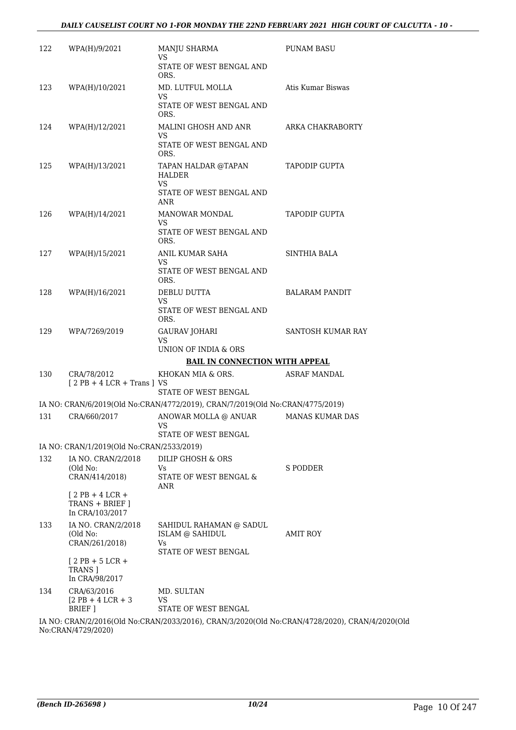| | | | |
|---|---|---|---|
| 122 | WPA(H)/9/2021 | MANJU SHARMA<br>VS<br>STATE OF WEST BENGAL AND ORS. | PUNAM BASU |
| 123 | WPA(H)/10/2021 | MD. LUTFUL MOLLA<br>VS<br>STATE OF WEST BENGAL AND ORS. | Atis Kumar Biswas |
| 124 | WPA(H)/12/2021 | MALINI GHOSH AND ANR<br>VS<br>STATE OF WEST BENGAL AND ORS. | ARKA CHAKRABORTY |
| 125 | WPA(H)/13/2021 | TAPAN HALDAR @TAPAN HALDER<br>VS<br>STATE OF WEST BENGAL AND ANR | TAPODIP GUPTA |
| 126 | WPA(H)/14/2021 | MANOWAR MONDAL<br>VS<br>STATE OF WEST BENGAL AND ORS. | TAPODIP GUPTA |
| 127 | WPA(H)/15/2021 | ANIL KUMAR SAHA<br>VS<br>STATE OF WEST BENGAL AND ORS. | SINTHIA BALA |
| 128 | WPA(H)/16/2021 | DEBLU DUTTA<br>VS<br>STATE OF WEST BENGAL AND ORS. | BALARAM PANDIT |
| 129 | WPA/7269/2019 | GAURAV JOHARI<br>VS<br>UNION OF INDIA & ORS | SANTOSH KUMAR RAY |

**BAIL IN CONNECTION WITH APPEAL**

| | | | |
|---|---|---|---|
| 130 | CRA/78/2012<br>[ 2 PB + 4 LCR + Trans ] | KHOKAN MIA & ORS.<br>VS<br>STATE OF WEST BENGAL | ASRAF MANDAL |

IA NO: CRAN/6/2019(Old No:CRAN/4772/2019), CRAN/7/2019(Old No:CRAN/4775/2019)

| | | | |
|---|---|---|---|
| 131 | CRA/660/2017 | ANOWAR MOLLA @ ANUAR<br>VS<br>STATE OF WEST BENGAL | MANAS KUMAR DAS |

IA NO: CRAN/1/2019(Old No:CRAN/2533/2019)

| | | | |
|---|---|---|---|
| 132 | IA NO. CRAN/2/2018 (Old No: CRAN/414/2018)<br>[ 2 PB + 4 LCR + TRANS + BRIEF ]<br>In CRA/103/2017 | DILIP GHOSH & ORS<br>Vs<br>STATE OF WEST BENGAL & ANR | S PODDER |
| 133 | IA NO. CRAN/2/2018 (Old No: CRAN/261/2018)<br>[ 2 PB + 5 LCR + TRANS ]<br>In CRA/98/2017 | SAHIDUL RAHAMAN @ SADUL ISLAM @ SAHIDUL<br>Vs<br>STATE OF WEST BENGAL | AMIT ROY |
| 134 | CRA/63/2016<br>[2 PB + 4 LCR + 3 BRIEF ] | MD. SULTAN<br>VS<br>STATE OF WEST BENGAL | |

IA NO: CRAN/2/2016(Old No:CRAN/2033/2016), CRAN/3/2020(Old No:CRAN/4728/2020), CRAN/4/2020(Old No:CRAN/4729/2020)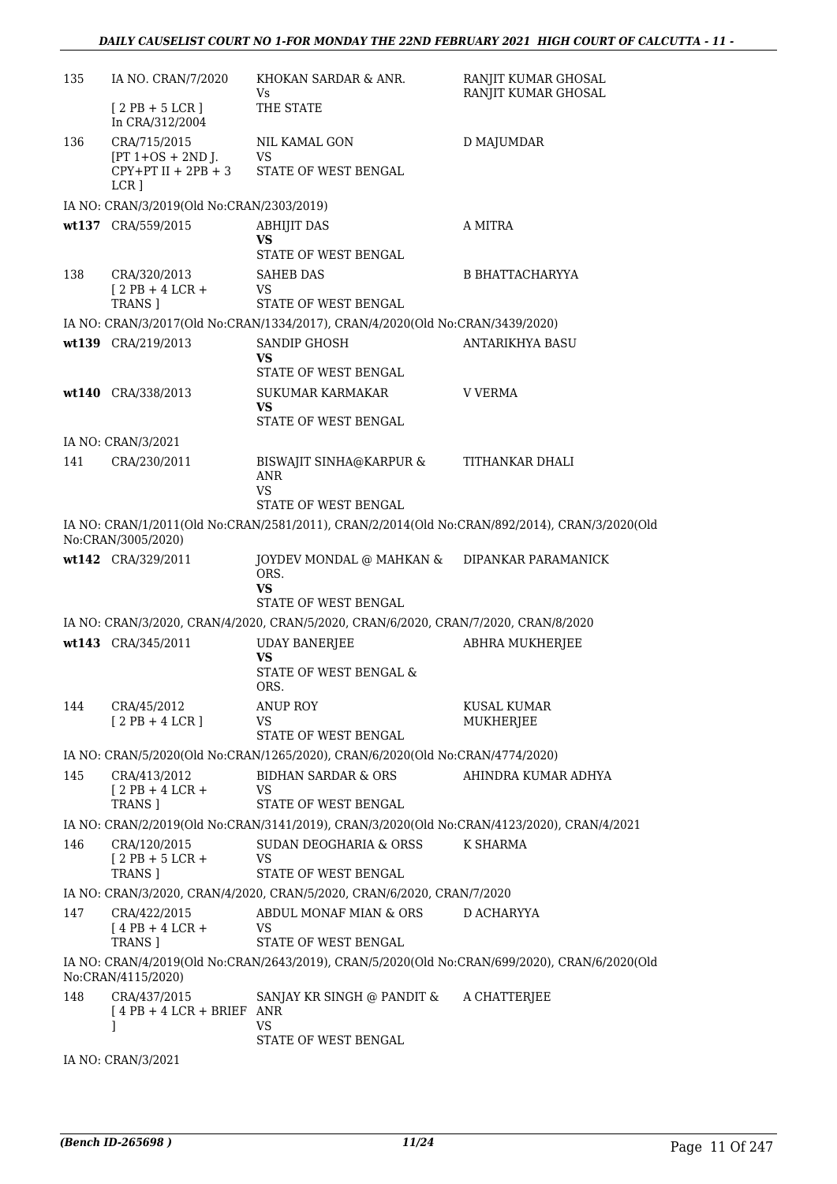| | | | |
|---|---|---|---|
| 135 | IA NO. CRAN/7/2020<br>[ 2 PB + 5 LCR ]<br>In CRA/312/2004 | KHOKAN SARDAR & ANR.<br>Vs<br>THE STATE | RANJIT KUMAR GHOSAL<br>RANJIT KUMAR GHOSAL |
| 136 | CRA/715/2015<br>[PT 1+OS + 2ND J. CPY+PT II + 2PB + 3 LCR ] | NIL KAMAL GON<br>VS<br>STATE OF WEST BENGAL | D MAJUMDAR |
| | IA NO: CRAN/3/2019(Old No:CRAN/2303/2019) | | |
| wt137 | CRA/559/2015 | ABHIJIT DAS<br>**VS**<br>STATE OF WEST BENGAL | A MITRA |
| 138 | CRA/320/2013<br>[ 2 PB + 4 LCR + TRANS ] | SAHEB DAS<br>VS<br>STATE OF WEST BENGAL | B BHATTACHARYYA |
| | IA NO: CRAN/3/2017(Old No:CRAN/1334/2017), CRAN/4/2020(Old No:CRAN/3439/2020) | | |
| wt139 | CRA/219/2013 | SANDIP GHOSH<br>**VS**<br>STATE OF WEST BENGAL | ANTARIKHYA BASU |
| wt140 | CRA/338/2013 | SUKUMAR KARMAKAR<br>**VS**<br>STATE OF WEST BENGAL | V VERMA |
| | IA NO: CRAN/3/2021 | | |
| 141 | CRA/230/2011 | BISWAJIT SINHA@KARPUR & ANR<br>VS<br>STATE OF WEST BENGAL | TITHANKAR DHALI |
| | IA NO: CRAN/1/2011(Old No:CRAN/2581/2011), CRAN/2/2014(Old No:CRAN/892/2014), CRAN/3/2020(Old No:CRAN/3005/2020) | | |
| wt142 | CRA/329/2011 | JOYDEV MONDAL @ MAHKAN & ORS.<br>**VS**<br>STATE OF WEST BENGAL | DIPANKAR PARAMANICK |
| | IA NO: CRAN/3/2020, CRAN/4/2020, CRAN/5/2020, CRAN/6/2020, CRAN/7/2020, CRAN/8/2020 | | |
| wt143 | CRA/345/2011 | UDAY BANERJEE<br>**VS**<br>STATE OF WEST BENGAL & ORS. | ABHRA MUKHERJEE |
| 144 | CRA/45/2012<br>[ 2 PB + 4 LCR ] | ANUP ROY<br>VS<br>STATE OF WEST BENGAL | KUSAL KUMAR MUKHERJEE |
| | IA NO: CRAN/5/2020(Old No:CRAN/1265/2020), CRAN/6/2020(Old No:CRAN/4774/2020) | | |
| 145 | CRA/413/2012<br>[ 2 PB + 4 LCR + TRANS ] | BIDHAN SARDAR & ORS<br>VS<br>STATE OF WEST BENGAL | AHINDRA KUMAR ADHYA |
| | IA NO: CRAN/2/2019(Old No:CRAN/3141/2019), CRAN/3/2020(Old No:CRAN/4123/2020), CRAN/4/2021 | | |
| 146 | CRA/120/2015<br>[ 2 PB + 5 LCR + TRANS ] | SUDAN DEOGHARIA & ORSS<br>VS<br>STATE OF WEST BENGAL | K SHARMA |
| | IA NO: CRAN/3/2020, CRAN/4/2020, CRAN/5/2020, CRAN/6/2020, CRAN/7/2020 | | |
| 147 | CRA/422/2015<br>[ 4 PB + 4 LCR + TRANS ] | ABDUL MONAF MIAN & ORS<br>VS<br>STATE OF WEST BENGAL | D ACHARYYA |
| | IA NO: CRAN/4/2019(Old No:CRAN/2643/2019), CRAN/5/2020(Old No:CRAN/699/2020), CRAN/6/2020(Old No:CRAN/4115/2020) | | |
| 148 | CRA/437/2015<br>[ 4 PB + 4 LCR + BRIEF ] | SANJAY KR SINGH @ PANDIT & ANR<br>VS<br>STATE OF WEST BENGAL | A CHATTERJEE |
| | IA NO: CRAN/3/2021 | | |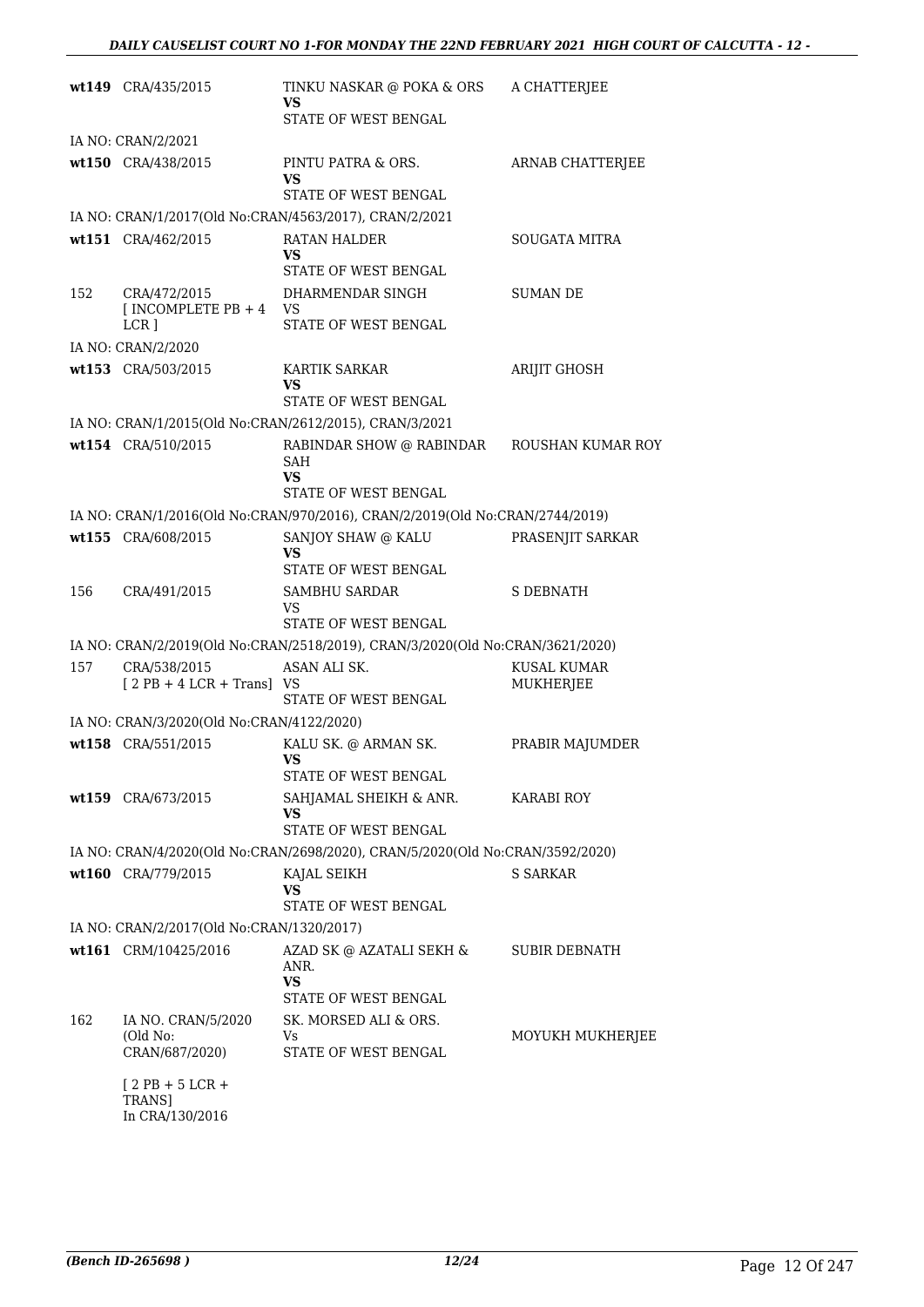| | | | |
|---|---|---|---|
| **wt149** | CRA/435/2015 | TINKU NASKAR @ POKA & ORS<br>**VS**<br>STATE OF WEST BENGAL | A CHATTERJEE |
| IA NO: CRAN/2/2021 | | | |
| **wt150** | CRA/438/2015 | PINTU PATRA & ORS.<br>**VS**<br>STATE OF WEST BENGAL | ARNAB CHATTERJEE |
| IA NO: CRAN/1/2017(Old No:CRAN/4563/2017), CRAN/2/2021 | | | |
| **wt151** | CRA/462/2015 | RATAN HALDER<br>**VS**<br>STATE OF WEST BENGAL | SOUGATA MITRA |
| 152 | CRA/472/2015<br>[ INCOMPLETE PB + 4 LCR ] | DHARMENDAR SINGH<br>VS<br>STATE OF WEST BENGAL | SUMAN DE |
| IA NO: CRAN/2/2020 | | | |
| **wt153** | CRA/503/2015 | KARTIK SARKAR<br>**VS**<br>STATE OF WEST BENGAL | ARIJIT GHOSH |
| IA NO: CRAN/1/2015(Old No:CRAN/2612/2015), CRAN/3/2021 | | | |
| **wt154** | CRA/510/2015 | RABINDAR SHOW @ RABINDAR SAH<br>**VS**<br>STATE OF WEST BENGAL | ROUSHAN KUMAR ROY |
| IA NO: CRAN/1/2016(Old No:CRAN/970/2016), CRAN/2/2019(Old No:CRAN/2744/2019) | | | |
| **wt155** | CRA/608/2015 | SANJOY SHAW @ KALU<br>**VS**<br>STATE OF WEST BENGAL | PRASENJIT SARKAR |
| 156 | CRA/491/2015 | SAMBHU SARDAR<br>VS<br>STATE OF WEST BENGAL | S DEBNATH |
| IA NO: CRAN/2/2019(Old No:CRAN/2518/2019), CRAN/3/2020(Old No:CRAN/3621/2020) | | | |
| 157 | CRA/538/2015<br>[ 2 PB + 4 LCR + Trans] | ASAN ALI SK.<br>VS<br>STATE OF WEST BENGAL | KUSAL KUMAR MUKHERJEE |
| IA NO: CRAN/3/2020(Old No:CRAN/4122/2020) | | | |
| **wt158** | CRA/551/2015 | KALU SK. @ ARMAN SK.<br>**VS**<br>STATE OF WEST BENGAL | PRABIR MAJUMDER |
| **wt159** | CRA/673/2015 | SAHJAMAL SHEIKH & ANR.<br>**VS**<br>STATE OF WEST BENGAL | KARABI ROY |
| IA NO: CRAN/4/2020(Old No:CRAN/2698/2020), CRAN/5/2020(Old No:CRAN/3592/2020) | | | |
| **wt160** | CRA/779/2015 | KAJAL SEIKH<br>**VS**<br>STATE OF WEST BENGAL | S SARKAR |
| IA NO: CRAN/2/2017(Old No:CRAN/1320/2017) | | | |
| **wt161** | CRM/10425/2016 | AZAD SK @ AZATALI SEKH & ANR.<br>**VS**<br>STATE OF WEST BENGAL | SUBIR DEBNATH |
| 162 | IA NO. CRAN/5/2020<br>(Old No: CRAN/687/2020)<br>[ 2 PB + 5 LCR + TRANS]<br>In CRA/130/2016 | SK. MORSED ALI & ORS.<br>Vs<br>STATE OF WEST BENGAL | MOYUKH MUKHERJEE |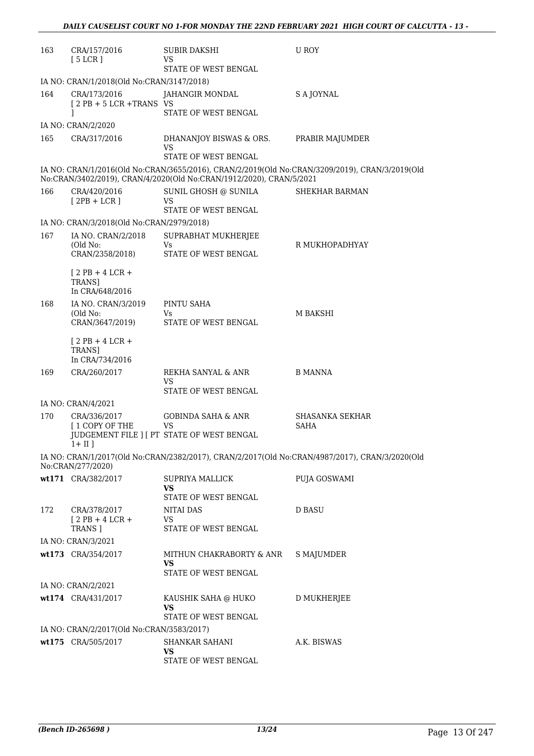| | | | |
|---|---|---|---|
| 163 | CRA/157/2016 [ 5 LCR ] | SUBIR DAKSHI VS STATE OF WEST BENGAL | U ROY |
| | IA NO: CRAN/1/2018(Old No:CRAN/3147/2018) | | |
| 164 | CRA/173/2016 [ 2 PB + 5 LCR +TRANS ] | JAHANGIR MONDAL VS STATE OF WEST BENGAL | S A JOYNAL |
| | IA NO: CRAN/2/2020 | | |
| 165 | CRA/317/2016 | DHANANJOY BISWAS & ORS. VS STATE OF WEST BENGAL | PRABIR MAJUMDER |
| | IA NO: CRAN/1/2016(Old No:CRAN/3655/2016), CRAN/2/2019(Old No:CRAN/3209/2019), CRAN/3/2019(Old No:CRAN/3402/2019), CRAN/4/2020(Old No:CRAN/1912/2020), CRAN/5/2021 | | |
| 166 | CRA/420/2016 [ 2PB + LCR ] | SUNIL GHOSH @ SUNILA VS STATE OF WEST BENGAL | SHEKHAR BARMAN |
| | IA NO: CRAN/3/2018(Old No:CRAN/2979/2018) | | |
| 167 | IA NO. CRAN/2/2018 (Old No: CRAN/2358/2018) [ 2 PB + 4 LCR + TRANS] In CRA/648/2016 | SUPRABHAT MUKHERJEE Vs STATE OF WEST BENGAL | R MUKHOPADHYAY |
| 168 | IA NO. CRAN/3/2019 (Old No: CRAN/3647/2019) [ 2 PB + 4 LCR + TRANS] In CRA/734/2016 | PINTU SAHA Vs STATE OF WEST BENGAL | M BAKSHI |
| 169 | CRA/260/2017 | REKHA SANYAL & ANR VS STATE OF WEST BENGAL | B MANNA |
| | IA NO: CRAN/4/2021 | | |
| 170 | CRA/336/2017 [ 1 COPY OF THE JUDGEMENT FILE ] [ PT 1+ II ] | GOBINDA SAHA & ANR VS STATE OF WEST BENGAL | SHASANKA SEKHAR SAHA |
| | IA NO: CRAN/1/2017(Old No:CRAN/2382/2017), CRAN/2/2017(Old No:CRAN/4987/2017), CRAN/3/2020(Old No:CRAN/277/2020) | | |
| wt171 | CRA/382/2017 | SUPRIYA MALLICK **VS** STATE OF WEST BENGAL | PUJA GOSWAMI |
| 172 | CRA/378/2017 [ 2 PB + 4 LCR + TRANS ] | NITAI DAS VS STATE OF WEST BENGAL | D BASU |
| | IA NO: CRAN/3/2021 | | |
| wt173 | CRA/354/2017 | MITHUN CHAKRABORTY & ANR **VS** STATE OF WEST BENGAL | S MAJUMDER |
| | IA NO: CRAN/2/2021 | | |
| wt174 | CRA/431/2017 | KAUSHIK SAHA @ HUKO **VS** STATE OF WEST BENGAL | D MUKHERJEE |
| | IA NO: CRAN/2/2017(Old No:CRAN/3583/2017) | | |
| wt175 | CRA/505/2017 | SHANKAR SAHANI **VS** STATE OF WEST BENGAL | A.K. BISWAS |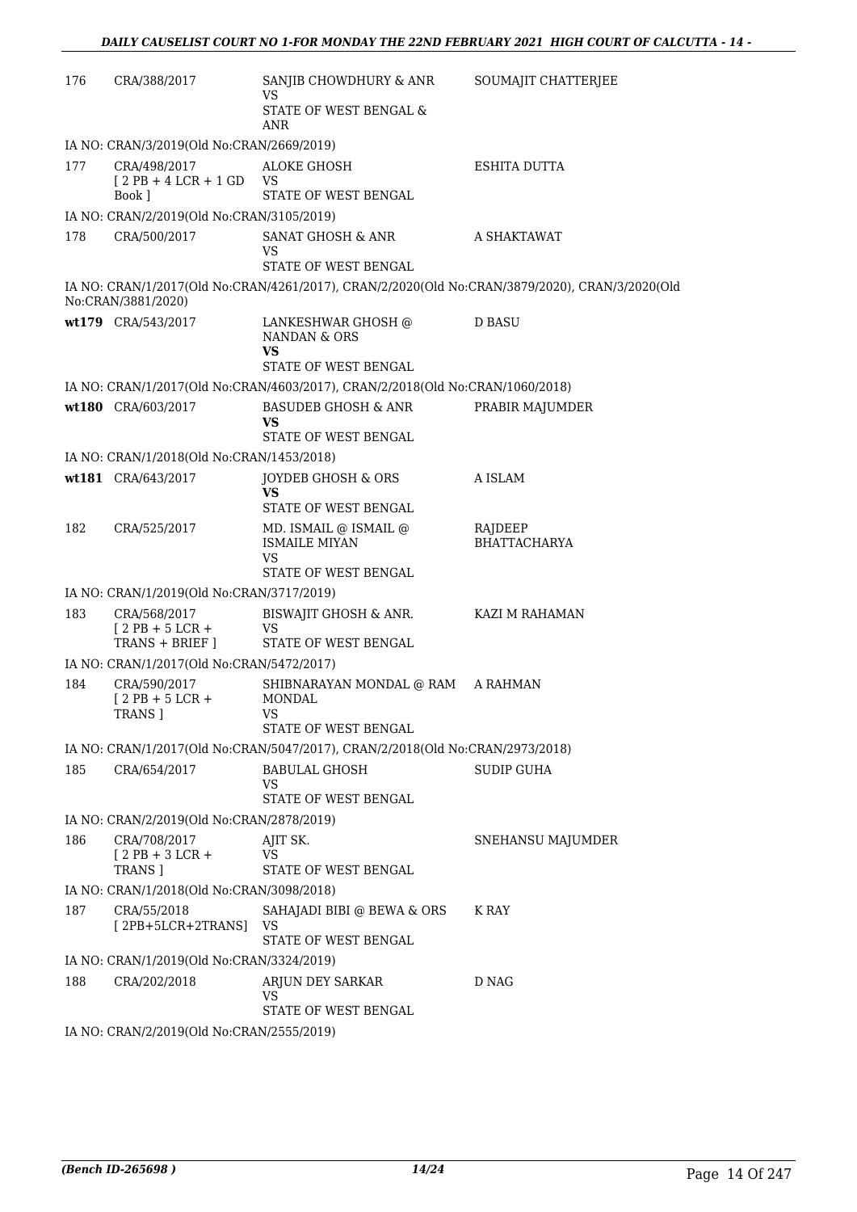| | | | |
|---|---|---|---|
| 176 | CRA/388/2017 | SANJIB CHOWDHURY & ANR<br>VS<br>STATE OF WEST BENGAL & ANR | SOUMAJIT CHATTERJEE |

IA NO: CRAN/3/2019(Old No:CRAN/2669/2019)

| | | | |
|---|---|---|---|
| 177 | CRA/498/2017<br>[ 2 PB + 4 LCR + 1 GD Book ] | ALOKE GHOSH<br>VS<br>STATE OF WEST BENGAL | ESHITA DUTTA |

IA NO: CRAN/2/2019(Old No:CRAN/3105/2019)

| | | | |
|---|---|---|---|
| 178 | CRA/500/2017 | SANAT GHOSH & ANR<br>VS<br>STATE OF WEST BENGAL | A SHAKTAWAT |

IA NO: CRAN/1/2017(Old No:CRAN/4261/2017), CRAN/2/2020(Old No:CRAN/3879/2020), CRAN/3/2020(Old No:CRAN/3881/2020)

| | | | |
|---|---|---|---|
| wt179 | CRA/543/2017 | LANKESHWAR GHOSH @ NANDAN & ORS<br>**VS**<br>STATE OF WEST BENGAL | D BASU |

IA NO: CRAN/1/2017(Old No:CRAN/4603/2017), CRAN/2/2018(Old No:CRAN/1060/2018)

| | | | |
|---|---|---|---|
| wt180 | CRA/603/2017 | BASUDEB GHOSH & ANR<br>**VS**<br>STATE OF WEST BENGAL | PRABIR MAJUMDER |

IA NO: CRAN/1/2018(Old No:CRAN/1453/2018)

| | | | |
|---|---|---|---|
| wt181 | CRA/643/2017 | JOYDEB GHOSH & ORS<br>**VS**<br>STATE OF WEST BENGAL | A ISLAM |
| 182 | CRA/525/2017 | MD. ISMAIL @ ISMAIL @ ISMAILE MIYAN<br>VS<br>STATE OF WEST BENGAL | RAJDEEP BHATTACHARYA |

IA NO: CRAN/1/2019(Old No:CRAN/3717/2019)

| | | | |
|---|---|---|---|
| 183 | CRA/568/2017<br>[ 2 PB + 5 LCR + TRANS + BRIEF ] | BISWAJIT GHOSH & ANR.<br>VS<br>STATE OF WEST BENGAL | KAZI M RAHAMAN |

IA NO: CRAN/1/2017(Old No:CRAN/5472/2017)

| | | | |
|---|---|---|---|
| 184 | CRA/590/2017<br>[ 2 PB + 5 LCR + TRANS ] | SHIBNARAYAN MONDAL @ RAM MONDAL<br>VS<br>STATE OF WEST BENGAL | A RAHMAN |

IA NO: CRAN/1/2017(Old No:CRAN/5047/2017), CRAN/2/2018(Old No:CRAN/2973/2018)

| | | | |
|---|---|---|---|
| 185 | CRA/654/2017 | BABULAL GHOSH<br>VS<br>STATE OF WEST BENGAL | SUDIP GUHA |

IA NO: CRAN/2/2019(Old No:CRAN/2878/2019)

| | | | |
|---|---|---|---|
| 186 | CRA/708/2017<br>[ 2 PB + 3 LCR + TRANS ] | AJIT SK.<br>VS<br>STATE OF WEST BENGAL | SNEHANSU MAJUMDER |

IA NO: CRAN/1/2018(Old No:CRAN/3098/2018)

| | | | |
|---|---|---|---|
| 187 | CRA/55/2018<br>[ 2PB+5LCR+2TRANS] | SAHAJADI BIBI @ BEWA & ORS<br>VS<br>STATE OF WEST BENGAL | K RAY |

IA NO: CRAN/1/2019(Old No:CRAN/3324/2019)

| | | | |
|---|---|---|---|
| 188 | CRA/202/2018 | ARJUN DEY SARKAR<br>VS<br>STATE OF WEST BENGAL | D NAG |

IA NO: CRAN/2/2019(Old No:CRAN/2555/2019)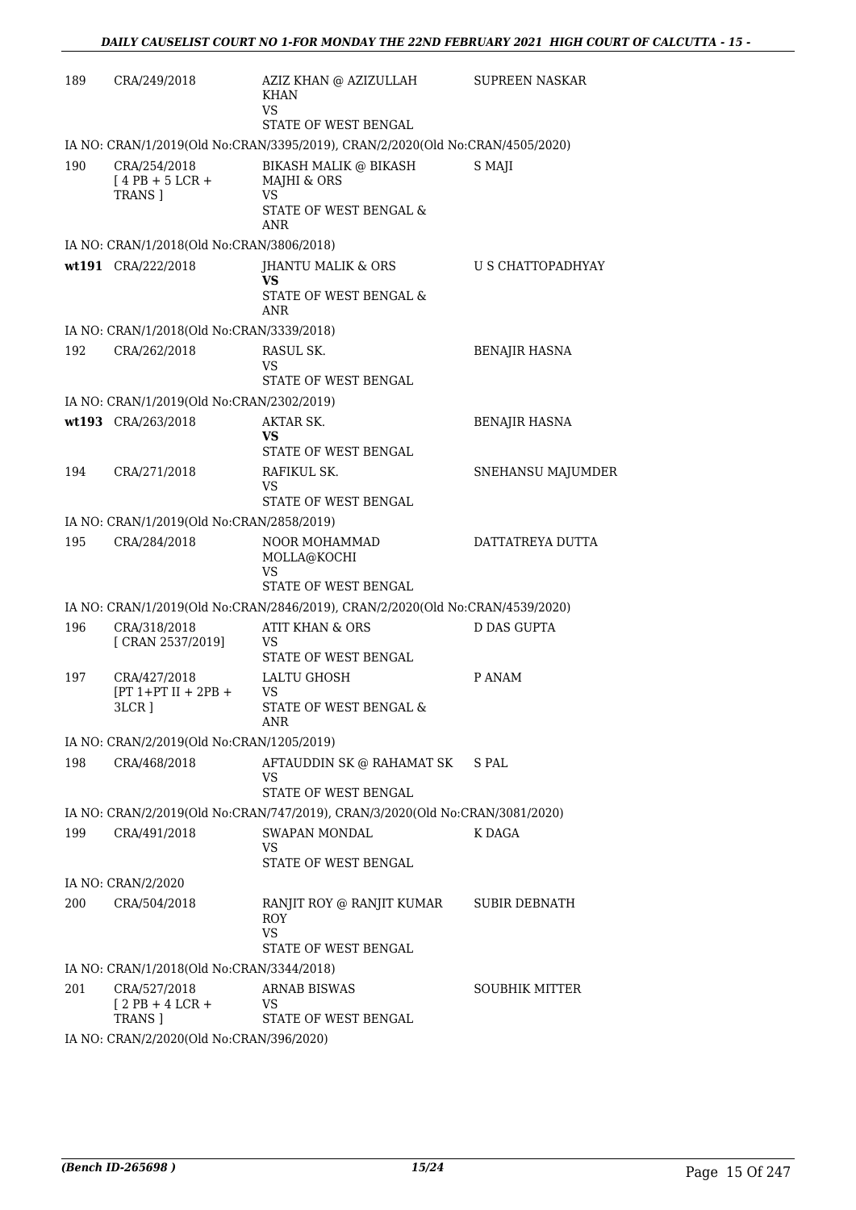| | | | |
|---|---|---|---|
| 189 | CRA/249/2018 | AZIZ KHAN @ AZIZULLAH KHAN<br>VS<br>STATE OF WEST BENGAL | SUPREEN NASKAR |
| | IA NO: CRAN/1/2019(Old No:CRAN/3395/2019), CRAN/2/2020(Old No:CRAN/4505/2020) | | |
| 190 | CRA/254/2018<br>[ 4 PB + 5 LCR + TRANS ] | BIKASH MALIK @ BIKASH MAJHI & ORS<br>VS<br>STATE OF WEST BENGAL & ANR | S MAJI |
| | IA NO: CRAN/1/2018(Old No:CRAN/3806/2018) | | |
| wt191 | CRA/222/2018 | JHANTU MALIK & ORS<br>**VS**<br>STATE OF WEST BENGAL & ANR | U S CHATTOPADHYAY |
| | IA NO: CRAN/1/2018(Old No:CRAN/3339/2018) | | |
| 192 | CRA/262/2018 | RASUL SK.<br>VS<br>STATE OF WEST BENGAL | BENAJIR HASNA |
| | IA NO: CRAN/1/2019(Old No:CRAN/2302/2019) | | |
| wt193 | CRA/263/2018 | AKTAR SK.<br>**VS**<br>STATE OF WEST BENGAL | BENAJIR HASNA |
| 194 | CRA/271/2018 | RAFIKUL SK.<br>VS<br>STATE OF WEST BENGAL | SNEHANSU MAJUMDER |
| | IA NO: CRAN/1/2019(Old No:CRAN/2858/2019) | | |
| 195 | CRA/284/2018 | NOOR MOHAMMAD MOLLA@KOCHI<br>VS<br>STATE OF WEST BENGAL | DATTATREYA DUTTA |
| | IA NO: CRAN/1/2019(Old No:CRAN/2846/2019), CRAN/2/2020(Old No:CRAN/4539/2020) | | |
| 196 | CRA/318/2018<br>[ CRAN 2537/2019] | ATIT KHAN & ORS<br>VS<br>STATE OF WEST BENGAL | D DAS GUPTA |
| 197 | CRA/427/2018<br>[PT 1+PT II + 2PB + 3LCR ] | LALTU GHOSH<br>VS<br>STATE OF WEST BENGAL & ANR | P ANAM |
| | IA NO: CRAN/2/2019(Old No:CRAN/1205/2019) | | |
| 198 | CRA/468/2018 | AFTAUDDIN SK @ RAHAMAT SK<br>VS<br>STATE OF WEST BENGAL | S PAL |
| | IA NO: CRAN/2/2019(Old No:CRAN/747/2019), CRAN/3/2020(Old No:CRAN/3081/2020) | | |
| 199 | CRA/491/2018 | SWAPAN MONDAL<br>VS<br>STATE OF WEST BENGAL | K DAGA |
| | IA NO: CRAN/2/2020 | | |
| 200 | CRA/504/2018 | RANJIT ROY @ RANJIT KUMAR ROY<br>VS<br>STATE OF WEST BENGAL | SUBIR DEBNATH |
| | IA NO: CRAN/1/2018(Old No:CRAN/3344/2018) | | |
| 201 | CRA/527/2018<br>[ 2 PB + 4 LCR + TRANS ] | ARNAB BISWAS<br>VS<br>STATE OF WEST BENGAL | SOUBHIK MITTER |
| | IA NO: CRAN/2/2020(Old No:CRAN/396/2020) | | |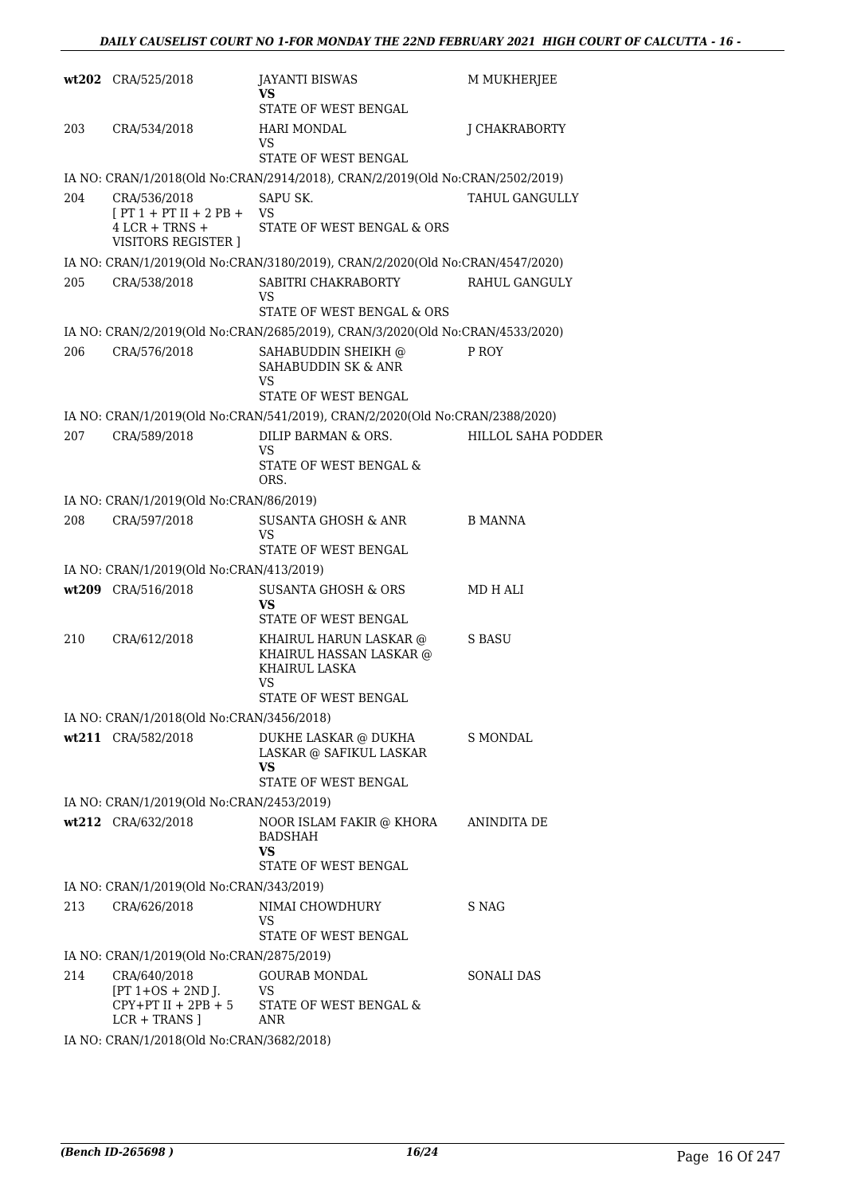| | | | |
|---|---|---|---|
| wt202 | CRA/525/2018 | JAYANTI BISWAS<br>**VS**<br>STATE OF WEST BENGAL | M MUKHERJEE |
| 203 | CRA/534/2018 | HARI MONDAL<br>VS<br>STATE OF WEST BENGAL | J CHAKRABORTY |
| IA NO: CRAN/1/2018(Old No:CRAN/2914/2018), CRAN/2/2019(Old No:CRAN/2502/2019) | | | |
| 204 | CRA/536/2018<br>[ PT 1 + PT II + 2 PB + 4 LCR + TRNS + VISITORS REGISTER ] | SAPU SK.<br>VS<br>STATE OF WEST BENGAL & ORS | TAHUL GANGULLY |
| IA NO: CRAN/1/2019(Old No:CRAN/3180/2019), CRAN/2/2020(Old No:CRAN/4547/2020) | | | |
| 205 | CRA/538/2018 | SABITRI CHAKRABORTY<br>VS<br>STATE OF WEST BENGAL & ORS | RAHUL GANGULY |
| IA NO: CRAN/2/2019(Old No:CRAN/2685/2019), CRAN/3/2020(Old No:CRAN/4533/2020) | | | |
| 206 | CRA/576/2018 | SAHABUDDIN SHEIKH @ SAHABUDDIN SK & ANR<br>VS<br>STATE OF WEST BENGAL | P ROY |
| IA NO: CRAN/1/2019(Old No:CRAN/541/2019), CRAN/2/2020(Old No:CRAN/2388/2020) | | | |
| 207 | CRA/589/2018 | DILIP BARMAN & ORS.<br>VS<br>STATE OF WEST BENGAL & ORS. | HILLOL SAHA PODDER |
| IA NO: CRAN/1/2019(Old No:CRAN/86/2019) | | | |
| 208 | CRA/597/2018 | SUSANTA GHOSH & ANR<br>VS<br>STATE OF WEST BENGAL | B MANNA |
| IA NO: CRAN/1/2019(Old No:CRAN/413/2019) | | | |
| wt209 | CRA/516/2018 | SUSANTA GHOSH & ORS<br>**VS**<br>STATE OF WEST BENGAL | MD H ALI |
| 210 | CRA/612/2018 | KHAIRUL HARUN LASKAR @ KHAIRUL HASSAN LASKAR @ KHAIRUL LASKA<br>VS<br>STATE OF WEST BENGAL | S BASU |
| IA NO: CRAN/1/2018(Old No:CRAN/3456/2018) | | | |
| wt211 | CRA/582/2018 | DUKHE LASKAR @ DUKHA LASKAR @ SAFIKUL LASKAR<br>**VS**<br>STATE OF WEST BENGAL | S MONDAL |
| IA NO: CRAN/1/2019(Old No:CRAN/2453/2019) | | | |
| wt212 | CRA/632/2018 | NOOR ISLAM FAKIR @ KHORA BADSHAH<br>**VS**<br>STATE OF WEST BENGAL | ANINDITA DE |
| IA NO: CRAN/1/2019(Old No:CRAN/343/2019) | | | |
| 213 | CRA/626/2018 | NIMAI CHOWDHURY<br>VS<br>STATE OF WEST BENGAL | S NAG |
| IA NO: CRAN/1/2019(Old No:CRAN/2875/2019) | | | |
| 214 | CRA/640/2018<br>[PT 1+OS + 2ND J. CPY+PT II + 2PB + 5 LCR + TRANS ] | GOURAB MONDAL<br>VS<br>STATE OF WEST BENGAL & ANR | SONALI DAS |
| IA NO: CRAN/1/2018(Old No:CRAN/3682/2018) | | | |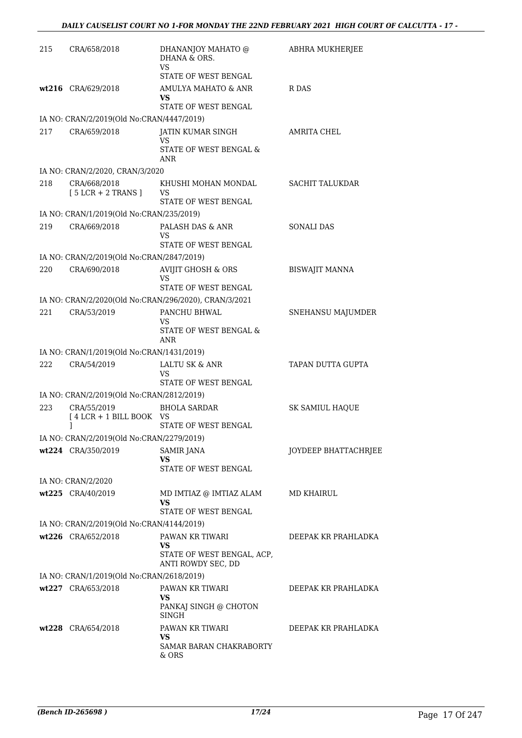| | | | |
|---|---|---|---|
| 215 | CRA/658/2018 | DHANANJOY MAHATO @ DHANA & ORS.<br>VS<br>STATE OF WEST BENGAL | ABHRA MUKHERJEE |
| wt216 | CRA/629/2018 | AMULYA MAHATO & ANR<br>**VS**<br>STATE OF WEST BENGAL | R DAS |
| IA NO: CRAN/2/2019(Old No:CRAN/4447/2019) | | | |
| 217 | CRA/659/2018 | JATIN KUMAR SINGH<br>VS<br>STATE OF WEST BENGAL & ANR | AMRITA CHEL |
| IA NO: CRAN/2/2020, CRAN/3/2020 | | | |
| 218 | CRA/668/2018<br>[ 5 LCR + 2 TRANS ] | KHUSHI MOHAN MONDAL<br>VS<br>STATE OF WEST BENGAL | SACHIT TALUKDAR |
| IA NO: CRAN/1/2019(Old No:CRAN/235/2019) | | | |
| 219 | CRA/669/2018 | PALASH DAS & ANR<br>VS<br>STATE OF WEST BENGAL | SONALI DAS |
| IA NO: CRAN/2/2019(Old No:CRAN/2847/2019) | | | |
| 220 | CRA/690/2018 | AVIJIT GHOSH & ORS<br>VS<br>STATE OF WEST BENGAL | BISWAJIT MANNA |
| IA NO: CRAN/2/2020(Old No:CRAN/296/2020), CRAN/3/2021 | | | |
| 221 | CRA/53/2019 | PANCHU BHWAL<br>VS<br>STATE OF WEST BENGAL & ANR | SNEHANSU MAJUMDER |
| IA NO: CRAN/1/2019(Old No:CRAN/1431/2019) | | | |
| 222 | CRA/54/2019 | LALTU SK & ANR<br>VS<br>STATE OF WEST BENGAL | TAPAN DUTTA GUPTA |
| IA NO: CRAN/2/2019(Old No:CRAN/2812/2019) | | | |
| 223 | CRA/55/2019<br>[ 4 LCR + 1 BILL BOOK ] | BHOLA SARDAR<br>VS<br>STATE OF WEST BENGAL | SK SAMIUL HAQUE |
| IA NO: CRAN/2/2019(Old No:CRAN/2279/2019) | | | |
| wt224 | CRA/350/2019 | SAMIR JANA<br>**VS**<br>STATE OF WEST BENGAL | JOYDEEP BHATTACHRJEE |
| IA NO: CRAN/2/2020 | | | |
| wt225 | CRA/40/2019 | MD IMTIAZ @ IMTIAZ ALAM<br>**VS**<br>STATE OF WEST BENGAL | MD KHAIRUL |
| IA NO: CRAN/2/2019(Old No:CRAN/4144/2019) | | | |
| wt226 | CRA/652/2018 | PAWAN KR TIWARI<br>**VS**<br>STATE OF WEST BENGAL, ACP, ANTI ROWDY SEC, DD | DEEPAK KR PRAHLADKA |
| IA NO: CRAN/1/2019(Old No:CRAN/2618/2019) | | | |
| wt227 | CRA/653/2018 | PAWAN KR TIWARI<br>**VS**<br>PANKAJ SINGH @ CHOTON SINGH | DEEPAK KR PRAHLADKA |
| wt228 | CRA/654/2018 | PAWAN KR TIWARI<br>**VS**<br>SAMAR BARAN CHAKRABORTY & ORS | DEEPAK KR PRAHLADKA |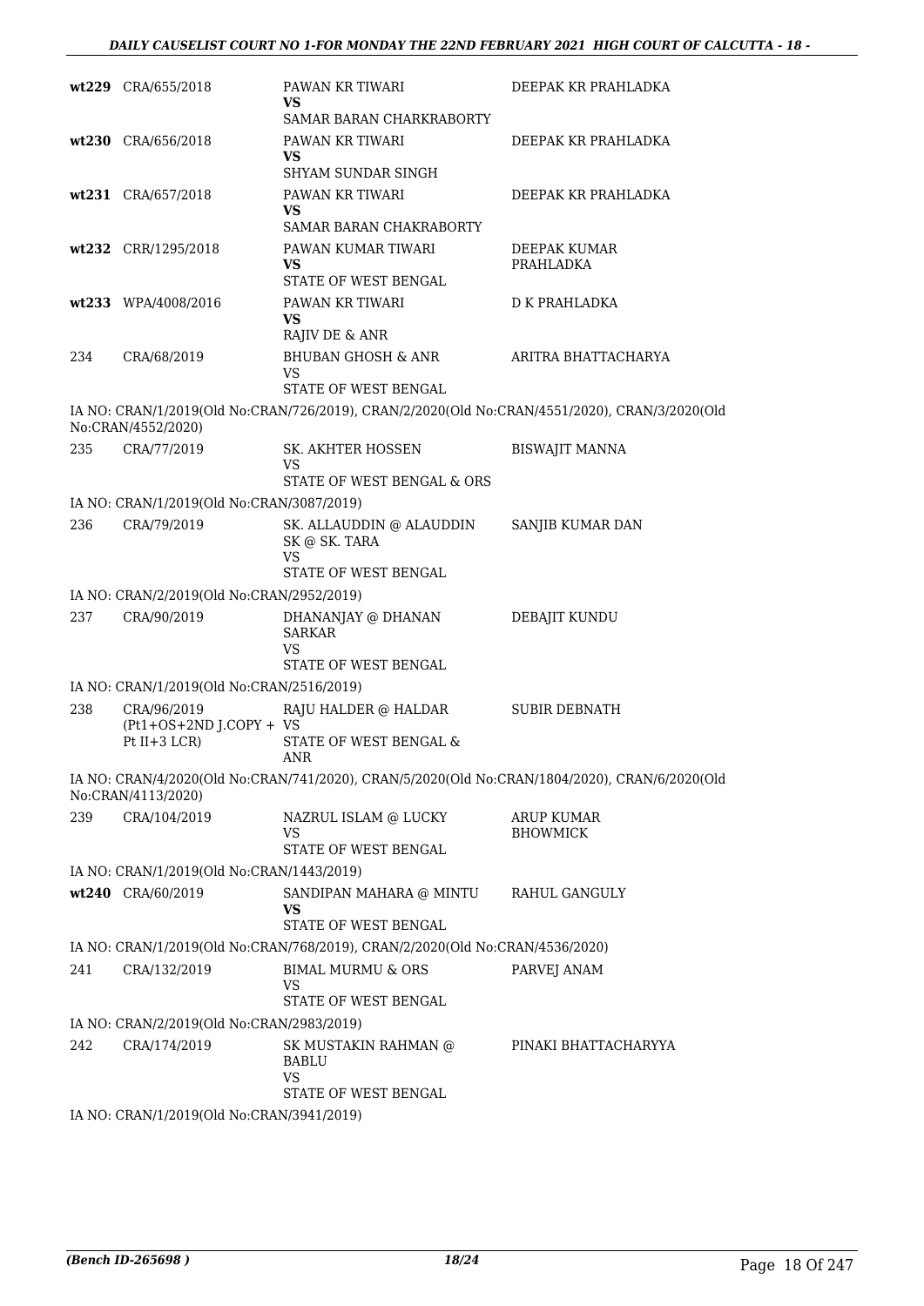| | | | |
|---|---|---|---|
| **wt229** | CRA/655/2018 | PAWAN KR TIWARI<br>**VS**<br>SAMAR BARAN CHARKRABORTY | DEEPAK KR PRAHLADKA |
| **wt230** | CRA/656/2018 | PAWAN KR TIWARI<br>**VS**<br>SHYAM SUNDAR SINGH | DEEPAK KR PRAHLADKA |
| **wt231** | CRA/657/2018 | PAWAN KR TIWARI<br>**VS**<br>SAMAR BARAN CHAKRABORTY | DEEPAK KR PRAHLADKA |
| **wt232** | CRR/1295/2018 | PAWAN KUMAR TIWARI<br>**VS**<br>STATE OF WEST BENGAL | DEEPAK KUMAR PRAHLADKA |
| **wt233** | WPA/4008/2016 | PAWAN KR TIWARI<br>**VS**<br>RAJIV DE & ANR | D K PRAHLADKA |
| 234 | CRA/68/2019 | BHUBAN GHOSH & ANR<br>VS<br>STATE OF WEST BENGAL | ARITRA BHATTACHARYA |

IA NO: CRAN/1/2019(Old No:CRAN/726/2019), CRAN/2/2020(Old No:CRAN/4551/2020), CRAN/3/2020(Old No:CRAN/4552/2020)

| | | | |
|---|---|---|---|
| 235 | CRA/77/2019 | SK. AKHTER HOSSEN<br>VS<br>STATE OF WEST BENGAL & ORS | BISWAJIT MANNA |

IA NO: CRAN/1/2019(Old No:CRAN/3087/2019)

| | | | |
|---|---|---|---|
| 236 | CRA/79/2019 | SK. ALLAUDDIN @ ALAUDDIN SK @ SK. TARA<br>VS<br>STATE OF WEST BENGAL | SANJIB KUMAR DAN |

IA NO: CRAN/2/2019(Old No:CRAN/2952/2019)

| | | | |
|---|---|---|---|
| 237 | CRA/90/2019 | DHANANJAY @ DHANAN SARKAR<br>VS<br>STATE OF WEST BENGAL | DEBAJIT KUNDU |

IA NO: CRAN/1/2019(Old No:CRAN/2516/2019)

| | | | |
|---|---|---|---|
| 238 | CRA/96/2019 (Pt1+OS+2ND J.COPY + Pt II+3 LCR) | RAJU HALDER @ HALDAR<br>VS<br>STATE OF WEST BENGAL & ANR | SUBIR DEBNATH |

IA NO: CRAN/4/2020(Old No:CRAN/741/2020), CRAN/5/2020(Old No:CRAN/1804/2020), CRAN/6/2020(Old No:CRAN/4113/2020)

| | | | |
|---|---|---|---|
| 239 | CRA/104/2019 | NAZRUL ISLAM @ LUCKY<br>VS<br>STATE OF WEST BENGAL | ARUP KUMAR BHOWMICK |

IA NO: CRAN/1/2019(Old No:CRAN/1443/2019)

| | | | |
|---|---|---|---|
| **wt240** | CRA/60/2019 | SANDIPAN MAHARA @ MINTU<br>**VS**<br>STATE OF WEST BENGAL | RAHUL GANGULY |

IA NO: CRAN/1/2019(Old No:CRAN/768/2019), CRAN/2/2020(Old No:CRAN/4536/2020)

| | | | |
|---|---|---|---|
| 241 | CRA/132/2019 | BIMAL MURMU & ORS<br>VS<br>STATE OF WEST BENGAL | PARVEJ ANAM |

IA NO: CRAN/2/2019(Old No:CRAN/2983/2019)

| | | | |
|---|---|---|---|
| 242 | CRA/174/2019 | SK MUSTAKIN RAHMAN @ BABLU<br>VS<br>STATE OF WEST BENGAL | PINAKI BHATTACHARYYA |

IA NO: CRAN/1/2019(Old No:CRAN/3941/2019)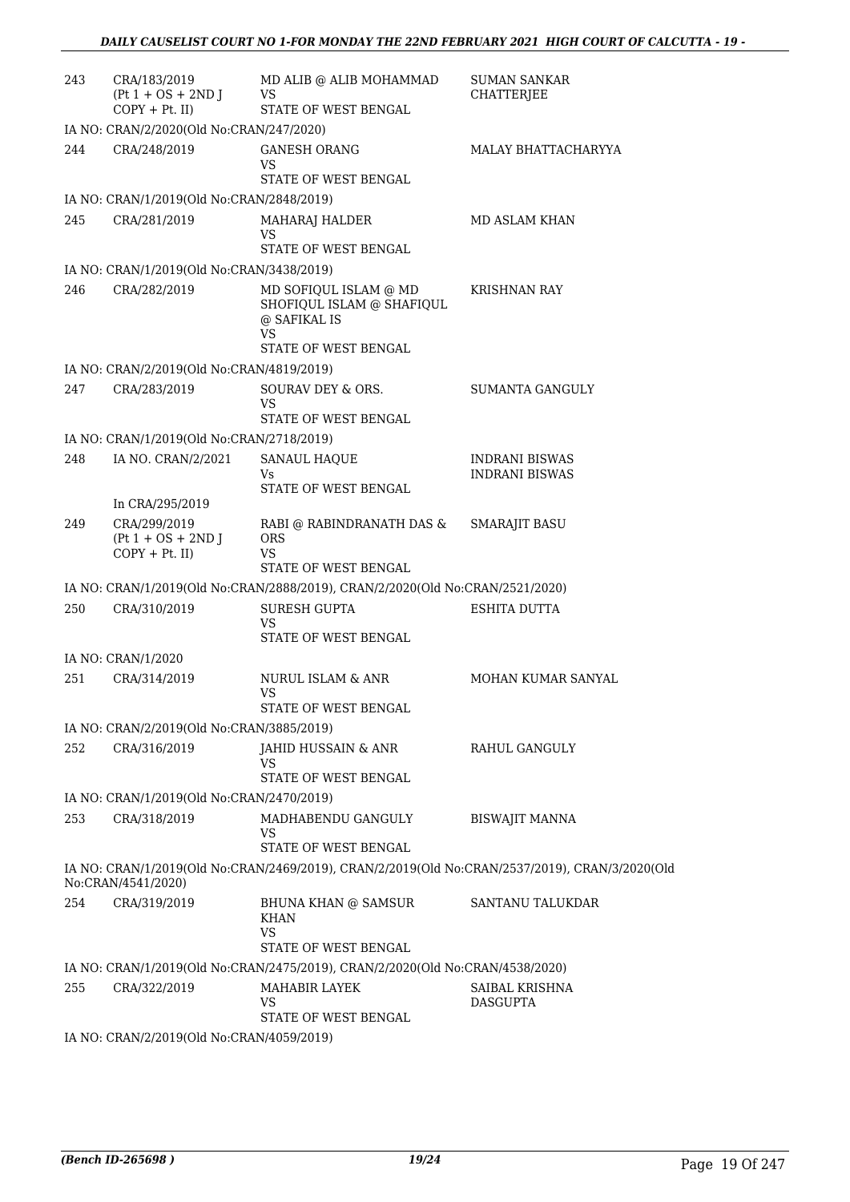| | | | |
|---|---|---|---|
| 243 | CRA/183/2019 (Pt 1 + OS + 2ND J COPY + Pt. II) | MD ALIB @ ALIB MOHAMMAD VS STATE OF WEST BENGAL | SUMAN SANKAR CHATTERJEE |
| | IA NO: CRAN/2/2020(Old No:CRAN/247/2020) | | |
| 244 | CRA/248/2019 | GANESH ORANG VS STATE OF WEST BENGAL | MALAY BHATTACHARYYA |
| | IA NO: CRAN/1/2019(Old No:CRAN/2848/2019) | | |
| 245 | CRA/281/2019 | MAHARAJ HALDER VS STATE OF WEST BENGAL | MD ASLAM KHAN |
| | IA NO: CRAN/1/2019(Old No:CRAN/3438/2019) | | |
| 246 | CRA/282/2019 | MD SOFIQUL ISLAM @ MD SHOFIQUL ISLAM @ SHAFIQUL @ SAFIKAL IS VS STATE OF WEST BENGAL | KRISHNAN RAY |
| | IA NO: CRAN/2/2019(Old No:CRAN/4819/2019) | | |
| 247 | CRA/283/2019 | SOURAV DEY & ORS. VS STATE OF WEST BENGAL | SUMANTA GANGULY |
| | IA NO: CRAN/1/2019(Old No:CRAN/2718/2019) | | |
| 248 | IA NO. CRAN/2/2021 In CRA/295/2019 | SANAUL HAQUE Vs STATE OF WEST BENGAL | INDRANI BISWAS INDRANI BISWAS |
| 249 | CRA/299/2019 (Pt 1 + OS + 2ND J COPY + Pt. II) | RABI @ RABINDRANATH DAS & ORS VS STATE OF WEST BENGAL | SMARAJIT BASU |
| | IA NO: CRAN/1/2019(Old No:CRAN/2888/2019), CRAN/2/2020(Old No:CRAN/2521/2020) | | |
| 250 | CRA/310/2019 | SURESH GUPTA VS STATE OF WEST BENGAL | ESHITA DUTTA |
| | IA NO: CRAN/1/2020 | | |
| 251 | CRA/314/2019 | NURUL ISLAM & ANR VS STATE OF WEST BENGAL | MOHAN KUMAR SANYAL |
| | IA NO: CRAN/2/2019(Old No:CRAN/3885/2019) | | |
| 252 | CRA/316/2019 | JAHID HUSSAIN & ANR VS STATE OF WEST BENGAL | RAHUL GANGULY |
| | IA NO: CRAN/1/2019(Old No:CRAN/2470/2019) | | |
| 253 | CRA/318/2019 | MADHABENDU GANGULY VS STATE OF WEST BENGAL | BISWAJIT MANNA |
| | IA NO: CRAN/1/2019(Old No:CRAN/2469/2019), CRAN/2/2019(Old No:CRAN/2537/2019), CRAN/3/2020(Old No:CRAN/4541/2020) | | |
| 254 | CRA/319/2019 | BHUNA KHAN @ SAMSUR KHAN VS STATE OF WEST BENGAL | SANTANU TALUKDAR |
| | IA NO: CRAN/1/2019(Old No:CRAN/2475/2019), CRAN/2/2020(Old No:CRAN/4538/2020) | | |
| 255 | CRA/322/2019 | MAHABIR LAYEK VS STATE OF WEST BENGAL | SAIBAL KRISHNA DASGUPTA |
| | IA NO: CRAN/2/2019(Old No:CRAN/4059/2019) | | |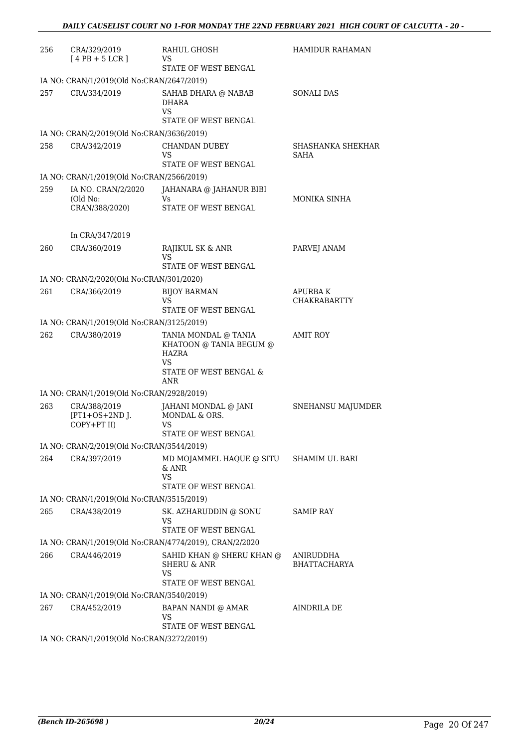| | | | |
|---|---|---|---|
| 256 | CRA/329/2019 [ 4 PB + 5 LCR ] | RAHUL GHOSH VS STATE OF WEST BENGAL | HAMIDUR RAHAMAN |
| | IA NO: CRAN/1/2019(Old No:CRAN/2647/2019) | | |
| 257 | CRA/334/2019 | SAHAB DHARA @ NABAB DHARA VS STATE OF WEST BENGAL | SONALI DAS |
| | IA NO: CRAN/2/2019(Old No:CRAN/3636/2019) | | |
| 258 | CRA/342/2019 | CHANDAN DUBEY VS STATE OF WEST BENGAL | SHASHANKA SHEKHAR SAHA |
| | IA NO: CRAN/1/2019(Old No:CRAN/2566/2019) | | |
| 259 | IA NO. CRAN/2/2020 (Old No: CRAN/388/2020) In CRA/347/2019 | JAHANARA @ JAHANUR BIBI Vs STATE OF WEST BENGAL | MONIKA SINHA |
| 260 | CRA/360/2019 | RAJIKUL SK & ANR VS STATE OF WEST BENGAL | PARVEJ ANAM |
| | IA NO: CRAN/2/2020(Old No:CRAN/301/2020) | | |
| 261 | CRA/366/2019 | BIJOY BARMAN VS STATE OF WEST BENGAL | APURBA K CHAKRABARTTY |
| | IA NO: CRAN/1/2019(Old No:CRAN/3125/2019) | | |
| 262 | CRA/380/2019 | TANIA MONDAL @ TANIA KHATOON @ TANIA BEGUM @ HAZRA VS STATE OF WEST BENGAL & ANR | AMIT ROY |
| | IA NO: CRAN/1/2019(Old No:CRAN/2928/2019) | | |
| 263 | CRA/388/2019 [PT1+OS+2ND J. COPY+PT II) | JAHANI MONDAL @ JANI MONDAL & ORS. VS STATE OF WEST BENGAL | SNEHANSU MAJUMDER |
| | IA NO: CRAN/2/2019(Old No:CRAN/3544/2019) | | |
| 264 | CRA/397/2019 | MD MOJAMMEL HAQUE @ SITU & ANR VS STATE OF WEST BENGAL | SHAMIM UL BARI |
| | IA NO: CRAN/1/2019(Old No:CRAN/3515/2019) | | |
| 265 | CRA/438/2019 | SK. AZHARUDDIN @ SONU VS STATE OF WEST BENGAL | SAMIP RAY |
| | IA NO: CRAN/1/2019(Old No:CRAN/4774/2019), CRAN/2/2020 | | |
| 266 | CRA/446/2019 | SAHID KHAN @ SHERU KHAN @ SHERU & ANR VS STATE OF WEST BENGAL | ANIRUDDHA BHATTACHARYA |
| | IA NO: CRAN/1/2019(Old No:CRAN/3540/2019) | | |
| 267 | CRA/452/2019 | BAPAN NANDI @ AMAR VS STATE OF WEST BENGAL | AINDRILA DE |
| | IA NO: CRAN/1/2019(Old No:CRAN/3272/2019) | | |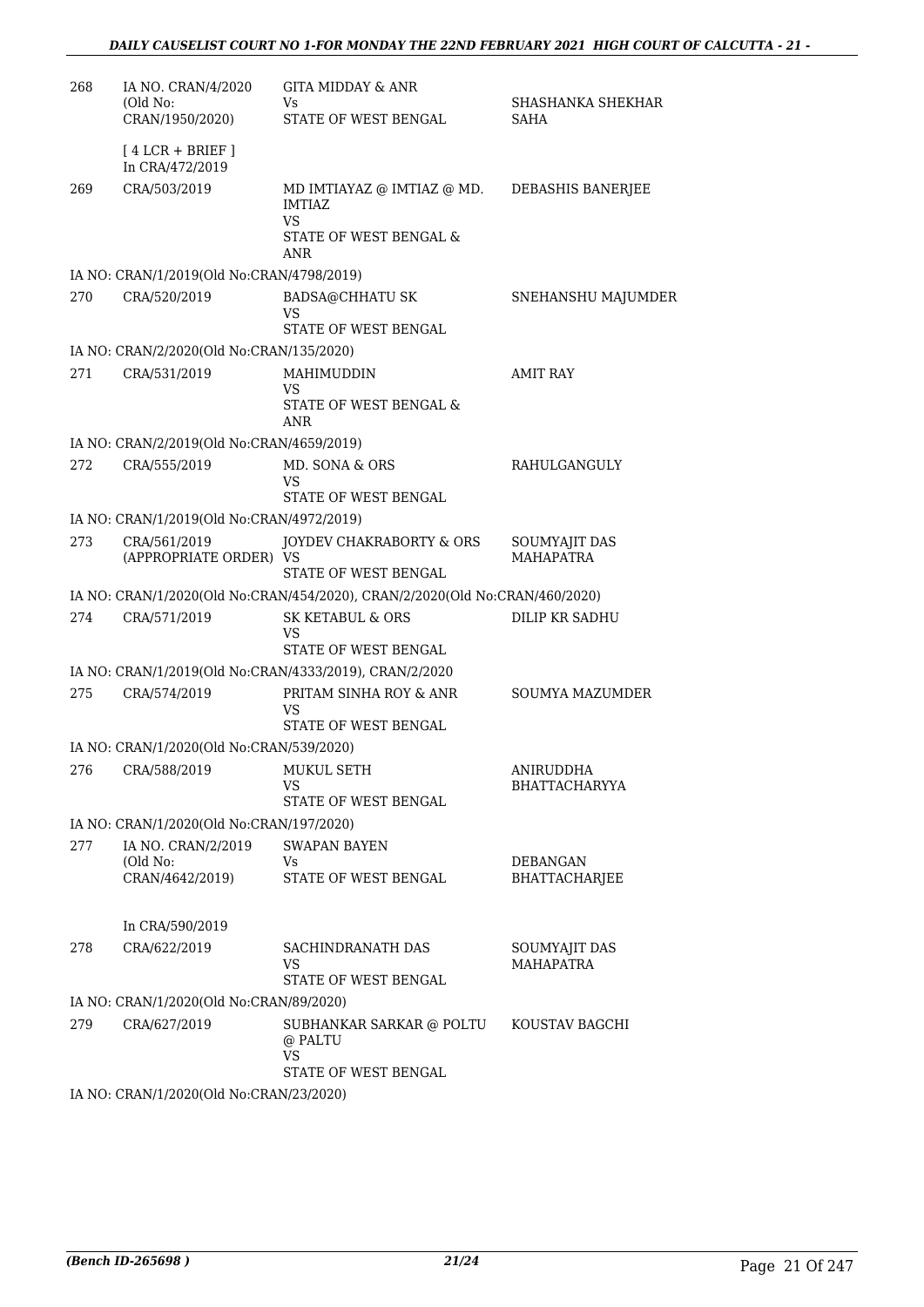| | | | |
|---|---|---|---|
| 268 | IA NO. CRAN/4/2020 (Old No: CRAN/1950/2020) | GITA MIDDAY & ANR Vs STATE OF WEST BENGAL | SHASHANKA SHEKHAR SAHA |
| | [ 4 LCR + BRIEF ] In CRA/472/2019 | | |
| 269 | CRA/503/2019 | MD IMTIAYAZ @ IMTIAZ @ MD. IMTIAZ VS STATE OF WEST BENGAL & ANR | DEBASHIS BANERJEE |
| | IA NO: CRAN/1/2019(Old No:CRAN/4798/2019) | | |
| 270 | CRA/520/2019 | BADSA@CHHATU SK VS STATE OF WEST BENGAL | SNEHANSHU MAJUMDER |
| | IA NO: CRAN/2/2020(Old No:CRAN/135/2020) | | |
| 271 | CRA/531/2019 | MAHIMUDDIN VS STATE OF WEST BENGAL & ANR | AMIT RAY |
| | IA NO: CRAN/2/2019(Old No:CRAN/4659/2019) | | |
| 272 | CRA/555/2019 | MD. SONA & ORS VS STATE OF WEST BENGAL | RAHULGANGULY |
| | IA NO: CRAN/1/2019(Old No:CRAN/4972/2019) | | |
| 273 | CRA/561/2019 (APPROPRIATE ORDER) | JOYDEV CHAKRABORTY & ORS VS STATE OF WEST BENGAL | SOUMYAJIT DAS MAHAPATRA |
| | IA NO: CRAN/1/2020(Old No:CRAN/454/2020), CRAN/2/2020(Old No:CRAN/460/2020) | | |
| 274 | CRA/571/2019 | SK KETABUL & ORS VS STATE OF WEST BENGAL | DILIP KR SADHU |
| | IA NO: CRAN/1/2019(Old No:CRAN/4333/2019), CRAN/2/2020 | | |
| 275 | CRA/574/2019 | PRITAM SINHA ROY & ANR VS STATE OF WEST BENGAL | SOUMYA MAZUMDER |
| | IA NO: CRAN/1/2020(Old No:CRAN/539/2020) | | |
| 276 | CRA/588/2019 | MUKUL SETH VS STATE OF WEST BENGAL | ANIRUDDHA BHATTACHARYYA |
| | IA NO: CRAN/1/2020(Old No:CRAN/197/2020) | | |
| 277 | IA NO. CRAN/2/2019 (Old No: CRAN/4642/2019) | SWAPAN BAYEN Vs STATE OF WEST BENGAL | DEBANGAN BHATTACHARJEE |
| | In CRA/590/2019 | | |
| 278 | CRA/622/2019 | SACHINDRANATH DAS VS STATE OF WEST BENGAL | SOUMYAJIT DAS MAHAPATRA |
| | IA NO: CRAN/1/2020(Old No:CRAN/89/2020) | | |
| 279 | CRA/627/2019 | SUBHANKAR SARKAR @ POLTU @ PALTU VS STATE OF WEST BENGAL | KOUSTAV BAGCHI |
| | IA NO: CRAN/1/2020(Old No:CRAN/23/2020) | | |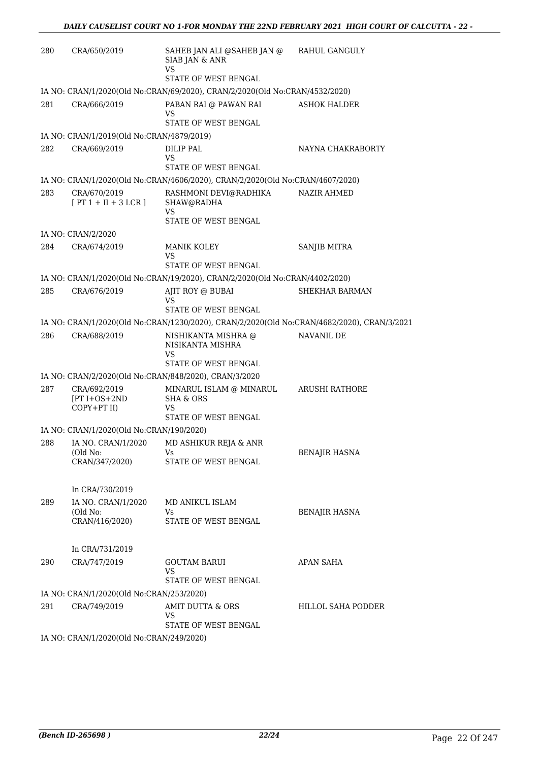| | | | |
|---|---|---|---|
| 280 | CRA/650/2019 | SAHEB JAN ALI @SAHEB JAN @ SIAB JAN & ANR<br>VS<br>STATE OF WEST BENGAL | RAHUL GANGULY |

IA NO: CRAN/1/2020(Old No:CRAN/69/2020), CRAN/2/2020(Old No:CRAN/4532/2020)

| | | | |
|---|---|---|---|
| 281 | CRA/666/2019 | PABAN RAI @ PAWAN RAI<br>VS<br>STATE OF WEST BENGAL | ASHOK HALDER |

IA NO: CRAN/1/2019(Old No:CRAN/4879/2019)

| | | | |
|---|---|---|---|
| 282 | CRA/669/2019 | DILIP PAL<br>VS<br>STATE OF WEST BENGAL | NAYNA CHAKRABORTY |

IA NO: CRAN/1/2020(Old No:CRAN/4606/2020), CRAN/2/2020(Old No:CRAN/4607/2020)

| | | | |
|---|---|---|---|
| 283 | CRA/670/2019<br>[ PT 1 + II + 3 LCR ] | RASHMONI DEVI@RADHIKA SHAW@RADHA<br>VS<br>STATE OF WEST BENGAL | NAZIR AHMED |

IA NO: CRAN/2/2020

| | | | |
|---|---|---|---|
| 284 | CRA/674/2019 | MANIK KOLEY<br>VS<br>STATE OF WEST BENGAL | SANJIB MITRA |

IA NO: CRAN/1/2020(Old No:CRAN/19/2020), CRAN/2/2020(Old No:CRAN/4402/2020)

| | | | |
|---|---|---|---|
| 285 | CRA/676/2019 | AJIT ROY @ BUBAI<br>VS<br>STATE OF WEST BENGAL | SHEKHAR BARMAN |

IA NO: CRAN/1/2020(Old No:CRAN/1230/2020), CRAN/2/2020(Old No:CRAN/4682/2020), CRAN/3/2021

| | | | |
|---|---|---|---|
| 286 | CRA/688/2019 | NISHIKANTA MISHRA @ NISIKANTA MISHRA<br>VS<br>STATE OF WEST BENGAL | NAVANIL DE |

IA NO: CRAN/2/2020(Old No:CRAN/848/2020), CRAN/3/2020

| | | | |
|---|---|---|---|
| 287 | CRA/692/2019<br>[PT I+OS+2ND COPY+PT II) | MINARUL ISLAM @ MINARUL SHA & ORS<br>VS<br>STATE OF WEST BENGAL | ARUSHI RATHORE |

IA NO: CRAN/1/2020(Old No:CRAN/190/2020)

| | | | |
|---|---|---|---|
| 288 | IA NO. CRAN/1/2020<br>(Old No: CRAN/347/2020)<br><br>In CRA/730/2019 | MD ASHIKUR REJA & ANR<br>Vs<br>STATE OF WEST BENGAL | BENAJIR HASNA |
| 289 | IA NO. CRAN/1/2020<br>(Old No: CRAN/416/2020)<br><br>In CRA/731/2019 | MD ANIKUL ISLAM<br>Vs<br>STATE OF WEST BENGAL | BENAJIR HASNA |
| 290 | CRA/747/2019 | GOUTAM BARUI<br>VS<br>STATE OF WEST BENGAL | APAN SAHA |

IA NO: CRAN/1/2020(Old No:CRAN/253/2020)

| | | | |
|---|---|---|---|
| 291 | CRA/749/2019 | AMIT DUTTA & ORS<br>VS<br>STATE OF WEST BENGAL | HILLOL SAHA PODDER |

IA NO: CRAN/1/2020(Old No:CRAN/249/2020)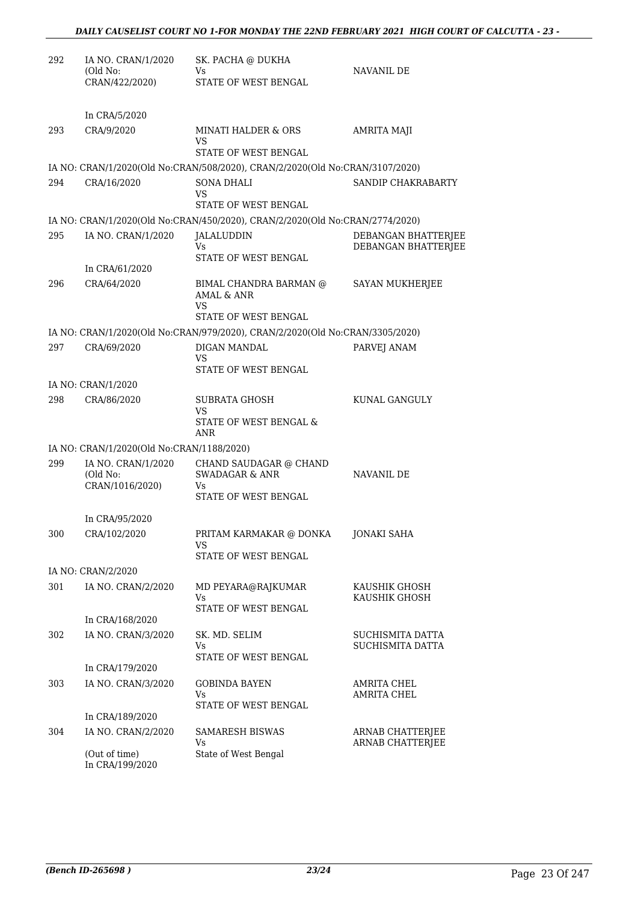| | | | |
|---|---|---|---|
| 292 | IA NO. CRAN/1/2020<br>(Old No:<br>CRAN/422/2020) | SK. PACHA @ DUKHA<br>Vs<br>STATE OF WEST BENGAL | NAVANIL DE |
| | In CRA/5/2020 | | |
| 293 | CRA/9/2020 | MINATI HALDER & ORS<br>VS<br>STATE OF WEST BENGAL | AMRITA MAJI |
| | IA NO: CRAN/1/2020(Old No:CRAN/508/2020), CRAN/2/2020(Old No:CRAN/3107/2020) | | |
| 294 | CRA/16/2020 | SONA DHALI<br>VS<br>STATE OF WEST BENGAL | SANDIP CHAKRABARTY |
| | IA NO: CRAN/1/2020(Old No:CRAN/450/2020), CRAN/2/2020(Old No:CRAN/2774/2020) | | |
| 295 | IA NO. CRAN/1/2020 | JALALUDDIN<br>Vs<br>STATE OF WEST BENGAL | DEBANGAN BHATTERJEE<br>DEBANGAN BHATTERJEE |
| | In CRA/61/2020 | | |
| 296 | CRA/64/2020 | BIMAL CHANDRA BARMAN @<br>AMAL & ANR<br>VS<br>STATE OF WEST BENGAL | SAYAN MUKHERJEE |
| | IA NO: CRAN/1/2020(Old No:CRAN/979/2020), CRAN/2/2020(Old No:CRAN/3305/2020) | | |
| 297 | CRA/69/2020 | DIGAN MANDAL<br>VS<br>STATE OF WEST BENGAL | PARVEJ ANAM |
| | IA NO: CRAN/1/2020 | | |
| 298 | CRA/86/2020 | SUBRATA GHOSH<br>VS<br>STATE OF WEST BENGAL &<br>ANR | KUNAL GANGULY |
| | IA NO: CRAN/1/2020(Old No:CRAN/1188/2020) | | |
| 299 | IA NO. CRAN/1/2020<br>(Old No:<br>CRAN/1016/2020) | CHAND SAUDAGAR @ CHAND<br>SWADAGAR & ANR<br>Vs<br>STATE OF WEST BENGAL | NAVANIL DE |
| | In CRA/95/2020 | | |
| 300 | CRA/102/2020 | PRITAM KARMAKAR @ DONKA<br>VS<br>STATE OF WEST BENGAL | JONAKI SAHA |
| | IA NO: CRAN/2/2020 | | |
| 301 | IA NO. CRAN/2/2020 | MD PEYARA@RAJKUMAR<br>Vs<br>STATE OF WEST BENGAL | KAUSHIK GHOSH<br>KAUSHIK GHOSH |
| | In CRA/168/2020 | | |
| 302 | IA NO. CRAN/3/2020 | SK. MD. SELIM<br>Vs<br>STATE OF WEST BENGAL | SUCHISMITA DATTA<br>SUCHISMITA DATTA |
| | In CRA/179/2020 | | |
| 303 | IA NO. CRAN/3/2020 | GOBINDA BAYEN<br>Vs<br>STATE OF WEST BENGAL | AMRITA CHEL<br>AMRITA CHEL |
| | In CRA/189/2020 | | |
| 304 | IA NO. CRAN/2/2020<br><br>(Out of time)<br>In CRA/199/2020 | SAMARESH BISWAS<br>Vs<br>State of West Bengal | ARNAB CHATTERJEE<br>ARNAB CHATTERJEE |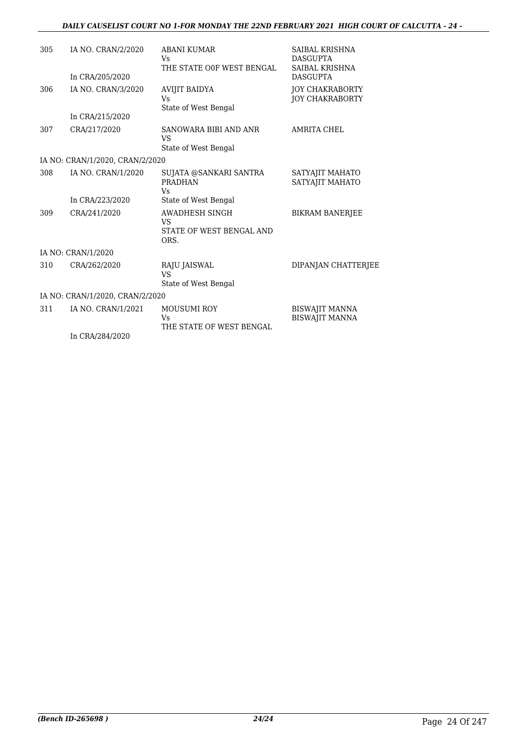| | | | |
|---|---|---|---|
| 305 | IA NO. CRAN/2/2020<br><br>In CRA/205/2020 | ABANI KUMAR<br>Vs<br>THE STATE O0F WEST BENGAL | SAIBAL KRISHNA DASGUPTA<br>SAIBAL KRISHNA DASGUPTA |
| 306 | IA NO. CRAN/3/2020<br><br>In CRA/215/2020 | AVIJIT BAIDYA<br>Vs<br>State of West Bengal | JOY CHAKRABORTY<br>JOY CHAKRABORTY |
| 307 | CRA/217/2020 | SANOWARA BIBI AND ANR<br>VS<br>State of West Bengal | AMRITA CHEL |
| | IA NO: CRAN/1/2020, CRAN/2/2020 | | |
| 308 | IA NO. CRAN/1/2020<br><br>In CRA/223/2020 | SUJATA @SANKARI SANTRA PRADHAN<br>Vs<br>State of West Bengal | SATYAJIT MAHATO<br>SATYAJIT MAHATO |
| 309 | CRA/241/2020 | AWADHESH SINGH<br>VS<br>STATE OF WEST BENGAL AND ORS. | BIKRAM BANERJEE |
| | IA NO: CRAN/1/2020 | | |
| 310 | CRA/262/2020 | RAJU JAISWAL<br>VS<br>State of West Bengal | DIPANJAN CHATTERJEE |
| | IA NO: CRAN/1/2020, CRAN/2/2020 | | |
| 311 | IA NO. CRAN/1/2021<br><br>In CRA/284/2020 | MOUSUMI ROY<br>Vs<br>THE STATE OF WEST BENGAL | BISWAJIT MANNA<br>BISWAJIT MANNA |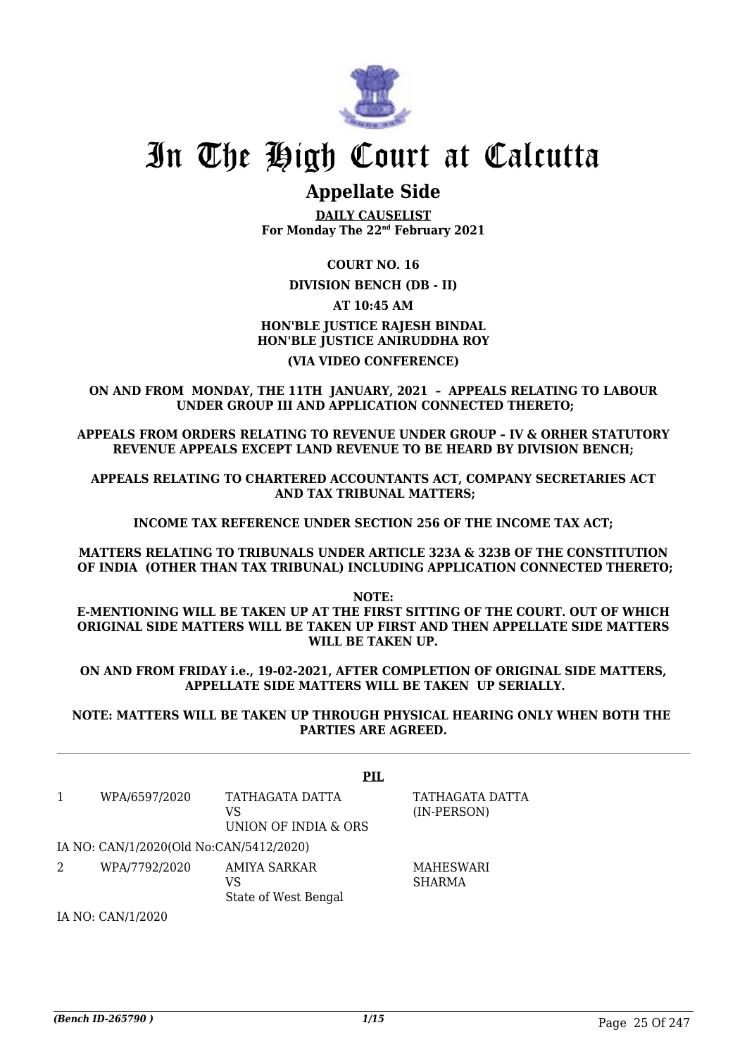# In The High Court at Calcutta

## Appellate Side

**DAILY CAUSELIST**
**For Monday The 22nd February 2021**

**COURT NO. 16**

**DIVISION BENCH (DB - II)**

**AT 10:45 AM**

**HON'BLE JUSTICE RAJESH BINDAL**
**HON'BLE JUSTICE ANIRUDDHA ROY**

**(VIA VIDEO CONFERENCE)**

**ON AND FROM MONDAY, THE 11TH JANUARY, 2021 – APPEALS RELATING TO LABOUR UNDER GROUP III AND APPLICATION CONNECTED THERETO;**

**APPEALS FROM ORDERS RELATING TO REVENUE UNDER GROUP – IV & ORHER STATUTORY REVENUE APPEALS EXCEPT LAND REVENUE TO BE HEARD BY DIVISION BENCH;**

**APPEALS RELATING TO CHARTERED ACCOUNTANTS ACT, COMPANY SECRETARIES ACT AND TAX TRIBUNAL MATTERS;**

**INCOME TAX REFERENCE UNDER SECTION 256 OF THE INCOME TAX ACT;**

**MATTERS RELATING TO TRIBUNALS UNDER ARTICLE 323A & 323B OF THE CONSTITUTION OF INDIA (OTHER THAN TAX TRIBUNAL) INCLUDING APPLICATION CONNECTED THERETO;**

**NOTE:**
**E-MENTIONING WILL BE TAKEN UP AT THE FIRST SITTING OF THE COURT. OUT OF WHICH ORIGINAL SIDE MATTERS WILL BE TAKEN UP FIRST AND THEN APPELLATE SIDE MATTERS WILL BE TAKEN UP.**

**ON AND FROM FRIDAY i.e., 19-02-2021, AFTER COMPLETION OF ORIGINAL SIDE MATTERS, APPELLATE SIDE MATTERS WILL BE TAKEN UP SERIALLY.**

**NOTE: MATTERS WILL BE TAKEN UP THROUGH PHYSICAL HEARING ONLY WHEN BOTH THE PARTIES ARE AGREED.**

**PIL**

| | | | |
|---|---|---|---|
| 1 | WPA/6597/2020 | TATHAGATA DATTA<br>VS<br>UNION OF INDIA & ORS | TATHAGATA DATTA (IN-PERSON) |
| | IA NO: CAN/1/2020(Old No:CAN/5412/2020) | | |
| 2 | WPA/7792/2020 | AMIYA SARKAR<br>VS<br>State of West Bengal | MAHESWARI SHARMA |
| | IA NO: CAN/1/2020 | | |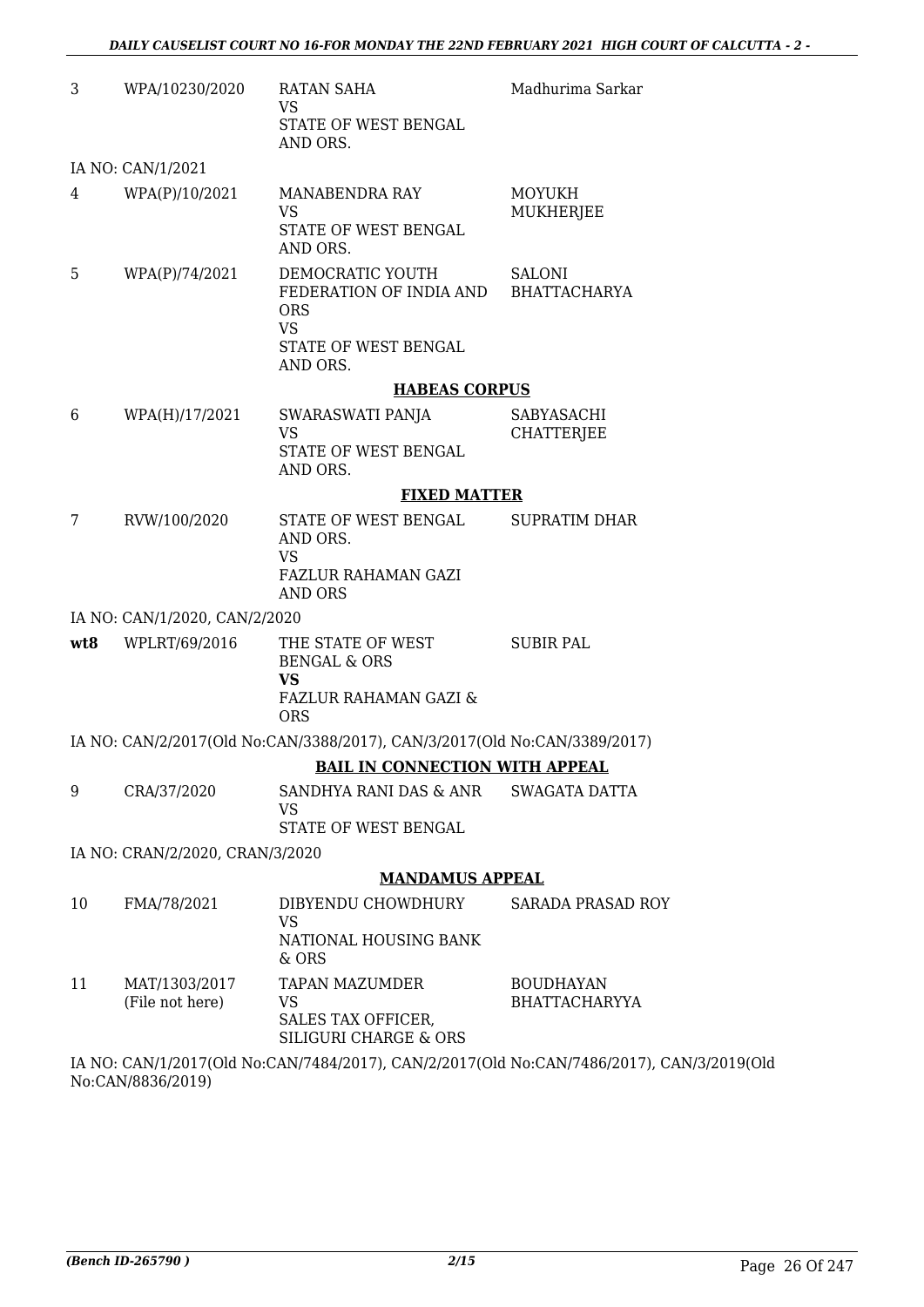| | | | |
|---|---|---|---|
| 3 | WPA/10230/2020 | RATAN SAHA<br>VS<br>STATE OF WEST BENGAL AND ORS. | Madhurima Sarkar |

IA NO: CAN/1/2021

| | | | |
|---|---|---|---|
| 4 | WPA(P)/10/2021 | MANABENDRA RAY<br>VS<br>STATE OF WEST BENGAL AND ORS. | MOYUKH MUKHERJEE |
| 5 | WPA(P)/74/2021 | DEMOCRATIC YOUTH FEDERATION OF INDIA AND ORS<br>VS<br>STATE OF WEST BENGAL AND ORS. | SALONI BHATTACHARYA |

**HABEAS CORPUS**

| | | | |
|---|---|---|---|
| 6 | WPA(H)/17/2021 | SWARASWATI PANJA<br>VS<br>STATE OF WEST BENGAL AND ORS. | SABYASACHI CHATTERJEE |

**FIXED MATTER**

| | | | |
|---|---|---|---|
| 7 | RVW/100/2020 | STATE OF WEST BENGAL AND ORS.<br>VS<br>FAZLUR RAHAMAN GAZI AND ORS | SUPRATIM DHAR |

IA NO: CAN/1/2020, CAN/2/2020

| | | | |
|---|---|---|---|
| **wt8** | WPLRT/69/2016 | THE STATE OF WEST BENGAL & ORS<br>**VS**<br>FAZLUR RAHAMAN GAZI & ORS | SUBIR PAL |

IA NO: CAN/2/2017(Old No:CAN/3388/2017), CAN/3/2017(Old No:CAN/3389/2017)

**BAIL IN CONNECTION WITH APPEAL**

| | | | |
|---|---|---|---|
| 9 | CRA/37/2020 | SANDHYA RANI DAS & ANR<br>VS<br>STATE OF WEST BENGAL | SWAGATA DATTA |

IA NO: CRAN/2/2020, CRAN/3/2020

**MANDAMUS APPEAL**

| | | | |
|---|---|---|---|
| 10 | FMA/78/2021 | DIBYENDU CHOWDHURY<br>VS<br>NATIONAL HOUSING BANK & ORS | SARADA PRASAD ROY |
| 11 | MAT/1303/2017<br>(File not here) | TAPAN MAZUMDER<br>VS<br>SALES TAX OFFICER, SILIGURI CHARGE & ORS | BOUDHAYAN BHATTACHARYYA |

IA NO: CAN/1/2017(Old No:CAN/7484/2017), CAN/2/2017(Old No:CAN/7486/2017), CAN/3/2019(Old No:CAN/8836/2019)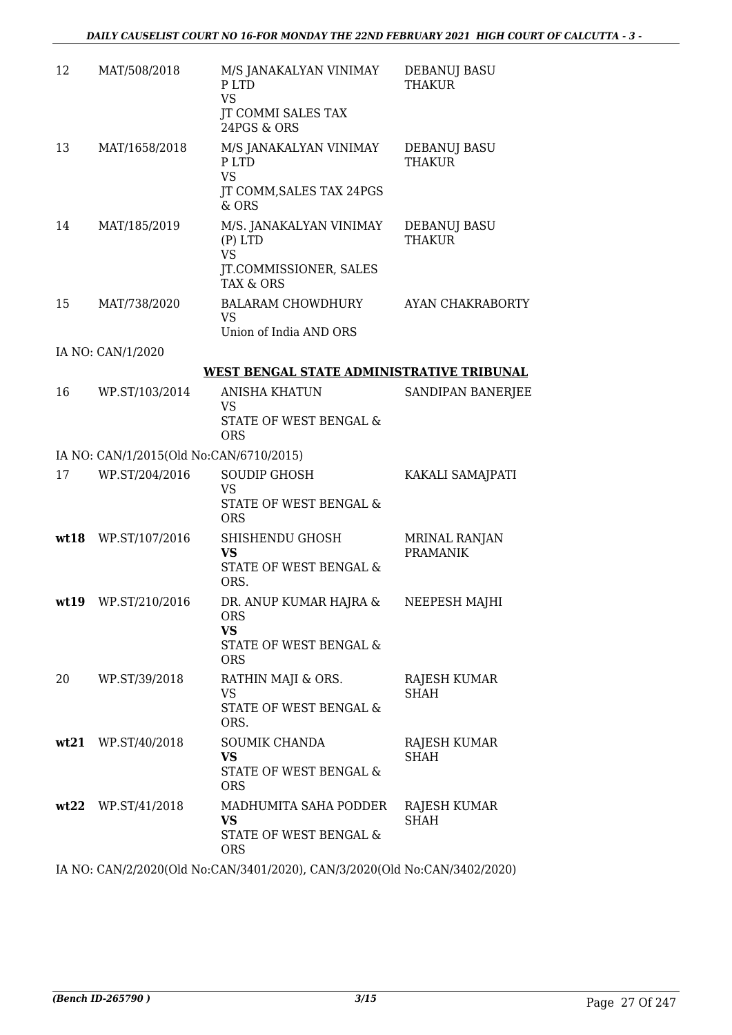| | | | |
|---|---|---|---|
| 12 | MAT/508/2018 | M/S JANAKALYAN VINIMAY P LTD<br>VS<br>JT COMMI SALES TAX 24PGS & ORS | DEBANUJ BASU THAKUR |
| 13 | MAT/1658/2018 | M/S JANAKALYAN VINIMAY P LTD<br>VS<br>JT COMM,SALES TAX 24PGS & ORS | DEBANUJ BASU THAKUR |
| 14 | MAT/185/2019 | M/S. JANAKALYAN VINIMAY (P) LTD<br>VS<br>JT.COMMISSIONER, SALES TAX & ORS | DEBANUJ BASU THAKUR |
| 15 | MAT/738/2020 | BALARAM CHOWDHURY<br>VS<br>Union of India AND ORS | AYAN CHAKRABORTY |

IA NO: CAN/1/2020

**WEST BENGAL STATE ADMINISTRATIVE TRIBUNAL**

| | | | |
|---|---|---|---|
| 16 | WP.ST/103/2014 | ANISHA KHATUN<br>VS<br>STATE OF WEST BENGAL & ORS | SANDIPAN BANERJEE |

IA NO: CAN/1/2015(Old No:CAN/6710/2015)

| | | | |
|---|---|---|---|
| 17 | WP.ST/204/2016 | SOUDIP GHOSH<br>VS<br>STATE OF WEST BENGAL & ORS | KAKALI SAMAJPATI |
| **wt18** | WP.ST/107/2016 | SHISHENDU GHOSH<br>**VS**<br>STATE OF WEST BENGAL & ORS. | MRINAL RANJAN PRAMANIK |
| **wt19** | WP.ST/210/2016 | DR. ANUP KUMAR HAJRA & ORS<br>**VS**<br>STATE OF WEST BENGAL & ORS | NEEPESH MAJHI |
| 20 | WP.ST/39/2018 | RATHIN MAJI & ORS.<br>VS<br>STATE OF WEST BENGAL & ORS. | RAJESH KUMAR SHAH |
| **wt21** | WP.ST/40/2018 | SOUMIK CHANDA<br>**VS**<br>STATE OF WEST BENGAL & ORS | RAJESH KUMAR SHAH |
| **wt22** | WP.ST/41/2018 | MADHUMITA SAHA PODDER<br>**VS**<br>STATE OF WEST BENGAL & ORS | RAJESH KUMAR SHAH |

IA NO: CAN/2/2020(Old No:CAN/3401/2020), CAN/3/2020(Old No:CAN/3402/2020)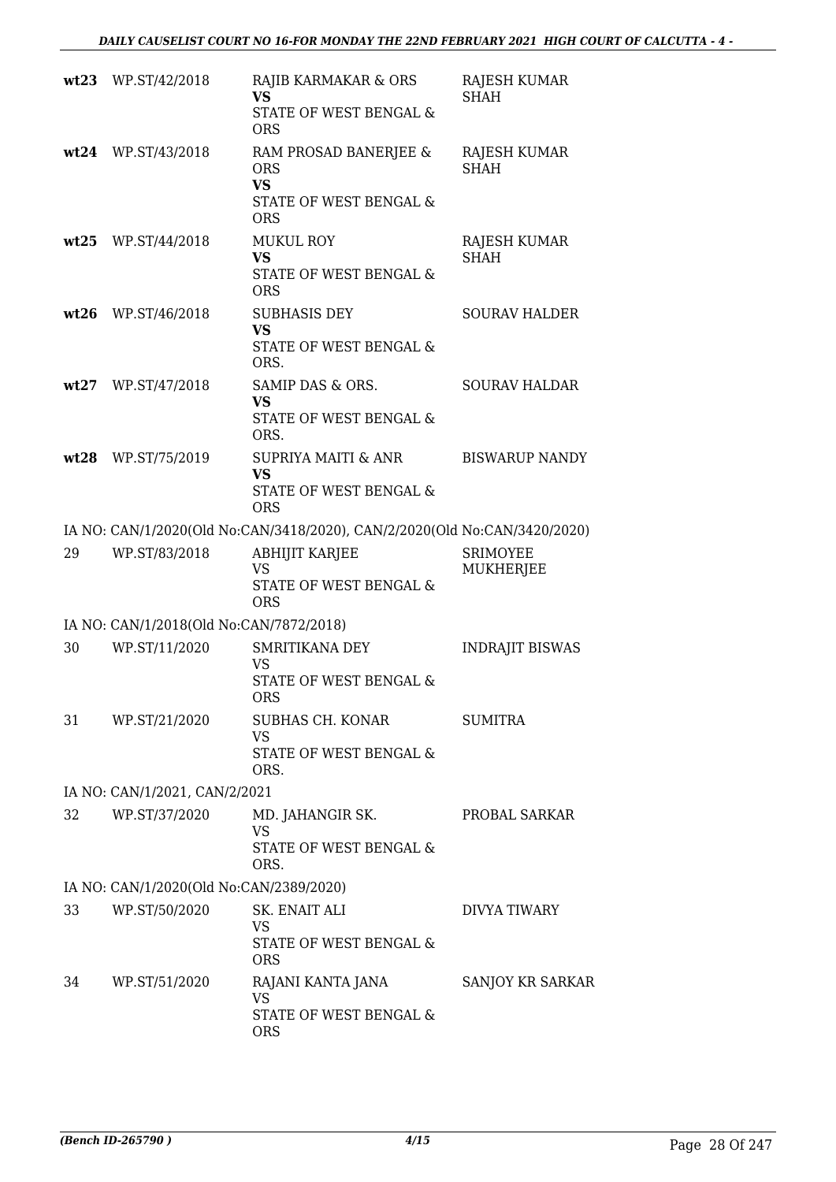| | | | |
|---|---|---|---|
| **wt23** | WP.ST/42/2018 | RAJIB KARMAKAR & ORS<br>**VS**<br>STATE OF WEST BENGAL & ORS | RAJESH KUMAR SHAH |
| **wt24** | WP.ST/43/2018 | RAM PROSAD BANERJEE & ORS<br>**VS**<br>STATE OF WEST BENGAL & ORS | RAJESH KUMAR SHAH |
| **wt25** | WP.ST/44/2018 | MUKUL ROY<br>**VS**<br>STATE OF WEST BENGAL & ORS | RAJESH KUMAR SHAH |
| **wt26** | WP.ST/46/2018 | SUBHASIS DEY<br>**VS**<br>STATE OF WEST BENGAL & ORS. | SOURAV HALDER |
| **wt27** | WP.ST/47/2018 | SAMIP DAS & ORS.<br>**VS**<br>STATE OF WEST BENGAL & ORS. | SOURAV HALDAR |
| **wt28** | WP.ST/75/2019 | SUPRIYA MAITI & ANR<br>**VS**<br>STATE OF WEST BENGAL & ORS | BISWARUP NANDY |

IA NO: CAN/1/2020(Old No:CAN/3418/2020), CAN/2/2020(Old No:CAN/3420/2020)

| | | | |
|---|---|---|---|
| 29 | WP.ST/83/2018 | ABHIJIT KARJEE<br>VS<br>STATE OF WEST BENGAL & ORS | SRIMOYEE MUKHERJEE |

IA NO: CAN/1/2018(Old No:CAN/7872/2018)

| | | | |
|---|---|---|---|
| 30 | WP.ST/11/2020 | SMRITIKANA DEY<br>VS<br>STATE OF WEST BENGAL & ORS | INDRAJIT BISWAS |
| 31 | WP.ST/21/2020 | SUBHAS CH. KONAR<br>VS<br>STATE OF WEST BENGAL & ORS. | SUMITRA |

IA NO: CAN/1/2021, CAN/2/2021

| | | | |
|---|---|---|---|
| 32 | WP.ST/37/2020 | MD. JAHANGIR SK.<br>VS<br>STATE OF WEST BENGAL & ORS. | PROBAL SARKAR |

IA NO: CAN/1/2020(Old No:CAN/2389/2020)

| | | | |
|---|---|---|---|
| 33 | WP.ST/50/2020 | SK. ENAIT ALI<br>VS<br>STATE OF WEST BENGAL & ORS | DIVYA TIWARY |
| 34 | WP.ST/51/2020 | RAJANI KANTA JANA<br>VS<br>STATE OF WEST BENGAL & ORS | SANJOY KR SARKAR |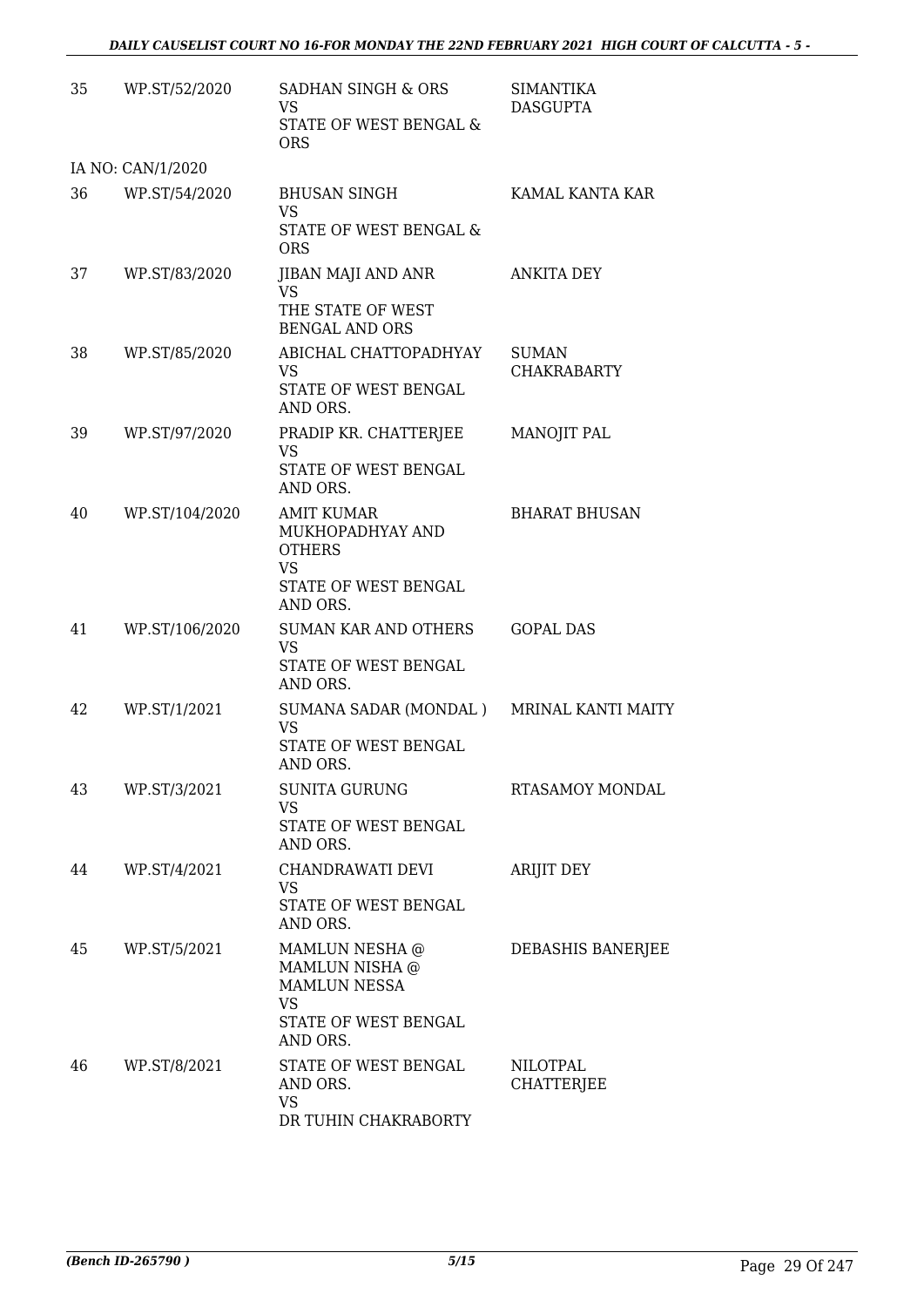| | | | |
|---|---|---|---|
| 35 | WP.ST/52/2020 | SADHAN SINGH & ORS<br>VS<br>STATE OF WEST BENGAL & ORS | SIMANTIKA DASGUPTA |
| | IA NO: CAN/1/2020 | | |
| 36 | WP.ST/54/2020 | BHUSAN SINGH<br>VS<br>STATE OF WEST BENGAL & ORS | KAMAL KANTA KAR |
| 37 | WP.ST/83/2020 | JIBAN MAJI AND ANR<br>VS<br>THE STATE OF WEST BENGAL AND ORS | ANKITA DEY |
| 38 | WP.ST/85/2020 | ABICHAL CHATTOPADHYAY<br>VS<br>STATE OF WEST BENGAL AND ORS. | SUMAN CHAKRABARTY |
| 39 | WP.ST/97/2020 | PRADIP KR. CHATTERJEE<br>VS<br>STATE OF WEST BENGAL AND ORS. | MANOJIT PAL |
| 40 | WP.ST/104/2020 | AMIT KUMAR MUKHOPADHYAY AND OTHERS<br>VS<br>STATE OF WEST BENGAL AND ORS. | BHARAT BHUSAN |
| 41 | WP.ST/106/2020 | SUMAN KAR AND OTHERS<br>VS<br>STATE OF WEST BENGAL AND ORS. | GOPAL DAS |
| 42 | WP.ST/1/2021 | SUMANA SADAR (MONDAL )<br>VS<br>STATE OF WEST BENGAL AND ORS. | MRINAL KANTI MAITY |
| 43 | WP.ST/3/2021 | SUNITA GURUNG<br>VS<br>STATE OF WEST BENGAL AND ORS. | RTASAMOY MONDAL |
| 44 | WP.ST/4/2021 | CHANDRAWATI DEVI<br>VS<br>STATE OF WEST BENGAL AND ORS. | ARIJIT DEY |
| 45 | WP.ST/5/2021 | MAMLUN NESHA @ MAMLUN NISHA @ MAMLUN NESSA<br>VS<br>STATE OF WEST BENGAL AND ORS. | DEBASHIS BANERJEE |
| 46 | WP.ST/8/2021 | STATE OF WEST BENGAL AND ORS.<br>VS<br>DR TUHIN CHAKRABORTY | NILOTPAL CHATTERJEE |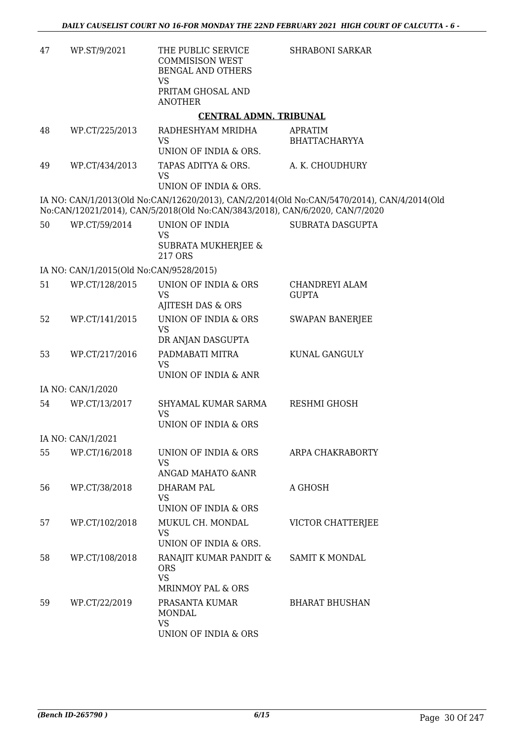| 47 | WP.ST/9/2021 | THE PUBLIC SERVICE COMMISISON WEST BENGAL AND OTHERS<br>VS<br>PRITAM GHOSAL AND ANOTHER | SHRABONI SARKAR |
|---|---|---|---|

**CENTRAL ADMN. TRIBUNAL**

| 48 | WP.CT/225/2013 | RADHESHYAM MRIDHA<br>VS<br>UNION OF INDIA & ORS. | APRATIM BHATTACHARYYA |
|---|---|---|---|
| 49 | WP.CT/434/2013 | TAPAS ADITYA & ORS.<br>VS<br>UNION OF INDIA & ORS. | A. K. CHOUDHURY |

IA NO: CAN/1/2013(Old No:CAN/12620/2013), CAN/2/2014(Old No:CAN/5470/2014), CAN/4/2014(Old No:CAN/12021/2014), CAN/5/2018(Old No:CAN/3843/2018), CAN/6/2020, CAN/7/2020

| 50 | WP.CT/59/2014 | UNION OF INDIA<br>VS<br>SUBRATA MUKHERJEE & 217 ORS | SUBRATA DASGUPTA |
|---|---|---|---|

IA NO: CAN/1/2015(Old No:CAN/9528/2015)

| 51 | WP.CT/128/2015 | UNION OF INDIA & ORS<br>VS<br>AJITESH DAS & ORS | CHANDREYI ALAM GUPTA |
|---|---|---|---|
| 52 | WP.CT/141/2015 | UNION OF INDIA & ORS<br>VS<br>DR ANJAN DASGUPTA | SWAPAN BANERJEE |
| 53 | WP.CT/217/2016 | PADMABATI MITRA<br>VS<br>UNION OF INDIA & ANR | KUNAL GANGULY |

IA NO: CAN/1/2020

| 54 | WP.CT/13/2017 | SHYAMAL KUMAR SARMA<br>VS<br>UNION OF INDIA & ORS | RESHMI GHOSH |
|---|---|---|---|

IA NO: CAN/1/2021

| 55 | WP.CT/16/2018 | UNION OF INDIA & ORS<br>VS<br>ANGAD MAHATO &ANR | ARPA CHAKRABORTY |
|---|---|---|---|
| 56 | WP.CT/38/2018 | DHARAM PAL<br>VS<br>UNION OF INDIA & ORS | A GHOSH |
| 57 | WP.CT/102/2018 | MUKUL CH. MONDAL<br>VS<br>UNION OF INDIA & ORS. | VICTOR CHATTERJEE |
| 58 | WP.CT/108/2018 | RANAJIT KUMAR PANDIT & ORS<br>VS<br>MRINMOY PAL & ORS | SAMIT K MONDAL |
| 59 | WP.CT/22/2019 | PRASANTA KUMAR MONDAL<br>VS<br>UNION OF INDIA & ORS | BHARAT BHUSHAN |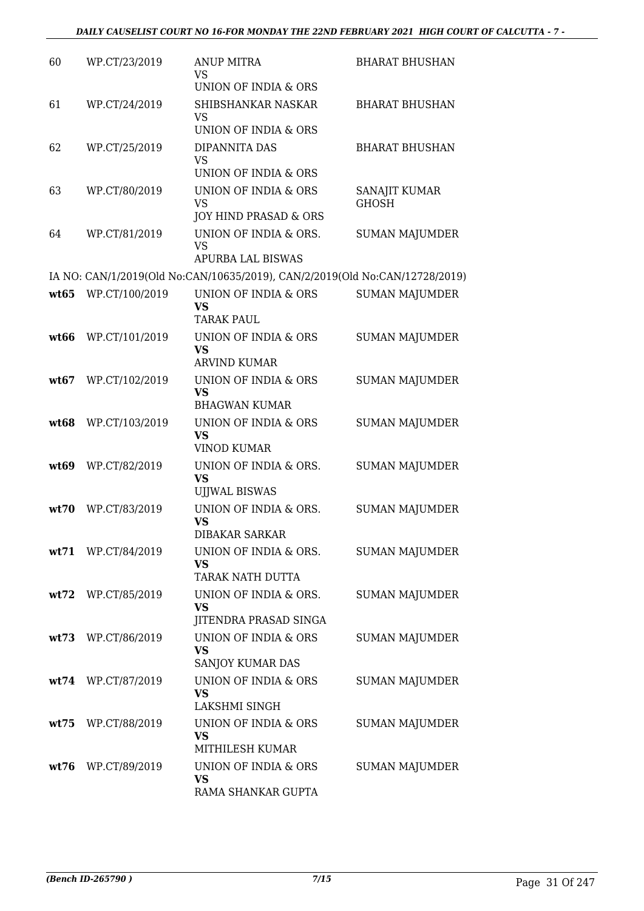| | | | |
|---|---|---|---|
| 60 | WP.CT/23/2019 | ANUP MITRA<br>VS<br>UNION OF INDIA & ORS | BHARAT BHUSHAN |
| 61 | WP.CT/24/2019 | SHIBSHANKAR NASKAR<br>VS<br>UNION OF INDIA & ORS | BHARAT BHUSHAN |
| 62 | WP.CT/25/2019 | DIPANNITA DAS<br>VS<br>UNION OF INDIA & ORS | BHARAT BHUSHAN |
| 63 | WP.CT/80/2019 | UNION OF INDIA & ORS<br>VS<br>JOY HIND PRASAD & ORS | SANAJIT KUMAR GHOSH |
| 64 | WP.CT/81/2019 | UNION OF INDIA & ORS.<br>VS<br>APURBA LAL BISWAS | SUMAN MAJUMDER |

IA NO: CAN/1/2019(Old No:CAN/10635/2019), CAN/2/2019(Old No:CAN/12728/2019)

| | | | |
|---|---|---|---|
| **wt65** | WP.CT/100/2019 | UNION OF INDIA & ORS<br>**VS**<br>TARAK PAUL | SUMAN MAJUMDER |
| **wt66** | WP.CT/101/2019 | UNION OF INDIA & ORS<br>**VS**<br>ARVIND KUMAR | SUMAN MAJUMDER |
| **wt67** | WP.CT/102/2019 | UNION OF INDIA & ORS<br>**VS**<br>BHAGWAN KUMAR | SUMAN MAJUMDER |
| **wt68** | WP.CT/103/2019 | UNION OF INDIA & ORS<br>**VS**<br>VINOD KUMAR | SUMAN MAJUMDER |
| **wt69** | WP.CT/82/2019 | UNION OF INDIA & ORS.<br>**VS**<br>UJJWAL BISWAS | SUMAN MAJUMDER |
| **wt70** | WP.CT/83/2019 | UNION OF INDIA & ORS.<br>**VS**<br>DIBAKAR SARKAR | SUMAN MAJUMDER |
| **wt71** | WP.CT/84/2019 | UNION OF INDIA & ORS.<br>**VS**<br>TARAK NATH DUTTA | SUMAN MAJUMDER |
| **wt72** | WP.CT/85/2019 | UNION OF INDIA & ORS.<br>**VS**<br>JITENDRA PRASAD SINGA | SUMAN MAJUMDER |
| **wt73** | WP.CT/86/2019 | UNION OF INDIA & ORS<br>**VS**<br>SANJOY KUMAR DAS | SUMAN MAJUMDER |
| **wt74** | WP.CT/87/2019 | UNION OF INDIA & ORS<br>**VS**<br>LAKSHMI SINGH | SUMAN MAJUMDER |
| **wt75** | WP.CT/88/2019 | UNION OF INDIA & ORS<br>**VS**<br>MITHILESH KUMAR | SUMAN MAJUMDER |
| **wt76** | WP.CT/89/2019 | UNION OF INDIA & ORS<br>**VS**<br>RAMA SHANKAR GUPTA | SUMAN MAJUMDER |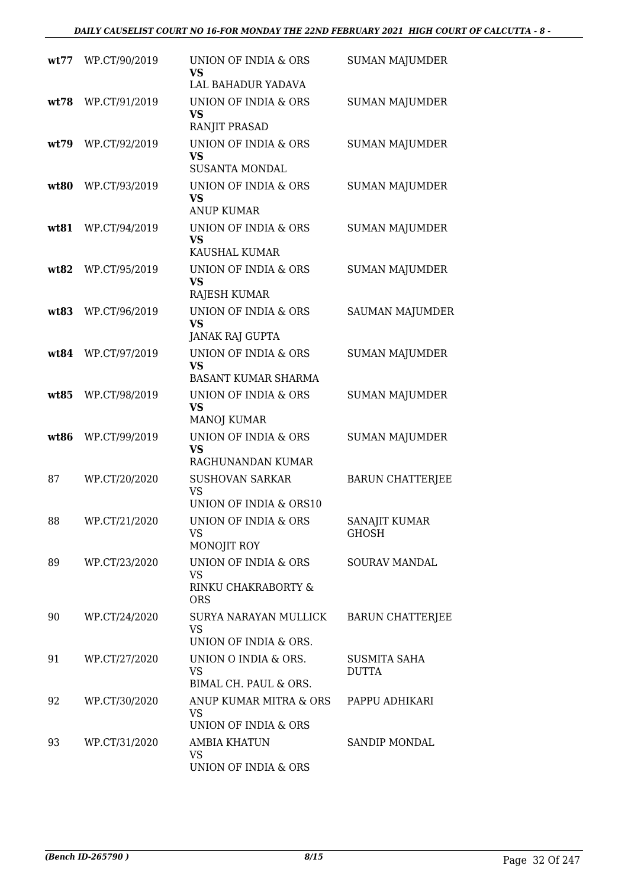| | | | |
|---|---|---|---|
| **wt77** | WP.CT/90/2019 | UNION OF INDIA & ORS<br>**VS**<br>LAL BAHADUR YADAVA | SUMAN MAJUMDER |
| **wt78** | WP.CT/91/2019 | UNION OF INDIA & ORS<br>**VS**<br>RANJIT PRASAD | SUMAN MAJUMDER |
| **wt79** | WP.CT/92/2019 | UNION OF INDIA & ORS<br>**VS**<br>SUSANTA MONDAL | SUMAN MAJUMDER |
| **wt80** | WP.CT/93/2019 | UNION OF INDIA & ORS<br>**VS**<br>ANUP KUMAR | SUMAN MAJUMDER |
| **wt81** | WP.CT/94/2019 | UNION OF INDIA & ORS<br>**VS**<br>KAUSHAL KUMAR | SUMAN MAJUMDER |
| **wt82** | WP.CT/95/2019 | UNION OF INDIA & ORS<br>**VS**<br>RAJESH KUMAR | SUMAN MAJUMDER |
| **wt83** | WP.CT/96/2019 | UNION OF INDIA & ORS<br>**VS**<br>JANAK RAJ GUPTA | SAUMAN MAJUMDER |
| **wt84** | WP.CT/97/2019 | UNION OF INDIA & ORS<br>**VS**<br>BASANT KUMAR SHARMA | SUMAN MAJUMDER |
| **wt85** | WP.CT/98/2019 | UNION OF INDIA & ORS<br>**VS**<br>MANOJ KUMAR | SUMAN MAJUMDER |
| **wt86** | WP.CT/99/2019 | UNION OF INDIA & ORS<br>**VS**<br>RAGHUNANDAN KUMAR | SUMAN MAJUMDER |
| 87 | WP.CT/20/2020 | SUSHOVAN SARKAR<br>VS<br>UNION OF INDIA & ORS10 | BARUN CHATTERJEE |
| 88 | WP.CT/21/2020 | UNION OF INDIA & ORS<br>VS<br>MONOJIT ROY | SANAJIT KUMAR GHOSH |
| 89 | WP.CT/23/2020 | UNION OF INDIA & ORS<br>VS<br>RINKU CHAKRABORTY & ORS | SOURAV MANDAL |
| 90 | WP.CT/24/2020 | SURYA NARAYAN MULLICK<br>VS<br>UNION OF INDIA & ORS. | BARUN CHATTERJEE |
| 91 | WP.CT/27/2020 | UNION O INDIA & ORS.<br>VS<br>BIMAL CH. PAUL & ORS. | SUSMITA SAHA DUTTA |
| 92 | WP.CT/30/2020 | ANUP KUMAR MITRA & ORS<br>VS<br>UNION OF INDIA & ORS | PAPPU ADHIKARI |
| 93 | WP.CT/31/2020 | AMBIA KHATUN<br>VS<br>UNION OF INDIA & ORS | SANDIP MONDAL |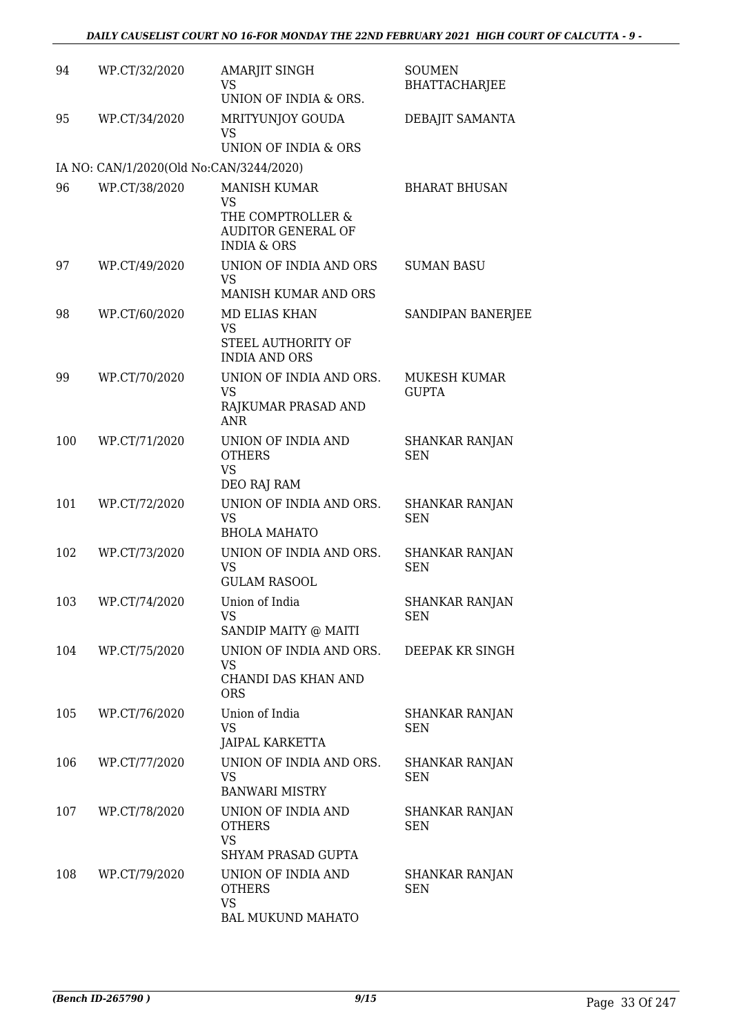| | | | |
|---|---|---|---|
| 94 | WP.CT/32/2020 | AMARJIT SINGH<br>VS<br>UNION OF INDIA & ORS. | SOUMEN BHATTACHARJEE |
| 95 | WP.CT/34/2020 | MRITYUNJOY GOUDA<br>VS<br>UNION OF INDIA & ORS | DEBAJIT SAMANTA |
| | IA NO: CAN/1/2020(Old No:CAN/3244/2020) | | |
| 96 | WP.CT/38/2020 | MANISH KUMAR<br>VS<br>THE COMPTROLLER & AUDITOR GENERAL OF INDIA & ORS | BHARAT BHUSAN |
| 97 | WP.CT/49/2020 | UNION OF INDIA AND ORS<br>VS<br>MANISH KUMAR AND ORS | SUMAN BASU |
| 98 | WP.CT/60/2020 | MD ELIAS KHAN<br>VS<br>STEEL AUTHORITY OF INDIA AND ORS | SANDIPAN BANERJEE |
| 99 | WP.CT/70/2020 | UNION OF INDIA AND ORS.<br>VS<br>RAJKUMAR PRASAD AND ANR | MUKESH KUMAR GUPTA |
| 100 | WP.CT/71/2020 | UNION OF INDIA AND OTHERS<br>VS<br>DEO RAJ RAM | SHANKAR RANJAN SEN |
| 101 | WP.CT/72/2020 | UNION OF INDIA AND ORS.<br>VS<br>BHOLA MAHATO | SHANKAR RANJAN SEN |
| 102 | WP.CT/73/2020 | UNION OF INDIA AND ORS.<br>VS<br>GULAM RASOOL | SHANKAR RANJAN SEN |
| 103 | WP.CT/74/2020 | Union of India<br>VS<br>SANDIP MAITY @ MAITI | SHANKAR RANJAN SEN |
| 104 | WP.CT/75/2020 | UNION OF INDIA AND ORS.<br>VS<br>CHANDI DAS KHAN AND ORS | DEEPAK KR SINGH |
| 105 | WP.CT/76/2020 | Union of India<br>VS<br>JAIPAL KARKETTA | SHANKAR RANJAN SEN |
| 106 | WP.CT/77/2020 | UNION OF INDIA AND ORS.<br>VS<br>BANWARI MISTRY | SHANKAR RANJAN SEN |
| 107 | WP.CT/78/2020 | UNION OF INDIA AND OTHERS<br>VS<br>SHYAM PRASAD GUPTA | SHANKAR RANJAN SEN |
| 108 | WP.CT/79/2020 | UNION OF INDIA AND OTHERS<br>VS<br>BAL MUKUND MAHATO | SHANKAR RANJAN SEN |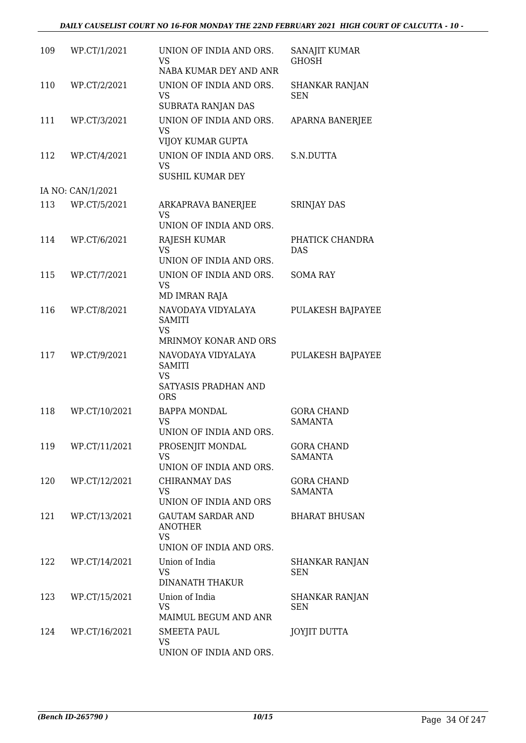| 109 | WP.CT/1/2021 | UNION OF INDIA AND ORS.<br>VS<br>NABA KUMAR DEY AND ANR | SANAJIT KUMAR GHOSH |
|---|---|---|---|
| 110 | WP.CT/2/2021 | UNION OF INDIA AND ORS.<br>VS<br>SUBRATA RANJAN DAS | SHANKAR RANJAN SEN |
| 111 | WP.CT/3/2021 | UNION OF INDIA AND ORS.<br>VS<br>VIJOY KUMAR GUPTA | APARNA BANERJEE |
| 112 | WP.CT/4/2021 | UNION OF INDIA AND ORS.<br>VS<br>SUSHIL KUMAR DEY | S.N.DUTTA |
| IA NO: CAN/1/2021 | | | |
| 113 | WP.CT/5/2021 | ARKAPRAVA BANERJEE<br>VS<br>UNION OF INDIA AND ORS. | SRINJAY DAS |
| 114 | WP.CT/6/2021 | RAJESH KUMAR<br>VS<br>UNION OF INDIA AND ORS. | PHATICK CHANDRA DAS |
| 115 | WP.CT/7/2021 | UNION OF INDIA AND ORS.<br>VS<br>MD IMRAN RAJA | SOMA RAY |
| 116 | WP.CT/8/2021 | NAVODAYA VIDYALAYA SAMITI<br>VS<br>MRINMOY KONAR AND ORS | PULAKESH BAJPAYEE |
| 117 | WP.CT/9/2021 | NAVODAYA VIDYALAYA SAMITI<br>VS<br>SATYASIS PRADHAN AND ORS | PULAKESH BAJPAYEE |
| 118 | WP.CT/10/2021 | BAPPA MONDAL<br>VS<br>UNION OF INDIA AND ORS. | GORA CHAND SAMANTA |
| 119 | WP.CT/11/2021 | PROSENJIT MONDAL<br>VS<br>UNION OF INDIA AND ORS. | GORA CHAND SAMANTA |
| 120 | WP.CT/12/2021 | CHIRANMAY DAS<br>VS<br>UNION OF INDIA AND ORS | GORA CHAND SAMANTA |
| 121 | WP.CT/13/2021 | GAUTAM SARDAR AND ANOTHER<br>VS<br>UNION OF INDIA AND ORS. | BHARAT BHUSAN |
| 122 | WP.CT/14/2021 | Union of India<br>VS<br>DINANATH THAKUR | SHANKAR RANJAN SEN |
| 123 | WP.CT/15/2021 | Union of India<br>VS<br>MAIMUL BEGUM AND ANR | SHANKAR RANJAN SEN |
| 124 | WP.CT/16/2021 | SMEETA PAUL<br>VS<br>UNION OF INDIA AND ORS. | JOYJIT DUTTA |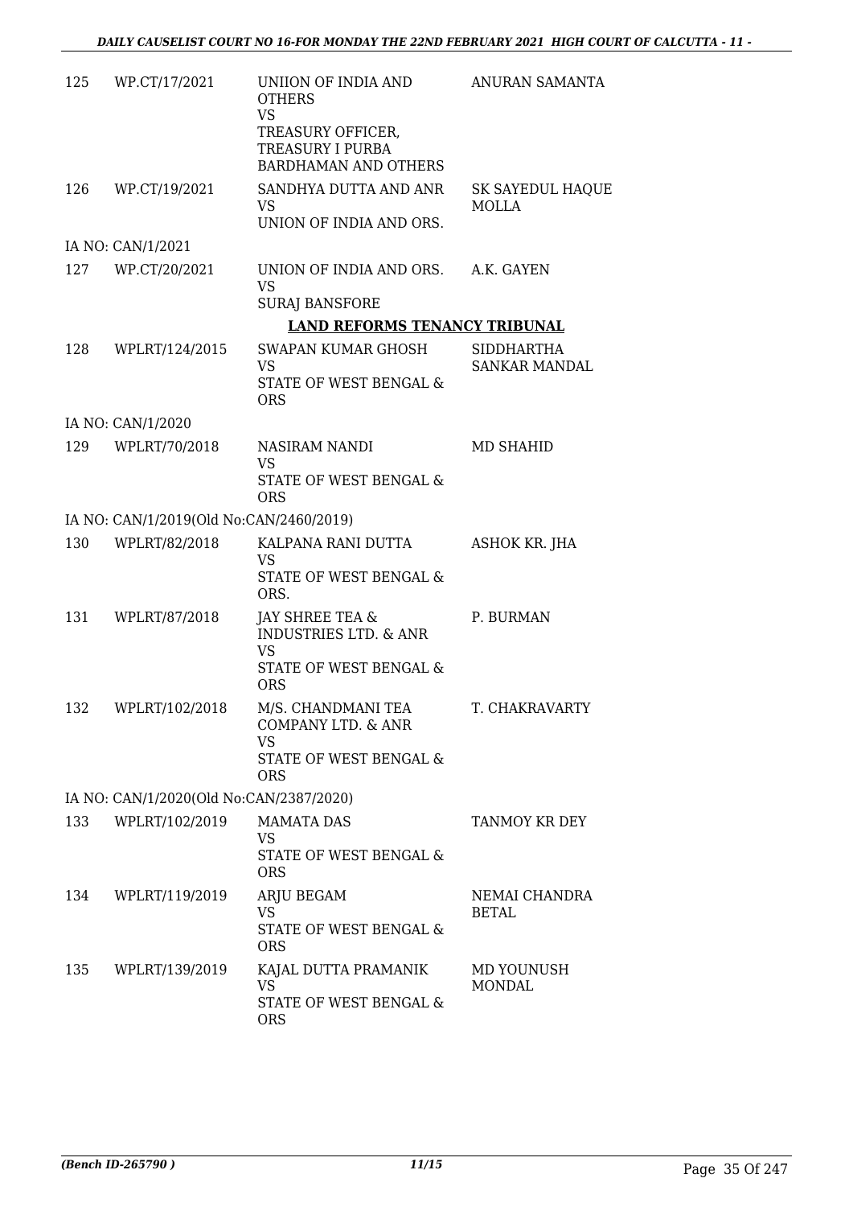| | | | |
|---|---|---|---|
| 125 | WP.CT/17/2021 | UNIION OF INDIA AND OTHERS<br>VS<br>TREASURY OFFICER, TREASURY I PURBA BARDHAMAN AND OTHERS | ANURAN SAMANTA |
| 126 | WP.CT/19/2021 | SANDHYA DUTTA AND ANR<br>VS<br>UNION OF INDIA AND ORS. | SK SAYEDUL HAQUE MOLLA |
| | IA NO: CAN/1/2021 | | |
| 127 | WP.CT/20/2021 | UNION OF INDIA AND ORS.<br>VS<br>SURAJ BANSFORE | A.K. GAYEN |
| | | **LAND REFORMS TENANCY TRIBUNAL** | |
| 128 | WPLRT/124/2015 | SWAPAN KUMAR GHOSH<br>VS<br>STATE OF WEST BENGAL & ORS | SIDDHARTHA SANKAR MANDAL |
| | IA NO: CAN/1/2020 | | |
| 129 | WPLRT/70/2018 | NASIRAM NANDI<br>VS<br>STATE OF WEST BENGAL & ORS | MD SHAHID |
| | IA NO: CAN/1/2019(Old No:CAN/2460/2019) | | |
| 130 | WPLRT/82/2018 | KALPANA RANI DUTTA<br>VS<br>STATE OF WEST BENGAL & ORS. | ASHOK KR. JHA |
| 131 | WPLRT/87/2018 | JAY SHREE TEA & INDUSTRIES LTD. & ANR<br>VS<br>STATE OF WEST BENGAL & ORS | P. BURMAN |
| 132 | WPLRT/102/2018 | M/S. CHANDMANI TEA COMPANY LTD. & ANR<br>VS<br>STATE OF WEST BENGAL & ORS | T. CHAKRAVARTY |
| | IA NO: CAN/1/2020(Old No:CAN/2387/2020) | | |
| 133 | WPLRT/102/2019 | MAMATA DAS<br>VS<br>STATE OF WEST BENGAL & ORS | TANMOY KR DEY |
| 134 | WPLRT/119/2019 | ARJU BEGAM<br>VS<br>STATE OF WEST BENGAL & ORS | NEMAI CHANDRA BETAL |
| 135 | WPLRT/139/2019 | KAJAL DUTTA PRAMANIK<br>VS<br>STATE OF WEST BENGAL & ORS | MD YOUNUSH MONDAL |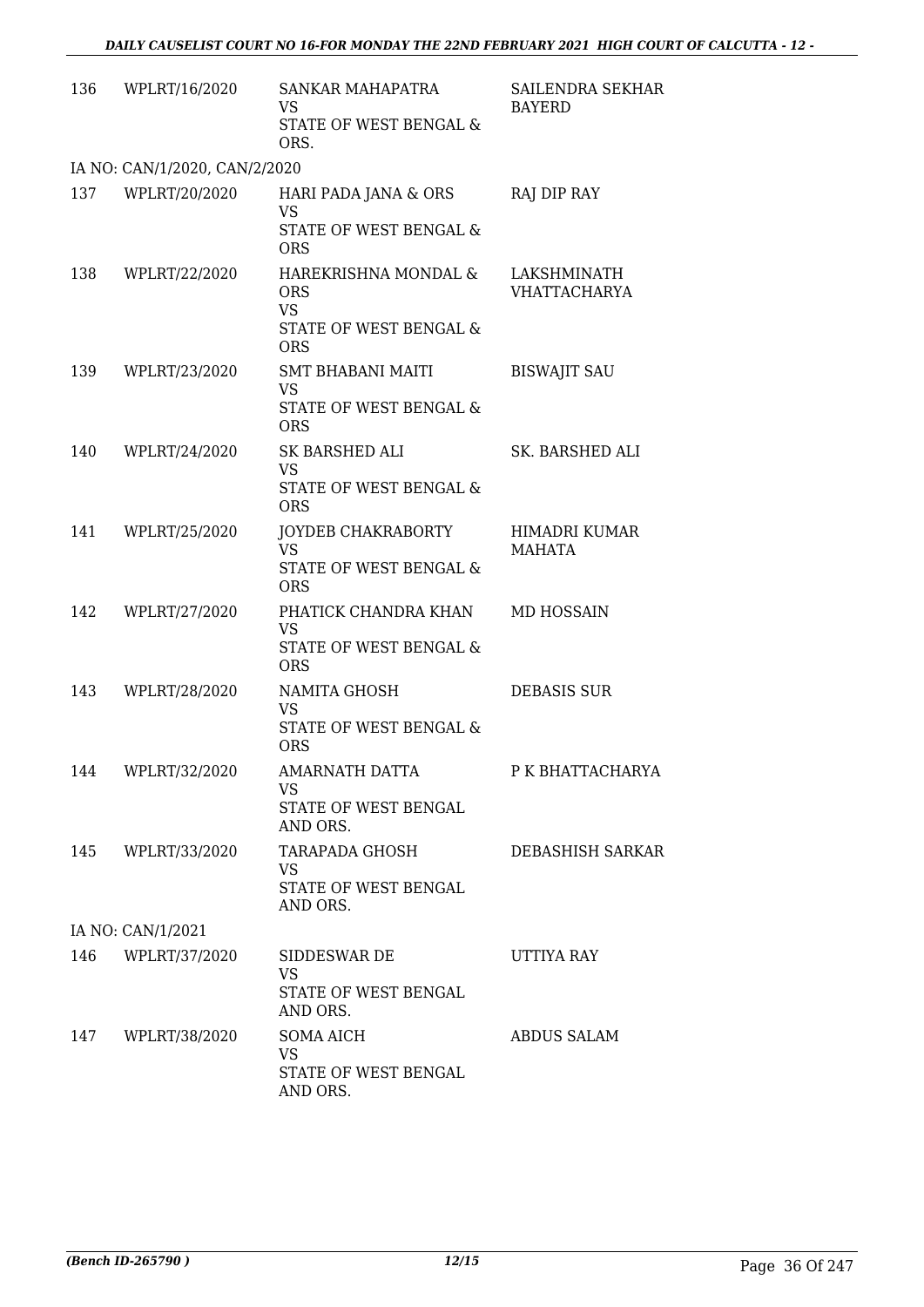| | | | |
|---|---|---|---|
| 136 | WPLRT/16/2020 | SANKAR MAHAPATRA<br>VS<br>STATE OF WEST BENGAL & ORS. | SAILENDRA SEKHAR BAYERD |
| IA NO: CAN/1/2020, CAN/2/2020 | | | |
| 137 | WPLRT/20/2020 | HARI PADA JANA & ORS<br>VS<br>STATE OF WEST BENGAL & ORS | RAJ DIP RAY |
| 138 | WPLRT/22/2020 | HAREKRISHNA MONDAL & ORS<br>VS<br>STATE OF WEST BENGAL & ORS | LAKSHMINATH VHATTACHARYA |
| 139 | WPLRT/23/2020 | SMT BHABANI MAITI<br>VS<br>STATE OF WEST BENGAL & ORS | BISWAJIT SAU |
| 140 | WPLRT/24/2020 | SK BARSHED ALI<br>VS<br>STATE OF WEST BENGAL & ORS | SK. BARSHED ALI |
| 141 | WPLRT/25/2020 | JOYDEB CHAKRABORTY<br>VS<br>STATE OF WEST BENGAL & ORS | HIMADRI KUMAR MAHATA |
| 142 | WPLRT/27/2020 | PHATICK CHANDRA KHAN<br>VS<br>STATE OF WEST BENGAL & ORS | MD HOSSAIN |
| 143 | WPLRT/28/2020 | NAMITA GHOSH<br>VS<br>STATE OF WEST BENGAL & ORS | DEBASIS SUR |
| 144 | WPLRT/32/2020 | AMARNATH DATTA<br>VS<br>STATE OF WEST BENGAL AND ORS. | P K BHATTACHARYA |
| 145 | WPLRT/33/2020 | TARAPADA GHOSH<br>VS<br>STATE OF WEST BENGAL AND ORS. | DEBASHISH SARKAR |
| IA NO: CAN/1/2021 | | | |
| 146 | WPLRT/37/2020 | SIDDESWAR DE<br>VS<br>STATE OF WEST BENGAL AND ORS. | UTTIYA RAY |
| 147 | WPLRT/38/2020 | SOMA AICH<br>VS<br>STATE OF WEST BENGAL AND ORS. | ABDUS SALAM |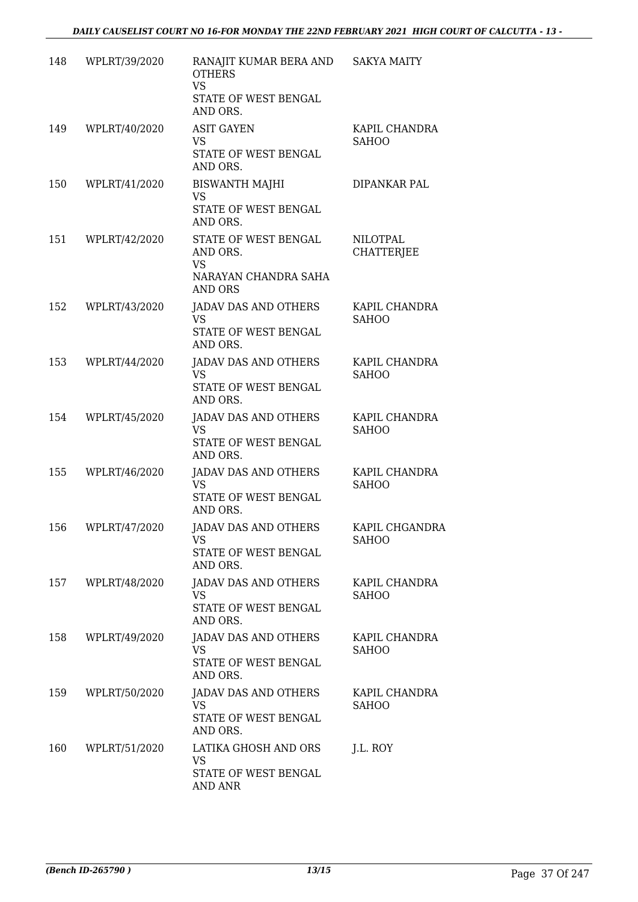| | | | |
|---|---|---|---|
| 148 | WPLRT/39/2020 | RANAJIT KUMAR BERA AND OTHERS<br>VS<br>STATE OF WEST BENGAL AND ORS. | SAKYA MAITY |
| 149 | WPLRT/40/2020 | ASIT GAYEN<br>VS<br>STATE OF WEST BENGAL AND ORS. | KAPIL CHANDRA SAHOO |
| 150 | WPLRT/41/2020 | BISWANTH MAJHI<br>VS<br>STATE OF WEST BENGAL AND ORS. | DIPANKAR PAL |
| 151 | WPLRT/42/2020 | STATE OF WEST BENGAL AND ORS.<br>VS<br>NARAYAN CHANDRA SAHA AND ORS | NILOTPAL CHATTERJEE |
| 152 | WPLRT/43/2020 | JADAV DAS AND OTHERS<br>VS<br>STATE OF WEST BENGAL AND ORS. | KAPIL CHANDRA SAHOO |
| 153 | WPLRT/44/2020 | JADAV DAS AND OTHERS<br>VS<br>STATE OF WEST BENGAL AND ORS. | KAPIL CHANDRA SAHOO |
| 154 | WPLRT/45/2020 | JADAV DAS AND OTHERS<br>VS<br>STATE OF WEST BENGAL AND ORS. | KAPIL CHANDRA SAHOO |
| 155 | WPLRT/46/2020 | JADAV DAS AND OTHERS<br>VS<br>STATE OF WEST BENGAL AND ORS. | KAPIL CHANDRA SAHOO |
| 156 | WPLRT/47/2020 | JADAV DAS AND OTHERS<br>VS<br>STATE OF WEST BENGAL AND ORS. | KAPIL CHGANDRA SAHOO |
| 157 | WPLRT/48/2020 | JADAV DAS AND OTHERS<br>VS<br>STATE OF WEST BENGAL AND ORS. | KAPIL CHANDRA SAHOO |
| 158 | WPLRT/49/2020 | JADAV DAS AND OTHERS<br>VS<br>STATE OF WEST BENGAL AND ORS. | KAPIL CHANDRA SAHOO |
| 159 | WPLRT/50/2020 | JADAV DAS AND OTHERS<br>VS<br>STATE OF WEST BENGAL AND ORS. | KAPIL CHANDRA SAHOO |
| 160 | WPLRT/51/2020 | LATIKA GHOSH AND ORS<br>VS<br>STATE OF WEST BENGAL AND ANR | J.L. ROY |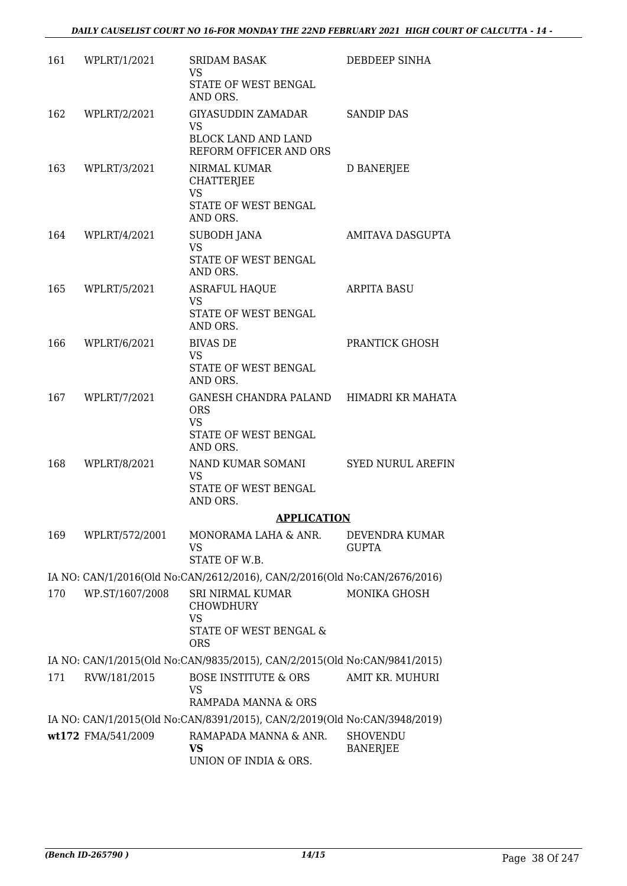| | | | |
|---|---|---|---|
| 161 | WPLRT/1/2021 | SRIDAM BASAK<br>VS<br>STATE OF WEST BENGAL AND ORS. | DEBDEEP SINHA |
| 162 | WPLRT/2/2021 | GIYASUDDIN ZAMADAR<br>VS<br>BLOCK LAND AND LAND REFORM OFFICER AND ORS | SANDIP DAS |
| 163 | WPLRT/3/2021 | NIRMAL KUMAR CHATTERJEE<br>VS<br>STATE OF WEST BENGAL AND ORS. | D BANERJEE |
| 164 | WPLRT/4/2021 | SUBODH JANA<br>VS<br>STATE OF WEST BENGAL AND ORS. | AMITAVA DASGUPTA |
| 165 | WPLRT/5/2021 | ASRAFUL HAQUE<br>VS<br>STATE OF WEST BENGAL AND ORS. | ARPITA BASU |
| 166 | WPLRT/6/2021 | BIVAS DE<br>VS<br>STATE OF WEST BENGAL AND ORS. | PRANTICK GHOSH |
| 167 | WPLRT/7/2021 | GANESH CHANDRA PALAND ORS<br>VS<br>STATE OF WEST BENGAL AND ORS. | HIMADRI KR MAHATA |
| 168 | WPLRT/8/2021 | NAND KUMAR SOMANI<br>VS<br>STATE OF WEST BENGAL AND ORS. | SYED NURUL AREFIN |

**APPLICATION**

| | | | |
|---|---|---|---|
| 169 | WPLRT/572/2001 | MONORAMA LAHA & ANR.<br>VS<br>STATE OF W.B. | DEVENDRA KUMAR GUPTA |

IA NO: CAN/1/2016(Old No:CAN/2612/2016), CAN/2/2016(Old No:CAN/2676/2016)

| | | | |
|---|---|---|---|
| 170 | WP.ST/1607/2008 | SRI NIRMAL KUMAR CHOWDHURY<br>VS<br>STATE OF WEST BENGAL & ORS | MONIKA GHOSH |

IA NO: CAN/1/2015(Old No:CAN/9835/2015), CAN/2/2015(Old No:CAN/9841/2015)

| | | | |
|---|---|---|---|
| 171 | RVW/181/2015 | BOSE INSTITUTE & ORS<br>VS<br>RAMPADA MANNA & ORS | AMIT KR. MUHURI |

IA NO: CAN/1/2015(Old No:CAN/8391/2015), CAN/2/2019(Old No:CAN/3948/2019)

| | | | |
|---|---|---|---|
| wt172 | FMA/541/2009 | RAMAPADA MANNA & ANR.<br>**VS**<br>UNION OF INDIA & ORS. | SHOVENDU BANERJEE |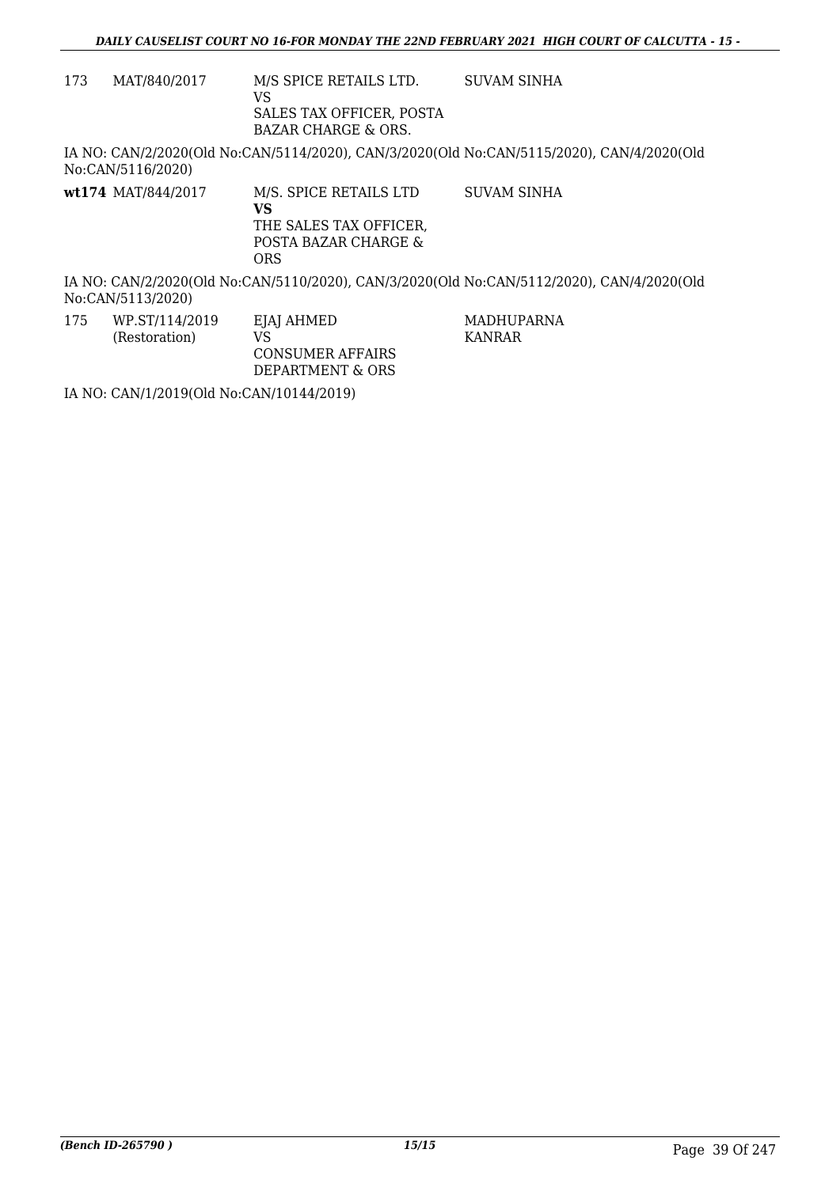| | | | |
|---|---|---|---|
| 173 | MAT/840/2017 | M/S SPICE RETAILS LTD.<br>VS<br>SALES TAX OFFICER, POSTA BAZAR CHARGE & ORS. | SUVAM SINHA |

IA NO: CAN/2/2020(Old No:CAN/5114/2020), CAN/3/2020(Old No:CAN/5115/2020), CAN/4/2020(Old No:CAN/5116/2020)

| | | | |
|---|---|---|---|
| **wt174** | MAT/844/2017 | M/S. SPICE RETAILS LTD<br>**VS**<br>THE SALES TAX OFFICER, POSTA BAZAR CHARGE & ORS | SUVAM SINHA |

IA NO: CAN/2/2020(Old No:CAN/5110/2020), CAN/3/2020(Old No:CAN/5112/2020), CAN/4/2020(Old No:CAN/5113/2020)

| | | | |
|---|---|---|---|
| 175 | WP.ST/114/2019<br>(Restoration) | EJAJ AHMED<br>VS<br>CONSUMER AFFAIRS DEPARTMENT & ORS | MADHUPARNA KANRAR |

IA NO: CAN/1/2019(Old No:CAN/10144/2019)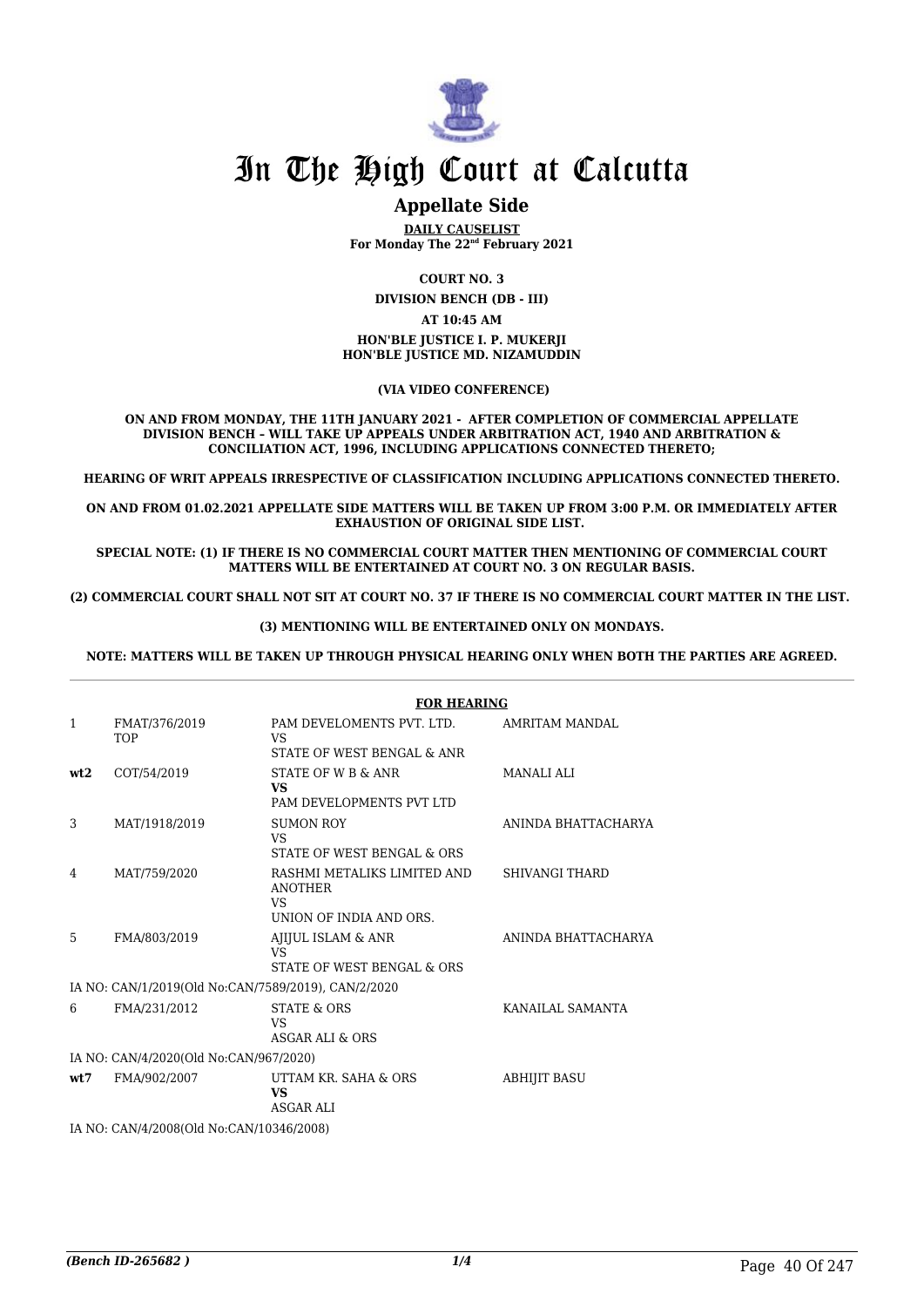# In The High Court at Calcutta

## Appellate Side

**DAILY CAUSELIST**
**For Monday The 22nd February 2021**

**COURT NO. 3**

**DIVISION BENCH (DB - III)**

**AT 10:45 AM**

**HON'BLE JUSTICE I. P. MUKERJI**
**HON'BLE JUSTICE MD. NIZAMUDDIN**

**(VIA VIDEO CONFERENCE)**

**ON AND FROM MONDAY, THE 11TH JANUARY 2021 - AFTER COMPLETION OF COMMERCIAL APPELLATE DIVISION BENCH – WILL TAKE UP APPEALS UNDER ARBITRATION ACT, 1940 AND ARBITRATION & CONCILIATION ACT, 1996, INCLUDING APPLICATIONS CONNECTED THERETO;**

**HEARING OF WRIT APPEALS IRRESPECTIVE OF CLASSIFICATION INCLUDING APPLICATIONS CONNECTED THERETO.**

**ON AND FROM 01.02.2021 APPELLATE SIDE MATTERS WILL BE TAKEN UP FROM 3:00 P.M. OR IMMEDIATELY AFTER EXHAUSTION OF ORIGINAL SIDE LIST.**

**SPECIAL NOTE: (1) IF THERE IS NO COMMERCIAL COURT MATTER THEN MENTIONING OF COMMERCIAL COURT MATTERS WILL BE ENTERTAINED AT COURT NO. 3 ON REGULAR BASIS.**

**(2) COMMERCIAL COURT SHALL NOT SIT AT COURT NO. 37 IF THERE IS NO COMMERCIAL COURT MATTER IN THE LIST.**

**(3) MENTIONING WILL BE ENTERTAINED ONLY ON MONDAYS.**

**NOTE: MATTERS WILL BE TAKEN UP THROUGH PHYSICAL HEARING ONLY WHEN BOTH THE PARTIES ARE AGREED.**

**FOR HEARING**

| | | | |
|---|---|---|---|
| 1 | FMAT/376/2019 TOP | PAM DEVELOMENTS PVT. LTD. VS STATE OF WEST BENGAL & ANR | AMRITAM MANDAL |
| **wt2** | COT/54/2019 | STATE OF W B & ANR **VS** PAM DEVELOPMENTS PVT LTD | MANALI ALI |
| 3 | MAT/1918/2019 | SUMON ROY VS STATE OF WEST BENGAL & ORS | ANINDA BHATTACHARYA |
| 4 | MAT/759/2020 | RASHMI METALIKS LIMITED AND ANOTHER VS UNION OF INDIA AND ORS. | SHIVANGI THARD |
| 5 | FMA/803/2019 | AJIJUL ISLAM & ANR VS STATE OF WEST BENGAL & ORS | ANINDA BHATTACHARYA |
| | IA NO: CAN/1/2019(Old No:CAN/7589/2019), CAN/2/2020 | | |
| 6 | FMA/231/2012 | STATE & ORS VS ASGAR ALI & ORS | KANAILAL SAMANTA |
| | IA NO: CAN/4/2020(Old No:CAN/967/2020) | | |
| **wt7** | FMA/902/2007 | UTTAM KR. SAHA & ORS **VS** ASGAR ALI | ABHIJIT BASU |
| | IA NO: CAN/4/2008(Old No:CAN/10346/2008) | | |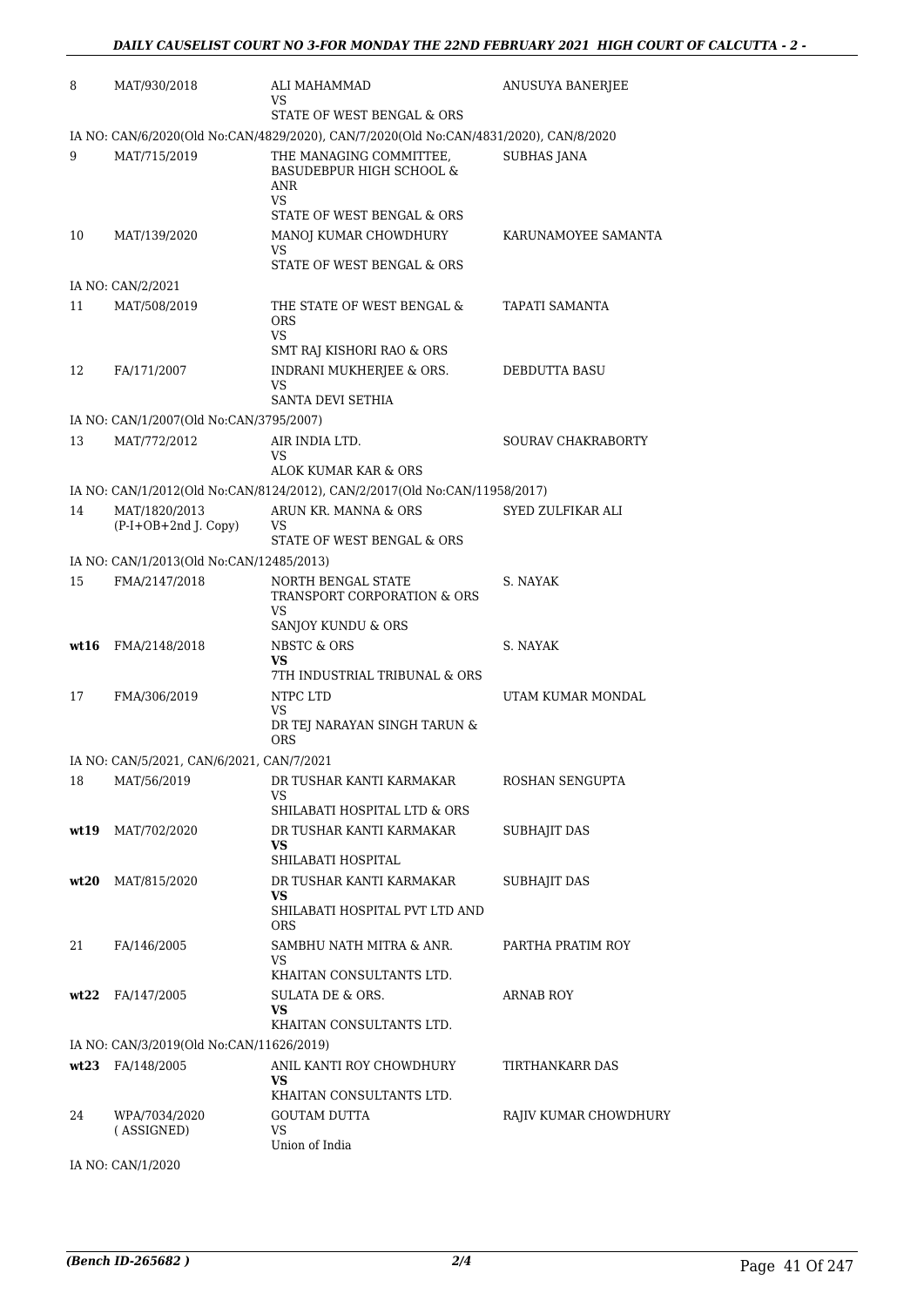| | | | |
|---|---|---|---|
| 8 | MAT/930/2018 | ALI MAHAMMAD<br>VS<br>STATE OF WEST BENGAL & ORS | ANUSUYA BANERJEE |
| IA NO: CAN/6/2020(Old No:CAN/4829/2020), CAN/7/2020(Old No:CAN/4831/2020), CAN/8/2020 | | | |
| 9 | MAT/715/2019 | THE MANAGING COMMITTEE, BASUDEBPUR HIGH SCHOOL & ANR<br>VS<br>STATE OF WEST BENGAL & ORS | SUBHAS JANA |
| 10 | MAT/139/2020 | MANOJ KUMAR CHOWDHURY<br>VS<br>STATE OF WEST BENGAL & ORS | KARUNAMOYEE SAMANTA |
| IA NO: CAN/2/2021 | | | |
| 11 | MAT/508/2019 | THE STATE OF WEST BENGAL & ORS<br>VS<br>SMT RAJ KISHORI RAO & ORS | TAPATI SAMANTA |
| 12 | FA/171/2007 | INDRANI MUKHERJEE & ORS.<br>VS<br>SANTA DEVI SETHIA | DEBDUTTA BASU |
| IA NO: CAN/1/2007(Old No:CAN/3795/2007) | | | |
| 13 | MAT/772/2012 | AIR INDIA LTD.<br>VS<br>ALOK KUMAR KAR & ORS | SOURAV CHAKRABORTY |
| IA NO: CAN/1/2012(Old No:CAN/8124/2012), CAN/2/2017(Old No:CAN/11958/2017) | | | |
| 14 | MAT/1820/2013<br>(P-I+OB+2nd J. Copy) | ARUN KR. MANNA & ORS<br>VS<br>STATE OF WEST BENGAL & ORS | SYED ZULFIKAR ALI |
| IA NO: CAN/1/2013(Old No:CAN/12485/2013) | | | |
| 15 | FMA/2147/2018 | NORTH BENGAL STATE TRANSPORT CORPORATION & ORS<br>VS<br>SANJOY KUNDU & ORS | S. NAYAK |
| **wt16** | FMA/2148/2018 | NBSTC & ORS<br>**VS**<br>7TH INDUSTRIAL TRIBUNAL & ORS | S. NAYAK |
| 17 | FMA/306/2019 | NTPC LTD<br>VS<br>DR TEJ NARAYAN SINGH TARUN & ORS | UTAM KUMAR MONDAL |
| IA NO: CAN/5/2021, CAN/6/2021, CAN/7/2021 | | | |
| 18 | MAT/56/2019 | DR TUSHAR KANTI KARMAKAR<br>VS<br>SHILABATI HOSPITAL LTD & ORS | ROSHAN SENGUPTA |
| **wt19** | MAT/702/2020 | DR TUSHAR KANTI KARMAKAR<br>**VS**<br>SHILABATI HOSPITAL | SUBHAJIT DAS |
| **wt20** | MAT/815/2020 | DR TUSHAR KANTI KARMAKAR<br>**VS**<br>SHILABATI HOSPITAL PVT LTD AND ORS | SUBHAJIT DAS |
| 21 | FA/146/2005 | SAMBHU NATH MITRA & ANR.<br>VS<br>KHAITAN CONSULTANTS LTD. | PARTHA PRATIM ROY |
| **wt22** | FA/147/2005 | SULATA DE & ORS.<br>**VS**<br>KHAITAN CONSULTANTS LTD. | ARNAB ROY |
| IA NO: CAN/3/2019(Old No:CAN/11626/2019) | | | |
| **wt23** | FA/148/2005 | ANIL KANTI ROY CHOWDHURY<br>**VS**<br>KHAITAN CONSULTANTS LTD. | TIRTHANKARR DAS |
| 24 | WPA/7034/2020<br>( ASSIGNED) | GOUTAM DUTTA<br>VS<br>Union of India | RAJIV KUMAR CHOWDHURY |
| IA NO: CAN/1/2020 | | | |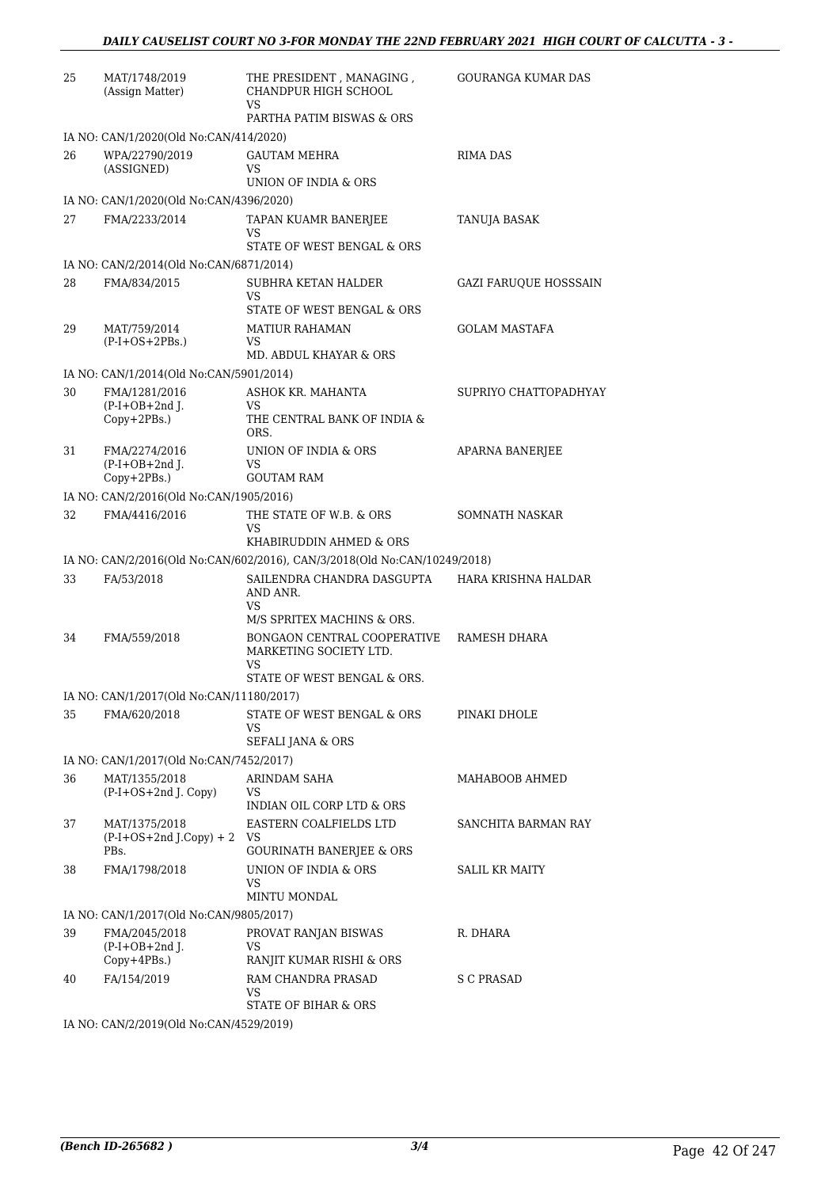| | | | |
|---|---|---|---|
| 25 | MAT/1748/2019 (Assign Matter) | THE PRESIDENT , MANAGING , CHANDPUR HIGH SCHOOL VS PARTHA PATIM BISWAS & ORS | GOURANGA KUMAR DAS |
| | IA NO: CAN/1/2020(Old No:CAN/414/2020) | | |
| 26 | WPA/22790/2019 (ASSIGNED) | GAUTAM MEHRA VS UNION OF INDIA & ORS | RIMA DAS |
| | IA NO: CAN/1/2020(Old No:CAN/4396/2020) | | |
| 27 | FMA/2233/2014 | TAPAN KUAMR BANERJEE VS STATE OF WEST BENGAL & ORS | TANUJA BASAK |
| | IA NO: CAN/2/2014(Old No:CAN/6871/2014) | | |
| 28 | FMA/834/2015 | SUBHRA KETAN HALDER VS STATE OF WEST BENGAL & ORS | GAZI FARUQUE HOSSSAIN |
| 29 | MAT/759/2014 (P-I+OS+2PBs.) | MATIUR RAHAMAN VS MD. ABDUL KHAYAR & ORS | GOLAM MASTAFA |
| | IA NO: CAN/1/2014(Old No:CAN/5901/2014) | | |
| 30 | FMA/1281/2016 (P-I+OB+2nd J. Copy+2PBs.) | ASHOK KR. MAHANTA VS THE CENTRAL BANK OF INDIA & ORS. | SUPRIYO CHATTOPADHYAY |
| 31 | FMA/2274/2016 (P-I+OB+2nd J. Copy+2PBs.) | UNION OF INDIA & ORS VS GOUTAM RAM | APARNA BANERJEE |
| | IA NO: CAN/2/2016(Old No:CAN/1905/2016) | | |
| 32 | FMA/4416/2016 | THE STATE OF W.B. & ORS VS KHABIRUDDIN AHMED & ORS | SOMNATH NASKAR |
| | IA NO: CAN/2/2016(Old No:CAN/602/2016), CAN/3/2018(Old No:CAN/10249/2018) | | |
| 33 | FA/53/2018 | SAILENDRA CHANDRA DASGUPTA AND ANR. VS M/S SPRITEX MACHINS & ORS. | HARA KRISHNA HALDAR |
| 34 | FMA/559/2018 | BONGAON CENTRAL COOPERATIVE MARKETING SOCIETY LTD. VS STATE OF WEST BENGAL & ORS. | RAMESH DHARA |
| | IA NO: CAN/1/2017(Old No:CAN/11180/2017) | | |
| 35 | FMA/620/2018 | STATE OF WEST BENGAL & ORS VS SEFALI JANA & ORS | PINAKI DHOLE |
| | IA NO: CAN/1/2017(Old No:CAN/7452/2017) | | |
| 36 | MAT/1355/2018 (P-I+OS+2nd J. Copy) | ARINDAM SAHA VS INDIAN OIL CORP LTD & ORS | MAHABOOB AHMED |
| 37 | MAT/1375/2018 (P-I+OS+2nd J.Copy) + 2 PBs. | EASTERN COALFIELDS LTD VS GOURINATH BANERJEE & ORS | SANCHITA BARMAN RAY |
| 38 | FMA/1798/2018 | UNION OF INDIA & ORS VS MINTU MONDAL | SALIL KR MAITY |
| | IA NO: CAN/1/2017(Old No:CAN/9805/2017) | | |
| 39 | FMA/2045/2018 (P-I+OB+2nd J. Copy+4PBs.) | PROVAT RANJAN BISWAS VS RANJIT KUMAR RISHI & ORS | R. DHARA |
| 40 | FA/154/2019 | RAM CHANDRA PRASAD VS STATE OF BIHAR & ORS | S C PRASAD |
| | IA NO: CAN/2/2019(Old No:CAN/4529/2019) | | |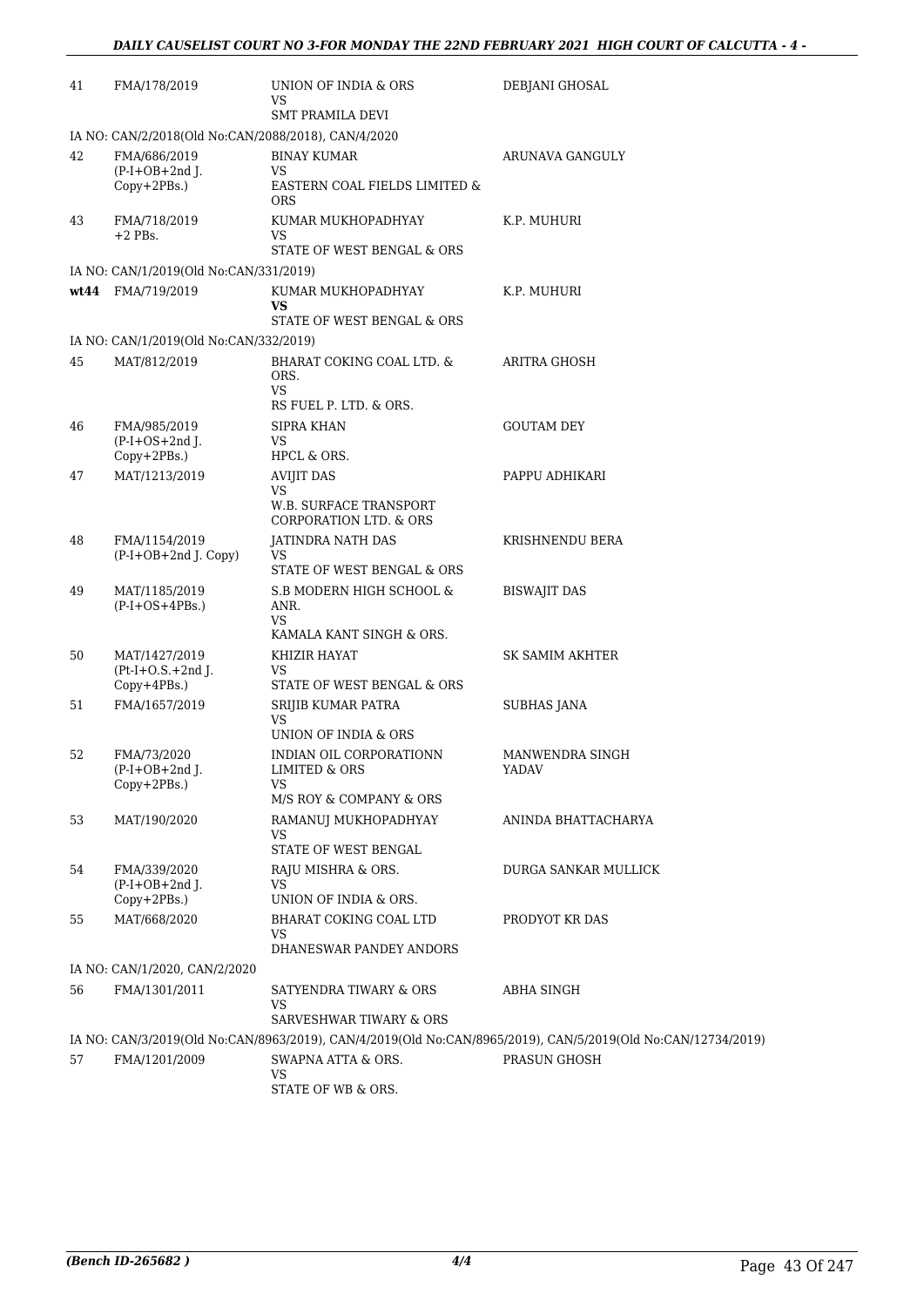| | | | |
|---|---|---|---|
| 41 | FMA/178/2019 | UNION OF INDIA & ORS<br>VS<br>SMT PRAMILA DEVI | DEBJANI GHOSAL |
| IA NO: CAN/2/2018(Old No:CAN/2088/2018), CAN/4/2020 | | | |
| 42 | FMA/686/2019<br>(P-I+OB+2nd J.<br>Copy+2PBs.) | BINAY KUMAR<br>VS<br>EASTERN COAL FIELDS LIMITED &<br>ORS | ARUNAVA GANGULY |
| 43 | FMA/718/2019<br>+2 PBs. | KUMAR MUKHOPADHYAY<br>VS<br>STATE OF WEST BENGAL & ORS | K.P. MUHURI |
| IA NO: CAN/1/2019(Old No:CAN/331/2019) | | | |
| **wt44** | FMA/719/2019 | KUMAR MUKHOPADHYAY<br>**VS**<br>STATE OF WEST BENGAL & ORS | K.P. MUHURI |
| IA NO: CAN/1/2019(Old No:CAN/332/2019) | | | |
| 45 | MAT/812/2019 | BHARAT COKING COAL LTD. &<br>ORS.<br>VS<br>RS FUEL P. LTD. & ORS. | ARITRA GHOSH |
| 46 | FMA/985/2019<br>(P-I+OS+2nd J.<br>Copy+2PBs.) | SIPRA KHAN<br>VS<br>HPCL & ORS. | GOUTAM DEY |
| 47 | MAT/1213/2019 | AVIJIT DAS<br>VS<br>W.B. SURFACE TRANSPORT<br>CORPORATION LTD. & ORS | PAPPU ADHIKARI |
| 48 | FMA/1154/2019<br>(P-I+OB+2nd J. Copy) | JATINDRA NATH DAS<br>VS<br>STATE OF WEST BENGAL & ORS | KRISHNENDU BERA |
| 49 | MAT/1185/2019<br>(P-I+OS+4PBs.) | S.B MODERN HIGH SCHOOL &<br>ANR.<br>VS<br>KAMALA KANT SINGH & ORS. | BISWAJIT DAS |
| 50 | MAT/1427/2019<br>(Pt-I+O.S.+2nd J.<br>Copy+4PBs.) | KHIZIR HAYAT<br>VS<br>STATE OF WEST BENGAL & ORS | SK SAMIM AKHTER |
| 51 | FMA/1657/2019 | SRIJIB KUMAR PATRA<br>VS<br>UNION OF INDIA & ORS | SUBHAS JANA |
| 52 | FMA/73/2020<br>(P-I+OB+2nd J.<br>Copy+2PBs.) | INDIAN OIL CORPORATIONN<br>LIMITED & ORS<br>VS<br>M/S ROY & COMPANY & ORS | MANWENDRA SINGH<br>YADAV |
| 53 | MAT/190/2020 | RAMANUJ MUKHOPADHYAY<br>VS<br>STATE OF WEST BENGAL | ANINDA BHATTACHARYA |
| 54 | FMA/339/2020<br>(P-I+OB+2nd J.<br>Copy+2PBs.) | RAJU MISHRA & ORS.<br>VS<br>UNION OF INDIA & ORS. | DURGA SANKAR MULLICK |
| 55 | MAT/668/2020 | BHARAT COKING COAL LTD<br>VS<br>DHANESWAR PANDEY ANDORS | PRODYOT KR DAS |
| IA NO: CAN/1/2020, CAN/2/2020 | | | |
| 56 | FMA/1301/2011 | SATYENDRA TIWARY & ORS<br>VS<br>SARVESHWAR TIWARY & ORS | ABHA SINGH |
| IA NO: CAN/3/2019(Old No:CAN/8963/2019), CAN/4/2019(Old No:CAN/8965/2019), CAN/5/2019(Old No:CAN/12734/2019) | | | |
| 57 | FMA/1201/2009 | SWAPNA ATTA & ORS.<br>VS<br>STATE OF WB & ORS. | PRASUN GHOSH |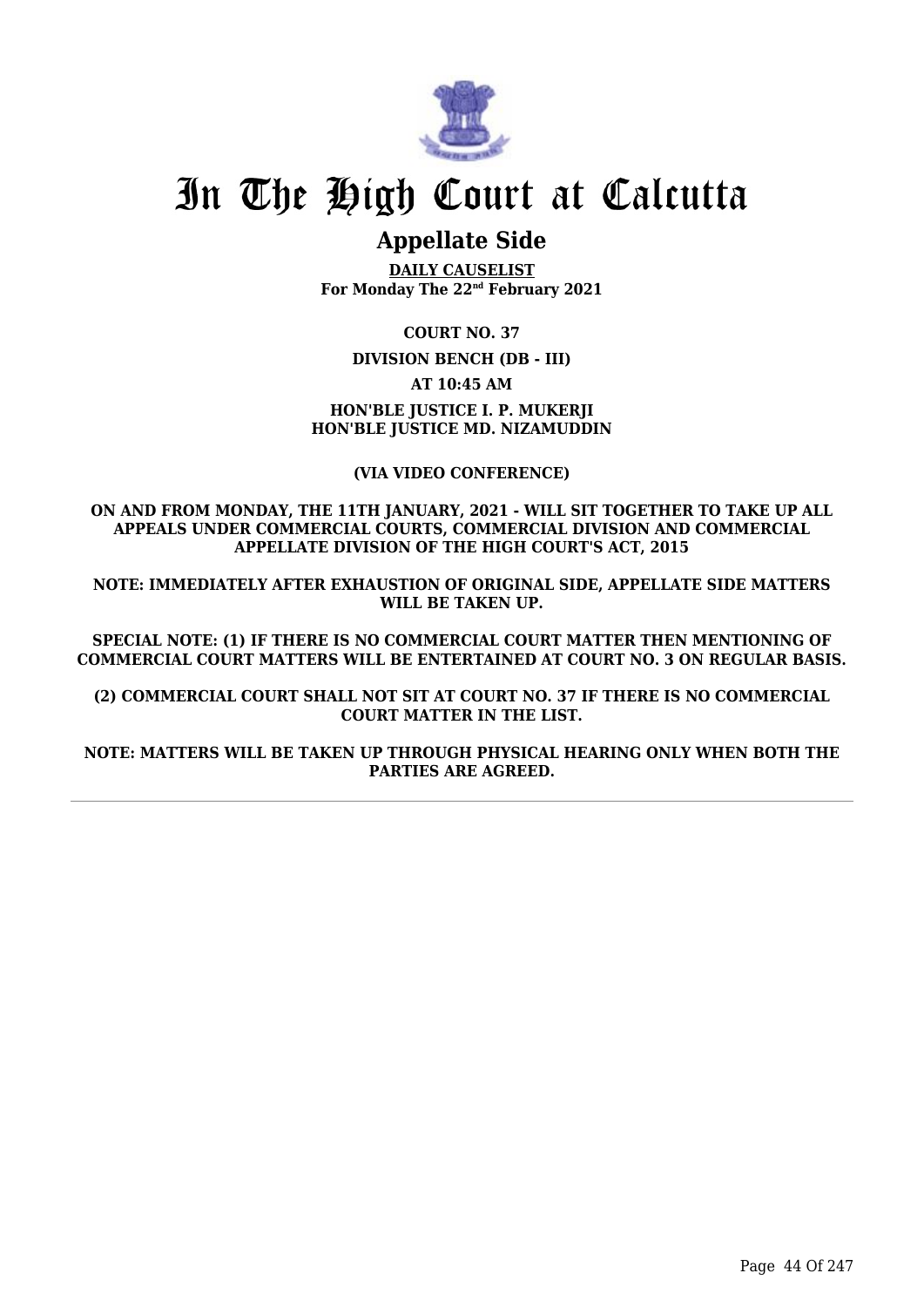# In The High Court at Calcutta

## Appellate Side

**DAILY CAUSELIST**
**For Monday The 22nd February 2021**

**COURT NO. 37**

**DIVISION BENCH (DB - III)**

**AT 10:45 AM**

**HON'BLE JUSTICE I. P. MUKERJI**
**HON'BLE JUSTICE MD. NIZAMUDDIN**

**(VIA VIDEO CONFERENCE)**

**ON AND FROM MONDAY, THE 11TH JANUARY, 2021 - WILL SIT TOGETHER TO TAKE UP ALL APPEALS UNDER COMMERCIAL COURTS, COMMERCIAL DIVISION AND COMMERCIAL APPELLATE DIVISION OF THE HIGH COURT'S ACT, 2015**

**NOTE: IMMEDIATELY AFTER EXHAUSTION OF ORIGINAL SIDE, APPELLATE SIDE MATTERS WILL BE TAKEN UP.**

**SPECIAL NOTE: (1) IF THERE IS NO COMMERCIAL COURT MATTER THEN MENTIONING OF COMMERCIAL COURT MATTERS WILL BE ENTERTAINED AT COURT NO. 3 ON REGULAR BASIS.**

**(2) COMMERCIAL COURT SHALL NOT SIT AT COURT NO. 37 IF THERE IS NO COMMERCIAL COURT MATTER IN THE LIST.**

**NOTE: MATTERS WILL BE TAKEN UP THROUGH PHYSICAL HEARING ONLY WHEN BOTH THE PARTIES ARE AGREED.**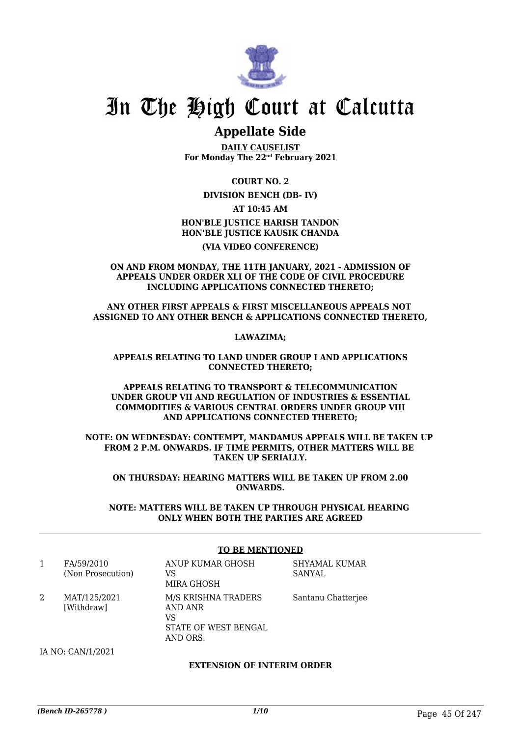# In The High Court at Calcutta

## Appellate Side

**DAILY CAUSELIST**
**For Monday The 22nd February 2021**

**COURT NO. 2**

**DIVISION BENCH (DB- IV)**

**AT 10:45 AM**

**HON'BLE JUSTICE HARISH TANDON**
**HON'BLE JUSTICE KAUSIK CHANDA**

**(VIA VIDEO CONFERENCE)**

**ON AND FROM MONDAY, THE 11TH JANUARY, 2021 - ADMISSION OF APPEALS UNDER ORDER XLI OF THE CODE OF CIVIL PROCEDURE INCLUDING APPLICATIONS CONNECTED THERETO;**

**ANY OTHER FIRST APPEALS & FIRST MISCELLANEOUS APPEALS NOT ASSIGNED TO ANY OTHER BENCH & APPLICATIONS CONNECTED THERETO,**

**LAWAZIMA;**

**APPEALS RELATING TO LAND UNDER GROUP I AND APPLICATIONS CONNECTED THERETO;**

**APPEALS RELATING TO TRANSPORT & TELECOMMUNICATION UNDER GROUP VII AND REGULATION OF INDUSTRIES & ESSENTIAL COMMODITIES & VARIOUS CENTRAL ORDERS UNDER GROUP VIII AND APPLICATIONS CONNECTED THERETO;**

**NOTE: ON WEDNESDAY: CONTEMPT, MANDAMUS APPEALS WILL BE TAKEN UP FROM 2 P.M. ONWARDS. IF TIME PERMITS, OTHER MATTERS WILL BE TAKEN UP SERIALLY.**

**ON THURSDAY: HEARING MATTERS WILL BE TAKEN UP FROM 2.00 ONWARDS.**

**NOTE: MATTERS WILL BE TAKEN UP THROUGH PHYSICAL HEARING ONLY WHEN BOTH THE PARTIES ARE AGREED**

**TO BE MENTIONED**

| | | | |
|---|---|---|---|
| 1 | FA/59/2010 (Non Prosecution) | ANUP KUMAR GHOSH VS MIRA GHOSH | SHYAMAL KUMAR SANYAL |
| 2 | MAT/125/2021 [Withdraw] | M/S KRISHNA TRADERS AND ANR VS STATE OF WEST BENGAL AND ORS. | Santanu Chatterjee |

IA NO: CAN/1/2021

**EXTENSION OF INTERIM ORDER**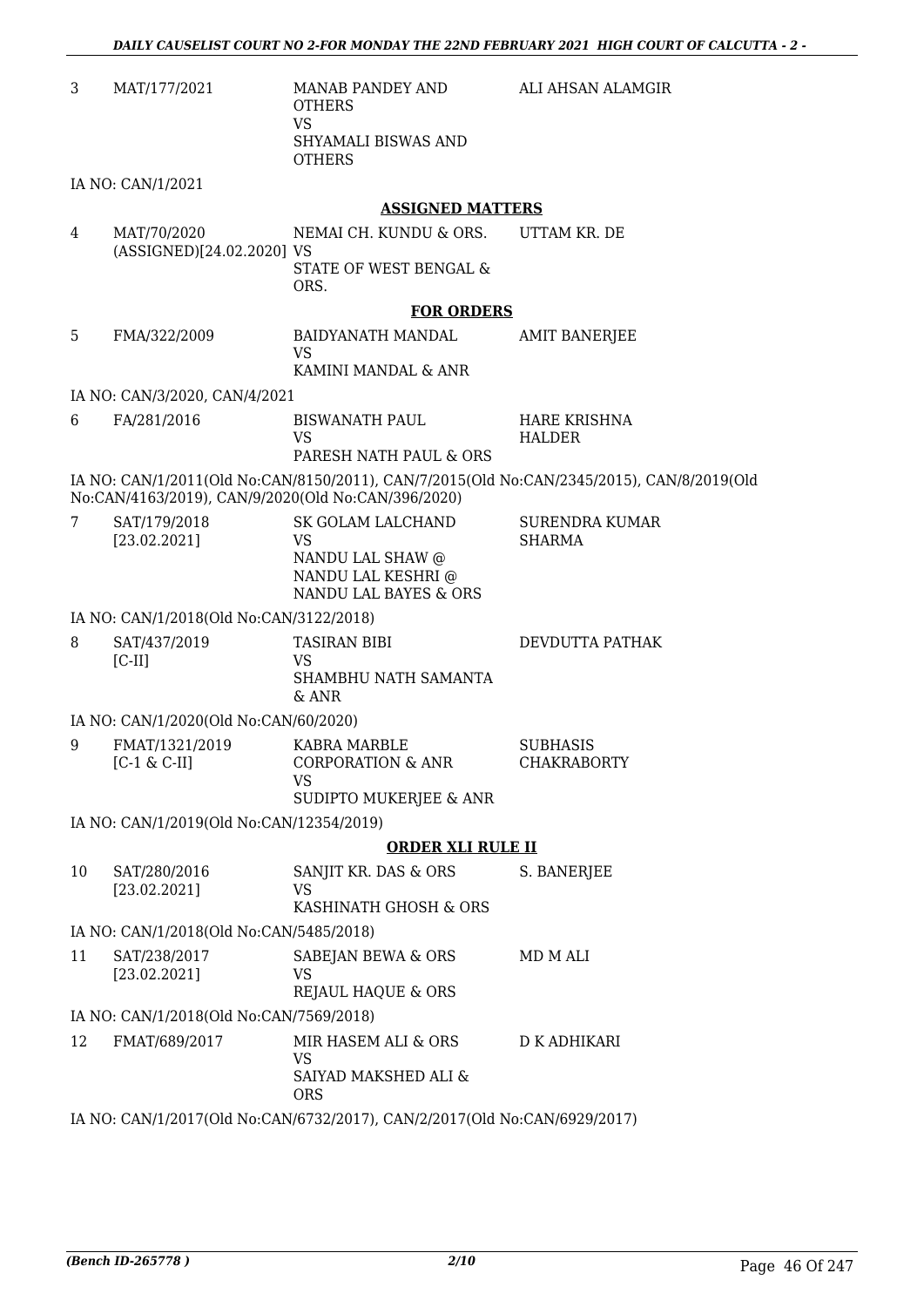| | | | |
|---|---|---|---|
| 3 | MAT/177/2021 | MANAB PANDEY AND OTHERS<br>VS<br>SHYAMALI BISWAS AND OTHERS | ALI AHSAN ALAMGIR |

IA NO: CAN/1/2021

**ASSIGNED MATTERS**

| | | | |
|---|---|---|---|
| 4 | MAT/70/2020<br>(ASSIGNED)[24.02.2020] | NEMAI CH. KUNDU & ORS.<br>VS<br>STATE OF WEST BENGAL & ORS. | UTTAM KR. DE |

**FOR ORDERS**

| | | | |
|---|---|---|---|
| 5 | FMA/322/2009 | BAIDYANATH MANDAL<br>VS<br>KAMINI MANDAL & ANR | AMIT BANERJEE |

IA NO: CAN/3/2020, CAN/4/2021

| | | | |
|---|---|---|---|
| 6 | FA/281/2016 | BISWANATH PAUL<br>VS<br>PARESH NATH PAUL & ORS | HARE KRISHNA HALDER |

IA NO: CAN/1/2011(Old No:CAN/8150/2011), CAN/7/2015(Old No:CAN/2345/2015), CAN/8/2019(Old No:CAN/4163/2019), CAN/9/2020(Old No:CAN/396/2020)

| | | | |
|---|---|---|---|
| 7 | SAT/179/2018<br>[23.02.2021] | SK GOLAM LALCHAND<br>VS<br>NANDU LAL SHAW @ NANDU LAL KESHRI @ NANDU LAL BAYES & ORS | SURENDRA KUMAR SHARMA |

IA NO: CAN/1/2018(Old No:CAN/3122/2018)

| | | | |
|---|---|---|---|
| 8 | SAT/437/2019<br>[C-II] | TASIRAN BIBI<br>VS<br>SHAMBHU NATH SAMANTA & ANR | DEVDUTTA PATHAK |

IA NO: CAN/1/2020(Old No:CAN/60/2020)

| | | | |
|---|---|---|---|
| 9 | FMAT/1321/2019<br>[C-1 & C-II] | KABRA MARBLE CORPORATION & ANR<br>VS<br>SUDIPTO MUKERJEE & ANR | SUBHASIS CHAKRABORTY |

IA NO: CAN/1/2019(Old No:CAN/12354/2019)

**ORDER XLI RULE II**

| | | | |
|---|---|---|---|
| 10 | SAT/280/2016<br>[23.02.2021] | SANJIT KR. DAS & ORS<br>VS<br>KASHINATH GHOSH & ORS | S. BANERJEE |

IA NO: CAN/1/2018(Old No:CAN/5485/2018)

| | | | |
|---|---|---|---|
| 11 | SAT/238/2017<br>[23.02.2021] | SABEJAN BEWA & ORS<br>VS<br>REJAUL HAQUE & ORS | MD M ALI |

IA NO: CAN/1/2018(Old No:CAN/7569/2018)

| | | | |
|---|---|---|---|
| 12 | FMAT/689/2017 | MIR HASEM ALI & ORS<br>VS<br>SAIYAD MAKSHED ALI & ORS | D K ADHIKARI |

IA NO: CAN/1/2017(Old No:CAN/6732/2017), CAN/2/2017(Old No:CAN/6929/2017)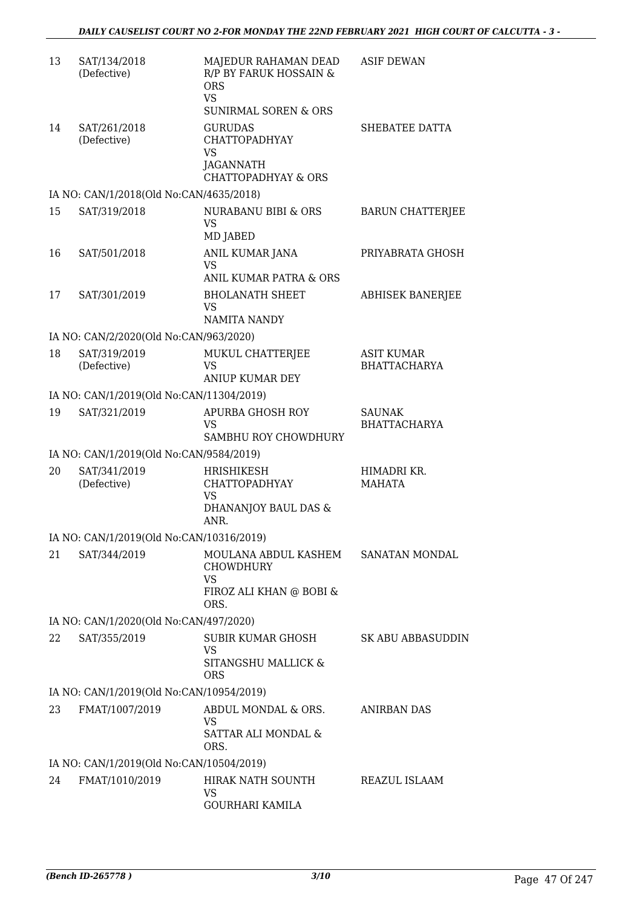| | | | |
|---|---|---|---|
| 13 | SAT/134/2018 (Defective) | MAJEDUR RAHAMAN DEAD R/P BY FARUK HOSSAIN & ORS VS SUNIRMAL SOREN & ORS | ASIF DEWAN |
| 14 | SAT/261/2018 (Defective) | GURUDAS CHATTOPADHYAY VS JAGANNATH CHATTOPADHYAY & ORS | SHEBATEE DATTA |
| | IA NO: CAN/1/2018(Old No:CAN/4635/2018) | | |
| 15 | SAT/319/2018 | NURABANU BIBI & ORS VS MD JABED | BARUN CHATTERJEE |
| 16 | SAT/501/2018 | ANIL KUMAR JANA VS ANIL KUMAR PATRA & ORS | PRIYABRATA GHOSH |
| 17 | SAT/301/2019 | BHOLANATH SHEET VS NAMITA NANDY | ABHISEK BANERJEE |
| | IA NO: CAN/2/2020(Old No:CAN/963/2020) | | |
| 18 | SAT/319/2019 (Defective) | MUKUL CHATTERJEE VS ANIUP KUMAR DEY | ASIT KUMAR BHATTACHARYA |
| | IA NO: CAN/1/2019(Old No:CAN/11304/2019) | | |
| 19 | SAT/321/2019 | APURBA GHOSH ROY VS SAMBHU ROY CHOWDHURY | SAUNAK BHATTACHARYA |
| | IA NO: CAN/1/2019(Old No:CAN/9584/2019) | | |
| 20 | SAT/341/2019 (Defective) | HRISHIKESH CHATTOPADHYAY VS DHANANJOY BAUL DAS & ANR. | HIMADRI KR. MAHATA |
| | IA NO: CAN/1/2019(Old No:CAN/10316/2019) | | |
| 21 | SAT/344/2019 | MOULANA ABDUL KASHEM CHOWDHURY VS FIROZ ALI KHAN @ BOBI & ORS. | SANATAN MONDAL |
| | IA NO: CAN/1/2020(Old No:CAN/497/2020) | | |
| 22 | SAT/355/2019 | SUBIR KUMAR GHOSH VS SITANGSHU MALLICK & ORS | SK ABU ABBASUDDIN |
| | IA NO: CAN/1/2019(Old No:CAN/10954/2019) | | |
| 23 | FMAT/1007/2019 | ABDUL MONDAL & ORS. VS SATTAR ALI MONDAL & ORS. | ANIRBAN DAS |
| | IA NO: CAN/1/2019(Old No:CAN/10504/2019) | | |
| 24 | FMAT/1010/2019 | HIRAK NATH SOUNTH VS GOURHARI KAMILA | REAZUL ISLAAM |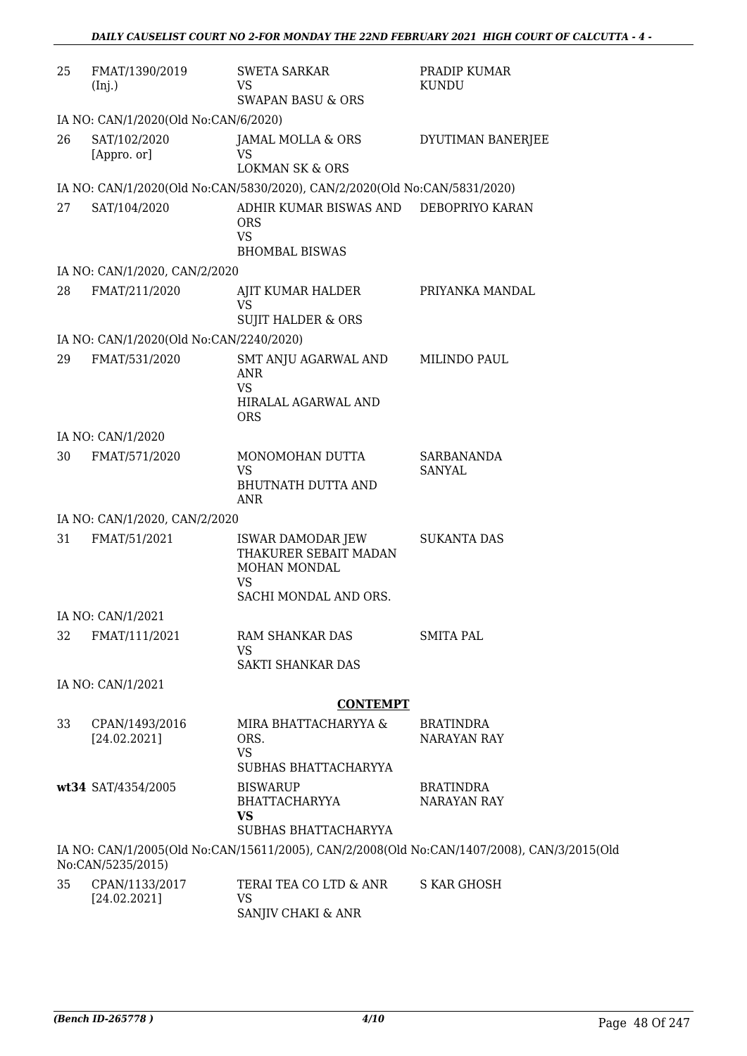| | | | |
|---|---|---|---|
| 25 | FMAT/1390/2019 (Inj.) | SWETA SARKAR VS SWAPAN BASU & ORS | PRADIP KUMAR KUNDU |
| | IA NO: CAN/1/2020(Old No:CAN/6/2020) | | |
| 26 | SAT/102/2020 [Appro. or] | JAMAL MOLLA & ORS VS LOKMAN SK & ORS | DYUTIMAN BANERJEE |
| | IA NO: CAN/1/2020(Old No:CAN/5830/2020), CAN/2/2020(Old No:CAN/5831/2020) | | |
| 27 | SAT/104/2020 | ADHIR KUMAR BISWAS AND ORS VS BHOMBAL BISWAS | DEBOPRIYO KARAN |
| | IA NO: CAN/1/2020, CAN/2/2020 | | |
| 28 | FMAT/211/2020 | AJIT KUMAR HALDER VS SUJIT HALDER & ORS | PRIYANKA MANDAL |
| | IA NO: CAN/1/2020(Old No:CAN/2240/2020) | | |
| 29 | FMAT/531/2020 | SMT ANJU AGARWAL AND ANR VS HIRALAL AGARWAL AND ORS | MILINDO PAUL |
| | IA NO: CAN/1/2020 | | |
| 30 | FMAT/571/2020 | MONOMOHAN DUTTA VS BHUTNATH DUTTA AND ANR | SARBANANDA SANYAL |
| | IA NO: CAN/1/2020, CAN/2/2020 | | |
| 31 | FMAT/51/2021 | ISWAR DAMODAR JEW THAKURER SEBAIT MADAN MOHAN MONDAL VS SACHI MONDAL AND ORS. | SUKANTA DAS |
| | IA NO: CAN/1/2021 | | |
| 32 | FMAT/111/2021 | RAM SHANKAR DAS VS SAKTI SHANKAR DAS | SMITA PAL |
| | IA NO: CAN/1/2021 | | |

## CONTEMPT

| | | | |
|---|---|---|---|
| 33 | CPAN/1493/2016 [24.02.2021] | MIRA BHATTACHARYYA & ORS. VS SUBHAS BHATTACHARYYA | BRATINDRA NARAYAN RAY |
| wt34 | SAT/4354/2005 | BISWARUP BHATTACHARYYA **VS** SUBHAS BHATTACHARYYA | BRATINDRA NARAYAN RAY |
| | IA NO: CAN/1/2005(Old No:CAN/15611/2005), CAN/2/2008(Old No:CAN/1407/2008), CAN/3/2015(Old No:CAN/5235/2015) | | |
| 35 | CPAN/1133/2017 [24.02.2021] | TERAI TEA CO LTD & ANR VS SANJIV CHAKI & ANR | S KAR GHOSH |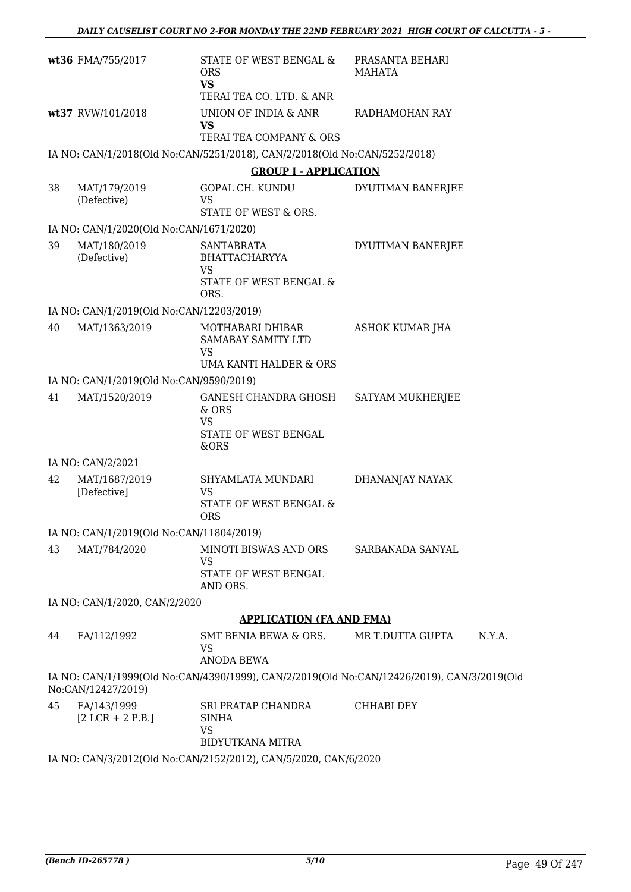| | | | | |
|---|---|---|---|---|
| wt36 | FMA/755/2017 | STATE OF WEST BENGAL & ORS **VS** TERAI TEA CO. LTD. & ANR | PRASANTA BEHARI MAHATA | |
| wt37 | RVW/101/2018 | UNION OF INDIA & ANR **VS** TERAI TEA COMPANY & ORS | RADHAMOHAN RAY | |

IA NO: CAN/1/2018(Old No:CAN/5251/2018), CAN/2/2018(Old No:CAN/5252/2018)

**GROUP I - APPLICATION**

| | | | | |
|---|---|---|---|---|
| 38 | MAT/179/2019 (Defective) | GOPAL CH. KUNDU VS STATE OF WEST & ORS. | DYUTIMAN BANERJEE | |

IA NO: CAN/1/2020(Old No:CAN/1671/2020)

| | | | | |
|---|---|---|---|---|
| 39 | MAT/180/2019 (Defective) | SANTABRATA BHATTACHARYYA VS STATE OF WEST BENGAL & ORS. | DYUTIMAN BANERJEE | |

IA NO: CAN/1/2019(Old No:CAN/12203/2019)

| | | | | |
|---|---|---|---|---|
| 40 | MAT/1363/2019 | MOTHABARI DHIBAR SAMABAY SAMITY LTD VS UMA KANTI HALDER & ORS | ASHOK KUMAR JHA | |

IA NO: CAN/1/2019(Old No:CAN/9590/2019)

| | | | | |
|---|---|---|---|---|
| 41 | MAT/1520/2019 | GANESH CHANDRA GHOSH & ORS VS STATE OF WEST BENGAL &ORS | SATYAM MUKHERJEE | |

IA NO: CAN/2/2021

| | | | | |
|---|---|---|---|---|
| 42 | MAT/1687/2019 [Defective] | SHYAMLATA MUNDARI VS STATE OF WEST BENGAL & ORS | DHANANJAY NAYAK | |

IA NO: CAN/1/2019(Old No:CAN/11804/2019)

| | | | | |
|---|---|---|---|---|
| 43 | MAT/784/2020 | MINOTI BISWAS AND ORS VS STATE OF WEST BENGAL AND ORS. | SARBANADA SANYAL | |

IA NO: CAN/1/2020, CAN/2/2020

**APPLICATION (FA AND FMA)**

| | | | | |
|---|---|---|---|---|
| 44 | FA/112/1992 | SMT BENIA BEWA & ORS. VS ANODA BEWA | MR T.DUTTA GUPTA | N.Y.A. |

IA NO: CAN/1/1999(Old No:CAN/4390/1999), CAN/2/2019(Old No:CAN/12426/2019), CAN/3/2019(Old No:CAN/12427/2019)

| | | | | |
|---|---|---|---|---|
| 45 | FA/143/1999 [2 LCR + 2 P.B.] | SRI PRATAP CHANDRA SINHA VS BIDYUTKANA MITRA | CHHABI DEY | |

IA NO: CAN/3/2012(Old No:CAN/2152/2012), CAN/5/2020, CAN/6/2020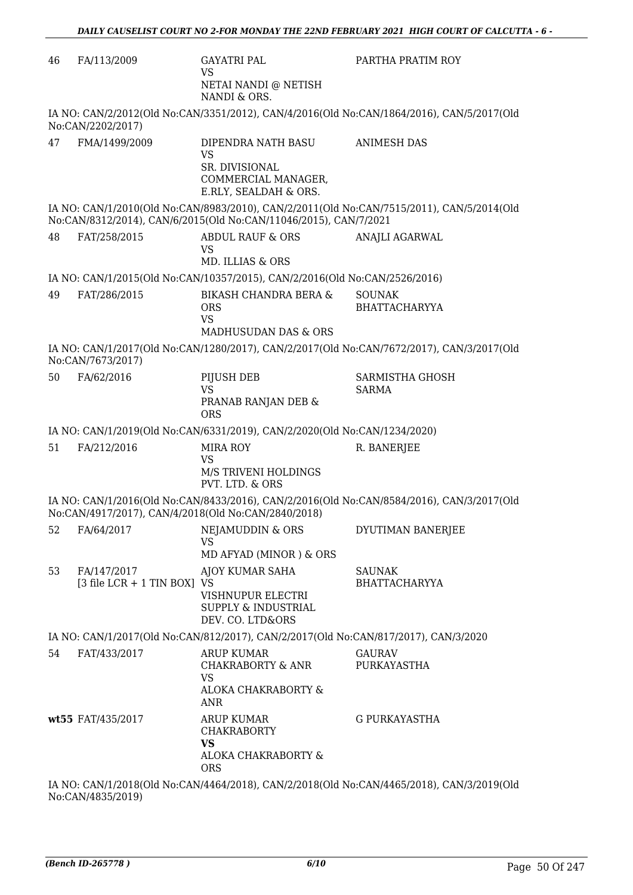| | | | |
|---|---|---|---|
| 46 | FA/113/2009 | GAYATRI PAL<br>VS<br>NETAI NANDI @ NETISH NANDI & ORS. | PARTHA PRATIM ROY |

IA NO: CAN/2/2012(Old No:CAN/3351/2012), CAN/4/2016(Old No:CAN/1864/2016), CAN/5/2017(Old No:CAN/2202/2017)

| | | | |
|---|---|---|---|
| 47 | FMA/1499/2009 | DIPENDRA NATH BASU<br>VS<br>SR. DIVISIONAL COMMERCIAL MANAGER, E.RLY, SEALDAH & ORS. | ANIMESH DAS |

IA NO: CAN/1/2010(Old No:CAN/8983/2010), CAN/2/2011(Old No:CAN/7515/2011), CAN/5/2014(Old No:CAN/8312/2014), CAN/6/2015(Old No:CAN/11046/2015), CAN/7/2021

| | | | |
|---|---|---|---|
| 48 | FAT/258/2015 | ABDUL RAUF & ORS<br>VS<br>MD. ILLIAS & ORS | ANAJLI AGARWAL |

IA NO: CAN/1/2015(Old No:CAN/10357/2015), CAN/2/2016(Old No:CAN/2526/2016)

| | | | |
|---|---|---|---|
| 49 | FAT/286/2015 | BIKASH CHANDRA BERA & ORS<br>VS<br>MADHUSUDAN DAS & ORS | SOUNAK BHATTACHARYYA |

IA NO: CAN/1/2017(Old No:CAN/1280/2017), CAN/2/2017(Old No:CAN/7672/2017), CAN/3/2017(Old No:CAN/7673/2017)

| | | | |
|---|---|---|---|
| 50 | FA/62/2016 | PIJUSH DEB<br>VS<br>PRANAB RANJAN DEB & ORS | SARMISTHA GHOSH SARMA |

IA NO: CAN/1/2019(Old No:CAN/6331/2019), CAN/2/2020(Old No:CAN/1234/2020)

| | | | |
|---|---|---|---|
| 51 | FA/212/2016 | MIRA ROY<br>VS<br>M/S TRIVENI HOLDINGS PVT. LTD. & ORS | R. BANERJEE |

IA NO: CAN/1/2016(Old No:CAN/8433/2016), CAN/2/2016(Old No:CAN/8584/2016), CAN/3/2017(Old No:CAN/4917/2017), CAN/4/2018(Old No:CAN/2840/2018)

| | | | |
|---|---|---|---|
| 52 | FA/64/2017 | NEJAMUDDIN & ORS<br>VS<br>MD AFYAD (MINOR ) & ORS | DYUTIMAN BANERJEE |
| 53 | FA/147/2017<br>[3 file LCR + 1 TIN BOX] | AJOY KUMAR SAHA<br>VS<br>VISHNUPUR ELECTRI SUPPLY & INDUSTRIAL DEV. CO. LTD&ORS | SAUNAK BHATTACHARYYA |

IA NO: CAN/1/2017(Old No:CAN/812/2017), CAN/2/2017(Old No:CAN/817/2017), CAN/3/2020

| | | | |
|---|---|---|---|
| 54 | FAT/433/2017 | ARUP KUMAR CHAKRABORTY & ANR<br>VS<br>ALOKA CHAKRABORTY & ANR | GAURAV PURKAYASTHA |
| **wt55** | FAT/435/2017 | ARUP KUMAR CHAKRABORTY<br>**VS**<br>ALOKA CHAKRABORTY & ORS | G PURKAYASTHA |

IA NO: CAN/1/2018(Old No:CAN/4464/2018), CAN/2/2018(Old No:CAN/4465/2018), CAN/3/2019(Old No:CAN/4835/2019)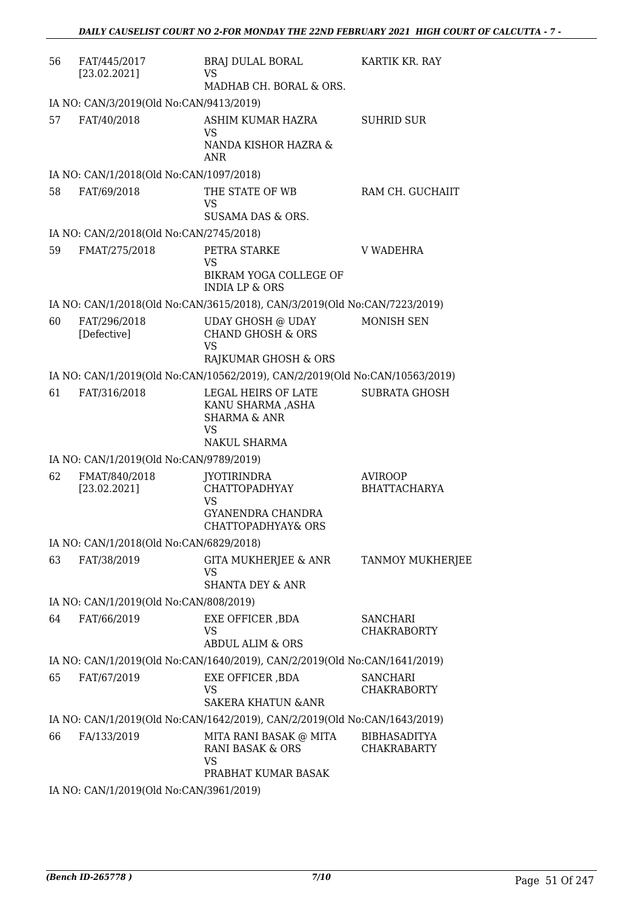| | | | |
|---|---|---|---|
| 56 | FAT/445/2017 [23.02.2021] | BRAJ DULAL BORAL VS MADHAB CH. BORAL & ORS. | KARTIK KR. RAY |
| | IA NO: CAN/3/2019(Old No:CAN/9413/2019) | | |
| 57 | FAT/40/2018 | ASHIM KUMAR HAZRA VS NANDA KISHOR HAZRA & ANR | SUHRID SUR |
| | IA NO: CAN/1/2018(Old No:CAN/1097/2018) | | |
| 58 | FAT/69/2018 | THE STATE OF WB VS SUSAMA DAS & ORS. | RAM CH. GUCHAIIT |
| | IA NO: CAN/2/2018(Old No:CAN/2745/2018) | | |
| 59 | FMAT/275/2018 | PETRA STARKE VS BIKRAM YOGA COLLEGE OF INDIA LP & ORS | V WADEHRA |
| | IA NO: CAN/1/2018(Old No:CAN/3615/2018), CAN/3/2019(Old No:CAN/7223/2019) | | |
| 60 | FAT/296/2018 [Defective] | UDAY GHOSH @ UDAY CHAND GHOSH & ORS VS RAJKUMAR GHOSH & ORS | MONISH SEN |
| | IA NO: CAN/1/2019(Old No:CAN/10562/2019), CAN/2/2019(Old No:CAN/10563/2019) | | |
| 61 | FAT/316/2018 | LEGAL HEIRS OF LATE KANU SHARMA ,ASHA SHARMA & ANR VS NAKUL SHARMA | SUBRATA GHOSH |
| | IA NO: CAN/1/2019(Old No:CAN/9789/2019) | | |
| 62 | FMAT/840/2018 [23.02.2021] | JYOTIRINDRA CHATTOPADHYAY VS GYANENDRA CHANDRA CHATTOPADHYAY& ORS | AVIROOP BHATTACHARYA |
| | IA NO: CAN/1/2018(Old No:CAN/6829/2018) | | |
| 63 | FAT/38/2019 | GITA MUKHERJEE & ANR VS SHANTA DEY & ANR | TANMOY MUKHERJEE |
| | IA NO: CAN/1/2019(Old No:CAN/808/2019) | | |
| 64 | FAT/66/2019 | EXE OFFICER ,BDA VS ABDUL ALIM & ORS | SANCHARI CHAKRABORTY |
| | IA NO: CAN/1/2019(Old No:CAN/1640/2019), CAN/2/2019(Old No:CAN/1641/2019) | | |
| 65 | FAT/67/2019 | EXE OFFICER ,BDA VS SAKERA KHATUN &ANR | SANCHARI CHAKRABORTY |
| | IA NO: CAN/1/2019(Old No:CAN/1642/2019), CAN/2/2019(Old No:CAN/1643/2019) | | |
| 66 | FA/133/2019 | MITA RANI BASAK @ MITA RANI BASAK & ORS VS PRABHAT KUMAR BASAK | BIBHASADITYA CHAKRABARTY |
| | IA NO: CAN/1/2019(Old No:CAN/3961/2019) | | |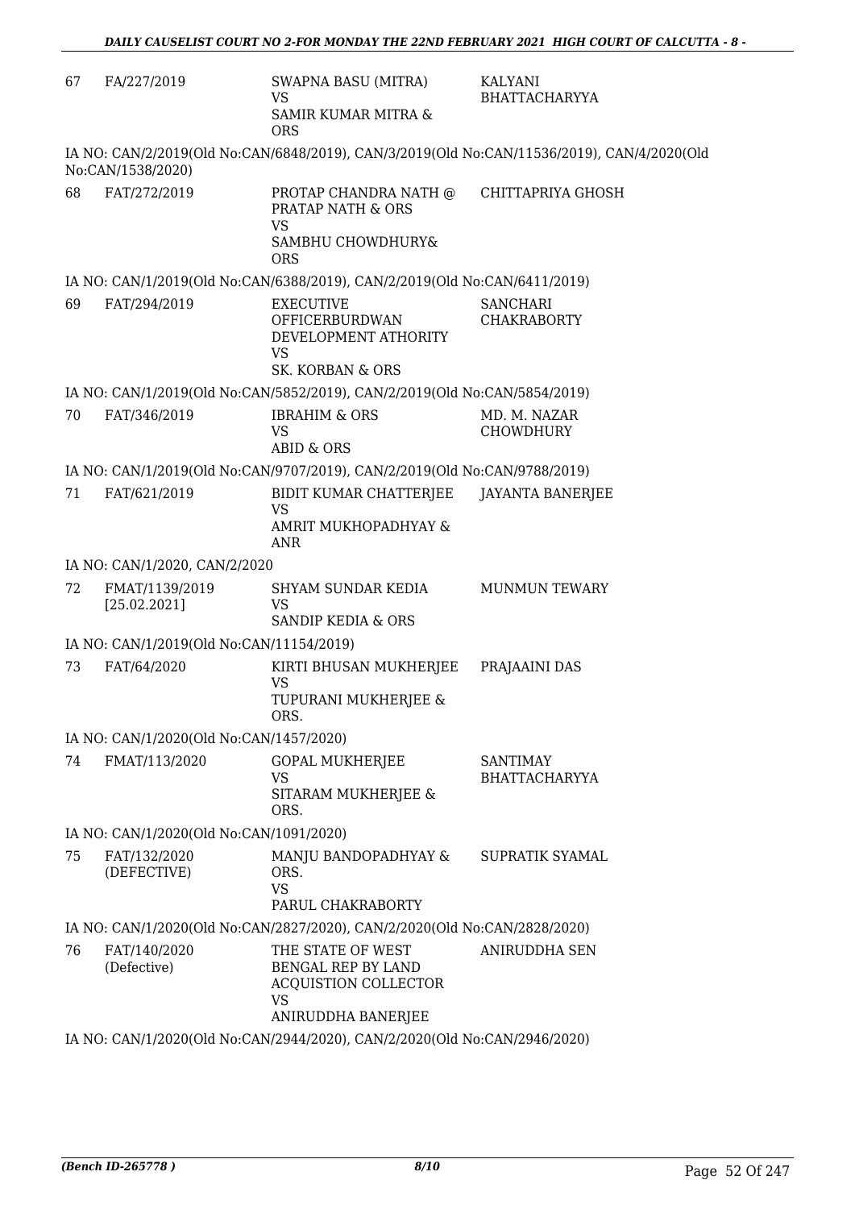| | | | |
|---|---|---|---|
| 67 | FA/227/2019 | SWAPNA BASU (MITRA)<br>VS<br>SAMIR KUMAR MITRA & ORS | KALYANI BHATTACHARYYA |

IA NO: CAN/2/2019(Old No:CAN/6848/2019), CAN/3/2019(Old No:CAN/11536/2019), CAN/4/2020(Old No:CAN/1538/2020)

| | | | |
|---|---|---|---|
| 68 | FAT/272/2019 | PROTAP CHANDRA NATH @ PRATAP NATH & ORS<br>VS<br>SAMBHU CHOWDHURY& ORS | CHITTAPRIYA GHOSH |

IA NO: CAN/1/2019(Old No:CAN/6388/2019), CAN/2/2019(Old No:CAN/6411/2019)

| | | | |
|---|---|---|---|
| 69 | FAT/294/2019 | EXECUTIVE OFFICERBURDWAN DEVELOPMENT ATHORITY<br>VS<br>SK. KORBAN & ORS | SANCHARI CHAKRABORTY |

IA NO: CAN/1/2019(Old No:CAN/5852/2019), CAN/2/2019(Old No:CAN/5854/2019)

| | | | |
|---|---|---|---|
| 70 | FAT/346/2019 | IBRAHIM & ORS<br>VS<br>ABID & ORS | MD. M. NAZAR CHOWDHURY |

IA NO: CAN/1/2019(Old No:CAN/9707/2019), CAN/2/2019(Old No:CAN/9788/2019)

| | | | |
|---|---|---|---|
| 71 | FAT/621/2019 | BIDIT KUMAR CHATTERJEE<br>VS<br>AMRIT MUKHOPADHYAY & ANR | JAYANTA BANERJEE |

IA NO: CAN/1/2020, CAN/2/2020

| | | | |
|---|---|---|---|
| 72 | FMAT/1139/2019 [25.02.2021] | SHYAM SUNDAR KEDIA<br>VS<br>SANDIP KEDIA & ORS | MUNMUN TEWARY |

IA NO: CAN/1/2019(Old No:CAN/11154/2019)

| | | | |
|---|---|---|---|
| 73 | FAT/64/2020 | KIRTI BHUSAN MUKHERJEE<br>VS<br>TUPURANI MUKHERJEE & ORS. | PRAJAAINI DAS |

IA NO: CAN/1/2020(Old No:CAN/1457/2020)

| | | | |
|---|---|---|---|
| 74 | FMAT/113/2020 | GOPAL MUKHERJEE<br>VS<br>SITARAM MUKHERJEE & ORS. | SANTIMAY BHATTACHARYYA |

IA NO: CAN/1/2020(Old No:CAN/1091/2020)

| | | | |
|---|---|---|---|
| 75 | FAT/132/2020 (DEFECTIVE) | MANJU BANDOPADHYAY & ORS.<br>VS<br>PARUL CHAKRABORTY | SUPRATIK SYAMAL |

IA NO: CAN/1/2020(Old No:CAN/2827/2020), CAN/2/2020(Old No:CAN/2828/2020)

| | | | |
|---|---|---|---|
| 76 | FAT/140/2020 (Defective) | THE STATE OF WEST BENGAL REP BY LAND ACQUISTION COLLECTOR<br>VS<br>ANIRUDDHA BANERJEE | ANIRUDDHA SEN |

IA NO: CAN/1/2020(Old No:CAN/2944/2020), CAN/2/2020(Old No:CAN/2946/2020)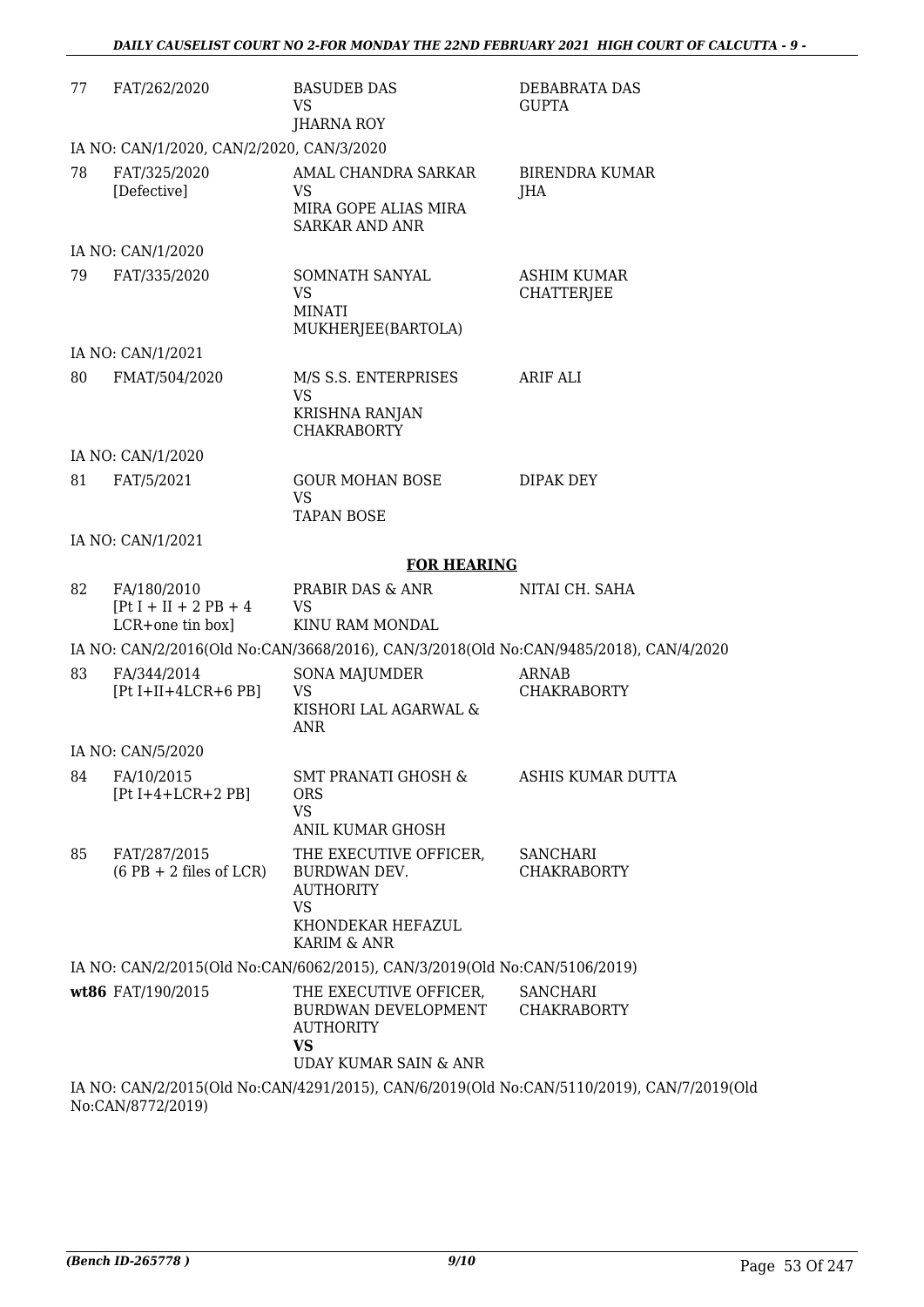| | | | |
|---|---|---|---|
| 77 | FAT/262/2020 | BASUDEB DAS<br>VS<br>JHARNA ROY | DEBABRATA DAS GUPTA |

IA NO: CAN/1/2020, CAN/2/2020, CAN/3/2020

| | | | |
|---|---|---|---|
| 78 | FAT/325/2020<br>[Defective] | AMAL CHANDRA SARKAR<br>VS<br>MIRA GOPE ALIAS MIRA SARKAR AND ANR | BIRENDRA KUMAR JHA |

IA NO: CAN/1/2020

| | | | |
|---|---|---|---|
| 79 | FAT/335/2020 | SOMNATH SANYAL<br>VS<br>MINATI MUKHERJEE(BARTOLA) | ASHIM KUMAR CHATTERJEE |

IA NO: CAN/1/2021

| | | | |
|---|---|---|---|
| 80 | FMAT/504/2020 | M/S S.S. ENTERPRISES<br>VS<br>KRISHNA RANJAN CHAKRABORTY | ARIF ALI |

IA NO: CAN/1/2020

| | | | |
|---|---|---|---|
| 81 | FAT/5/2021 | GOUR MOHAN BOSE<br>VS<br>TAPAN BOSE | DIPAK DEY |

IA NO: CAN/1/2021

**FOR HEARING**

| | | | |
|---|---|---|---|
| 82 | FA/180/2010<br>[Pt I + II + 2 PB + 4 LCR+one tin box] | PRABIR DAS & ANR<br>VS<br>KINU RAM MONDAL | NITAI CH. SAHA |

IA NO: CAN/2/2016(Old No:CAN/3668/2016), CAN/3/2018(Old No:CAN/9485/2018), CAN/4/2020

| | | | |
|---|---|---|---|
| 83 | FA/344/2014<br>[Pt I+II+4LCR+6 PB] | SONA MAJUMDER<br>VS<br>KISHORI LAL AGARWAL & ANR | ARNAB CHAKRABORTY |

IA NO: CAN/5/2020

| | | | |
|---|---|---|---|
| 84 | FA/10/2015<br>[Pt I+4+LCR+2 PB] | SMT PRANATI GHOSH & ORS<br>VS<br>ANIL KUMAR GHOSH | ASHIS KUMAR DUTTA |
| 85 | FAT/287/2015<br>(6 PB + 2 files of LCR) | THE EXECUTIVE OFFICER, BURDWAN DEV. AUTHORITY<br>VS<br>KHONDEKAR HEFAZUL KARIM & ANR | SANCHARI CHAKRABORTY |

IA NO: CAN/2/2015(Old No:CAN/6062/2015), CAN/3/2019(Old No:CAN/5106/2019)

| | | | |
|---|---|---|---|
| **wt86** | FAT/190/2015 | THE EXECUTIVE OFFICER, BURDWAN DEVELOPMENT AUTHORITY<br>**VS**<br>UDAY KUMAR SAIN & ANR | SANCHARI CHAKRABORTY |

IA NO: CAN/2/2015(Old No:CAN/4291/2015), CAN/6/2019(Old No:CAN/5110/2019), CAN/7/2019(Old No:CAN/8772/2019)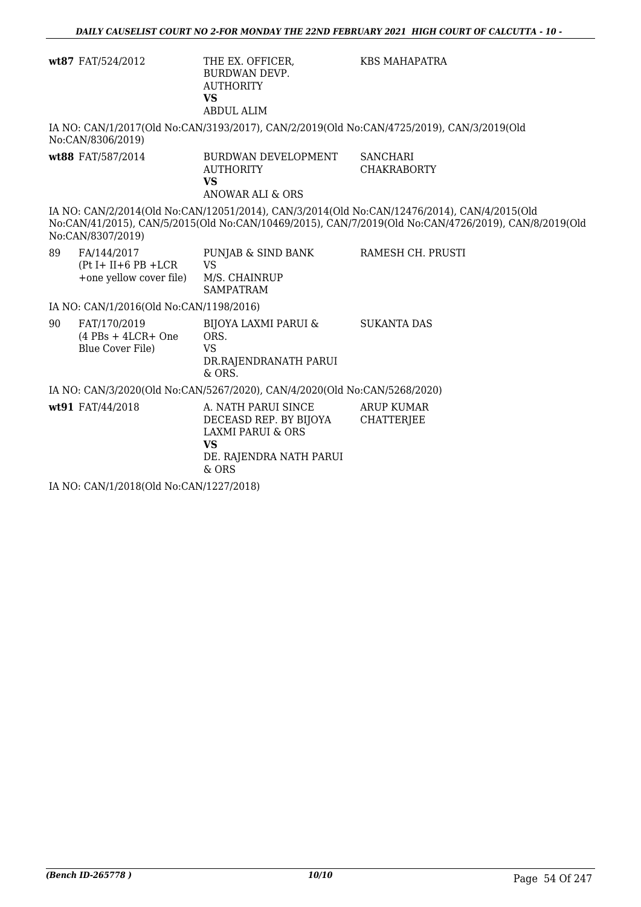| | | | |
|---|---|---|---|
| wt87 | FAT/524/2012 | THE EX. OFFICER, BURDWAN DEVP. AUTHORITY<br>**VS**<br>ABDUL ALIM | KBS MAHAPATRA |

IA NO: CAN/1/2017(Old No:CAN/3193/2017), CAN/2/2019(Old No:CAN/4725/2019), CAN/3/2019(Old No:CAN/8306/2019)

| | | | |
|---|---|---|---|
| wt88 | FAT/587/2014 | BURDWAN DEVELOPMENT AUTHORITY<br>**VS**<br>ANOWAR ALI & ORS | SANCHARI CHAKRABORTY |

IA NO: CAN/2/2014(Old No:CAN/12051/2014), CAN/3/2014(Old No:CAN/12476/2014), CAN/4/2015(Old No:CAN/41/2015), CAN/5/2015(Old No:CAN/10469/2015), CAN/7/2019(Old No:CAN/4726/2019), CAN/8/2019(Old No:CAN/8307/2019)

| | | | |
|---|---|---|---|
| 89 | FA/144/2017<br>(Pt I+ II+6 PB +LCR +one yellow cover file) | PUNJAB & SIND BANK<br>VS<br>M/S. CHAINRUP SAMPATRAM | RAMESH CH. PRUSTI |

IA NO: CAN/1/2016(Old No:CAN/1198/2016)

| | | | |
|---|---|---|---|
| 90 | FAT/170/2019<br>(4 PBs + 4LCR+ One Blue Cover File) | BIJOYA LAXMI PARUI & ORS.<br>VS<br>DR.RAJENDRANATH PARUI & ORS. | SUKANTA DAS |

IA NO: CAN/3/2020(Old No:CAN/5267/2020), CAN/4/2020(Old No:CAN/5268/2020)

| | | | |
|---|---|---|---|
| wt91 | FAT/44/2018 | A. NATH PARUI SINCE DECEASD REP. BY BIJOYA LAXMI PARUI & ORS<br>**VS**<br>DE. RAJENDRA NATH PARUI & ORS | ARUP KUMAR CHATTERJEE |

IA NO: CAN/1/2018(Old No:CAN/1227/2018)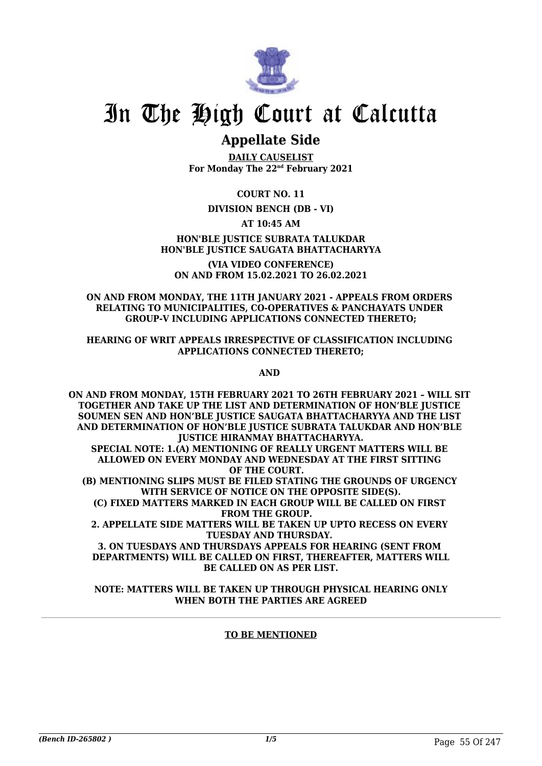# In The High Court at Calcutta

## Appellate Side

**DAILY CAUSELIST**
**For Monday The 22nd February 2021**

**COURT NO. 11**

**DIVISION BENCH (DB - VI)**

**AT 10:45 AM**

**HON'BLE JUSTICE SUBRATA TALUKDAR**
**HON'BLE JUSTICE SAUGATA BHATTACHARYYA**

**(VIA VIDEO CONFERENCE)**
**ON AND FROM 15.02.2021 TO 26.02.2021**

**ON AND FROM MONDAY, THE 11TH JANUARY 2021 - APPEALS FROM ORDERS RELATING TO MUNICIPALITIES, CO-OPERATIVES & PANCHAYATS UNDER GROUP-V INCLUDING APPLICATIONS CONNECTED THERETO;**

**HEARING OF WRIT APPEALS IRRESPECTIVE OF CLASSIFICATION INCLUDING APPLICATIONS CONNECTED THERETO;**

**AND**

**ON AND FROM MONDAY, 15TH FEBRUARY 2021 TO 26TH FEBRUARY 2021 – WILL SIT TOGETHER AND TAKE UP THE LIST AND DETERMINATION OF HON'BLE JUSTICE SOUMEN SEN AND HON'BLE JUSTICE SAUGATA BHATTACHARYYA AND THE LIST AND DETERMINATION OF HON'BLE JUSTICE SUBRATA TALUKDAR AND HON'BLE JUSTICE HIRANMAY BHATTACHARYYA.**

**SPECIAL NOTE: 1.(A) MENTIONING OF REALLY URGENT MATTERS WILL BE ALLOWED ON EVERY MONDAY AND WEDNESDAY AT THE FIRST SITTING OF THE COURT.**

**(B) MENTIONING SLIPS MUST BE FILED STATING THE GROUNDS OF URGENCY WITH SERVICE OF NOTICE ON THE OPPOSITE SIDE(S).**

**(C) FIXED MATTERS MARKED IN EACH GROUP WILL BE CALLED ON FIRST FROM THE GROUP.**

**2. APPELLATE SIDE MATTERS WILL BE TAKEN UP UPTO RECESS ON EVERY TUESDAY AND THURSDAY.**

**3. ON TUESDAYS AND THURSDAYS APPEALS FOR HEARING (SENT FROM DEPARTMENTS) WILL BE CALLED ON FIRST, THEREAFTER, MATTERS WILL BE CALLED ON AS PER LIST.**

**NOTE: MATTERS WILL BE TAKEN UP THROUGH PHYSICAL HEARING ONLY WHEN BOTH THE PARTIES ARE AGREED**

**TO BE MENTIONED**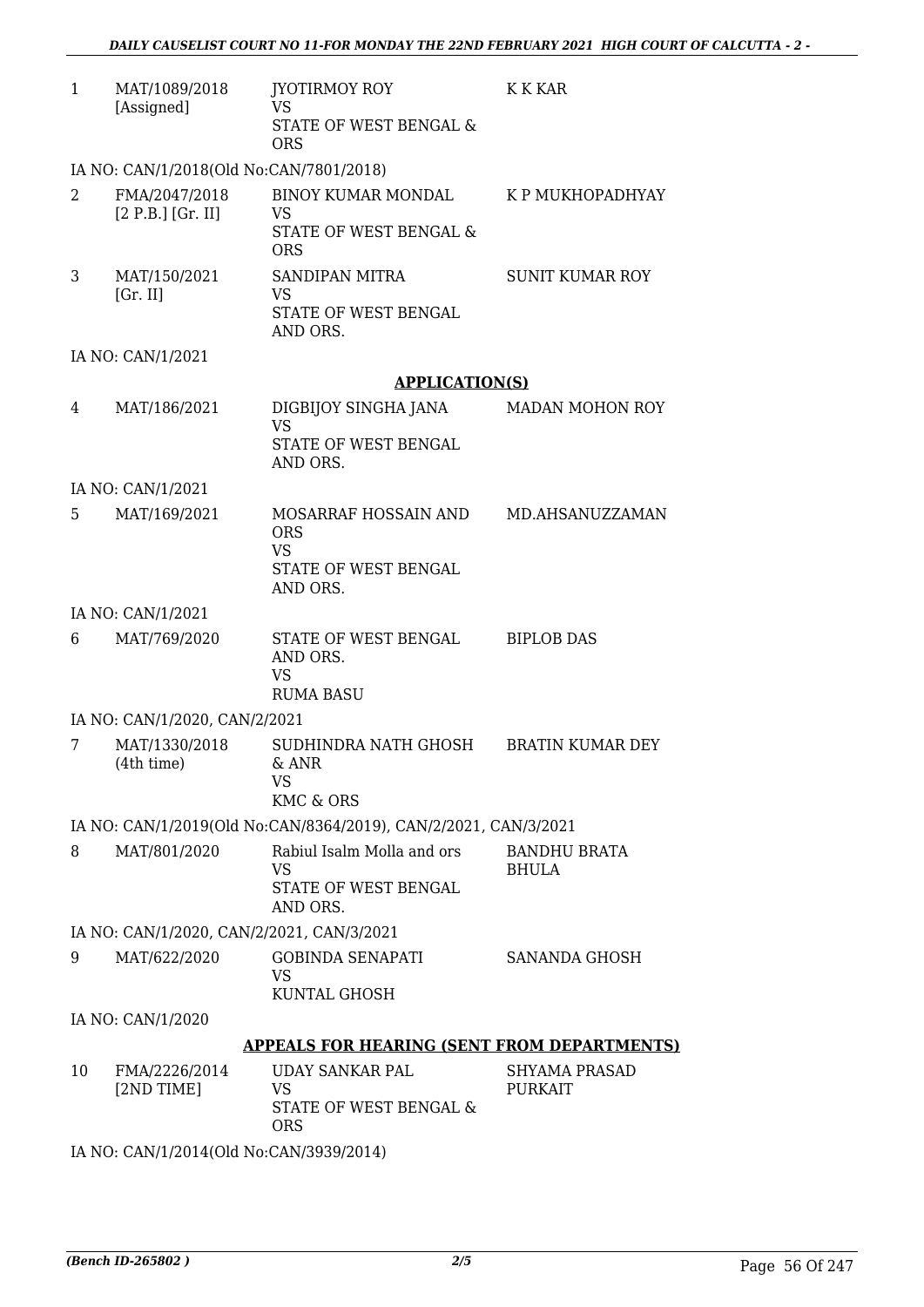| | | | |
|---|---|---|---|
| 1 | MAT/1089/2018 [Assigned] | JYOTIRMOY ROY VS STATE OF WEST BENGAL & ORS | K K KAR |

IA NO: CAN/1/2018(Old No:CAN/7801/2018)

| | | | |
|---|---|---|---|
| 2 | FMA/2047/2018 [2 P.B.] [Gr. II] | BINOY KUMAR MONDAL VS STATE OF WEST BENGAL & ORS | K P MUKHOPADHYAY |
| 3 | MAT/150/2021 [Gr. II] | SANDIPAN MITRA VS STATE OF WEST BENGAL AND ORS. | SUNIT KUMAR ROY |

IA NO: CAN/1/2021

**APPLICATION(S)**

| | | | |
|---|---|---|---|
| 4 | MAT/186/2021 | DIGBIJOY SINGHA JANA VS STATE OF WEST BENGAL AND ORS. | MADAN MOHON ROY |

IA NO: CAN/1/2021

| | | | |
|---|---|---|---|
| 5 | MAT/169/2021 | MOSARRAF HOSSAIN AND ORS VS STATE OF WEST BENGAL AND ORS. | MD.AHSANUZZAMAN |

IA NO: CAN/1/2021

| | | | |
|---|---|---|---|
| 6 | MAT/769/2020 | STATE OF WEST BENGAL AND ORS. VS RUMA BASU | BIPLOB DAS |

IA NO: CAN/1/2020, CAN/2/2021

| | | | |
|---|---|---|---|
| 7 | MAT/1330/2018 (4th time) | SUDHINDRA NATH GHOSH & ANR VS KMC & ORS | BRATIN KUMAR DEY |

IA NO: CAN/1/2019(Old No:CAN/8364/2019), CAN/2/2021, CAN/3/2021

| | | | |
|---|---|---|---|
| 8 | MAT/801/2020 | Rabiul Isalm Molla and ors VS STATE OF WEST BENGAL AND ORS. | BANDHU BRATA BHULA |

IA NO: CAN/1/2020, CAN/2/2021, CAN/3/2021

| | | | |
|---|---|---|---|
| 9 | MAT/622/2020 | GOBINDA SENAPATI VS KUNTAL GHOSH | SANANDA GHOSH |

IA NO: CAN/1/2020

**APPEALS FOR HEARING (SENT FROM DEPARTMENTS)**

| | | | |
|---|---|---|---|
| 10 | FMA/2226/2014 [2ND TIME] | UDAY SANKAR PAL VS STATE OF WEST BENGAL & ORS | SHYAMA PRASAD PURKAIT |

IA NO: CAN/1/2014(Old No:CAN/3939/2014)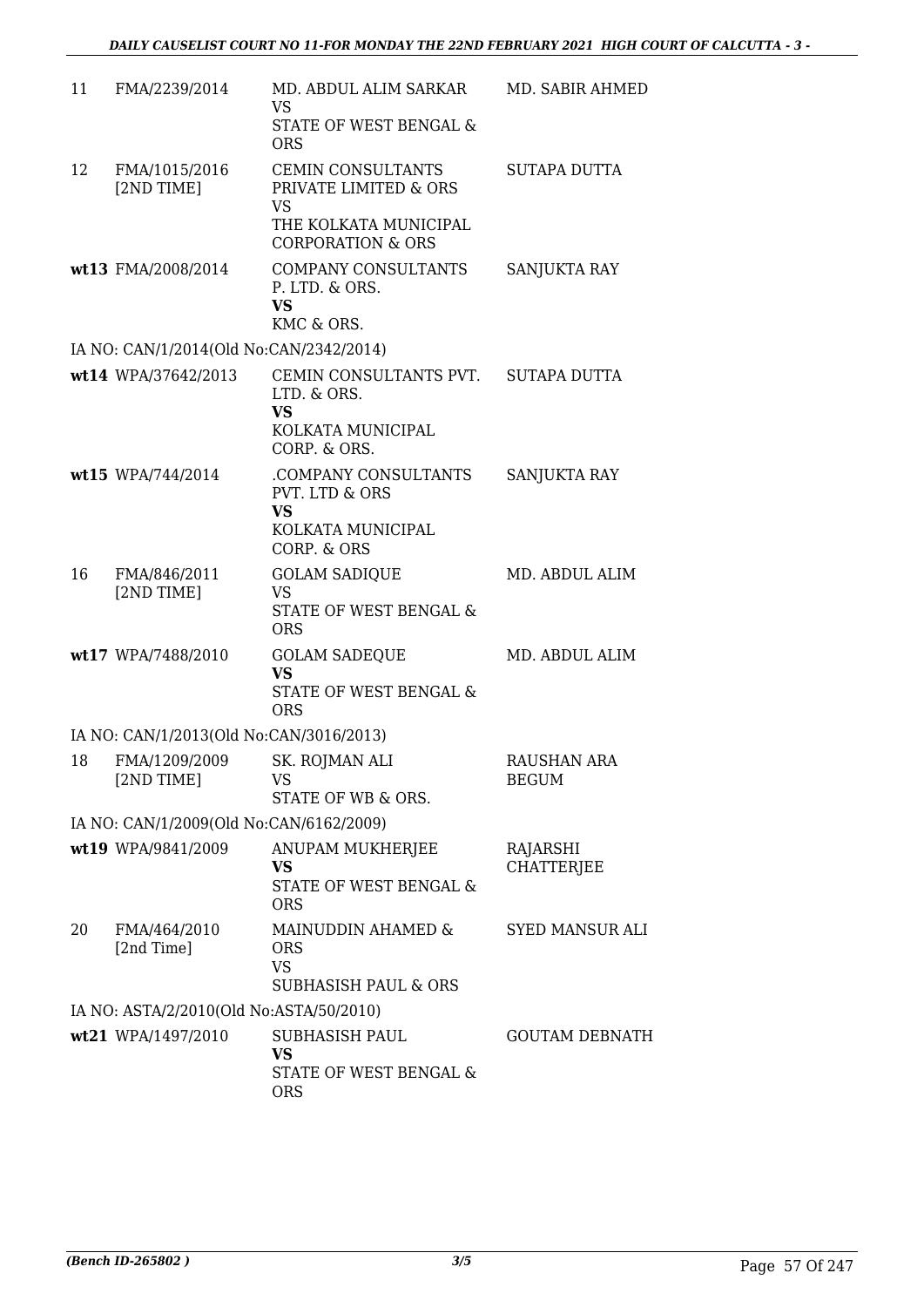| | | | |
|---|---|---|---|
| 11 | FMA/2239/2014 | MD. ABDUL ALIM SARKAR<br>VS<br>STATE OF WEST BENGAL & ORS | MD. SABIR AHMED |
| 12 | FMA/1015/2016<br>[2ND TIME] | CEMIN CONSULTANTS PRIVATE LIMITED & ORS<br>VS<br>THE KOLKATA MUNICIPAL CORPORATION & ORS | SUTAPA DUTTA |
| wt13 | FMA/2008/2014 | COMPANY CONSULTANTS P. LTD. & ORS.<br>**VS**<br>KMC & ORS. | SANJUKTA RAY |
| | IA NO: CAN/1/2014(Old No:CAN/2342/2014) | | |
| wt14 | WPA/37642/2013 | CEMIN CONSULTANTS PVT. LTD. & ORS.<br>**VS**<br>KOLKATA MUNICIPAL CORP. & ORS. | SUTAPA DUTTA |
| wt15 | WPA/744/2014 | .COMPANY CONSULTANTS PVT. LTD & ORS<br>**VS**<br>KOLKATA MUNICIPAL CORP. & ORS | SANJUKTA RAY |
| 16 | FMA/846/2011<br>[2ND TIME] | GOLAM SADIQUE<br>VS<br>STATE OF WEST BENGAL & ORS | MD. ABDUL ALIM |
| wt17 | WPA/7488/2010 | GOLAM SADEQUE<br>**VS**<br>STATE OF WEST BENGAL & ORS | MD. ABDUL ALIM |
| | IA NO: CAN/1/2013(Old No:CAN/3016/2013) | | |
| 18 | FMA/1209/2009<br>[2ND TIME] | SK. ROJMAN ALI<br>VS<br>STATE OF WB & ORS. | RAUSHAN ARA BEGUM |
| | IA NO: CAN/1/2009(Old No:CAN/6162/2009) | | |
| wt19 | WPA/9841/2009 | ANUPAM MUKHERJEE<br>**VS**<br>STATE OF WEST BENGAL & ORS | RAJARSHI CHATTERJEE |
| 20 | FMA/464/2010<br>[2nd Time] | MAINUDDIN AHAMED & ORS<br>VS<br>SUBHASISH PAUL & ORS | SYED MANSUR ALI |
| | IA NO: ASTA/2/2010(Old No:ASTA/50/2010) | | |
| wt21 | WPA/1497/2010 | SUBHASISH PAUL<br>**VS**<br>STATE OF WEST BENGAL & ORS | GOUTAM DEBNATH |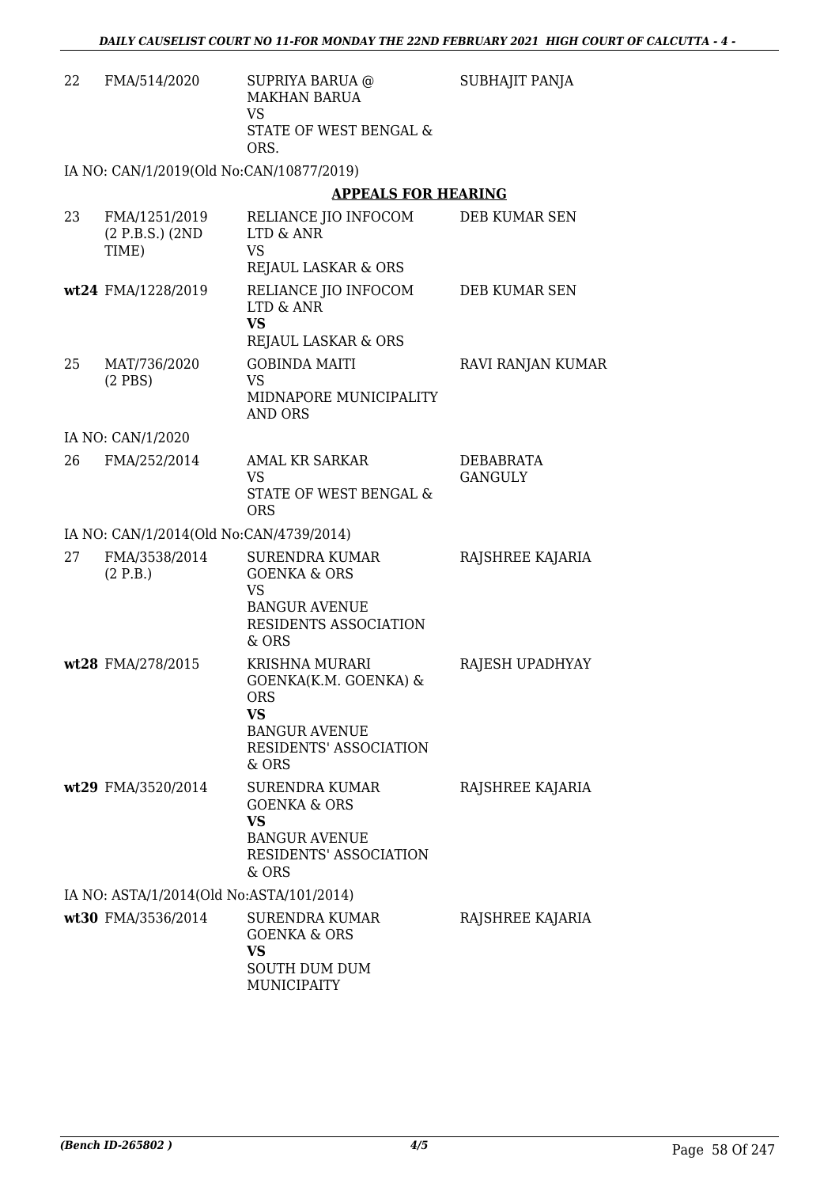| | | | |
|---|---|---|---|
| 22 | FMA/514/2020 | SUPRIYA BARUA @ MAKHAN BARUA<br>VS<br>STATE OF WEST BENGAL & ORS. | SUBHAJIT PANJA |

IA NO: CAN/1/2019(Old No:CAN/10877/2019)

**APPEALS FOR HEARING**

| | | | |
|---|---|---|---|
| 23 | FMA/1251/2019 (2 P.B.S.) (2ND TIME) | RELIANCE JIO INFOCOM LTD & ANR<br>VS<br>REJAUL LASKAR & ORS | DEB KUMAR SEN |
| **wt24** | FMA/1228/2019 | RELIANCE JIO INFOCOM LTD & ANR<br>**VS**<br>REJAUL LASKAR & ORS | DEB KUMAR SEN |
| 25 | MAT/736/2020 (2 PBS) | GOBINDA MAITI<br>VS<br>MIDNAPORE MUNICIPALITY AND ORS | RAVI RANJAN KUMAR |

IA NO: CAN/1/2020

| | | | |
|---|---|---|---|
| 26 | FMA/252/2014 | AMAL KR SARKAR<br>VS<br>STATE OF WEST BENGAL & ORS | DEBABRATA GANGULY |

IA NO: CAN/1/2014(Old No:CAN/4739/2014)

| | | | |
|---|---|---|---|
| 27 | FMA/3538/2014 (2 P.B.) | SURENDRA KUMAR GOENKA & ORS<br>VS<br>BANGUR AVENUE RESIDENTS ASSOCIATION & ORS | RAJSHREE KAJARIA |
| **wt28** | FMA/278/2015 | KRISHNA MURARI GOENKA(K.M. GOENKA) & ORS<br>**VS**<br>BANGUR AVENUE RESIDENTS' ASSOCIATION & ORS | RAJESH UPADHYAY |
| **wt29** | FMA/3520/2014 | SURENDRA KUMAR GOENKA & ORS<br>**VS**<br>BANGUR AVENUE RESIDENTS' ASSOCIATION & ORS | RAJSHREE KAJARIA |

IA NO: ASTA/1/2014(Old No:ASTA/101/2014)

| | | | |
|---|---|---|---|
| **wt30** | FMA/3536/2014 | SURENDRA KUMAR GOENKA & ORS<br>**VS**<br>SOUTH DUM DUM MUNICIPAITY | RAJSHREE KAJARIA |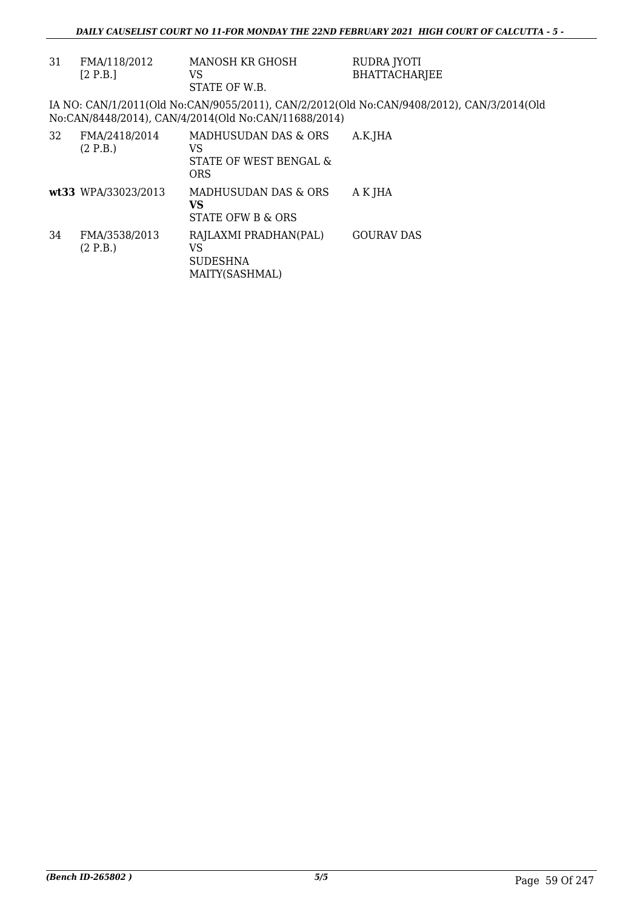| | | | |
|---|---|---|---|
| 31 | FMA/118/2012<br>[2 P.B.] | MANOSH KR GHOSH<br>VS<br>STATE OF W.B. | RUDRA JYOTI BHATTACHARJEE |

IA NO: CAN/1/2011(Old No:CAN/9055/2011), CAN/2/2012(Old No:CAN/9408/2012), CAN/3/2014(Old No:CAN/8448/2014), CAN/4/2014(Old No:CAN/11688/2014)

| | | | |
|---|---|---|---|
| 32 | FMA/2418/2014<br>(2 P.B.) | MADHUSUDAN DAS & ORS<br>VS<br>STATE OF WEST BENGAL & ORS | A.K.JHA |
| **wt33** | WPA/33023/2013 | MADHUSUDAN DAS & ORS<br>**VS**<br>STATE OFW B & ORS | A K JHA |
| 34 | FMA/3538/2013<br>(2 P.B.) | RAJLAXMI PRADHAN(PAL)<br>VS<br>SUDESHNA MAITY(SASHMAL) | GOURAV DAS |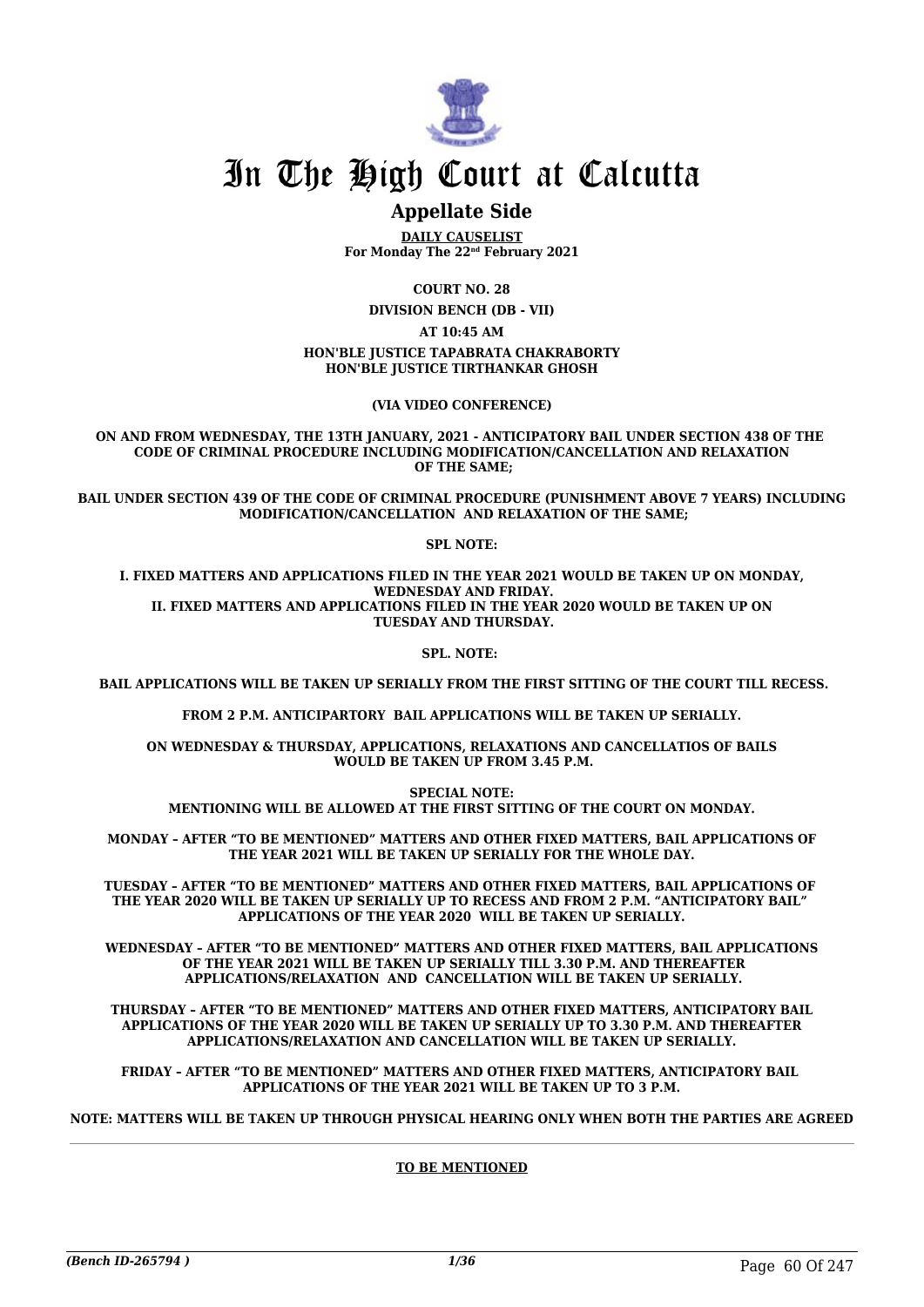# In The High Court at Calcutta

## Appellate Side

**DAILY CAUSELIST**
**For Monday The 22nd February 2021**

**COURT NO. 28**

**DIVISION BENCH (DB - VII)**

**AT 10:45 AM**

**HON'BLE JUSTICE TAPABRATA CHAKRABORTY**
**HON'BLE JUSTICE TIRTHANKAR GHOSH**

**(VIA VIDEO CONFERENCE)**

**ON AND FROM WEDNESDAY, THE 13TH JANUARY, 2021 - ANTICIPATORY BAIL UNDER SECTION 438 OF THE CODE OF CRIMINAL PROCEDURE INCLUDING MODIFICATION/CANCELLATION AND RELAXATION OF THE SAME;**

**BAIL UNDER SECTION 439 OF THE CODE OF CRIMINAL PROCEDURE (PUNISHMENT ABOVE 7 YEARS) INCLUDING MODIFICATION/CANCELLATION AND RELAXATION OF THE SAME;**

**SPL NOTE:**

**I. FIXED MATTERS AND APPLICATIONS FILED IN THE YEAR 2021 WOULD BE TAKEN UP ON MONDAY, WEDNESDAY AND FRIDAY.**
**II. FIXED MATTERS AND APPLICATIONS FILED IN THE YEAR 2020 WOULD BE TAKEN UP ON TUESDAY AND THURSDAY.**

**SPL. NOTE:**

**BAIL APPLICATIONS WILL BE TAKEN UP SERIALLY FROM THE FIRST SITTING OF THE COURT TILL RECESS.**

**FROM 2 P.M. ANTICIPARTORY BAIL APPLICATIONS WILL BE TAKEN UP SERIALLY.**

**ON WEDNESDAY & THURSDAY, APPLICATIONS, RELAXATIONS AND CANCELLATIOS OF BAILS WOULD BE TAKEN UP FROM 3.45 P.M.**

**SPECIAL NOTE:**
**MENTIONING WILL BE ALLOWED AT THE FIRST SITTING OF THE COURT ON MONDAY.**

**MONDAY – AFTER "TO BE MENTIONED" MATTERS AND OTHER FIXED MATTERS, BAIL APPLICATIONS OF THE YEAR 2021 WILL BE TAKEN UP SERIALLY FOR THE WHOLE DAY.**

**TUESDAY – AFTER "TO BE MENTIONED" MATTERS AND OTHER FIXED MATTERS, BAIL APPLICATIONS OF THE YEAR 2020 WILL BE TAKEN UP SERIALLY UP TO RECESS AND FROM 2 P.M. "ANTICIPATORY BAIL" APPLICATIONS OF THE YEAR 2020 WILL BE TAKEN UP SERIALLY.**

**WEDNESDAY – AFTER "TO BE MENTIONED" MATTERS AND OTHER FIXED MATTERS, BAIL APPLICATIONS OF THE YEAR 2021 WILL BE TAKEN UP SERIALLY TILL 3.30 P.M. AND THEREAFTER APPLICATIONS/RELAXATION AND CANCELLATION WILL BE TAKEN UP SERIALLY.**

**THURSDAY – AFTER "TO BE MENTIONED" MATTERS AND OTHER FIXED MATTERS, ANTICIPATORY BAIL APPLICATIONS OF THE YEAR 2020 WILL BE TAKEN UP SERIALLY UP TO 3.30 P.M. AND THEREAFTER APPLICATIONS/RELAXATION AND CANCELLATION WILL BE TAKEN UP SERIALLY.**

**FRIDAY – AFTER "TO BE MENTIONED" MATTERS AND OTHER FIXED MATTERS, ANTICIPATORY BAIL APPLICATIONS OF THE YEAR 2021 WILL BE TAKEN UP TO 3 P.M.**

**NOTE: MATTERS WILL BE TAKEN UP THROUGH PHYSICAL HEARING ONLY WHEN BOTH THE PARTIES ARE AGREED**

---

**TO BE MENTIONED**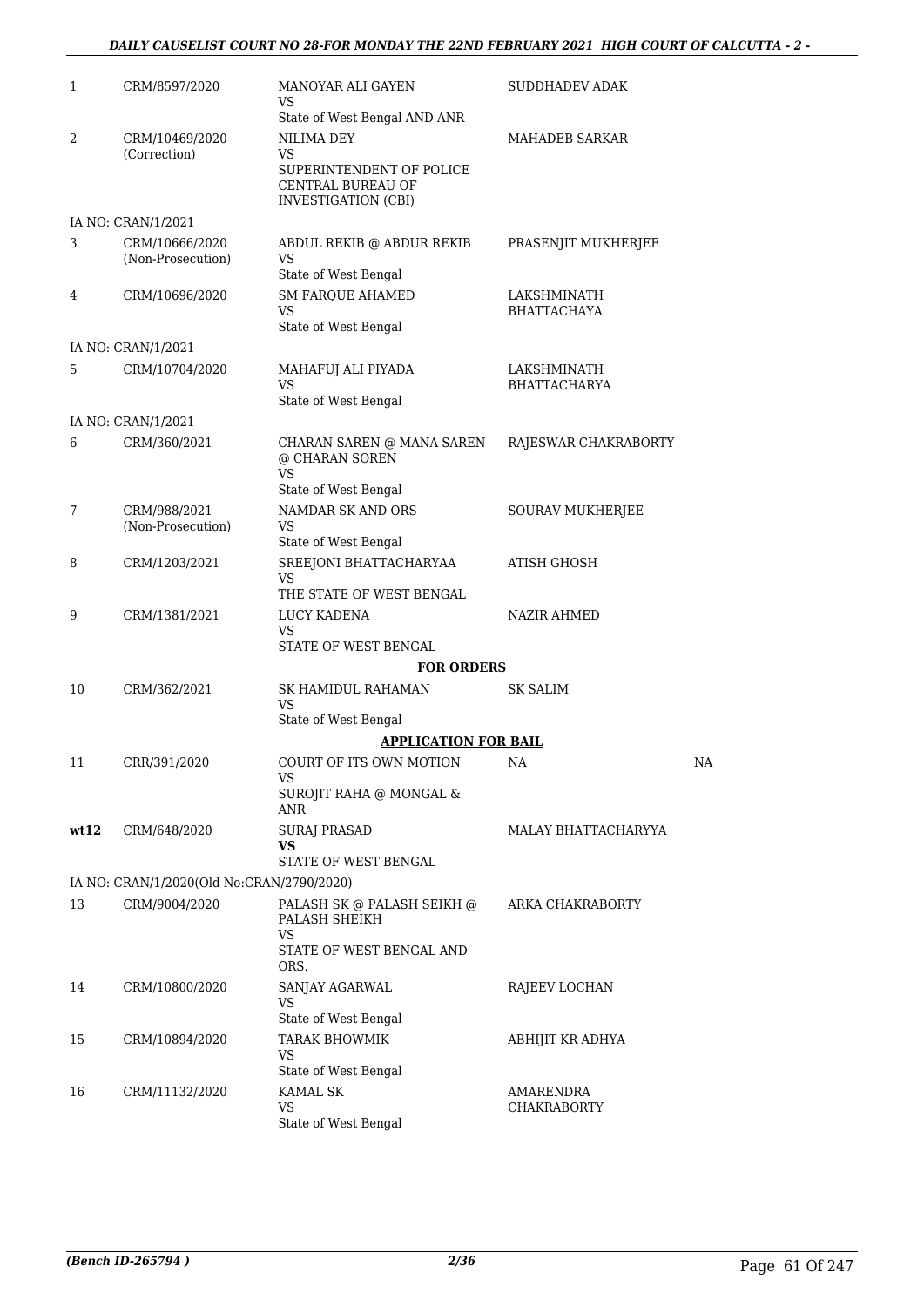| | | | | |
|---|---|---|---|---|
| 1 | CRM/8597/2020 | MANOYAR ALI GAYEN<br>VS<br>State of West Bengal AND ANR | SUDDHADEV ADAK | |
| 2 | CRM/10469/2020<br>(Correction) | NILIMA DEY<br>VS<br>SUPERINTENDENT OF POLICE CENTRAL BUREAU OF INVESTIGATION (CBI) | MAHADEB SARKAR | |
| | IA NO: CRAN/1/2021 | | | |
| 3 | CRM/10666/2020<br>(Non-Prosecution) | ABDUL REKIB @ ABDUR REKIB<br>VS<br>State of West Bengal | PRASENJIT MUKHERJEE | |
| 4 | CRM/10696/2020 | SM FARQUE AHAMED<br>VS<br>State of West Bengal | LAKSHMINATH BHATTACHAYA | |
| | IA NO: CRAN/1/2021 | | | |
| 5 | CRM/10704/2020 | MAHAFUJ ALI PIYADA<br>VS<br>State of West Bengal | LAKSHMINATH BHATTACHARYA | |
| | IA NO: CRAN/1/2021 | | | |
| 6 | CRM/360/2021 | CHARAN SAREN @ MANA SAREN @ CHARAN SOREN<br>VS<br>State of West Bengal | RAJESWAR CHAKRABORTY | |
| 7 | CRM/988/2021<br>(Non-Prosecution) | NAMDAR SK AND ORS<br>VS<br>State of West Bengal | SOURAV MUKHERJEE | |
| 8 | CRM/1203/2021 | SREEJONI BHATTACHARYAA<br>VS<br>THE STATE OF WEST BENGAL | ATISH GHOSH | |
| 9 | CRM/1381/2021 | LUCY KADENA<br>VS<br>STATE OF WEST BENGAL | NAZIR AHMED | |
| | | **FOR ORDERS** | | |
| 10 | CRM/362/2021 | SK HAMIDUL RAHAMAN<br>VS<br>State of West Bengal | SK SALIM | |
| | | **APPLICATION FOR BAIL** | | |
| 11 | CRR/391/2020 | COURT OF ITS OWN MOTION<br>VS<br>SUROJIT RAHA @ MONGAL & ANR | NA | NA |
| **wt12** | CRM/648/2020 | SURAJ PRASAD<br>**VS**<br>STATE OF WEST BENGAL | MALAY BHATTACHARYYA | |
| | IA NO: CRAN/1/2020(Old No:CRAN/2790/2020) | | | |
| 13 | CRM/9004/2020 | PALASH SK @ PALASH SEIKH @ PALASH SHEIKH<br>VS<br>STATE OF WEST BENGAL AND ORS. | ARKA CHAKRABORTY | |
| 14 | CRM/10800/2020 | SANJAY AGARWAL<br>VS<br>State of West Bengal | RAJEEV LOCHAN | |
| 15 | CRM/10894/2020 | TARAK BHOWMIK<br>VS<br>State of West Bengal | ABHIJIT KR ADHYA | |
| 16 | CRM/11132/2020 | KAMAL SK<br>VS<br>State of West Bengal | AMARENDRA CHAKRABORTY | |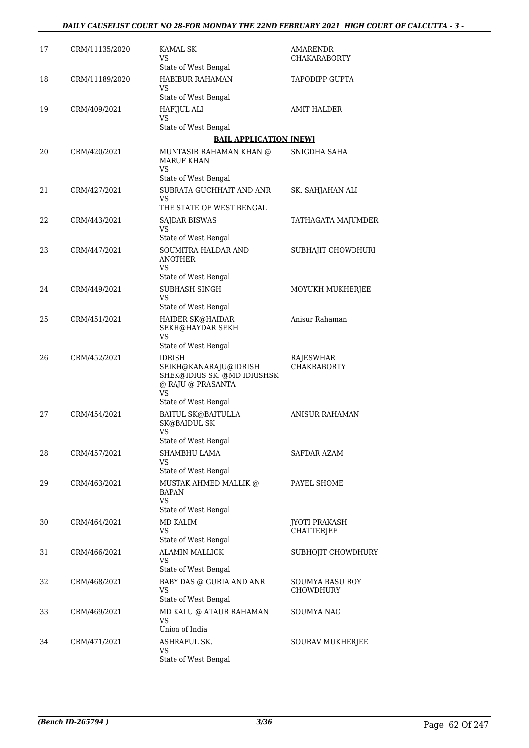| | | | |
|---|---|---|---|
| 17 | CRM/11135/2020 | KAMAL SK<br>VS<br>State of West Bengal | AMARENDR CHAKARABORTY |
| 18 | CRM/11189/2020 | HABIBUR RAHAMAN<br>VS<br>State of West Bengal | TAPODIPP GUPTA |
| 19 | CRM/409/2021 | HAFIJUL ALI<br>VS<br>State of West Bengal | AMIT HALDER |

**BAIL APPLICATION [NEW]**

| | | | |
|---|---|---|---|
| 20 | CRM/420/2021 | MUNTASIR RAHAMAN KHAN @ MARUF KHAN<br>VS<br>State of West Bengal | SNIGDHA SAHA |
| 21 | CRM/427/2021 | SUBRATA GUCHHAIT AND ANR<br>VS<br>THE STATE OF WEST BENGAL | SK. SAHJAHAN ALI |
| 22 | CRM/443/2021 | SAJDAR BISWAS<br>VS<br>State of West Bengal | TATHAGATA MAJUMDER |
| 23 | CRM/447/2021 | SOUMITRA HALDAR AND ANOTHER<br>VS<br>State of West Bengal | SUBHAJIT CHOWDHURI |
| 24 | CRM/449/2021 | SUBHASH SINGH<br>VS<br>State of West Bengal | MOYUKH MUKHERJEE |
| 25 | CRM/451/2021 | HAIDER SK@HAIDAR SEKH@HAYDAR SEKH<br>VS<br>State of West Bengal | Anisur Rahaman |
| 26 | CRM/452/2021 | IDRISH SEIKH@KANARAJU@IDRISH SHEK@IDRIS SK. @MD IDRISHSK @ RAJU @ PRASANTA<br>VS<br>State of West Bengal | RAJESWHAR CHAKRABORTY |
| 27 | CRM/454/2021 | BAITUL SK@BAITULLA SK@BAIDUL SK<br>VS<br>State of West Bengal | ANISUR RAHAMAN |
| 28 | CRM/457/2021 | SHAMBHU LAMA<br>VS<br>State of West Bengal | SAFDAR AZAM |
| 29 | CRM/463/2021 | MUSTAK AHMED MALLIK @ BAPAN<br>VS<br>State of West Bengal | PAYEL SHOME |
| 30 | CRM/464/2021 | MD KALIM<br>VS<br>State of West Bengal | JYOTI PRAKASH CHATTERJEE |
| 31 | CRM/466/2021 | ALAMIN MALLICK<br>VS<br>State of West Bengal | SUBHOJIT CHOWDHURY |
| 32 | CRM/468/2021 | BABY DAS @ GURIA AND ANR<br>VS<br>State of West Bengal | SOUMYA BASU ROY CHOWDHURY |
| 33 | CRM/469/2021 | MD KALU @ ATAUR RAHAMAN<br>VS<br>Union of India | SOUMYA NAG |
| 34 | CRM/471/2021 | ASHRAFUL SK.<br>VS<br>State of West Bengal | SOURAV MUKHERJEE |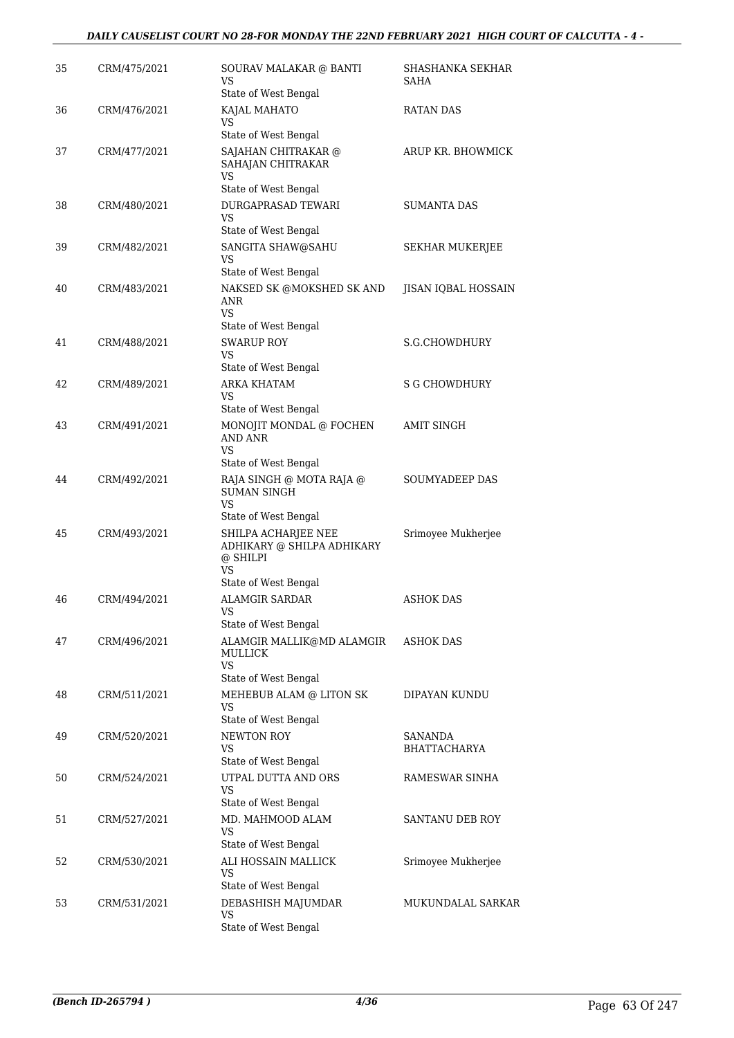| 35 | CRM/475/2021 | SOURAV MALAKAR @ BANTI<br>VS<br>State of West Bengal | SHASHANKA SEKHAR SAHA |
|---|---|---|---|
| 36 | CRM/476/2021 | KAJAL MAHATO<br>VS<br>State of West Bengal | RATAN DAS |
| 37 | CRM/477/2021 | SAJAHAN CHITRAKAR @ SAHAJAN CHITRAKAR<br>VS<br>State of West Bengal | ARUP KR. BHOWMICK |
| 38 | CRM/480/2021 | DURGAPRASAD TEWARI<br>VS<br>State of West Bengal | SUMANTA DAS |
| 39 | CRM/482/2021 | SANGITA SHAW@SAHU<br>VS<br>State of West Bengal | SEKHAR MUKERJEE |
| 40 | CRM/483/2021 | NAKSED SK @MOKSHED SK AND ANR<br>VS<br>State of West Bengal | JISAN IQBAL HOSSAIN |
| 41 | CRM/488/2021 | SWARUP ROY<br>VS<br>State of West Bengal | S.G.CHOWDHURY |
| 42 | CRM/489/2021 | ARKA KHATAM<br>VS<br>State of West Bengal | S G CHOWDHURY |
| 43 | CRM/491/2021 | MONOJIT MONDAL @ FOCHEN AND ANR<br>VS<br>State of West Bengal | AMIT SINGH |
| 44 | CRM/492/2021 | RAJA SINGH @ MOTA RAJA @ SUMAN SINGH<br>VS<br>State of West Bengal | SOUMYADEEP DAS |
| 45 | CRM/493/2021 | SHILPA ACHARJEE NEE ADHIKARY @ SHILPA ADHIKARY @ SHILPI<br>VS<br>State of West Bengal | Srimoyee Mukherjee |
| 46 | CRM/494/2021 | ALAMGIR SARDAR<br>VS<br>State of West Bengal | ASHOK DAS |
| 47 | CRM/496/2021 | ALAMGIR MALLIK@MD ALAMGIR MULLICK<br>VS<br>State of West Bengal | ASHOK DAS |
| 48 | CRM/511/2021 | MEHEBUB ALAM @ LITON SK<br>VS<br>State of West Bengal | DIPAYAN KUNDU |
| 49 | CRM/520/2021 | NEWTON ROY<br>VS<br>State of West Bengal | SANANDA BHATTACHARYA |
| 50 | CRM/524/2021 | UTPAL DUTTA AND ORS<br>VS<br>State of West Bengal | RAMESWAR SINHA |
| 51 | CRM/527/2021 | MD. MAHMOOD ALAM<br>VS<br>State of West Bengal | SANTANU DEB ROY |
| 52 | CRM/530/2021 | ALI HOSSAIN MALLICK<br>VS<br>State of West Bengal | Srimoyee Mukherjee |
| 53 | CRM/531/2021 | DEBASHISH MAJUMDAR<br>VS<br>State of West Bengal | MUKUNDALAL SARKAR |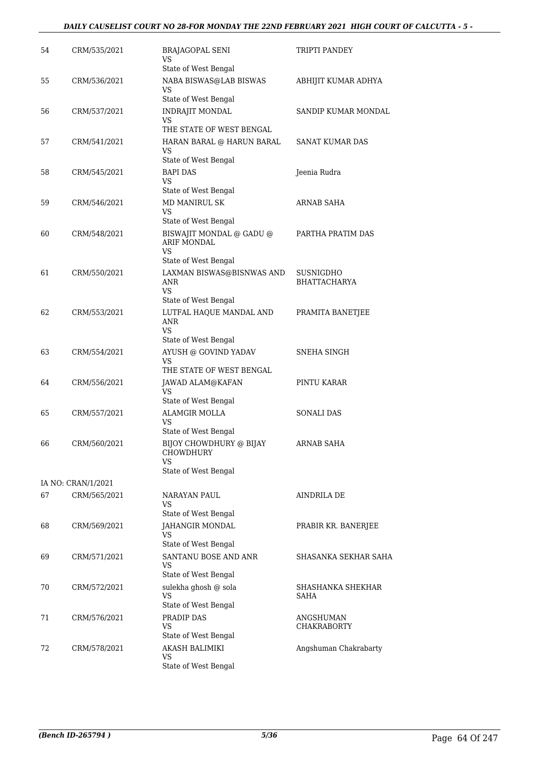| | | | |
|---|---|---|---|
| 54 | CRM/535/2021 | BRAJAGOPAL SENI<br>VS<br>State of West Bengal | TRIPTI PANDEY |
| 55 | CRM/536/2021 | NABA BISWAS@LAB BISWAS<br>VS<br>State of West Bengal | ABHIJIT KUMAR ADHYA |
| 56 | CRM/537/2021 | INDRAJIT MONDAL<br>VS<br>THE STATE OF WEST BENGAL | SANDIP KUMAR MONDAL |
| 57 | CRM/541/2021 | HARAN BARAL @ HARUN BARAL<br>VS<br>State of West Bengal | SANAT KUMAR DAS |
| 58 | CRM/545/2021 | BAPI DAS<br>VS<br>State of West Bengal | Jeenia Rudra |
| 59 | CRM/546/2021 | MD MANIRUL SK<br>VS<br>State of West Bengal | ARNAB SAHA |
| 60 | CRM/548/2021 | BISWAJIT MONDAL @ GADU @ ARIF MONDAL<br>VS<br>State of West Bengal | PARTHA PRATIM DAS |
| 61 | CRM/550/2021 | LAXMAN BISWAS@BISNWAS AND ANR<br>VS<br>State of West Bengal | SUSNIGDHO BHATTACHARYA |
| 62 | CRM/553/2021 | LUTFAL HAQUE MANDAL AND ANR<br>VS<br>State of West Bengal | PRAMITA BANETJEE |
| 63 | CRM/554/2021 | AYUSH @ GOVIND YADAV<br>VS<br>THE STATE OF WEST BENGAL | SNEHA SINGH |
| 64 | CRM/556/2021 | JAWAD ALAM@KAFAN<br>VS<br>State of West Bengal | PINTU KARAR |
| 65 | CRM/557/2021 | ALAMGIR MOLLA<br>VS<br>State of West Bengal | SONALI DAS |
| 66 | CRM/560/2021 | BIJOY CHOWDHURY @ BIJAY CHOWDHURY<br>VS<br>State of West Bengal | ARNAB SAHA |
| | IA NO: CRAN/1/2021 | | |
| 67 | CRM/565/2021 | NARAYAN PAUL<br>VS<br>State of West Bengal | AINDRILA DE |
| 68 | CRM/569/2021 | JAHANGIR MONDAL<br>VS<br>State of West Bengal | PRABIR KR. BANERJEE |
| 69 | CRM/571/2021 | SANTANU BOSE AND ANR<br>VS<br>State of West Bengal | SHASANKA SEKHAR SAHA |
| 70 | CRM/572/2021 | sulekha ghosh @ sola<br>VS<br>State of West Bengal | SHASHANKA SHEKHAR SAHA |
| 71 | CRM/576/2021 | PRADIP DAS<br>VS<br>State of West Bengal | ANGSHUMAN CHAKRABORTY |
| 72 | CRM/578/2021 | AKASH BALIMIKI<br>VS<br>State of West Bengal | Angshuman Chakrabarty |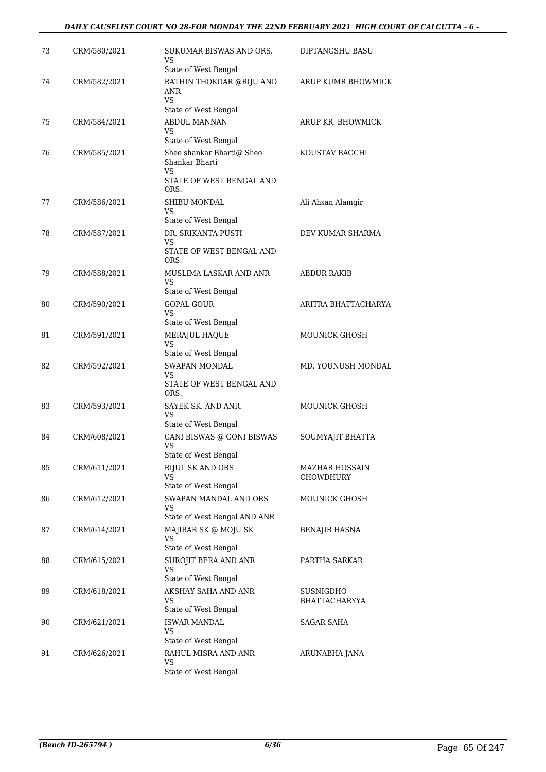| 73 | CRM/580/2021 | SUKUMAR BISWAS AND ORS.<br>VS<br>State of West Bengal | DIPTANGSHU BASU |
|---|---|---|---|
| 74 | CRM/582/2021 | RATHIN THOKDAR @RIJU AND ANR<br>VS<br>State of West Bengal | ARUP KUMR BHOWMICK |
| 75 | CRM/584/2021 | ABDUL MANNAN<br>VS<br>State of West Bengal | ARUP KR. BHOWMICK |
| 76 | CRM/585/2021 | Sheo shankar Bharti@ Sheo Shankar Bharti<br>VS<br>STATE OF WEST BENGAL AND ORS. | KOUSTAV BAGCHI |
| 77 | CRM/586/2021 | SHIBU MONDAL<br>VS<br>State of West Bengal | Ali Ahsan Alamgir |
| 78 | CRM/587/2021 | DR. SRIKANTA PUSTI<br>VS<br>STATE OF WEST BENGAL AND ORS. | DEV KUMAR SHARMA |
| 79 | CRM/588/2021 | MUSLIMA LASKAR AND ANR<br>VS<br>State of West Bengal | ABDUR RAKIB |
| 80 | CRM/590/2021 | GOPAL GOUR<br>VS<br>State of West Bengal | ARITRA BHATTACHARYA |
| 81 | CRM/591/2021 | MERAJUL HAQUE<br>VS<br>State of West Bengal | MOUNICK GHOSH |
| 82 | CRM/592/2021 | SWAPAN MONDAL<br>VS<br>STATE OF WEST BENGAL AND ORS. | MD. YOUNUSH MONDAL |
| 83 | CRM/593/2021 | SAYEK SK. AND ANR.<br>VS<br>State of West Bengal | MOUNICK GHOSH |
| 84 | CRM/608/2021 | GANI BISWAS @ GONI BISWAS<br>VS<br>State of West Bengal | SOUMYAJIT BHATTA |
| 85 | CRM/611/2021 | RIJUL SK AND ORS<br>VS<br>State of West Bengal | MAZHAR HOSSAIN CHOWDHURY |
| 86 | CRM/612/2021 | SWAPAN MANDAL AND ORS<br>VS<br>State of West Bengal AND ANR | MOUNICK GHOSH |
| 87 | CRM/614/2021 | MAJIBAR SK @ MOJU SK<br>VS<br>State of West Bengal | BENAJIR HASNA |
| 88 | CRM/615/2021 | SUROJIT BERA AND ANR<br>VS<br>State of West Bengal | PARTHA SARKAR |
| 89 | CRM/618/2021 | AKSHAY SAHA AND ANR<br>VS<br>State of West Bengal | SUSNIGDHO BHATTACHARYYA |
| 90 | CRM/621/2021 | ISWAR MANDAL<br>VS<br>State of West Bengal | SAGAR SAHA |
| 91 | CRM/626/2021 | RAHUL MISRA AND ANR<br>VS<br>State of West Bengal | ARUNABHA JANA |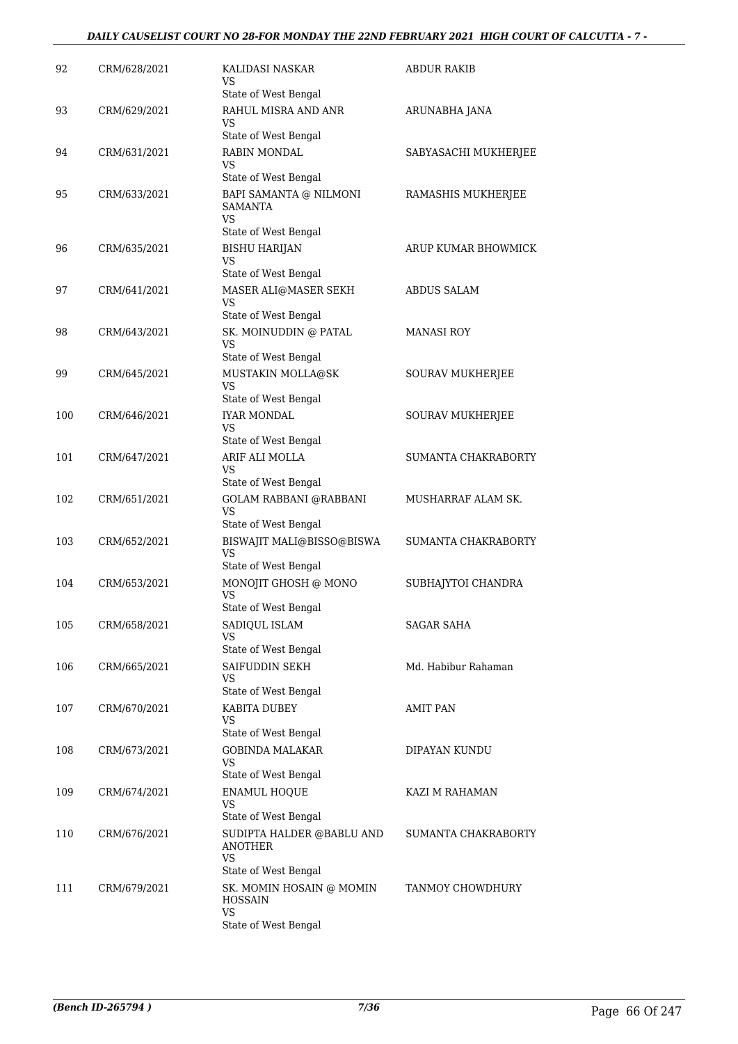| 92 | CRM/628/2021 | KALIDASI NASKAR<br>VS<br>State of West Bengal | ABDUR RAKIB |
|---|---|---|---|
| 93 | CRM/629/2021 | RAHUL MISRA AND ANR<br>VS<br>State of West Bengal | ARUNABHA JANA |
| 94 | CRM/631/2021 | RABIN MONDAL<br>VS<br>State of West Bengal | SABYASACHI MUKHERJEE |
| 95 | CRM/633/2021 | BAPI SAMANTA @ NILMONI SAMANTA<br>VS<br>State of West Bengal | RAMASHIS MUKHERJEE |
| 96 | CRM/635/2021 | BISHU HARIJAN<br>VS<br>State of West Bengal | ARUP KUMAR BHOWMICK |
| 97 | CRM/641/2021 | MASER ALI@MASER SEKH<br>VS<br>State of West Bengal | ABDUS SALAM |
| 98 | CRM/643/2021 | SK. MOINUDDIN @ PATAL<br>VS<br>State of West Bengal | MANASI ROY |
| 99 | CRM/645/2021 | MUSTAKIN MOLLA@SK<br>VS<br>State of West Bengal | SOURAV MUKHERJEE |
| 100 | CRM/646/2021 | IYAR MONDAL<br>VS<br>State of West Bengal | SOURAV MUKHERJEE |
| 101 | CRM/647/2021 | ARIF ALI MOLLA<br>VS<br>State of West Bengal | SUMANTA CHAKRABORTY |
| 102 | CRM/651/2021 | GOLAM RABBANI @RABBANI<br>VS<br>State of West Bengal | MUSHARRAF ALAM SK. |
| 103 | CRM/652/2021 | BISWAJIT MALI@BISSO@BISWA<br>VS<br>State of West Bengal | SUMANTA CHAKRABORTY |
| 104 | CRM/653/2021 | MONOJIT GHOSH @ MONO<br>VS<br>State of West Bengal | SUBHAJYTOI CHANDRA |
| 105 | CRM/658/2021 | SADIQUL ISLAM<br>VS<br>State of West Bengal | SAGAR SAHA |
| 106 | CRM/665/2021 | SAIFUDDIN SEKH<br>VS<br>State of West Bengal | Md. Habibur Rahaman |
| 107 | CRM/670/2021 | KABITA DUBEY<br>VS<br>State of West Bengal | AMIT PAN |
| 108 | CRM/673/2021 | GOBINDA MALAKAR<br>VS<br>State of West Bengal | DIPAYAN KUNDU |
| 109 | CRM/674/2021 | ENAMUL HOQUE<br>VS<br>State of West Bengal | KAZI M RAHAMAN |
| 110 | CRM/676/2021 | SUDIPTA HALDER @BABLU AND ANOTHER<br>VS<br>State of West Bengal | SUMANTA CHAKRABORTY |
| 111 | CRM/679/2021 | SK. MOMIN HOSAIN @ MOMIN HOSSAIN<br>VS<br>State of West Bengal | TANMOY CHOWDHURY |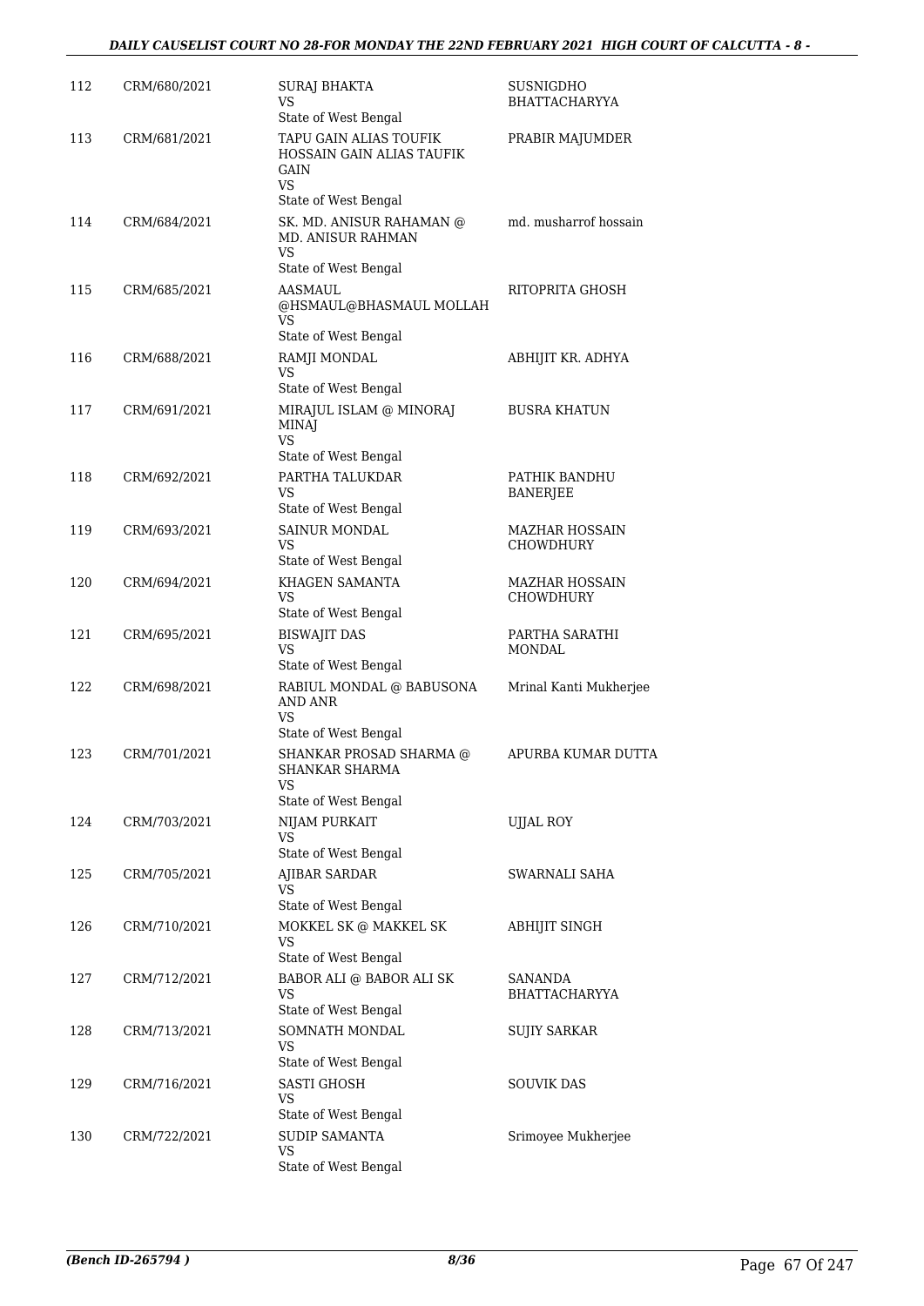| 112 | CRM/680/2021 | SURAJ BHAKTA<br>VS<br>State of West Bengal | SUSNIGDHO BHATTACHARYYA |
|---|---|---|---|
| 113 | CRM/681/2021 | TAPU GAIN ALIAS TOUFIK HOSSAIN GAIN ALIAS TAUFIK GAIN<br>VS<br>State of West Bengal | PRABIR MAJUMDER |
| 114 | CRM/684/2021 | SK. MD. ANISUR RAHAMAN @ MD. ANISUR RAHMAN<br>VS<br>State of West Bengal | md. musharrof hossain |
| 115 | CRM/685/2021 | AASMAUL @HSMAUL@BHASMAUL MOLLAH<br>VS<br>State of West Bengal | RITOPRITA GHOSH |
| 116 | CRM/688/2021 | RAMJI MONDAL<br>VS<br>State of West Bengal | ABHIJIT KR. ADHYA |
| 117 | CRM/691/2021 | MIRAJUL ISLAM @ MINORAJ MINAJ<br>VS<br>State of West Bengal | BUSRA KHATUN |
| 118 | CRM/692/2021 | PARTHA TALUKDAR<br>VS<br>State of West Bengal | PATHIK BANDHU BANERJEE |
| 119 | CRM/693/2021 | SAINUR MONDAL<br>VS<br>State of West Bengal | MAZHAR HOSSAIN CHOWDHURY |
| 120 | CRM/694/2021 | KHAGEN SAMANTA<br>VS<br>State of West Bengal | MAZHAR HOSSAIN CHOWDHURY |
| 121 | CRM/695/2021 | BISWAJIT DAS<br>VS<br>State of West Bengal | PARTHA SARATHI MONDAL |
| 122 | CRM/698/2021 | RABIUL MONDAL @ BABUSONA AND ANR<br>VS<br>State of West Bengal | Mrinal Kanti Mukherjee |
| 123 | CRM/701/2021 | SHANKAR PROSAD SHARMA @ SHANKAR SHARMA<br>VS<br>State of West Bengal | APURBA KUMAR DUTTA |
| 124 | CRM/703/2021 | NIJAM PURKAIT<br>VS<br>State of West Bengal | UJJAL ROY |
| 125 | CRM/705/2021 | AJIBAR SARDAR<br>VS<br>State of West Bengal | SWARNALI SAHA |
| 126 | CRM/710/2021 | MOKKEL SK @ MAKKEL SK<br>VS<br>State of West Bengal | ABHIJIT SINGH |
| 127 | CRM/712/2021 | BABOR ALI @ BABOR ALI SK<br>VS<br>State of West Bengal | SANANDA BHATTACHARYYA |
| 128 | CRM/713/2021 | SOMNATH MONDAL<br>VS<br>State of West Bengal | SUJIY SARKAR |
| 129 | CRM/716/2021 | SASTI GHOSH<br>VS<br>State of West Bengal | SOUVIK DAS |
| 130 | CRM/722/2021 | SUDIP SAMANTA<br>VS<br>State of West Bengal | Srimoyee Mukherjee |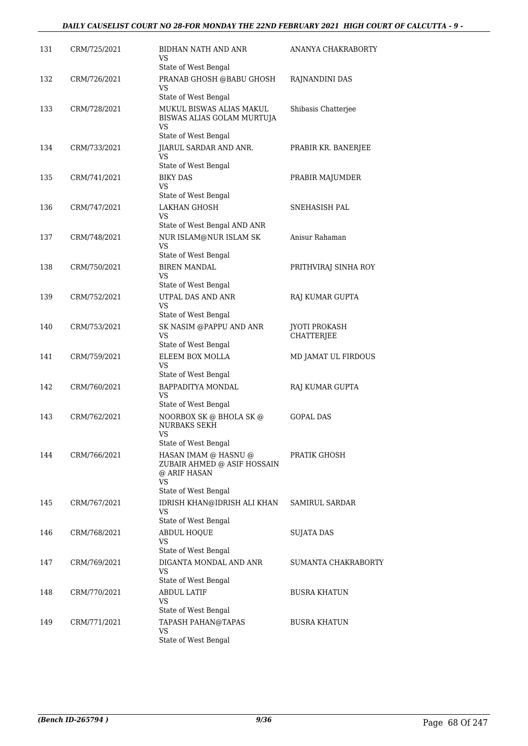| 131 | CRM/725/2021 | BIDHAN NATH AND ANR<br>VS<br>State of West Bengal | ANANYA CHAKRABORTY |
|---|---|---|---|
| 132 | CRM/726/2021 | PRANAB GHOSH @BABU GHOSH<br>VS<br>State of West Bengal | RAJNANDINI DAS |
| 133 | CRM/728/2021 | MUKUL BISWAS ALIAS MAKUL BISWAS ALIAS GOLAM MURTUJA<br>VS<br>State of West Bengal | Shibasis Chatterjee |
| 134 | CRM/733/2021 | JIARUL SARDAR AND ANR.<br>VS<br>State of West Bengal | PRABIR KR. BANERJEE |
| 135 | CRM/741/2021 | BIKY DAS<br>VS<br>State of West Bengal | PRABIR MAJUMDER |
| 136 | CRM/747/2021 | LAKHAN GHOSH<br>VS<br>State of West Bengal AND ANR | SNEHASISH PAL |
| 137 | CRM/748/2021 | NUR ISLAM@NUR ISLAM SK<br>VS<br>State of West Bengal | Anisur Rahaman |
| 138 | CRM/750/2021 | BIREN MANDAL<br>VS<br>State of West Bengal | PRITHVIRAJ SINHA ROY |
| 139 | CRM/752/2021 | UTPAL DAS AND ANR<br>VS<br>State of West Bengal | RAJ KUMAR GUPTA |
| 140 | CRM/753/2021 | SK NASIM @PAPPU AND ANR<br>VS<br>State of West Bengal | JYOTI PROKASH CHATTERJEE |
| 141 | CRM/759/2021 | ELEEM BOX MOLLA<br>VS<br>State of West Bengal | MD JAMAT UL FIRDOUS |
| 142 | CRM/760/2021 | BAPPADITYA MONDAL<br>VS<br>State of West Bengal | RAJ KUMAR GUPTA |
| 143 | CRM/762/2021 | NOORBOX SK @ BHOLA SK @ NURBAKS SEKH<br>VS<br>State of West Bengal | GOPAL DAS |
| 144 | CRM/766/2021 | HASAN IMAM @ HASNU @ ZUBAIR AHMED @ ASIF HOSSAIN @ ARIF HASAN<br>VS<br>State of West Bengal | PRATIK GHOSH |
| 145 | CRM/767/2021 | IDRISH KHAN@IDRISH ALI KHAN<br>VS<br>State of West Bengal | SAMIRUL SARDAR |
| 146 | CRM/768/2021 | ABDUL HOQUE<br>VS<br>State of West Bengal | SUJATA DAS |
| 147 | CRM/769/2021 | DIGANTA MONDAL AND ANR<br>VS<br>State of West Bengal | SUMANTA CHAKRABORTY |
| 148 | CRM/770/2021 | ABDUL LATIF<br>VS<br>State of West Bengal | BUSRA KHATUN |
| 149 | CRM/771/2021 | TAPASH PAHAN@TAPAS<br>VS<br>State of West Bengal | BUSRA KHATUN |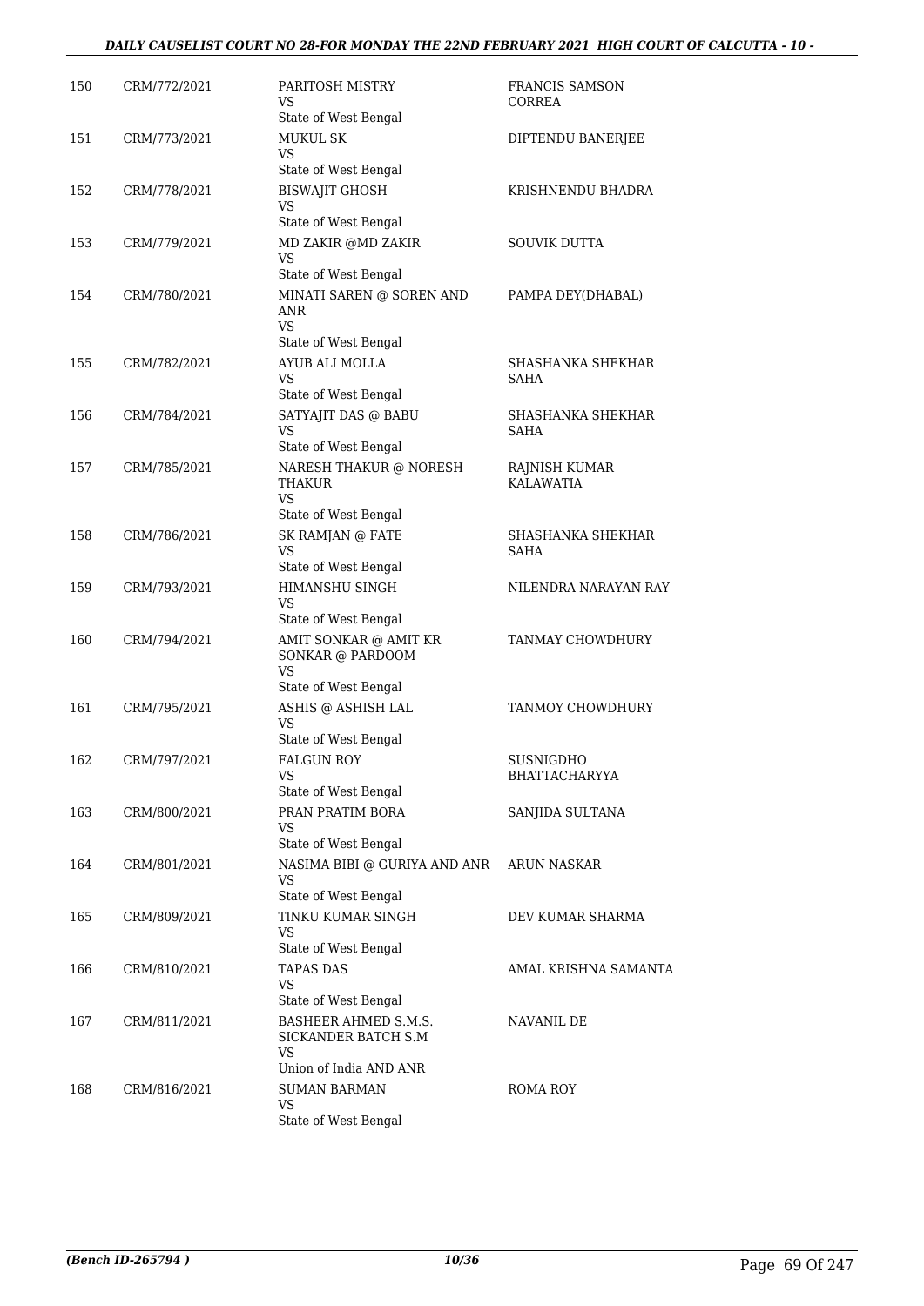| 150 | CRM/772/2021 | PARITOSH MISTRY<br>VS<br>State of West Bengal | FRANCIS SAMSON CORREA |
|---|---|---|---|
| 151 | CRM/773/2021 | MUKUL SK<br>VS<br>State of West Bengal | DIPTENDU BANERJEE |
| 152 | CRM/778/2021 | BISWAJIT GHOSH<br>VS<br>State of West Bengal | KRISHNENDU BHADRA |
| 153 | CRM/779/2021 | MD ZAKIR @MD ZAKIR<br>VS<br>State of West Bengal | SOUVIK DUTTA |
| 154 | CRM/780/2021 | MINATI SAREN @ SOREN AND ANR<br>VS<br>State of West Bengal | PAMPA DEY(DHABAL) |
| 155 | CRM/782/2021 | AYUB ALI MOLLA<br>VS<br>State of West Bengal | SHASHANKA SHEKHAR SAHA |
| 156 | CRM/784/2021 | SATYAJIT DAS @ BABU<br>VS<br>State of West Bengal | SHASHANKA SHEKHAR SAHA |
| 157 | CRM/785/2021 | NARESH THAKUR @ NORESH THAKUR<br>VS<br>State of West Bengal | RAJNISH KUMAR KALAWATIA |
| 158 | CRM/786/2021 | SK RAMJAN @ FATE<br>VS<br>State of West Bengal | SHASHANKA SHEKHAR SAHA |
| 159 | CRM/793/2021 | HIMANSHU SINGH<br>VS<br>State of West Bengal | NILENDRA NARAYAN RAY |
| 160 | CRM/794/2021 | AMIT SONKAR @ AMIT KR SONKAR @ PARDOOM<br>VS<br>State of West Bengal | TANMAY CHOWDHURY |
| 161 | CRM/795/2021 | ASHIS @ ASHISH LAL<br>VS<br>State of West Bengal | TANMOY CHOWDHURY |
| 162 | CRM/797/2021 | FALGUN ROY<br>VS<br>State of West Bengal | SUSNIGDHO BHATTACHARYYA |
| 163 | CRM/800/2021 | PRAN PRATIM BORA<br>VS<br>State of West Bengal | SANJIDA SULTANA |
| 164 | CRM/801/2021 | NASIMA BIBI @ GURIYA AND ANR<br>VS<br>State of West Bengal | ARUN NASKAR |
| 165 | CRM/809/2021 | TINKU KUMAR SINGH<br>VS<br>State of West Bengal | DEV KUMAR SHARMA |
| 166 | CRM/810/2021 | TAPAS DAS<br>VS<br>State of West Bengal | AMAL KRISHNA SAMANTA |
| 167 | CRM/811/2021 | BASHEER AHMED S.M.S. SICKANDER BATCH S.M<br>VS<br>Union of India AND ANR | NAVANIL DE |
| 168 | CRM/816/2021 | SUMAN BARMAN<br>VS<br>State of West Bengal | ROMA ROY |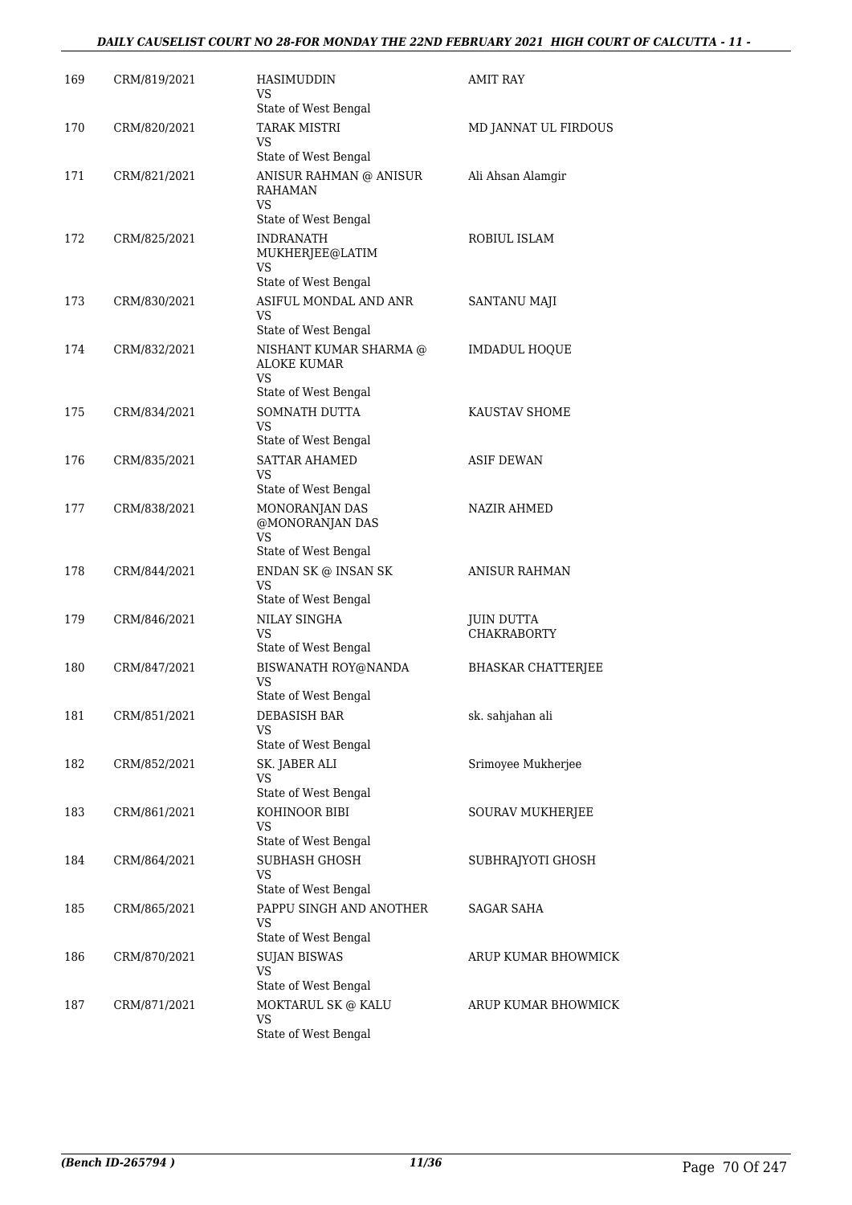| 169 | CRM/819/2021 | HASIMUDDIN<br>VS<br>State of West Bengal | AMIT RAY |
|---|---|---|---|
| 170 | CRM/820/2021 | TARAK MISTRI<br>VS<br>State of West Bengal | MD JANNAT UL FIRDOUS |
| 171 | CRM/821/2021 | ANISUR RAHMAN @ ANISUR RAHAMAN<br>VS<br>State of West Bengal | Ali Ahsan Alamgir |
| 172 | CRM/825/2021 | INDRANATH MUKHERJEE@LATIM<br>VS<br>State of West Bengal | ROBIUL ISLAM |
| 173 | CRM/830/2021 | ASIFUL MONDAL AND ANR<br>VS<br>State of West Bengal | SANTANU MAJI |
| 174 | CRM/832/2021 | NISHANT KUMAR SHARMA @ ALOKE KUMAR<br>VS<br>State of West Bengal | IMDADUL HOQUE |
| 175 | CRM/834/2021 | SOMNATH DUTTA<br>VS<br>State of West Bengal | KAUSTAV SHOME |
| 176 | CRM/835/2021 | SATTAR AHAMED<br>VS<br>State of West Bengal | ASIF DEWAN |
| 177 | CRM/838/2021 | MONORANJAN DAS @MONORANJAN DAS<br>VS<br>State of West Bengal | NAZIR AHMED |
| 178 | CRM/844/2021 | ENDAN SK @ INSAN SK<br>VS<br>State of West Bengal | ANISUR RAHMAN |
| 179 | CRM/846/2021 | NILAY SINGHA<br>VS<br>State of West Bengal | JUIN DUTTA CHAKRABORTY |
| 180 | CRM/847/2021 | BISWANATH ROY@NANDA<br>VS<br>State of West Bengal | BHASKAR CHATTERJEE |
| 181 | CRM/851/2021 | DEBASISH BAR<br>VS<br>State of West Bengal | sk. sahjahan ali |
| 182 | CRM/852/2021 | SK. JABER ALI<br>VS<br>State of West Bengal | Srimoyee Mukherjee |
| 183 | CRM/861/2021 | KOHINOOR BIBI<br>VS<br>State of West Bengal | SOURAV MUKHERJEE |
| 184 | CRM/864/2021 | SUBHASH GHOSH<br>VS<br>State of West Bengal | SUBHRAJYOTI GHOSH |
| 185 | CRM/865/2021 | PAPPU SINGH AND ANOTHER<br>VS<br>State of West Bengal | SAGAR SAHA |
| 186 | CRM/870/2021 | SUJAN BISWAS<br>VS<br>State of West Bengal | ARUP KUMAR BHOWMICK |
| 187 | CRM/871/2021 | MOKTARUL SK @ KALU<br>VS<br>State of West Bengal | ARUP KUMAR BHOWMICK |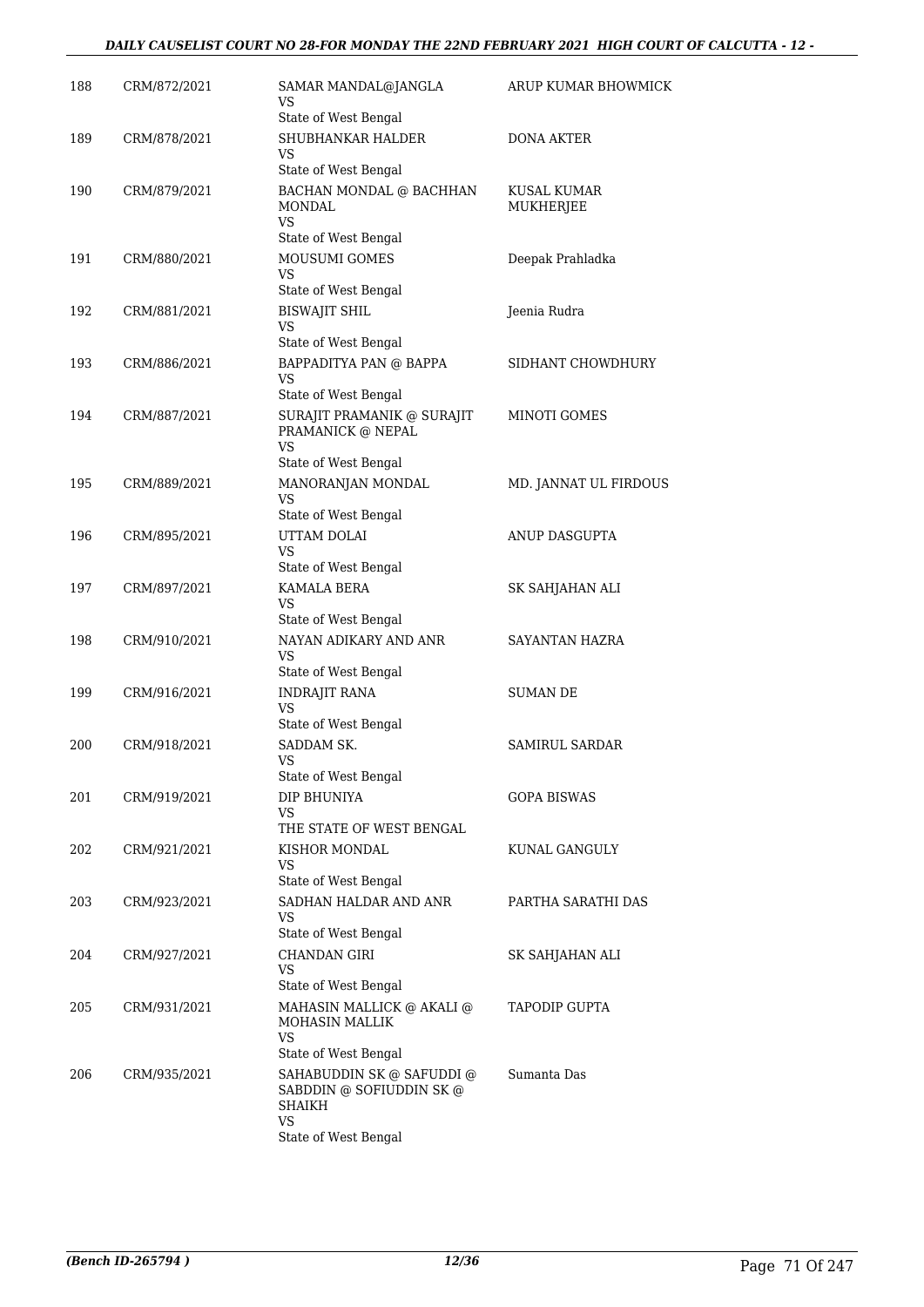| | | | |
|---|---|---|---|
| 188 | CRM/872/2021 | SAMAR MANDAL@JANGLA<br>VS<br>State of West Bengal | ARUP KUMAR BHOWMICK |
| 189 | CRM/878/2021 | SHUBHANKAR HALDER<br>VS<br>State of West Bengal | DONA AKTER |
| 190 | CRM/879/2021 | BACHAN MONDAL @ BACHHAN MONDAL<br>VS<br>State of West Bengal | KUSAL KUMAR MUKHERJEE |
| 191 | CRM/880/2021 | MOUSUMI GOMES<br>VS<br>State of West Bengal | Deepak Prahladka |
| 192 | CRM/881/2021 | BISWAJIT SHIL<br>VS<br>State of West Bengal | Jeenia Rudra |
| 193 | CRM/886/2021 | BAPPADITYA PAN @ BAPPA<br>VS<br>State of West Bengal | SIDHANT CHOWDHURY |
| 194 | CRM/887/2021 | SURAJIT PRAMANIK @ SURAJIT PRAMANICK @ NEPAL<br>VS<br>State of West Bengal | MINOTI GOMES |
| 195 | CRM/889/2021 | MANORANJAN MONDAL<br>VS<br>State of West Bengal | MD. JANNAT UL FIRDOUS |
| 196 | CRM/895/2021 | UTTAM DOLAI<br>VS<br>State of West Bengal | ANUP DASGUPTA |
| 197 | CRM/897/2021 | KAMALA BERA<br>VS<br>State of West Bengal | SK SAHJAHAN ALI |
| 198 | CRM/910/2021 | NAYAN ADIKARY AND ANR<br>VS<br>State of West Bengal | SAYANTAN HAZRA |
| 199 | CRM/916/2021 | INDRAJIT RANA<br>VS<br>State of West Bengal | SUMAN DE |
| 200 | CRM/918/2021 | SADDAM SK.<br>VS<br>State of West Bengal | SAMIRUL SARDAR |
| 201 | CRM/919/2021 | DIP BHUNIYA<br>VS<br>THE STATE OF WEST BENGAL | GOPA BISWAS |
| 202 | CRM/921/2021 | KISHOR MONDAL<br>VS<br>State of West Bengal | KUNAL GANGULY |
| 203 | CRM/923/2021 | SADHAN HALDAR AND ANR<br>VS<br>State of West Bengal | PARTHA SARATHI DAS |
| 204 | CRM/927/2021 | CHANDAN GIRI<br>VS<br>State of West Bengal | SK SAHJAHAN ALI |
| 205 | CRM/931/2021 | MAHASIN MALLICK @ AKALI @ MOHASIN MALLIK<br>VS<br>State of West Bengal | TAPODIP GUPTA |
| 206 | CRM/935/2021 | SAHABUDDIN SK @ SAFUDDI @ SABDDIN @ SOFIUDDIN SK @ SHAIKH<br>VS<br>State of West Bengal | Sumanta Das |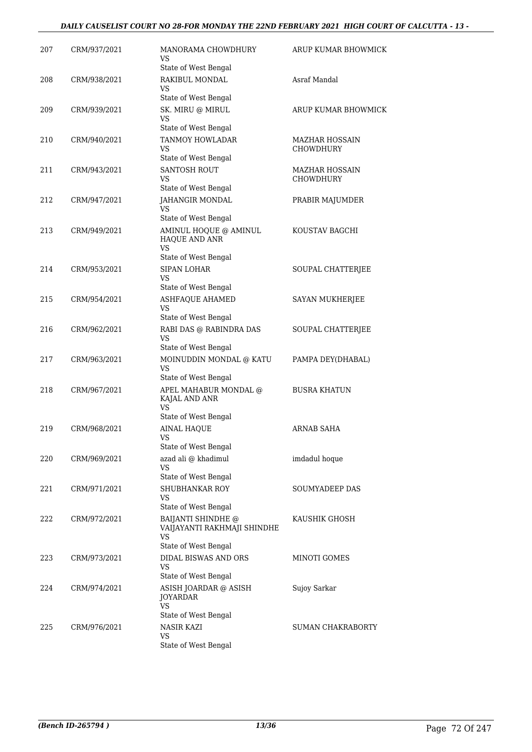| 207 | CRM/937/2021 | MANORAMA CHOWDHURY<br>VS<br>State of West Bengal | ARUP KUMAR BHOWMICK |
|---|---|---|---|
| 208 | CRM/938/2021 | RAKIBUL MONDAL<br>VS<br>State of West Bengal | Asraf Mandal |
| 209 | CRM/939/2021 | SK. MIRU @ MIRUL<br>VS<br>State of West Bengal | ARUP KUMAR BHOWMICK |
| 210 | CRM/940/2021 | TANMOY HOWLADAR<br>VS<br>State of West Bengal | MAZHAR HOSSAIN CHOWDHURY |
| 211 | CRM/943/2021 | SANTOSH ROUT<br>VS<br>State of West Bengal | MAZHAR HOSSAIN CHOWDHURY |
| 212 | CRM/947/2021 | JAHANGIR MONDAL<br>VS<br>State of West Bengal | PRABIR MAJUMDER |
| 213 | CRM/949/2021 | AMINUL HOQUE @ AMINUL HAQUE AND ANR<br>VS<br>State of West Bengal | KOUSTAV BAGCHI |
| 214 | CRM/953/2021 | SIPAN LOHAR<br>VS<br>State of West Bengal | SOUPAL CHATTERJEE |
| 215 | CRM/954/2021 | ASHFAQUE AHAMED<br>VS<br>State of West Bengal | SAYAN MUKHERJEE |
| 216 | CRM/962/2021 | RABI DAS @ RABINDRA DAS<br>VS<br>State of West Bengal | SOUPAL CHATTERJEE |
| 217 | CRM/963/2021 | MOINUDDIN MONDAL @ KATU<br>VS<br>State of West Bengal | PAMPA DEY(DHABAL) |
| 218 | CRM/967/2021 | APEL MAHABUR MONDAL @ KAJAL AND ANR<br>VS<br>State of West Bengal | BUSRA KHATUN |
| 219 | CRM/968/2021 | AINAL HAQUE<br>VS<br>State of West Bengal | ARNAB SAHA |
| 220 | CRM/969/2021 | azad ali @ khadimul<br>VS<br>State of West Bengal | imdadul hoque |
| 221 | CRM/971/2021 | SHUBHANKAR ROY<br>VS<br>State of West Bengal | SOUMYADEEP DAS |
| 222 | CRM/972/2021 | BAIJANTI SHINDHE @ VAIJAYANTI RAKHMAJI SHINDHE<br>VS<br>State of West Bengal | KAUSHIK GHOSH |
| 223 | CRM/973/2021 | DIDAL BISWAS AND ORS<br>VS<br>State of West Bengal | MINOTI GOMES |
| 224 | CRM/974/2021 | ASISH JOARDAR @ ASISH JOYARDAR<br>VS<br>State of West Bengal | Sujoy Sarkar |
| 225 | CRM/976/2021 | NASIR KAZI<br>VS<br>State of West Bengal | SUMAN CHAKRABORTY |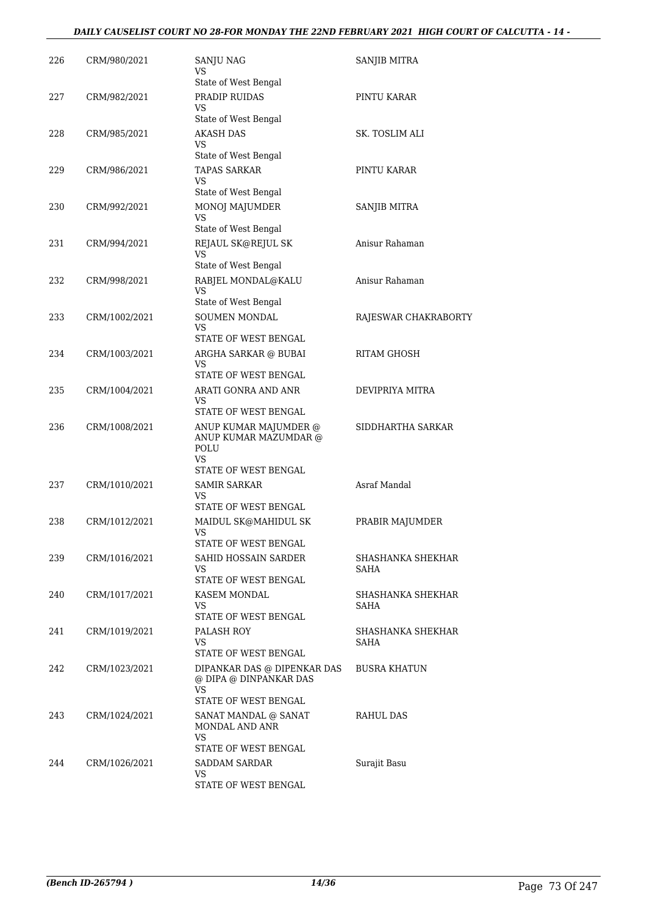| | | | |
|---|---|---|---|
| 226 | CRM/980/2021 | SANJU NAG<br>VS<br>State of West Bengal | SANJIB MITRA |
| 227 | CRM/982/2021 | PRADIP RUIDAS<br>VS<br>State of West Bengal | PINTU KARAR |
| 228 | CRM/985/2021 | AKASH DAS<br>VS<br>State of West Bengal | SK. TOSLIM ALI |
| 229 | CRM/986/2021 | TAPAS SARKAR<br>VS<br>State of West Bengal | PINTU KARAR |
| 230 | CRM/992/2021 | MONOJ MAJUMDER<br>VS<br>State of West Bengal | SANJIB MITRA |
| 231 | CRM/994/2021 | REJAUL SK@REJUL SK<br>VS<br>State of West Bengal | Anisur Rahaman |
| 232 | CRM/998/2021 | RABJEL MONDAL@KALU<br>VS<br>State of West Bengal | Anisur Rahaman |
| 233 | CRM/1002/2021 | SOUMEN MONDAL<br>VS<br>STATE OF WEST BENGAL | RAJESWAR CHAKRABORTY |
| 234 | CRM/1003/2021 | ARGHA SARKAR @ BUBAI<br>VS<br>STATE OF WEST BENGAL | RITAM GHOSH |
| 235 | CRM/1004/2021 | ARATI GONRA AND ANR<br>VS<br>STATE OF WEST BENGAL | DEVIPRIYA MITRA |
| 236 | CRM/1008/2021 | ANUP KUMAR MAJUMDER @ ANUP KUMAR MAZUMDAR @ POLU<br>VS<br>STATE OF WEST BENGAL | SIDDHARTHA SARKAR |
| 237 | CRM/1010/2021 | SAMIR SARKAR<br>VS<br>STATE OF WEST BENGAL | Asraf Mandal |
| 238 | CRM/1012/2021 | MAIDUL SK@MAHIDUL SK<br>VS<br>STATE OF WEST BENGAL | PRABIR MAJUMDER |
| 239 | CRM/1016/2021 | SAHID HOSSAIN SARDER<br>VS<br>STATE OF WEST BENGAL | SHASHANKA SHEKHAR SAHA |
| 240 | CRM/1017/2021 | KASEM MONDAL<br>VS<br>STATE OF WEST BENGAL | SHASHANKA SHEKHAR SAHA |
| 241 | CRM/1019/2021 | PALASH ROY<br>VS<br>STATE OF WEST BENGAL | SHASHANKA SHEKHAR SAHA |
| 242 | CRM/1023/2021 | DIPANKAR DAS @ DIPENKAR DAS @ DIPA @ DINPANKAR DAS<br>VS<br>STATE OF WEST BENGAL | BUSRA KHATUN |
| 243 | CRM/1024/2021 | SANAT MANDAL @ SANAT MONDAL AND ANR<br>VS<br>STATE OF WEST BENGAL | RAHUL DAS |
| 244 | CRM/1026/2021 | SADDAM SARDAR<br>VS<br>STATE OF WEST BENGAL | Surajit Basu |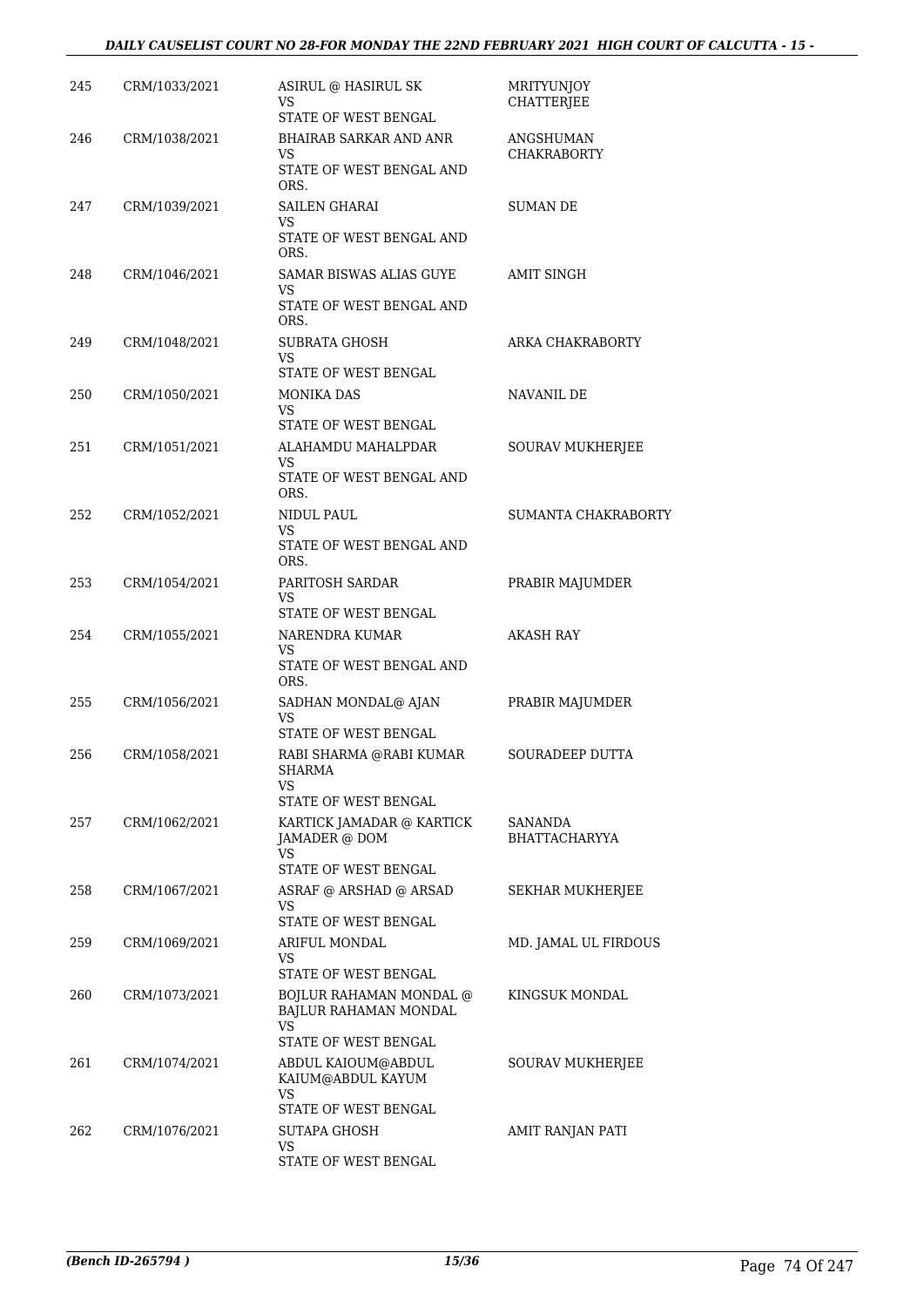| 245 | CRM/1033/2021 | ASIRUL @ HASIRUL SK<br>VS<br>STATE OF WEST BENGAL | MRITYUNJOY CHATTERJEE |
|---|---|---|---|
| 246 | CRM/1038/2021 | BHAIRAB SARKAR AND ANR<br>VS<br>STATE OF WEST BENGAL AND ORS. | ANGSHUMAN CHAKRABORTY |
| 247 | CRM/1039/2021 | SAILEN GHARAI<br>VS<br>STATE OF WEST BENGAL AND ORS. | SUMAN DE |
| 248 | CRM/1046/2021 | SAMAR BISWAS ALIAS GUYE<br>VS<br>STATE OF WEST BENGAL AND ORS. | AMIT SINGH |
| 249 | CRM/1048/2021 | SUBRATA GHOSH<br>VS<br>STATE OF WEST BENGAL | ARKA CHAKRABORTY |
| 250 | CRM/1050/2021 | MONIKA DAS<br>VS<br>STATE OF WEST BENGAL | NAVANIL DE |
| 251 | CRM/1051/2021 | ALAHAMDU MAHALPDAR<br>VS<br>STATE OF WEST BENGAL AND ORS. | SOURAV MUKHERJEE |
| 252 | CRM/1052/2021 | NIDUL PAUL<br>VS<br>STATE OF WEST BENGAL AND ORS. | SUMANTA CHAKRABORTY |
| 253 | CRM/1054/2021 | PARITOSH SARDAR<br>VS<br>STATE OF WEST BENGAL | PRABIR MAJUMDER |
| 254 | CRM/1055/2021 | NARENDRA KUMAR<br>VS<br>STATE OF WEST BENGAL AND ORS. | AKASH RAY |
| 255 | CRM/1056/2021 | SADHAN MONDAL@ AJAN<br>VS<br>STATE OF WEST BENGAL | PRABIR MAJUMDER |
| 256 | CRM/1058/2021 | RABI SHARMA @RABI KUMAR SHARMA<br>VS<br>STATE OF WEST BENGAL | SOURADEEP DUTTA |
| 257 | CRM/1062/2021 | KARTICK JAMADAR @ KARTICK JAMADER @ DOM<br>VS<br>STATE OF WEST BENGAL | SANANDA BHATTACHARYYA |
| 258 | CRM/1067/2021 | ASRAF @ ARSHAD @ ARSAD<br>VS<br>STATE OF WEST BENGAL | SEKHAR MUKHERJEE |
| 259 | CRM/1069/2021 | ARIFUL MONDAL<br>VS<br>STATE OF WEST BENGAL | MD. JAMAL UL FIRDOUS |
| 260 | CRM/1073/2021 | BOJLUR RAHAMAN MONDAL @ BAJLUR RAHAMAN MONDAL<br>VS<br>STATE OF WEST BENGAL | KINGSUK MONDAL |
| 261 | CRM/1074/2021 | ABDUL KAIOUM@ABDUL KAIUM@ABDUL KAYUM<br>VS<br>STATE OF WEST BENGAL | SOURAV MUKHERJEE |
| 262 | CRM/1076/2021 | SUTAPA GHOSH<br>VS<br>STATE OF WEST BENGAL | AMIT RANJAN PATI |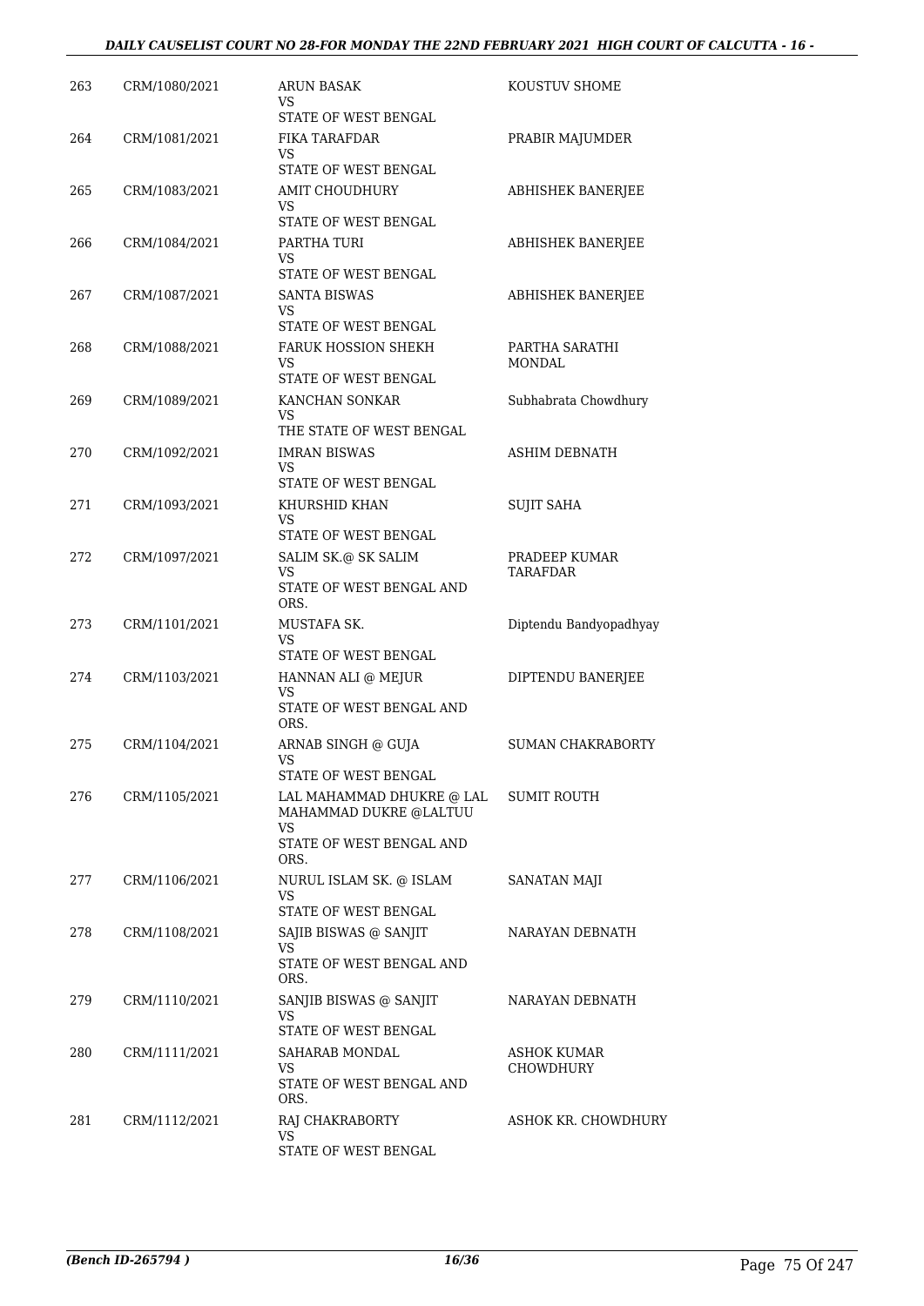| 263 | CRM/1080/2021 | ARUN BASAK<br>VS<br>STATE OF WEST BENGAL | KOUSTUV SHOME |
|---|---|---|---|
| 264 | CRM/1081/2021 | FIKA TARAFDAR<br>VS<br>STATE OF WEST BENGAL | PRABIR MAJUMDER |
| 265 | CRM/1083/2021 | AMIT CHOUDHURY<br>VS<br>STATE OF WEST BENGAL | ABHISHEK BANERJEE |
| 266 | CRM/1084/2021 | PARTHA TURI<br>VS<br>STATE OF WEST BENGAL | ABHISHEK BANERJEE |
| 267 | CRM/1087/2021 | SANTA BISWAS<br>VS<br>STATE OF WEST BENGAL | ABHISHEK BANERJEE |
| 268 | CRM/1088/2021 | FARUK HOSSION SHEKH<br>VS<br>STATE OF WEST BENGAL | PARTHA SARATHI MONDAL |
| 269 | CRM/1089/2021 | KANCHAN SONKAR<br>VS<br>THE STATE OF WEST BENGAL | Subhabrata Chowdhury |
| 270 | CRM/1092/2021 | IMRAN BISWAS<br>VS<br>STATE OF WEST BENGAL | ASHIM DEBNATH |
| 271 | CRM/1093/2021 | KHURSHID KHAN<br>VS<br>STATE OF WEST BENGAL | SUJIT SAHA |
| 272 | CRM/1097/2021 | SALIM SK.@ SK SALIM<br>VS<br>STATE OF WEST BENGAL AND ORS. | PRADEEP KUMAR TARAFDAR |
| 273 | CRM/1101/2021 | MUSTAFA SK.<br>VS<br>STATE OF WEST BENGAL | Diptendu Bandyopadhyay |
| 274 | CRM/1103/2021 | HANNAN ALI @ MEJUR<br>VS<br>STATE OF WEST BENGAL AND ORS. | DIPTENDU BANERJEE |
| 275 | CRM/1104/2021 | ARNAB SINGH @ GUJA<br>VS<br>STATE OF WEST BENGAL | SUMAN CHAKRABORTY |
| 276 | CRM/1105/2021 | LAL MAHAMMAD DHUKRE @ LAL MAHAMMAD DUKRE @LALTUU<br>VS<br>STATE OF WEST BENGAL AND ORS. | SUMIT ROUTH |
| 277 | CRM/1106/2021 | NURUL ISLAM SK. @ ISLAM<br>VS<br>STATE OF WEST BENGAL | SANATAN MAJI |
| 278 | CRM/1108/2021 | SAJIB BISWAS @ SANJIT<br>VS<br>STATE OF WEST BENGAL AND ORS. | NARAYAN DEBNATH |
| 279 | CRM/1110/2021 | SANJIB BISWAS @ SANJIT<br>VS<br>STATE OF WEST BENGAL | NARAYAN DEBNATH |
| 280 | CRM/1111/2021 | SAHARAB MONDAL<br>VS<br>STATE OF WEST BENGAL AND ORS. | ASHOK KUMAR CHOWDHURY |
| 281 | CRM/1112/2021 | RAJ CHAKRABORTY<br>VS<br>STATE OF WEST BENGAL | ASHOK KR. CHOWDHURY |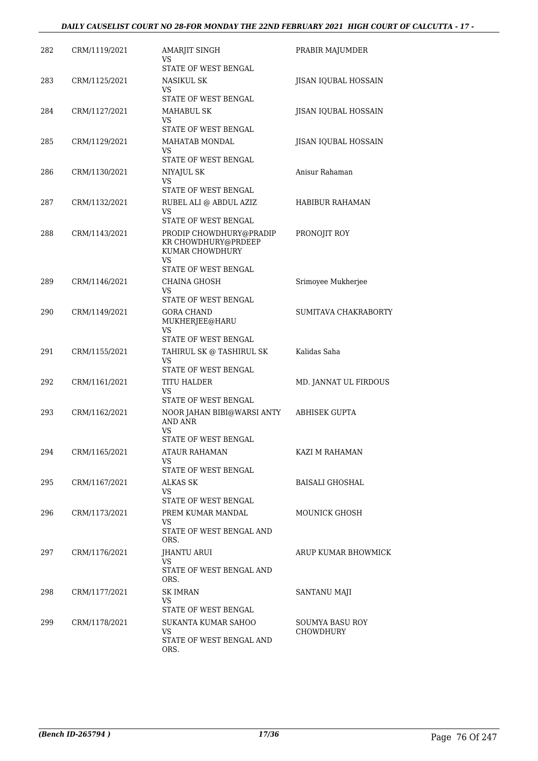| 282 | CRM/1119/2021 | AMARJIT SINGH<br>VS<br>STATE OF WEST BENGAL | PRABIR MAJUMDER |
|---|---|---|---|
| 283 | CRM/1125/2021 | NASIKUL SK<br>VS<br>STATE OF WEST BENGAL | JISAN IQUBAL HOSSAIN |
| 284 | CRM/1127/2021 | MAHABUL SK<br>VS<br>STATE OF WEST BENGAL | JISAN IQUBAL HOSSAIN |
| 285 | CRM/1129/2021 | MAHATAB MONDAL<br>VS<br>STATE OF WEST BENGAL | JISAN IQUBAL HOSSAIN |
| 286 | CRM/1130/2021 | NIYAJUL SK<br>VS<br>STATE OF WEST BENGAL | Anisur Rahaman |
| 287 | CRM/1132/2021 | RUBEL ALI @ ABDUL AZIZ<br>VS<br>STATE OF WEST BENGAL | HABIBUR RAHAMAN |
| 288 | CRM/1143/2021 | PRODIP CHOWDHURY@PRADIP KR CHOWDHURY@PRDEEP KUMAR CHOWDHURY<br>VS<br>STATE OF WEST BENGAL | PRONOJIT ROY |
| 289 | CRM/1146/2021 | CHAINA GHOSH<br>VS<br>STATE OF WEST BENGAL | Srimoyee Mukherjee |
| 290 | CRM/1149/2021 | GORA CHAND MUKHERJEE@HARU<br>VS<br>STATE OF WEST BENGAL | SUMITAVA CHAKRABORTY |
| 291 | CRM/1155/2021 | TAHIRUL SK @ TASHIRUL SK<br>VS<br>STATE OF WEST BENGAL | Kalidas Saha |
| 292 | CRM/1161/2021 | TITU HALDER<br>VS<br>STATE OF WEST BENGAL | MD. JANNAT UL FIRDOUS |
| 293 | CRM/1162/2021 | NOOR JAHAN BIBI@WARSI ANTY AND ANR<br>VS<br>STATE OF WEST BENGAL | ABHISEK GUPTA |
| 294 | CRM/1165/2021 | ATAUR RAHAMAN<br>VS<br>STATE OF WEST BENGAL | KAZI M RAHAMAN |
| 295 | CRM/1167/2021 | ALKAS SK<br>VS<br>STATE OF WEST BENGAL | BAISALI GHOSHAL |
| 296 | CRM/1173/2021 | PREM KUMAR MANDAL<br>VS<br>STATE OF WEST BENGAL AND ORS. | MOUNICK GHOSH |
| 297 | CRM/1176/2021 | JHANTU ARUI<br>VS<br>STATE OF WEST BENGAL AND ORS. | ARUP KUMAR BHOWMICK |
| 298 | CRM/1177/2021 | SK IMRAN<br>VS<br>STATE OF WEST BENGAL | SANTANU MAJI |
| 299 | CRM/1178/2021 | SUKANTA KUMAR SAHOO<br>VS<br>STATE OF WEST BENGAL AND ORS. | SOUMYA BASU ROY CHOWDHURY |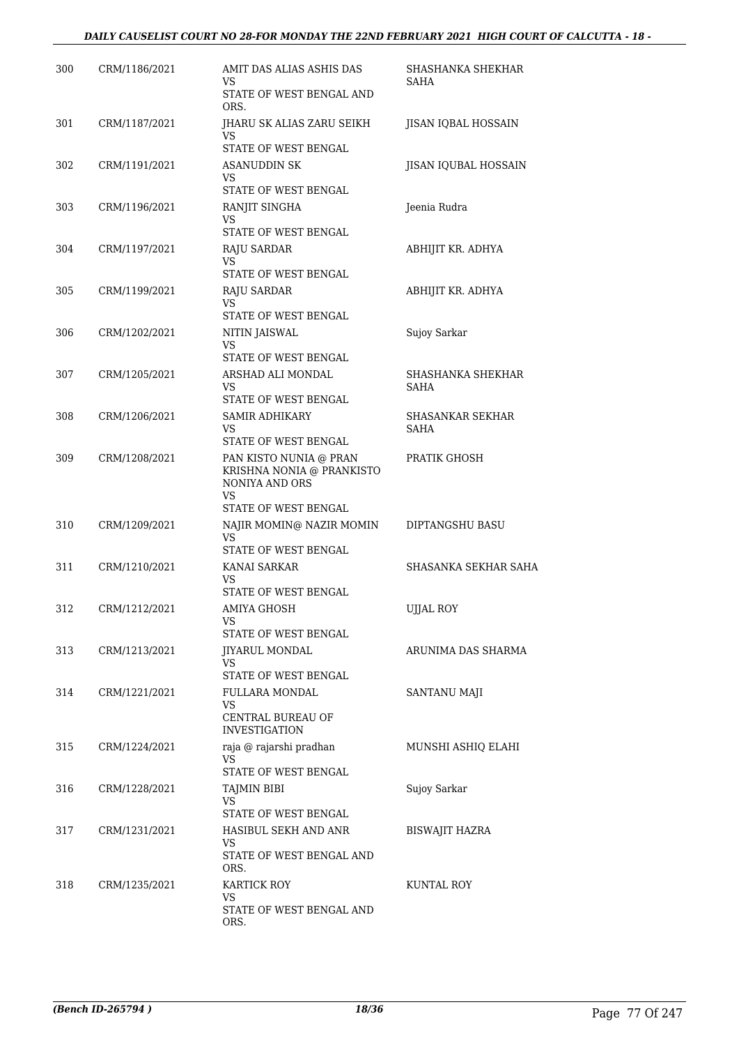| 300 | CRM/1186/2021 | AMIT DAS ALIAS ASHIS DAS<br>VS<br>STATE OF WEST BENGAL AND ORS. | SHASHANKA SHEKHAR SAHA |
|---|---|---|---|
| 301 | CRM/1187/2021 | JHARU SK ALIAS ZARU SEIKH<br>VS<br>STATE OF WEST BENGAL | JISAN IQBAL HOSSAIN |
| 302 | CRM/1191/2021 | ASANUDDIN SK<br>VS<br>STATE OF WEST BENGAL | JISAN IQUBAL HOSSAIN |
| 303 | CRM/1196/2021 | RANJIT SINGHA<br>VS<br>STATE OF WEST BENGAL | Jeenia Rudra |
| 304 | CRM/1197/2021 | RAJU SARDAR<br>VS<br>STATE OF WEST BENGAL | ABHIJIT KR. ADHYA |
| 305 | CRM/1199/2021 | RAJU SARDAR<br>VS<br>STATE OF WEST BENGAL | ABHIJIT KR. ADHYA |
| 306 | CRM/1202/2021 | NITIN JAISWAL<br>VS<br>STATE OF WEST BENGAL | Sujoy Sarkar |
| 307 | CRM/1205/2021 | ARSHAD ALI MONDAL<br>VS<br>STATE OF WEST BENGAL | SHASHANKA SHEKHAR SAHA |
| 308 | CRM/1206/2021 | SAMIR ADHIKARY<br>VS<br>STATE OF WEST BENGAL | SHASANKAR SEKHAR SAHA |
| 309 | CRM/1208/2021 | PAN KISTO NUNIA @ PRAN KRISHNA NONIA @ PRANKISTO NONIYA AND ORS<br>VS<br>STATE OF WEST BENGAL | PRATIK GHOSH |
| 310 | CRM/1209/2021 | NAJIR MOMIN@ NAZIR MOMIN<br>VS<br>STATE OF WEST BENGAL | DIPTANGSHU BASU |
| 311 | CRM/1210/2021 | KANAI SARKAR<br>VS<br>STATE OF WEST BENGAL | SHASANKA SEKHAR SAHA |
| 312 | CRM/1212/2021 | AMIYA GHOSH<br>VS<br>STATE OF WEST BENGAL | UJJAL ROY |
| 313 | CRM/1213/2021 | JIYARUL MONDAL<br>VS<br>STATE OF WEST BENGAL | ARUNIMA DAS SHARMA |
| 314 | CRM/1221/2021 | FULLARA MONDAL<br>VS<br>CENTRAL BUREAU OF INVESTIGATION | SANTANU MAJI |
| 315 | CRM/1224/2021 | raja @ rajarshi pradhan<br>VS<br>STATE OF WEST BENGAL | MUNSHI ASHIQ ELAHI |
| 316 | CRM/1228/2021 | TAJMIN BIBI<br>VS<br>STATE OF WEST BENGAL | Sujoy Sarkar |
| 317 | CRM/1231/2021 | HASIBUL SEKH AND ANR<br>VS<br>STATE OF WEST BENGAL AND ORS. | BISWAJIT HAZRA |
| 318 | CRM/1235/2021 | KARTICK ROY<br>VS<br>STATE OF WEST BENGAL AND ORS. | KUNTAL ROY |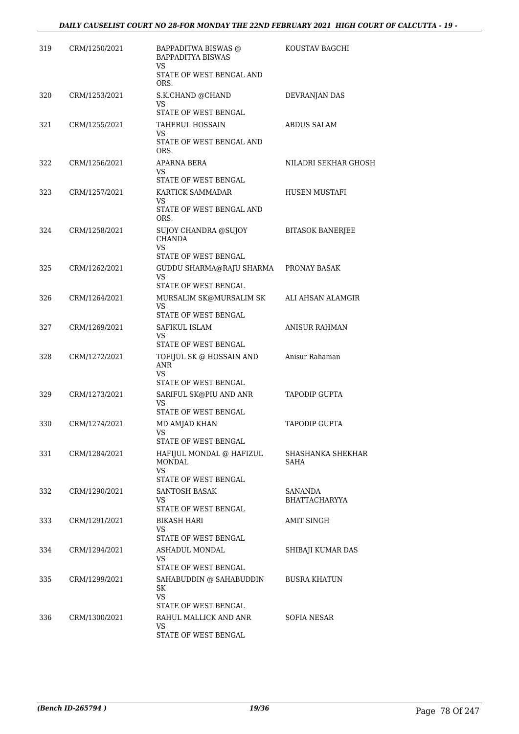| | | | |
|---|---|---|---|
| 319 | CRM/1250/2021 | BAPPADITWA BISWAS @ BAPPADITYA BISWAS<br>VS<br>STATE OF WEST BENGAL AND ORS. | KOUSTAV BAGCHI |
| 320 | CRM/1253/2021 | S.K.CHAND @CHAND<br>VS<br>STATE OF WEST BENGAL | DEVRANJAN DAS |
| 321 | CRM/1255/2021 | TAHERUL HOSSAIN<br>VS<br>STATE OF WEST BENGAL AND ORS. | ABDUS SALAM |
| 322 | CRM/1256/2021 | APARNA BERA<br>VS<br>STATE OF WEST BENGAL | NILADRI SEKHAR GHOSH |
| 323 | CRM/1257/2021 | KARTICK SAMMADAR<br>VS<br>STATE OF WEST BENGAL AND ORS. | HUSEN MUSTAFI |
| 324 | CRM/1258/2021 | SUJOY CHANDRA @SUJOY CHANDA<br>VS<br>STATE OF WEST BENGAL | BITASOK BANERJEE |
| 325 | CRM/1262/2021 | GUDDU SHARMA@RAJU SHARMA<br>VS<br>STATE OF WEST BENGAL | PRONAY BASAK |
| 326 | CRM/1264/2021 | MURSALIM SK@MURSALIM SK<br>VS<br>STATE OF WEST BENGAL | ALI AHSAN ALAMGIR |
| 327 | CRM/1269/2021 | SAFIKUL ISLAM<br>VS<br>STATE OF WEST BENGAL | ANISUR RAHMAN |
| 328 | CRM/1272/2021 | TOFIJUL SK @ HOSSAIN AND ANR<br>VS<br>STATE OF WEST BENGAL | Anisur Rahaman |
| 329 | CRM/1273/2021 | SARIFUL SK@PIU AND ANR<br>VS<br>STATE OF WEST BENGAL | TAPODIP GUPTA |
| 330 | CRM/1274/2021 | MD AMJAD KHAN<br>VS<br>STATE OF WEST BENGAL | TAPODIP GUPTA |
| 331 | CRM/1284/2021 | HAFIJUL MONDAL @ HAFIZUL MONDAL<br>VS<br>STATE OF WEST BENGAL | SHASHANKA SHEKHAR SAHA |
| 332 | CRM/1290/2021 | SANTOSH BASAK<br>VS<br>STATE OF WEST BENGAL | SANANDA BHATTACHARYYA |
| 333 | CRM/1291/2021 | BIKASH HARI<br>VS<br>STATE OF WEST BENGAL | AMIT SINGH |
| 334 | CRM/1294/2021 | ASHADUL MONDAL<br>VS<br>STATE OF WEST BENGAL | SHIBAJI KUMAR DAS |
| 335 | CRM/1299/2021 | SAHABUDDIN @ SAHABUDDIN SK<br>VS<br>STATE OF WEST BENGAL | BUSRA KHATUN |
| 336 | CRM/1300/2021 | RAHUL MALLICK AND ANR<br>VS<br>STATE OF WEST BENGAL | SOFIA NESAR |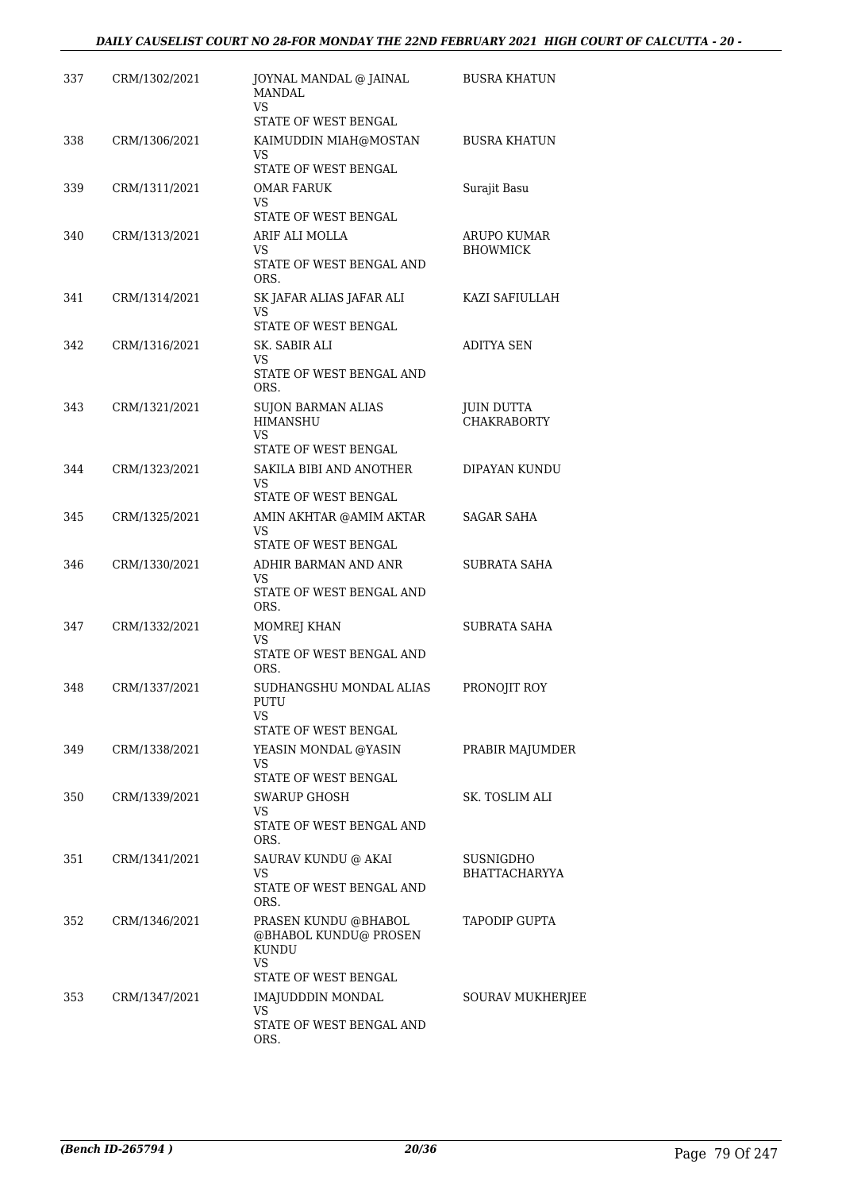| 337 | CRM/1302/2021 | JOYNAL MANDAL @ JAINAL MANDAL<br>VS<br>STATE OF WEST BENGAL | BUSRA KHATUN |
|---|---|---|---|
| 338 | CRM/1306/2021 | KAIMUDDIN MIAH@MOSTAN<br>VS<br>STATE OF WEST BENGAL | BUSRA KHATUN |
| 339 | CRM/1311/2021 | OMAR FARUK<br>VS<br>STATE OF WEST BENGAL | Surajit Basu |
| 340 | CRM/1313/2021 | ARIF ALI MOLLA<br>VS<br>STATE OF WEST BENGAL AND ORS. | ARUPO KUMAR BHOWMICK |
| 341 | CRM/1314/2021 | SK JAFAR ALIAS JAFAR ALI<br>VS<br>STATE OF WEST BENGAL | KAZI SAFIULLAH |
| 342 | CRM/1316/2021 | SK. SABIR ALI<br>VS<br>STATE OF WEST BENGAL AND ORS. | ADITYA SEN |
| 343 | CRM/1321/2021 | SUJON BARMAN ALIAS HIMANSHU<br>VS<br>STATE OF WEST BENGAL | JUIN DUTTA CHAKRABORTY |
| 344 | CRM/1323/2021 | SAKILA BIBI AND ANOTHER<br>VS<br>STATE OF WEST BENGAL | DIPAYAN KUNDU |
| 345 | CRM/1325/2021 | AMIN AKHTAR @AMIM AKTAR<br>VS<br>STATE OF WEST BENGAL | SAGAR SAHA |
| 346 | CRM/1330/2021 | ADHIR BARMAN AND ANR<br>VS<br>STATE OF WEST BENGAL AND ORS. | SUBRATA SAHA |
| 347 | CRM/1332/2021 | MOMREJ KHAN<br>VS<br>STATE OF WEST BENGAL AND ORS. | SUBRATA SAHA |
| 348 | CRM/1337/2021 | SUDHANGSHU MONDAL ALIAS PUTU<br>VS<br>STATE OF WEST BENGAL | PRONOJIT ROY |
| 349 | CRM/1338/2021 | YEASIN MONDAL @YASIN<br>VS<br>STATE OF WEST BENGAL | PRABIR MAJUMDER |
| 350 | CRM/1339/2021 | SWARUP GHOSH<br>VS<br>STATE OF WEST BENGAL AND ORS. | SK. TOSLIM ALI |
| 351 | CRM/1341/2021 | SAURAV KUNDU @ AKAI<br>VS<br>STATE OF WEST BENGAL AND ORS. | SUSNIGDHO BHATTACHARYYA |
| 352 | CRM/1346/2021 | PRASEN KUNDU @BHABOL @BHABOL KUNDU@ PROSEN KUNDU<br>VS<br>STATE OF WEST BENGAL | TAPODIP GUPTA |
| 353 | CRM/1347/2021 | IMAJUDDDIN MONDAL<br>VS<br>STATE OF WEST BENGAL AND ORS. | SOURAV MUKHERJEE |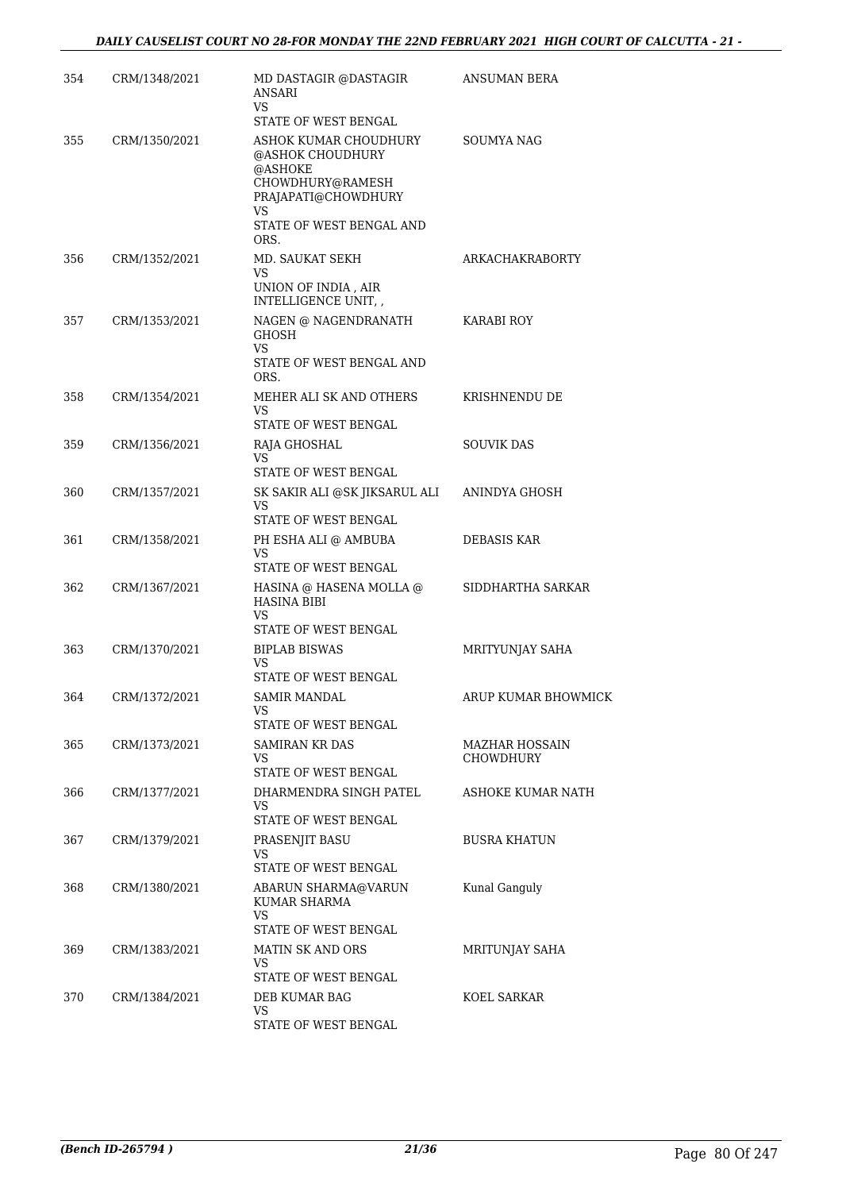| 354 | CRM/1348/2021 | MD DASTAGIR @DASTAGIR ANSARI<br>VS<br>STATE OF WEST BENGAL | ANSUMAN BERA |
|---|---|---|---|
| 355 | CRM/1350/2021 | ASHOK KUMAR CHOUDHURY @ASHOK CHOUDHURY @ASHOKE CHOWDHURY@RAMESH PRAJAPATI@CHOWDHURY<br>VS<br>STATE OF WEST BENGAL AND ORS. | SOUMYA NAG |
| 356 | CRM/1352/2021 | MD. SAUKAT SEKH<br>VS<br>UNION OF INDIA , AIR INTELLIGENCE UNIT, , | ARKACHAKRABORTY |
| 357 | CRM/1353/2021 | NAGEN @ NAGENDRANATH GHOSH<br>VS<br>STATE OF WEST BENGAL AND ORS. | KARABI ROY |
| 358 | CRM/1354/2021 | MEHER ALI SK AND OTHERS<br>VS<br>STATE OF WEST BENGAL | KRISHNENDU DE |
| 359 | CRM/1356/2021 | RAJA GHOSHAL<br>VS<br>STATE OF WEST BENGAL | SOUVIK DAS |
| 360 | CRM/1357/2021 | SK SAKIR ALI @SK JIKSARUL ALI<br>VS<br>STATE OF WEST BENGAL | ANINDYA GHOSH |
| 361 | CRM/1358/2021 | PH ESHA ALI @ AMBUBA<br>VS<br>STATE OF WEST BENGAL | DEBASIS KAR |
| 362 | CRM/1367/2021 | HASINA @ HASENA MOLLA @ HASINA BIBI<br>VS<br>STATE OF WEST BENGAL | SIDDHARTHA SARKAR |
| 363 | CRM/1370/2021 | BIPLAB BISWAS<br>VS<br>STATE OF WEST BENGAL | MRITYUNJAY SAHA |
| 364 | CRM/1372/2021 | SAMIR MANDAL<br>VS<br>STATE OF WEST BENGAL | ARUP KUMAR BHOWMICK |
| 365 | CRM/1373/2021 | SAMIRAN KR DAS<br>VS<br>STATE OF WEST BENGAL | MAZHAR HOSSAIN CHOWDHURY |
| 366 | CRM/1377/2021 | DHARMENDRA SINGH PATEL<br>VS<br>STATE OF WEST BENGAL | ASHOKE KUMAR NATH |
| 367 | CRM/1379/2021 | PRASENJIT BASU<br>VS<br>STATE OF WEST BENGAL | BUSRA KHATUN |
| 368 | CRM/1380/2021 | ABARUN SHARMA@VARUN KUMAR SHARMA<br>VS<br>STATE OF WEST BENGAL | Kunal Ganguly |
| 369 | CRM/1383/2021 | MATIN SK AND ORS<br>VS<br>STATE OF WEST BENGAL | MRITUNJAY SAHA |
| 370 | CRM/1384/2021 | DEB KUMAR BAG<br>VS<br>STATE OF WEST BENGAL | KOEL SARKAR |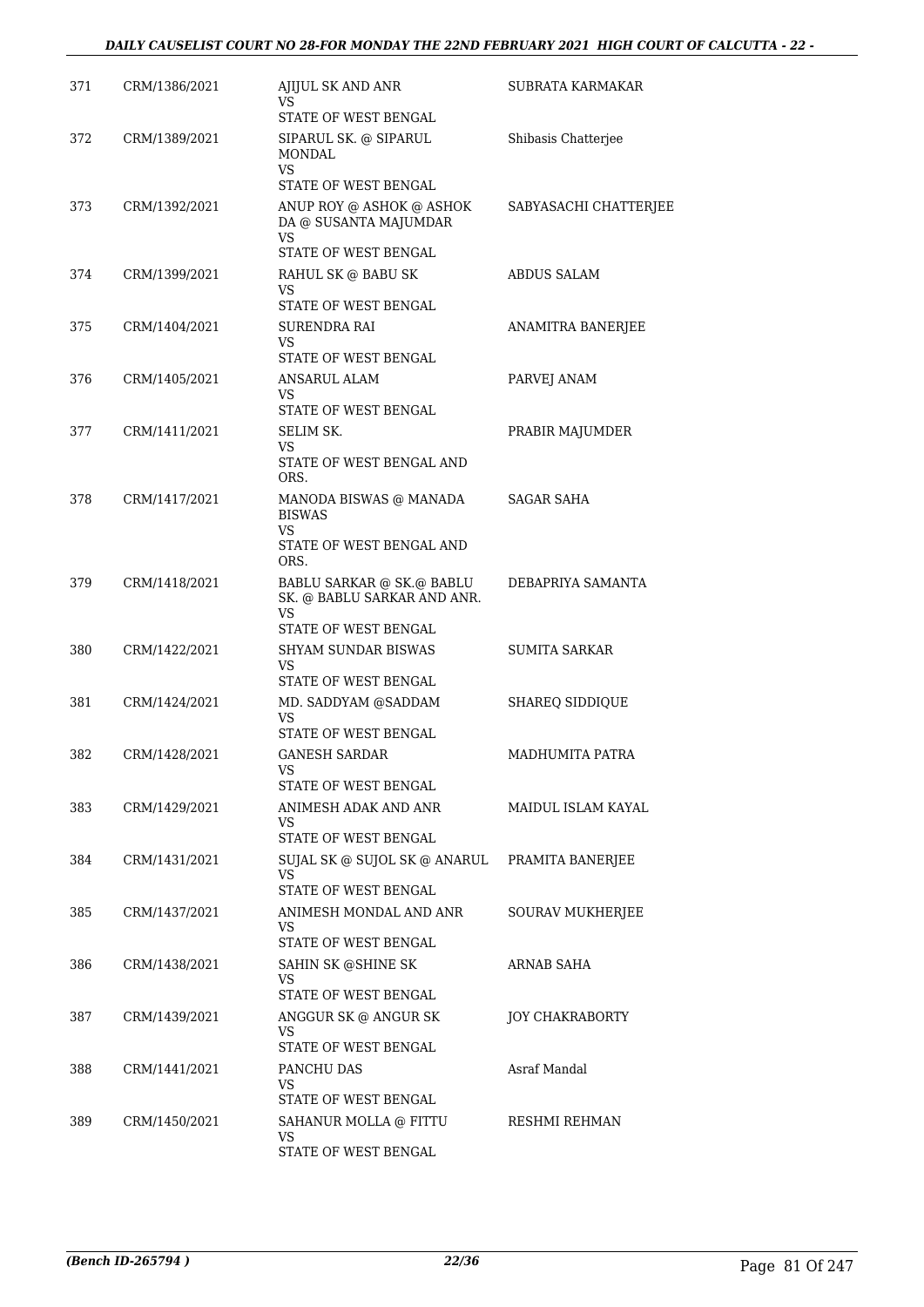| | | | |
|---|---|---|---|
| 371 | CRM/1386/2021 | AJIJUL SK AND ANR<br>VS<br>STATE OF WEST BENGAL | SUBRATA KARMAKAR |
| 372 | CRM/1389/2021 | SIPARUL SK. @ SIPARUL MONDAL<br>VS<br>STATE OF WEST BENGAL | Shibasis Chatterjee |
| 373 | CRM/1392/2021 | ANUP ROY @ ASHOK @ ASHOK DA @ SUSANTA MAJUMDAR<br>VS<br>STATE OF WEST BENGAL | SABYASACHI CHATTERJEE |
| 374 | CRM/1399/2021 | RAHUL SK @ BABU SK<br>VS<br>STATE OF WEST BENGAL | ABDUS SALAM |
| 375 | CRM/1404/2021 | SURENDRA RAI<br>VS<br>STATE OF WEST BENGAL | ANAMITRA BANERJEE |
| 376 | CRM/1405/2021 | ANSARUL ALAM<br>VS<br>STATE OF WEST BENGAL | PARVEJ ANAM |
| 377 | CRM/1411/2021 | SELIM SK.<br>VS<br>STATE OF WEST BENGAL AND ORS. | PRABIR MAJUMDER |
| 378 | CRM/1417/2021 | MANODA BISWAS @ MANADA BISWAS<br>VS<br>STATE OF WEST BENGAL AND ORS. | SAGAR SAHA |
| 379 | CRM/1418/2021 | BABLU SARKAR @ SK.@ BABLU SK. @ BABLU SARKAR AND ANR.<br>VS<br>STATE OF WEST BENGAL | DEBAPRIYA SAMANTA |
| 380 | CRM/1422/2021 | SHYAM SUNDAR BISWAS<br>VS<br>STATE OF WEST BENGAL | SUMITA SARKAR |
| 381 | CRM/1424/2021 | MD. SADDYAM @SADDAM<br>VS<br>STATE OF WEST BENGAL | SHAREQ SIDDIQUE |
| 382 | CRM/1428/2021 | GANESH SARDAR<br>VS<br>STATE OF WEST BENGAL | MADHUMITA PATRA |
| 383 | CRM/1429/2021 | ANIMESH ADAK AND ANR<br>VS<br>STATE OF WEST BENGAL | MAIDUL ISLAM KAYAL |
| 384 | CRM/1431/2021 | SUJAL SK @ SUJOL SK @ ANARUL<br>VS<br>STATE OF WEST BENGAL | PRAMITA BANERJEE |
| 385 | CRM/1437/2021 | ANIMESH MONDAL AND ANR<br>VS<br>STATE OF WEST BENGAL | SOURAV MUKHERJEE |
| 386 | CRM/1438/2021 | SAHIN SK @SHINE SK<br>VS<br>STATE OF WEST BENGAL | ARNAB SAHA |
| 387 | CRM/1439/2021 | ANGGUR SK @ ANGUR SK<br>VS<br>STATE OF WEST BENGAL | JOY CHAKRABORTY |
| 388 | CRM/1441/2021 | PANCHU DAS<br>VS<br>STATE OF WEST BENGAL | Asraf Mandal |
| 389 | CRM/1450/2021 | SAHANUR MOLLA @ FITTU<br>VS<br>STATE OF WEST BENGAL | RESHMI REHMAN |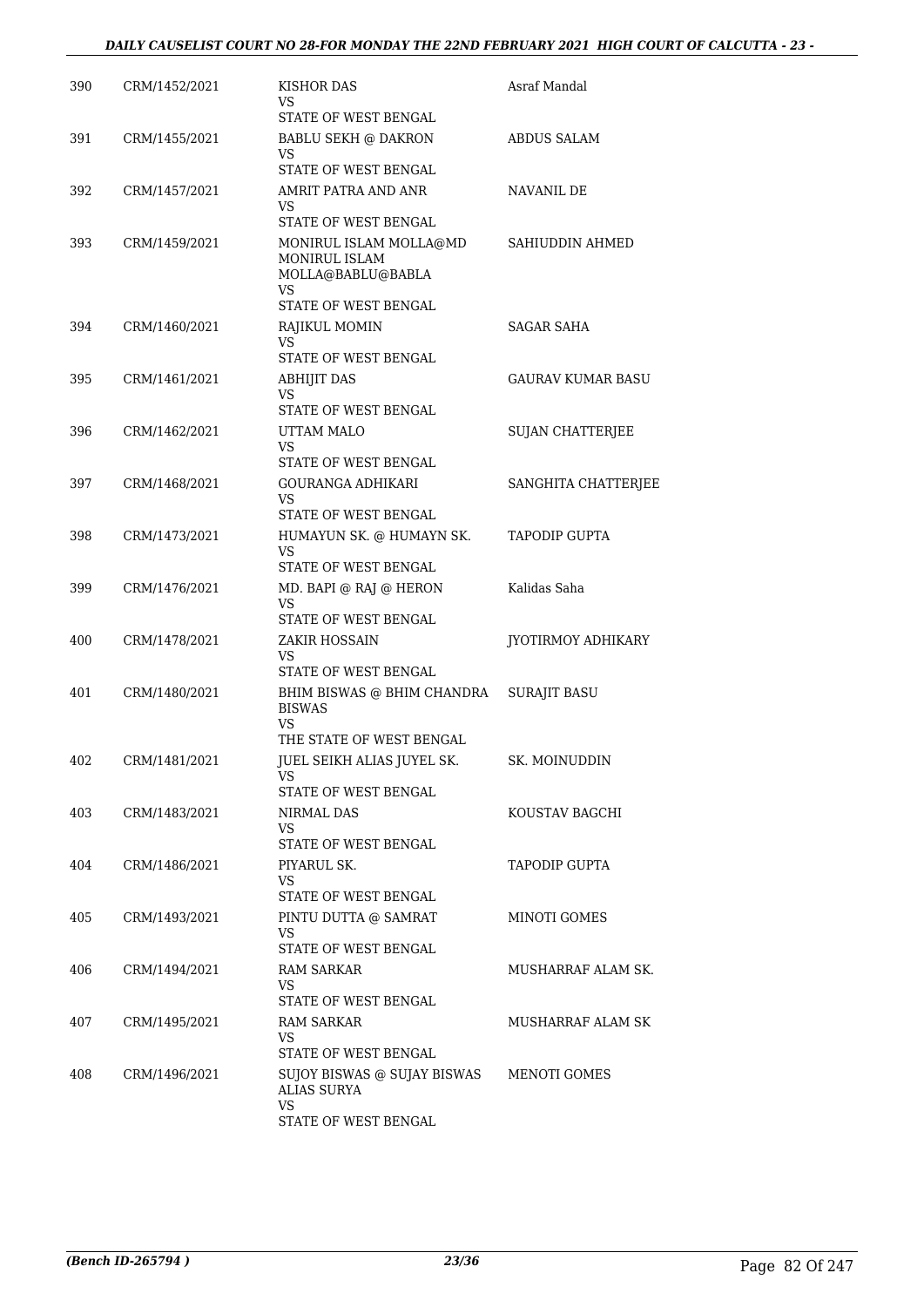| | | | |
|---|---|---|---|
| 390 | CRM/1452/2021 | KISHOR DAS<br>VS<br>STATE OF WEST BENGAL | Asraf Mandal |
| 391 | CRM/1455/2021 | BABLU SEKH @ DAKRON<br>VS<br>STATE OF WEST BENGAL | ABDUS SALAM |
| 392 | CRM/1457/2021 | AMRIT PATRA AND ANR<br>VS<br>STATE OF WEST BENGAL | NAVANIL DE |
| 393 | CRM/1459/2021 | MONIRUL ISLAM MOLLA@MD MONIRUL ISLAM MOLLA@BABLU@BABLA<br>VS<br>STATE OF WEST BENGAL | SAHIUDDIN AHMED |
| 394 | CRM/1460/2021 | RAJIKUL MOMIN<br>VS<br>STATE OF WEST BENGAL | SAGAR SAHA |
| 395 | CRM/1461/2021 | ABHIJIT DAS<br>VS<br>STATE OF WEST BENGAL | GAURAV KUMAR BASU |
| 396 | CRM/1462/2021 | UTTAM MALO<br>VS<br>STATE OF WEST BENGAL | SUJAN CHATTERJEE |
| 397 | CRM/1468/2021 | GOURANGA ADHIKARI<br>VS<br>STATE OF WEST BENGAL | SANGHITA CHATTERJEE |
| 398 | CRM/1473/2021 | HUMAYUN SK. @ HUMAYN SK.<br>VS<br>STATE OF WEST BENGAL | TAPODIP GUPTA |
| 399 | CRM/1476/2021 | MD. BAPI @ RAJ @ HERON<br>VS<br>STATE OF WEST BENGAL | Kalidas Saha |
| 400 | CRM/1478/2021 | ZAKIR HOSSAIN<br>VS<br>STATE OF WEST BENGAL | JYOTIRMOY ADHIKARY |
| 401 | CRM/1480/2021 | BHIM BISWAS @ BHIM CHANDRA BISWAS<br>VS<br>THE STATE OF WEST BENGAL | SURAJIT BASU |
| 402 | CRM/1481/2021 | JUEL SEIKH ALIAS JUYEL SK.<br>VS<br>STATE OF WEST BENGAL | SK. MOINUDDIN |
| 403 | CRM/1483/2021 | NIRMAL DAS<br>VS<br>STATE OF WEST BENGAL | KOUSTAV BAGCHI |
| 404 | CRM/1486/2021 | PIYARUL SK.<br>VS<br>STATE OF WEST BENGAL | TAPODIP GUPTA |
| 405 | CRM/1493/2021 | PINTU DUTTA @ SAMRAT<br>VS<br>STATE OF WEST BENGAL | MINOTI GOMES |
| 406 | CRM/1494/2021 | RAM SARKAR<br>VS<br>STATE OF WEST BENGAL | MUSHARRAF ALAM SK. |
| 407 | CRM/1495/2021 | RAM SARKAR<br>VS<br>STATE OF WEST BENGAL | MUSHARRAF ALAM SK |
| 408 | CRM/1496/2021 | SUJOY BISWAS @ SUJAY BISWAS ALIAS SURYA<br>VS<br>STATE OF WEST BENGAL | MENOTI GOMES |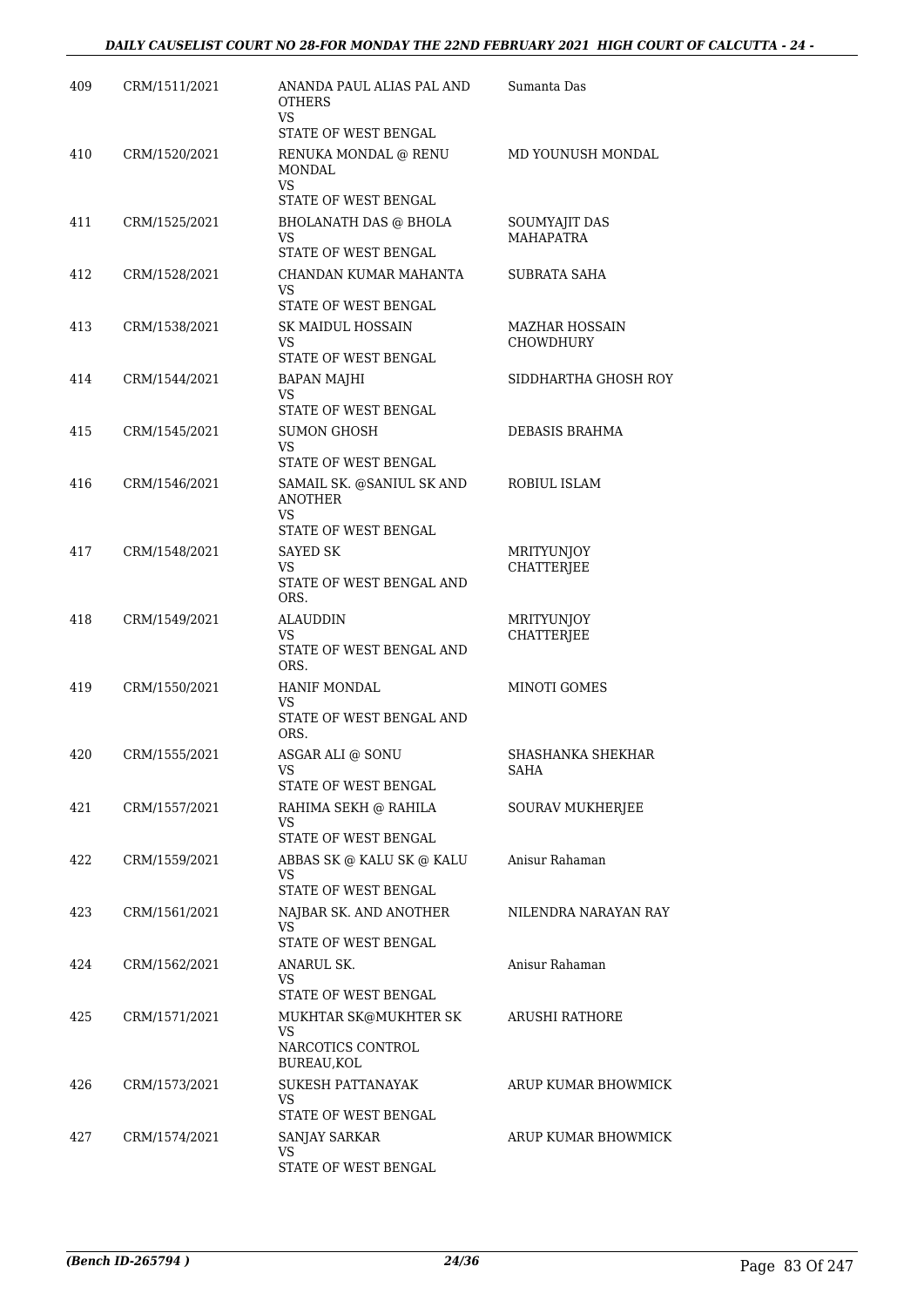| 409 | CRM/1511/2021 | ANANDA PAUL ALIAS PAL AND OTHERS<br>VS<br>STATE OF WEST BENGAL | Sumanta Das |
|---|---|---|---|
| 410 | CRM/1520/2021 | RENUKA MONDAL @ RENU MONDAL<br>VS<br>STATE OF WEST BENGAL | MD YOUNUSH MONDAL |
| 411 | CRM/1525/2021 | BHOLANATH DAS @ BHOLA<br>VS<br>STATE OF WEST BENGAL | SOUMYAJIT DAS MAHAPATRA |
| 412 | CRM/1528/2021 | CHANDAN KUMAR MAHANTA<br>VS<br>STATE OF WEST BENGAL | SUBRATA SAHA |
| 413 | CRM/1538/2021 | SK MAIDUL HOSSAIN<br>VS<br>STATE OF WEST BENGAL | MAZHAR HOSSAIN CHOWDHURY |
| 414 | CRM/1544/2021 | BAPAN MAJHI<br>VS<br>STATE OF WEST BENGAL | SIDDHARTHA GHOSH ROY |
| 415 | CRM/1545/2021 | SUMON GHOSH<br>VS<br>STATE OF WEST BENGAL | DEBASIS BRAHMA |
| 416 | CRM/1546/2021 | SAMAIL SK. @SANIUL SK AND ANOTHER<br>VS<br>STATE OF WEST BENGAL | ROBIUL ISLAM |
| 417 | CRM/1548/2021 | SAYED SK<br>VS<br>STATE OF WEST BENGAL AND ORS. | MRITYUNJOY CHATTERJEE |
| 418 | CRM/1549/2021 | ALAUDDIN<br>VS<br>STATE OF WEST BENGAL AND ORS. | MRITYUNJOY CHATTERJEE |
| 419 | CRM/1550/2021 | HANIF MONDAL<br>VS<br>STATE OF WEST BENGAL AND ORS. | MINOTI GOMES |
| 420 | CRM/1555/2021 | ASGAR ALI @ SONU<br>VS<br>STATE OF WEST BENGAL | SHASHANKA SHEKHAR SAHA |
| 421 | CRM/1557/2021 | RAHIMA SEKH @ RAHILA<br>VS<br>STATE OF WEST BENGAL | SOURAV MUKHERJEE |
| 422 | CRM/1559/2021 | ABBAS SK @ KALU SK @ KALU<br>VS<br>STATE OF WEST BENGAL | Anisur Rahaman |
| 423 | CRM/1561/2021 | NAJBAR SK. AND ANOTHER<br>VS<br>STATE OF WEST BENGAL | NILENDRA NARAYAN RAY |
| 424 | CRM/1562/2021 | ANARUL SK.<br>VS<br>STATE OF WEST BENGAL | Anisur Rahaman |
| 425 | CRM/1571/2021 | MUKHTAR SK@MUKHTER SK<br>VS<br>NARCOTICS CONTROL BUREAU,KOL | ARUSHI RATHORE |
| 426 | CRM/1573/2021 | SUKESH PATTANAYAK<br>VS<br>STATE OF WEST BENGAL | ARUP KUMAR BHOWMICK |
| 427 | CRM/1574/2021 | SANJAY SARKAR<br>VS<br>STATE OF WEST BENGAL | ARUP KUMAR BHOWMICK |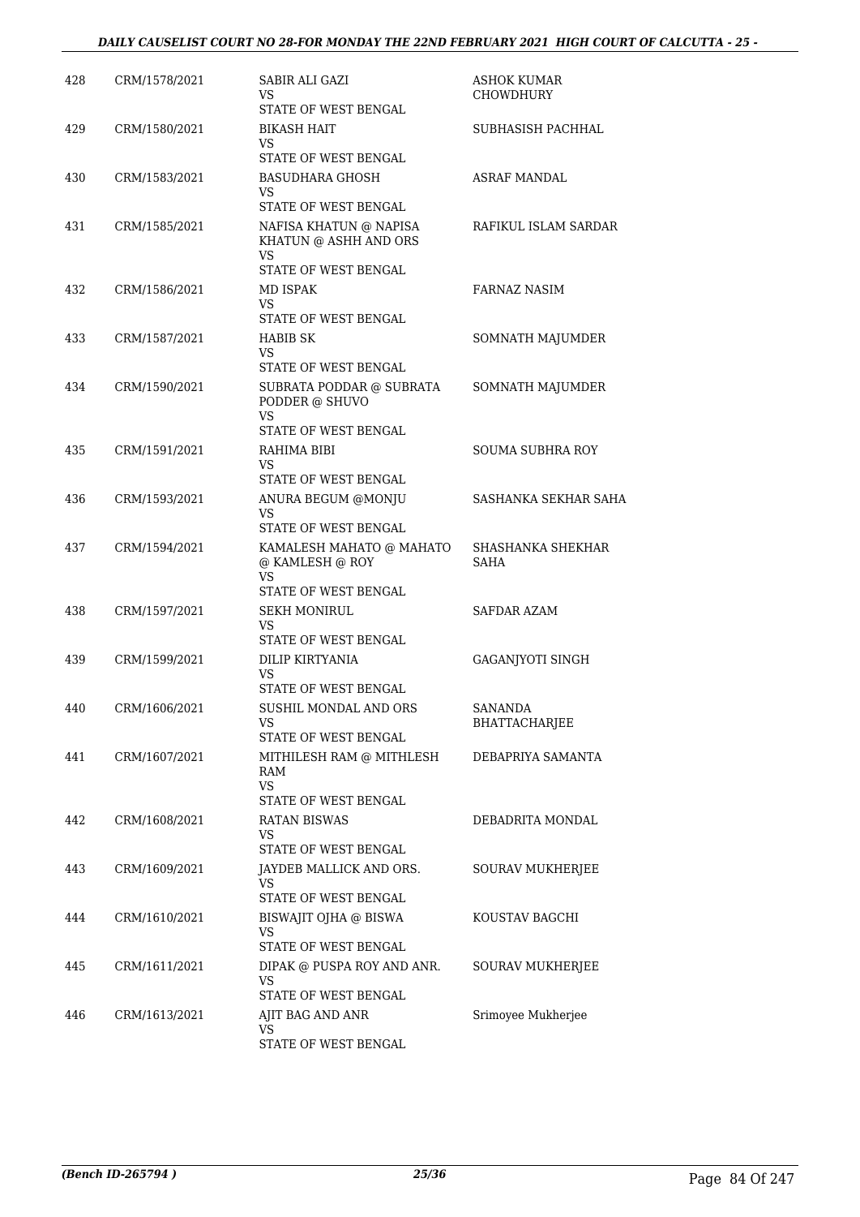| | | | |
|---|---|---|---|
| 428 | CRM/1578/2021 | SABIR ALI GAZI<br>VS<br>STATE OF WEST BENGAL | ASHOK KUMAR CHOWDHURY |
| 429 | CRM/1580/2021 | BIKASH HAIT<br>VS<br>STATE OF WEST BENGAL | SUBHASISH PACHHAL |
| 430 | CRM/1583/2021 | BASUDHARA GHOSH<br>VS<br>STATE OF WEST BENGAL | ASRAF MANDAL |
| 431 | CRM/1585/2021 | NAFISA KHATUN @ NAPISA KHATUN @ ASHH AND ORS<br>VS<br>STATE OF WEST BENGAL | RAFIKUL ISLAM SARDAR |
| 432 | CRM/1586/2021 | MD ISPAK<br>VS<br>STATE OF WEST BENGAL | FARNAZ NASIM |
| 433 | CRM/1587/2021 | HABIB SK<br>VS<br>STATE OF WEST BENGAL | SOMNATH MAJUMDER |
| 434 | CRM/1590/2021 | SUBRATA PODDAR @ SUBRATA PODDER @ SHUVO<br>VS<br>STATE OF WEST BENGAL | SOMNATH MAJUMDER |
| 435 | CRM/1591/2021 | RAHIMA BIBI<br>VS<br>STATE OF WEST BENGAL | SOUMA SUBHRA ROY |
| 436 | CRM/1593/2021 | ANURA BEGUM @MONJU<br>VS<br>STATE OF WEST BENGAL | SASHANKA SEKHAR SAHA |
| 437 | CRM/1594/2021 | KAMALESH MAHATO @ MAHATO @ KAMLESH @ ROY<br>VS<br>STATE OF WEST BENGAL | SHASHANKA SHEKHAR SAHA |
| 438 | CRM/1597/2021 | SEKH MONIRUL<br>VS<br>STATE OF WEST BENGAL | SAFDAR AZAM |
| 439 | CRM/1599/2021 | DILIP KIRTYANIA<br>VS<br>STATE OF WEST BENGAL | GAGANJYOTI SINGH |
| 440 | CRM/1606/2021 | SUSHIL MONDAL AND ORS<br>VS<br>STATE OF WEST BENGAL | SANANDA BHATTACHARJEE |
| 441 | CRM/1607/2021 | MITHILESH RAM @ MITHLESH RAM<br>VS<br>STATE OF WEST BENGAL | DEBAPRIYA SAMANTA |
| 442 | CRM/1608/2021 | RATAN BISWAS<br>VS<br>STATE OF WEST BENGAL | DEBADRITA MONDAL |
| 443 | CRM/1609/2021 | JAYDEB MALLICK AND ORS.<br>VS<br>STATE OF WEST BENGAL | SOURAV MUKHERJEE |
| 444 | CRM/1610/2021 | BISWAJIT OJHA @ BISWA<br>VS<br>STATE OF WEST BENGAL | KOUSTAV BAGCHI |
| 445 | CRM/1611/2021 | DIPAK @ PUSPA ROY AND ANR.<br>VS<br>STATE OF WEST BENGAL | SOURAV MUKHERJEE |
| 446 | CRM/1613/2021 | AJIT BAG AND ANR<br>VS<br>STATE OF WEST BENGAL | Srimoyee Mukherjee |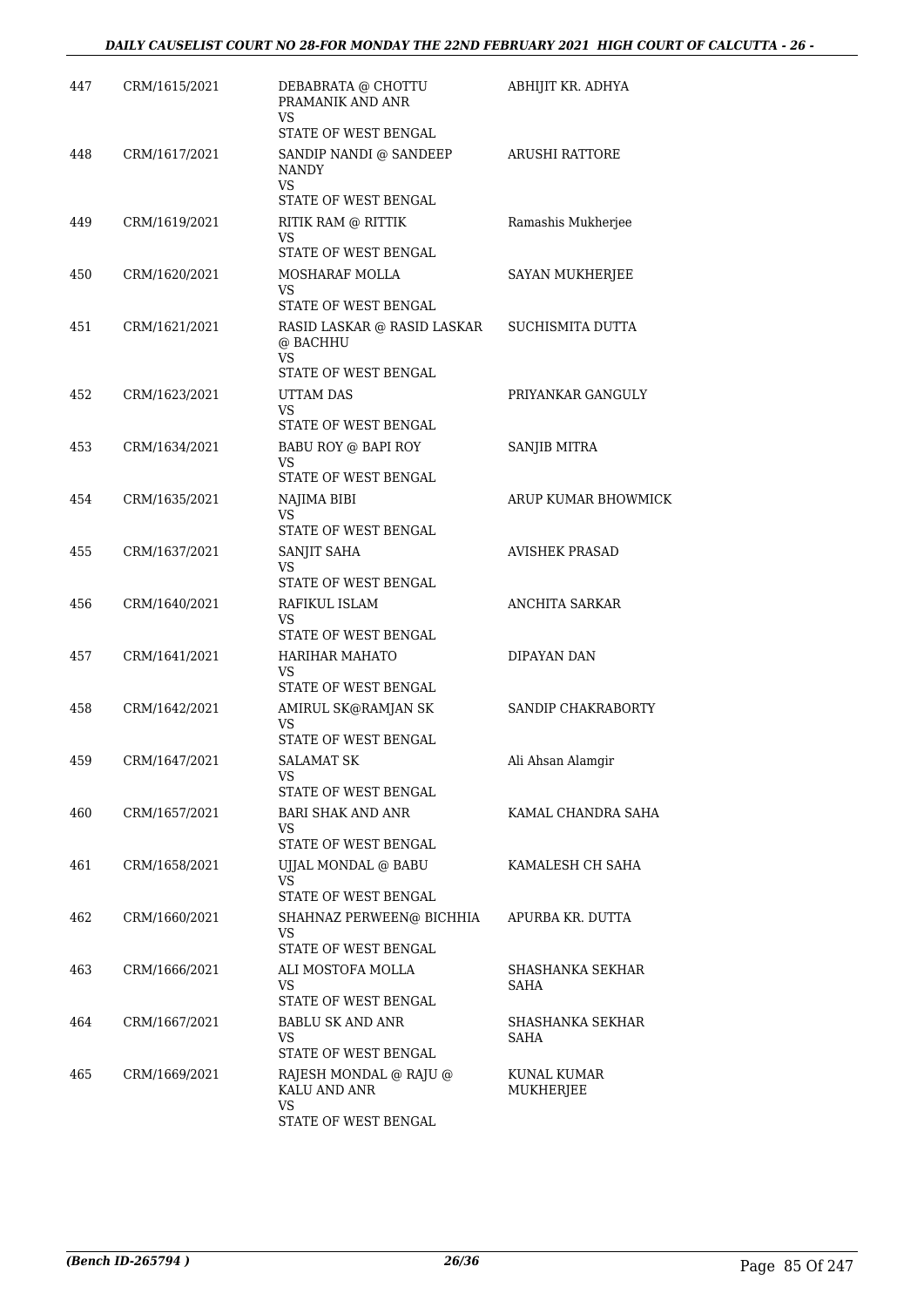| 447 | CRM/1615/2021 | DEBABRATA @ CHOTTU PRAMANIK AND ANR<br>VS<br>STATE OF WEST BENGAL | ABHIJIT KR. ADHYA |
|---|---|---|---|
| 448 | CRM/1617/2021 | SANDIP NANDI @ SANDEEP NANDY<br>VS<br>STATE OF WEST BENGAL | ARUSHI RATTORE |
| 449 | CRM/1619/2021 | RITIK RAM @ RITTIK<br>VS<br>STATE OF WEST BENGAL | Ramashis Mukherjee |
| 450 | CRM/1620/2021 | MOSHARAF MOLLA<br>VS<br>STATE OF WEST BENGAL | SAYAN MUKHERJEE |
| 451 | CRM/1621/2021 | RASID LASKAR @ RASID LASKAR @ BACHHU<br>VS<br>STATE OF WEST BENGAL | SUCHISMITA DUTTA |
| 452 | CRM/1623/2021 | UTTAM DAS<br>VS<br>STATE OF WEST BENGAL | PRIYANKAR GANGULY |
| 453 | CRM/1634/2021 | BABU ROY @ BAPI ROY<br>VS<br>STATE OF WEST BENGAL | SANJIB MITRA |
| 454 | CRM/1635/2021 | NAJIMA BIBI<br>VS<br>STATE OF WEST BENGAL | ARUP KUMAR BHOWMICK |
| 455 | CRM/1637/2021 | SANJIT SAHA<br>VS<br>STATE OF WEST BENGAL | AVISHEK PRASAD |
| 456 | CRM/1640/2021 | RAFIKUL ISLAM<br>VS<br>STATE OF WEST BENGAL | ANCHITA SARKAR |
| 457 | CRM/1641/2021 | HARIHAR MAHATO<br>VS<br>STATE OF WEST BENGAL | DIPAYAN DAN |
| 458 | CRM/1642/2021 | AMIRUL SK@RAMJAN SK<br>VS<br>STATE OF WEST BENGAL | SANDIP CHAKRABORTY |
| 459 | CRM/1647/2021 | SALAMAT SK<br>VS<br>STATE OF WEST BENGAL | Ali Ahsan Alamgir |
| 460 | CRM/1657/2021 | BARI SHAK AND ANR<br>VS<br>STATE OF WEST BENGAL | KAMAL CHANDRA SAHA |
| 461 | CRM/1658/2021 | UJJAL MONDAL @ BABU<br>VS<br>STATE OF WEST BENGAL | KAMALESH CH SAHA |
| 462 | CRM/1660/2021 | SHAHNAZ PERWEEN@ BICHHIA<br>VS<br>STATE OF WEST BENGAL | APURBA KR. DUTTA |
| 463 | CRM/1666/2021 | ALI MOSTOFA MOLLA<br>VS<br>STATE OF WEST BENGAL | SHASHANKA SEKHAR SAHA |
| 464 | CRM/1667/2021 | BABLU SK AND ANR<br>VS<br>STATE OF WEST BENGAL | SHASHANKA SEKHAR SAHA |
| 465 | CRM/1669/2021 | RAJESH MONDAL @ RAJU @ KALU AND ANR<br>VS<br>STATE OF WEST BENGAL | KUNAL KUMAR MUKHERJEE |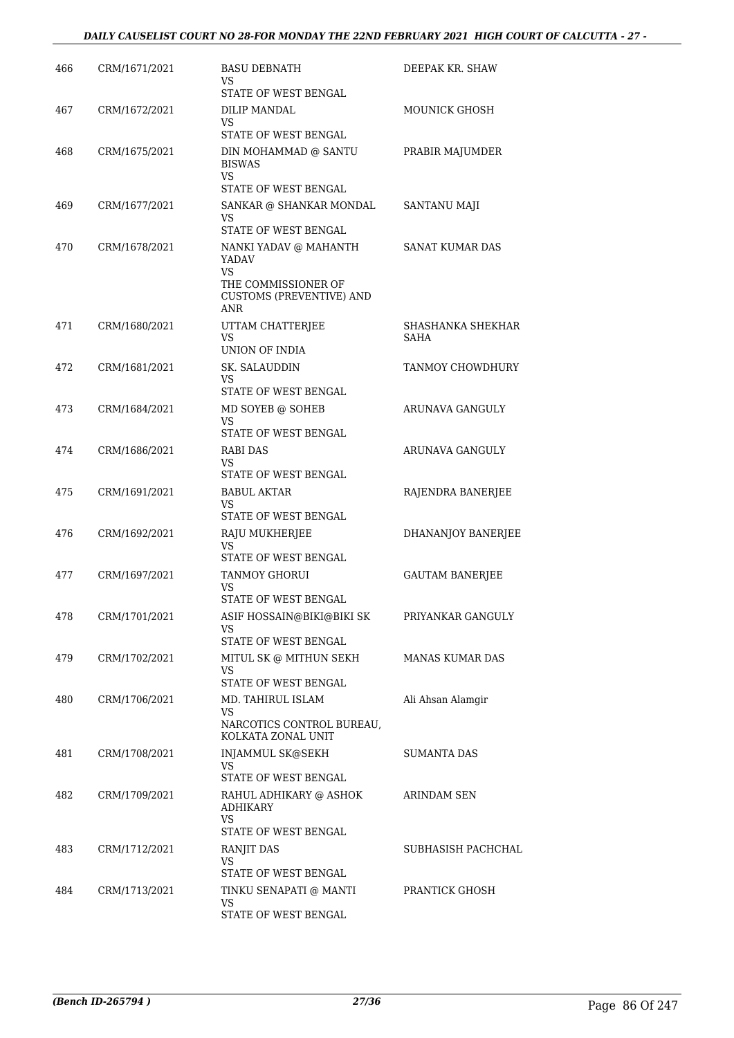| 466 | CRM/1671/2021 | BASU DEBNATH<br>VS<br>STATE OF WEST BENGAL | DEEPAK KR. SHAW |
|---|---|---|---|
| 467 | CRM/1672/2021 | DILIP MANDAL<br>VS<br>STATE OF WEST BENGAL | MOUNICK GHOSH |
| 468 | CRM/1675/2021 | DIN MOHAMMAD @ SANTU BISWAS<br>VS<br>STATE OF WEST BENGAL | PRABIR MAJUMDER |
| 469 | CRM/1677/2021 | SANKAR @ SHANKAR MONDAL<br>VS<br>STATE OF WEST BENGAL | SANTANU MAJI |
| 470 | CRM/1678/2021 | NANKI YADAV @ MAHANTH YADAV<br>VS<br>THE COMMISSIONER OF CUSTOMS (PREVENTIVE) AND ANR | SANAT KUMAR DAS |
| 471 | CRM/1680/2021 | UTTAM CHATTERJEE<br>VS<br>UNION OF INDIA | SHASHANKA SHEKHAR SAHA |
| 472 | CRM/1681/2021 | SK. SALAUDDIN<br>VS<br>STATE OF WEST BENGAL | TANMOY CHOWDHURY |
| 473 | CRM/1684/2021 | MD SOYEB @ SOHEB<br>VS<br>STATE OF WEST BENGAL | ARUNAVA GANGULY |
| 474 | CRM/1686/2021 | RABI DAS<br>VS<br>STATE OF WEST BENGAL | ARUNAVA GANGULY |
| 475 | CRM/1691/2021 | BABUL AKTAR<br>VS<br>STATE OF WEST BENGAL | RAJENDRA BANERJEE |
| 476 | CRM/1692/2021 | RAJU MUKHERJEE<br>VS<br>STATE OF WEST BENGAL | DHANANJOY BANERJEE |
| 477 | CRM/1697/2021 | TANMOY GHORUI<br>VS<br>STATE OF WEST BENGAL | GAUTAM BANERJEE |
| 478 | CRM/1701/2021 | ASIF HOSSAIN@BIKI@BIKI SK<br>VS<br>STATE OF WEST BENGAL | PRIYANKAR GANGULY |
| 479 | CRM/1702/2021 | MITUL SK @ MITHUN SEKH<br>VS<br>STATE OF WEST BENGAL | MANAS KUMAR DAS |
| 480 | CRM/1706/2021 | MD. TAHIRUL ISLAM<br>VS<br>NARCOTICS CONTROL BUREAU, KOLKATA ZONAL UNIT | Ali Ahsan Alamgir |
| 481 | CRM/1708/2021 | INJAMMUL SK@SEKH<br>VS<br>STATE OF WEST BENGAL | SUMANTA DAS |
| 482 | CRM/1709/2021 | RAHUL ADHIKARY @ ASHOK ADHIKARY<br>VS<br>STATE OF WEST BENGAL | ARINDAM SEN |
| 483 | CRM/1712/2021 | RANJIT DAS<br>VS<br>STATE OF WEST BENGAL | SUBHASISH PACHCHAL |
| 484 | CRM/1713/2021 | TINKU SENAPATI @ MANTI<br>VS<br>STATE OF WEST BENGAL | PRANTICK GHOSH |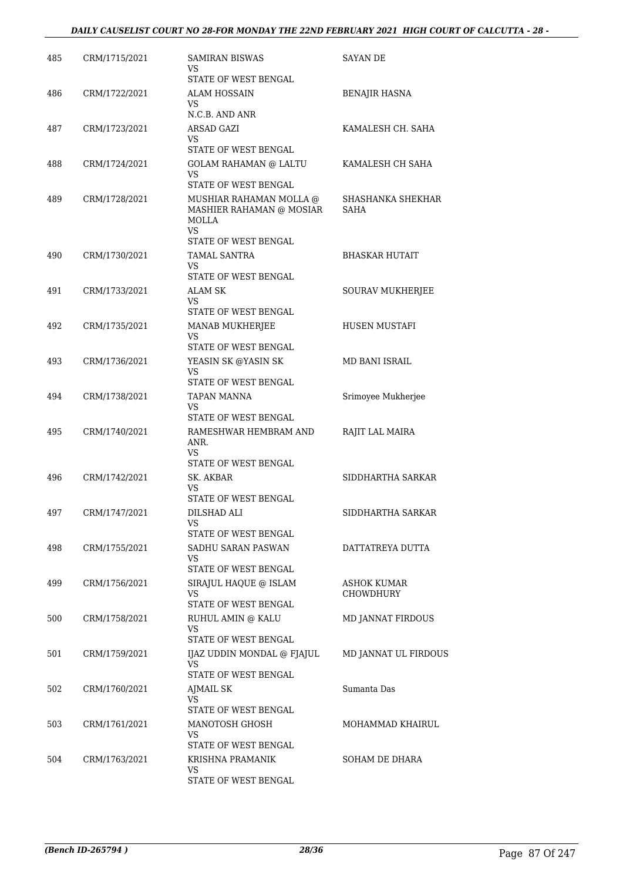| | | | |
|---|---|---|---|
| 485 | CRM/1715/2021 | SAMIRAN BISWAS<br>VS<br>STATE OF WEST BENGAL | SAYAN DE |
| 486 | CRM/1722/2021 | ALAM HOSSAIN<br>VS<br>N.C.B. AND ANR | BENAJIR HASNA |
| 487 | CRM/1723/2021 | ARSAD GAZI<br>VS<br>STATE OF WEST BENGAL | KAMALESH CH. SAHA |
| 488 | CRM/1724/2021 | GOLAM RAHAMAN @ LALTU<br>VS<br>STATE OF WEST BENGAL | KAMALESH CH SAHA |
| 489 | CRM/1728/2021 | MUSHIAR RAHAMAN MOLLA @ MASHIER RAHAMAN @ MOSIAR MOLLA<br>VS<br>STATE OF WEST BENGAL | SHASHANKA SHEKHAR SAHA |
| 490 | CRM/1730/2021 | TAMAL SANTRA<br>VS<br>STATE OF WEST BENGAL | BHASKAR HUTAIT |
| 491 | CRM/1733/2021 | ALAM SK<br>VS<br>STATE OF WEST BENGAL | SOURAV MUKHERJEE |
| 492 | CRM/1735/2021 | MANAB MUKHERJEE<br>VS<br>STATE OF WEST BENGAL | HUSEN MUSTAFI |
| 493 | CRM/1736/2021 | YEASIN SK @YASIN SK<br>VS<br>STATE OF WEST BENGAL | MD BANI ISRAIL |
| 494 | CRM/1738/2021 | TAPAN MANNA<br>VS<br>STATE OF WEST BENGAL | Srimoyee Mukherjee |
| 495 | CRM/1740/2021 | RAMESHWAR HEMBRAM AND ANR.<br>VS<br>STATE OF WEST BENGAL | RAJIT LAL MAIRA |
| 496 | CRM/1742/2021 | SK. AKBAR<br>VS<br>STATE OF WEST BENGAL | SIDDHARTHA SARKAR |
| 497 | CRM/1747/2021 | DILSHAD ALI<br>VS<br>STATE OF WEST BENGAL | SIDDHARTHA SARKAR |
| 498 | CRM/1755/2021 | SADHU SARAN PASWAN<br>VS<br>STATE OF WEST BENGAL | DATTATREYA DUTTA |
| 499 | CRM/1756/2021 | SIRAJUL HAQUE @ ISLAM<br>VS<br>STATE OF WEST BENGAL | ASHOK KUMAR CHOWDHURY |
| 500 | CRM/1758/2021 | RUHUL AMIN @ KALU<br>VS<br>STATE OF WEST BENGAL | MD JANNAT FIRDOUS |
| 501 | CRM/1759/2021 | IJAZ UDDIN MONDAL @ FJAJUL<br>VS<br>STATE OF WEST BENGAL | MD JANNAT UL FIRDOUS |
| 502 | CRM/1760/2021 | AJMAIL SK<br>VS<br>STATE OF WEST BENGAL | Sumanta Das |
| 503 | CRM/1761/2021 | MANOTOSH GHOSH<br>VS<br>STATE OF WEST BENGAL | MOHAMMAD KHAIRUL |
| 504 | CRM/1763/2021 | KRISHNA PRAMANIK<br>VS<br>STATE OF WEST BENGAL | SOHAM DE DHARA |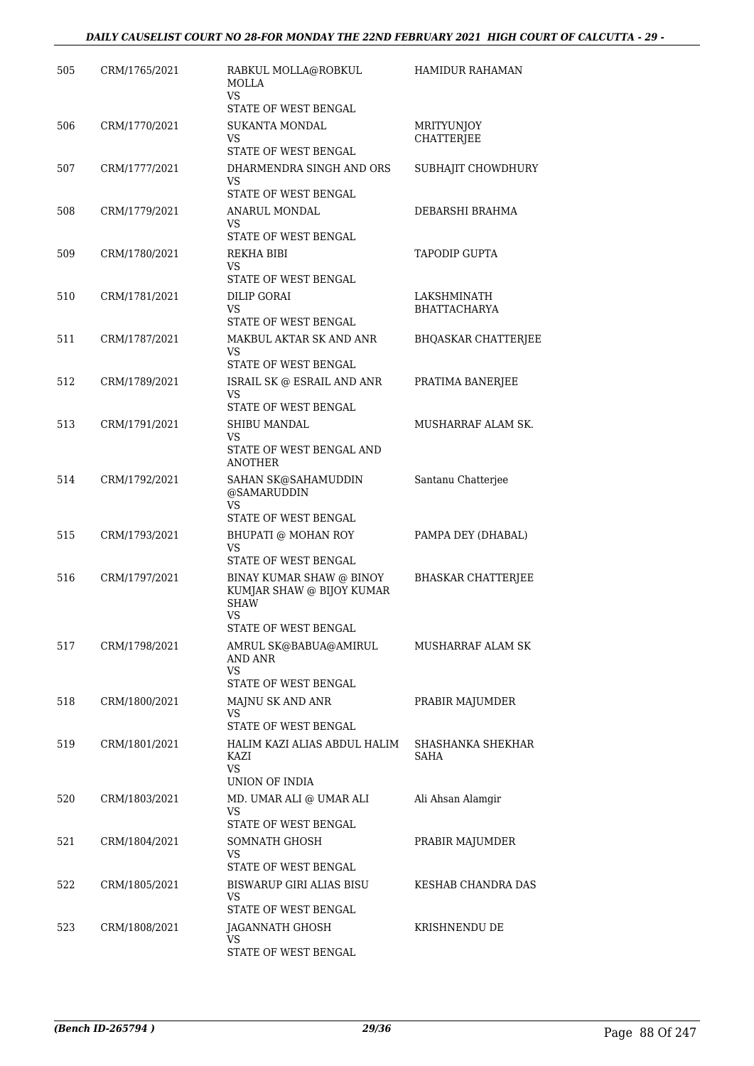| | | | |
|---|---|---|---|
| 505 | CRM/1765/2021 | RABKUL MOLLA@ROBKUL MOLLA<br>VS<br>STATE OF WEST BENGAL | HAMIDUR RAHAMAN |
| 506 | CRM/1770/2021 | SUKANTA MONDAL<br>VS<br>STATE OF WEST BENGAL | MRITYUNJOY CHATTERJEE |
| 507 | CRM/1777/2021 | DHARMENDRA SINGH AND ORS<br>VS<br>STATE OF WEST BENGAL | SUBHAJIT CHOWDHURY |
| 508 | CRM/1779/2021 | ANARUL MONDAL<br>VS<br>STATE OF WEST BENGAL | DEBARSHI BRAHMA |
| 509 | CRM/1780/2021 | REKHA BIBI<br>VS<br>STATE OF WEST BENGAL | TAPODIP GUPTA |
| 510 | CRM/1781/2021 | DILIP GORAI<br>VS<br>STATE OF WEST BENGAL | LAKSHMINATH BHATTACHARYA |
| 511 | CRM/1787/2021 | MAKBUL AKTAR SK AND ANR<br>VS<br>STATE OF WEST BENGAL | BHQASKAR CHATTERJEE |
| 512 | CRM/1789/2021 | ISRAIL SK @ ESRAIL AND ANR<br>VS<br>STATE OF WEST BENGAL | PRATIMA BANERJEE |
| 513 | CRM/1791/2021 | SHIBU MANDAL<br>VS<br>STATE OF WEST BENGAL AND ANOTHER | MUSHARRAF ALAM SK. |
| 514 | CRM/1792/2021 | SAHAN SK@SAHAMUDDIN @SAMARUDDIN<br>VS<br>STATE OF WEST BENGAL | Santanu Chatterjee |
| 515 | CRM/1793/2021 | BHUPATI @ MOHAN ROY<br>VS<br>STATE OF WEST BENGAL | PAMPA DEY (DHABAL) |
| 516 | CRM/1797/2021 | BINAY KUMAR SHAW @ BINOY KUMJAR SHAW @ BIJOY KUMAR SHAW<br>VS<br>STATE OF WEST BENGAL | BHASKAR CHATTERJEE |
| 517 | CRM/1798/2021 | AMRUL SK@BABUA@AMIRUL AND ANR<br>VS<br>STATE OF WEST BENGAL | MUSHARRAF ALAM SK |
| 518 | CRM/1800/2021 | MAJNU SK AND ANR<br>VS<br>STATE OF WEST BENGAL | PRABIR MAJUMDER |
| 519 | CRM/1801/2021 | HALIM KAZI ALIAS ABDUL HALIM KAZI<br>VS<br>UNION OF INDIA | SHASHANKA SHEKHAR SAHA |
| 520 | CRM/1803/2021 | MD. UMAR ALI @ UMAR ALI<br>VS<br>STATE OF WEST BENGAL | Ali Ahsan Alamgir |
| 521 | CRM/1804/2021 | SOMNATH GHOSH<br>VS<br>STATE OF WEST BENGAL | PRABIR MAJUMDER |
| 522 | CRM/1805/2021 | BISWARUP GIRI ALIAS BISU<br>VS<br>STATE OF WEST BENGAL | KESHAB CHANDRA DAS |
| 523 | CRM/1808/2021 | JAGANNATH GHOSH<br>VS<br>STATE OF WEST BENGAL | KRISHNENDU DE |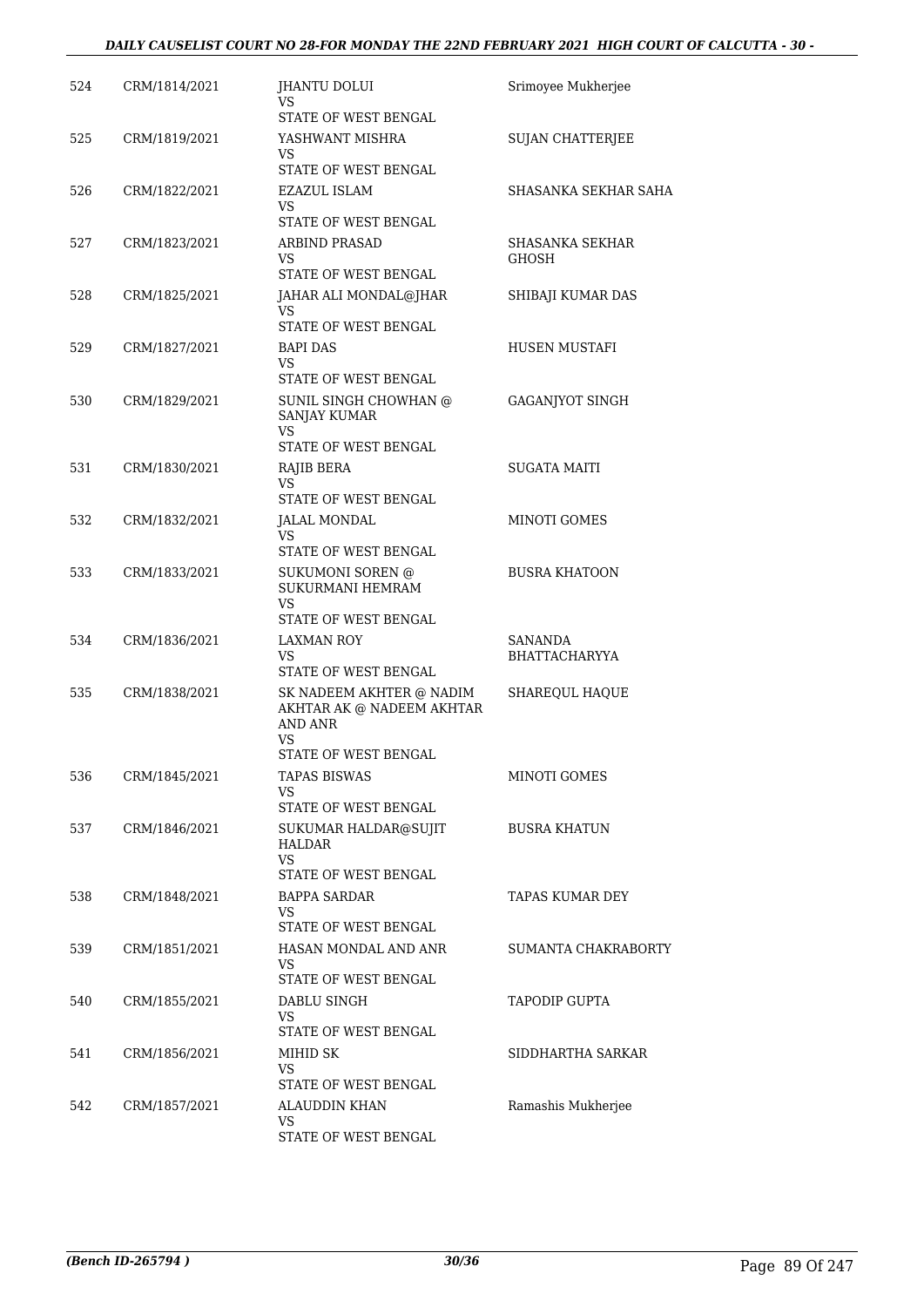| 524 | CRM/1814/2021 | JHANTU DOLUI<br>VS<br>STATE OF WEST BENGAL | Srimoyee Mukherjee |
|---|---|---|---|
| 525 | CRM/1819/2021 | YASHWANT MISHRA<br>VS<br>STATE OF WEST BENGAL | SUJAN CHATTERJEE |
| 526 | CRM/1822/2021 | EZAZUL ISLAM<br>VS<br>STATE OF WEST BENGAL | SHASANKA SEKHAR SAHA |
| 527 | CRM/1823/2021 | ARBIND PRASAD<br>VS<br>STATE OF WEST BENGAL | SHASANKA SEKHAR GHOSH |
| 528 | CRM/1825/2021 | JAHAR ALI MONDAL@JHAR<br>VS<br>STATE OF WEST BENGAL | SHIBAJI KUMAR DAS |
| 529 | CRM/1827/2021 | BAPI DAS<br>VS<br>STATE OF WEST BENGAL | HUSEN MUSTAFI |
| 530 | CRM/1829/2021 | SUNIL SINGH CHOWHAN @ SANJAY KUMAR<br>VS<br>STATE OF WEST BENGAL | GAGANJYOT SINGH |
| 531 | CRM/1830/2021 | RAJIB BERA<br>VS<br>STATE OF WEST BENGAL | SUGATA MAITI |
| 532 | CRM/1832/2021 | JALAL MONDAL<br>VS<br>STATE OF WEST BENGAL | MINOTI GOMES |
| 533 | CRM/1833/2021 | SUKUMONI SOREN @ SUKURMANI HEMRAM<br>VS<br>STATE OF WEST BENGAL | BUSRA KHATOON |
| 534 | CRM/1836/2021 | LAXMAN ROY<br>VS<br>STATE OF WEST BENGAL | SANANDA BHATTACHARYYA |
| 535 | CRM/1838/2021 | SK NADEEM AKHTER @ NADIM AKHTAR AK @ NADEEM AKHTAR AND ANR<br>VS<br>STATE OF WEST BENGAL | SHAREQUL HAQUE |
| 536 | CRM/1845/2021 | TAPAS BISWAS<br>VS<br>STATE OF WEST BENGAL | MINOTI GOMES |
| 537 | CRM/1846/2021 | SUKUMAR HALDAR@SUJIT HALDAR<br>VS<br>STATE OF WEST BENGAL | BUSRA KHATUN |
| 538 | CRM/1848/2021 | BAPPA SARDAR<br>VS<br>STATE OF WEST BENGAL | TAPAS KUMAR DEY |
| 539 | CRM/1851/2021 | HASAN MONDAL AND ANR<br>VS<br>STATE OF WEST BENGAL | SUMANTA CHAKRABORTY |
| 540 | CRM/1855/2021 | DABLU SINGH<br>VS<br>STATE OF WEST BENGAL | TAPODIP GUPTA |
| 541 | CRM/1856/2021 | MIHID SK<br>VS<br>STATE OF WEST BENGAL | SIDDHARTHA SARKAR |
| 542 | CRM/1857/2021 | ALAUDDIN KHAN<br>VS<br>STATE OF WEST BENGAL | Ramashis Mukherjee |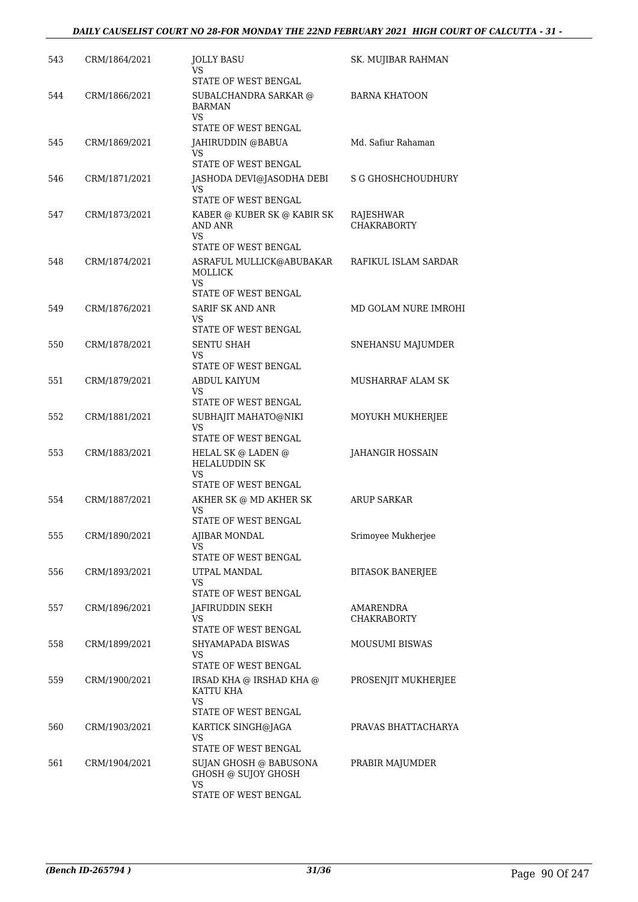| | | | |
|---|---|---|---|
| 543 | CRM/1864/2021 | JOLLY BASU<br>VS<br>STATE OF WEST BENGAL | SK. MUJIBAR RAHMAN |
| 544 | CRM/1866/2021 | SUBALCHANDRA SARKAR @ BARMAN<br>VS<br>STATE OF WEST BENGAL | BARNA KHATOON |
| 545 | CRM/1869/2021 | JAHIRUDDIN @BABUA<br>VS<br>STATE OF WEST BENGAL | Md. Safiur Rahaman |
| 546 | CRM/1871/2021 | JASHODA DEVI@JASODHA DEBI<br>VS<br>STATE OF WEST BENGAL | S G GHOSHCHOUDHURY |
| 547 | CRM/1873/2021 | KABER @ KUBER SK @ KABIR SK AND ANR<br>VS<br>STATE OF WEST BENGAL | RAJESHWAR CHAKRABORTY |
| 548 | CRM/1874/2021 | ASRAFUL MULLICK@ABUBAKAR MOLLICK<br>VS<br>STATE OF WEST BENGAL | RAFIKUL ISLAM SARDAR |
| 549 | CRM/1876/2021 | SARIF SK AND ANR<br>VS<br>STATE OF WEST BENGAL | MD GOLAM NURE IMROHI |
| 550 | CRM/1878/2021 | SENTU SHAH<br>VS<br>STATE OF WEST BENGAL | SNEHANSU MAJUMDER |
| 551 | CRM/1879/2021 | ABDUL KAIYUM<br>VS<br>STATE OF WEST BENGAL | MUSHARRAF ALAM SK |
| 552 | CRM/1881/2021 | SUBHAJIT MAHATO@NIKI<br>VS<br>STATE OF WEST BENGAL | MOYUKH MUKHERJEE |
| 553 | CRM/1883/2021 | HELAL SK @ LADEN @ HELALUDDIN SK<br>VS<br>STATE OF WEST BENGAL | JAHANGIR HOSSAIN |
| 554 | CRM/1887/2021 | AKHER SK @ MD AKHER SK<br>VS<br>STATE OF WEST BENGAL | ARUP SARKAR |
| 555 | CRM/1890/2021 | AJIBAR MONDAL<br>VS<br>STATE OF WEST BENGAL | Srimoyee Mukherjee |
| 556 | CRM/1893/2021 | UTPAL MANDAL<br>VS<br>STATE OF WEST BENGAL | BITASOK BANERJEE |
| 557 | CRM/1896/2021 | JAFIRUDDIN SEKH<br>VS<br>STATE OF WEST BENGAL | AMARENDRA CHAKRABORTY |
| 558 | CRM/1899/2021 | SHYAMAPADA BISWAS<br>VS<br>STATE OF WEST BENGAL | MOUSUMI BISWAS |
| 559 | CRM/1900/2021 | IRSAD KHA @ IRSHAD KHA @ KATTU KHA<br>VS<br>STATE OF WEST BENGAL | PROSENJIT MUKHERJEE |
| 560 | CRM/1903/2021 | KARTICK SINGH@JAGA<br>VS<br>STATE OF WEST BENGAL | PRAVAS BHATTACHARYA |
| 561 | CRM/1904/2021 | SUJAN GHOSH @ BABUSONA GHOSH @ SUJOY GHOSH<br>VS<br>STATE OF WEST BENGAL | PRABIR MAJUMDER |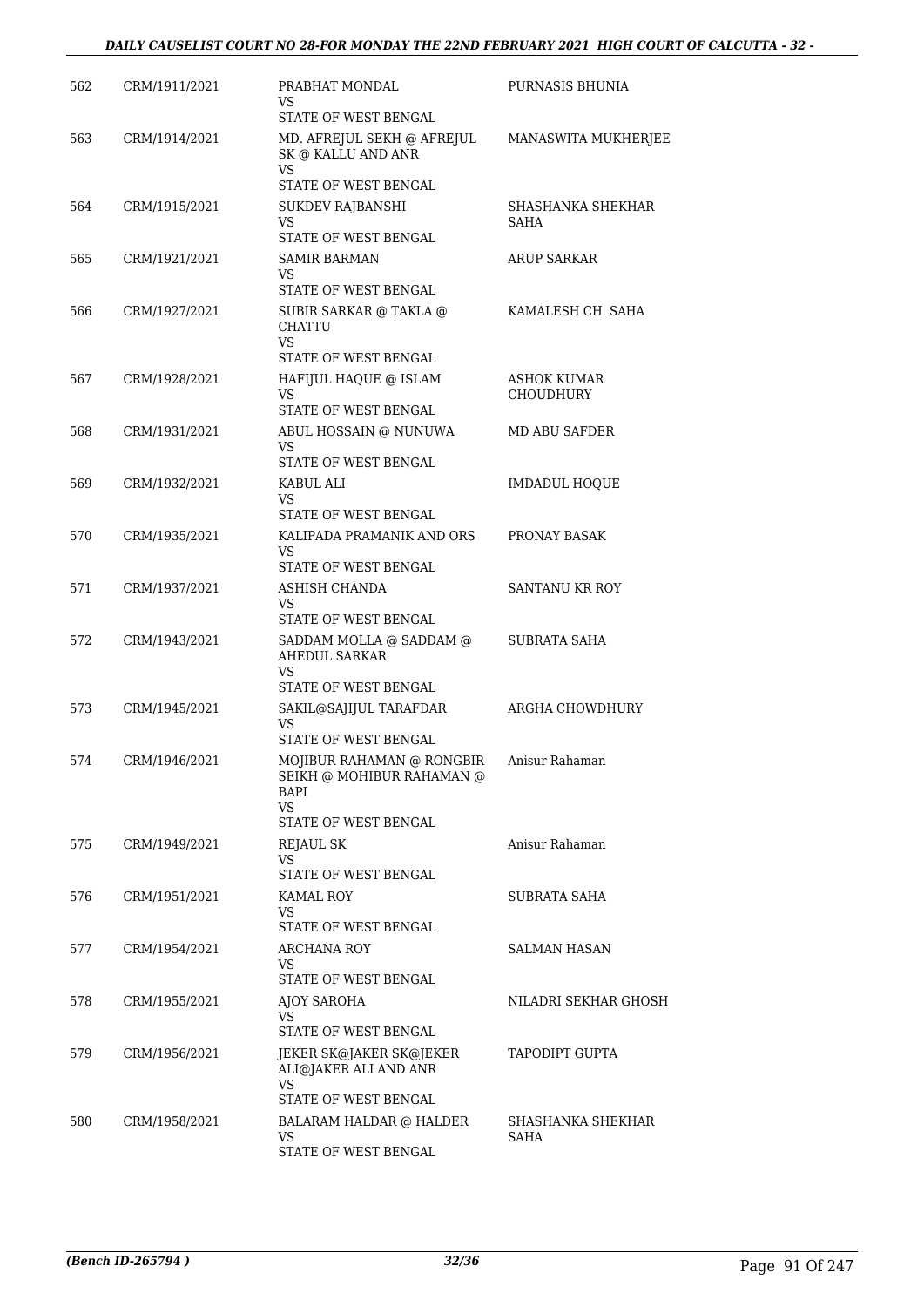| 562 | CRM/1911/2021 | PRABHAT MONDAL<br>VS<br>STATE OF WEST BENGAL | PURNASIS BHUNIA |
|---|---|---|---|
| 563 | CRM/1914/2021 | MD. AFREJUL SEKH @ AFREJUL SK @ KALLU AND ANR<br>VS<br>STATE OF WEST BENGAL | MANASWITA MUKHERJEE |
| 564 | CRM/1915/2021 | SUKDEV RAJBANSHI<br>VS<br>STATE OF WEST BENGAL | SHASHANKA SHEKHAR SAHA |
| 565 | CRM/1921/2021 | SAMIR BARMAN<br>VS<br>STATE OF WEST BENGAL | ARUP SARKAR |
| 566 | CRM/1927/2021 | SUBIR SARKAR @ TAKLA @ CHATTU<br>VS<br>STATE OF WEST BENGAL | KAMALESH CH. SAHA |
| 567 | CRM/1928/2021 | HAFIJUL HAQUE @ ISLAM<br>VS<br>STATE OF WEST BENGAL | ASHOK KUMAR CHOUDHURY |
| 568 | CRM/1931/2021 | ABUL HOSSAIN @ NUNUWA<br>VS<br>STATE OF WEST BENGAL | MD ABU SAFDER |
| 569 | CRM/1932/2021 | KABUL ALI<br>VS<br>STATE OF WEST BENGAL | IMDADUL HOQUE |
| 570 | CRM/1935/2021 | KALIPADA PRAMANIK AND ORS<br>VS<br>STATE OF WEST BENGAL | PRONAY BASAK |
| 571 | CRM/1937/2021 | ASHISH CHANDA<br>VS<br>STATE OF WEST BENGAL | SANTANU KR ROY |
| 572 | CRM/1943/2021 | SADDAM MOLLA @ SADDAM @ AHEDUL SARKAR<br>VS<br>STATE OF WEST BENGAL | SUBRATA SAHA |
| 573 | CRM/1945/2021 | SAKIL@SAJIJUL TARAFDAR<br>VS<br>STATE OF WEST BENGAL | ARGHA CHOWDHURY |
| 574 | CRM/1946/2021 | MOJIBUR RAHAMAN @ RONGBIR SEIKH @ MOHIBUR RAHAMAN @ BAPI<br>VS<br>STATE OF WEST BENGAL | Anisur Rahaman |
| 575 | CRM/1949/2021 | REJAUL SK<br>VS<br>STATE OF WEST BENGAL | Anisur Rahaman |
| 576 | CRM/1951/2021 | KAMAL ROY<br>VS<br>STATE OF WEST BENGAL | SUBRATA SAHA |
| 577 | CRM/1954/2021 | ARCHANA ROY<br>VS<br>STATE OF WEST BENGAL | SALMAN HASAN |
| 578 | CRM/1955/2021 | AJOY SAROHA<br>VS<br>STATE OF WEST BENGAL | NILADRI SEKHAR GHOSH |
| 579 | CRM/1956/2021 | JEKER SK@JAKER SK@JEKER ALI@JAKER ALI AND ANR<br>VS<br>STATE OF WEST BENGAL | TAPODIPT GUPTA |
| 580 | CRM/1958/2021 | BALARAM HALDAR @ HALDER<br>VS<br>STATE OF WEST BENGAL | SHASHANKA SHEKHAR SAHA |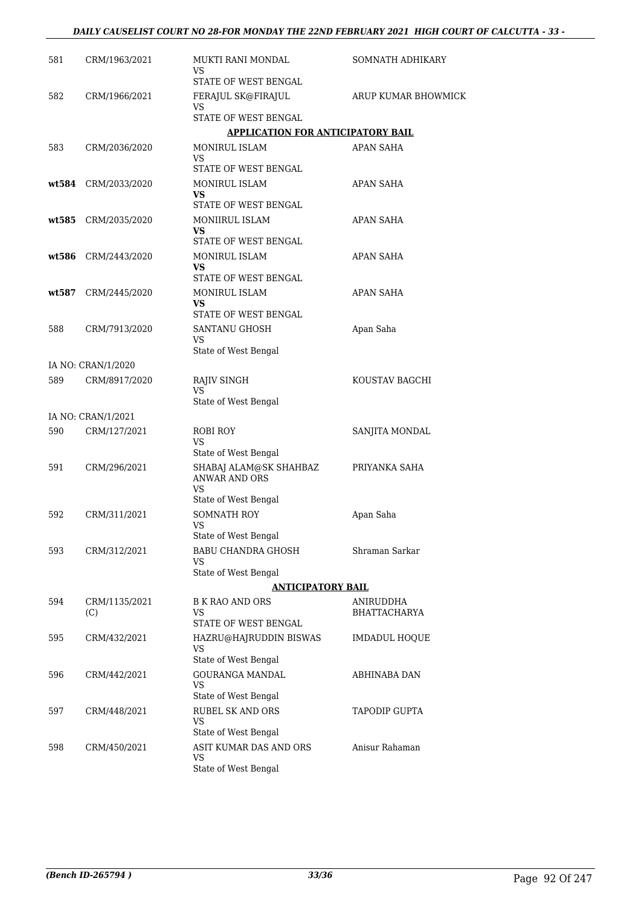| | | | |
|---|---|---|---|
| 581 | CRM/1963/2021 | MUKTI RANI MONDAL<br>VS<br>STATE OF WEST BENGAL | SOMNATH ADHIKARY |
| 582 | CRM/1966/2021 | FERAJUL SK@FIRAJUL<br>VS<br>STATE OF WEST BENGAL | ARUP KUMAR BHOWMICK |

**APPLICATION FOR ANTICIPATORY BAIL**

| | | | |
|---|---|---|---|
| 583 | CRM/2036/2020 | MONIRUL ISLAM<br>VS<br>STATE OF WEST BENGAL | APAN SAHA |
| **wt584** | CRM/2033/2020 | MONIRUL ISLAM<br>**VS**<br>STATE OF WEST BENGAL | APAN SAHA |
| **wt585** | CRM/2035/2020 | MONIIRUL ISLAM<br>**VS**<br>STATE OF WEST BENGAL | APAN SAHA |
| **wt586** | CRM/2443/2020 | MONIRUL ISLAM<br>**VS**<br>STATE OF WEST BENGAL | APAN SAHA |
| **wt587** | CRM/2445/2020 | MONIRUL ISLAM<br>**VS**<br>STATE OF WEST BENGAL | APAN SAHA |
| 588 | CRM/7913/2020 | SANTANU GHOSH<br>VS<br>State of West Bengal | Apan Saha |
| | IA NO: CRAN/1/2020 | | |
| 589 | CRM/8917/2020 | RAJIV SINGH<br>VS<br>State of West Bengal | KOUSTAV BAGCHI |
| | IA NO: CRAN/1/2021 | | |
| 590 | CRM/127/2021 | ROBI ROY<br>VS<br>State of West Bengal | SANJITA MONDAL |
| 591 | CRM/296/2021 | SHABAJ ALAM@SK SHAHBAZ ANWAR AND ORS<br>VS<br>State of West Bengal | PRIYANKA SAHA |
| 592 | CRM/311/2021 | SOMNATH ROY<br>VS<br>State of West Bengal | Apan Saha |
| 593 | CRM/312/2021 | BABU CHANDRA GHOSH<br>VS<br>State of West Bengal | Shraman Sarkar |

**ANTICIPATORY BAIL**

| | | | |
|---|---|---|---|
| 594 | CRM/1135/2021 (C) | B K RAO AND ORS<br>VS<br>STATE OF WEST BENGAL | ANIRUDDHA BHATTACHARYA |
| 595 | CRM/432/2021 | HAZRU@HAJRUDDIN BISWAS<br>VS<br>State of West Bengal | IMDADUL HOQUE |
| 596 | CRM/442/2021 | GOURANGA MANDAL<br>VS<br>State of West Bengal | ABHINABA DAN |
| 597 | CRM/448/2021 | RUBEL SK AND ORS<br>VS<br>State of West Bengal | TAPODIP GUPTA |
| 598 | CRM/450/2021 | ASIT KUMAR DAS AND ORS<br>VS<br>State of West Bengal | Anisur Rahaman |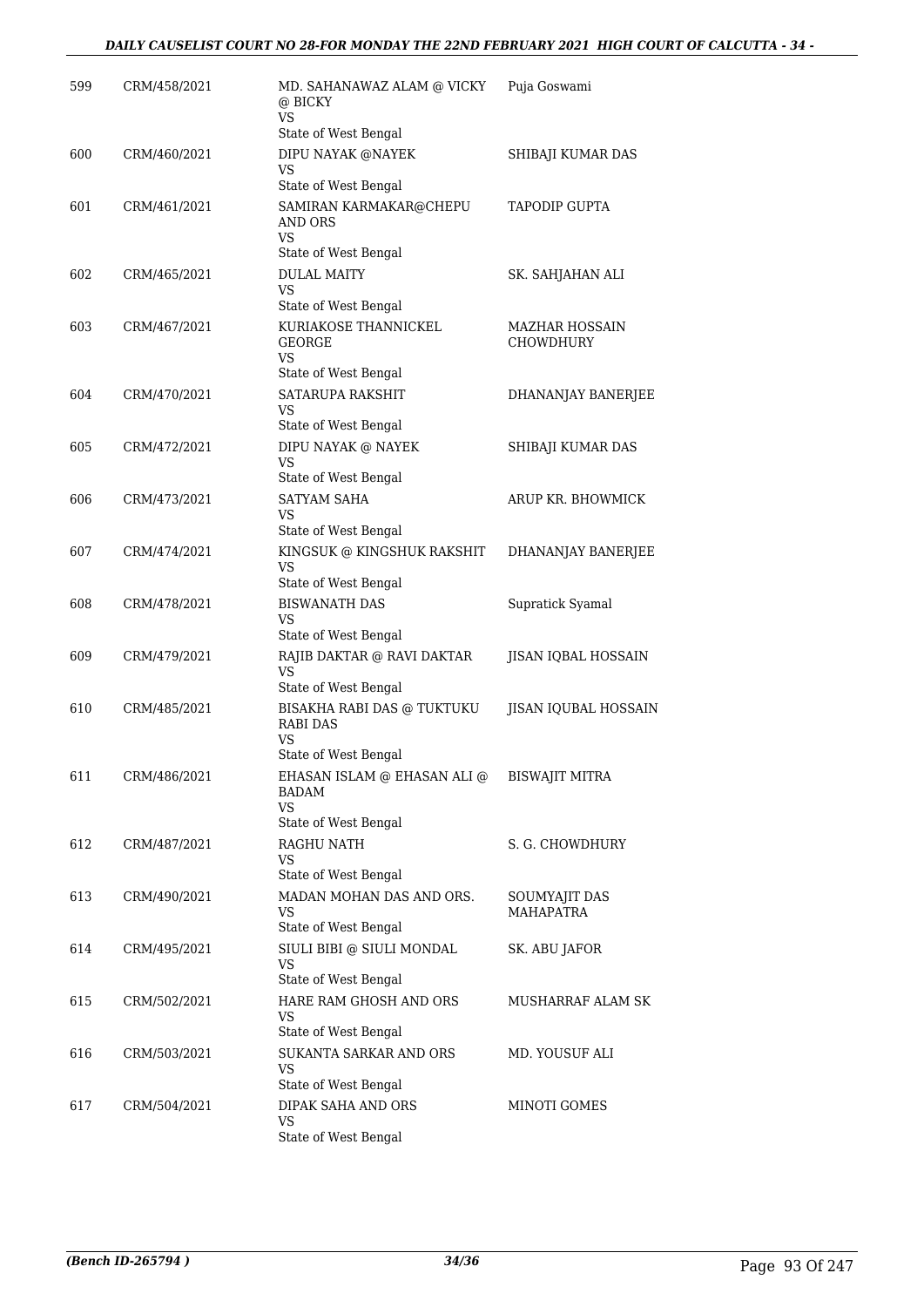| 599 | CRM/458/2021 | MD. SAHANAWAZ ALAM @ VICKY @ BICKY<br>VS<br>State of West Bengal | Puja Goswami |
|---|---|---|---|
| 600 | CRM/460/2021 | DIPU NAYAK @NAYEK<br>VS<br>State of West Bengal | SHIBAJI KUMAR DAS |
| 601 | CRM/461/2021 | SAMIRAN KARMAKAR@CHEPU AND ORS<br>VS<br>State of West Bengal | TAPODIP GUPTA |
| 602 | CRM/465/2021 | DULAL MAITY<br>VS<br>State of West Bengal | SK. SAHJAHAN ALI |
| 603 | CRM/467/2021 | KURIAKOSE THANNICKEL GEORGE<br>VS<br>State of West Bengal | MAZHAR HOSSAIN CHOWDHURY |
| 604 | CRM/470/2021 | SATARUPA RAKSHIT<br>VS<br>State of West Bengal | DHANANJAY BANERJEE |
| 605 | CRM/472/2021 | DIPU NAYAK @ NAYEK<br>VS<br>State of West Bengal | SHIBAJI KUMAR DAS |
| 606 | CRM/473/2021 | SATYAM SAHA<br>VS<br>State of West Bengal | ARUP KR. BHOWMICK |
| 607 | CRM/474/2021 | KINGSUK @ KINGSHUK RAKSHIT<br>VS<br>State of West Bengal | DHANANJAY BANERJEE |
| 608 | CRM/478/2021 | BISWANATH DAS<br>VS<br>State of West Bengal | Supratick Syamal |
| 609 | CRM/479/2021 | RAJIB DAKTAR @ RAVI DAKTAR<br>VS<br>State of West Bengal | JISAN IQBAL HOSSAIN |
| 610 | CRM/485/2021 | BISAKHA RABI DAS @ TUKTUKU RABI DAS<br>VS<br>State of West Bengal | JISAN IQUBAL HOSSAIN |
| 611 | CRM/486/2021 | EHASAN ISLAM @ EHASAN ALI @ BADAM<br>VS<br>State of West Bengal | BISWAJIT MITRA |
| 612 | CRM/487/2021 | RAGHU NATH<br>VS<br>State of West Bengal | S. G. CHOWDHURY |
| 613 | CRM/490/2021 | MADAN MOHAN DAS AND ORS.<br>VS<br>State of West Bengal | SOUMYAJIT DAS MAHAPATRA |
| 614 | CRM/495/2021 | SIULI BIBI @ SIULI MONDAL<br>VS<br>State of West Bengal | SK. ABU JAFOR |
| 615 | CRM/502/2021 | HARE RAM GHOSH AND ORS<br>VS<br>State of West Bengal | MUSHARRAF ALAM SK |
| 616 | CRM/503/2021 | SUKANTA SARKAR AND ORS<br>VS<br>State of West Bengal | MD. YOUSUF ALI |
| 617 | CRM/504/2021 | DIPAK SAHA AND ORS<br>VS<br>State of West Bengal | MINOTI GOMES |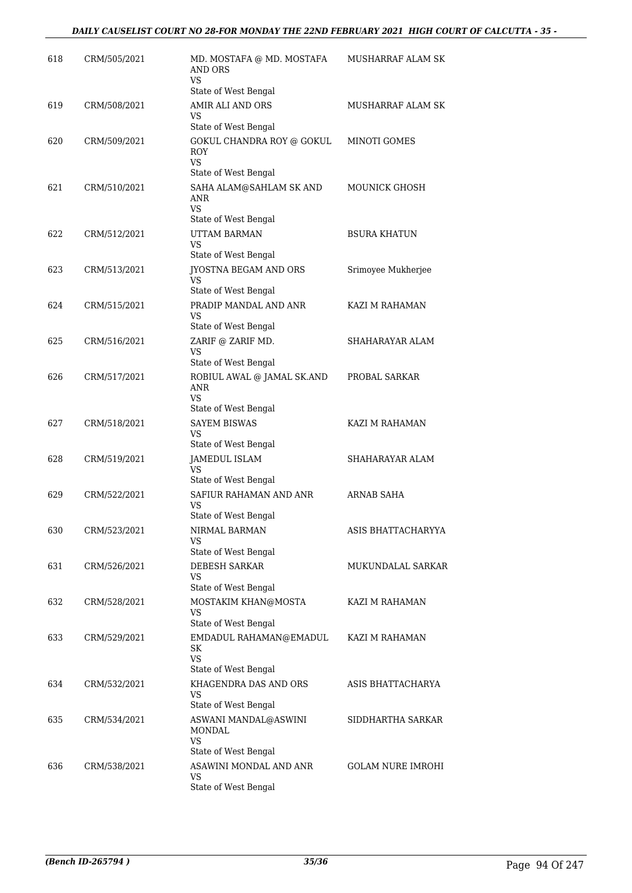| | | | |
|---|---|---|---|
| 618 | CRM/505/2021 | MD. MOSTAFA @ MD. MOSTAFA AND ORS<br>VS<br>State of West Bengal | MUSHARRAF ALAM SK |
| 619 | CRM/508/2021 | AMIR ALI AND ORS<br>VS<br>State of West Bengal | MUSHARRAF ALAM SK |
| 620 | CRM/509/2021 | GOKUL CHANDRA ROY @ GOKUL ROY<br>VS<br>State of West Bengal | MINOTI GOMES |
| 621 | CRM/510/2021 | SAHA ALAM@SAHLAM SK AND ANR<br>VS<br>State of West Bengal | MOUNICK GHOSH |
| 622 | CRM/512/2021 | UTTAM BARMAN<br>VS<br>State of West Bengal | BSURA KHATUN |
| 623 | CRM/513/2021 | JYOSTNA BEGAM AND ORS<br>VS<br>State of West Bengal | Srimoyee Mukherjee |
| 624 | CRM/515/2021 | PRADIP MANDAL AND ANR<br>VS<br>State of West Bengal | KAZI M RAHAMAN |
| 625 | CRM/516/2021 | ZARIF @ ZARIF MD.<br>VS<br>State of West Bengal | SHAHARAYAR ALAM |
| 626 | CRM/517/2021 | ROBIUL AWAL @ JAMAL SK.AND ANR<br>VS<br>State of West Bengal | PROBAL SARKAR |
| 627 | CRM/518/2021 | SAYEM BISWAS<br>VS<br>State of West Bengal | KAZI M RAHAMAN |
| 628 | CRM/519/2021 | JAMEDUL ISLAM<br>VS<br>State of West Bengal | SHAHARAYAR ALAM |
| 629 | CRM/522/2021 | SAFIUR RAHAMAN AND ANR<br>VS<br>State of West Bengal | ARNAB SAHA |
| 630 | CRM/523/2021 | NIRMAL BARMAN<br>VS<br>State of West Bengal | ASIS BHATTACHARYYA |
| 631 | CRM/526/2021 | DEBESH SARKAR<br>VS<br>State of West Bengal | MUKUNDALAL SARKAR |
| 632 | CRM/528/2021 | MOSTAKIM KHAN@MOSTA<br>VS<br>State of West Bengal | KAZI M RAHAMAN |
| 633 | CRM/529/2021 | EMDADUL RAHAMAN@EMADUL SK<br>VS<br>State of West Bengal | KAZI M RAHAMAN |
| 634 | CRM/532/2021 | KHAGENDRA DAS AND ORS<br>VS<br>State of West Bengal | ASIS BHATTACHARYA |
| 635 | CRM/534/2021 | ASWANI MANDAL@ASWINI MONDAL<br>VS<br>State of West Bengal | SIDDHARTHA SARKAR |
| 636 | CRM/538/2021 | ASAWINI MONDAL AND ANR<br>VS<br>State of West Bengal | GOLAM NURE IMROHI |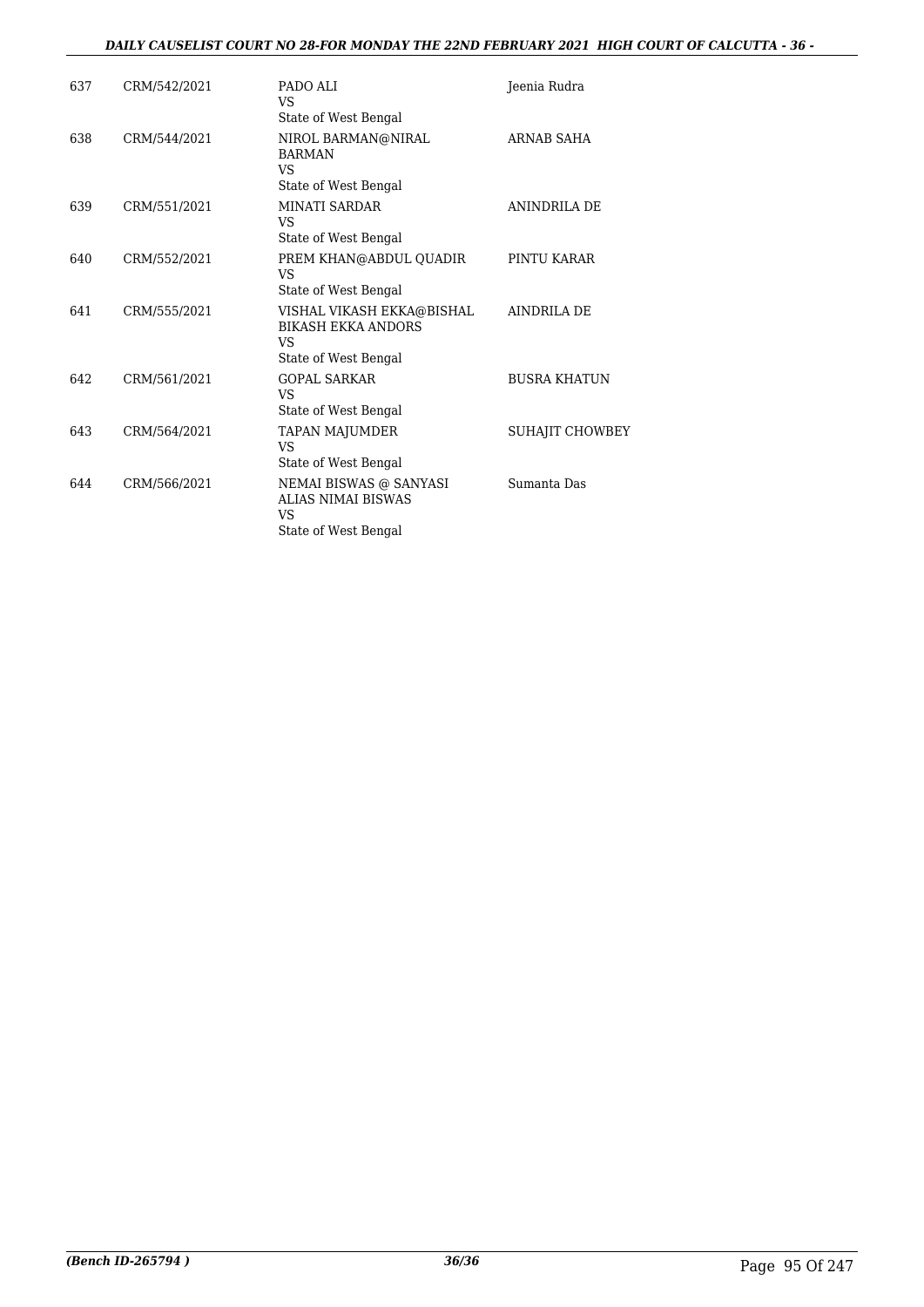| | | | |
|---|---|---|---|
| 637 | CRM/542/2021 | PADO ALI<br>VS<br>State of West Bengal | Jeenia Rudra |
| 638 | CRM/544/2021 | NIROL BARMAN@NIRAL BARMAN<br>VS<br>State of West Bengal | ARNAB SAHA |
| 639 | CRM/551/2021 | MINATI SARDAR<br>VS<br>State of West Bengal | ANINDRILA DE |
| 640 | CRM/552/2021 | PREM KHAN@ABDUL QUADIR<br>VS<br>State of West Bengal | PINTU KARAR |
| 641 | CRM/555/2021 | VISHAL VIKASH EKKA@BISHAL BIKASH EKKA ANDORS<br>VS<br>State of West Bengal | AINDRILA DE |
| 642 | CRM/561/2021 | GOPAL SARKAR<br>VS<br>State of West Bengal | BUSRA KHATUN |
| 643 | CRM/564/2021 | TAPAN MAJUMDER<br>VS<br>State of West Bengal | SUHAJIT CHOWBEY |
| 644 | CRM/566/2021 | NEMAI BISWAS @ SANYASI ALIAS NIMAI BISWAS<br>VS<br>State of West Bengal | Sumanta Das |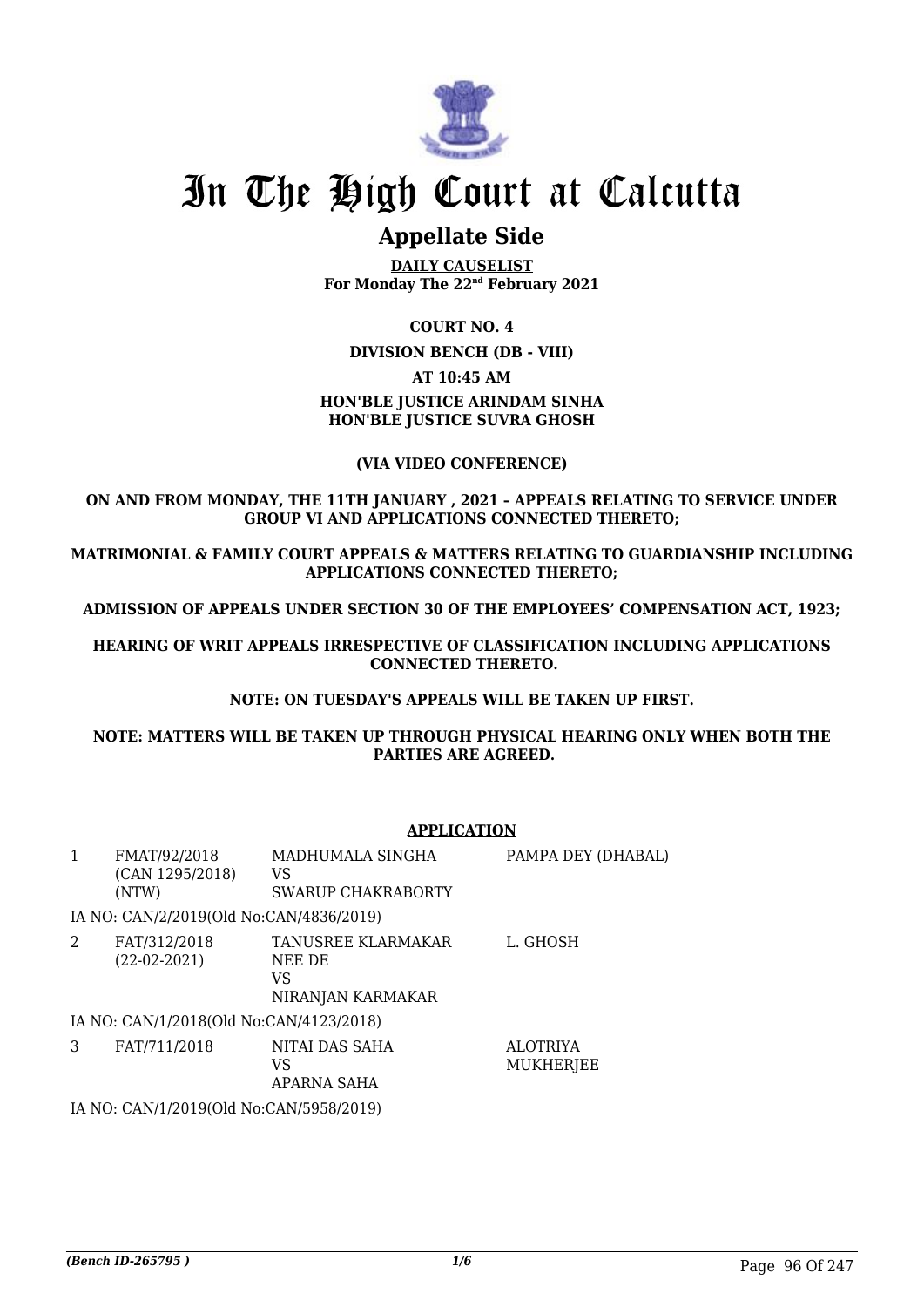# In The High Court at Calcutta

## Appellate Side

**DAILY CAUSELIST**
**For Monday The 22nd February 2021**

**COURT NO. 4**

**DIVISION BENCH (DB - VIII)**

**AT 10:45 AM**

**HON'BLE JUSTICE ARINDAM SINHA**
**HON'BLE JUSTICE SUVRA GHOSH**

**(VIA VIDEO CONFERENCE)**

**ON AND FROM MONDAY, THE 11TH JANUARY , 2021 – APPEALS RELATING TO SERVICE UNDER GROUP VI AND APPLICATIONS CONNECTED THERETO;**

**MATRIMONIAL & FAMILY COURT APPEALS & MATTERS RELATING TO GUARDIANSHIP INCLUDING APPLICATIONS CONNECTED THERETO;**

**ADMISSION OF APPEALS UNDER SECTION 30 OF THE EMPLOYEES' COMPENSATION ACT, 1923;**

**HEARING OF WRIT APPEALS IRRESPECTIVE OF CLASSIFICATION INCLUDING APPLICATIONS CONNECTED THERETO.**

**NOTE: ON TUESDAY'S APPEALS WILL BE TAKEN UP FIRST.**

**NOTE: MATTERS WILL BE TAKEN UP THROUGH PHYSICAL HEARING ONLY WHEN BOTH THE PARTIES ARE AGREED.**

---

**APPLICATION**

| | | | |
|---|---|---|---|
| 1 | FMAT/92/2018 (CAN 1295/2018) (NTW) | MADHUMALA SINGHA VS SWARUP CHAKRABORTY | PAMPA DEY (DHABAL) |
| | IA NO: CAN/2/2019(Old No:CAN/4836/2019) | | |
| 2 | FAT/312/2018 (22-02-2021) | TANUSREE KLARMAKAR NEE DE VS NIRANJAN KARMAKAR | L. GHOSH |
| | IA NO: CAN/1/2018(Old No:CAN/4123/2018) | | |
| 3 | FAT/711/2018 | NITAI DAS SAHA VS APARNA SAHA | ALOTRIYA MUKHERJEE |
| | IA NO: CAN/1/2019(Old No:CAN/5958/2019) | | |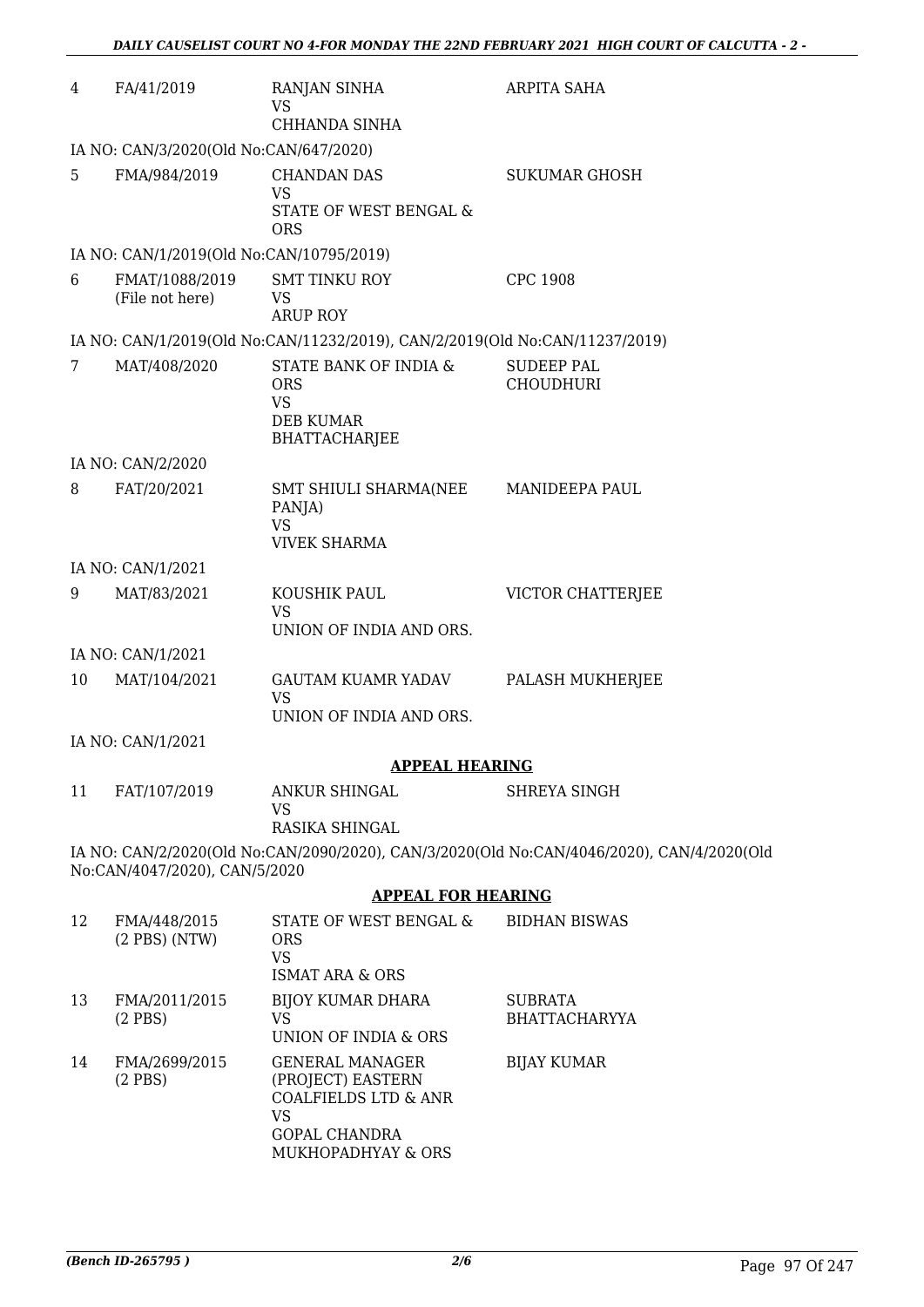| 4 | FA/41/2019 | RANJAN SINHA<br>VS<br>CHHANDA SINHA | ARPITA SAHA |
|---|---|---|---|
| | IA NO: CAN/3/2020(Old No:CAN/647/2020) | | |
| 5 | FMA/984/2019 | CHANDAN DAS<br>VS<br>STATE OF WEST BENGAL & ORS | SUKUMAR GHOSH |
| | IA NO: CAN/1/2019(Old No:CAN/10795/2019) | | |
| 6 | FMAT/1088/2019<br>(File not here) | SMT TINKU ROY<br>VS<br>ARUP ROY | CPC 1908 |
| | IA NO: CAN/1/2019(Old No:CAN/11232/2019), CAN/2/2019(Old No:CAN/11237/2019) | | |
| 7 | MAT/408/2020 | STATE BANK OF INDIA & ORS<br>VS<br>DEB KUMAR BHATTACHARJEE | SUDEEP PAL CHOUDHURI |
| | IA NO: CAN/2/2020 | | |
| 8 | FAT/20/2021 | SMT SHIULI SHARMA(NEE PANJA)<br>VS<br>VIVEK SHARMA | MANIDEEPA PAUL |
| | IA NO: CAN/1/2021 | | |
| 9 | MAT/83/2021 | KOUSHIK PAUL<br>VS<br>UNION OF INDIA AND ORS. | VICTOR CHATTERJEE |
| | IA NO: CAN/1/2021 | | |
| 10 | MAT/104/2021 | GAUTAM KUAMR YADAV<br>VS<br>UNION OF INDIA AND ORS. | PALASH MUKHERJEE |
| | IA NO: CAN/1/2021 | | |

## APPEAL HEARING

| 11 | FAT/107/2019 | ANKUR SHINGAL<br>VS<br>RASIKA SHINGAL | SHREYA SINGH |
|---|---|---|---|

IA NO: CAN/2/2020(Old No:CAN/2090/2020), CAN/3/2020(Old No:CAN/4046/2020), CAN/4/2020(Old No:CAN/4047/2020), CAN/5/2020

## APPEAL FOR HEARING

| 12 | FMA/448/2015<br>(2 PBS) (NTW) | STATE OF WEST BENGAL & ORS<br>VS<br>ISMAT ARA & ORS | BIDHAN BISWAS |
|---|---|---|---|
| 13 | FMA/2011/2015<br>(2 PBS) | BIJOY KUMAR DHARA<br>VS<br>UNION OF INDIA & ORS | SUBRATA BHATTACHARYYA |
| 14 | FMA/2699/2015<br>(2 PBS) | GENERAL MANAGER (PROJECT) EASTERN COALFIELDS LTD & ANR<br>VS<br>GOPAL CHANDRA MUKHOPADHYAY & ORS | BIJAY KUMAR |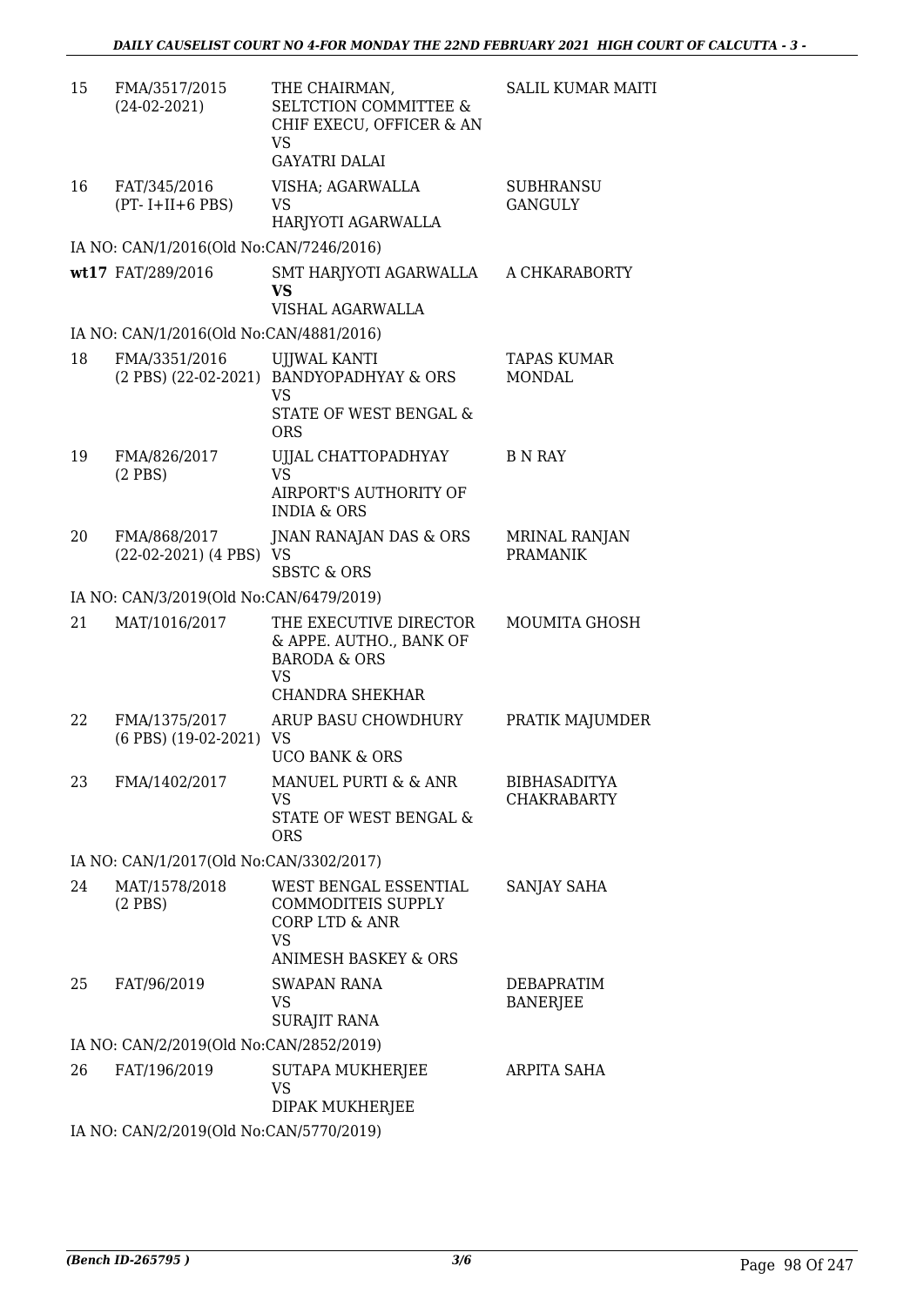| 15 | FMA/3517/2015<br>(24-02-2021) | THE CHAIRMAN, SELTCTION COMMITTEE & CHIF EXECU, OFFICER & AN<br>VS<br>GAYATRI DALAI | SALIL KUMAR MAITI |
|---|---|---|---|
| 16 | FAT/345/2016<br>(PT- I+II+6 PBS) | VISHA; AGARWALLA<br>VS<br>HARJYOTI AGARWALLA | SUBHRANSU GANGULY |
| IA NO: CAN/1/2016(Old No:CAN/7246/2016) | | | |
| wt17 | FAT/289/2016 | SMT HARJYOTI AGARWALLA<br>**VS**<br>VISHAL AGARWALLA | A CHKARABORTY |
| IA NO: CAN/1/2016(Old No:CAN/4881/2016) | | | |
| 18 | FMA/3351/2016<br>(2 PBS) (22-02-2021) | UJJWAL KANTI BANDYOPADHYAY & ORS<br>VS<br>STATE OF WEST BENGAL & ORS | TAPAS KUMAR MONDAL |
| 19 | FMA/826/2017<br>(2 PBS) | UJJAL CHATTOPADHYAY<br>VS<br>AIRPORT'S AUTHORITY OF INDIA & ORS | B N RAY |
| 20 | FMA/868/2017<br>(22-02-2021) (4 PBS) | JNAN RANAJAN DAS & ORS<br>VS<br>SBSTC & ORS | MRINAL RANJAN PRAMANIK |
| IA NO: CAN/3/2019(Old No:CAN/6479/2019) | | | |
| 21 | MAT/1016/2017 | THE EXECUTIVE DIRECTOR & APPE. AUTHO., BANK OF BARODA & ORS<br>VS<br>CHANDRA SHEKHAR | MOUMITA GHOSH |
| 22 | FMA/1375/2017<br>(6 PBS) (19-02-2021) | ARUP BASU CHOWDHURY<br>VS<br>UCO BANK & ORS | PRATIK MAJUMDER |
| 23 | FMA/1402/2017 | MANUEL PURTI & & ANR<br>VS<br>STATE OF WEST BENGAL & ORS | BIBHASADITYA CHAKRABARTY |
| IA NO: CAN/1/2017(Old No:CAN/3302/2017) | | | |
| 24 | MAT/1578/2018<br>(2 PBS) | WEST BENGAL ESSENTIAL COMMODITEIS SUPPLY CORP LTD & ANR<br>VS<br>ANIMESH BASKEY & ORS | SANJAY SAHA |
| 25 | FAT/96/2019 | SWAPAN RANA<br>VS<br>SURAJIT RANA | DEBAPRATIM BANERJEE |
| IA NO: CAN/2/2019(Old No:CAN/2852/2019) | | | |
| 26 | FAT/196/2019 | SUTAPA MUKHERJEE<br>VS<br>DIPAK MUKHERJEE | ARPITA SAHA |
| IA NO: CAN/2/2019(Old No:CAN/5770/2019) | | | |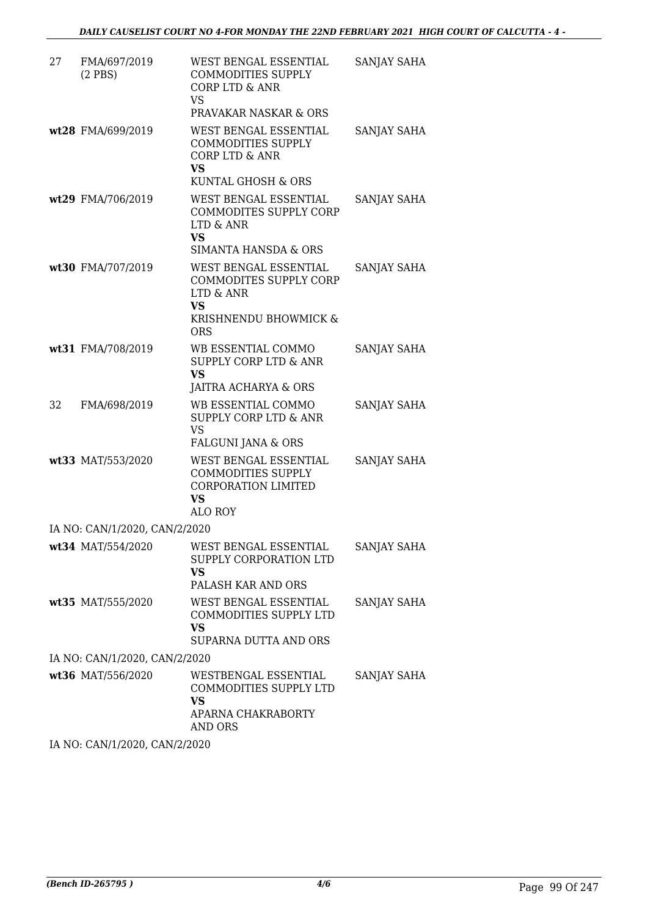| | | | |
|---|---|---|---|
| 27 | FMA/697/2019 (2 PBS) | WEST BENGAL ESSENTIAL COMMODITIES SUPPLY CORP LTD & ANR VS PRAVAKAR NASKAR & ORS | SANJAY SAHA |
| wt28 | FMA/699/2019 | WEST BENGAL ESSENTIAL COMMODITIES SUPPLY CORP LTD & ANR **VS** KUNTAL GHOSH & ORS | SANJAY SAHA |
| wt29 | FMA/706/2019 | WEST BENGAL ESSENTIAL COMMODITES SUPPLY CORP LTD & ANR **VS** SIMANTA HANSDA & ORS | SANJAY SAHA |
| wt30 | FMA/707/2019 | WEST BENGAL ESSENTIAL COMMODITES SUPPLY CORP LTD & ANR **VS** KRISHNENDU BHOWMICK & ORS | SANJAY SAHA |
| wt31 | FMA/708/2019 | WB ESSENTIAL COMMO SUPPLY CORP LTD & ANR **VS** JAITRA ACHARYA & ORS | SANJAY SAHA |
| 32 | FMA/698/2019 | WB ESSENTIAL COMMO SUPPLY CORP LTD & ANR VS FALGUNI JANA & ORS | SANJAY SAHA |
| wt33 | MAT/553/2020 | WEST BENGAL ESSENTIAL COMMODITIES SUPPLY CORPORATION LIMITED **VS** ALO ROY | SANJAY SAHA |
| | IA NO: CAN/1/2020, CAN/2/2020 | | |
| wt34 | MAT/554/2020 | WEST BENGAL ESSENTIAL SUPPLY CORPORATION LTD **VS** PALASH KAR AND ORS | SANJAY SAHA |
| wt35 | MAT/555/2020 | WEST BENGAL ESSENTIAL COMMODITIES SUPPLY LTD **VS** SUPARNA DUTTA AND ORS | SANJAY SAHA |
| | IA NO: CAN/1/2020, CAN/2/2020 | | |
| wt36 | MAT/556/2020 | WESTBENGAL ESSENTIAL COMMODITIES SUPPLY LTD **VS** APARNA CHAKRABORTY AND ORS | SANJAY SAHA |
| | IA NO: CAN/1/2020, CAN/2/2020 | | |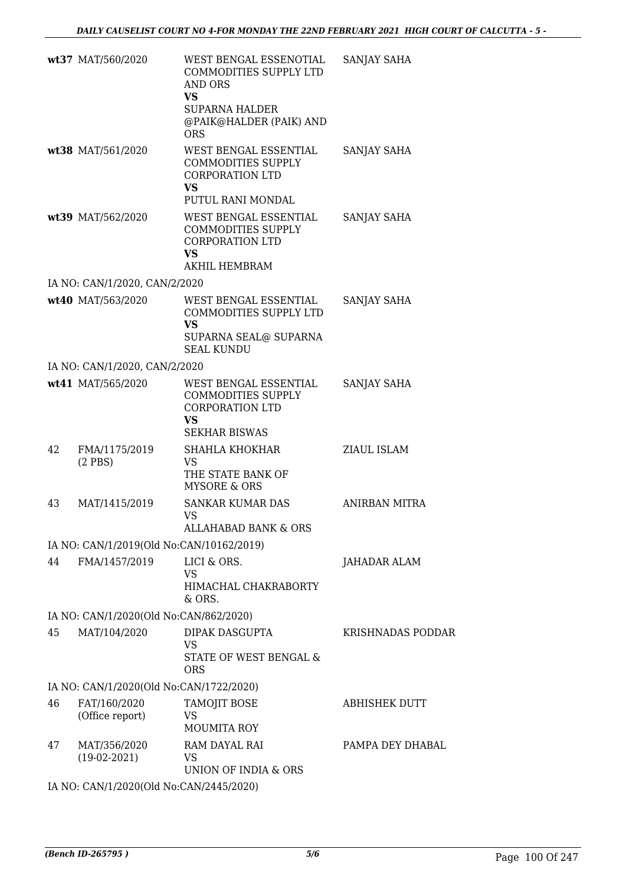| | | | |
|---|---|---|---|
| wt37 | MAT/560/2020 | WEST BENGAL ESSENOTIAL COMMODITIES SUPPLY LTD AND ORS **VS** SUPARNA HALDER @PAIK@HALDER (PAIK) AND ORS | SANJAY SAHA |
| wt38 | MAT/561/2020 | WEST BENGAL ESSENTIAL COMMODITIES SUPPLY CORPORATION LTD **VS** PUTUL RANI MONDAL | SANJAY SAHA |
| wt39 | MAT/562/2020 | WEST BENGAL ESSENTIAL COMMODITIES SUPPLY CORPORATION LTD **VS** AKHIL HEMBRAM | SANJAY SAHA |
| | IA NO: CAN/1/2020, CAN/2/2020 | | |
| wt40 | MAT/563/2020 | WEST BENGAL ESSENTIAL COMMODITIES SUPPLY LTD **VS** SUPARNA SEAL@ SUPARNA SEAL KUNDU | SANJAY SAHA |
| | IA NO: CAN/1/2020, CAN/2/2020 | | |
| wt41 | MAT/565/2020 | WEST BENGAL ESSENTIAL COMMODITIES SUPPLY CORPORATION LTD **VS** SEKHAR BISWAS | SANJAY SAHA |
| 42 | FMA/1175/2019 (2 PBS) | SHAHLA KHOKHAR VS THE STATE BANK OF MYSORE & ORS | ZIAUL ISLAM |
| 43 | MAT/1415/2019 | SANKAR KUMAR DAS VS ALLAHABAD BANK & ORS | ANIRBAN MITRA |
| | IA NO: CAN/1/2019(Old No:CAN/10162/2019) | | |
| 44 | FMA/1457/2019 | LICI & ORS. VS HIMACHAL CHAKRABORTY & ORS. | JAHADAR ALAM |
| | IA NO: CAN/1/2020(Old No:CAN/862/2020) | | |
| 45 | MAT/104/2020 | DIPAK DASGUPTA VS STATE OF WEST BENGAL & ORS | KRISHNADAS PODDAR |
| | IA NO: CAN/1/2020(Old No:CAN/1722/2020) | | |
| 46 | FAT/160/2020 (Office report) | TAMOJIT BOSE VS MOUMITA ROY | ABHISHEK DUTT |
| 47 | MAT/356/2020 (19-02-2021) | RAM DAYAL RAI VS UNION OF INDIA & ORS | PAMPA DEY DHABAL |
| | IA NO: CAN/1/2020(Old No:CAN/2445/2020) | | |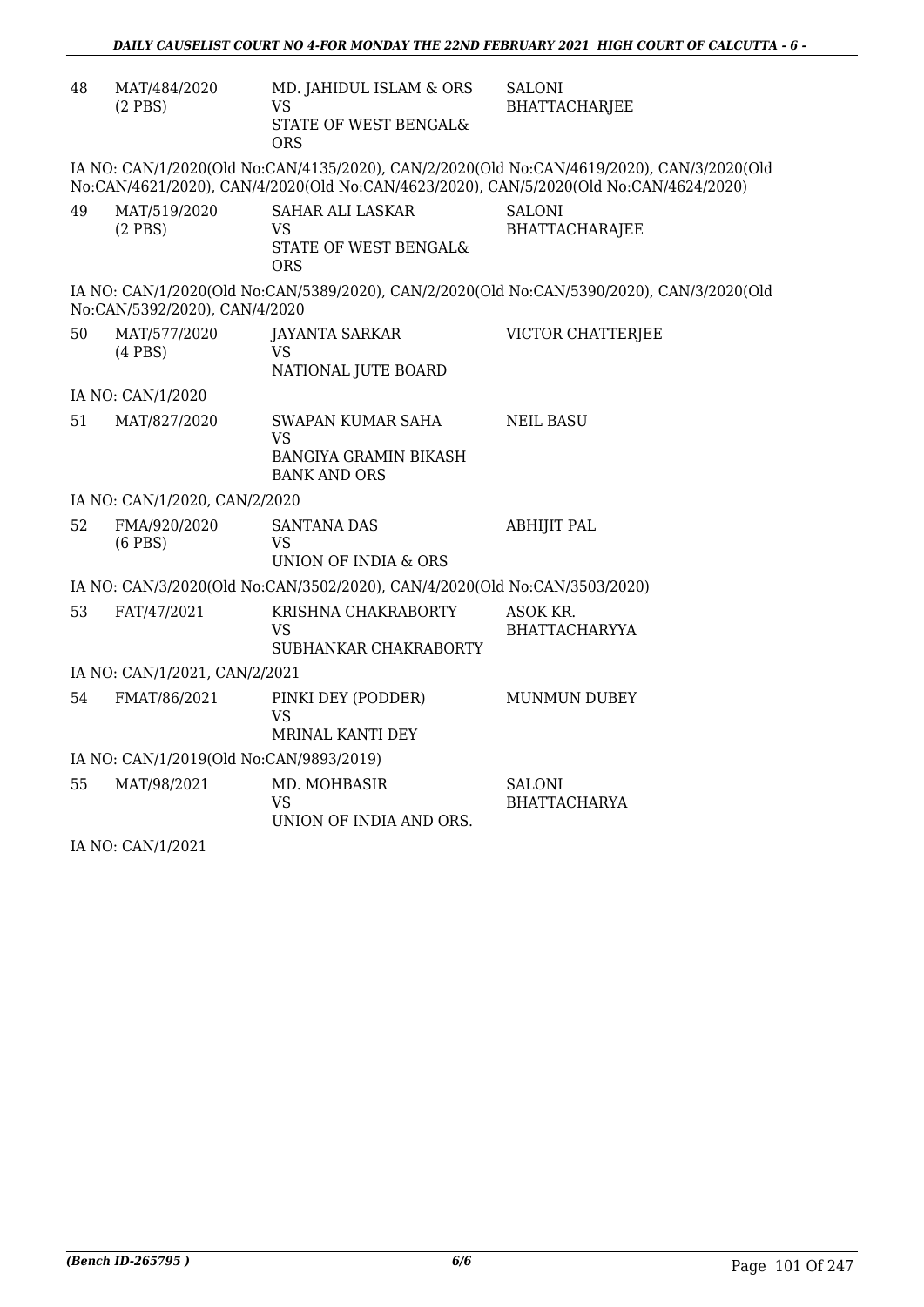| 48 | MAT/484/2020 (2 PBS) | MD. JAHIDUL ISLAM & ORS VS STATE OF WEST BENGAL& ORS | SALONI BHATTACHARJEE |
|---|---|---|---|

IA NO: CAN/1/2020(Old No:CAN/4135/2020), CAN/2/2020(Old No:CAN/4619/2020), CAN/3/2020(Old No:CAN/4621/2020), CAN/4/2020(Old No:CAN/4623/2020), CAN/5/2020(Old No:CAN/4624/2020)

| 49 | MAT/519/2020 (2 PBS) | SAHAR ALI LASKAR VS STATE OF WEST BENGAL& ORS | SALONI BHATTACHARAJEE |
|---|---|---|---|

IA NO: CAN/1/2020(Old No:CAN/5389/2020), CAN/2/2020(Old No:CAN/5390/2020), CAN/3/2020(Old No:CAN/5392/2020), CAN/4/2020

| 50 | MAT/577/2020 (4 PBS) | JAYANTA SARKAR VS NATIONAL JUTE BOARD | VICTOR CHATTERJEE |
|---|---|---|---|

IA NO: CAN/1/2020

| 51 | MAT/827/2020 | SWAPAN KUMAR SAHA VS BANGIYA GRAMIN BIKASH BANK AND ORS | NEIL BASU |
|---|---|---|---|

IA NO: CAN/1/2020, CAN/2/2020

| 52 | FMA/920/2020 (6 PBS) | SANTANA DAS VS UNION OF INDIA & ORS | ABHIJIT PAL |
|---|---|---|---|

IA NO: CAN/3/2020(Old No:CAN/3502/2020), CAN/4/2020(Old No:CAN/3503/2020)

| 53 | FAT/47/2021 | KRISHNA CHAKRABORTY VS SUBHANKAR CHAKRABORTY | ASOK KR. BHATTACHARYYA |
|---|---|---|---|

IA NO: CAN/1/2021, CAN/2/2021

| 54 | FMAT/86/2021 | PINKI DEY (PODDER) VS MRINAL KANTI DEY | MUNMUN DUBEY |
|---|---|---|---|

IA NO: CAN/1/2019(Old No:CAN/9893/2019)

| 55 | MAT/98/2021 | MD. MOHBASIR VS UNION OF INDIA AND ORS. | SALONI BHATTACHARYA |
|---|---|---|---|

IA NO: CAN/1/2021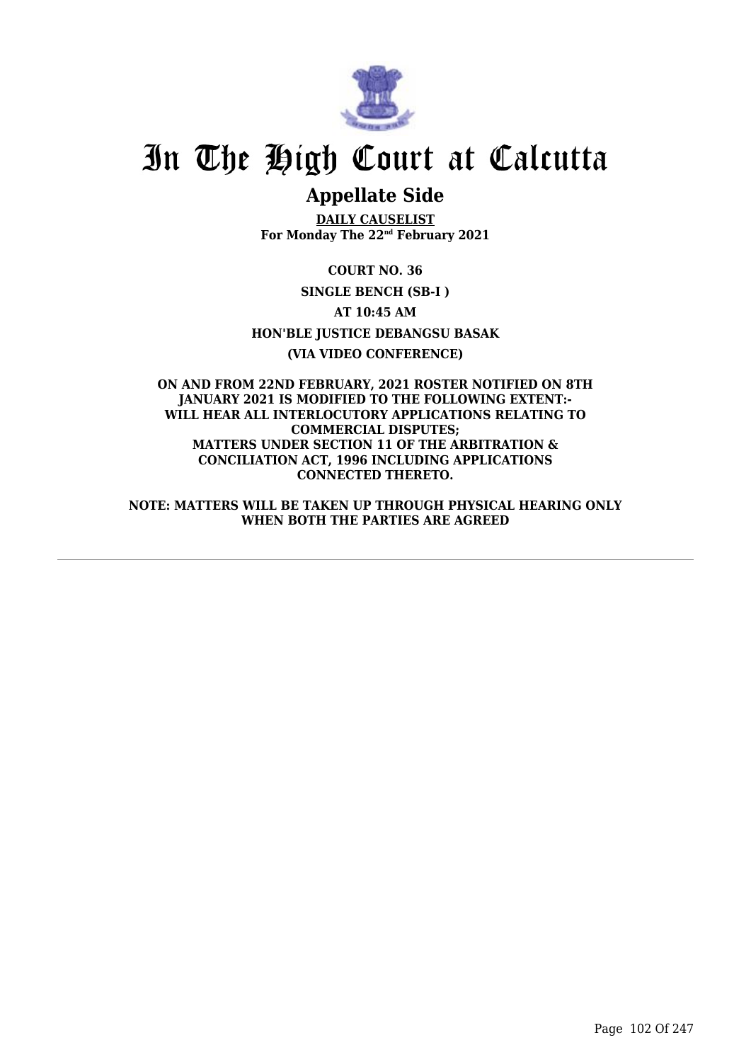# In The High Court at Calcutta

## Appellate Side

**DAILY CAUSELIST**
**For Monday The 22nd February 2021**

**COURT NO. 36**

**SINGLE BENCH (SB-I )**

**AT 10:45 AM**

**HON'BLE JUSTICE DEBANGSU BASAK**

**(VIA VIDEO CONFERENCE)**

**ON AND FROM 22ND FEBRUARY, 2021 ROSTER NOTIFIED ON 8TH JANUARY 2021 IS MODIFIED TO THE FOLLOWING EXTENT:-**
**WILL HEAR ALL INTERLOCUTORY APPLICATIONS RELATING TO COMMERCIAL DISPUTES;**
**MATTERS UNDER SECTION 11 OF THE ARBITRATION & CONCILIATION ACT, 1996 INCLUDING APPLICATIONS CONNECTED THERETO.**

**NOTE: MATTERS WILL BE TAKEN UP THROUGH PHYSICAL HEARING ONLY WHEN BOTH THE PARTIES ARE AGREED**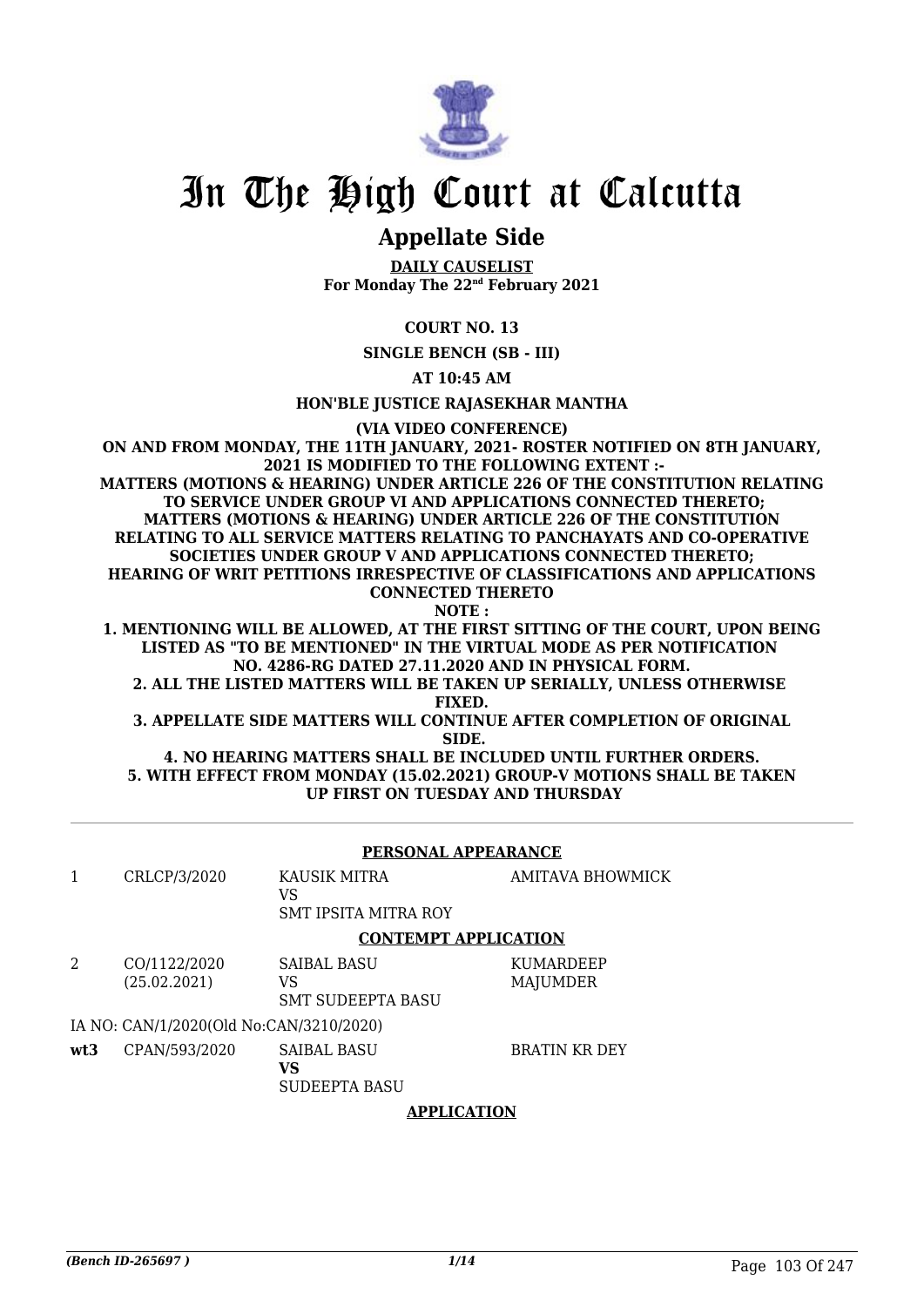# In The High Court at Calcutta

## Appellate Side

**DAILY CAUSELIST**
**For Monday The 22nd February 2021**

**COURT NO. 13**

**SINGLE BENCH (SB - III)**

**AT 10:45 AM**

**HON'BLE JUSTICE RAJASEKHAR MANTHA**

**(VIA VIDEO CONFERENCE)**

**ON AND FROM MONDAY, THE 11TH JANUARY, 2021- ROSTER NOTIFIED ON 8TH JANUARY, 2021 IS MODIFIED TO THE FOLLOWING EXTENT :-**
**MATTERS (MOTIONS & HEARING) UNDER ARTICLE 226 OF THE CONSTITUTION RELATING TO SERVICE UNDER GROUP VI AND APPLICATIONS CONNECTED THERETO;**
**MATTERS (MOTIONS & HEARING) UNDER ARTICLE 226 OF THE CONSTITUTION RELATING TO ALL SERVICE MATTERS RELATING TO PANCHAYATS AND CO-OPERATIVE SOCIETIES UNDER GROUP V AND APPLICATIONS CONNECTED THERETO;**
**HEARING OF WRIT PETITIONS IRRESPECTIVE OF CLASSIFICATIONS AND APPLICATIONS CONNECTED THERETO**
**NOTE :**
**1. MENTIONING WILL BE ALLOWED, AT THE FIRST SITTING OF THE COURT, UPON BEING LISTED AS "TO BE MENTIONED" IN THE VIRTUAL MODE AS PER NOTIFICATION NO. 4286-RG DATED 27.11.2020 AND IN PHYSICAL FORM.**
**2. ALL THE LISTED MATTERS WILL BE TAKEN UP SERIALLY, UNLESS OTHERWISE FIXED.**
**3. APPELLATE SIDE MATTERS WILL CONTINUE AFTER COMPLETION OF ORIGINAL SIDE.**
**4. NO HEARING MATTERS SHALL BE INCLUDED UNTIL FURTHER ORDERS.**
**5. WITH EFFECT FROM MONDAY (15.02.2021) GROUP-V MOTIONS SHALL BE TAKEN UP FIRST ON TUESDAY AND THURSDAY**

---

**PERSONAL APPEARANCE**

| | | | |
|---|---|---|---|
| 1 | CRLCP/3/2020 | KAUSIK MITRA<br>VS<br>SMT IPSITA MITRA ROY | AMITAVA BHOWMICK |

**CONTEMPT APPLICATION**

| | | | |
|---|---|---|---|
| 2 | CO/1122/2020<br>(25.02.2021) | SAIBAL BASU<br>VS<br>SMT SUDEEPTA BASU | KUMARDEEP MAJUMDER |

IA NO: CAN/1/2020(Old No:CAN/3210/2020)

| | | | |
|---|---|---|---|
| **wt3** | CPAN/593/2020 | SAIBAL BASU<br>**VS**<br>SUDEEPTA BASU | BRATIN KR DEY |

**APPLICATION**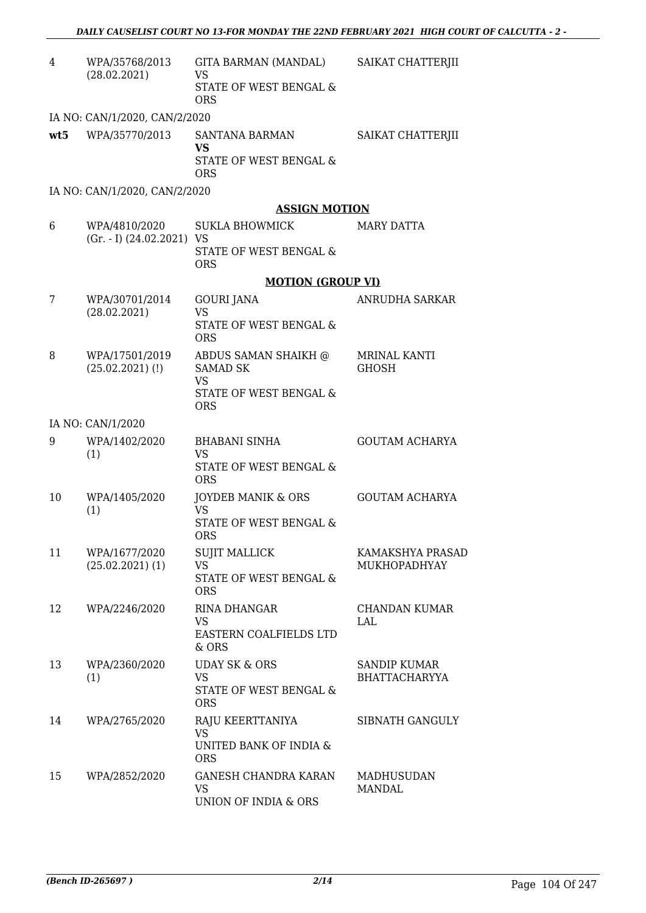| | | | |
|---|---|---|---|
| 4 | WPA/35768/2013 (28.02.2021) | GITA BARMAN (MANDAL) VS STATE OF WEST BENGAL & ORS | SAIKAT CHATTERJII |
| | IA NO: CAN/1/2020, CAN/2/2020 | | |
| **wt5** | WPA/35770/2013 | SANTANA BARMAN **VS** STATE OF WEST BENGAL & ORS | SAIKAT CHATTERJII |
| | IA NO: CAN/1/2020, CAN/2/2020 | | |

**ASSIGN MOTION**

| | | | |
|---|---|---|---|
| 6 | WPA/4810/2020 (Gr. - I) (24.02.2021) | SUKLA BHOWMICK VS STATE OF WEST BENGAL & ORS | MARY DATTA |

**MOTION (GROUP VI)**

| | | | |
|---|---|---|---|
| 7 | WPA/30701/2014 (28.02.2021) | GOURI JANA VS STATE OF WEST BENGAL & ORS | ANRUDHA SARKAR |
| 8 | WPA/17501/2019 (25.02.2021) (!) | ABDUS SAMAN SHAIKH @ SAMAD SK VS STATE OF WEST BENGAL & ORS | MRINAL KANTI GHOSH |
| | IA NO: CAN/1/2020 | | |
| 9 | WPA/1402/2020 (1) | BHABANI SINHA VS STATE OF WEST BENGAL & ORS | GOUTAM ACHARYA |
| 10 | WPA/1405/2020 (1) | JOYDEB MANIK & ORS VS STATE OF WEST BENGAL & ORS | GOUTAM ACHARYA |
| 11 | WPA/1677/2020 (25.02.2021) (1) | SUJIT MALLICK VS STATE OF WEST BENGAL & ORS | KAMAKSHYA PRASAD MUKHOPADHYAY |
| 12 | WPA/2246/2020 | RINA DHANGAR VS EASTERN COALFIELDS LTD & ORS | CHANDAN KUMAR LAL |
| 13 | WPA/2360/2020 (1) | UDAY SK & ORS VS STATE OF WEST BENGAL & ORS | SANDIP KUMAR BHATTACHARYYA |
| 14 | WPA/2765/2020 | RAJU KEERTTANIYA VS UNITED BANK OF INDIA & ORS | SIBNATH GANGULY |
| 15 | WPA/2852/2020 | GANESH CHANDRA KARAN VS UNION OF INDIA & ORS | MADHUSUDAN MANDAL |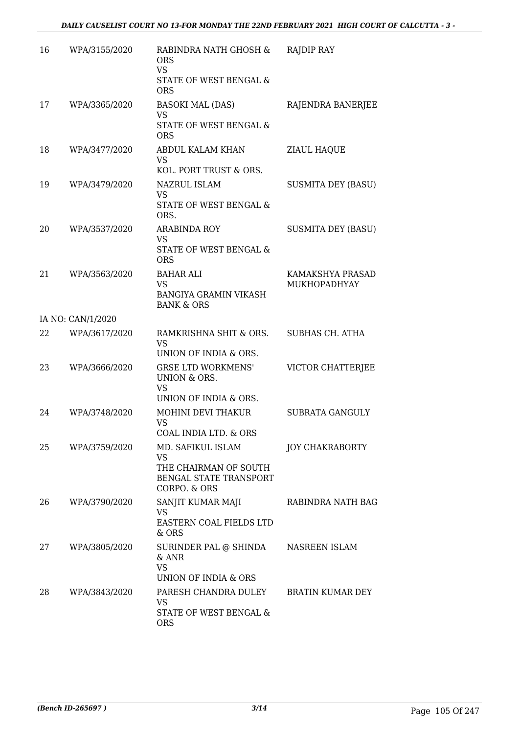| 16 | WPA/3155/2020 | RABINDRA NATH GHOSH & ORS<br>VS<br>STATE OF WEST BENGAL & ORS | RAJDIP RAY |
|---|---|---|---|
| 17 | WPA/3365/2020 | BASOKI MAL (DAS)<br>VS<br>STATE OF WEST BENGAL & ORS | RAJENDRA BANERJEE |
| 18 | WPA/3477/2020 | ABDUL KALAM KHAN<br>VS<br>KOL. PORT TRUST & ORS. | ZIAUL HAQUE |
| 19 | WPA/3479/2020 | NAZRUL ISLAM<br>VS<br>STATE OF WEST BENGAL & ORS. | SUSMITA DEY (BASU) |
| 20 | WPA/3537/2020 | ARABINDA ROY<br>VS<br>STATE OF WEST BENGAL & ORS | SUSMITA DEY (BASU) |
| 21 | WPA/3563/2020 | BAHAR ALI<br>VS<br>BANGIYA GRAMIN VIKASH BANK & ORS | KAMAKSHYA PRASAD MUKHOPADHYAY |
| | IA NO: CAN/1/2020 | | |
| 22 | WPA/3617/2020 | RAMKRISHNA SHIT & ORS.<br>VS<br>UNION OF INDIA & ORS. | SUBHAS CH. ATHA |
| 23 | WPA/3666/2020 | GRSE LTD WORKMENS' UNION & ORS.<br>VS<br>UNION OF INDIA & ORS. | VICTOR CHATTERJEE |
| 24 | WPA/3748/2020 | MOHINI DEVI THAKUR<br>VS<br>COAL INDIA LTD. & ORS | SUBRATA GANGULY |
| 25 | WPA/3759/2020 | MD. SAFIKUL ISLAM<br>VS<br>THE CHAIRMAN OF SOUTH BENGAL STATE TRANSPORT CORPO. & ORS | JOY CHAKRABORTY |
| 26 | WPA/3790/2020 | SANJIT KUMAR MAJI<br>VS<br>EASTERN COAL FIELDS LTD & ORS | RABINDRA NATH BAG |
| 27 | WPA/3805/2020 | SURINDER PAL @ SHINDA & ANR<br>VS<br>UNION OF INDIA & ORS | NASREEN ISLAM |
| 28 | WPA/3843/2020 | PARESH CHANDRA DULEY<br>VS<br>STATE OF WEST BENGAL & ORS | BRATIN KUMAR DEY |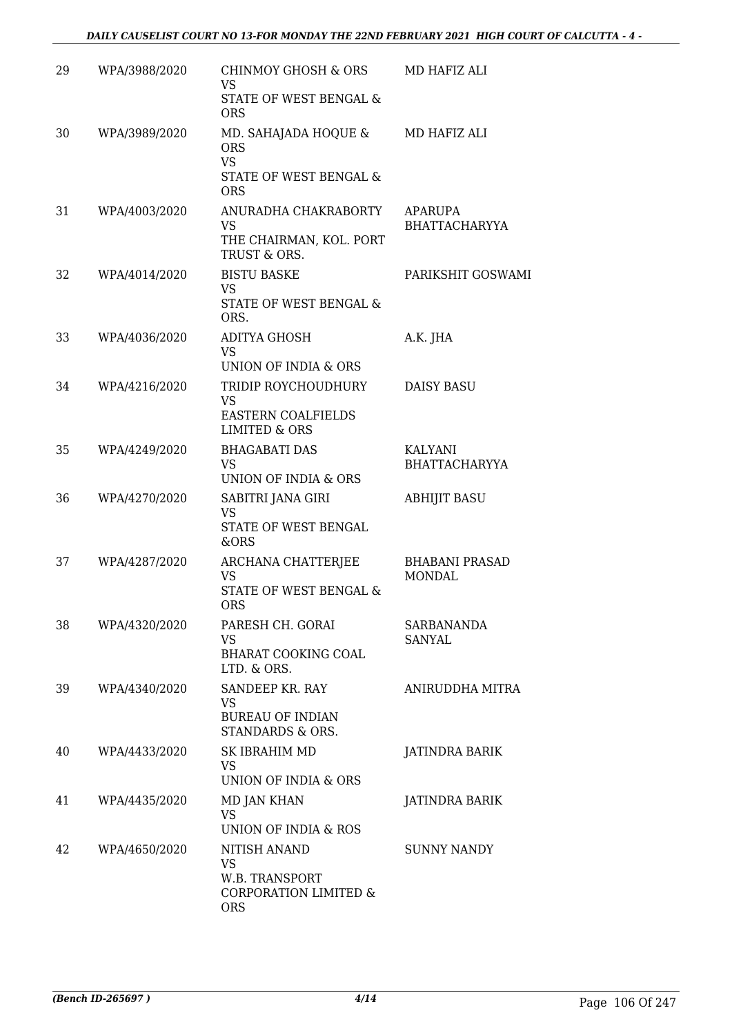| 29 | WPA/3988/2020 | CHINMOY GHOSH & ORS VS STATE OF WEST BENGAL & ORS | MD HAFIZ ALI |
|---|---|---|---|
| 30 | WPA/3989/2020 | MD. SAHAJADA HOQUE & ORS VS STATE OF WEST BENGAL & ORS | MD HAFIZ ALI |
| 31 | WPA/4003/2020 | ANURADHA CHAKRABORTY VS THE CHAIRMAN, KOL. PORT TRUST & ORS. | APARUPA BHATTACHARYYA |
| 32 | WPA/4014/2020 | BISTU BASKE VS STATE OF WEST BENGAL & ORS. | PARIKSHIT GOSWAMI |
| 33 | WPA/4036/2020 | ADITYA GHOSH VS UNION OF INDIA & ORS | A.K. JHA |
| 34 | WPA/4216/2020 | TRIDIP ROYCHOUDHURY VS EASTERN COALFIELDS LIMITED & ORS | DAISY BASU |
| 35 | WPA/4249/2020 | BHAGABATI DAS VS UNION OF INDIA & ORS | KALYANI BHATTACHARYYA |
| 36 | WPA/4270/2020 | SABITRI JANA GIRI VS STATE OF WEST BENGAL &ORS | ABHIJIT BASU |
| 37 | WPA/4287/2020 | ARCHANA CHATTERJEE VS STATE OF WEST BENGAL & ORS | BHABANI PRASAD MONDAL |
| 38 | WPA/4320/2020 | PARESH CH. GORAI VS BHARAT COOKING COAL LTD. & ORS. | SARBANANDA SANYAL |
| 39 | WPA/4340/2020 | SANDEEP KR. RAY VS BUREAU OF INDIAN STANDARDS & ORS. | ANIRUDDHA MITRA |
| 40 | WPA/4433/2020 | SK IBRAHIM MD VS UNION OF INDIA & ORS | JATINDRA BARIK |
| 41 | WPA/4435/2020 | MD JAN KHAN VS UNION OF INDIA & ROS | JATINDRA BARIK |
| 42 | WPA/4650/2020 | NITISH ANAND VS W.B. TRANSPORT CORPORATION LIMITED & ORS | SUNNY NANDY |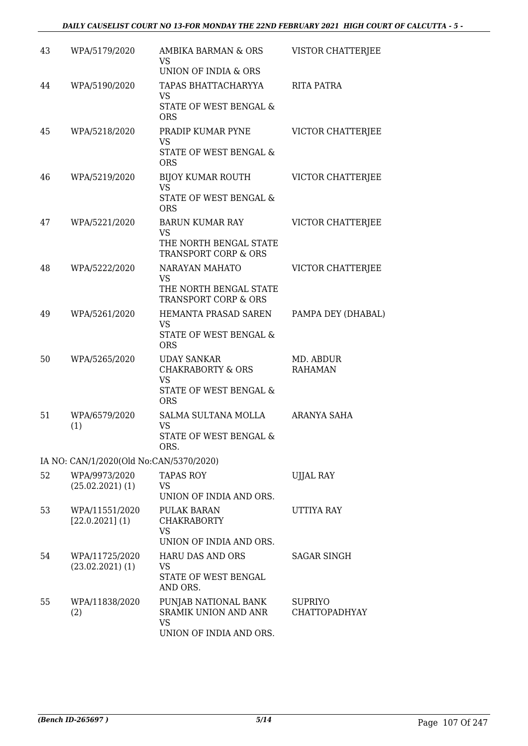| 43 | WPA/5179/2020 | AMBIKA BARMAN & ORS<br>VS<br>UNION OF INDIA & ORS | VISTOR CHATTERJEE |
|---|---|---|---|
| 44 | WPA/5190/2020 | TAPAS BHATTACHARYYA<br>VS<br>STATE OF WEST BENGAL & ORS | RITA PATRA |
| 45 | WPA/5218/2020 | PRADIP KUMAR PYNE<br>VS<br>STATE OF WEST BENGAL & ORS | VICTOR CHATTERJEE |
| 46 | WPA/5219/2020 | BIJOY KUMAR ROUTH<br>VS<br>STATE OF WEST BENGAL & ORS | VICTOR CHATTERJEE |
| 47 | WPA/5221/2020 | BARUN KUMAR RAY<br>VS<br>THE NORTH BENGAL STATE TRANSPORT CORP & ORS | VICTOR CHATTERJEE |
| 48 | WPA/5222/2020 | NARAYAN MAHATO<br>VS<br>THE NORTH BENGAL STATE TRANSPORT CORP & ORS | VICTOR CHATTERJEE |
| 49 | WPA/5261/2020 | HEMANTA PRASAD SAREN<br>VS<br>STATE OF WEST BENGAL & ORS | PAMPA DEY (DHABAL) |
| 50 | WPA/5265/2020 | UDAY SANKAR CHAKRABORTY & ORS<br>VS<br>STATE OF WEST BENGAL & ORS | MD. ABDUR RAHAMAN |
| 51 | WPA/6579/2020 (1) | SALMA SULTANA MOLLA<br>VS<br>STATE OF WEST BENGAL & ORS. | ARANYA SAHA |
| | IA NO: CAN/1/2020(Old No:CAN/5370/2020) | | |
| 52 | WPA/9973/2020 (25.02.2021) (1) | TAPAS ROY<br>VS<br>UNION OF INDIA AND ORS. | UJJAL RAY |
| 53 | WPA/11551/2020 [22.0.2021] (1) | PULAK BARAN CHAKRABORTY<br>VS<br>UNION OF INDIA AND ORS. | UTTIYA RAY |
| 54 | WPA/11725/2020 (23.02.2021) (1) | HARU DAS AND ORS<br>VS<br>STATE OF WEST BENGAL AND ORS. | SAGAR SINGH |
| 55 | WPA/11838/2020 (2) | PUNJAB NATIONAL BANK SRAMIK UNION AND ANR<br>VS<br>UNION OF INDIA AND ORS. | SUPRIYO CHATTOPADHYAY |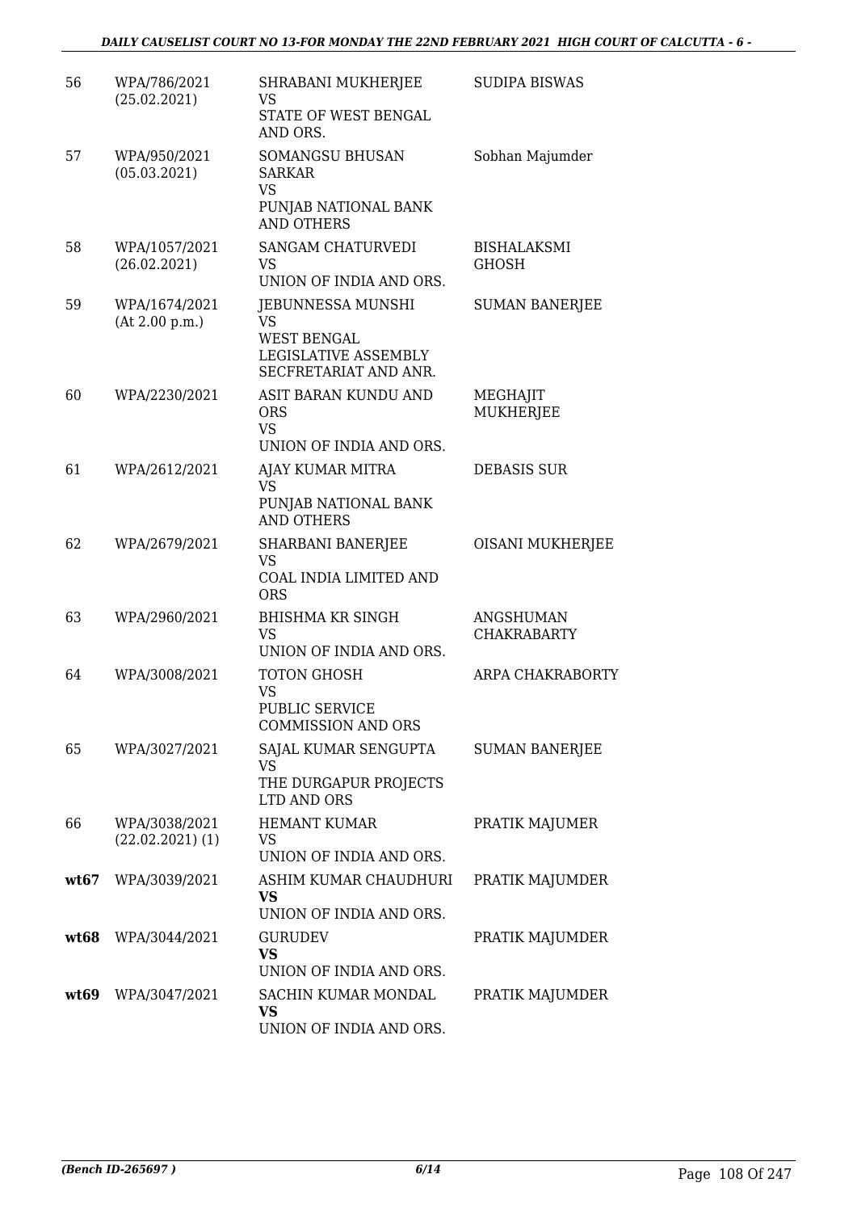| | | | |
|---|---|---|---|
| 56 | WPA/786/2021 (25.02.2021) | SHRABANI MUKHERJEE VS STATE OF WEST BENGAL AND ORS. | SUDIPA BISWAS |
| 57 | WPA/950/2021 (05.03.2021) | SOMANGSU BHUSAN SARKAR VS PUNJAB NATIONAL BANK AND OTHERS | Sobhan Majumder |
| 58 | WPA/1057/2021 (26.02.2021) | SANGAM CHATURVEDI VS UNION OF INDIA AND ORS. | BISHALAKSMI GHOSH |
| 59 | WPA/1674/2021 (At 2.00 p.m.) | JEBUNNESSA MUNSHI VS WEST BENGAL LEGISLATIVE ASSEMBLY SECFRETARIAT AND ANR. | SUMAN BANERJEE |
| 60 | WPA/2230/2021 | ASIT BARAN KUNDU AND ORS VS UNION OF INDIA AND ORS. | MEGHAJIT MUKHERJEE |
| 61 | WPA/2612/2021 | AJAY KUMAR MITRA VS PUNJAB NATIONAL BANK AND OTHERS | DEBASIS SUR |
| 62 | WPA/2679/2021 | SHARBANI BANERJEE VS COAL INDIA LIMITED AND ORS | OISANI MUKHERJEE |
| 63 | WPA/2960/2021 | BHISHMA KR SINGH VS UNION OF INDIA AND ORS. | ANGSHUMAN CHAKRABARTY |
| 64 | WPA/3008/2021 | TOTON GHOSH VS PUBLIC SERVICE COMMISSION AND ORS | ARPA CHAKRABORTY |
| 65 | WPA/3027/2021 | SAJAL KUMAR SENGUPTA VS THE DURGAPUR PROJECTS LTD AND ORS | SUMAN BANERJEE |
| 66 | WPA/3038/2021 (22.02.2021) (1) | HEMANT KUMAR VS UNION OF INDIA AND ORS. | PRATIK MAJUMER |
| **wt67** | WPA/3039/2021 | ASHIM KUMAR CHAUDHURI **VS** UNION OF INDIA AND ORS. | PRATIK MAJUMDER |
| **wt68** | WPA/3044/2021 | GURUDEV **VS** UNION OF INDIA AND ORS. | PRATIK MAJUMDER |
| **wt69** | WPA/3047/2021 | SACHIN KUMAR MONDAL **VS** UNION OF INDIA AND ORS. | PRATIK MAJUMDER |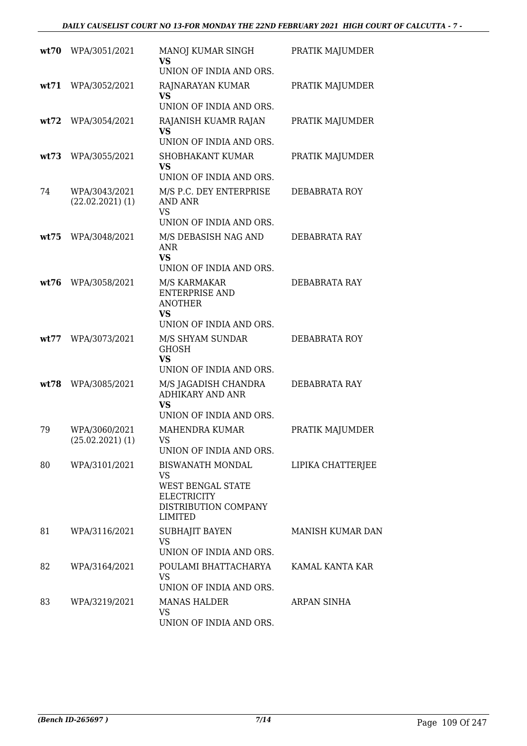| | | | |
|---|---|---|---|
| **wt70** | WPA/3051/2021 | MANOJ KUMAR SINGH **VS** UNION OF INDIA AND ORS. | PRATIK MAJUMDER |
| **wt71** | WPA/3052/2021 | RAJNARAYAN KUMAR **VS** UNION OF INDIA AND ORS. | PRATIK MAJUMDER |
| **wt72** | WPA/3054/2021 | RAJANISH KUAMR RAJAN **VS** UNION OF INDIA AND ORS. | PRATIK MAJUMDER |
| **wt73** | WPA/3055/2021 | SHOBHAKANT KUMAR **VS** UNION OF INDIA AND ORS. | PRATIK MAJUMDER |
| 74 | WPA/3043/2021 (22.02.2021) (1) | M/S P.C. DEY ENTERPRISE AND ANR VS UNION OF INDIA AND ORS. | DEBABRATA ROY |
| **wt75** | WPA/3048/2021 | M/S DEBASISH NAG AND ANR **VS** UNION OF INDIA AND ORS. | DEBABRATA RAY |
| **wt76** | WPA/3058/2021 | M/S KARMAKAR ENTERPRISE AND ANOTHER **VS** UNION OF INDIA AND ORS. | DEBABRATA RAY |
| **wt77** | WPA/3073/2021 | M/S SHYAM SUNDAR GHOSH **VS** UNION OF INDIA AND ORS. | DEBABRATA ROY |
| **wt78** | WPA/3085/2021 | M/S JAGADISH CHANDRA ADHIKARY AND ANR **VS** UNION OF INDIA AND ORS. | DEBABRATA RAY |
| 79 | WPA/3060/2021 (25.02.2021) (1) | MAHENDRA KUMAR VS UNION OF INDIA AND ORS. | PRATIK MAJUMDER |
| 80 | WPA/3101/2021 | BISWANATH MONDAL VS WEST BENGAL STATE ELECTRICITY DISTRIBUTION COMPANY LIMITED | LIPIKA CHATTERJEE |
| 81 | WPA/3116/2021 | SUBHAJIT BAYEN VS UNION OF INDIA AND ORS. | MANISH KUMAR DAN |
| 82 | WPA/3164/2021 | POULAMI BHATTACHARYA VS UNION OF INDIA AND ORS. | KAMAL KANTA KAR |
| 83 | WPA/3219/2021 | MANAS HALDER VS UNION OF INDIA AND ORS. | ARPAN SINHA |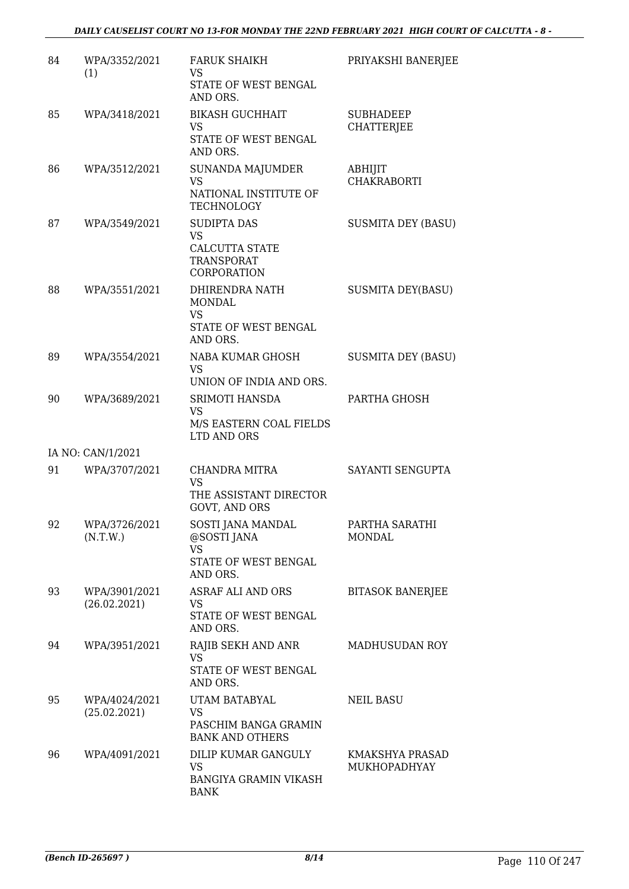| | | | |
|---|---|---|---|
| 84 | WPA/3352/2021 (1) | FARUK SHAIKH<br>VS<br>STATE OF WEST BENGAL AND ORS. | PRIYAKSHI BANERJEE |
| 85 | WPA/3418/2021 | BIKASH GUCHHAIT<br>VS<br>STATE OF WEST BENGAL AND ORS. | SUBHADEEP CHATTERJEE |
| 86 | WPA/3512/2021 | SUNANDA MAJUMDER<br>VS<br>NATIONAL INSTITUTE OF TECHNOLOGY | ABHIJIT CHAKRABORTI |
| 87 | WPA/3549/2021 | SUDIPTA DAS<br>VS<br>CALCUTTA STATE TRANSPORAT CORPORATION | SUSMITA DEY (BASU) |
| 88 | WPA/3551/2021 | DHIRENDRA NATH MONDAL<br>VS<br>STATE OF WEST BENGAL AND ORS. | SUSMITA DEY(BASU) |
| 89 | WPA/3554/2021 | NABA KUMAR GHOSH<br>VS<br>UNION OF INDIA AND ORS. | SUSMITA DEY (BASU) |
| 90 | WPA/3689/2021 | SRIMOTI HANSDA<br>VS<br>M/S EASTERN COAL FIELDS LTD AND ORS | PARTHA GHOSH |
| | IA NO: CAN/1/2021 | | |
| 91 | WPA/3707/2021 | CHANDRA MITRA<br>VS<br>THE ASSISTANT DIRECTOR GOVT, AND ORS | SAYANTI SENGUPTA |
| 92 | WPA/3726/2021 (N.T.W.) | SOSTI JANA MANDAL @SOSTI JANA<br>VS<br>STATE OF WEST BENGAL AND ORS. | PARTHA SARATHI MONDAL |
| 93 | WPA/3901/2021 (26.02.2021) | ASRAF ALI AND ORS<br>VS<br>STATE OF WEST BENGAL AND ORS. | BITASOK BANERJEE |
| 94 | WPA/3951/2021 | RAJIB SEKH AND ANR<br>VS<br>STATE OF WEST BENGAL AND ORS. | MADHUSUDAN ROY |
| 95 | WPA/4024/2021 (25.02.2021) | UTAM BATABYAL<br>VS<br>PASCHIM BANGA GRAMIN BANK AND OTHERS | NEIL BASU |
| 96 | WPA/4091/2021 | DILIP KUMAR GANGULY<br>VS<br>BANGIYA GRAMIN VIKASH BANK | KMAKSHYA PRASAD MUKHOPADHYAY |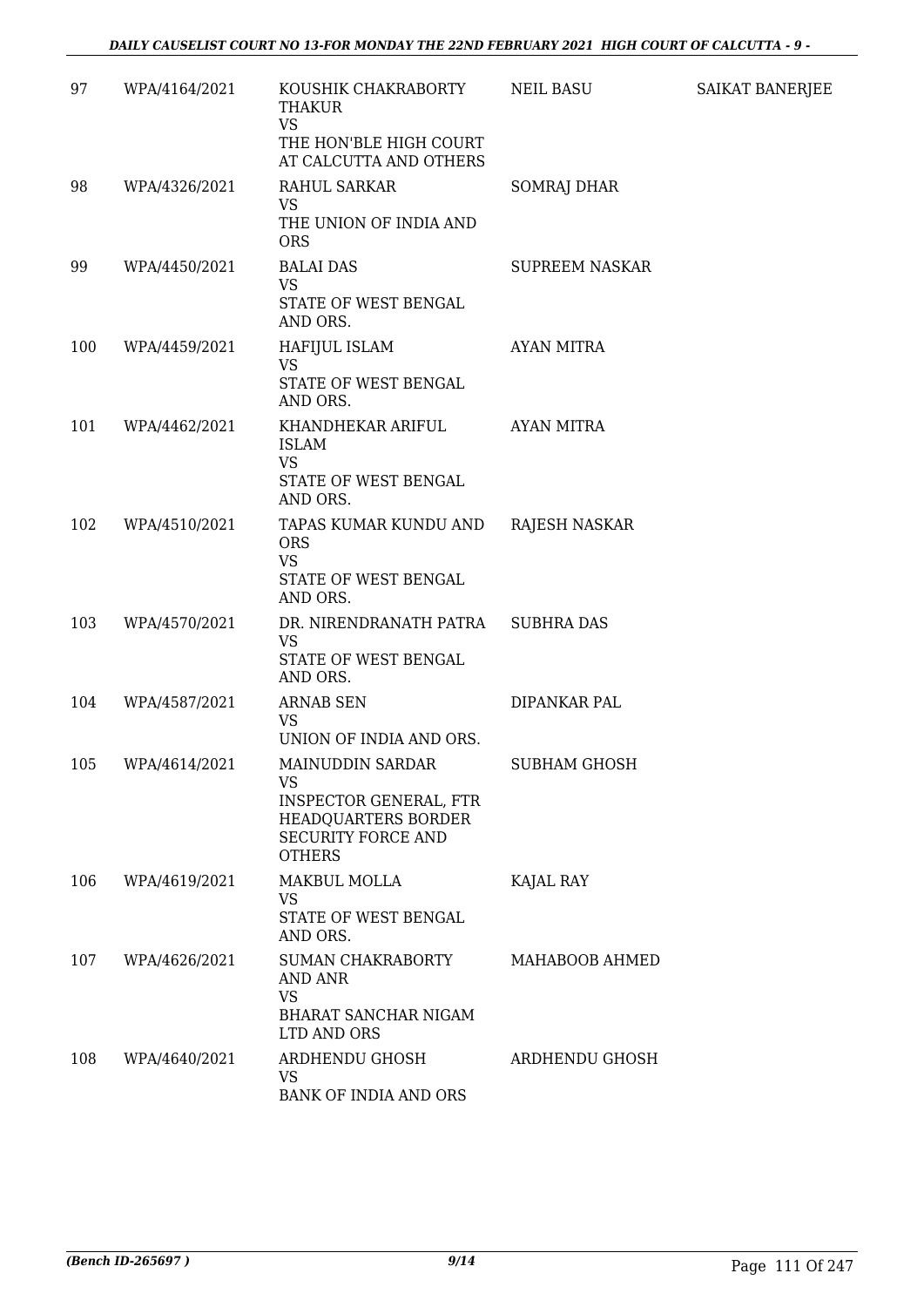| 97 | WPA/4164/2021 | KOUSHIK CHAKRABORTY THAKUR<br>VS<br>THE HON'BLE HIGH COURT AT CALCUTTA AND OTHERS | NEIL BASU | SAIKAT BANERJEE |
|---|---|---|---|---|
| 98 | WPA/4326/2021 | RAHUL SARKAR<br>VS<br>THE UNION OF INDIA AND ORS | SOMRAJ DHAR | |
| 99 | WPA/4450/2021 | BALAI DAS<br>VS<br>STATE OF WEST BENGAL AND ORS. | SUPREEM NASKAR | |
| 100 | WPA/4459/2021 | HAFIJUL ISLAM<br>VS<br>STATE OF WEST BENGAL AND ORS. | AYAN MITRA | |
| 101 | WPA/4462/2021 | KHANDHEKAR ARIFUL ISLAM<br>VS<br>STATE OF WEST BENGAL AND ORS. | AYAN MITRA | |
| 102 | WPA/4510/2021 | TAPAS KUMAR KUNDU AND ORS<br>VS<br>STATE OF WEST BENGAL AND ORS. | RAJESH NASKAR | |
| 103 | WPA/4570/2021 | DR. NIRENDRANATH PATRA<br>VS<br>STATE OF WEST BENGAL AND ORS. | SUBHRA DAS | |
| 104 | WPA/4587/2021 | ARNAB SEN<br>VS<br>UNION OF INDIA AND ORS. | DIPANKAR PAL | |
| 105 | WPA/4614/2021 | MAINUDDIN SARDAR<br>VS<br>INSPECTOR GENERAL, FTR HEADQUARTERS BORDER SECURITY FORCE AND OTHERS | SUBHAM GHOSH | |
| 106 | WPA/4619/2021 | MAKBUL MOLLA<br>VS<br>STATE OF WEST BENGAL AND ORS. | KAJAL RAY | |
| 107 | WPA/4626/2021 | SUMAN CHAKRABORTY AND ANR<br>VS<br>BHARAT SANCHAR NIGAM LTD AND ORS | MAHABOOB AHMED | |
| 108 | WPA/4640/2021 | ARDHENDU GHOSH<br>VS<br>BANK OF INDIA AND ORS | ARDHENDU GHOSH | |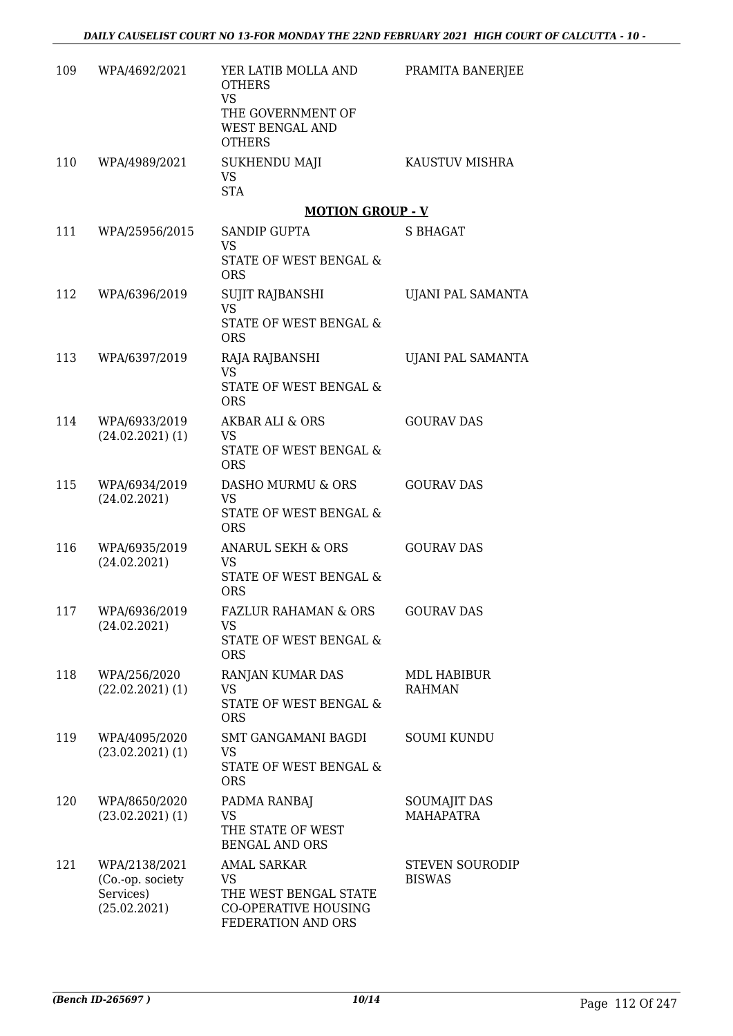| | | | |
|---|---|---|---|
| 109 | WPA/4692/2021 | YER LATIB MOLLA AND OTHERS<br>VS<br>THE GOVERNMENT OF WEST BENGAL AND OTHERS | PRAMITA BANERJEE |
| 110 | WPA/4989/2021 | SUKHENDU MAJI<br>VS<br>STA | KAUSTUV MISHRA |

**MOTION GROUP - V**

| | | | |
|---|---|---|---|
| 111 | WPA/25956/2015 | SANDIP GUPTA<br>VS<br>STATE OF WEST BENGAL & ORS | S BHAGAT |
| 112 | WPA/6396/2019 | SUJIT RAJBANSHI<br>VS<br>STATE OF WEST BENGAL & ORS | UJANI PAL SAMANTA |
| 113 | WPA/6397/2019 | RAJA RAJBANSHI<br>VS<br>STATE OF WEST BENGAL & ORS | UJANI PAL SAMANTA |
| 114 | WPA/6933/2019<br>(24.02.2021) (1) | AKBAR ALI & ORS<br>VS<br>STATE OF WEST BENGAL & ORS | GOURAV DAS |
| 115 | WPA/6934/2019<br>(24.02.2021) | DASHO MURMU & ORS<br>VS<br>STATE OF WEST BENGAL & ORS | GOURAV DAS |
| 116 | WPA/6935/2019<br>(24.02.2021) | ANARUL SEKH & ORS<br>VS<br>STATE OF WEST BENGAL & ORS | GOURAV DAS |
| 117 | WPA/6936/2019<br>(24.02.2021) | FAZLUR RAHAMAN & ORS<br>VS<br>STATE OF WEST BENGAL & ORS | GOURAV DAS |
| 118 | WPA/256/2020<br>(22.02.2021) (1) | RANJAN KUMAR DAS<br>VS<br>STATE OF WEST BENGAL & ORS | MDL HABIBUR RAHMAN |
| 119 | WPA/4095/2020<br>(23.02.2021) (1) | SMT GANGAMANI BAGDI<br>VS<br>STATE OF WEST BENGAL & ORS | SOUMI KUNDU |
| 120 | WPA/8650/2020<br>(23.02.2021) (1) | PADMA RANBAJ<br>VS<br>THE STATE OF WEST BENGAL AND ORS | SOUMAJIT DAS MAHAPATRA |
| 121 | WPA/2138/2021<br>(Co.-op. society Services)<br>(25.02.2021) | AMAL SARKAR<br>VS<br>THE WEST BENGAL STATE CO-OPERATIVE HOUSING FEDERATION AND ORS | STEVEN SOURODIP BISWAS |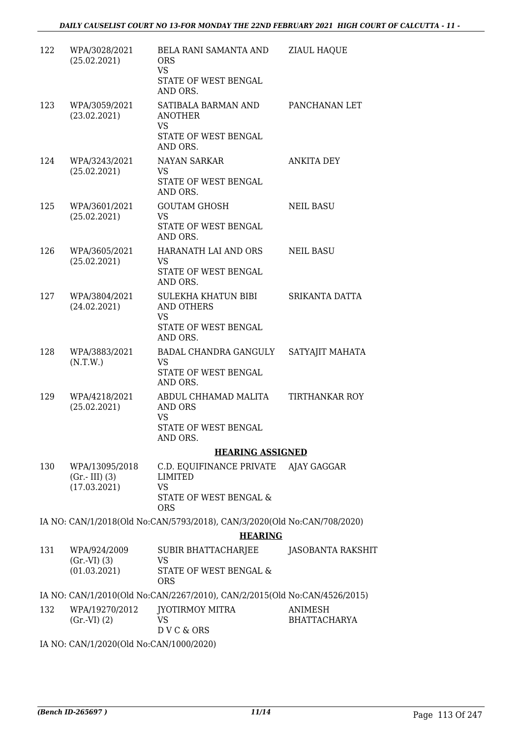| | | | |
|---|---|---|---|
| 122 | WPA/3028/2021 (25.02.2021) | BELA RANI SAMANTA AND ORS VS STATE OF WEST BENGAL AND ORS. | ZIAUL HAQUE |
| 123 | WPA/3059/2021 (23.02.2021) | SATIBALA BARMAN AND ANOTHER VS STATE OF WEST BENGAL AND ORS. | PANCHANAN LET |
| 124 | WPA/3243/2021 (25.02.2021) | NAYAN SARKAR VS STATE OF WEST BENGAL AND ORS. | ANKITA DEY |
| 125 | WPA/3601/2021 (25.02.2021) | GOUTAM GHOSH VS STATE OF WEST BENGAL AND ORS. | NEIL BASU |
| 126 | WPA/3605/2021 (25.02.2021) | HARANATH LAI AND ORS VS STATE OF WEST BENGAL AND ORS. | NEIL BASU |
| 127 | WPA/3804/2021 (24.02.2021) | SULEKHA KHATUN BIBI AND OTHERS VS STATE OF WEST BENGAL AND ORS. | SRIKANTA DATTA |
| 128 | WPA/3883/2021 (N.T.W.) | BADAL CHANDRA GANGULY VS STATE OF WEST BENGAL AND ORS. | SATYAJIT MAHATA |
| 129 | WPA/4218/2021 (25.02.2021) | ABDUL CHHAMAD MALITA AND ORS VS STATE OF WEST BENGAL AND ORS. | TIRTHANKAR ROY |

**HEARING ASSIGNED**

| | | | |
|---|---|---|---|
| 130 | WPA/13095/2018 (Gr.- III) (3) (17.03.2021) | C.D. EQUIFINANCE PRIVATE LIMITED VS STATE OF WEST BENGAL & ORS | AJAY GAGGAR |

IA NO: CAN/1/2018(Old No:CAN/5793/2018), CAN/3/2020(Old No:CAN/708/2020)

**HEARING**

| | | | |
|---|---|---|---|
| 131 | WPA/924/2009 (Gr.-VI) (3) (01.03.2021) | SUBIR BHATTACHARJEE VS STATE OF WEST BENGAL & ORS | JASOBANTA RAKSHIT |

IA NO: CAN/1/2010(Old No:CAN/2267/2010), CAN/2/2015(Old No:CAN/4526/2015)

| | | | |
|---|---|---|---|
| 132 | WPA/19270/2012 (Gr.-VI) (2) | JYOTIRMOY MITRA VS D V C & ORS | ANIMESH BHATTACHARYA |

IA NO: CAN/1/2020(Old No:CAN/1000/2020)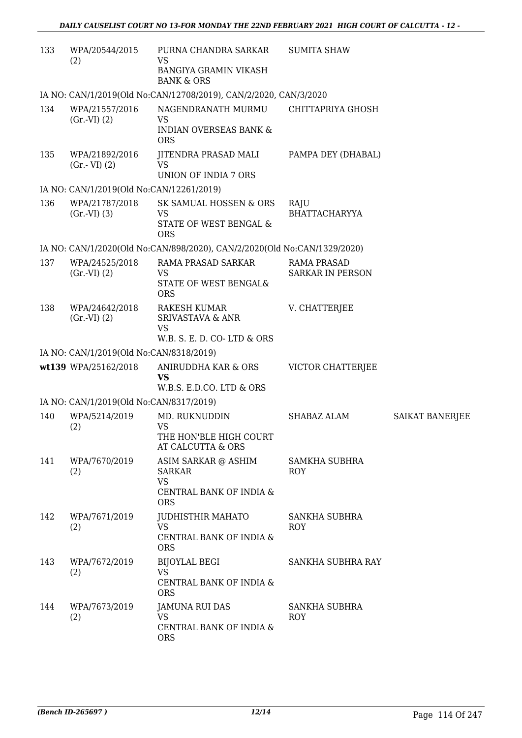| | | | | |
|---|---|---|---|---|
| 133 | WPA/20544/2015 (2) | PURNA CHANDRA SARKAR VS BANGIYA GRAMIN VIKASH BANK & ORS | SUMITA SHAW | |
| | IA NO: CAN/1/2019(Old No:CAN/12708/2019), CAN/2/2020, CAN/3/2020 | | | |
| 134 | WPA/21557/2016 (Gr.-VI) (2) | NAGENDRANATH MURMU VS INDIAN OVERSEAS BANK & ORS | CHITTAPRIYA GHOSH | |
| 135 | WPA/21892/2016 (Gr.- VI) (2) | JITENDRA PRASAD MALI VS UNION OF INDIA 7 ORS | PAMPA DEY (DHABAL) | |
| | IA NO: CAN/1/2019(Old No:CAN/12261/2019) | | | |
| 136 | WPA/21787/2018 (Gr.-VI) (3) | SK SAMUAL HOSSEN & ORS VS STATE OF WEST BENGAL & ORS | RAJU BHATTACHARYYA | |
| | IA NO: CAN/1/2020(Old No:CAN/898/2020), CAN/2/2020(Old No:CAN/1329/2020) | | | |
| 137 | WPA/24525/2018 (Gr.-VI) (2) | RAMA PRASAD SARKAR VS STATE OF WEST BENGAL& ORS | RAMA PRASAD SARKAR IN PERSON | |
| 138 | WPA/24642/2018 (Gr.-VI) (2) | RAKESH KUMAR SRIVASTAVA & ANR VS W.B. S. E. D. CO- LTD & ORS | V. CHATTERJEE | |
| | IA NO: CAN/1/2019(Old No:CAN/8318/2019) | | | |
| wt139 | WPA/25162/2018 | ANIRUDDHA KAR & ORS **VS** W.B.S. E.D.CO. LTD & ORS | VICTOR CHATTERJEE | |
| | IA NO: CAN/1/2019(Old No:CAN/8317/2019) | | | |
| 140 | WPA/5214/2019 (2) | MD. RUKNUDDIN VS THE HON'BLE HIGH COURT AT CALCUTTA & ORS | SHABAZ ALAM | SAIKAT BANERJEE |
| 141 | WPA/7670/2019 (2) | ASIM SARKAR @ ASHIM SARKAR VS CENTRAL BANK OF INDIA & ORS | SAMKHA SUBHRA ROY | |
| 142 | WPA/7671/2019 (2) | JUDHISTHIR MAHATO VS CENTRAL BANK OF INDIA & ORS | SANKHA SUBHRA ROY | |
| 143 | WPA/7672/2019 (2) | BIJOYLAL BEGI VS CENTRAL BANK OF INDIA & ORS | SANKHA SUBHRA RAY | |
| 144 | WPA/7673/2019 (2) | JAMUNA RUI DAS VS CENTRAL BANK OF INDIA & ORS | SANKHA SUBHRA ROY | |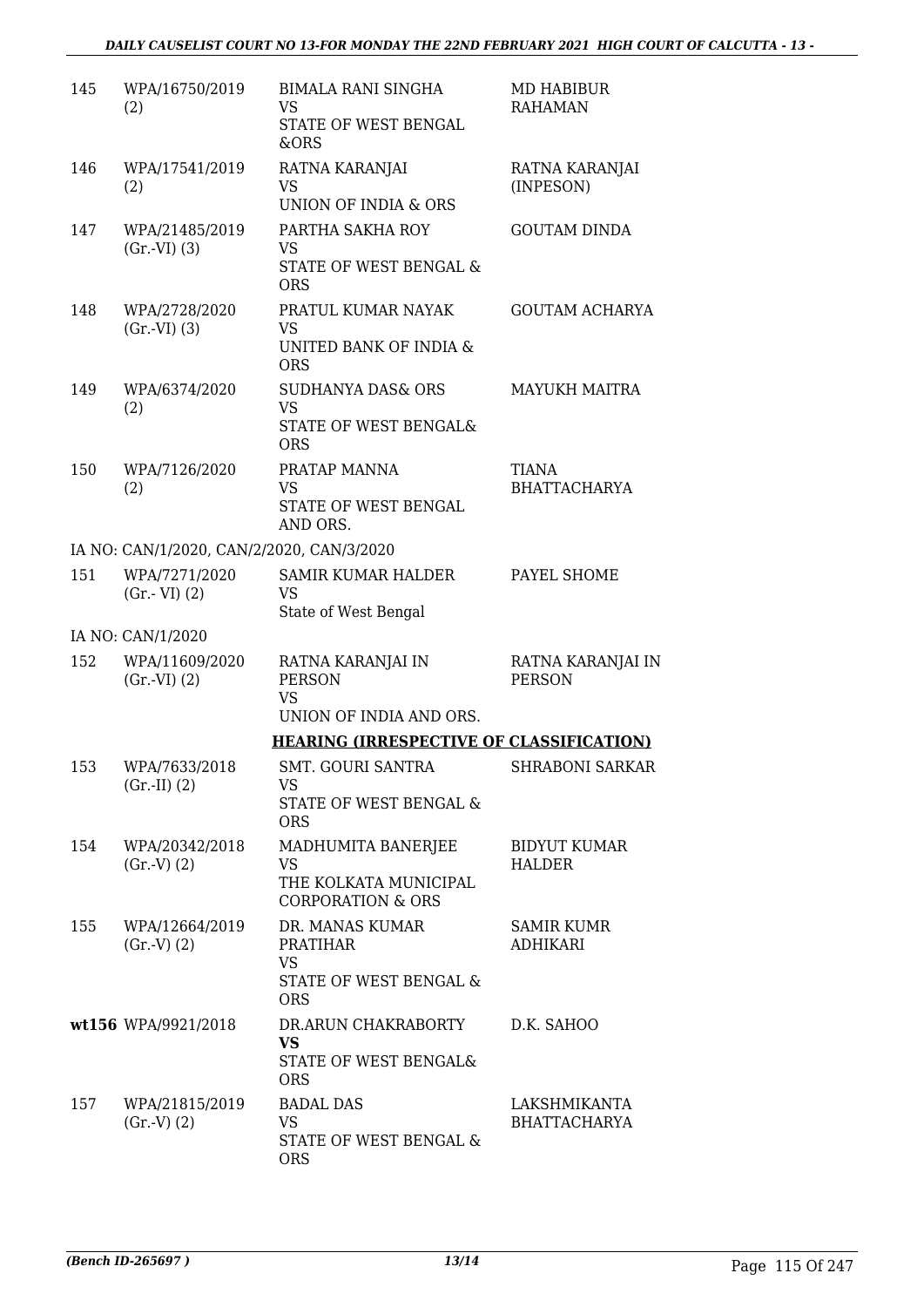| | | | |
|---|---|---|---|
| 145 | WPA/16750/2019 (2) | BIMALA RANI SINGHA<br>VS<br>STATE OF WEST BENGAL &ORS | MD HABIBUR RAHAMAN |
| 146 | WPA/17541/2019 (2) | RATNA KARANJAI<br>VS<br>UNION OF INDIA & ORS | RATNA KARANJAI (INPESON) |
| 147 | WPA/21485/2019 (Gr.-VI) (3) | PARTHA SAKHA ROY<br>VS<br>STATE OF WEST BENGAL & ORS | GOUTAM DINDA |
| 148 | WPA/2728/2020 (Gr.-VI) (3) | PRATUL KUMAR NAYAK<br>VS<br>UNITED BANK OF INDIA & ORS | GOUTAM ACHARYA |
| 149 | WPA/6374/2020 (2) | SUDHANYA DAS& ORS<br>VS<br>STATE OF WEST BENGAL& ORS | MAYUKH MAITRA |
| 150 | WPA/7126/2020 (2) | PRATAP MANNA<br>VS<br>STATE OF WEST BENGAL AND ORS. | TIANA BHATTACHARYA |

IA NO: CAN/1/2020, CAN/2/2020, CAN/3/2020

| | | | |
|---|---|---|---|
| 151 | WPA/7271/2020 (Gr.- VI) (2) | SAMIR KUMAR HALDER<br>VS<br>State of West Bengal | PAYEL SHOME |

IA NO: CAN/1/2020

| | | | |
|---|---|---|---|
| 152 | WPA/11609/2020 (Gr.-VI) (2) | RATNA KARANJAI IN PERSON<br>VS<br>UNION OF INDIA AND ORS. | RATNA KARANJAI IN PERSON |

**HEARING (IRRESPECTIVE OF CLASSIFICATION)**

| | | | |
|---|---|---|---|
| 153 | WPA/7633/2018 (Gr.-II) (2) | SMT. GOURI SANTRA<br>VS<br>STATE OF WEST BENGAL & ORS | SHRABONI SARKAR |
| 154 | WPA/20342/2018 (Gr.-V) (2) | MADHUMITA BANERJEE<br>VS<br>THE KOLKATA MUNICIPAL CORPORATION & ORS | BIDYUT KUMAR HALDER |
| 155 | WPA/12664/2019 (Gr.-V) (2) | DR. MANAS KUMAR PRATIHAR<br>VS<br>STATE OF WEST BENGAL & ORS | SAMIR KUMR ADHIKARI |
| **wt**156 | WPA/9921/2018 | DR.ARUN CHAKRABORTY<br>**VS**<br>STATE OF WEST BENGAL& ORS | D.K. SAHOO |
| 157 | WPA/21815/2019 (Gr.-V) (2) | BADAL DAS<br>VS<br>STATE OF WEST BENGAL & ORS | LAKSHMIKANTA BHATTACHARYA |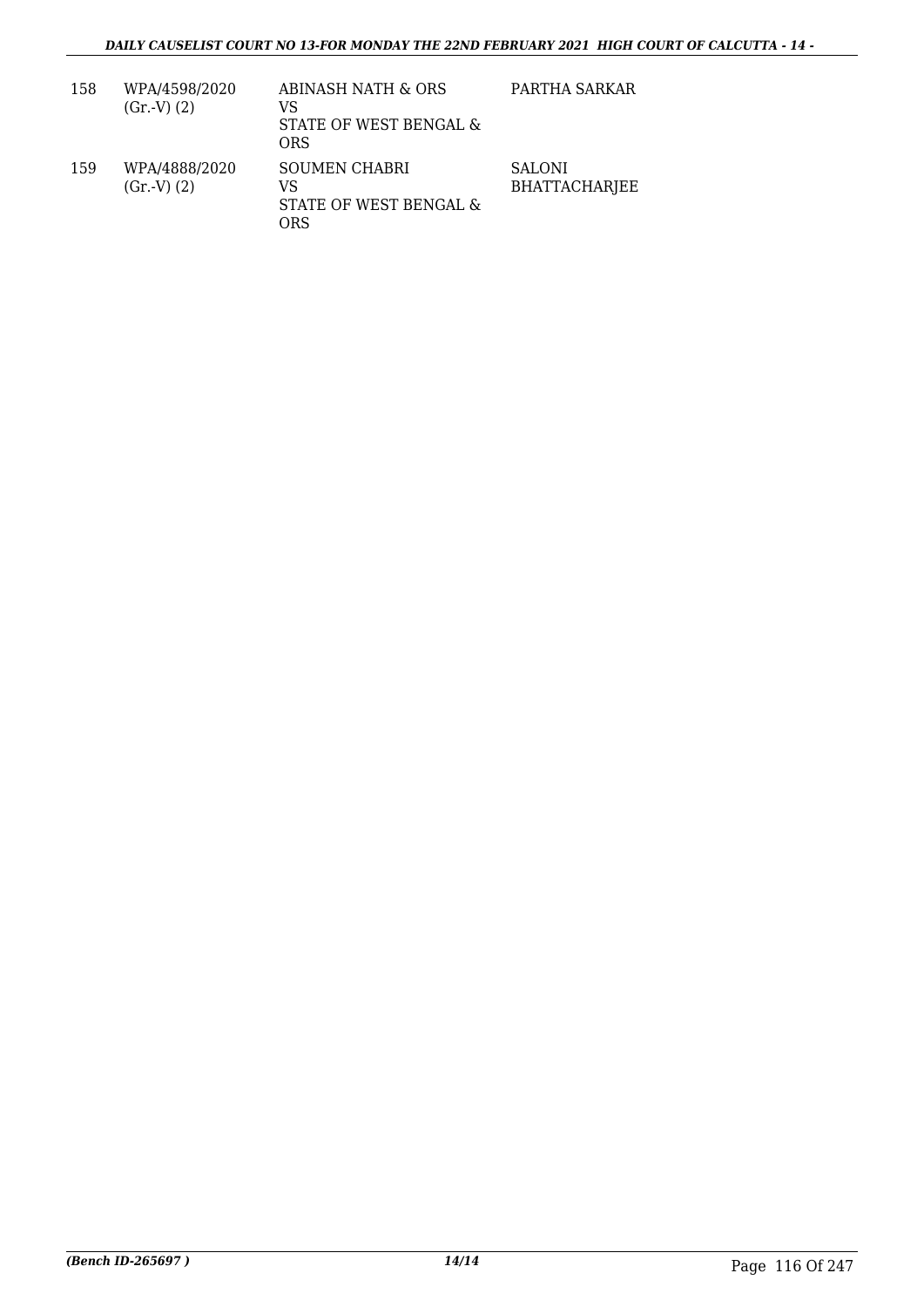| 158 | WPA/4598/2020 (Gr.-V) (2) | ABINASH NATH & ORS VS STATE OF WEST BENGAL & ORS | PARTHA SARKAR |
|---|---|---|---|
| 159 | WPA/4888/2020 (Gr.-V) (2) | SOUMEN CHABRI VS STATE OF WEST BENGAL & ORS | SALONI BHATTACHARJEE |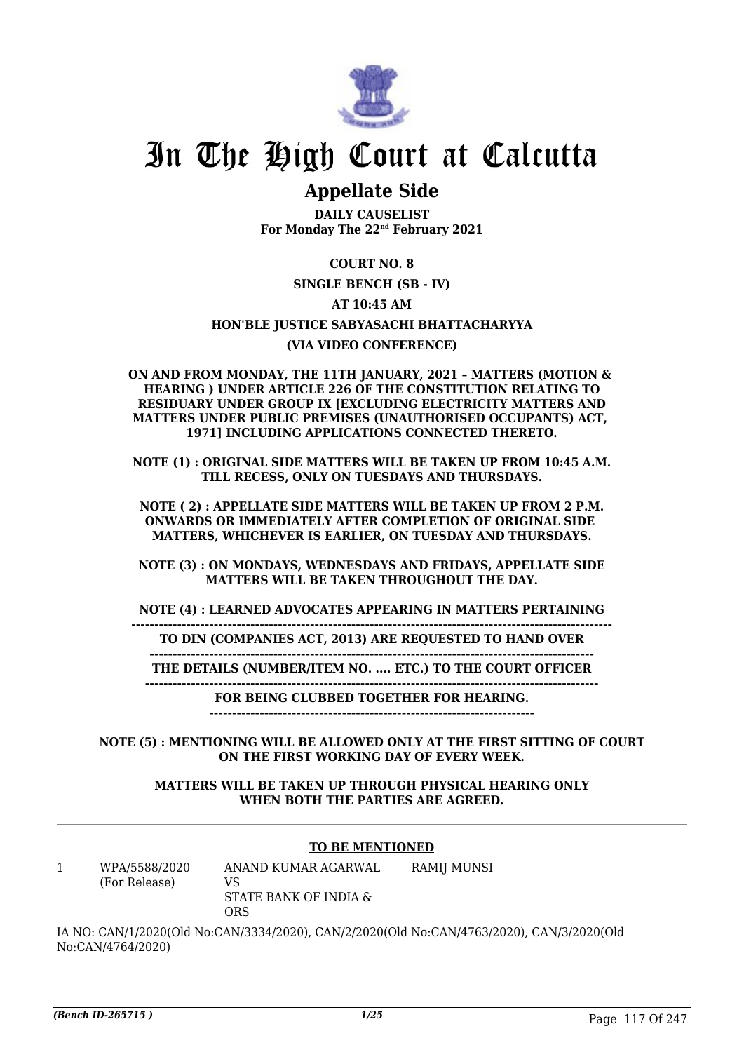# In The High Court at Calcutta

## Appellate Side

**DAILY CAUSELIST**
**For Monday The 22nd February 2021**

**COURT NO. 8**

**SINGLE BENCH (SB - IV)**

**AT 10:45 AM**

**HON'BLE JUSTICE SABYASACHI BHATTACHARYYA**

**(VIA VIDEO CONFERENCE)**

**ON AND FROM MONDAY, THE 11TH JANUARY, 2021 – MATTERS (MOTION & HEARING ) UNDER ARTICLE 226 OF THE CONSTITUTION RELATING TO RESIDUARY UNDER GROUP IX [EXCLUDING ELECTRICITY MATTERS AND MATTERS UNDER PUBLIC PREMISES (UNAUTHORISED OCCUPANTS) ACT, 1971] INCLUDING APPLICATIONS CONNECTED THERETO.**

**NOTE (1) : ORIGINAL SIDE MATTERS WILL BE TAKEN UP FROM 10:45 A.M. TILL RECESS, ONLY ON TUESDAYS AND THURSDAYS.**

**NOTE ( 2) : APPELLATE SIDE MATTERS WILL BE TAKEN UP FROM 2 P.M. ONWARDS OR IMMEDIATELY AFTER COMPLETION OF ORIGINAL SIDE MATTERS, WHICHEVER IS EARLIER, ON TUESDAY AND THURSDAYS.**

**NOTE (3) : ON MONDAYS, WEDNESDAYS AND FRIDAYS, APPELLATE SIDE MATTERS WILL BE TAKEN THROUGHOUT THE DAY.**

**NOTE (4) : LEARNED ADVOCATES APPEARING IN MATTERS PERTAINING TO DIN (COMPANIES ACT, 2013) ARE REQUESTED TO HAND OVER THE DETAILS (NUMBER/ITEM NO. .... ETC.) TO THE COURT OFFICER FOR BEING CLUBBED TOGETHER FOR HEARING.**

**NOTE (5) : MENTIONING WILL BE ALLOWED ONLY AT THE FIRST SITTING OF COURT ON THE FIRST WORKING DAY OF EVERY WEEK.**

**MATTERS WILL BE TAKEN UP THROUGH PHYSICAL HEARING ONLY WHEN BOTH THE PARTIES ARE AGREED.**

### TO BE MENTIONED

| | | | |
|---|---|---|---|
| 1 | WPA/5588/2020 (For Release) | ANAND KUMAR AGARWAL VS STATE BANK OF INDIA & ORS | RAMIJ MUNSI |

IA NO: CAN/1/2020(Old No:CAN/3334/2020), CAN/2/2020(Old No:CAN/4763/2020), CAN/3/2020(Old No:CAN/4764/2020)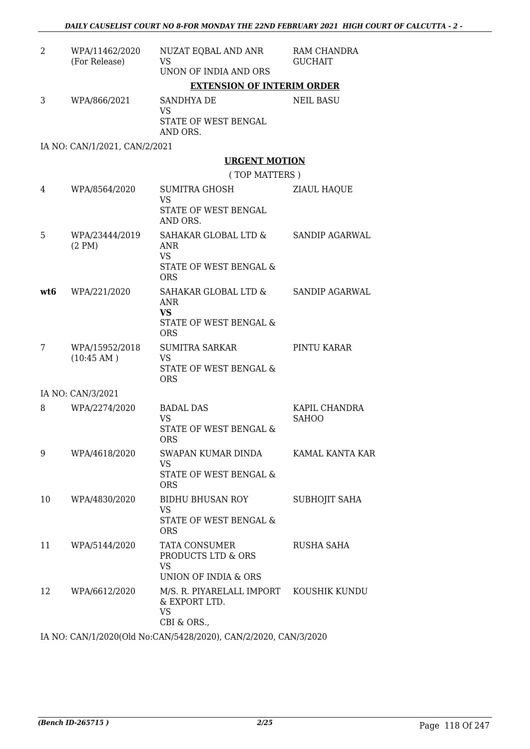| | | | |
|---|---|---|---|
| 2 | WPA/11462/2020 (For Release) | NUZAT EQBAL AND ANR VS UNON OF INDIA AND ORS | RAM CHANDRA GUCHAIT |

**EXTENSION OF INTERIM ORDER**

| | | | |
|---|---|---|---|
| 3 | WPA/866/2021 | SANDHYA DE VS STATE OF WEST BENGAL AND ORS. | NEIL BASU |

IA NO: CAN/1/2021, CAN/2/2021

**URGENT MOTION**

( TOP MATTERS )

| | | | |
|---|---|---|---|
| 4 | WPA/8564/2020 | SUMITRA GHOSH VS STATE OF WEST BENGAL AND ORS. | ZIAUL HAQUE |
| 5 | WPA/23444/2019 (2 PM) | SAHAKAR GLOBAL LTD & ANR VS STATE OF WEST BENGAL & ORS | SANDIP AGARWAL |
| **wt6** | WPA/221/2020 | SAHAKAR GLOBAL LTD & ANR **VS** STATE OF WEST BENGAL & ORS | SANDIP AGARWAL |
| 7 | WPA/15952/2018 (10:45 AM ) | SUMITRA SARKAR VS STATE OF WEST BENGAL & ORS | PINTU KARAR |

IA NO: CAN/3/2021

| | | | |
|---|---|---|---|
| 8 | WPA/2274/2020 | BADAL DAS VS STATE OF WEST BENGAL & ORS | KAPIL CHANDRA SAHOO |
| 9 | WPA/4618/2020 | SWAPAN KUMAR DINDA VS STATE OF WEST BENGAL & ORS | KAMAL KANTA KAR |
| 10 | WPA/4830/2020 | BIDHU BHUSAN ROY VS STATE OF WEST BENGAL & ORS | SUBHOJIT SAHA |
| 11 | WPA/5144/2020 | TATA CONSUMER PRODUCTS LTD & ORS VS UNION OF INDIA & ORS | RUSHA SAHA |
| 12 | WPA/6612/2020 | M/S. R. PIYARELALL IMPORT & EXPORT LTD. VS CBI & ORS., | KOUSHIK KUNDU |

IA NO: CAN/1/2020(Old No:CAN/5428/2020), CAN/2/2020, CAN/3/2020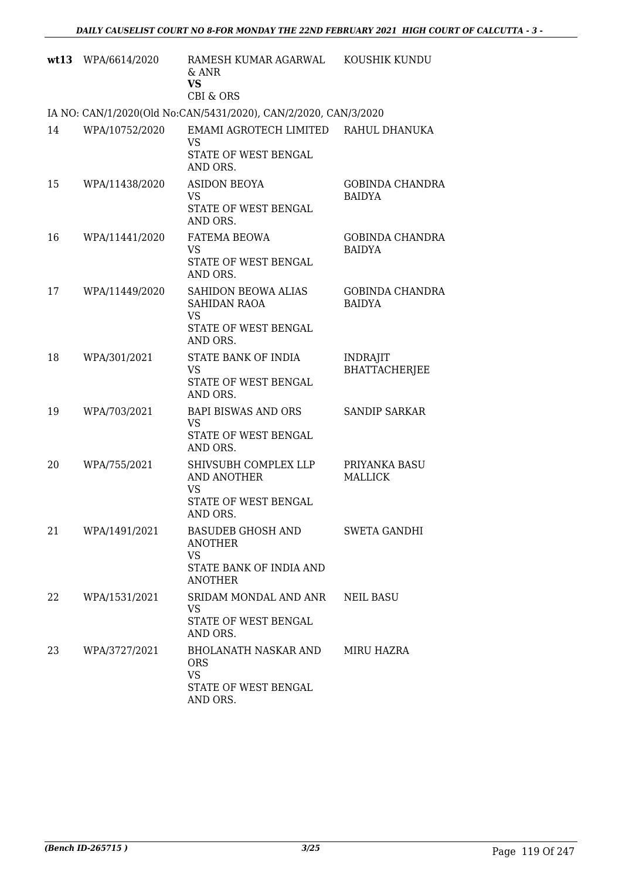| | | | |
|---|---|---|---|
| **wt13** | WPA/6614/2020 | RAMESH KUMAR AGARWAL & ANR<br>**VS**<br>CBI & ORS | KOUSHIK KUNDU |

IA NO: CAN/1/2020(Old No:CAN/5431/2020), CAN/2/2020, CAN/3/2020

| | | | |
|---|---|---|---|
| 14 | WPA/10752/2020 | EMAMI AGROTECH LIMITED<br>VS<br>STATE OF WEST BENGAL AND ORS. | RAHUL DHANUKA |
| 15 | WPA/11438/2020 | ASIDON BEOYA<br>VS<br>STATE OF WEST BENGAL AND ORS. | GOBINDA CHANDRA BAIDYA |
| 16 | WPA/11441/2020 | FATEMA BEOWA<br>VS<br>STATE OF WEST BENGAL AND ORS. | GOBINDA CHANDRA BAIDYA |
| 17 | WPA/11449/2020 | SAHIDON BEOWA ALIAS SAHIDAN RAOA<br>VS<br>STATE OF WEST BENGAL AND ORS. | GOBINDA CHANDRA BAIDYA |
| 18 | WPA/301/2021 | STATE BANK OF INDIA<br>VS<br>STATE OF WEST BENGAL AND ORS. | INDRAJIT BHATTACHERJEE |
| 19 | WPA/703/2021 | BAPI BISWAS AND ORS<br>VS<br>STATE OF WEST BENGAL AND ORS. | SANDIP SARKAR |
| 20 | WPA/755/2021 | SHIVSUBH COMPLEX LLP AND ANOTHER<br>VS<br>STATE OF WEST BENGAL AND ORS. | PRIYANKA BASU MALLICK |
| 21 | WPA/1491/2021 | BASUDEB GHOSH AND ANOTHER<br>VS<br>STATE BANK OF INDIA AND ANOTHER | SWETA GANDHI |
| 22 | WPA/1531/2021 | SRIDAM MONDAL AND ANR<br>VS<br>STATE OF WEST BENGAL AND ORS. | NEIL BASU |
| 23 | WPA/3727/2021 | BHOLANATH NASKAR AND ORS<br>VS<br>STATE OF WEST BENGAL AND ORS. | MIRU HAZRA |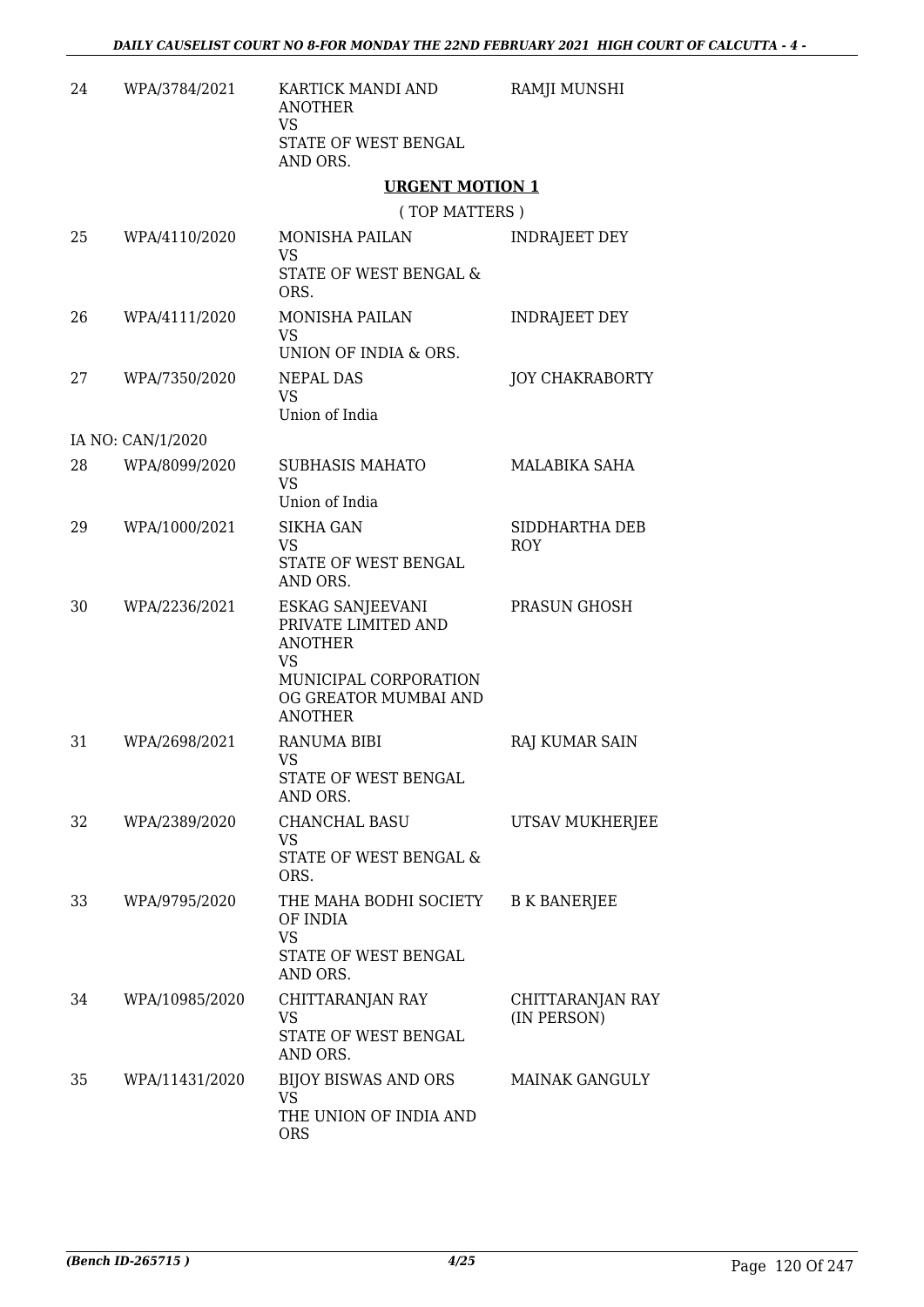| 24 | WPA/3784/2021 | KARTICK MANDI AND ANOTHER<br>VS<br>STATE OF WEST BENGAL AND ORS. | RAMJI MUNSHI |
|---|---|---|---|

## URGENT MOTION 1

( TOP MATTERS )

| | | | |
|---|---|---|---|
| 25 | WPA/4110/2020 | MONISHA PAILAN<br>VS<br>STATE OF WEST BENGAL & ORS. | INDRAJEET DEY |
| 26 | WPA/4111/2020 | MONISHA PAILAN<br>VS<br>UNION OF INDIA & ORS. | INDRAJEET DEY |
| 27 | WPA/7350/2020 | NEPAL DAS<br>VS<br>Union of India | JOY CHAKRABORTY |
| IA NO: CAN/1/2020 | | | |
| 28 | WPA/8099/2020 | SUBHASIS MAHATO<br>VS<br>Union of India | MALABIKA SAHA |
| 29 | WPA/1000/2021 | SIKHA GAN<br>VS<br>STATE OF WEST BENGAL AND ORS. | SIDDHARTHA DEB ROY |
| 30 | WPA/2236/2021 | ESKAG SANJEEVANI PRIVATE LIMITED AND ANOTHER<br>VS<br>MUNICIPAL CORPORATION OG GREATOR MUMBAI AND ANOTHER | PRASUN GHOSH |
| 31 | WPA/2698/2021 | RANUMA BIBI<br>VS<br>STATE OF WEST BENGAL AND ORS. | RAJ KUMAR SAIN |
| 32 | WPA/2389/2020 | CHANCHAL BASU<br>VS<br>STATE OF WEST BENGAL & ORS. | UTSAV MUKHERJEE |
| 33 | WPA/9795/2020 | THE MAHA BODHI SOCIETY OF INDIA<br>VS<br>STATE OF WEST BENGAL AND ORS. | B K BANERJEE |
| 34 | WPA/10985/2020 | CHITTARANJAN RAY<br>VS<br>STATE OF WEST BENGAL AND ORS. | CHITTARANJAN RAY (IN PERSON) |
| 35 | WPA/11431/2020 | BIJOY BISWAS AND ORS<br>VS<br>THE UNION OF INDIA AND ORS | MAINAK GANGULY |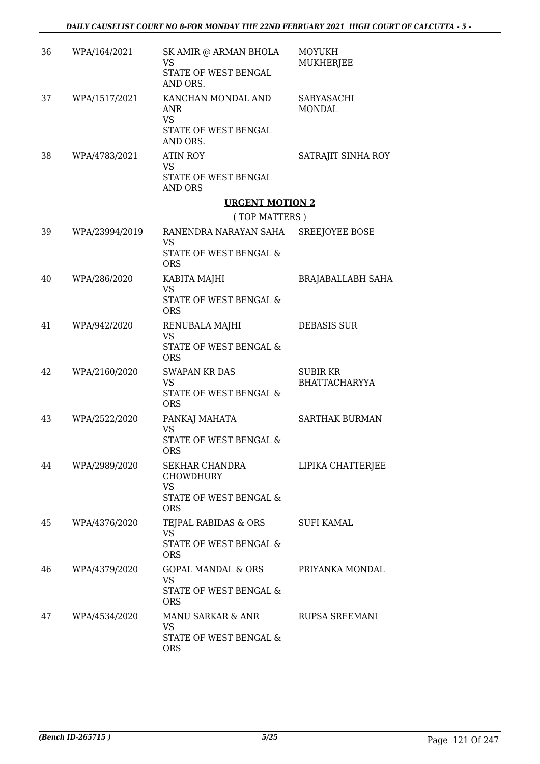| | | | |
|---|---|---|---|
| 36 | WPA/164/2021 | SK AMIR @ ARMAN BHOLA<br>VS<br>STATE OF WEST BENGAL AND ORS. | MOYUKH MUKHERJEE |
| 37 | WPA/1517/2021 | KANCHAN MONDAL AND ANR<br>VS<br>STATE OF WEST BENGAL AND ORS. | SABYASACHI MONDAL |
| 38 | WPA/4783/2021 | ATIN ROY<br>VS<br>STATE OF WEST BENGAL AND ORS | SATRAJIT SINHA ROY |

## URGENT MOTION 2

( TOP MATTERS )

| | | | |
|---|---|---|---|
| 39 | WPA/23994/2019 | RANENDRA NARAYAN SAHA<br>VS<br>STATE OF WEST BENGAL & ORS | SREEJOYEE BOSE |
| 40 | WPA/286/2020 | KABITA MAJHI<br>VS<br>STATE OF WEST BENGAL & ORS | BRAJABALLABH SAHA |
| 41 | WPA/942/2020 | RENUBALA MAJHI<br>VS<br>STATE OF WEST BENGAL & ORS | DEBASIS SUR |
| 42 | WPA/2160/2020 | SWAPAN KR DAS<br>VS<br>STATE OF WEST BENGAL & ORS | SUBIR KR BHATTACHARYYA |
| 43 | WPA/2522/2020 | PANKAJ MAHATA<br>VS<br>STATE OF WEST BENGAL & ORS | SARTHAK BURMAN |
| 44 | WPA/2989/2020 | SEKHAR CHANDRA CHOWDHURY<br>VS<br>STATE OF WEST BENGAL & ORS | LIPIKA CHATTERJEE |
| 45 | WPA/4376/2020 | TEJPAL RABIDAS & ORS<br>VS<br>STATE OF WEST BENGAL & ORS | SUFI KAMAL |
| 46 | WPA/4379/2020 | GOPAL MANDAL & ORS<br>VS<br>STATE OF WEST BENGAL & ORS | PRIYANKA MONDAL |
| 47 | WPA/4534/2020 | MANU SARKAR & ANR<br>VS<br>STATE OF WEST BENGAL & ORS | RUPSA SREEMANI |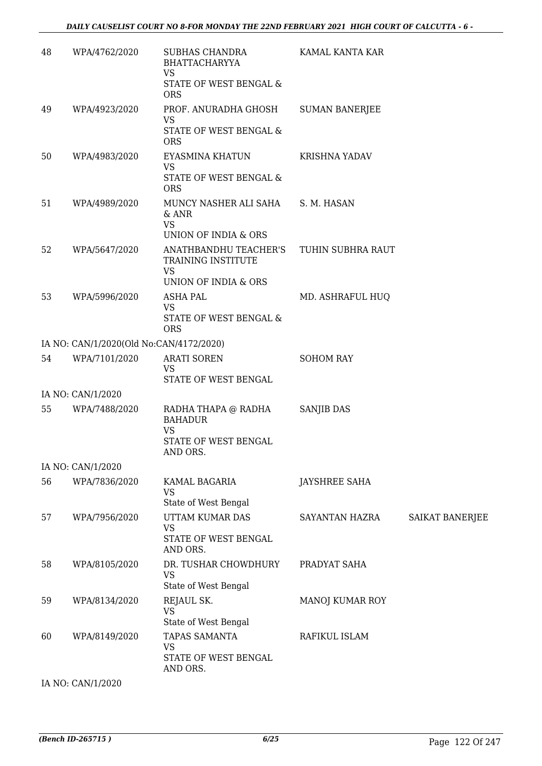| | | | | |
|---|---|---|---|---|
| 48 | WPA/4762/2020 | SUBHAS CHANDRA BHATTACHARYYA<br>VS<br>STATE OF WEST BENGAL & ORS | KAMAL KANTA KAR | |
| 49 | WPA/4923/2020 | PROF. ANURADHA GHOSH<br>VS<br>STATE OF WEST BENGAL & ORS | SUMAN BANERJEE | |
| 50 | WPA/4983/2020 | EYASMINA KHATUN<br>VS<br>STATE OF WEST BENGAL & ORS | KRISHNA YADAV | |
| 51 | WPA/4989/2020 | MUNCY NASHER ALI SAHA & ANR<br>VS<br>UNION OF INDIA & ORS | S. M. HASAN | |
| 52 | WPA/5647/2020 | ANATHBANDHU TEACHER'S TRAINING INSTITUTE<br>VS<br>UNION OF INDIA & ORS | TUHIN SUBHRA RAUT | |
| 53 | WPA/5996/2020 | ASHA PAL<br>VS<br>STATE OF WEST BENGAL & ORS | MD. ASHRAFUL HUQ | |
| IA NO: CAN/1/2020(Old No:CAN/4172/2020) | | | | |
| 54 | WPA/7101/2020 | ARATI SOREN<br>VS<br>STATE OF WEST BENGAL | SOHOM RAY | |
| IA NO: CAN/1/2020 | | | | |
| 55 | WPA/7488/2020 | RADHA THAPA @ RADHA BAHADUR<br>VS<br>STATE OF WEST BENGAL AND ORS. | SANJIB DAS | |
| IA NO: CAN/1/2020 | | | | |
| 56 | WPA/7836/2020 | KAMAL BAGARIA<br>VS<br>State of West Bengal | JAYSHREE SAHA | |
| 57 | WPA/7956/2020 | UTTAM KUMAR DAS<br>VS<br>STATE OF WEST BENGAL AND ORS. | SAYANTAN HAZRA | SAIKAT BANERJEE |
| 58 | WPA/8105/2020 | DR. TUSHAR CHOWDHURY<br>VS<br>State of West Bengal | PRADYAT SAHA | |
| 59 | WPA/8134/2020 | REJAUL SK.<br>VS<br>State of West Bengal | MANOJ KUMAR ROY | |
| 60 | WPA/8149/2020 | TAPAS SAMANTA<br>VS<br>STATE OF WEST BENGAL AND ORS. | RAFIKUL ISLAM | |
| IA NO: CAN/1/2020 | | | | |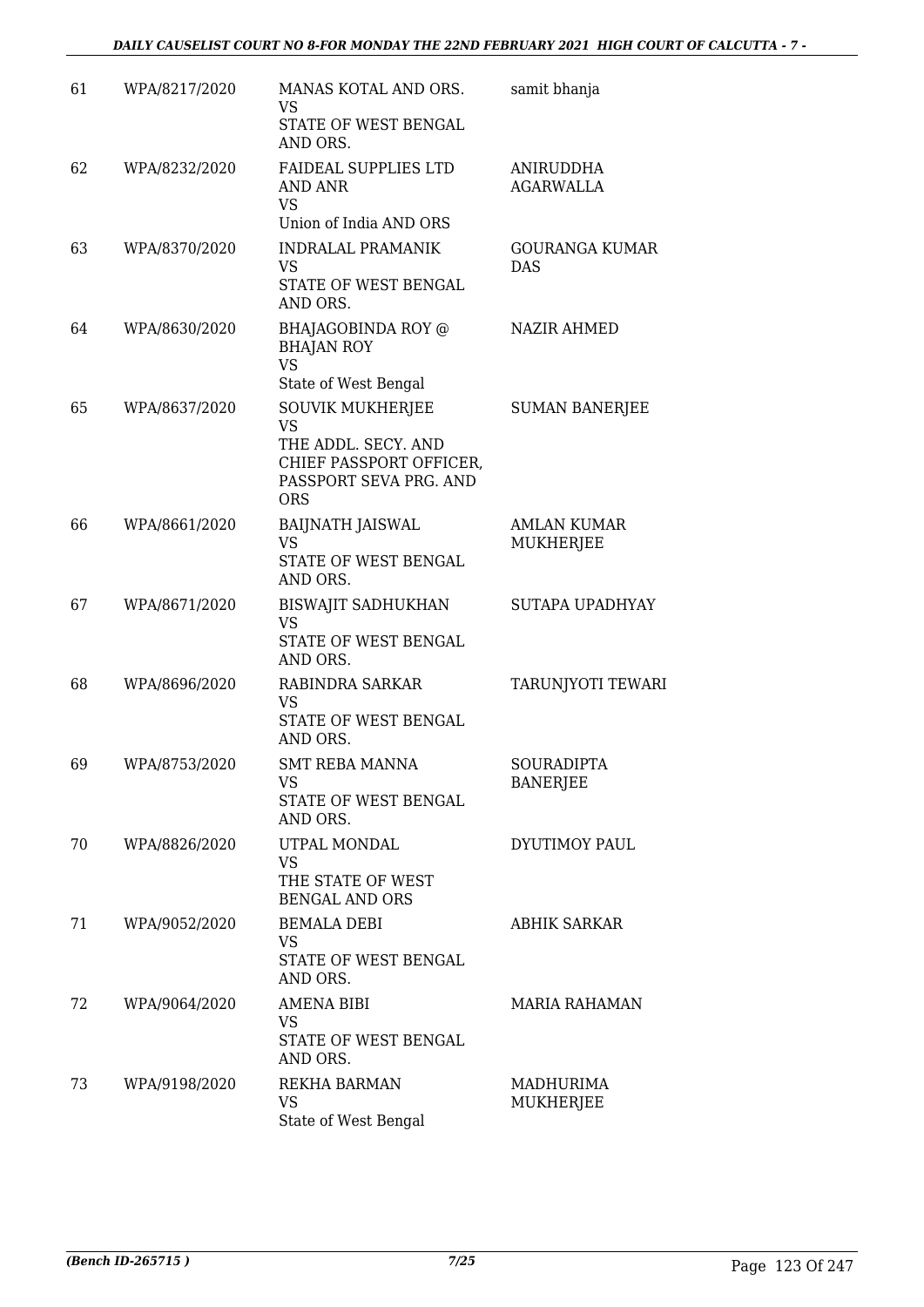| | | | |
|---|---|---|---|
| 61 | WPA/8217/2020 | MANAS KOTAL AND ORS.<br>VS<br>STATE OF WEST BENGAL AND ORS. | samit bhanja |
| 62 | WPA/8232/2020 | FAIDEAL SUPPLIES LTD AND ANR<br>VS<br>Union of India AND ORS | ANIRUDDHA AGARWALLA |
| 63 | WPA/8370/2020 | INDRALAL PRAMANIK<br>VS<br>STATE OF WEST BENGAL AND ORS. | GOURANGA KUMAR DAS |
| 64 | WPA/8630/2020 | BHAJAGOBINDA ROY @ BHAJAN ROY<br>VS<br>State of West Bengal | NAZIR AHMED |
| 65 | WPA/8637/2020 | SOUVIK MUKHERJEE<br>VS<br>THE ADDL. SECY. AND CHIEF PASSPORT OFFICER, PASSPORT SEVA PRG. AND ORS | SUMAN BANERJEE |
| 66 | WPA/8661/2020 | BAIJNATH JAISWAL<br>VS<br>STATE OF WEST BENGAL AND ORS. | AMLAN KUMAR MUKHERJEE |
| 67 | WPA/8671/2020 | BISWAJIT SADHUKHAN<br>VS<br>STATE OF WEST BENGAL AND ORS. | SUTAPA UPADHYAY |
| 68 | WPA/8696/2020 | RABINDRA SARKAR<br>VS<br>STATE OF WEST BENGAL AND ORS. | TARUNJYOTI TEWARI |
| 69 | WPA/8753/2020 | SMT REBA MANNA<br>VS<br>STATE OF WEST BENGAL AND ORS. | SOURADIPTA BANERJEE |
| 70 | WPA/8826/2020 | UTPAL MONDAL<br>VS<br>THE STATE OF WEST BENGAL AND ORS | DYUTIMOY PAUL |
| 71 | WPA/9052/2020 | BEMALA DEBI<br>VS<br>STATE OF WEST BENGAL AND ORS. | ABHIK SARKAR |
| 72 | WPA/9064/2020 | AMENA BIBI<br>VS<br>STATE OF WEST BENGAL AND ORS. | MARIA RAHAMAN |
| 73 | WPA/9198/2020 | REKHA BARMAN<br>VS<br>State of West Bengal | MADHURIMA MUKHERJEE |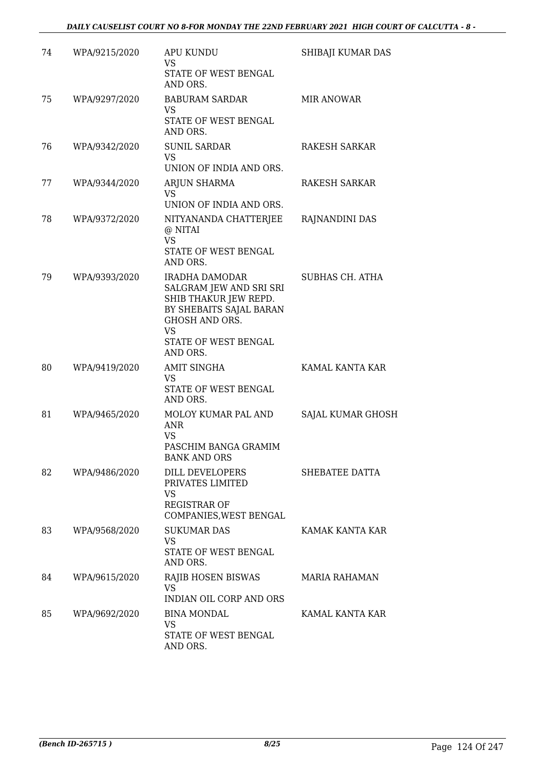| 74 | WPA/9215/2020 | APU KUNDU<br>VS<br>STATE OF WEST BENGAL AND ORS. | SHIBAJI KUMAR DAS |
|---|---|---|---|
| 75 | WPA/9297/2020 | BABURAM SARDAR<br>VS<br>STATE OF WEST BENGAL AND ORS. | MIR ANOWAR |
| 76 | WPA/9342/2020 | SUNIL SARDAR<br>VS<br>UNION OF INDIA AND ORS. | RAKESH SARKAR |
| 77 | WPA/9344/2020 | ARJUN SHARMA<br>VS<br>UNION OF INDIA AND ORS. | RAKESH SARKAR |
| 78 | WPA/9372/2020 | NITYANANDA CHATTERJEE @ NITAI<br>VS<br>STATE OF WEST BENGAL AND ORS. | RAJNANDINI DAS |
| 79 | WPA/9393/2020 | IRADHA DAMODAR SALGRAM JEW AND SRI SRI SHIB THAKUR JEW REPD. BY SHEBAITS SAJAL BARAN GHOSH AND ORS.<br>VS<br>STATE OF WEST BENGAL AND ORS. | SUBHAS CH. ATHA |
| 80 | WPA/9419/2020 | AMIT SINGHA<br>VS<br>STATE OF WEST BENGAL AND ORS. | KAMAL KANTA KAR |
| 81 | WPA/9465/2020 | MOLOY KUMAR PAL AND ANR<br>VS<br>PASCHIM BANGA GRAMIM BANK AND ORS | SAJAL KUMAR GHOSH |
| 82 | WPA/9486/2020 | DILL DEVELOPERS PRIVATES LIMITED<br>VS<br>REGISTRAR OF COMPANIES,WEST BENGAL | SHEBATEE DATTA |
| 83 | WPA/9568/2020 | SUKUMAR DAS<br>VS<br>STATE OF WEST BENGAL AND ORS. | KAMAK KANTA KAR |
| 84 | WPA/9615/2020 | RAJIB HOSEN BISWAS<br>VS<br>INDIAN OIL CORP AND ORS | MARIA RAHAMAN |
| 85 | WPA/9692/2020 | BINA MONDAL<br>VS<br>STATE OF WEST BENGAL AND ORS. | KAMAL KANTA KAR |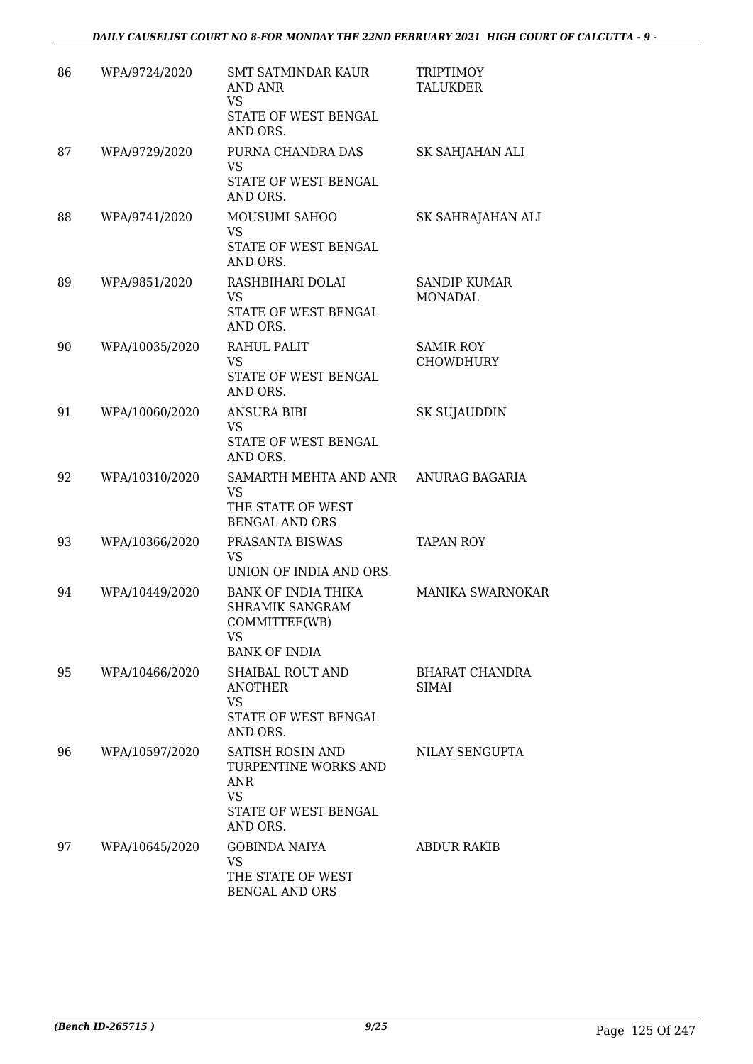| 86 | WPA/9724/2020 | SMT SATMINDAR KAUR AND ANR VS STATE OF WEST BENGAL AND ORS. | TRIPTIMOY TALUKDER |
|---|---|---|---|
| 87 | WPA/9729/2020 | PURNA CHANDRA DAS VS STATE OF WEST BENGAL AND ORS. | SK SAHJAHAN ALI |
| 88 | WPA/9741/2020 | MOUSUMI SAHOO VS STATE OF WEST BENGAL AND ORS. | SK SAHRAJAHAN ALI |
| 89 | WPA/9851/2020 | RASHBIHARI DOLAI VS STATE OF WEST BENGAL AND ORS. | SANDIP KUMAR MONADAL |
| 90 | WPA/10035/2020 | RAHUL PALIT VS STATE OF WEST BENGAL AND ORS. | SAMIR ROY CHOWDHURY |
| 91 | WPA/10060/2020 | ANSURA BIBI VS STATE OF WEST BENGAL AND ORS. | SK SUJAUDDIN |
| 92 | WPA/10310/2020 | SAMARTH MEHTA AND ANR VS THE STATE OF WEST BENGAL AND ORS | ANURAG BAGARIA |
| 93 | WPA/10366/2020 | PRASANTA BISWAS VS UNION OF INDIA AND ORS. | TAPAN ROY |
| 94 | WPA/10449/2020 | BANK OF INDIA THIKA SHRAMIK SANGRAM COMMITTEE(WB) VS BANK OF INDIA | MANIKA SWARNOKAR |
| 95 | WPA/10466/2020 | SHAIBAL ROUT AND ANOTHER VS STATE OF WEST BENGAL AND ORS. | BHARAT CHANDRA SIMAI |
| 96 | WPA/10597/2020 | SATISH ROSIN AND TURPENTINE WORKS AND ANR VS STATE OF WEST BENGAL AND ORS. | NILAY SENGUPTA |
| 97 | WPA/10645/2020 | GOBINDA NAIYA VS THE STATE OF WEST BENGAL AND ORS | ABDUR RAKIB |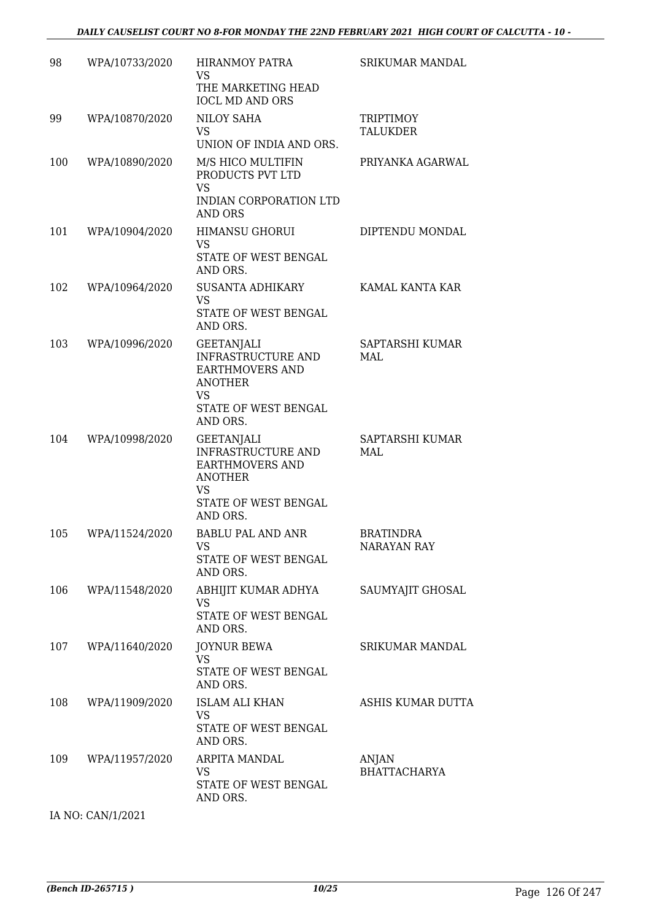| 98 | WPA/10733/2020 | HIRANMOY PATRA<br>VS<br>THE MARKETING HEAD IOCL MD AND ORS | SRIKUMAR MANDAL |
|---|---|---|---|
| 99 | WPA/10870/2020 | NILOY SAHA<br>VS<br>UNION OF INDIA AND ORS. | TRIPTIMOY TALUKDER |
| 100 | WPA/10890/2020 | M/S HICO MULTIFIN PRODUCTS PVT LTD<br>VS<br>INDIAN CORPORATION LTD AND ORS | PRIYANKA AGARWAL |
| 101 | WPA/10904/2020 | HIMANSU GHORUI<br>VS<br>STATE OF WEST BENGAL AND ORS. | DIPTENDU MONDAL |
| 102 | WPA/10964/2020 | SUSANTA ADHIKARY<br>VS<br>STATE OF WEST BENGAL AND ORS. | KAMAL KANTA KAR |
| 103 | WPA/10996/2020 | GEETANJALI INFRASTRUCTURE AND EARTHMOVERS AND ANOTHER<br>VS<br>STATE OF WEST BENGAL AND ORS. | SAPTARSHI KUMAR MAL |
| 104 | WPA/10998/2020 | GEETANJALI INFRASTRUCTURE AND EARTHMOVERS AND ANOTHER<br>VS<br>STATE OF WEST BENGAL AND ORS. | SAPTARSHI KUMAR MAL |
| 105 | WPA/11524/2020 | BABLU PAL AND ANR<br>VS<br>STATE OF WEST BENGAL AND ORS. | BRATINDRA NARAYAN RAY |
| 106 | WPA/11548/2020 | ABHIJIT KUMAR ADHYA<br>VS<br>STATE OF WEST BENGAL AND ORS. | SAUMYAJIT GHOSAL |
| 107 | WPA/11640/2020 | JOYNUR BEWA<br>VS<br>STATE OF WEST BENGAL AND ORS. | SRIKUMAR MANDAL |
| 108 | WPA/11909/2020 | ISLAM ALI KHAN<br>VS<br>STATE OF WEST BENGAL AND ORS. | ASHIS KUMAR DUTTA |
| 109 | WPA/11957/2020 | ARPITA MANDAL<br>VS<br>STATE OF WEST BENGAL AND ORS. | ANJAN BHATTACHARYA |

IA NO: CAN/1/2021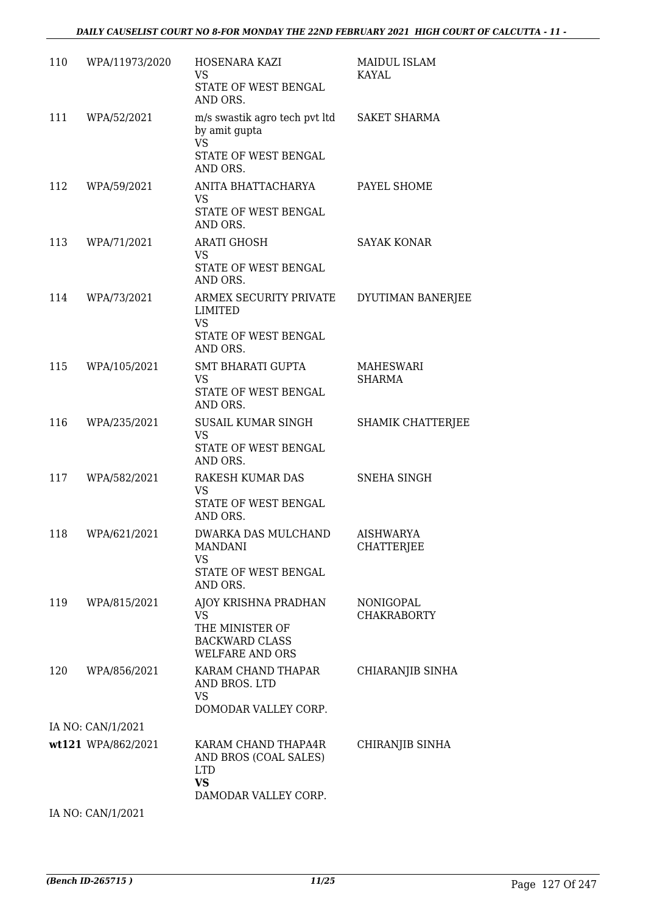| | | | |
|---|---|---|---|
| 110 | WPA/11973/2020 | HOSENARA KAZI<br>VS<br>STATE OF WEST BENGAL AND ORS. | MAIDUL ISLAM KAYAL |
| 111 | WPA/52/2021 | m/s swastik agro tech pvt ltd by amit gupta<br>VS<br>STATE OF WEST BENGAL AND ORS. | SAKET SHARMA |
| 112 | WPA/59/2021 | ANITA BHATTACHARYA<br>VS<br>STATE OF WEST BENGAL AND ORS. | PAYEL SHOME |
| 113 | WPA/71/2021 | ARATI GHOSH<br>VS<br>STATE OF WEST BENGAL AND ORS. | SAYAK KONAR |
| 114 | WPA/73/2021 | ARMEX SECURITY PRIVATE LIMITED<br>VS<br>STATE OF WEST BENGAL AND ORS. | DYUTIMAN BANERJEE |
| 115 | WPA/105/2021 | SMT BHARATI GUPTA<br>VS<br>STATE OF WEST BENGAL AND ORS. | MAHESWARI SHARMA |
| 116 | WPA/235/2021 | SUSAIL KUMAR SINGH<br>VS<br>STATE OF WEST BENGAL AND ORS. | SHAMIK CHATTERJEE |
| 117 | WPA/582/2021 | RAKESH KUMAR DAS<br>VS<br>STATE OF WEST BENGAL AND ORS. | SNEHA SINGH |
| 118 | WPA/621/2021 | DWARKA DAS MULCHAND MANDANI<br>VS<br>STATE OF WEST BENGAL AND ORS. | AISHWARYA CHATTERJEE |
| 119 | WPA/815/2021 | AJOY KRISHNA PRADHAN<br>VS<br>THE MINISTER OF BACKWARD CLASS WELFARE AND ORS | NONIGOPAL CHAKRABORTY |
| 120 | WPA/856/2021 | KARAM CHAND THAPAR AND BROS. LTD<br>VS<br>DOMODAR VALLEY CORP. | CHIARANJIB SINHA |
| | IA NO: CAN/1/2021 | | |
| **wt121** | WPA/862/2021 | KARAM CHAND THAPA4R AND BROS (COAL SALES) LTD<br>**VS**<br>DAMODAR VALLEY CORP. | CHIRANJIB SINHA |
| | IA NO: CAN/1/2021 | | |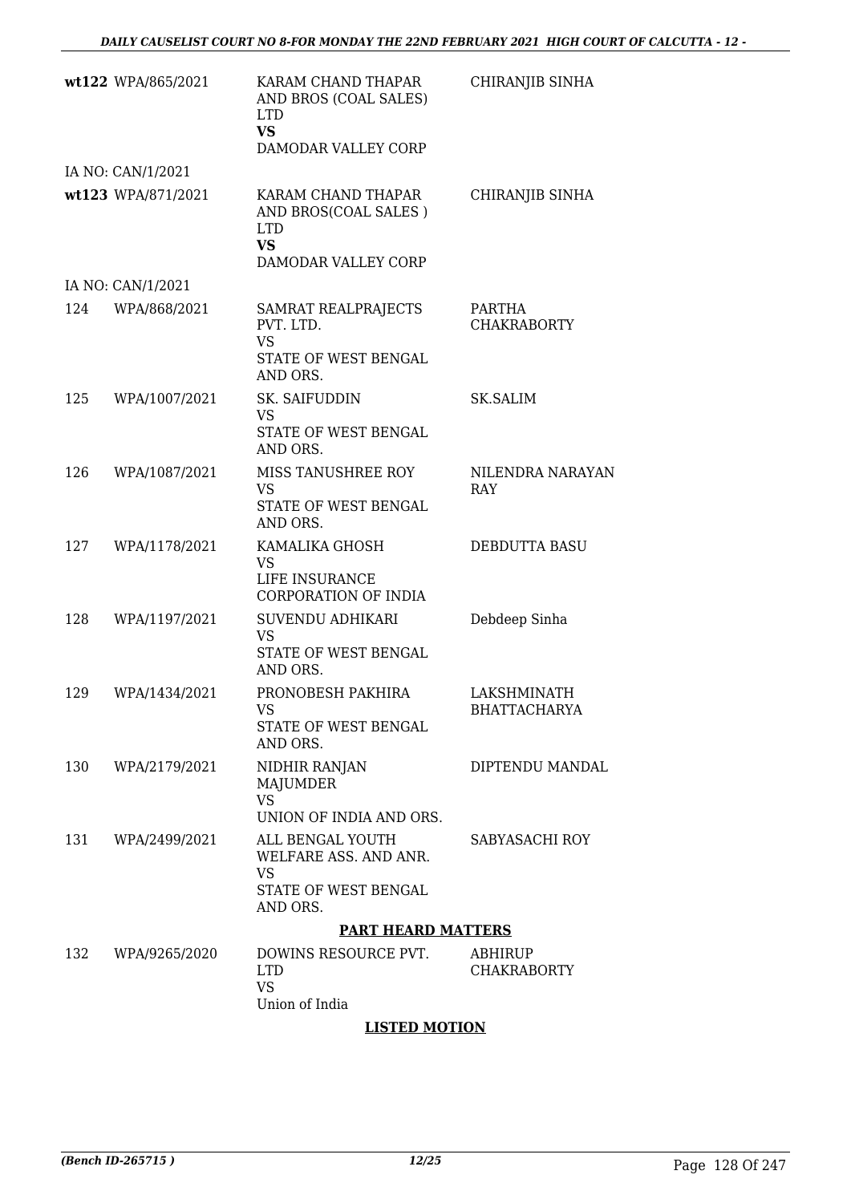| | | | |
|---|---|---|---|
| **wt122** | WPA/865/2021 | KARAM CHAND THAPAR AND BROS (COAL SALES) LTD<br>**VS**<br>DAMODAR VALLEY CORP | CHIRANJIB SINHA |
| | IA NO: CAN/1/2021 | | |
| **wt123** | WPA/871/2021 | KARAM CHAND THAPAR AND BROS(COAL SALES ) LTD<br>**VS**<br>DAMODAR VALLEY CORP | CHIRANJIB SINHA |
| | IA NO: CAN/1/2021 | | |
| 124 | WPA/868/2021 | SAMRAT REALPRAJECTS PVT. LTD.<br>VS<br>STATE OF WEST BENGAL AND ORS. | PARTHA CHAKRABORTY |
| 125 | WPA/1007/2021 | SK. SAIFUDDIN<br>VS<br>STATE OF WEST BENGAL AND ORS. | SK.SALIM |
| 126 | WPA/1087/2021 | MISS TANUSHREE ROY<br>VS<br>STATE OF WEST BENGAL AND ORS. | NILENDRA NARAYAN RAY |
| 127 | WPA/1178/2021 | KAMALIKA GHOSH<br>VS<br>LIFE INSURANCE CORPORATION OF INDIA | DEBDUTTA BASU |
| 128 | WPA/1197/2021 | SUVENDU ADHIKARI<br>VS<br>STATE OF WEST BENGAL AND ORS. | Debdeep Sinha |
| 129 | WPA/1434/2021 | PRONOBESH PAKHIRA<br>VS<br>STATE OF WEST BENGAL AND ORS. | LAKSHMINATH BHATTACHARYA |
| 130 | WPA/2179/2021 | NIDHIR RANJAN MAJUMDER<br>VS<br>UNION OF INDIA AND ORS. | DIPTENDU MANDAL |
| 131 | WPA/2499/2021 | ALL BENGAL YOUTH WELFARE ASS. AND ANR.<br>VS<br>STATE OF WEST BENGAL AND ORS. | SABYASACHI ROY |

**PART HEARD MATTERS**

| | | | |
|---|---|---|---|
| 132 | WPA/9265/2020 | DOWINS RESOURCE PVT. LTD<br>VS<br>Union of India | ABHIRUP CHAKRABORTY |

**LISTED MOTION**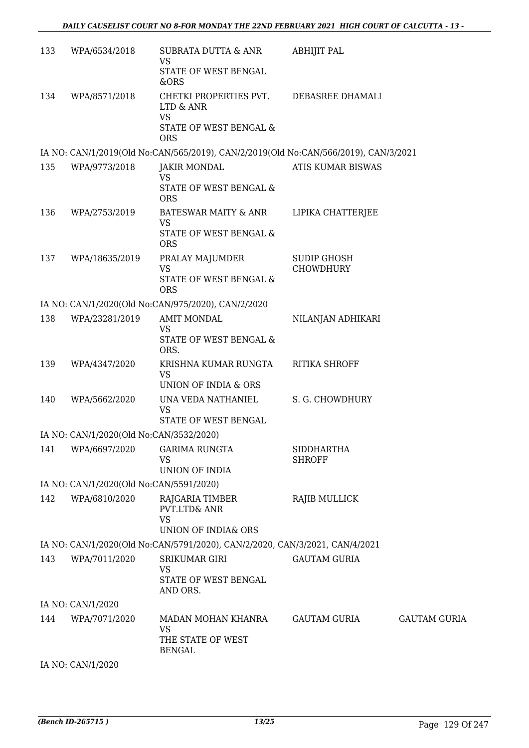| | | | | |
|---|---|---|---|---|
| 133 | WPA/6534/2018 | SUBRATA DUTTA & ANR<br>VS<br>STATE OF WEST BENGAL &ORS | ABHIJIT PAL | |
| 134 | WPA/8571/2018 | CHETKI PROPERTIES PVT. LTD & ANR<br>VS<br>STATE OF WEST BENGAL & ORS | DEBASREE DHAMALI | |
| | IA NO: CAN/1/2019(Old No:CAN/565/2019), CAN/2/2019(Old No:CAN/566/2019), CAN/3/2021 | | | |
| 135 | WPA/9773/2018 | JAKIR MONDAL<br>VS<br>STATE OF WEST BENGAL & ORS | ATIS KUMAR BISWAS | |
| 136 | WPA/2753/2019 | BATESWAR MAITY & ANR<br>VS<br>STATE OF WEST BENGAL & ORS | LIPIKA CHATTERJEE | |
| 137 | WPA/18635/2019 | PRALAY MAJUMDER<br>VS<br>STATE OF WEST BENGAL & ORS | SUDIP GHOSH CHOWDHURY | |
| | IA NO: CAN/1/2020(Old No:CAN/975/2020), CAN/2/2020 | | | |
| 138 | WPA/23281/2019 | AMIT MONDAL<br>VS<br>STATE OF WEST BENGAL & ORS. | NILANJAN ADHIKARI | |
| 139 | WPA/4347/2020 | KRISHNA KUMAR RUNGTA<br>VS<br>UNION OF INDIA & ORS | RITIKA SHROFF | |
| 140 | WPA/5662/2020 | UNA VEDA NATHANIEL<br>VS<br>STATE OF WEST BENGAL | S. G. CHOWDHURY | |
| | IA NO: CAN/1/2020(Old No:CAN/3532/2020) | | | |
| 141 | WPA/6697/2020 | GARIMA RUNGTA<br>VS<br>UNION OF INDIA | SIDDHARTHA SHROFF | |
| | IA NO: CAN/1/2020(Old No:CAN/5591/2020) | | | |
| 142 | WPA/6810/2020 | RAJGARIA TIMBER PVT.LTD& ANR<br>VS<br>UNION OF INDIA& ORS | RAJIB MULLICK | |
| | IA NO: CAN/1/2020(Old No:CAN/5791/2020), CAN/2/2020, CAN/3/2021, CAN/4/2021 | | | |
| 143 | WPA/7011/2020 | SRIKUMAR GIRI<br>VS<br>STATE OF WEST BENGAL AND ORS. | GAUTAM GURIA | |
| | IA NO: CAN/1/2020 | | | |
| 144 | WPA/7071/2020 | MADAN MOHAN KHANRA<br>VS<br>THE STATE OF WEST BENGAL | GAUTAM GURIA | GAUTAM GURIA |
| | IA NO: CAN/1/2020 | | | |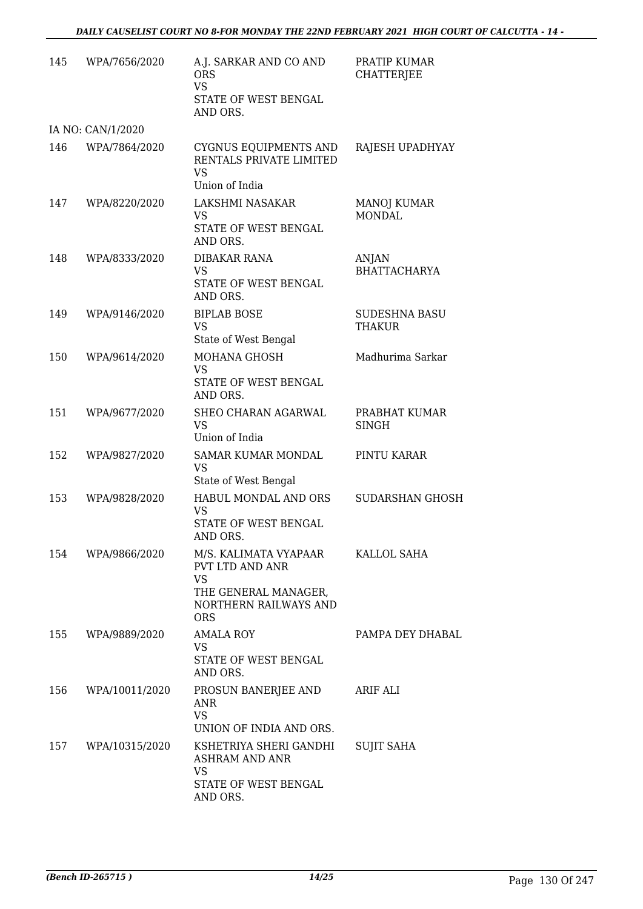| | | | |
|---|---|---|---|
| 145 | WPA/7656/2020 | A.J. SARKAR AND CO AND ORS<br>VS<br>STATE OF WEST BENGAL AND ORS. | PRATIP KUMAR CHATTERJEE |
| IA NO: CAN/1/2020 | | | |
| 146 | WPA/7864/2020 | CYGNUS EQUIPMENTS AND RENTALS PRIVATE LIMITED<br>VS<br>Union of India | RAJESH UPADHYAY |
| 147 | WPA/8220/2020 | LAKSHMI NASAKAR<br>VS<br>STATE OF WEST BENGAL AND ORS. | MANOJ KUMAR MONDAL |
| 148 | WPA/8333/2020 | DIBAKAR RANA<br>VS<br>STATE OF WEST BENGAL AND ORS. | ANJAN BHATTACHARYA |
| 149 | WPA/9146/2020 | BIPLAB BOSE<br>VS<br>State of West Bengal | SUDESHNA BASU THAKUR |
| 150 | WPA/9614/2020 | MOHANA GHOSH<br>VS<br>STATE OF WEST BENGAL AND ORS. | Madhurima Sarkar |
| 151 | WPA/9677/2020 | SHEO CHARAN AGARWAL<br>VS<br>Union of India | PRABHAT KUMAR SINGH |
| 152 | WPA/9827/2020 | SAMAR KUMAR MONDAL<br>VS<br>State of West Bengal | PINTU KARAR |
| 153 | WPA/9828/2020 | HABUL MONDAL AND ORS<br>VS<br>STATE OF WEST BENGAL AND ORS. | SUDARSHAN GHOSH |
| 154 | WPA/9866/2020 | M/S. KALIMATA VYAPAAR PVT LTD AND ANR<br>VS<br>THE GENERAL MANAGER, NORTHERN RAILWAYS AND ORS | KALLOL SAHA |
| 155 | WPA/9889/2020 | AMALA ROY<br>VS<br>STATE OF WEST BENGAL AND ORS. | PAMPA DEY DHABAL |
| 156 | WPA/10011/2020 | PROSUN BANERJEE AND ANR<br>VS<br>UNION OF INDIA AND ORS. | ARIF ALI |
| 157 | WPA/10315/2020 | KSHETRIYA SHERI GANDHI ASHRAM AND ANR<br>VS<br>STATE OF WEST BENGAL AND ORS. | SUJIT SAHA |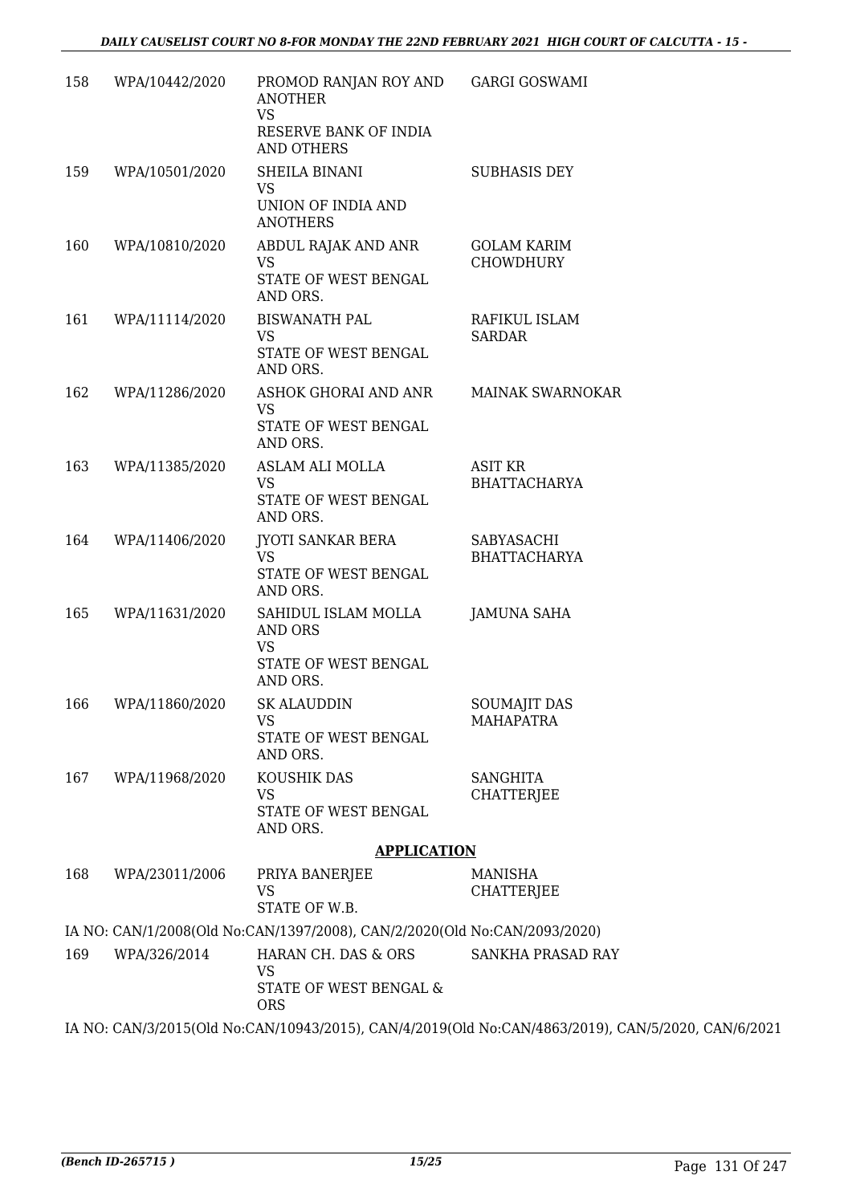| 158 | WPA/10442/2020 | PROMOD RANJAN ROY AND ANOTHER<br>VS<br>RESERVE BANK OF INDIA AND OTHERS | GARGI GOSWAMI |
|---|---|---|---|
| 159 | WPA/10501/2020 | SHEILA BINANI<br>VS<br>UNION OF INDIA AND ANOTHERS | SUBHASIS DEY |
| 160 | WPA/10810/2020 | ABDUL RAJAK AND ANR<br>VS<br>STATE OF WEST BENGAL AND ORS. | GOLAM KARIM CHOWDHURY |
| 161 | WPA/11114/2020 | BISWANATH PAL<br>VS<br>STATE OF WEST BENGAL AND ORS. | RAFIKUL ISLAM SARDAR |
| 162 | WPA/11286/2020 | ASHOK GHORAI AND ANR<br>VS<br>STATE OF WEST BENGAL AND ORS. | MAINAK SWARNOKAR |
| 163 | WPA/11385/2020 | ASLAM ALI MOLLA<br>VS<br>STATE OF WEST BENGAL AND ORS. | ASIT KR BHATTACHARYA |
| 164 | WPA/11406/2020 | JYOTI SANKAR BERA<br>VS<br>STATE OF WEST BENGAL AND ORS. | SABYASACHI BHATTACHARYA |
| 165 | WPA/11631/2020 | SAHIDUL ISLAM MOLLA AND ORS<br>VS<br>STATE OF WEST BENGAL AND ORS. | JAMUNA SAHA |
| 166 | WPA/11860/2020 | SK ALAUDDIN<br>VS<br>STATE OF WEST BENGAL AND ORS. | SOUMAJIT DAS MAHAPATRA |
| 167 | WPA/11968/2020 | KOUSHIK DAS<br>VS<br>STATE OF WEST BENGAL AND ORS. | SANGHITA CHATTERJEE |

## APPLICATION

| 168 | WPA/23011/2006 | PRIYA BANERJEE<br>VS<br>STATE OF W.B. | MANISHA CHATTERJEE |
|---|---|---|---|

IA NO: CAN/1/2008(Old No:CAN/1397/2008), CAN/2/2020(Old No:CAN/2093/2020)

| 169 | WPA/326/2014 | HARAN CH. DAS & ORS<br>VS<br>STATE OF WEST BENGAL & ORS | SANKHA PRASAD RAY |
|---|---|---|---|

IA NO: CAN/3/2015(Old No:CAN/10943/2015), CAN/4/2019(Old No:CAN/4863/2019), CAN/5/2020, CAN/6/2021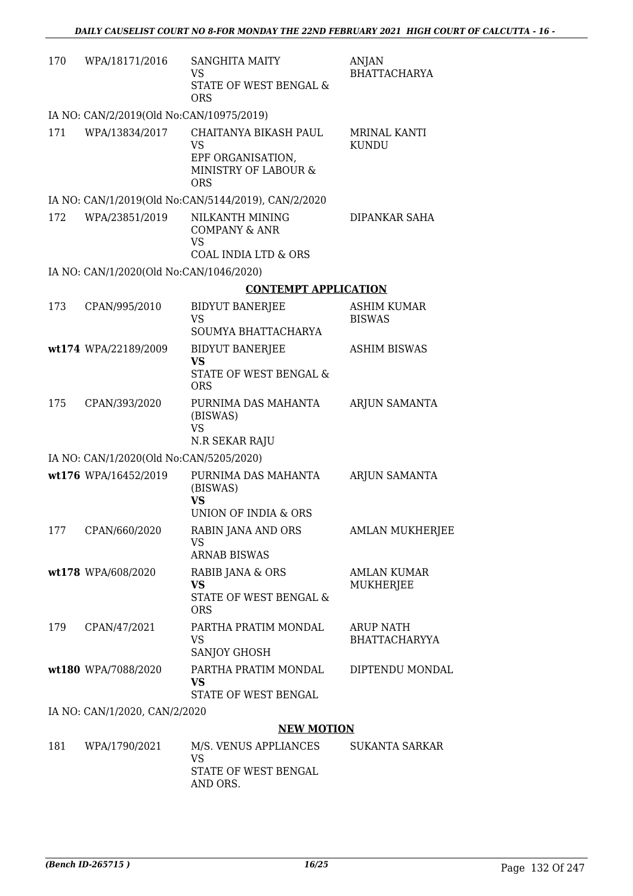| | | | |
|---|---|---|---|
| 170 | WPA/18171/2016 | SANGHITA MAITY<br>VS<br>STATE OF WEST BENGAL & ORS | ANJAN BHATTACHARYA |

IA NO: CAN/2/2019(Old No:CAN/10975/2019)

| | | | |
|---|---|---|---|
| 171 | WPA/13834/2017 | CHAITANYA BIKASH PAUL<br>VS<br>EPF ORGANISATION, MINISTRY OF LABOUR & ORS | MRINAL KANTI KUNDU |

IA NO: CAN/1/2019(Old No:CAN/5144/2019), CAN/2/2020

| | | | |
|---|---|---|---|
| 172 | WPA/23851/2019 | NILKANTH MINING COMPANY & ANR<br>VS<br>COAL INDIA LTD & ORS | DIPANKAR SAHA |

IA NO: CAN/1/2020(Old No:CAN/1046/2020)

**CONTEMPT APPLICATION**

| | | | |
|---|---|---|---|
| 173 | CPAN/995/2010 | BIDYUT BANERJEE<br>VS<br>SOUMYA BHATTACHARYA | ASHIM KUMAR BISWAS |
| wt174 | WPA/22189/2009 | BIDYUT BANERJEE<br>**VS**<br>STATE OF WEST BENGAL & ORS | ASHIM BISWAS |
| 175 | CPAN/393/2020 | PURNIMA DAS MAHANTA (BISWAS)<br>VS<br>N.R SEKAR RAJU | ARJUN SAMANTA |

IA NO: CAN/1/2020(Old No:CAN/5205/2020)

| | | | |
|---|---|---|---|
| wt176 | WPA/16452/2019 | PURNIMA DAS MAHANTA (BISWAS)<br>**VS**<br>UNION OF INDIA & ORS | ARJUN SAMANTA |
| 177 | CPAN/660/2020 | RABIN JANA AND ORS<br>VS<br>ARNAB BISWAS | AMLAN MUKHERJEE |
| wt178 | WPA/608/2020 | RABIB JANA & ORS<br>**VS**<br>STATE OF WEST BENGAL & ORS | AMLAN KUMAR MUKHERJEE |
| 179 | CPAN/47/2021 | PARTHA PRATIM MONDAL<br>VS<br>SANJOY GHOSH | ARUP NATH BHATTACHARYYA |
| wt180 | WPA/7088/2020 | PARTHA PRATIM MONDAL<br>**VS**<br>STATE OF WEST BENGAL | DIPTENDU MONDAL |

IA NO: CAN/1/2020, CAN/2/2020

**NEW MOTION**

| | | | |
|---|---|---|---|
| 181 | WPA/1790/2021 | M/S. VENUS APPLIANCES<br>VS<br>STATE OF WEST BENGAL AND ORS. | SUKANTA SARKAR |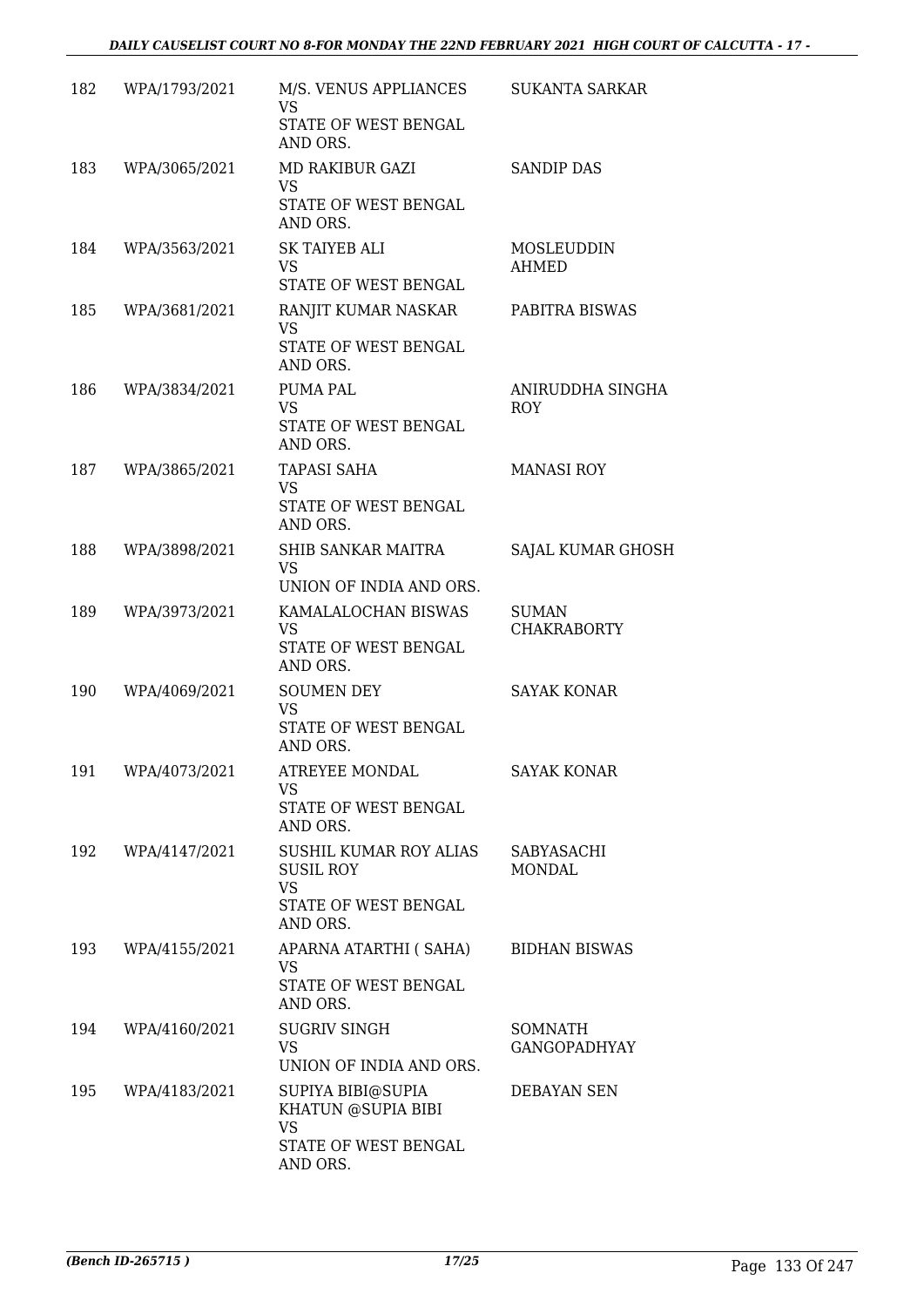| 182 | WPA/1793/2021 | M/S. VENUS APPLIANCES<br>VS<br>STATE OF WEST BENGAL AND ORS. | SUKANTA SARKAR |
|---|---|---|---|
| 183 | WPA/3065/2021 | MD RAKIBUR GAZI<br>VS<br>STATE OF WEST BENGAL AND ORS. | SANDIP DAS |
| 184 | WPA/3563/2021 | SK TAIYEB ALI<br>VS<br>STATE OF WEST BENGAL | MOSLEUDDIN AHMED |
| 185 | WPA/3681/2021 | RANJIT KUMAR NASKAR<br>VS<br>STATE OF WEST BENGAL AND ORS. | PABITRA BISWAS |
| 186 | WPA/3834/2021 | PUMA PAL<br>VS<br>STATE OF WEST BENGAL AND ORS. | ANIRUDDHA SINGHA ROY |
| 187 | WPA/3865/2021 | TAPASI SAHA<br>VS<br>STATE OF WEST BENGAL AND ORS. | MANASI ROY |
| 188 | WPA/3898/2021 | SHIB SANKAR MAITRA<br>VS<br>UNION OF INDIA AND ORS. | SAJAL KUMAR GHOSH |
| 189 | WPA/3973/2021 | KAMALALOCHAN BISWAS<br>VS<br>STATE OF WEST BENGAL AND ORS. | SUMAN CHAKRABORTY |
| 190 | WPA/4069/2021 | SOUMEN DEY<br>VS<br>STATE OF WEST BENGAL AND ORS. | SAYAK KONAR |
| 191 | WPA/4073/2021 | ATREYEE MONDAL<br>VS<br>STATE OF WEST BENGAL AND ORS. | SAYAK KONAR |
| 192 | WPA/4147/2021 | SUSHIL KUMAR ROY ALIAS SUSIL ROY<br>VS<br>STATE OF WEST BENGAL AND ORS. | SABYASACHI MONDAL |
| 193 | WPA/4155/2021 | APARNA ATARTHI ( SAHA)<br>VS<br>STATE OF WEST BENGAL AND ORS. | BIDHAN BISWAS |
| 194 | WPA/4160/2021 | SUGRIV SINGH<br>VS<br>UNION OF INDIA AND ORS. | SOMNATH GANGOPADHYAY |
| 195 | WPA/4183/2021 | SUPIYA BIBI@SUPIA KHATUN @SUPIA BIBI<br>VS<br>STATE OF WEST BENGAL AND ORS. | DEBAYAN SEN |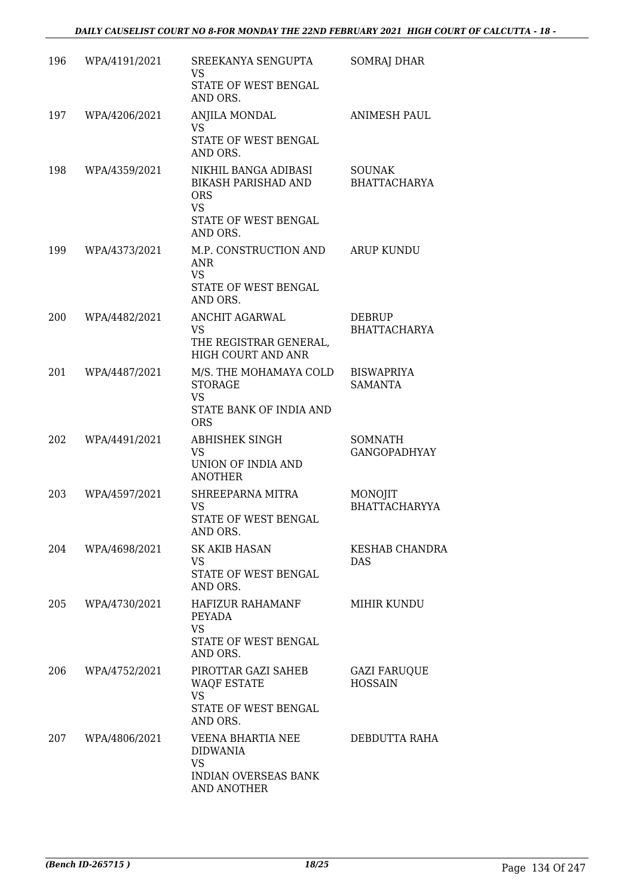| 196 | WPA/4191/2021 | SREEKANYA SENGUPTA<br>VS<br>STATE OF WEST BENGAL AND ORS. | SOMRAJ DHAR |
|---|---|---|---|
| 197 | WPA/4206/2021 | ANJILA MONDAL<br>VS<br>STATE OF WEST BENGAL AND ORS. | ANIMESH PAUL |
| 198 | WPA/4359/2021 | NIKHIL BANGA ADIBASI BIKASH PARISHAD AND ORS<br>VS<br>STATE OF WEST BENGAL AND ORS. | SOUNAK BHATTACHARYA |
| 199 | WPA/4373/2021 | M.P. CONSTRUCTION AND ANR<br>VS<br>STATE OF WEST BENGAL AND ORS. | ARUP KUNDU |
| 200 | WPA/4482/2021 | ANCHIT AGARWAL<br>VS<br>THE REGISTRAR GENERAL, HIGH COURT AND ANR | DEBRUP BHATTACHARYA |
| 201 | WPA/4487/2021 | M/S. THE MOHAMAYA COLD STORAGE<br>VS<br>STATE BANK OF INDIA AND ORS | BISWAPRIYA SAMANTA |
| 202 | WPA/4491/2021 | ABHISHEK SINGH<br>VS<br>UNION OF INDIA AND ANOTHER | SOMNATH GANGOPADHYAY |
| 203 | WPA/4597/2021 | SHREEPARNA MITRA<br>VS<br>STATE OF WEST BENGAL AND ORS. | MONOJIT BHATTACHARYYA |
| 204 | WPA/4698/2021 | SK AKIB HASAN<br>VS<br>STATE OF WEST BENGAL AND ORS. | KESHAB CHANDRA DAS |
| 205 | WPA/4730/2021 | HAFIZUR RAHAMANF PEYADA<br>VS<br>STATE OF WEST BENGAL AND ORS. | MIHIR KUNDU |
| 206 | WPA/4752/2021 | PIROTTAR GAZI SAHEB WAQF ESTATE<br>VS<br>STATE OF WEST BENGAL AND ORS. | GAZI FARUQUE HOSSAIN |
| 207 | WPA/4806/2021 | VEENA BHARTIA NEE DIDWANIA<br>VS<br>INDIAN OVERSEAS BANK AND ANOTHER | DEBDUTTA RAHA |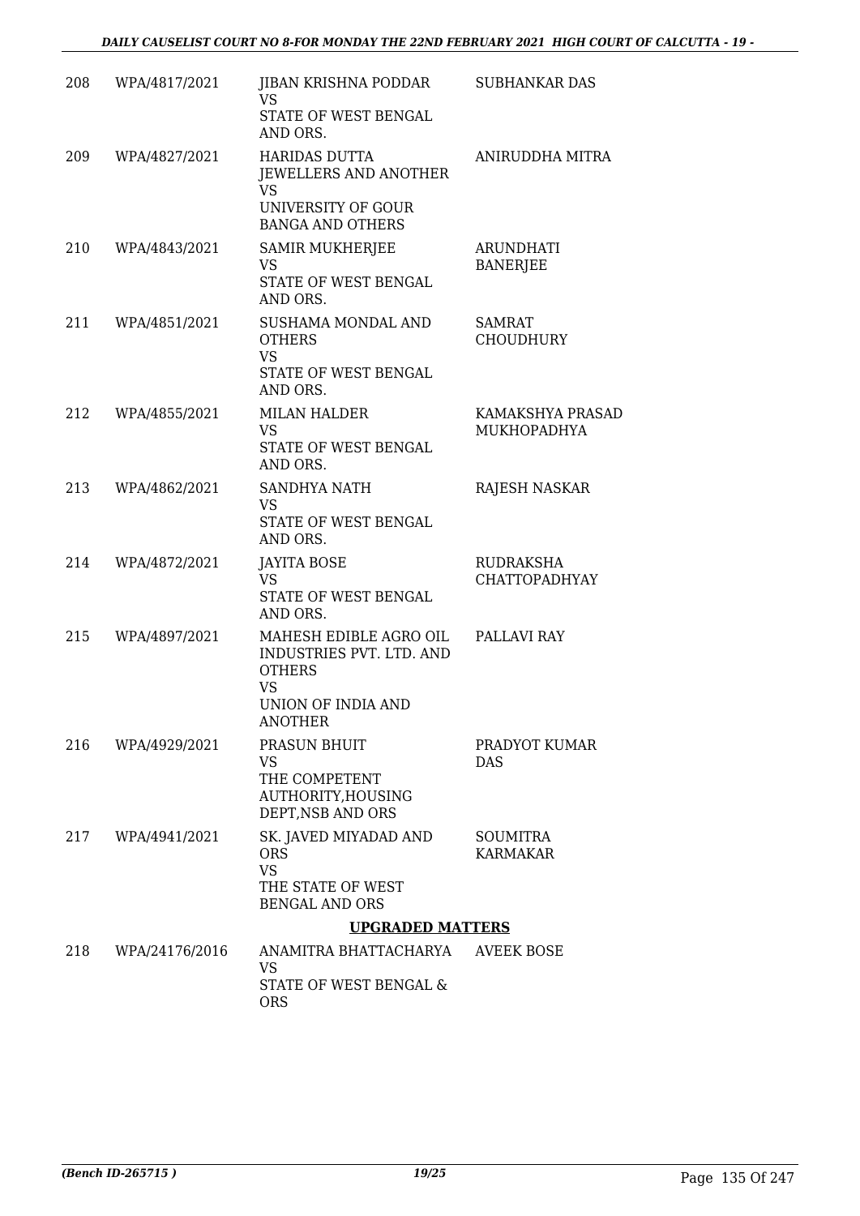| 208 | WPA/4817/2021 | JIBAN KRISHNA PODDAR<br>VS<br>STATE OF WEST BENGAL AND ORS. | SUBHANKAR DAS |
|---|---|---|---|
| 209 | WPA/4827/2021 | HARIDAS DUTTA JEWELLERS AND ANOTHER<br>VS<br>UNIVERSITY OF GOUR BANGA AND OTHERS | ANIRUDDHA MITRA |
| 210 | WPA/4843/2021 | SAMIR MUKHERJEE<br>VS<br>STATE OF WEST BENGAL AND ORS. | ARUNDHATI BANERJEE |
| 211 | WPA/4851/2021 | SUSHAMA MONDAL AND OTHERS<br>VS<br>STATE OF WEST BENGAL AND ORS. | SAMRAT CHOUDHURY |
| 212 | WPA/4855/2021 | MILAN HALDER<br>VS<br>STATE OF WEST BENGAL AND ORS. | KAMAKSHYA PRASAD MUKHOPADHYA |
| 213 | WPA/4862/2021 | SANDHYA NATH<br>VS<br>STATE OF WEST BENGAL AND ORS. | RAJESH NASKAR |
| 214 | WPA/4872/2021 | JAYITA BOSE<br>VS<br>STATE OF WEST BENGAL AND ORS. | RUDRAKSHA CHATTOPADHYAY |
| 215 | WPA/4897/2021 | MAHESH EDIBLE AGRO OIL INDUSTRIES PVT. LTD. AND OTHERS<br>VS<br>UNION OF INDIA AND ANOTHER | PALLAVI RAY |
| 216 | WPA/4929/2021 | PRASUN BHUIT<br>VS<br>THE COMPETENT AUTHORITY,HOUSING DEPT,NSB AND ORS | PRADYOT KUMAR DAS |
| 217 | WPA/4941/2021 | SK. JAVED MIYADAD AND ORS<br>VS<br>THE STATE OF WEST BENGAL AND ORS | SOUMITRA KARMAKAR |

**UPGRADED MATTERS**

| 218 | WPA/24176/2016 | ANAMITRA BHATTACHARYA<br>VS<br>STATE OF WEST BENGAL & ORS | AVEEK BOSE |
|---|---|---|---|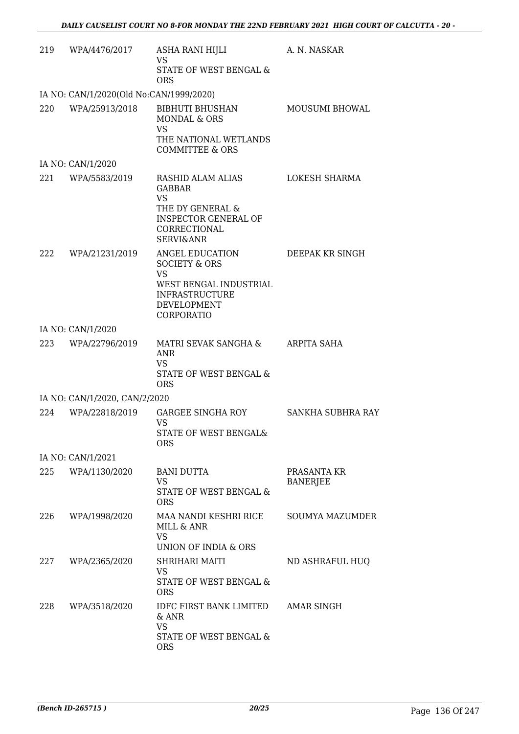| | | | |
|---|---|---|---|
| 219 | WPA/4476/2017 | ASHA RANI HIJLI<br>VS<br>STATE OF WEST BENGAL & ORS | A. N. NASKAR |
| IA NO: CAN/1/2020(Old No:CAN/1999/2020) | | | |
| 220 | WPA/25913/2018 | BIBHUTI BHUSHAN MONDAL & ORS<br>VS<br>THE NATIONAL WETLANDS COMMITTEE & ORS | MOUSUMI BHOWAL |
| IA NO: CAN/1/2020 | | | |
| 221 | WPA/5583/2019 | RASHID ALAM ALIAS GABBAR<br>VS<br>THE DY GENERAL & INSPECTOR GENERAL OF CORRECTIONAL SERVI&ANR | LOKESH SHARMA |
| 222 | WPA/21231/2019 | ANGEL EDUCATION SOCIETY & ORS<br>VS<br>WEST BENGAL INDUSTRIAL INFRASTRUCTURE DEVELOPMENT CORPORATIO | DEEPAK KR SINGH |
| IA NO: CAN/1/2020 | | | |
| 223 | WPA/22796/2019 | MATRI SEVAK SANGHA & ANR<br>VS<br>STATE OF WEST BENGAL & ORS | ARPITA SAHA |
| IA NO: CAN/1/2020, CAN/2/2020 | | | |
| 224 | WPA/22818/2019 | GARGEE SINGHA ROY<br>VS<br>STATE OF WEST BENGAL& ORS | SANKHA SUBHRA RAY |
| IA NO: CAN/1/2021 | | | |
| 225 | WPA/1130/2020 | BANI DUTTA<br>VS<br>STATE OF WEST BENGAL & ORS | PRASANTA KR BANERJEE |
| 226 | WPA/1998/2020 | MAA NANDI KESHRI RICE MILL & ANR<br>VS<br>UNION OF INDIA & ORS | SOUMYA MAZUMDER |
| 227 | WPA/2365/2020 | SHRIHARI MAITI<br>VS<br>STATE OF WEST BENGAL & ORS | ND ASHRAFUL HUQ |
| 228 | WPA/3518/2020 | IDFC FIRST BANK LIMITED & ANR<br>VS<br>STATE OF WEST BENGAL & ORS | AMAR SINGH |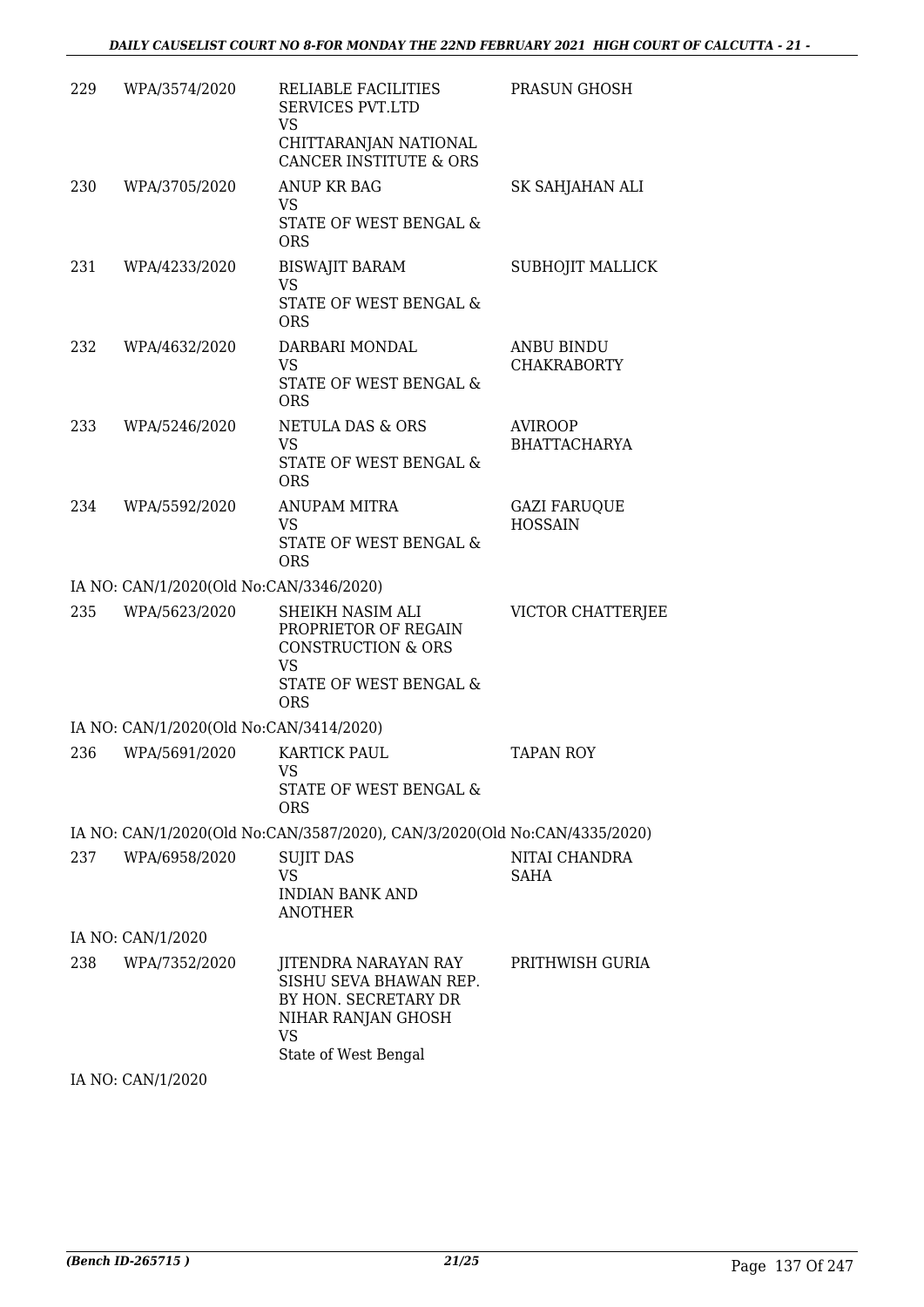| | | | |
|---|---|---|---|
| 229 | WPA/3574/2020 | RELIABLE FACILITIES SERVICES PVT.LTD<br>VS<br>CHITTARANJAN NATIONAL CANCER INSTITUTE & ORS | PRASUN GHOSH |
| 230 | WPA/3705/2020 | ANUP KR BAG<br>VS<br>STATE OF WEST BENGAL & ORS | SK SAHJAHAN ALI |
| 231 | WPA/4233/2020 | BISWAJIT BARAM<br>VS<br>STATE OF WEST BENGAL & ORS | SUBHOJIT MALLICK |
| 232 | WPA/4632/2020 | DARBARI MONDAL<br>VS<br>STATE OF WEST BENGAL & ORS | ANBU BINDU CHAKRABORTY |
| 233 | WPA/5246/2020 | NETULA DAS & ORS<br>VS<br>STATE OF WEST BENGAL & ORS | AVIROOP BHATTACHARYA |
| 234 | WPA/5592/2020 | ANUPAM MITRA<br>VS<br>STATE OF WEST BENGAL & ORS | GAZI FARUQUE HOSSAIN |
| | IA NO: CAN/1/2020(Old No:CAN/3346/2020) | | |
| 235 | WPA/5623/2020 | SHEIKH NASIM ALI PROPRIETOR OF REGAIN CONSTRUCTION & ORS<br>VS<br>STATE OF WEST BENGAL & ORS | VICTOR CHATTERJEE |
| | IA NO: CAN/1/2020(Old No:CAN/3414/2020) | | |
| 236 | WPA/5691/2020 | KARTICK PAUL<br>VS<br>STATE OF WEST BENGAL & ORS | TAPAN ROY |
| | IA NO: CAN/1/2020(Old No:CAN/3587/2020), CAN/3/2020(Old No:CAN/4335/2020) | | |
| 237 | WPA/6958/2020 | SUJIT DAS<br>VS<br>INDIAN BANK AND ANOTHER | NITAI CHANDRA SAHA |
| | IA NO: CAN/1/2020 | | |
| 238 | WPA/7352/2020 | JITENDRA NARAYAN RAY SISHU SEVA BHAWAN REP. BY HON. SECRETARY DR NIHAR RANJAN GHOSH<br>VS<br>State of West Bengal | PRITHWISH GURIA |
| | IA NO: CAN/1/2020 | | |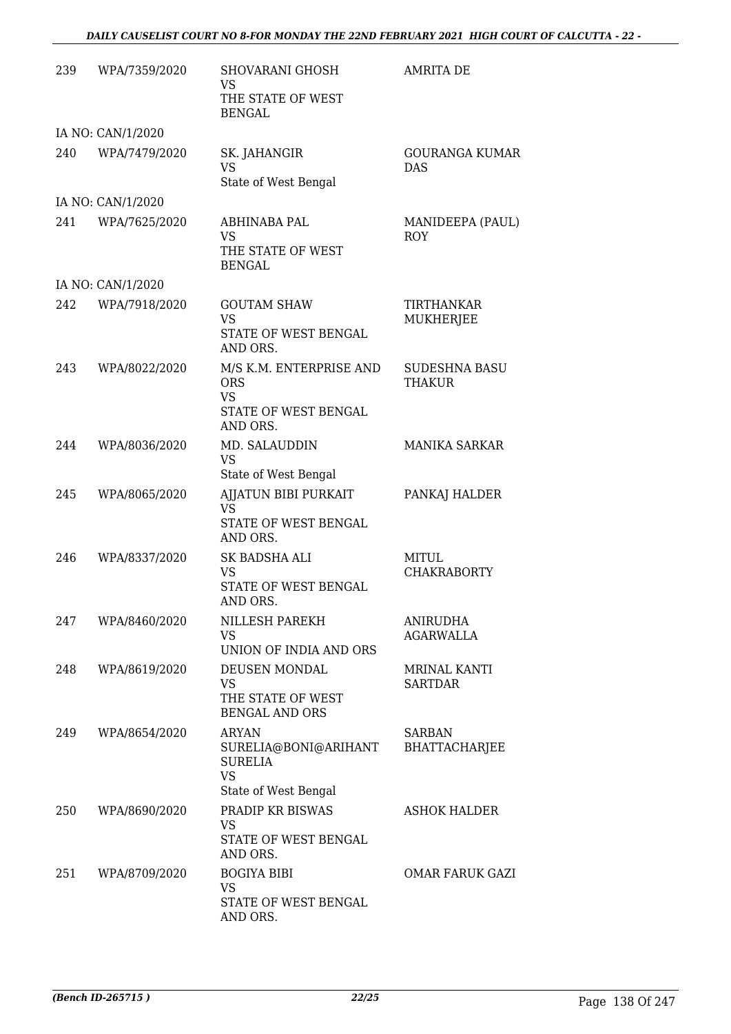| 239 | WPA/7359/2020 | SHOVARANI GHOSH VS THE STATE OF WEST BENGAL | AMRITA DE |
|---|---|---|---|
| IA NO: CAN/1/2020 | | | |
| 240 | WPA/7479/2020 | SK. JAHANGIR VS State of West Bengal | GOURANGA KUMAR DAS |
| IA NO: CAN/1/2020 | | | |
| 241 | WPA/7625/2020 | ABHINABA PAL VS THE STATE OF WEST BENGAL | MANIDEEPA (PAUL) ROY |
| IA NO: CAN/1/2020 | | | |
| 242 | WPA/7918/2020 | GOUTAM SHAW VS STATE OF WEST BENGAL AND ORS. | TIRTHANKAR MUKHERJEE |
| 243 | WPA/8022/2020 | M/S K.M. ENTERPRISE AND ORS VS STATE OF WEST BENGAL AND ORS. | SUDESHNA BASU THAKUR |
| 244 | WPA/8036/2020 | MD. SALAUDDIN VS State of West Bengal | MANIKA SARKAR |
| 245 | WPA/8065/2020 | AJJATUN BIBI PURKAIT VS STATE OF WEST BENGAL AND ORS. | PANKAJ HALDER |
| 246 | WPA/8337/2020 | SK BADSHA ALI VS STATE OF WEST BENGAL AND ORS. | MITUL CHAKRABORTY |
| 247 | WPA/8460/2020 | NILLESH PAREKH VS UNION OF INDIA AND ORS | ANIRUDHA AGARWALLA |
| 248 | WPA/8619/2020 | DEUSEN MONDAL VS THE STATE OF WEST BENGAL AND ORS | MRINAL KANTI SARTDAR |
| 249 | WPA/8654/2020 | ARYAN SURELIA@BONI@ARIHANT SURELIA VS State of West Bengal | SARBAN BHATTACHARJEE |
| 250 | WPA/8690/2020 | PRADIP KR BISWAS VS STATE OF WEST BENGAL AND ORS. | ASHOK HALDER |
| 251 | WPA/8709/2020 | BOGIYA BIBI VS STATE OF WEST BENGAL AND ORS. | OMAR FARUK GAZI |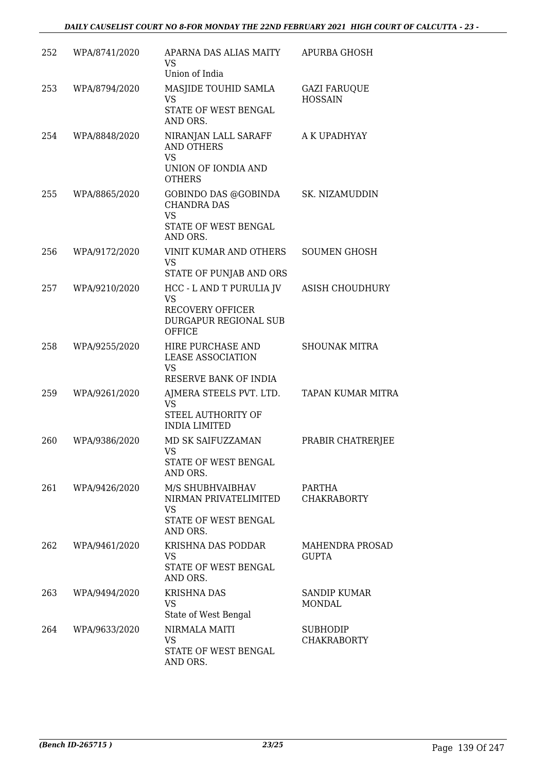| 252 | WPA/8741/2020 | APARNA DAS ALIAS MAITY<br>VS<br>Union of India | APURBA GHOSH |
|---|---|---|---|
| 253 | WPA/8794/2020 | MASJIDE TOUHID SAMLA<br>VS<br>STATE OF WEST BENGAL AND ORS. | GAZI FARUQUE HOSSAIN |
| 254 | WPA/8848/2020 | NIRANJAN LALL SARAFF AND OTHERS<br>VS<br>UNION OF IONDIA AND OTHERS | A K UPADHYAY |
| 255 | WPA/8865/2020 | GOBINDO DAS @GOBINDA CHANDRA DAS<br>VS<br>STATE OF WEST BENGAL AND ORS. | SK. NIZAMUDDIN |
| 256 | WPA/9172/2020 | VINIT KUMAR AND OTHERS<br>VS<br>STATE OF PUNJAB AND ORS | SOUMEN GHOSH |
| 257 | WPA/9210/2020 | HCC - L AND T PURULIA JV<br>VS<br>RECOVERY OFFICER DURGAPUR REGIONAL SUB OFFICE | ASISH CHOUDHURY |
| 258 | WPA/9255/2020 | HIRE PURCHASE AND LEASE ASSOCIATION<br>VS<br>RESERVE BANK OF INDIA | SHOUNAK MITRA |
| 259 | WPA/9261/2020 | AJMERA STEELS PVT. LTD.<br>VS<br>STEEL AUTHORITY OF INDIA LIMITED | TAPAN KUMAR MITRA |
| 260 | WPA/9386/2020 | MD SK SAIFUZZAMAN<br>VS<br>STATE OF WEST BENGAL AND ORS. | PRABIR CHATRERJEE |
| 261 | WPA/9426/2020 | M/S SHUBHVAIBHAV NIRMAN PRIVATELIMITED<br>VS<br>STATE OF WEST BENGAL AND ORS. | PARTHA CHAKRABORTY |
| 262 | WPA/9461/2020 | KRISHNA DAS PODDAR<br>VS<br>STATE OF WEST BENGAL AND ORS. | MAHENDRA PROSAD GUPTA |
| 263 | WPA/9494/2020 | KRISHNA DAS<br>VS<br>State of West Bengal | SANDIP KUMAR MONDAL |
| 264 | WPA/9633/2020 | NIRMALA MAITI<br>VS<br>STATE OF WEST BENGAL AND ORS. | SUBHODIP CHAKRABORTY |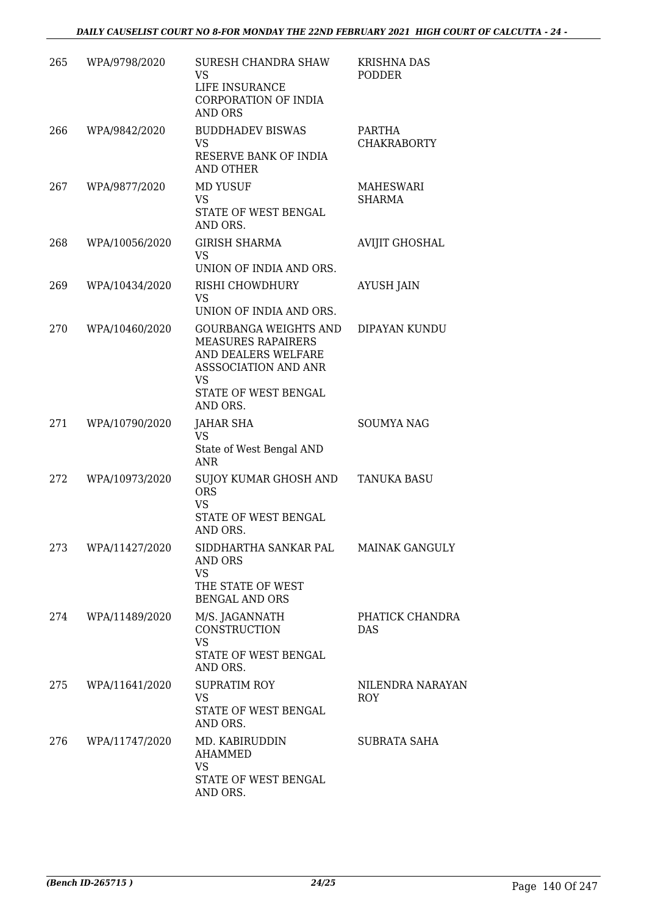| 265 | WPA/9798/2020 | SURESH CHANDRA SHAW VS LIFE INSURANCE CORPORATION OF INDIA AND ORS | KRISHNA DAS PODDER |
|---|---|---|---|
| 266 | WPA/9842/2020 | BUDDHADEV BISWAS VS RESERVE BANK OF INDIA AND OTHER | PARTHA CHAKRABORTY |
| 267 | WPA/9877/2020 | MD YUSUF VS STATE OF WEST BENGAL AND ORS. | MAHESWARI SHARMA |
| 268 | WPA/10056/2020 | GIRISH SHARMA VS UNION OF INDIA AND ORS. | AVIJIT GHOSHAL |
| 269 | WPA/10434/2020 | RISHI CHOWDHURY VS UNION OF INDIA AND ORS. | AYUSH JAIN |
| 270 | WPA/10460/2020 | GOURBANGA WEIGHTS AND MEASURES RAPAIRERS AND DEALERS WELFARE ASSSOCIATION AND ANR VS STATE OF WEST BENGAL AND ORS. | DIPAYAN KUNDU |
| 271 | WPA/10790/2020 | JAHAR SHA VS State of West Bengal AND ANR | SOUMYA NAG |
| 272 | WPA/10973/2020 | SUJOY KUMAR GHOSH AND ORS VS STATE OF WEST BENGAL AND ORS. | TANUKA BASU |
| 273 | WPA/11427/2020 | SIDDHARTHA SANKAR PAL AND ORS VS THE STATE OF WEST BENGAL AND ORS | MAINAK GANGULY |
| 274 | WPA/11489/2020 | M/S. JAGANNATH CONSTRUCTION VS STATE OF WEST BENGAL AND ORS. | PHATICK CHANDRA DAS |
| 275 | WPA/11641/2020 | SUPRATIM ROY VS STATE OF WEST BENGAL AND ORS. | NILENDRA NARAYAN ROY |
| 276 | WPA/11747/2020 | MD. KABIRUDDIN AHAMMED VS STATE OF WEST BENGAL AND ORS. | SUBRATA SAHA |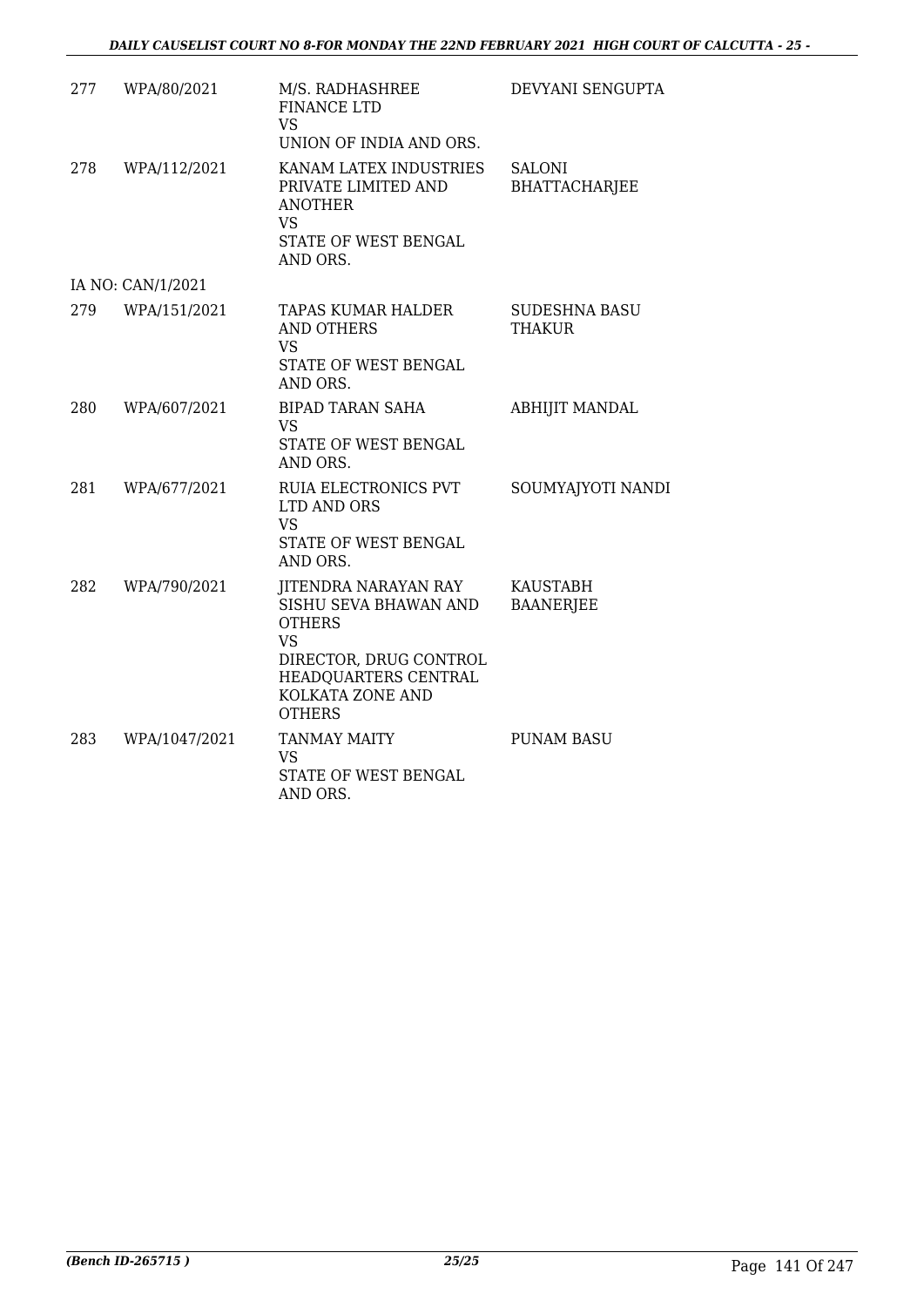| | | | |
|---|---|---|---|
| 277 | WPA/80/2021 | M/S. RADHASHREE FINANCE LTD<br>VS<br>UNION OF INDIA AND ORS. | DEVYANI SENGUPTA |
| 278 | WPA/112/2021 | KANAM LATEX INDUSTRIES PRIVATE LIMITED AND ANOTHER<br>VS<br>STATE OF WEST BENGAL AND ORS. | SALONI BHATTACHARJEE |
| | IA NO: CAN/1/2021 | | |
| 279 | WPA/151/2021 | TAPAS KUMAR HALDER AND OTHERS<br>VS<br>STATE OF WEST BENGAL AND ORS. | SUDESHNA BASU THAKUR |
| 280 | WPA/607/2021 | BIPAD TARAN SAHA<br>VS<br>STATE OF WEST BENGAL AND ORS. | ABHIJIT MANDAL |
| 281 | WPA/677/2021 | RUIA ELECTRONICS PVT LTD AND ORS<br>VS<br>STATE OF WEST BENGAL AND ORS. | SOUMYAJYOTI NANDI |
| 282 | WPA/790/2021 | JITENDRA NARAYAN RAY SISHU SEVA BHAWAN AND OTHERS<br>VS<br>DIRECTOR, DRUG CONTROL HEADQUARTERS CENTRAL KOLKATA ZONE AND OTHERS | KAUSTABH BAANERJEE |
| 283 | WPA/1047/2021 | TANMAY MAITY<br>VS<br>STATE OF WEST BENGAL AND ORS. | PUNAM BASU |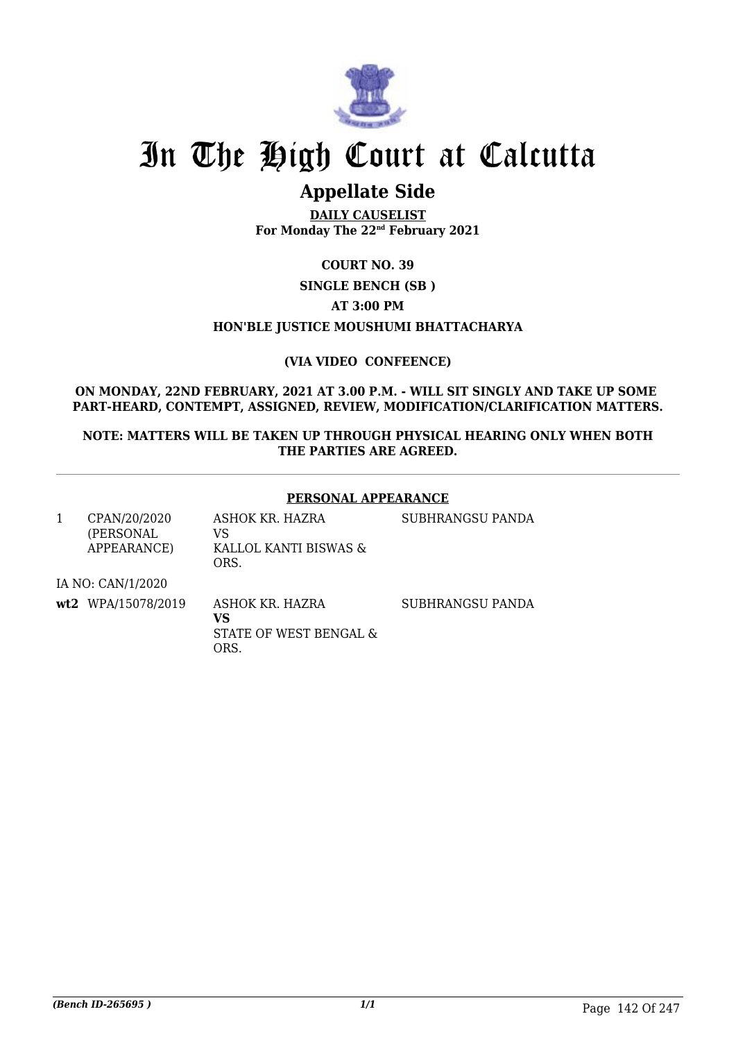# In The High Court at Calcutta

## Appellate Side

**DAILY CAUSELIST**
**For Monday The 22nd February 2021**

**COURT NO. 39**

**SINGLE BENCH (SB )**

**AT 3:00 PM**

**HON'BLE JUSTICE MOUSHUMI BHATTACHARYA**

**(VIA VIDEO CONFEENCE)**

**ON MONDAY, 22ND FEBRUARY, 2021 AT 3.00 P.M. - WILL SIT SINGLY AND TAKE UP SOME PART-HEARD, CONTEMPT, ASSIGNED, REVIEW, MODIFICATION/CLARIFICATION MATTERS.**

**NOTE: MATTERS WILL BE TAKEN UP THROUGH PHYSICAL HEARING ONLY WHEN BOTH THE PARTIES ARE AGREED.**

---

**PERSONAL APPEARANCE**

| | | | |
|---|---|---|---|
| 1 | CPAN/20/2020 (PERSONAL APPEARANCE) | ASHOK KR. HAZRA VS KALLOL KANTI BISWAS & ORS. | SUBHRANGSU PANDA |
| IA NO: CAN/1/2020 | | | |
| **wt2** | WPA/15078/2019 | ASHOK KR. HAZRA **VS** STATE OF WEST BENGAL & ORS. | SUBHRANGSU PANDA |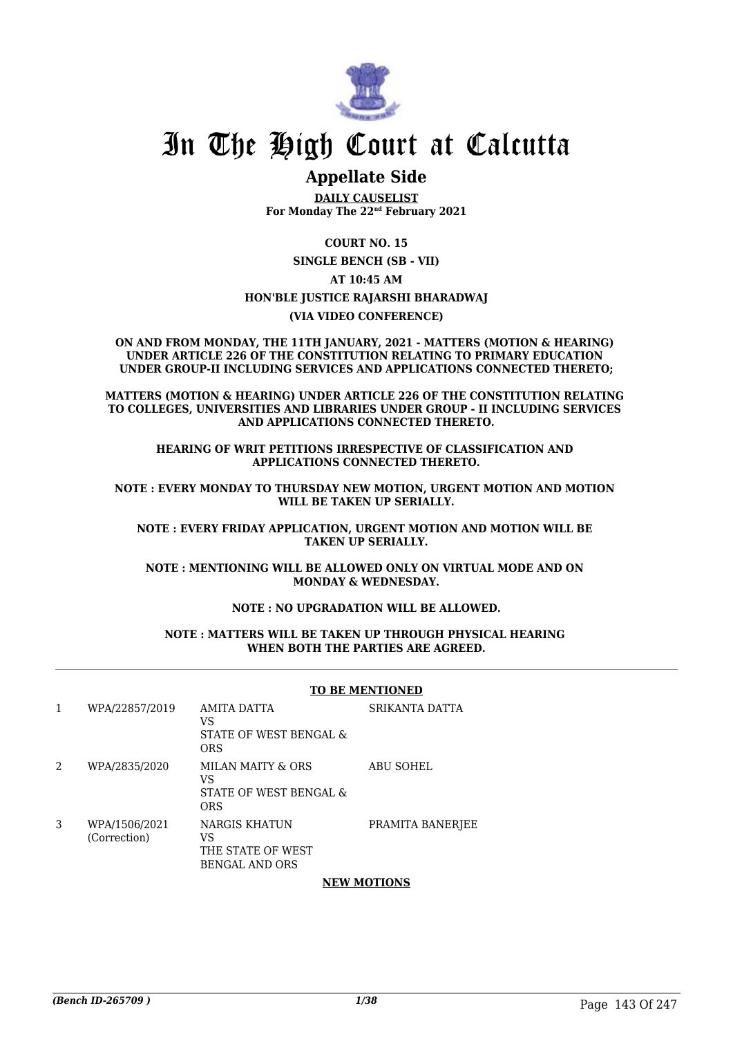# In The High Court at Calcutta

## Appellate Side

**DAILY CAUSELIST**
**For Monday The 22nd February 2021**

**COURT NO. 15**

**SINGLE BENCH (SB - VII)**

**AT 10:45 AM**

**HON'BLE JUSTICE RAJARSHI BHARADWAJ**

**(VIA VIDEO CONFERENCE)**

**ON AND FROM MONDAY, THE 11TH JANUARY, 2021 - MATTERS (MOTION & HEARING) UNDER ARTICLE 226 OF THE CONSTITUTION RELATING TO PRIMARY EDUCATION UNDER GROUP-II INCLUDING SERVICES AND APPLICATIONS CONNECTED THERETO;**

**MATTERS (MOTION & HEARING) UNDER ARTICLE 226 OF THE CONSTITUTION RELATING TO COLLEGES, UNIVERSITIES AND LIBRARIES UNDER GROUP - II INCLUDING SERVICES AND APPLICATIONS CONNECTED THERETO.**

**HEARING OF WRIT PETITIONS IRRESPECTIVE OF CLASSIFICATION AND APPLICATIONS CONNECTED THERETO.**

**NOTE : EVERY MONDAY TO THURSDAY NEW MOTION, URGENT MOTION AND MOTION WILL BE TAKEN UP SERIALLY.**

**NOTE : EVERY FRIDAY APPLICATION, URGENT MOTION AND MOTION WILL BE TAKEN UP SERIALLY.**

**NOTE : MENTIONING WILL BE ALLOWED ONLY ON VIRTUAL MODE AND ON MONDAY & WEDNESDAY.**

**NOTE : NO UPGRADATION WILL BE ALLOWED.**

**NOTE : MATTERS WILL BE TAKEN UP THROUGH PHYSICAL HEARING WHEN BOTH THE PARTIES ARE AGREED.**

**TO BE MENTIONED**

| | | | |
|---|---|---|---|
| 1 | WPA/22857/2019 | AMITA DATTA<br>VS<br>STATE OF WEST BENGAL & ORS | SRIKANTA DATTA |
| 2 | WPA/2835/2020 | MILAN MAITY & ORS<br>VS<br>STATE OF WEST BENGAL & ORS | ABU SOHEL |
| 3 | WPA/1506/2021<br>(Correction) | NARGIS KHATUN<br>VS<br>THE STATE OF WEST BENGAL AND ORS | PRAMITA BANERJEE |

**NEW MOTIONS**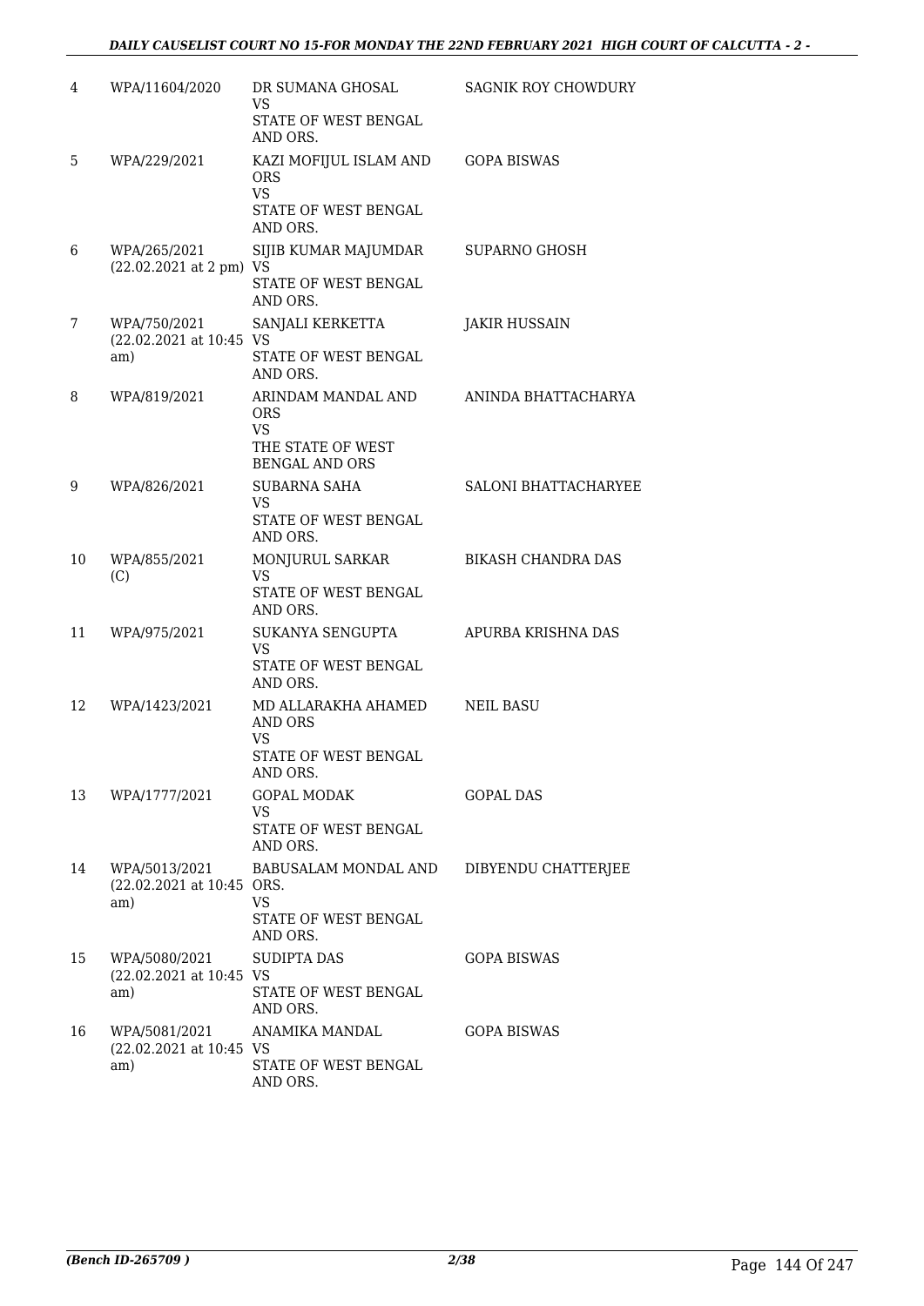| 4 | WPA/11604/2020 | DR SUMANA GHOSAL<br>VS<br>STATE OF WEST BENGAL AND ORS. | SAGNIK ROY CHOWDURY |
|---|---|---|---|
| 5 | WPA/229/2021 | KAZI MOFIJUL ISLAM AND ORS<br>VS<br>STATE OF WEST BENGAL AND ORS. | GOPA BISWAS |
| 6 | WPA/265/2021<br>(22.02.2021 at 2 pm) | SIJIB KUMAR MAJUMDAR<br>VS<br>STATE OF WEST BENGAL AND ORS. | SUPARNO GHOSH |
| 7 | WPA/750/2021<br>(22.02.2021 at 10:45 am) | SANJALI KERKETTA<br>VS<br>STATE OF WEST BENGAL AND ORS. | JAKIR HUSSAIN |
| 8 | WPA/819/2021 | ARINDAM MANDAL AND ORS<br>VS<br>THE STATE OF WEST BENGAL AND ORS | ANINDA BHATTACHARYA |
| 9 | WPA/826/2021 | SUBARNA SAHA<br>VS<br>STATE OF WEST BENGAL AND ORS. | SALONI BHATTACHARYEE |
| 10 | WPA/855/2021<br>(C) | MONJURUL SARKAR<br>VS<br>STATE OF WEST BENGAL AND ORS. | BIKASH CHANDRA DAS |
| 11 | WPA/975/2021 | SUKANYA SENGUPTA<br>VS<br>STATE OF WEST BENGAL AND ORS. | APURBA KRISHNA DAS |
| 12 | WPA/1423/2021 | MD ALLARAKHA AHAMED AND ORS<br>VS<br>STATE OF WEST BENGAL AND ORS. | NEIL BASU |
| 13 | WPA/1777/2021 | GOPAL MODAK<br>VS<br>STATE OF WEST BENGAL AND ORS. | GOPAL DAS |
| 14 | WPA/5013/2021<br>(22.02.2021 at 10:45 am) | BABUSALAM MONDAL AND ORS.<br>VS<br>STATE OF WEST BENGAL AND ORS. | DIBYENDU CHATTERJEE |
| 15 | WPA/5080/2021<br>(22.02.2021 at 10:45 am) | SUDIPTA DAS<br>VS<br>STATE OF WEST BENGAL AND ORS. | GOPA BISWAS |
| 16 | WPA/5081/2021<br>(22.02.2021 at 10:45 am) | ANAMIKA MANDAL<br>VS<br>STATE OF WEST BENGAL AND ORS. | GOPA BISWAS |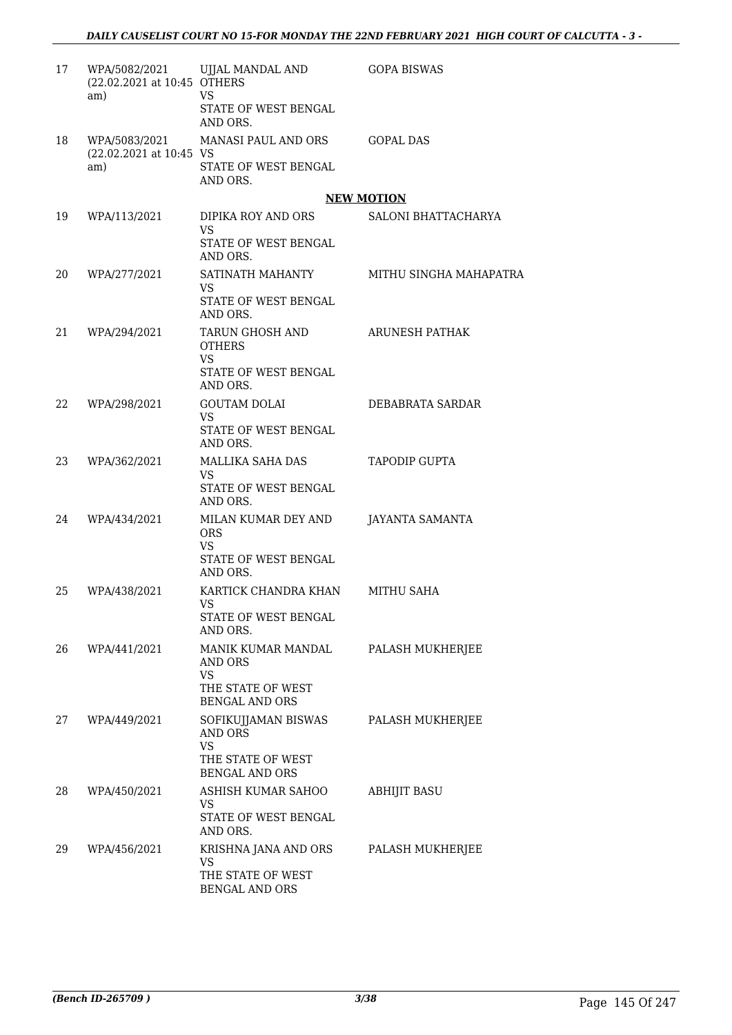| | | | |
|---|---|---|---|
| 17 | WPA/5082/2021 (22.02.2021 at 10:45 am) | UJJAL MANDAL AND OTHERS VS STATE OF WEST BENGAL AND ORS. | GOPA BISWAS |
| 18 | WPA/5083/2021 (22.02.2021 at 10:45 am) | MANASI PAUL AND ORS VS STATE OF WEST BENGAL AND ORS. | GOPAL DAS |

**NEW MOTION**

| | | | |
|---|---|---|---|
| 19 | WPA/113/2021 | DIPIKA ROY AND ORS VS STATE OF WEST BENGAL AND ORS. | SALONI BHATTACHARYA |
| 20 | WPA/277/2021 | SATINATH MAHANTY VS STATE OF WEST BENGAL AND ORS. | MITHU SINGHA MAHAPATRA |
| 21 | WPA/294/2021 | TARUN GHOSH AND OTHERS VS STATE OF WEST BENGAL AND ORS. | ARUNESH PATHAK |
| 22 | WPA/298/2021 | GOUTAM DOLAI VS STATE OF WEST BENGAL AND ORS. | DEBABRATA SARDAR |
| 23 | WPA/362/2021 | MALLIKA SAHA DAS VS STATE OF WEST BENGAL AND ORS. | TAPODIP GUPTA |
| 24 | WPA/434/2021 | MILAN KUMAR DEY AND ORS VS STATE OF WEST BENGAL AND ORS. | JAYANTA SAMANTA |
| 25 | WPA/438/2021 | KARTICK CHANDRA KHAN VS STATE OF WEST BENGAL AND ORS. | MITHU SAHA |
| 26 | WPA/441/2021 | MANIK KUMAR MANDAL AND ORS VS THE STATE OF WEST BENGAL AND ORS | PALASH MUKHERJEE |
| 27 | WPA/449/2021 | SOFIKUJJAMAN BISWAS AND ORS VS THE STATE OF WEST BENGAL AND ORS | PALASH MUKHERJEE |
| 28 | WPA/450/2021 | ASHISH KUMAR SAHOO VS STATE OF WEST BENGAL AND ORS. | ABHIJIT BASU |
| 29 | WPA/456/2021 | KRISHNA JANA AND ORS VS THE STATE OF WEST BENGAL AND ORS | PALASH MUKHERJEE |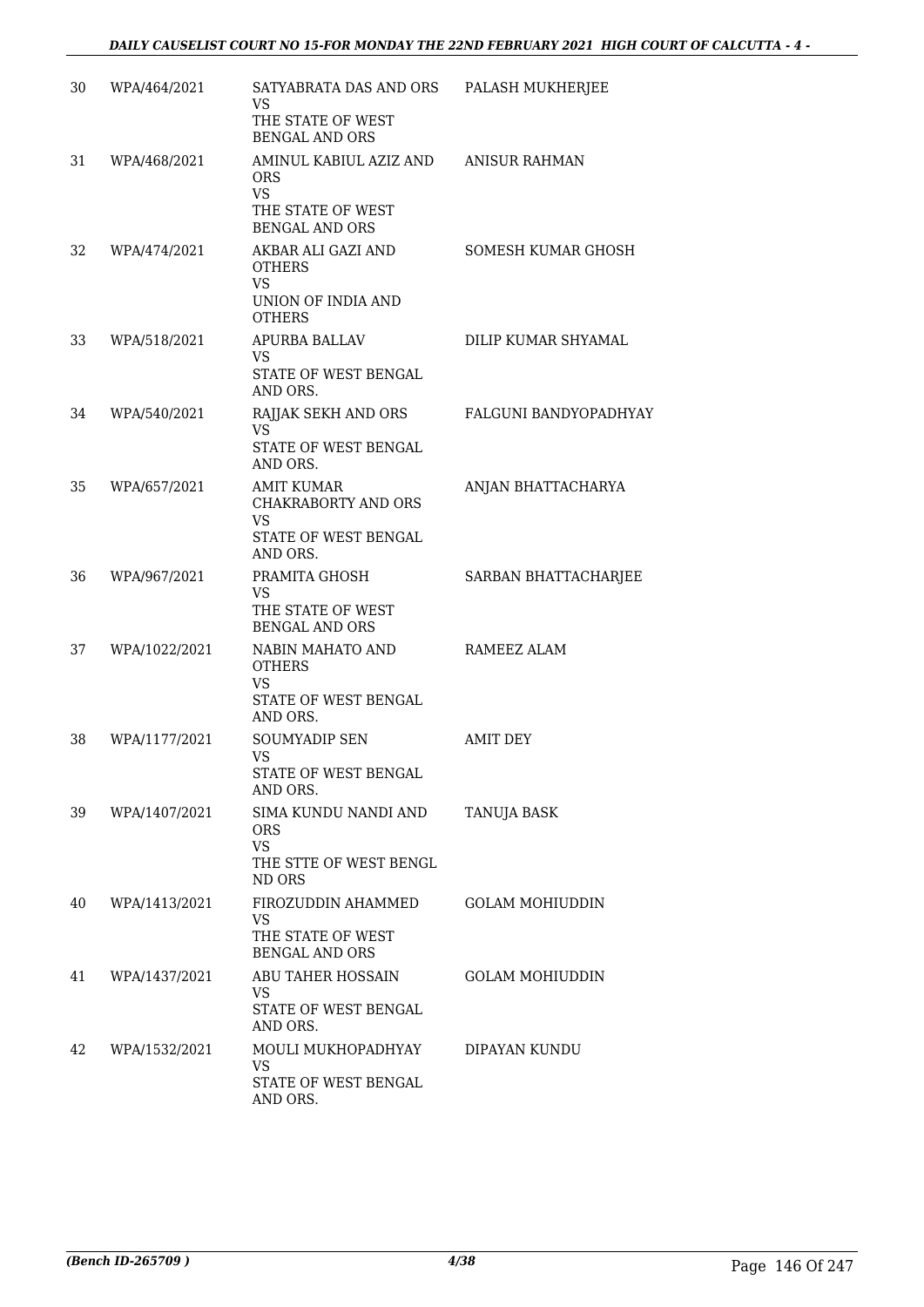| 30 | WPA/464/2021 | SATYABRATA DAS AND ORS<br>VS<br>THE STATE OF WEST BENGAL AND ORS | PALASH MUKHERJEE |
|---|---|---|---|
| 31 | WPA/468/2021 | AMINUL KABIUL AZIZ AND ORS<br>VS<br>THE STATE OF WEST BENGAL AND ORS | ANISUR RAHMAN |
| 32 | WPA/474/2021 | AKBAR ALI GAZI AND OTHERS<br>VS<br>UNION OF INDIA AND OTHERS | SOMESH KUMAR GHOSH |
| 33 | WPA/518/2021 | APURBA BALLAV<br>VS<br>STATE OF WEST BENGAL AND ORS. | DILIP KUMAR SHYAMAL |
| 34 | WPA/540/2021 | RAJJAK SEKH AND ORS<br>VS<br>STATE OF WEST BENGAL AND ORS. | FALGUNI BANDYOPADHYAY |
| 35 | WPA/657/2021 | AMIT KUMAR CHAKRABORTY AND ORS<br>VS<br>STATE OF WEST BENGAL AND ORS. | ANJAN BHATTACHARYA |
| 36 | WPA/967/2021 | PRAMITA GHOSH<br>VS<br>THE STATE OF WEST BENGAL AND ORS | SARBAN BHATTACHARJEE |
| 37 | WPA/1022/2021 | NABIN MAHATO AND OTHERS<br>VS<br>STATE OF WEST BENGAL AND ORS. | RAMEEZ ALAM |
| 38 | WPA/1177/2021 | SOUMYADIP SEN<br>VS<br>STATE OF WEST BENGAL AND ORS. | AMIT DEY |
| 39 | WPA/1407/2021 | SIMA KUNDU NANDI AND ORS<br>VS<br>THE STTE OF WEST BENGL ND ORS | TANUJA BASK |
| 40 | WPA/1413/2021 | FIROZUDDIN AHAMMED<br>VS<br>THE STATE OF WEST BENGAL AND ORS | GOLAM MOHIUDDIN |
| 41 | WPA/1437/2021 | ABU TAHER HOSSAIN<br>VS<br>STATE OF WEST BENGAL AND ORS. | GOLAM MOHIUDDIN |
| 42 | WPA/1532/2021 | MOULI MUKHOPADHYAY<br>VS<br>STATE OF WEST BENGAL AND ORS. | DIPAYAN KUNDU |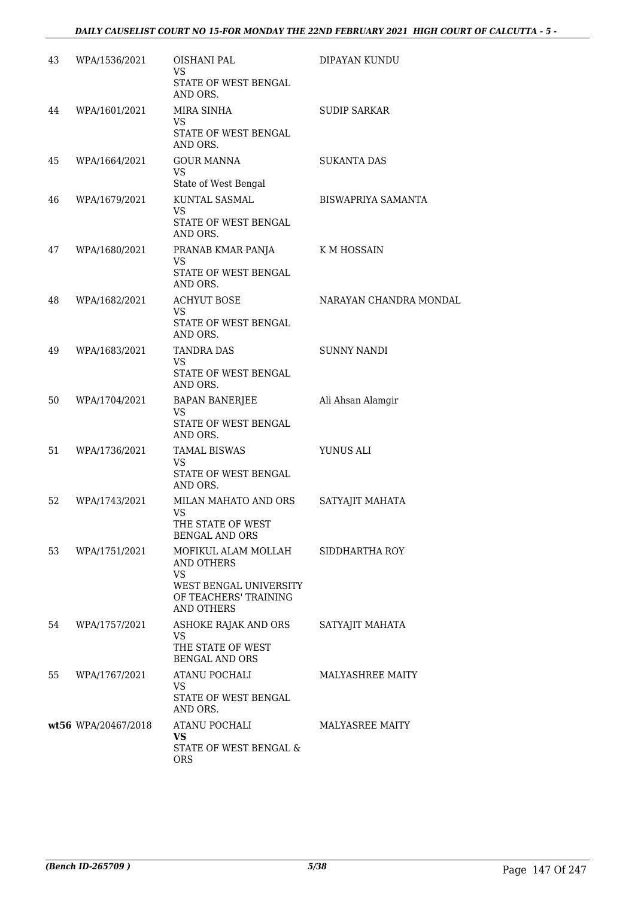| 43 | WPA/1536/2021 | OISHANI PAL<br>VS<br>STATE OF WEST BENGAL AND ORS. | DIPAYAN KUNDU |
|---|---|---|---|
| 44 | WPA/1601/2021 | MIRA SINHA<br>VS<br>STATE OF WEST BENGAL AND ORS. | SUDIP SARKAR |
| 45 | WPA/1664/2021 | GOUR MANNA<br>VS<br>State of West Bengal | SUKANTA DAS |
| 46 | WPA/1679/2021 | KUNTAL SASMAL<br>VS<br>STATE OF WEST BENGAL AND ORS. | BISWAPRIYA SAMANTA |
| 47 | WPA/1680/2021 | PRANAB KMAR PANJA<br>VS<br>STATE OF WEST BENGAL AND ORS. | K M HOSSAIN |
| 48 | WPA/1682/2021 | ACHYUT BOSE<br>VS<br>STATE OF WEST BENGAL AND ORS. | NARAYAN CHANDRA MONDAL |
| 49 | WPA/1683/2021 | TANDRA DAS<br>VS<br>STATE OF WEST BENGAL AND ORS. | SUNNY NANDI |
| 50 | WPA/1704/2021 | BAPAN BANERJEE<br>VS<br>STATE OF WEST BENGAL AND ORS. | Ali Ahsan Alamgir |
| 51 | WPA/1736/2021 | TAMAL BISWAS<br>VS<br>STATE OF WEST BENGAL AND ORS. | YUNUS ALI |
| 52 | WPA/1743/2021 | MILAN MAHATO AND ORS<br>VS<br>THE STATE OF WEST BENGAL AND ORS | SATYAJIT MAHATA |
| 53 | WPA/1751/2021 | MOFIKUL ALAM MOLLAH AND OTHERS<br>VS<br>WEST BENGAL UNIVERSITY OF TEACHERS' TRAINING AND OTHERS | SIDDHARTHA ROY |
| 54 | WPA/1757/2021 | ASHOKE RAJAK AND ORS<br>VS<br>THE STATE OF WEST BENGAL AND ORS | SATYAJIT MAHATA |
| 55 | WPA/1767/2021 | ATANU POCHALI<br>VS<br>STATE OF WEST BENGAL AND ORS. | MALYASHREE MAITY |
| **wt56** | WPA/20467/2018 | ATANU POCHALI<br>**VS**<br>STATE OF WEST BENGAL & ORS | MALYASREE MAITY |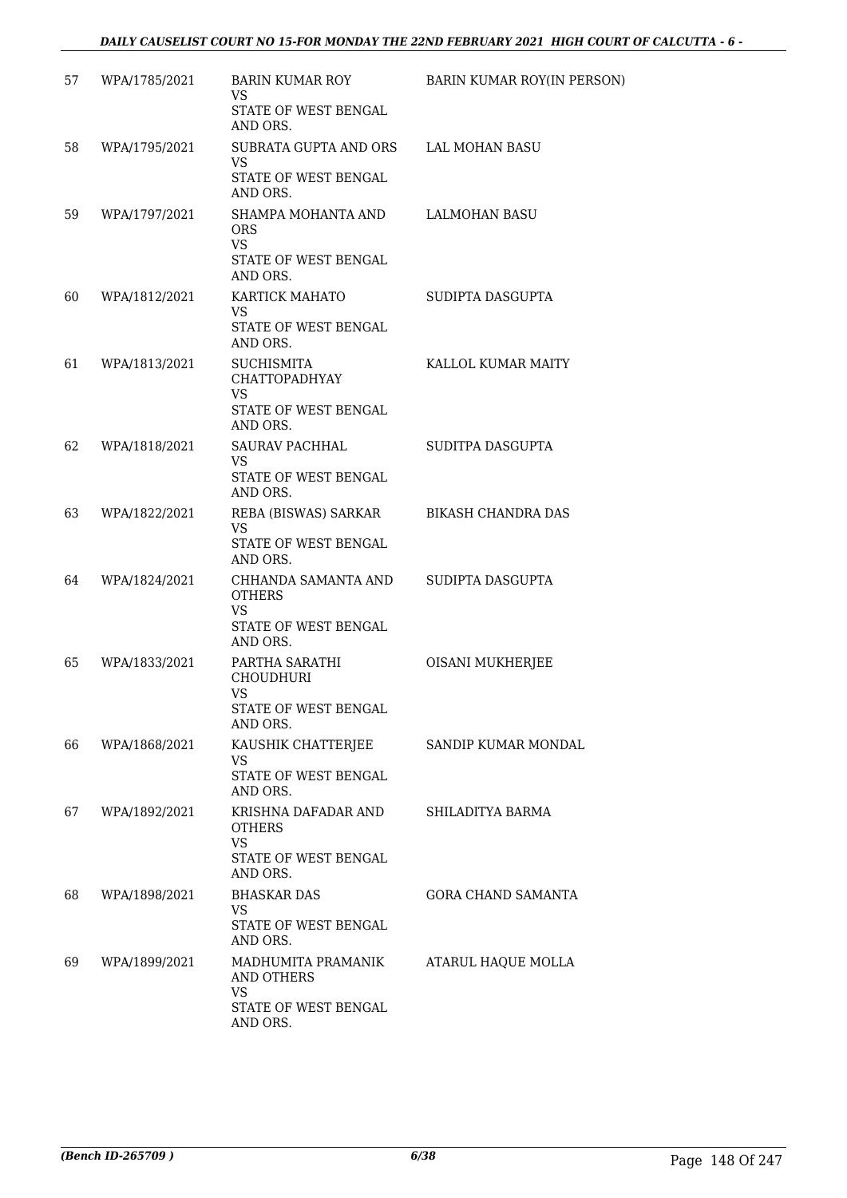| 57 | WPA/1785/2021 | BARIN KUMAR ROY VS STATE OF WEST BENGAL AND ORS. | BARIN KUMAR ROY(IN PERSON) |
|---|---|---|---|
| 58 | WPA/1795/2021 | SUBRATA GUPTA AND ORS VS STATE OF WEST BENGAL AND ORS. | LAL MOHAN BASU |
| 59 | WPA/1797/2021 | SHAMPA MOHANTA AND ORS VS STATE OF WEST BENGAL AND ORS. | LALMOHAN BASU |
| 60 | WPA/1812/2021 | KARTICK MAHATO VS STATE OF WEST BENGAL AND ORS. | SUDIPTA DASGUPTA |
| 61 | WPA/1813/2021 | SUCHISMITA CHATTOPADHYAY VS STATE OF WEST BENGAL AND ORS. | KALLOL KUMAR MAITY |
| 62 | WPA/1818/2021 | SAURAV PACHHAL VS STATE OF WEST BENGAL AND ORS. | SUDITPA DASGUPTA |
| 63 | WPA/1822/2021 | REBA (BISWAS) SARKAR VS STATE OF WEST BENGAL AND ORS. | BIKASH CHANDRA DAS |
| 64 | WPA/1824/2021 | CHHANDA SAMANTA AND OTHERS VS STATE OF WEST BENGAL AND ORS. | SUDIPTA DASGUPTA |
| 65 | WPA/1833/2021 | PARTHA SARATHI CHOUDHURI VS STATE OF WEST BENGAL AND ORS. | OISANI MUKHERJEE |
| 66 | WPA/1868/2021 | KAUSHIK CHATTERJEE VS STATE OF WEST BENGAL AND ORS. | SANDIP KUMAR MONDAL |
| 67 | WPA/1892/2021 | KRISHNA DAFADAR AND OTHERS VS STATE OF WEST BENGAL AND ORS. | SHILADITYA BARMA |
| 68 | WPA/1898/2021 | BHASKAR DAS VS STATE OF WEST BENGAL AND ORS. | GORA CHAND SAMANTA |
| 69 | WPA/1899/2021 | MADHUMITA PRAMANIK AND OTHERS VS STATE OF WEST BENGAL AND ORS. | ATARUL HAQUE MOLLA |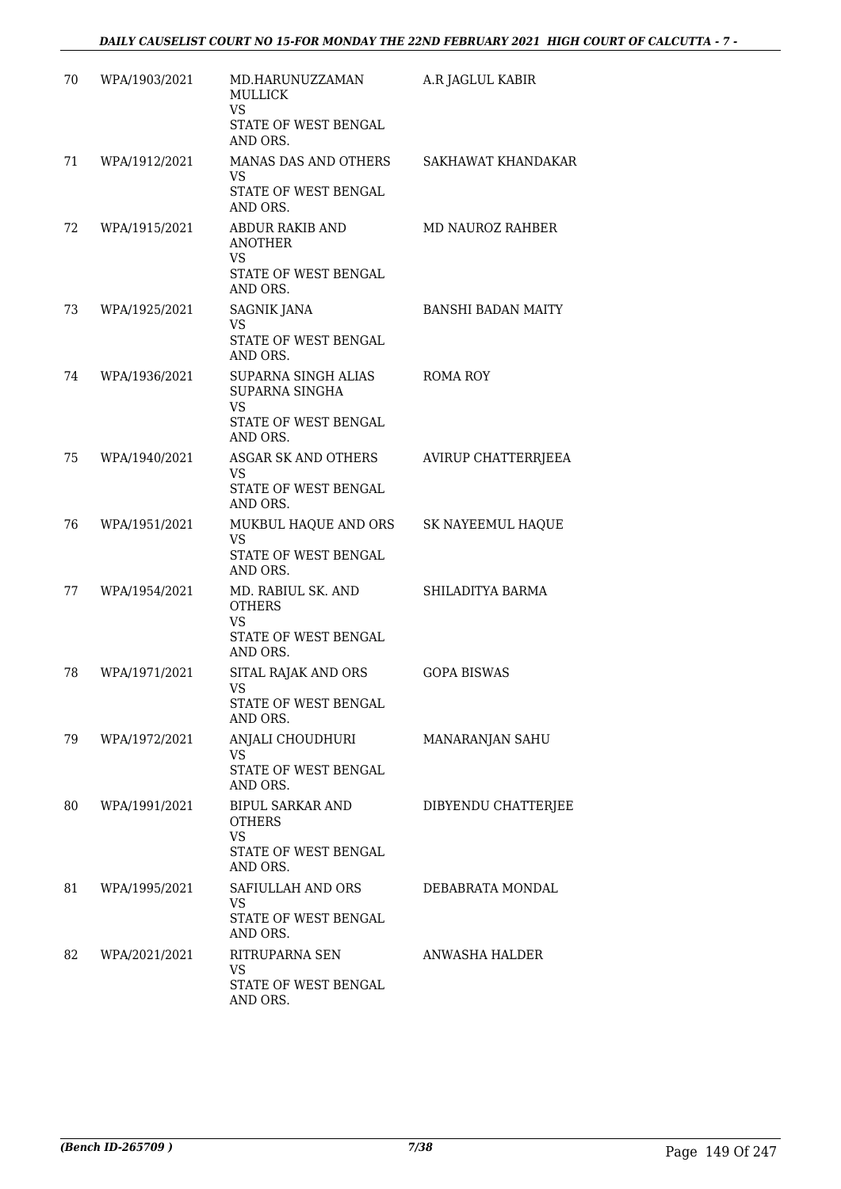| | | | |
|---|---|---|---|
| 70 | WPA/1903/2021 | MD.HARUNUZZAMAN MULLICK<br>VS<br>STATE OF WEST BENGAL AND ORS. | A.R JAGLUL KABIR |
| 71 | WPA/1912/2021 | MANAS DAS AND OTHERS<br>VS<br>STATE OF WEST BENGAL AND ORS. | SAKHAWAT KHANDAKAR |
| 72 | WPA/1915/2021 | ABDUR RAKIB AND ANOTHER<br>VS<br>STATE OF WEST BENGAL AND ORS. | MD NAUROZ RAHBER |
| 73 | WPA/1925/2021 | SAGNIK JANA<br>VS<br>STATE OF WEST BENGAL AND ORS. | BANSHI BADAN MAITY |
| 74 | WPA/1936/2021 | SUPARNA SINGH ALIAS SUPARNA SINGHA<br>VS<br>STATE OF WEST BENGAL AND ORS. | ROMA ROY |
| 75 | WPA/1940/2021 | ASGAR SK AND OTHERS<br>VS<br>STATE OF WEST BENGAL AND ORS. | AVIRUP CHATTERRJEEA |
| 76 | WPA/1951/2021 | MUKBUL HAQUE AND ORS<br>VS<br>STATE OF WEST BENGAL AND ORS. | SK NAYEEMUL HAQUE |
| 77 | WPA/1954/2021 | MD. RABIUL SK. AND OTHERS<br>VS<br>STATE OF WEST BENGAL AND ORS. | SHILADITYA BARMA |
| 78 | WPA/1971/2021 | SITAL RAJAK AND ORS<br>VS<br>STATE OF WEST BENGAL AND ORS. | GOPA BISWAS |
| 79 | WPA/1972/2021 | ANJALI CHOUDHURI<br>VS<br>STATE OF WEST BENGAL AND ORS. | MANARANJAN SAHU |
| 80 | WPA/1991/2021 | BIPUL SARKAR AND OTHERS<br>VS<br>STATE OF WEST BENGAL AND ORS. | DIBYENDU CHATTERJEE |
| 81 | WPA/1995/2021 | SAFIULLAH AND ORS<br>VS<br>STATE OF WEST BENGAL AND ORS. | DEBABRATA MONDAL |
| 82 | WPA/2021/2021 | RITRUPARNA SEN<br>VS<br>STATE OF WEST BENGAL AND ORS. | ANWASHA HALDER |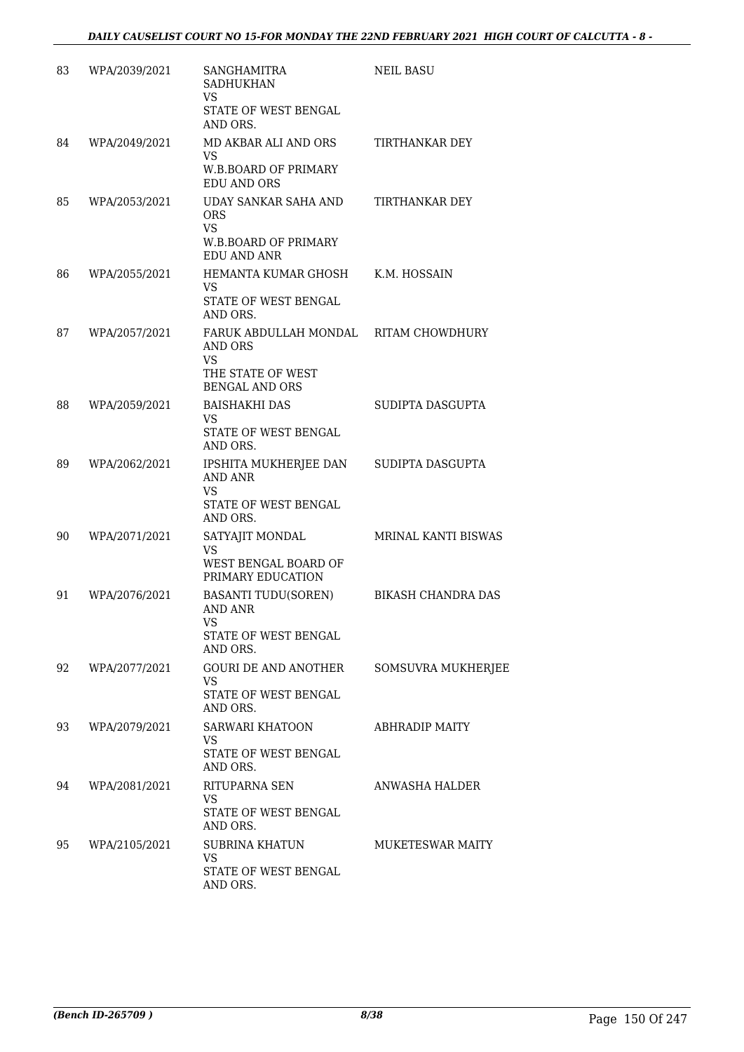| 83 | WPA/2039/2021 | SANGHAMITRA SADHUKHAN<br>VS<br>STATE OF WEST BENGAL AND ORS. | NEIL BASU |
|---|---|---|---|
| 84 | WPA/2049/2021 | MD AKBAR ALI AND ORS<br>VS<br>W.B.BOARD OF PRIMARY EDU AND ORS | TIRTHANKAR DEY |
| 85 | WPA/2053/2021 | UDAY SANKAR SAHA AND ORS<br>VS<br>W.B.BOARD OF PRIMARY EDU AND ANR | TIRTHANKAR DEY |
| 86 | WPA/2055/2021 | HEMANTA KUMAR GHOSH<br>VS<br>STATE OF WEST BENGAL AND ORS. | K.M. HOSSAIN |
| 87 | WPA/2057/2021 | FARUK ABDULLAH MONDAL AND ORS<br>VS<br>THE STATE OF WEST BENGAL AND ORS | RITAM CHOWDHURY |
| 88 | WPA/2059/2021 | BAISHAKHI DAS<br>VS<br>STATE OF WEST BENGAL AND ORS. | SUDIPTA DASGUPTA |
| 89 | WPA/2062/2021 | IPSHITA MUKHERJEE DAN AND ANR<br>VS<br>STATE OF WEST BENGAL AND ORS. | SUDIPTA DASGUPTA |
| 90 | WPA/2071/2021 | SATYAJIT MONDAL<br>VS<br>WEST BENGAL BOARD OF PRIMARY EDUCATION | MRINAL KANTI BISWAS |
| 91 | WPA/2076/2021 | BASANTI TUDU(SOREN) AND ANR<br>VS<br>STATE OF WEST BENGAL AND ORS. | BIKASH CHANDRA DAS |
| 92 | WPA/2077/2021 | GOURI DE AND ANOTHER<br>VS<br>STATE OF WEST BENGAL AND ORS. | SOMSUVRA MUKHERJEE |
| 93 | WPA/2079/2021 | SARWARI KHATOON<br>VS<br>STATE OF WEST BENGAL AND ORS. | ABHRADIP MAITY |
| 94 | WPA/2081/2021 | RITUPARNA SEN<br>VS<br>STATE OF WEST BENGAL AND ORS. | ANWASHA HALDER |
| 95 | WPA/2105/2021 | SUBRINA KHATUN<br>VS<br>STATE OF WEST BENGAL AND ORS. | MUKETESWAR MAITY |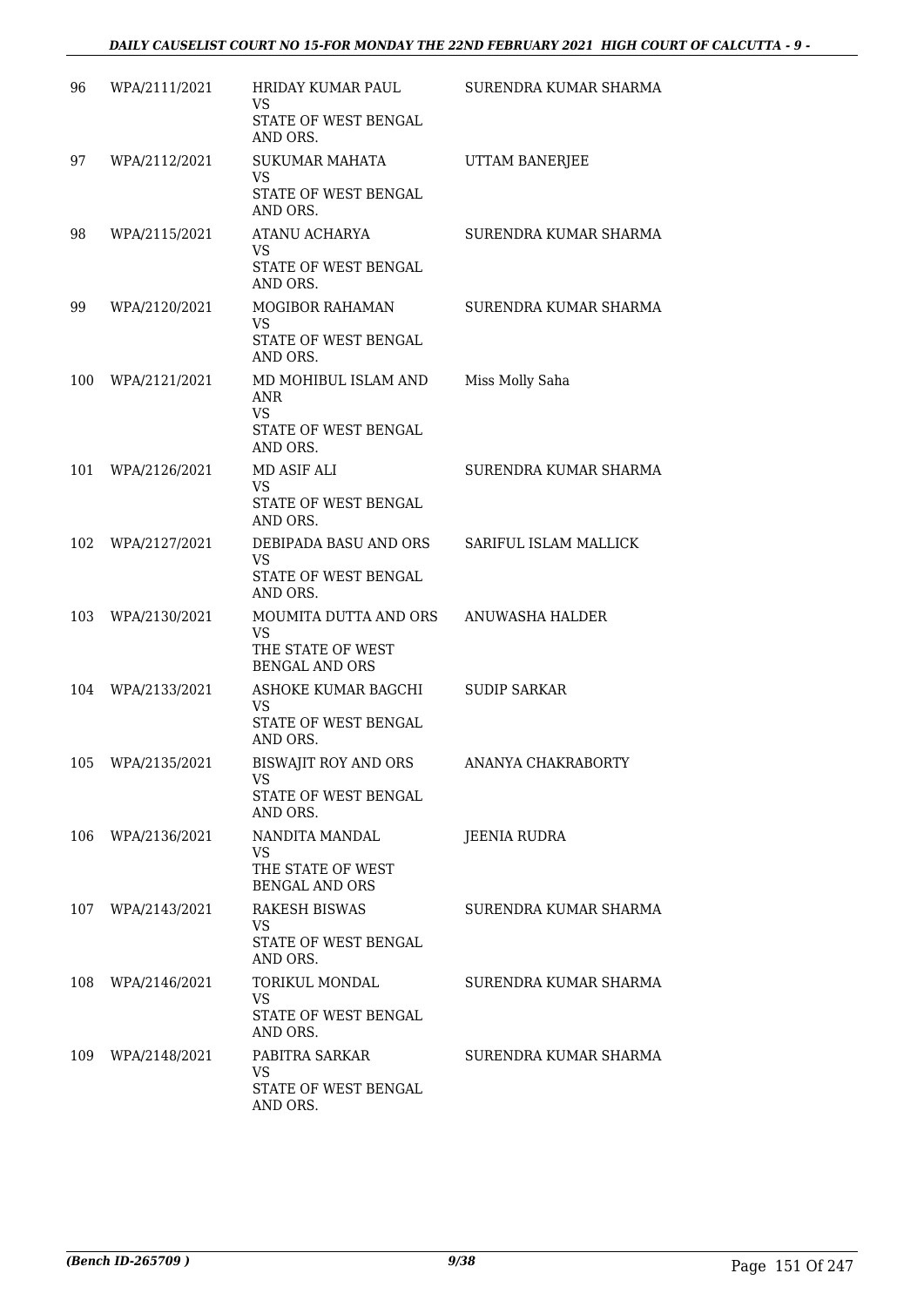| 96 | WPA/2111/2021 | HRIDAY KUMAR PAUL VS STATE OF WEST BENGAL AND ORS. | SURENDRA KUMAR SHARMA |
|---|---|---|---|
| 97 | WPA/2112/2021 | SUKUMAR MAHATA VS STATE OF WEST BENGAL AND ORS. | UTTAM BANERJEE |
| 98 | WPA/2115/2021 | ATANU ACHARYA VS STATE OF WEST BENGAL AND ORS. | SURENDRA KUMAR SHARMA |
| 99 | WPA/2120/2021 | MOGIBOR RAHAMAN VS STATE OF WEST BENGAL AND ORS. | SURENDRA KUMAR SHARMA |
| 100 | WPA/2121/2021 | MD MOHIBUL ISLAM AND ANR VS STATE OF WEST BENGAL AND ORS. | Miss Molly Saha |
| 101 | WPA/2126/2021 | MD ASIF ALI VS STATE OF WEST BENGAL AND ORS. | SURENDRA KUMAR SHARMA |
| 102 | WPA/2127/2021 | DEBIPADA BASU AND ORS VS STATE OF WEST BENGAL AND ORS. | SARIFUL ISLAM MALLICK |
| 103 | WPA/2130/2021 | MOUMITA DUTTA AND ORS VS THE STATE OF WEST BENGAL AND ORS | ANUWASHA HALDER |
| 104 | WPA/2133/2021 | ASHOKE KUMAR BAGCHI VS STATE OF WEST BENGAL AND ORS. | SUDIP SARKAR |
| 105 | WPA/2135/2021 | BISWAJIT ROY AND ORS VS STATE OF WEST BENGAL AND ORS. | ANANYA CHAKRABORTY |
| 106 | WPA/2136/2021 | NANDITA MANDAL VS THE STATE OF WEST BENGAL AND ORS | JEENIA RUDRA |
| 107 | WPA/2143/2021 | RAKESH BISWAS VS STATE OF WEST BENGAL AND ORS. | SURENDRA KUMAR SHARMA |
| 108 | WPA/2146/2021 | TORIKUL MONDAL VS STATE OF WEST BENGAL AND ORS. | SURENDRA KUMAR SHARMA |
| 109 | WPA/2148/2021 | PABITRA SARKAR VS STATE OF WEST BENGAL AND ORS. | SURENDRA KUMAR SHARMA |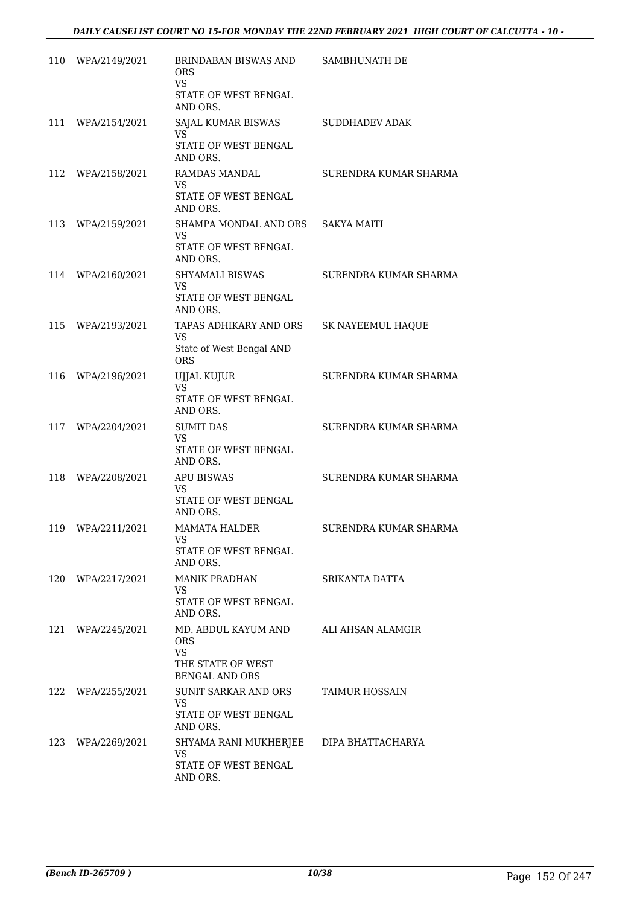| 110 | WPA/2149/2021 | BRINDABAN BISWAS AND ORS<br>VS<br>STATE OF WEST BENGAL AND ORS. | SAMBHUNATH DE |
|---|---|---|---|
| 111 | WPA/2154/2021 | SAJAL KUMAR BISWAS<br>VS<br>STATE OF WEST BENGAL AND ORS. | SUDDHADEV ADAK |
| 112 | WPA/2158/2021 | RAMDAS MANDAL<br>VS<br>STATE OF WEST BENGAL AND ORS. | SURENDRA KUMAR SHARMA |
| 113 | WPA/2159/2021 | SHAMPA MONDAL AND ORS<br>VS<br>STATE OF WEST BENGAL AND ORS. | SAKYA MAITI |
| 114 | WPA/2160/2021 | SHYAMALI BISWAS<br>VS<br>STATE OF WEST BENGAL AND ORS. | SURENDRA KUMAR SHARMA |
| 115 | WPA/2193/2021 | TAPAS ADHIKARY AND ORS<br>VS<br>State of West Bengal AND ORS | SK NAYEEMUL HAQUE |
| 116 | WPA/2196/2021 | UJJAL KUJUR<br>VS<br>STATE OF WEST BENGAL AND ORS. | SURENDRA KUMAR SHARMA |
| 117 | WPA/2204/2021 | SUMIT DAS<br>VS<br>STATE OF WEST BENGAL AND ORS. | SURENDRA KUMAR SHARMA |
| 118 | WPA/2208/2021 | APU BISWAS<br>VS<br>STATE OF WEST BENGAL AND ORS. | SURENDRA KUMAR SHARMA |
| 119 | WPA/2211/2021 | MAMATA HALDER<br>VS<br>STATE OF WEST BENGAL AND ORS. | SURENDRA KUMAR SHARMA |
| 120 | WPA/2217/2021 | MANIK PRADHAN<br>VS<br>STATE OF WEST BENGAL AND ORS. | SRIKANTA DATTA |
| 121 | WPA/2245/2021 | MD. ABDUL KAYUM AND ORS<br>VS<br>THE STATE OF WEST BENGAL AND ORS | ALI AHSAN ALAMGIR |
| 122 | WPA/2255/2021 | SUNIT SARKAR AND ORS<br>VS<br>STATE OF WEST BENGAL AND ORS. | TAIMUR HOSSAIN |
| 123 | WPA/2269/2021 | SHYAMA RANI MUKHERJEE<br>VS<br>STATE OF WEST BENGAL AND ORS. | DIPA BHATTACHARYA |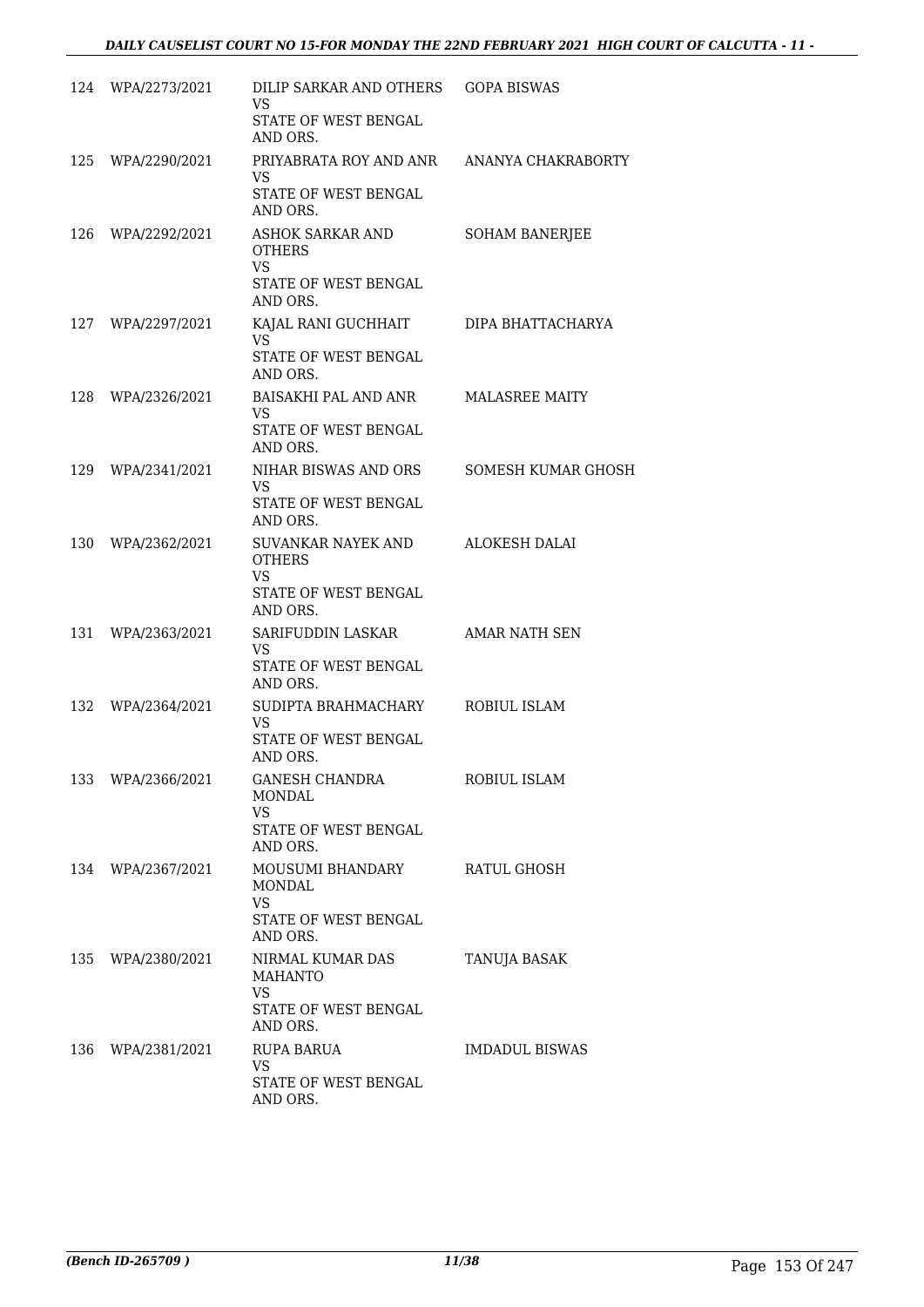| | | | |
|---|---|---|---|
| 124 | WPA/2273/2021 | DILIP SARKAR AND OTHERS<br>VS<br>STATE OF WEST BENGAL AND ORS. | GOPA BISWAS |
| 125 | WPA/2290/2021 | PRIYABRATA ROY AND ANR<br>VS<br>STATE OF WEST BENGAL AND ORS. | ANANYA CHAKRABORTY |
| 126 | WPA/2292/2021 | ASHOK SARKAR AND OTHERS<br>VS<br>STATE OF WEST BENGAL AND ORS. | SOHAM BANERJEE |
| 127 | WPA/2297/2021 | KAJAL RANI GUCHHAIT<br>VS<br>STATE OF WEST BENGAL AND ORS. | DIPA BHATTACHARYA |
| 128 | WPA/2326/2021 | BAISAKHI PAL AND ANR<br>VS<br>STATE OF WEST BENGAL AND ORS. | MALASREE MAITY |
| 129 | WPA/2341/2021 | NIHAR BISWAS AND ORS<br>VS<br>STATE OF WEST BENGAL AND ORS. | SOMESH KUMAR GHOSH |
| 130 | WPA/2362/2021 | SUVANKAR NAYEK AND OTHERS<br>VS<br>STATE OF WEST BENGAL AND ORS. | ALOKESH DALAI |
| 131 | WPA/2363/2021 | SARIFUDDIN LASKAR<br>VS<br>STATE OF WEST BENGAL AND ORS. | AMAR NATH SEN |
| 132 | WPA/2364/2021 | SUDIPTA BRAHMACHARY<br>VS<br>STATE OF WEST BENGAL AND ORS. | ROBIUL ISLAM |
| 133 | WPA/2366/2021 | GANESH CHANDRA MONDAL<br>VS<br>STATE OF WEST BENGAL AND ORS. | ROBIUL ISLAM |
| 134 | WPA/2367/2021 | MOUSUMI BHANDARY MONDAL<br>VS<br>STATE OF WEST BENGAL AND ORS. | RATUL GHOSH |
| 135 | WPA/2380/2021 | NIRMAL KUMAR DAS MAHANTO<br>VS<br>STATE OF WEST BENGAL AND ORS. | TANUJA BASAK |
| 136 | WPA/2381/2021 | RUPA BARUA<br>VS<br>STATE OF WEST BENGAL AND ORS. | IMDADUL BISWAS |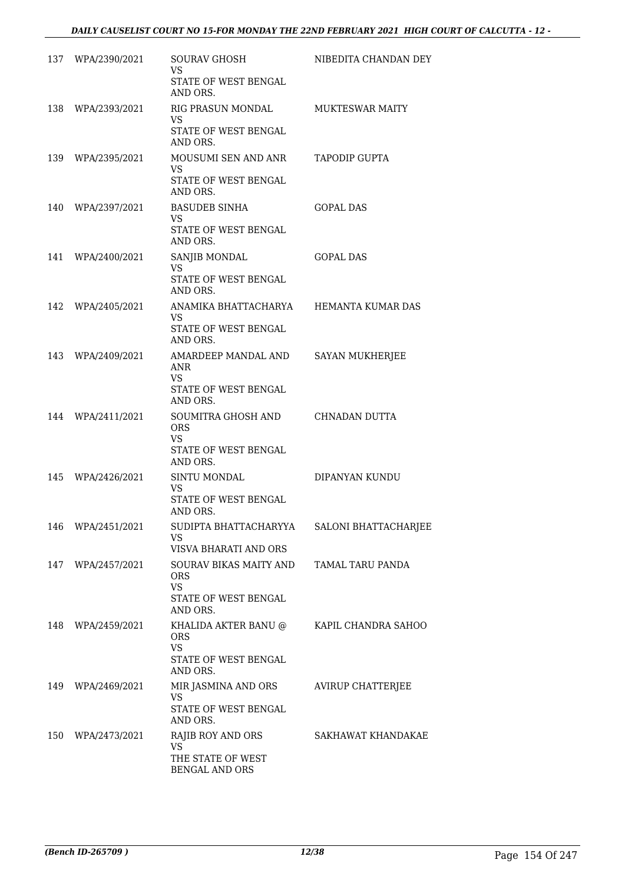| 137 | WPA/2390/2021 | SOURAV GHOSH<br>VS<br>STATE OF WEST BENGAL AND ORS. | NIBEDITA CHANDAN DEY |
|---|---|---|---|
| 138 | WPA/2393/2021 | RIG PRASUN MONDAL<br>VS<br>STATE OF WEST BENGAL AND ORS. | MUKTESWAR MAITY |
| 139 | WPA/2395/2021 | MOUSUMI SEN AND ANR<br>VS<br>STATE OF WEST BENGAL AND ORS. | TAPODIP GUPTA |
| 140 | WPA/2397/2021 | BASUDEB SINHA<br>VS<br>STATE OF WEST BENGAL AND ORS. | GOPAL DAS |
| 141 | WPA/2400/2021 | SANJIB MONDAL<br>VS<br>STATE OF WEST BENGAL AND ORS. | GOPAL DAS |
| 142 | WPA/2405/2021 | ANAMIKA BHATTACHARYA<br>VS<br>STATE OF WEST BENGAL AND ORS. | HEMANTA KUMAR DAS |
| 143 | WPA/2409/2021 | AMARDEEP MANDAL AND ANR<br>VS<br>STATE OF WEST BENGAL AND ORS. | SAYAN MUKHERJEE |
| 144 | WPA/2411/2021 | SOUMITRA GHOSH AND ORS<br>VS<br>STATE OF WEST BENGAL AND ORS. | CHNADAN DUTTA |
| 145 | WPA/2426/2021 | SINTU MONDAL<br>VS<br>STATE OF WEST BENGAL AND ORS. | DIPANYAN KUNDU |
| 146 | WPA/2451/2021 | SUDIPTA BHATTACHARYYA<br>VS<br>VISVA BHARATI AND ORS | SALONI BHATTACHARJEE |
| 147 | WPA/2457/2021 | SOURAV BIKAS MAITY AND ORS<br>VS<br>STATE OF WEST BENGAL AND ORS. | TAMAL TARU PANDA |
| 148 | WPA/2459/2021 | KHALIDA AKTER BANU @ ORS<br>VS<br>STATE OF WEST BENGAL AND ORS. | KAPIL CHANDRA SAHOO |
| 149 | WPA/2469/2021 | MIR JASMINA AND ORS<br>VS<br>STATE OF WEST BENGAL AND ORS. | AVIRUP CHATTERJEE |
| 150 | WPA/2473/2021 | RAJIB ROY AND ORS<br>VS<br>THE STATE OF WEST BENGAL AND ORS | SAKHAWAT KHANDAKAE |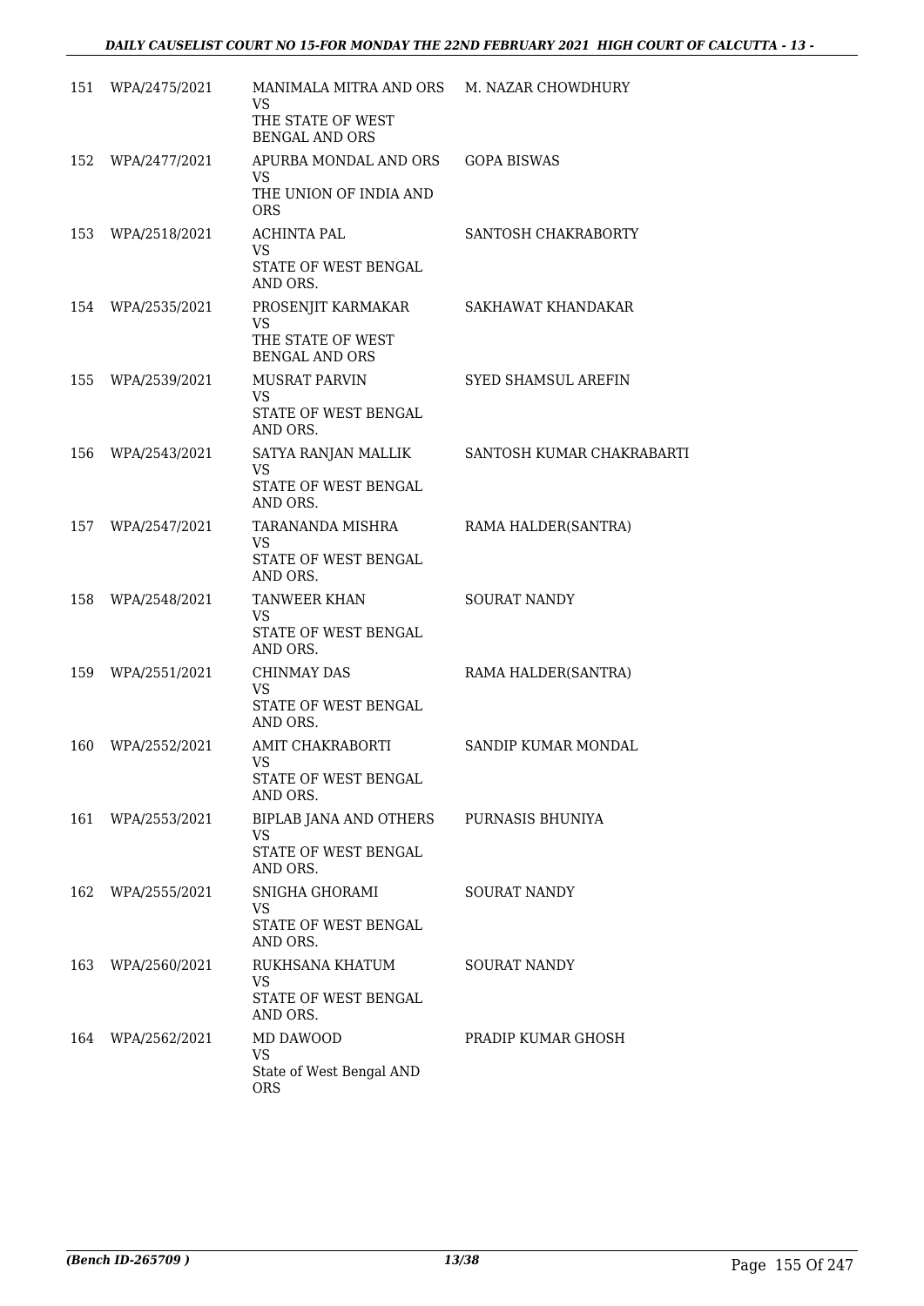| 151 | WPA/2475/2021 | MANIMALA MITRA AND ORS<br>VS<br>THE STATE OF WEST BENGAL AND ORS | M. NAZAR CHOWDHURY |
|---|---|---|---|
| 152 | WPA/2477/2021 | APURBA MONDAL AND ORS<br>VS<br>THE UNION OF INDIA AND ORS | GOPA BISWAS |
| 153 | WPA/2518/2021 | ACHINTA PAL<br>VS<br>STATE OF WEST BENGAL AND ORS. | SANTOSH CHAKRABORTY |
| 154 | WPA/2535/2021 | PROSENJIT KARMAKAR<br>VS<br>THE STATE OF WEST BENGAL AND ORS | SAKHAWAT KHANDAKAR |
| 155 | WPA/2539/2021 | MUSRAT PARVIN<br>VS<br>STATE OF WEST BENGAL AND ORS. | SYED SHAMSUL AREFIN |
| 156 | WPA/2543/2021 | SATYA RANJAN MALLIK<br>VS<br>STATE OF WEST BENGAL AND ORS. | SANTOSH KUMAR CHAKRABARTI |
| 157 | WPA/2547/2021 | TARANANDA MISHRA<br>VS<br>STATE OF WEST BENGAL AND ORS. | RAMA HALDER(SANTRA) |
| 158 | WPA/2548/2021 | TANWEER KHAN<br>VS<br>STATE OF WEST BENGAL AND ORS. | SOURAT NANDY |
| 159 | WPA/2551/2021 | CHINMAY DAS<br>VS<br>STATE OF WEST BENGAL AND ORS. | RAMA HALDER(SANTRA) |
| 160 | WPA/2552/2021 | AMIT CHAKRABORTI<br>VS<br>STATE OF WEST BENGAL AND ORS. | SANDIP KUMAR MONDAL |
| 161 | WPA/2553/2021 | BIPLAB JANA AND OTHERS<br>VS<br>STATE OF WEST BENGAL AND ORS. | PURNASIS BHUNIYA |
| 162 | WPA/2555/2021 | SNIGHA GHORAMI<br>VS<br>STATE OF WEST BENGAL AND ORS. | SOURAT NANDY |
| 163 | WPA/2560/2021 | RUKHSANA KHATUM<br>VS<br>STATE OF WEST BENGAL AND ORS. | SOURAT NANDY |
| 164 | WPA/2562/2021 | MD DAWOOD<br>VS<br>State of West Bengal AND ORS | PRADIP KUMAR GHOSH |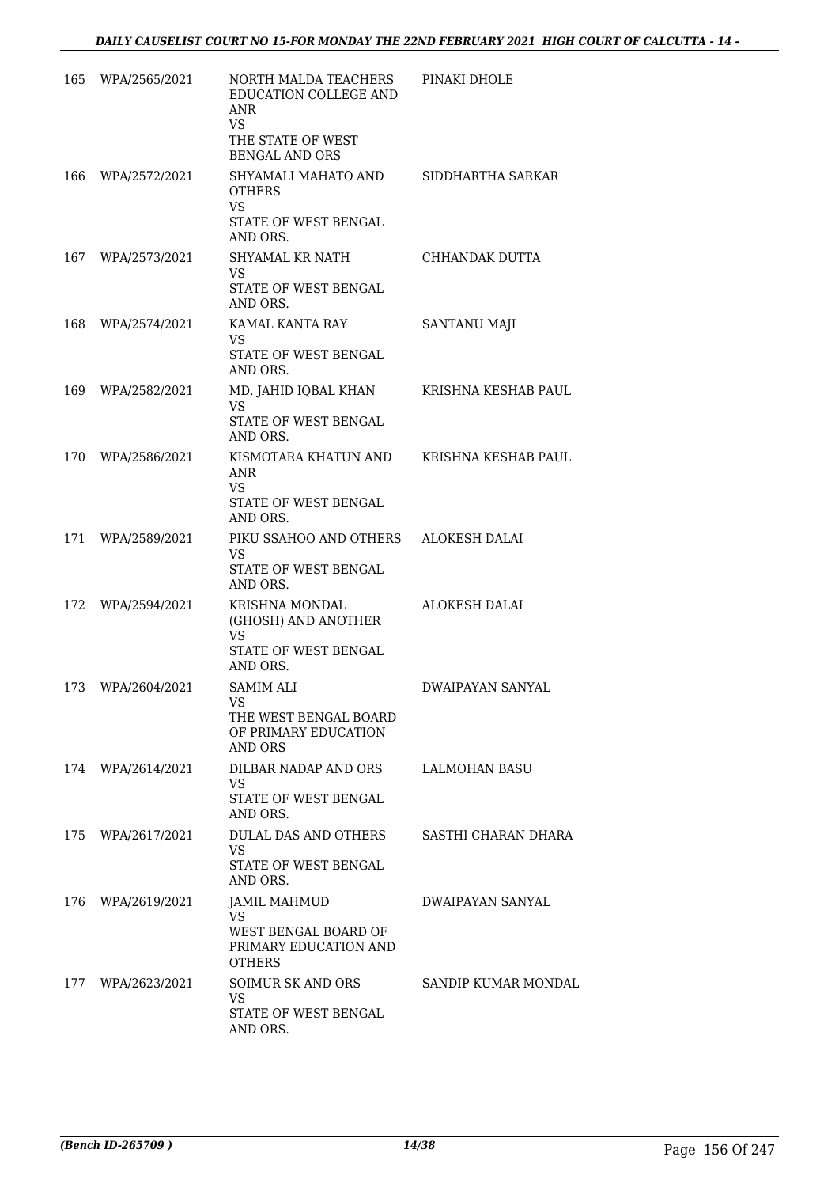| | | | |
|---|---|---|---|
| 165 | WPA/2565/2021 | NORTH MALDA TEACHERS EDUCATION COLLEGE AND ANR<br>VS<br>THE STATE OF WEST BENGAL AND ORS | PINAKI DHOLE |
| 166 | WPA/2572/2021 | SHYAMALI MAHATO AND OTHERS<br>VS<br>STATE OF WEST BENGAL AND ORS. | SIDDHARTHA SARKAR |
| 167 | WPA/2573/2021 | SHYAMAL KR NATH<br>VS<br>STATE OF WEST BENGAL AND ORS. | CHHANDAK DUTTA |
| 168 | WPA/2574/2021 | KAMAL KANTA RAY<br>VS<br>STATE OF WEST BENGAL AND ORS. | SANTANU MAJI |
| 169 | WPA/2582/2021 | MD. JAHID IQBAL KHAN<br>VS<br>STATE OF WEST BENGAL AND ORS. | KRISHNA KESHAB PAUL |
| 170 | WPA/2586/2021 | KISMOTARA KHATUN AND ANR<br>VS<br>STATE OF WEST BENGAL AND ORS. | KRISHNA KESHAB PAUL |
| 171 | WPA/2589/2021 | PIKU SSAHOO AND OTHERS<br>VS<br>STATE OF WEST BENGAL AND ORS. | ALOKESH DALAI |
| 172 | WPA/2594/2021 | KRISHNA MONDAL (GHOSH) AND ANOTHER<br>VS<br>STATE OF WEST BENGAL AND ORS. | ALOKESH DALAI |
| 173 | WPA/2604/2021 | SAMIM ALI<br>VS<br>THE WEST BENGAL BOARD OF PRIMARY EDUCATION AND ORS | DWAIPAYAN SANYAL |
| 174 | WPA/2614/2021 | DILBAR NADAP AND ORS<br>VS<br>STATE OF WEST BENGAL AND ORS. | LALMOHAN BASU |
| 175 | WPA/2617/2021 | DULAL DAS AND OTHERS<br>VS<br>STATE OF WEST BENGAL AND ORS. | SASTHI CHARAN DHARA |
| 176 | WPA/2619/2021 | JAMIL MAHMUD<br>VS<br>WEST BENGAL BOARD OF PRIMARY EDUCATION AND OTHERS | DWAIPAYAN SANYAL |
| 177 | WPA/2623/2021 | SOIMUR SK AND ORS<br>VS<br>STATE OF WEST BENGAL AND ORS. | SANDIP KUMAR MONDAL |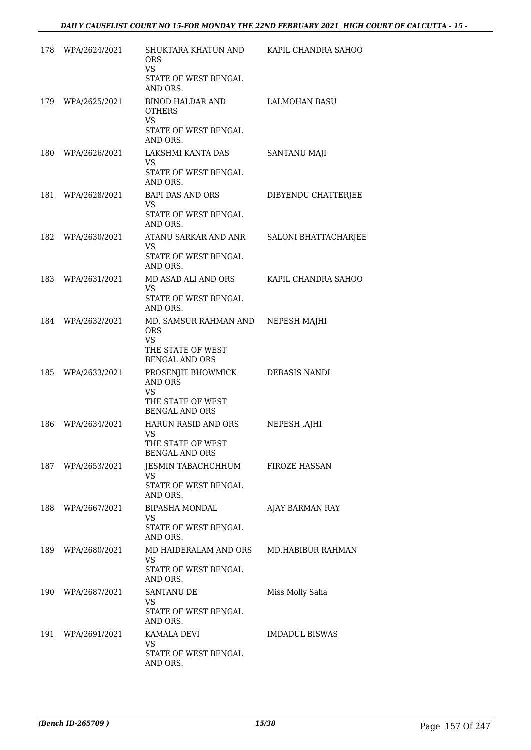| 178 | WPA/2624/2021 | SHUKTARA KHATUN AND ORS<br>VS<br>STATE OF WEST BENGAL AND ORS. | KAPIL CHANDRA SAHOO |
|---|---|---|---|
| 179 | WPA/2625/2021 | BINOD HALDAR AND OTHERS<br>VS<br>STATE OF WEST BENGAL AND ORS. | LALMOHAN BASU |
| 180 | WPA/2626/2021 | LAKSHMI KANTA DAS<br>VS<br>STATE OF WEST BENGAL AND ORS. | SANTANU MAJI |
| 181 | WPA/2628/2021 | BAPI DAS AND ORS<br>VS<br>STATE OF WEST BENGAL AND ORS. | DIBYENDU CHATTERJEE |
| 182 | WPA/2630/2021 | ATANU SARKAR AND ANR<br>VS<br>STATE OF WEST BENGAL AND ORS. | SALONI BHATTACHARJEE |
| 183 | WPA/2631/2021 | MD ASAD ALI AND ORS<br>VS<br>STATE OF WEST BENGAL AND ORS. | KAPIL CHANDRA SAHOO |
| 184 | WPA/2632/2021 | MD. SAMSUR RAHMAN AND ORS<br>VS<br>THE STATE OF WEST BENGAL AND ORS | NEPESH MAJHI |
| 185 | WPA/2633/2021 | PROSENJIT BHOWMICK AND ORS<br>VS<br>THE STATE OF WEST BENGAL AND ORS | DEBASIS NANDI |
| 186 | WPA/2634/2021 | HARUN RASID AND ORS<br>VS<br>THE STATE OF WEST BENGAL AND ORS | NEPESH ,AJHI |
| 187 | WPA/2653/2021 | JESMIN TABACHCHHUM<br>VS<br>STATE OF WEST BENGAL AND ORS. | FIROZE HASSAN |
| 188 | WPA/2667/2021 | BIPASHA MONDAL<br>VS<br>STATE OF WEST BENGAL AND ORS. | AJAY BARMAN RAY |
| 189 | WPA/2680/2021 | MD HAIDERALAM AND ORS<br>VS<br>STATE OF WEST BENGAL AND ORS. | MD.HABIBUR RAHMAN |
| 190 | WPA/2687/2021 | SANTANU DE<br>VS<br>STATE OF WEST BENGAL AND ORS. | Miss Molly Saha |
| 191 | WPA/2691/2021 | KAMALA DEVI<br>VS<br>STATE OF WEST BENGAL AND ORS. | IMDADUL BISWAS |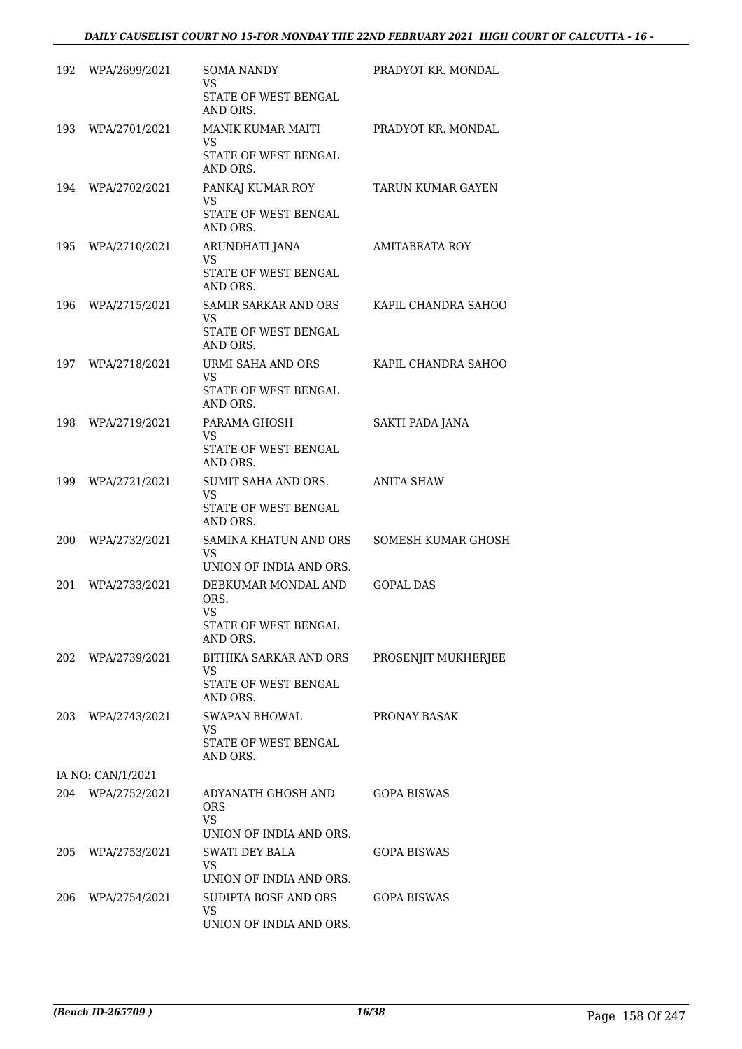| | | | |
|---|---|---|---|
| 192 | WPA/2699/2021 | SOMA NANDY<br>VS<br>STATE OF WEST BENGAL AND ORS. | PRADYOT KR. MONDAL |
| 193 | WPA/2701/2021 | MANIK KUMAR MAITI<br>VS<br>STATE OF WEST BENGAL AND ORS. | PRADYOT KR. MONDAL |
| 194 | WPA/2702/2021 | PANKAJ KUMAR ROY<br>VS<br>STATE OF WEST BENGAL AND ORS. | TARUN KUMAR GAYEN |
| 195 | WPA/2710/2021 | ARUNDHATI JANA<br>VS<br>STATE OF WEST BENGAL AND ORS. | AMITABRATA ROY |
| 196 | WPA/2715/2021 | SAMIR SARKAR AND ORS<br>VS<br>STATE OF WEST BENGAL AND ORS. | KAPIL CHANDRA SAHOO |
| 197 | WPA/2718/2021 | URMI SAHA AND ORS<br>VS<br>STATE OF WEST BENGAL AND ORS. | KAPIL CHANDRA SAHOO |
| 198 | WPA/2719/2021 | PARAMA GHOSH<br>VS<br>STATE OF WEST BENGAL AND ORS. | SAKTI PADA JANA |
| 199 | WPA/2721/2021 | SUMIT SAHA AND ORS.<br>VS<br>STATE OF WEST BENGAL AND ORS. | ANITA SHAW |
| 200 | WPA/2732/2021 | SAMINA KHATUN AND ORS<br>VS<br>UNION OF INDIA AND ORS. | SOMESH KUMAR GHOSH |
| 201 | WPA/2733/2021 | DEBKUMAR MONDAL AND ORS.<br>VS<br>STATE OF WEST BENGAL AND ORS. | GOPAL DAS |
| 202 | WPA/2739/2021 | BITHIKA SARKAR AND ORS<br>VS<br>STATE OF WEST BENGAL AND ORS. | PROSENJIT MUKHERJEE |
| 203 | WPA/2743/2021 | SWAPAN BHOWAL<br>VS<br>STATE OF WEST BENGAL AND ORS. | PRONAY BASAK |
| | IA NO: CAN/1/2021 | | |
| 204 | WPA/2752/2021 | ADYANATH GHOSH AND ORS<br>VS<br>UNION OF INDIA AND ORS. | GOPA BISWAS |
| 205 | WPA/2753/2021 | SWATI DEY BALA<br>VS<br>UNION OF INDIA AND ORS. | GOPA BISWAS |
| 206 | WPA/2754/2021 | SUDIPTA BOSE AND ORS<br>VS<br>UNION OF INDIA AND ORS. | GOPA BISWAS |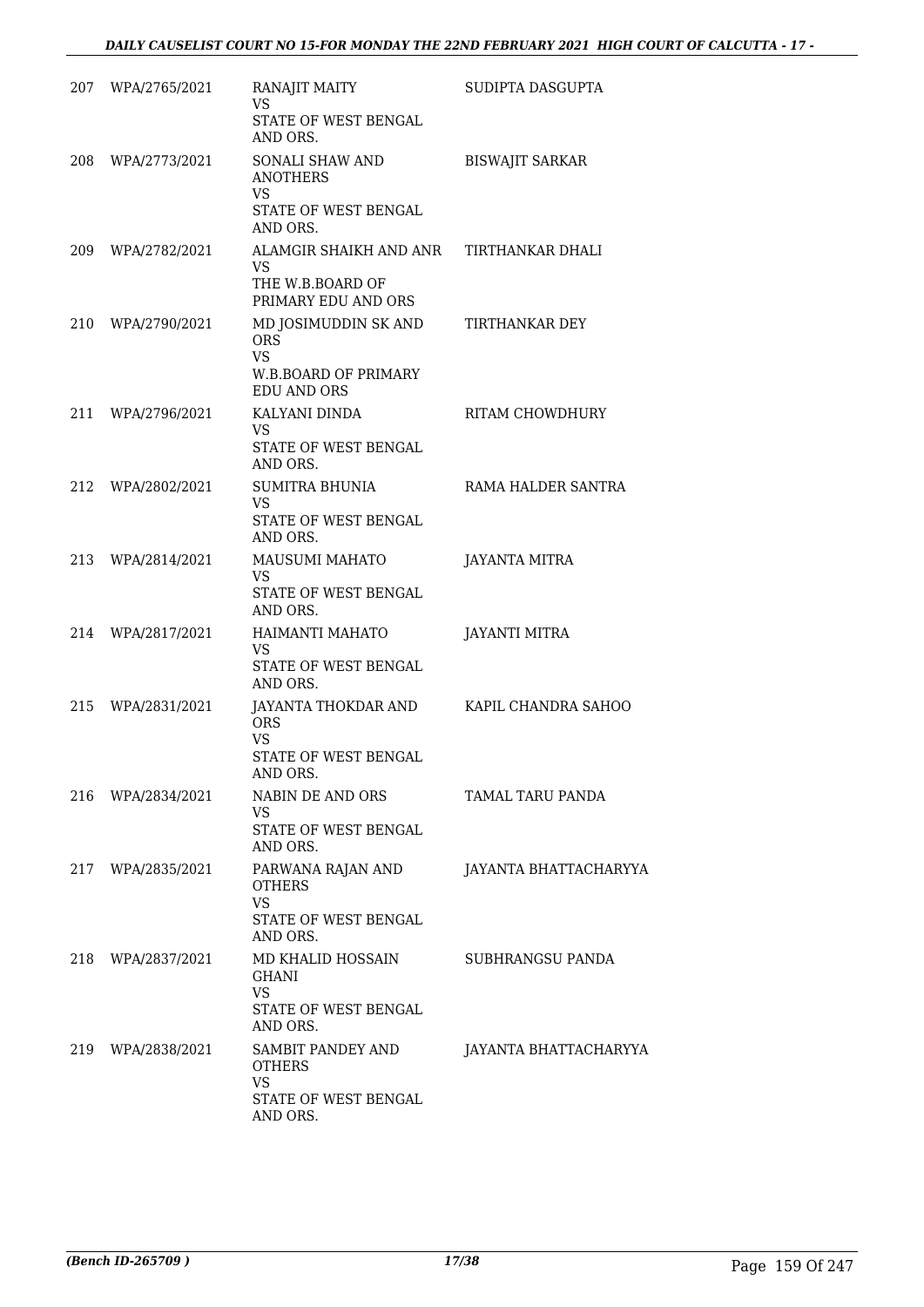| | | | |
|---|---|---|---|
| 207 | WPA/2765/2021 | RANAJIT MAITY<br>VS<br>STATE OF WEST BENGAL AND ORS. | SUDIPTA DASGUPTA |
| 208 | WPA/2773/2021 | SONALI SHAW AND ANOTHERS<br>VS<br>STATE OF WEST BENGAL AND ORS. | BISWAJIT SARKAR |
| 209 | WPA/2782/2021 | ALAMGIR SHAIKH AND ANR<br>VS<br>THE W.B.BOARD OF PRIMARY EDU AND ORS | TIRTHANKAR DHALI |
| 210 | WPA/2790/2021 | MD JOSIMUDDIN SK AND ORS<br>VS<br>W.B.BOARD OF PRIMARY EDU AND ORS | TIRTHANKAR DEY |
| 211 | WPA/2796/2021 | KALYANI DINDA<br>VS<br>STATE OF WEST BENGAL AND ORS. | RITAM CHOWDHURY |
| 212 | WPA/2802/2021 | SUMITRA BHUNIA<br>VS<br>STATE OF WEST BENGAL AND ORS. | RAMA HALDER SANTRA |
| 213 | WPA/2814/2021 | MAUSUMI MAHATO<br>VS<br>STATE OF WEST BENGAL AND ORS. | JAYANTA MITRA |
| 214 | WPA/2817/2021 | HAIMANTI MAHATO<br>VS<br>STATE OF WEST BENGAL AND ORS. | JAYANTI MITRA |
| 215 | WPA/2831/2021 | JAYANTA THOKDAR AND ORS<br>VS<br>STATE OF WEST BENGAL AND ORS. | KAPIL CHANDRA SAHOO |
| 216 | WPA/2834/2021 | NABIN DE AND ORS<br>VS<br>STATE OF WEST BENGAL AND ORS. | TAMAL TARU PANDA |
| 217 | WPA/2835/2021 | PARWANA RAJAN AND OTHERS<br>VS<br>STATE OF WEST BENGAL AND ORS. | JAYANTA BHATTACHARYYA |
| 218 | WPA/2837/2021 | MD KHALID HOSSAIN GHANI<br>VS<br>STATE OF WEST BENGAL AND ORS. | SUBHRANGSU PANDA |
| 219 | WPA/2838/2021 | SAMBIT PANDEY AND OTHERS<br>VS<br>STATE OF WEST BENGAL AND ORS. | JAYANTA BHATTACHARYYA |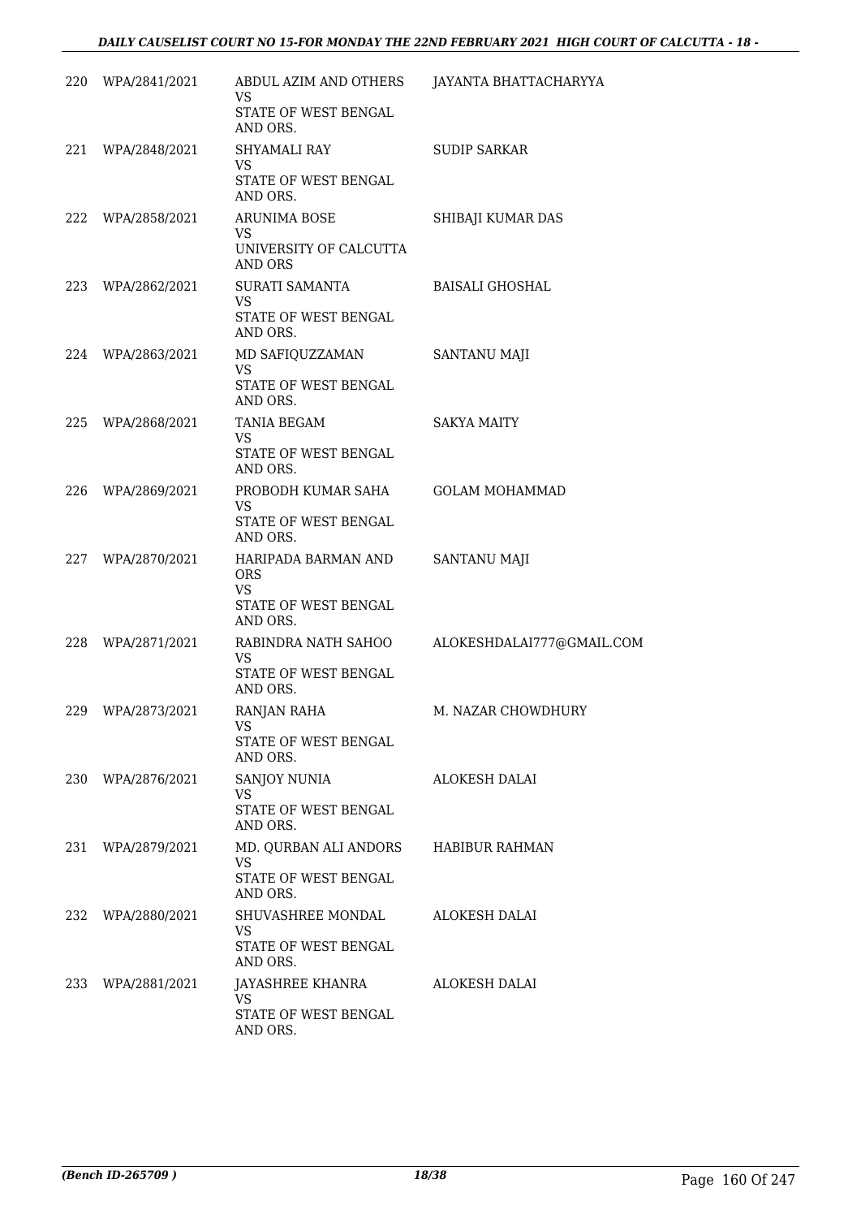| | | | |
|---|---|---|---|
| 220 | WPA/2841/2021 | ABDUL AZIM AND OTHERS<br>VS<br>STATE OF WEST BENGAL AND ORS. | JAYANTA BHATTACHARYYA |
| 221 | WPA/2848/2021 | SHYAMALI RAY<br>VS<br>STATE OF WEST BENGAL AND ORS. | SUDIP SARKAR |
| 222 | WPA/2858/2021 | ARUNIMA BOSE<br>VS<br>UNIVERSITY OF CALCUTTA AND ORS | SHIBAJI KUMAR DAS |
| 223 | WPA/2862/2021 | SURATI SAMANTA<br>VS<br>STATE OF WEST BENGAL AND ORS. | BAISALI GHOSHAL |
| 224 | WPA/2863/2021 | MD SAFIQUZZAMAN<br>VS<br>STATE OF WEST BENGAL AND ORS. | SANTANU MAJI |
| 225 | WPA/2868/2021 | TANIA BEGAM<br>VS<br>STATE OF WEST BENGAL AND ORS. | SAKYA MAITY |
| 226 | WPA/2869/2021 | PROBODH KUMAR SAHA<br>VS<br>STATE OF WEST BENGAL AND ORS. | GOLAM MOHAMMAD |
| 227 | WPA/2870/2021 | HARIPADA BARMAN AND ORS<br>VS<br>STATE OF WEST BENGAL AND ORS. | SANTANU MAJI |
| 228 | WPA/2871/2021 | RABINDRA NATH SAHOO<br>VS<br>STATE OF WEST BENGAL AND ORS. | ALOKESHDALAI777@GMAIL.COM |
| 229 | WPA/2873/2021 | RANJAN RAHA<br>VS<br>STATE OF WEST BENGAL AND ORS. | M. NAZAR CHOWDHURY |
| 230 | WPA/2876/2021 | SANJOY NUNIA<br>VS<br>STATE OF WEST BENGAL AND ORS. | ALOKESH DALAI |
| 231 | WPA/2879/2021 | MD. QURBAN ALI ANDORS<br>VS<br>STATE OF WEST BENGAL AND ORS. | HABIBUR RAHMAN |
| 232 | WPA/2880/2021 | SHUVASHREE MONDAL<br>VS<br>STATE OF WEST BENGAL AND ORS. | ALOKESH DALAI |
| 233 | WPA/2881/2021 | JAYASHREE KHANRA<br>VS<br>STATE OF WEST BENGAL AND ORS. | ALOKESH DALAI |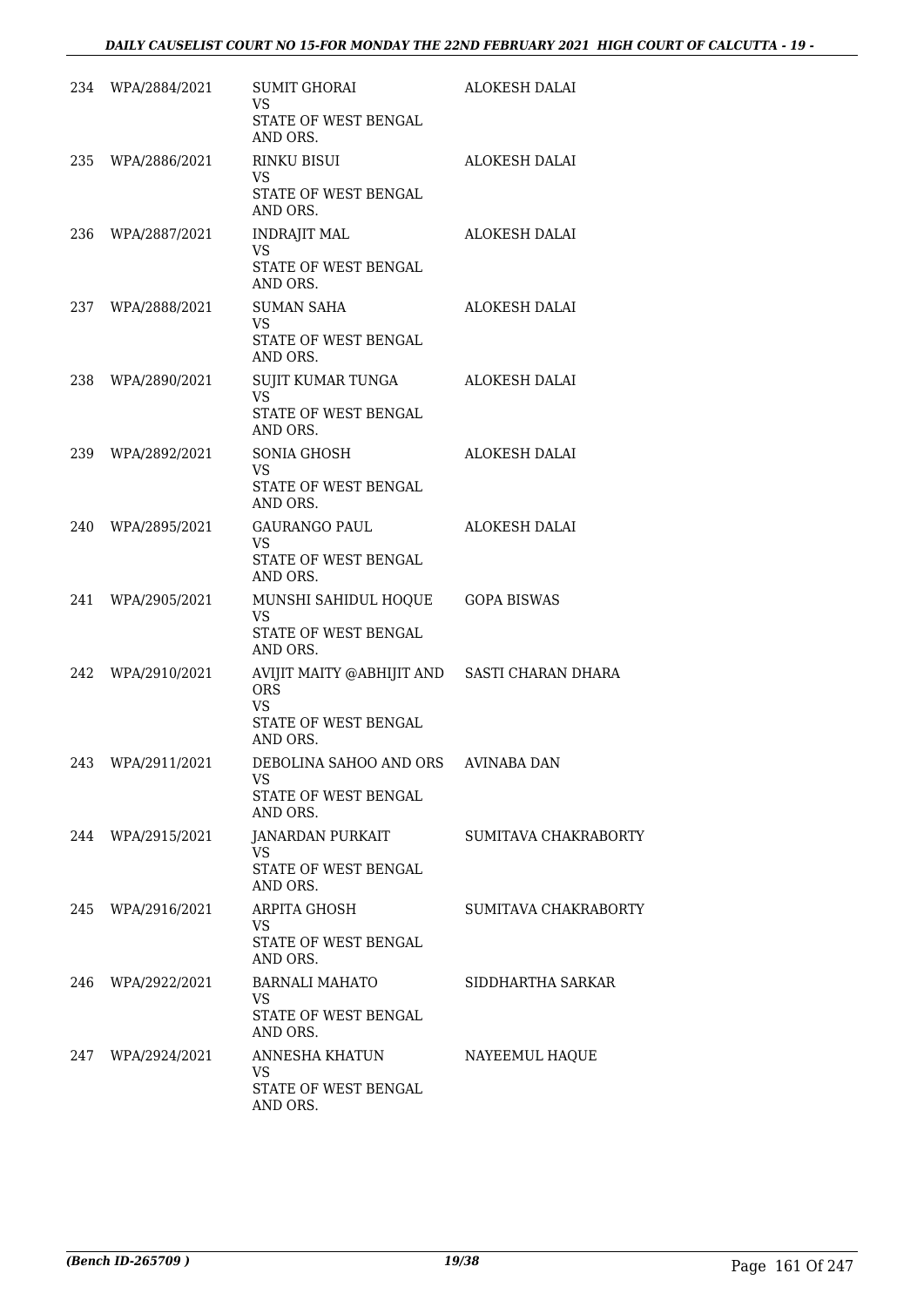| | | | |
|---|---|---|---|
| 234 | WPA/2884/2021 | SUMIT GHORAI<br>VS<br>STATE OF WEST BENGAL AND ORS. | ALOKESH DALAI |
| 235 | WPA/2886/2021 | RINKU BISUI<br>VS<br>STATE OF WEST BENGAL AND ORS. | ALOKESH DALAI |
| 236 | WPA/2887/2021 | INDRAJIT MAL<br>VS<br>STATE OF WEST BENGAL AND ORS. | ALOKESH DALAI |
| 237 | WPA/2888/2021 | SUMAN SAHA<br>VS<br>STATE OF WEST BENGAL AND ORS. | ALOKESH DALAI |
| 238 | WPA/2890/2021 | SUJIT KUMAR TUNGA<br>VS<br>STATE OF WEST BENGAL AND ORS. | ALOKESH DALAI |
| 239 | WPA/2892/2021 | SONIA GHOSH<br>VS<br>STATE OF WEST BENGAL AND ORS. | ALOKESH DALAI |
| 240 | WPA/2895/2021 | GAURANGO PAUL<br>VS<br>STATE OF WEST BENGAL AND ORS. | ALOKESH DALAI |
| 241 | WPA/2905/2021 | MUNSHI SAHIDUL HOQUE<br>VS<br>STATE OF WEST BENGAL AND ORS. | GOPA BISWAS |
| 242 | WPA/2910/2021 | AVIJIT MAITY @ABHIJIT AND ORS<br>VS<br>STATE OF WEST BENGAL AND ORS. | SASTI CHARAN DHARA |
| 243 | WPA/2911/2021 | DEBOLINA SAHOO AND ORS<br>VS<br>STATE OF WEST BENGAL AND ORS. | AVINABA DAN |
| 244 | WPA/2915/2021 | JANARDAN PURKAIT<br>VS<br>STATE OF WEST BENGAL AND ORS. | SUMITAVA CHAKRABORTY |
| 245 | WPA/2916/2021 | ARPITA GHOSH<br>VS<br>STATE OF WEST BENGAL AND ORS. | SUMITAVA CHAKRABORTY |
| 246 | WPA/2922/2021 | BARNALI MAHATO<br>VS<br>STATE OF WEST BENGAL AND ORS. | SIDDHARTHA SARKAR |
| 247 | WPA/2924/2021 | ANNESHA KHATUN<br>VS<br>STATE OF WEST BENGAL AND ORS. | NAYEEMUL HAQUE |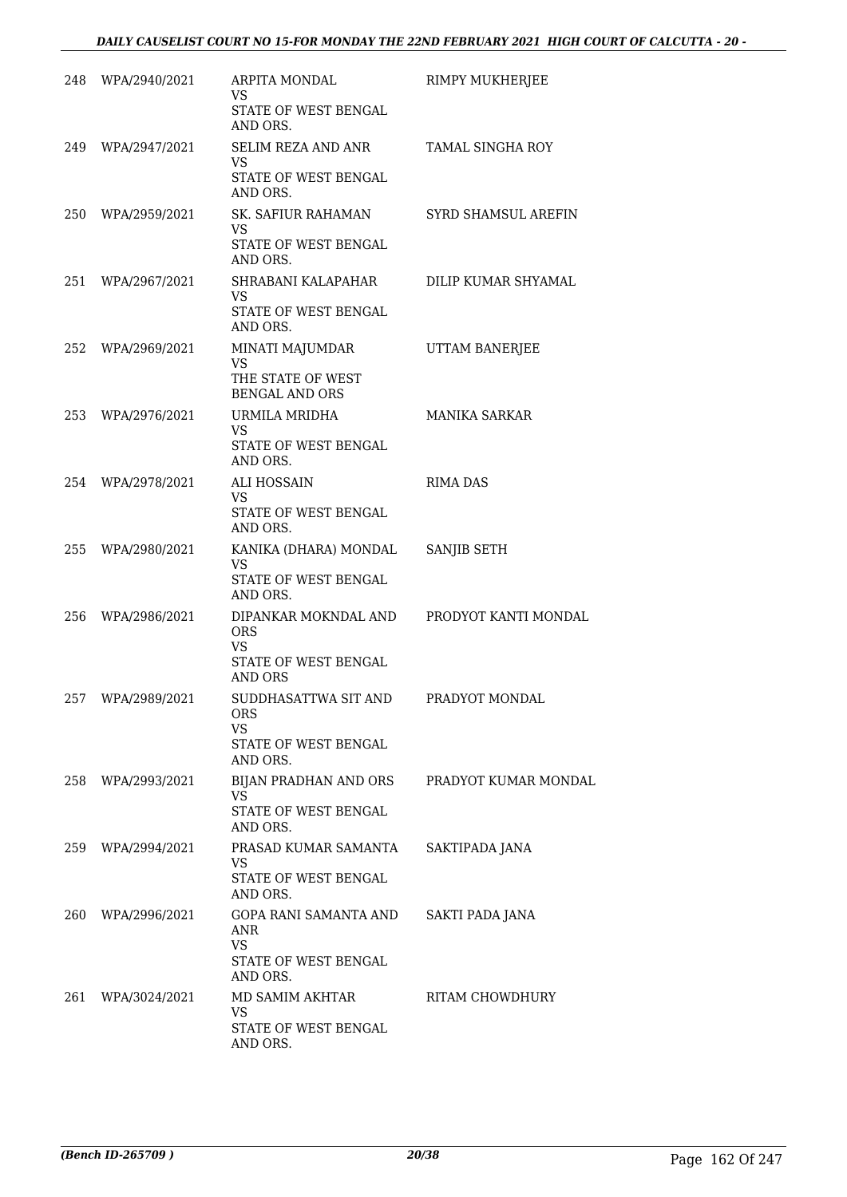| | | | |
|---|---|---|---|
| 248 | WPA/2940/2021 | ARPITA MONDAL<br>VS<br>STATE OF WEST BENGAL AND ORS. | RIMPY MUKHERJEE |
| 249 | WPA/2947/2021 | SELIM REZA AND ANR<br>VS<br>STATE OF WEST BENGAL AND ORS. | TAMAL SINGHA ROY |
| 250 | WPA/2959/2021 | SK. SAFIUR RAHAMAN<br>VS<br>STATE OF WEST BENGAL AND ORS. | SYRD SHAMSUL AREFIN |
| 251 | WPA/2967/2021 | SHRABANI KALAPAHAR<br>VS<br>STATE OF WEST BENGAL AND ORS. | DILIP KUMAR SHYAMAL |
| 252 | WPA/2969/2021 | MINATI MAJUMDAR<br>VS<br>THE STATE OF WEST BENGAL AND ORS | UTTAM BANERJEE |
| 253 | WPA/2976/2021 | URMILA MRIDHA<br>VS<br>STATE OF WEST BENGAL AND ORS. | MANIKA SARKAR |
| 254 | WPA/2978/2021 | ALI HOSSAIN<br>VS<br>STATE OF WEST BENGAL AND ORS. | RIMA DAS |
| 255 | WPA/2980/2021 | KANIKA (DHARA) MONDAL<br>VS<br>STATE OF WEST BENGAL AND ORS. | SANJIB SETH |
| 256 | WPA/2986/2021 | DIPANKAR MOKNDAL AND ORS<br>VS<br>STATE OF WEST BENGAL AND ORS | PRODYOT KANTI MONDAL |
| 257 | WPA/2989/2021 | SUDDHASATTWA SIT AND ORS<br>VS<br>STATE OF WEST BENGAL AND ORS. | PRADYOT MONDAL |
| 258 | WPA/2993/2021 | BIJAN PRADHAN AND ORS<br>VS<br>STATE OF WEST BENGAL AND ORS. | PRADYOT KUMAR MONDAL |
| 259 | WPA/2994/2021 | PRASAD KUMAR SAMANTA<br>VS<br>STATE OF WEST BENGAL AND ORS. | SAKTIPADA JANA |
| 260 | WPA/2996/2021 | GOPA RANI SAMANTA AND ANR<br>VS<br>STATE OF WEST BENGAL AND ORS. | SAKTI PADA JANA |
| 261 | WPA/3024/2021 | MD SAMIM AKHTAR<br>VS<br>STATE OF WEST BENGAL AND ORS. | RITAM CHOWDHURY |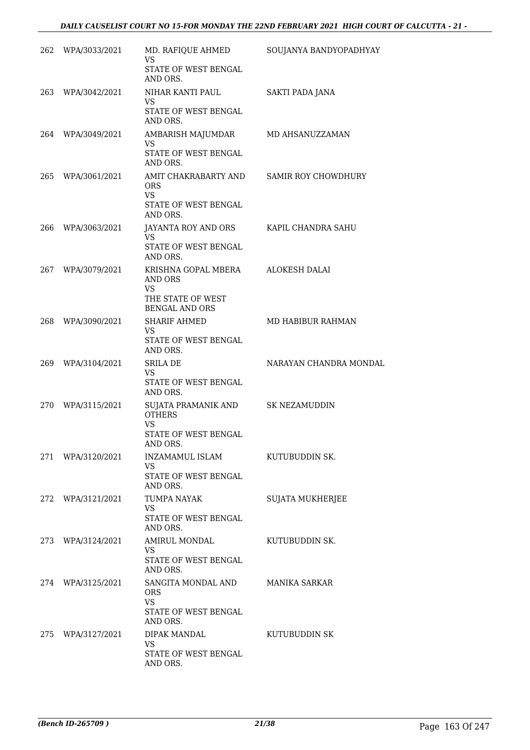| | | | |
|---|---|---|---|
| 262 | WPA/3033/2021 | MD. RAFIQUE AHMED<br>VS<br>STATE OF WEST BENGAL AND ORS. | SOUJANYA BANDYOPADHYAY |
| 263 | WPA/3042/2021 | NIHAR KANTI PAUL<br>VS<br>STATE OF WEST BENGAL AND ORS. | SAKTI PADA JANA |
| 264 | WPA/3049/2021 | AMBARISH MAJUMDAR<br>VS<br>STATE OF WEST BENGAL AND ORS. | MD AHSANUZZAMAN |
| 265 | WPA/3061/2021 | AMIT CHAKRABARTY AND ORS<br>VS<br>STATE OF WEST BENGAL AND ORS. | SAMIR ROY CHOWDHURY |
| 266 | WPA/3063/2021 | JAYANTA ROY AND ORS<br>VS<br>STATE OF WEST BENGAL AND ORS. | KAPIL CHANDRA SAHU |
| 267 | WPA/3079/2021 | KRISHNA GOPAL MBERA AND ORS<br>VS<br>THE STATE OF WEST BENGAL AND ORS | ALOKESH DALAI |
| 268 | WPA/3090/2021 | SHARIF AHMED<br>VS<br>STATE OF WEST BENGAL AND ORS. | MD HABIBUR RAHMAN |
| 269 | WPA/3104/2021 | SRILA DE<br>VS<br>STATE OF WEST BENGAL AND ORS. | NARAYAN CHANDRA MONDAL |
| 270 | WPA/3115/2021 | SUJATA PRAMANIK AND OTHERS<br>VS<br>STATE OF WEST BENGAL AND ORS. | SK NEZAMUDDIN |
| 271 | WPA/3120/2021 | INZAMAMUL ISLAM<br>VS<br>STATE OF WEST BENGAL AND ORS. | KUTUBUDDIN SK. |
| 272 | WPA/3121/2021 | TUMPA NAYAK<br>VS<br>STATE OF WEST BENGAL AND ORS. | SUJATA MUKHERJEE |
| 273 | WPA/3124/2021 | AMIRUL MONDAL<br>VS<br>STATE OF WEST BENGAL AND ORS. | KUTUBUDDIN SK. |
| 274 | WPA/3125/2021 | SANGITA MONDAL AND ORS<br>VS<br>STATE OF WEST BENGAL AND ORS. | MANIKA SARKAR |
| 275 | WPA/3127/2021 | DIPAK MANDAL<br>VS<br>STATE OF WEST BENGAL AND ORS. | KUTUBUDDIN SK |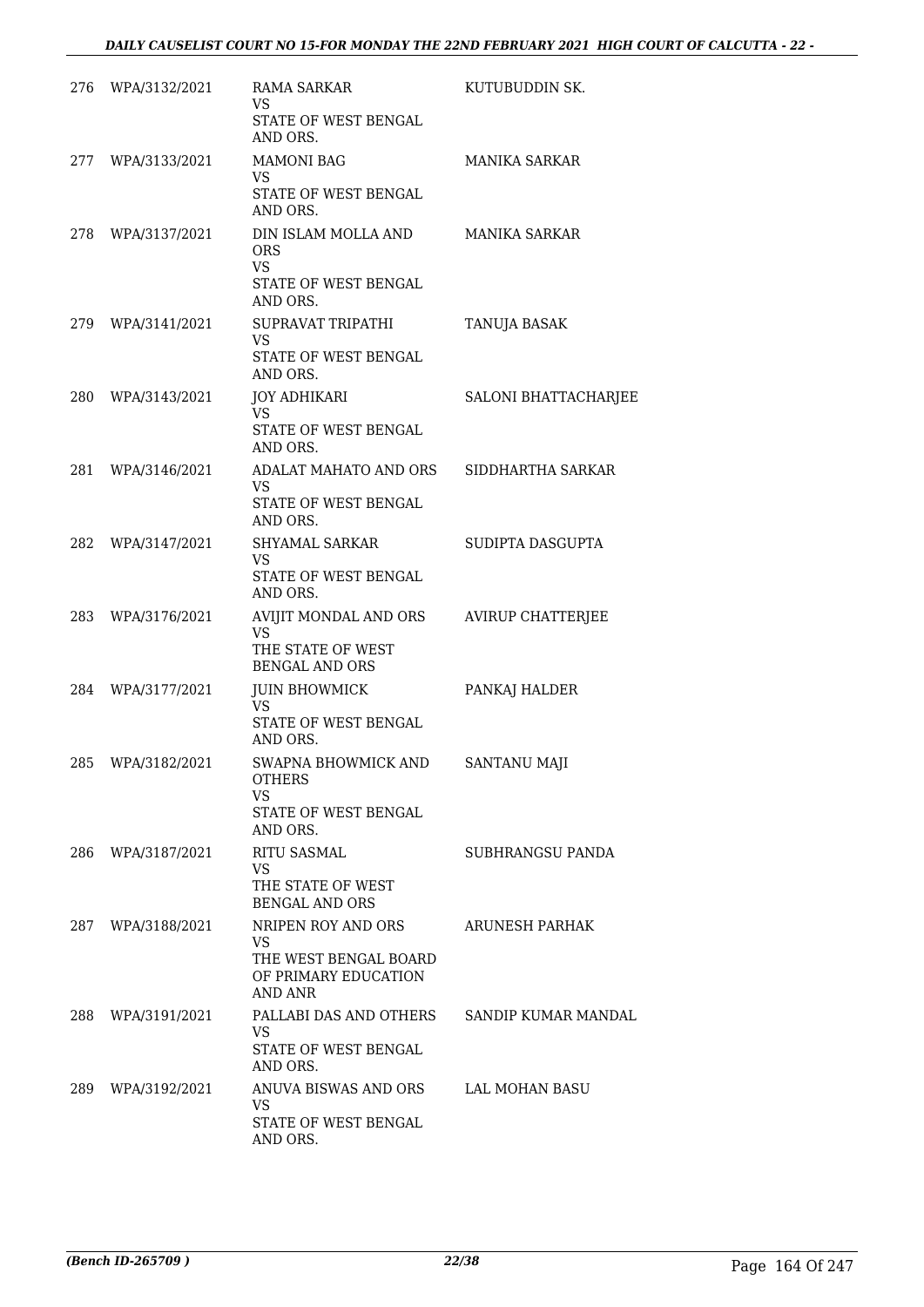| | | | |
|---|---|---|---|
| 276 | WPA/3132/2021 | RAMA SARKAR<br>VS<br>STATE OF WEST BENGAL AND ORS. | KUTUBUDDIN SK. |
| 277 | WPA/3133/2021 | MAMONI BAG<br>VS<br>STATE OF WEST BENGAL AND ORS. | MANIKA SARKAR |
| 278 | WPA/3137/2021 | DIN ISLAM MOLLA AND ORS<br>VS<br>STATE OF WEST BENGAL AND ORS. | MANIKA SARKAR |
| 279 | WPA/3141/2021 | SUPRAVAT TRIPATHI<br>VS<br>STATE OF WEST BENGAL AND ORS. | TANUJA BASAK |
| 280 | WPA/3143/2021 | JOY ADHIKARI<br>VS<br>STATE OF WEST BENGAL AND ORS. | SALONI BHATTACHARJEE |
| 281 | WPA/3146/2021 | ADALAT MAHATO AND ORS<br>VS<br>STATE OF WEST BENGAL AND ORS. | SIDDHARTHA SARKAR |
| 282 | WPA/3147/2021 | SHYAMAL SARKAR<br>VS<br>STATE OF WEST BENGAL AND ORS. | SUDIPTA DASGUPTA |
| 283 | WPA/3176/2021 | AVIJIT MONDAL AND ORS<br>VS<br>THE STATE OF WEST BENGAL AND ORS | AVIRUP CHATTERJEE |
| 284 | WPA/3177/2021 | JUIN BHOWMICK<br>VS<br>STATE OF WEST BENGAL AND ORS. | PANKAJ HALDER |
| 285 | WPA/3182/2021 | SWAPNA BHOWMICK AND OTHERS<br>VS<br>STATE OF WEST BENGAL AND ORS. | SANTANU MAJI |
| 286 | WPA/3187/2021 | RITU SASMAL<br>VS<br>THE STATE OF WEST BENGAL AND ORS | SUBHRANGSU PANDA |
| 287 | WPA/3188/2021 | NRIPEN ROY AND ORS<br>VS<br>THE WEST BENGAL BOARD OF PRIMARY EDUCATION AND ANR | ARUNESH PARHAK |
| 288 | WPA/3191/2021 | PALLABI DAS AND OTHERS<br>VS<br>STATE OF WEST BENGAL AND ORS. | SANDIP KUMAR MANDAL |
| 289 | WPA/3192/2021 | ANUVA BISWAS AND ORS<br>VS<br>STATE OF WEST BENGAL AND ORS. | LAL MOHAN BASU |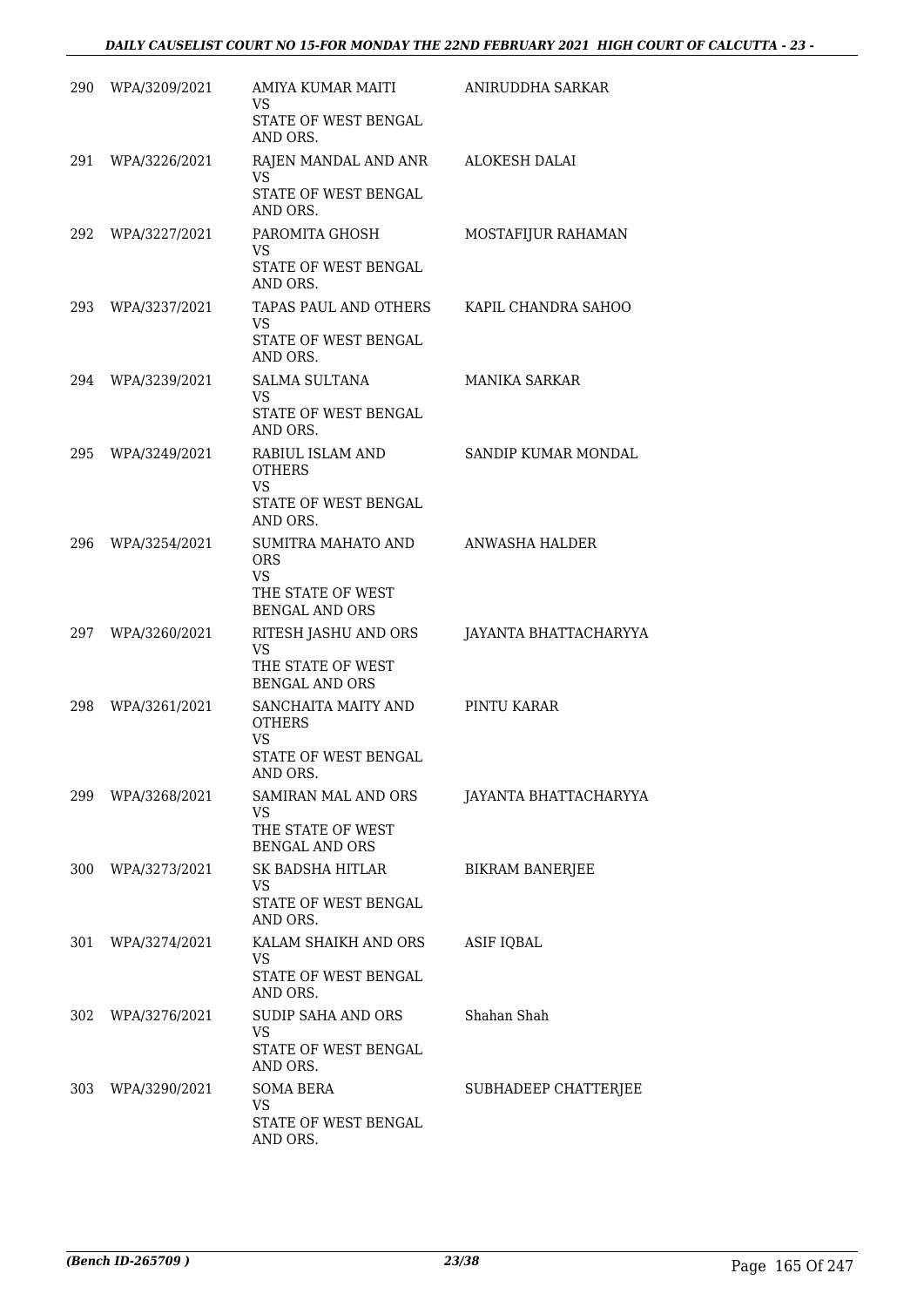| | | | |
|---|---|---|---|
| 290 | WPA/3209/2021 | AMIYA KUMAR MAITI<br>VS<br>STATE OF WEST BENGAL AND ORS. | ANIRUDDHA SARKAR |
| 291 | WPA/3226/2021 | RAJEN MANDAL AND ANR<br>VS<br>STATE OF WEST BENGAL AND ORS. | ALOKESH DALAI |
| 292 | WPA/3227/2021 | PAROMITA GHOSH<br>VS<br>STATE OF WEST BENGAL AND ORS. | MOSTAFIJUR RAHAMAN |
| 293 | WPA/3237/2021 | TAPAS PAUL AND OTHERS<br>VS<br>STATE OF WEST BENGAL AND ORS. | KAPIL CHANDRA SAHOO |
| 294 | WPA/3239/2021 | SALMA SULTANA<br>VS<br>STATE OF WEST BENGAL AND ORS. | MANIKA SARKAR |
| 295 | WPA/3249/2021 | RABIUL ISLAM AND OTHERS<br>VS<br>STATE OF WEST BENGAL AND ORS. | SANDIP KUMAR MONDAL |
| 296 | WPA/3254/2021 | SUMITRA MAHATO AND ORS<br>VS<br>THE STATE OF WEST BENGAL AND ORS | ANWASHA HALDER |
| 297 | WPA/3260/2021 | RITESH JASHU AND ORS<br>VS<br>THE STATE OF WEST BENGAL AND ORS | JAYANTA BHATTACHARYYA |
| 298 | WPA/3261/2021 | SANCHAITA MAITY AND OTHERS<br>VS<br>STATE OF WEST BENGAL AND ORS. | PINTU KARAR |
| 299 | WPA/3268/2021 | SAMIRAN MAL AND ORS<br>VS<br>THE STATE OF WEST BENGAL AND ORS | JAYANTA BHATTACHARYYA |
| 300 | WPA/3273/2021 | SK BADSHA HITLAR<br>VS<br>STATE OF WEST BENGAL AND ORS. | BIKRAM BANERJEE |
| 301 | WPA/3274/2021 | KALAM SHAIKH AND ORS<br>VS<br>STATE OF WEST BENGAL AND ORS. | ASIF IQBAL |
| 302 | WPA/3276/2021 | SUDIP SAHA AND ORS<br>VS<br>STATE OF WEST BENGAL AND ORS. | Shahan Shah |
| 303 | WPA/3290/2021 | SOMA BERA<br>VS<br>STATE OF WEST BENGAL AND ORS. | SUBHADEEP CHATTERJEE |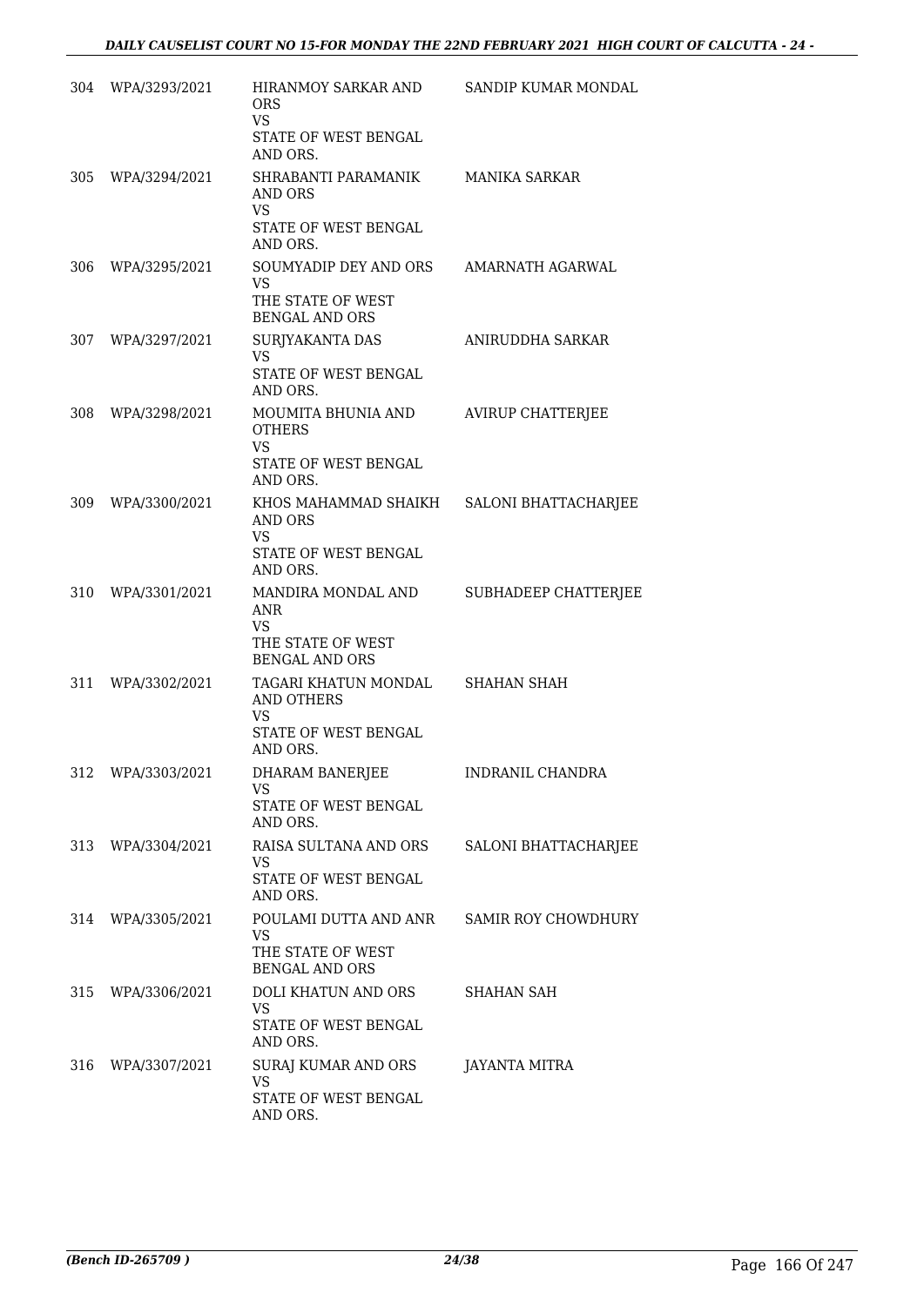| | | | |
|---|---|---|---|
| 304 | WPA/3293/2021 | HIRANMOY SARKAR AND ORS<br>VS<br>STATE OF WEST BENGAL AND ORS. | SANDIP KUMAR MONDAL |
| 305 | WPA/3294/2021 | SHRABANTI PARAMANIK AND ORS<br>VS<br>STATE OF WEST BENGAL AND ORS. | MANIKA SARKAR |
| 306 | WPA/3295/2021 | SOUMYADIP DEY AND ORS<br>VS<br>THE STATE OF WEST BENGAL AND ORS | AMARNATH AGARWAL |
| 307 | WPA/3297/2021 | SURJYAKANTA DAS<br>VS<br>STATE OF WEST BENGAL AND ORS. | ANIRUDDHA SARKAR |
| 308 | WPA/3298/2021 | MOUMITA BHUNIA AND OTHERS<br>VS<br>STATE OF WEST BENGAL AND ORS. | AVIRUP CHATTERJEE |
| 309 | WPA/3300/2021 | KHOS MAHAMMAD SHAIKH AND ORS<br>VS<br>STATE OF WEST BENGAL AND ORS. | SALONI BHATTACHARJEE |
| 310 | WPA/3301/2021 | MANDIRA MONDAL AND ANR<br>VS<br>THE STATE OF WEST BENGAL AND ORS | SUBHADEEP CHATTERJEE |
| 311 | WPA/3302/2021 | TAGARI KHATUN MONDAL AND OTHERS<br>VS<br>STATE OF WEST BENGAL AND ORS. | SHAHAN SHAH |
| 312 | WPA/3303/2021 | DHARAM BANERJEE<br>VS<br>STATE OF WEST BENGAL AND ORS. | INDRANIL CHANDRA |
| 313 | WPA/3304/2021 | RAISA SULTANA AND ORS<br>VS<br>STATE OF WEST BENGAL AND ORS. | SALONI BHATTACHARJEE |
| 314 | WPA/3305/2021 | POULAMI DUTTA AND ANR<br>VS<br>THE STATE OF WEST BENGAL AND ORS | SAMIR ROY CHOWDHURY |
| 315 | WPA/3306/2021 | DOLI KHATUN AND ORS<br>VS<br>STATE OF WEST BENGAL AND ORS. | SHAHAN SAH |
| 316 | WPA/3307/2021 | SURAJ KUMAR AND ORS<br>VS<br>STATE OF WEST BENGAL AND ORS. | JAYANTA MITRA |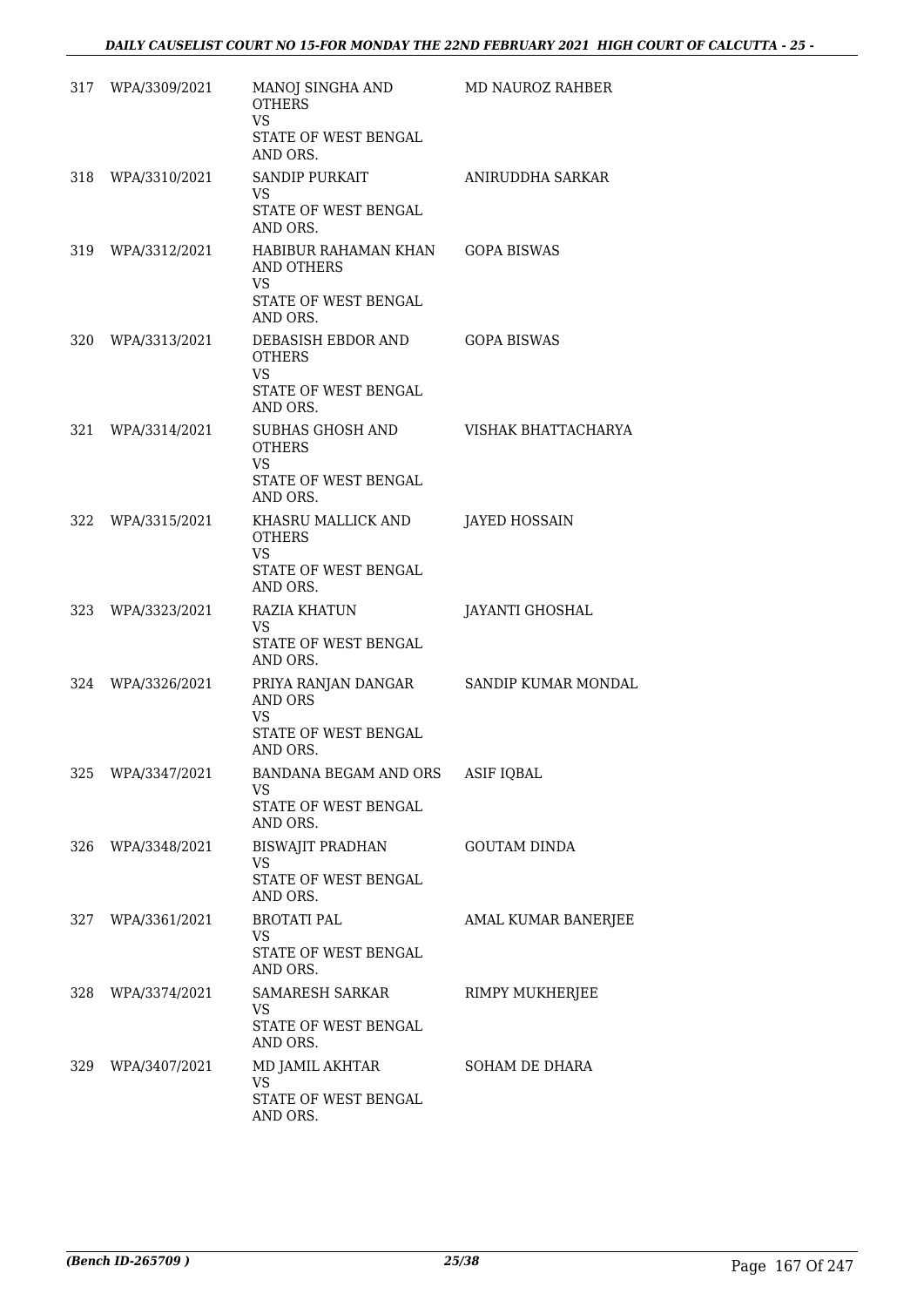| | | | |
|---|---|---|---|
| 317 | WPA/3309/2021 | MANOJ SINGHA AND OTHERS<br>VS<br>STATE OF WEST BENGAL AND ORS. | MD NAUROZ RAHBER |
| 318 | WPA/3310/2021 | SANDIP PURKAIT<br>VS<br>STATE OF WEST BENGAL AND ORS. | ANIRUDDHA SARKAR |
| 319 | WPA/3312/2021 | HABIBUR RAHAMAN KHAN AND OTHERS<br>VS<br>STATE OF WEST BENGAL AND ORS. | GOPA BISWAS |
| 320 | WPA/3313/2021 | DEBASISH EBDOR AND OTHERS<br>VS<br>STATE OF WEST BENGAL AND ORS. | GOPA BISWAS |
| 321 | WPA/3314/2021 | SUBHAS GHOSH AND OTHERS<br>VS<br>STATE OF WEST BENGAL AND ORS. | VISHAK BHATTACHARYA |
| 322 | WPA/3315/2021 | KHASRU MALLICK AND OTHERS<br>VS<br>STATE OF WEST BENGAL AND ORS. | JAYED HOSSAIN |
| 323 | WPA/3323/2021 | RAZIA KHATUN<br>VS<br>STATE OF WEST BENGAL AND ORS. | JAYANTI GHOSHAL |
| 324 | WPA/3326/2021 | PRIYA RANJAN DANGAR AND ORS<br>VS<br>STATE OF WEST BENGAL AND ORS. | SANDIP KUMAR MONDAL |
| 325 | WPA/3347/2021 | BANDANA BEGAM AND ORS<br>VS<br>STATE OF WEST BENGAL AND ORS. | ASIF IQBAL |
| 326 | WPA/3348/2021 | BISWAJIT PRADHAN<br>VS<br>STATE OF WEST BENGAL AND ORS. | GOUTAM DINDA |
| 327 | WPA/3361/2021 | BROTATI PAL<br>VS<br>STATE OF WEST BENGAL AND ORS. | AMAL KUMAR BANERJEE |
| 328 | WPA/3374/2021 | SAMARESH SARKAR<br>VS<br>STATE OF WEST BENGAL AND ORS. | RIMPY MUKHERJEE |
| 329 | WPA/3407/2021 | MD JAMIL AKHTAR<br>VS<br>STATE OF WEST BENGAL AND ORS. | SOHAM DE DHARA |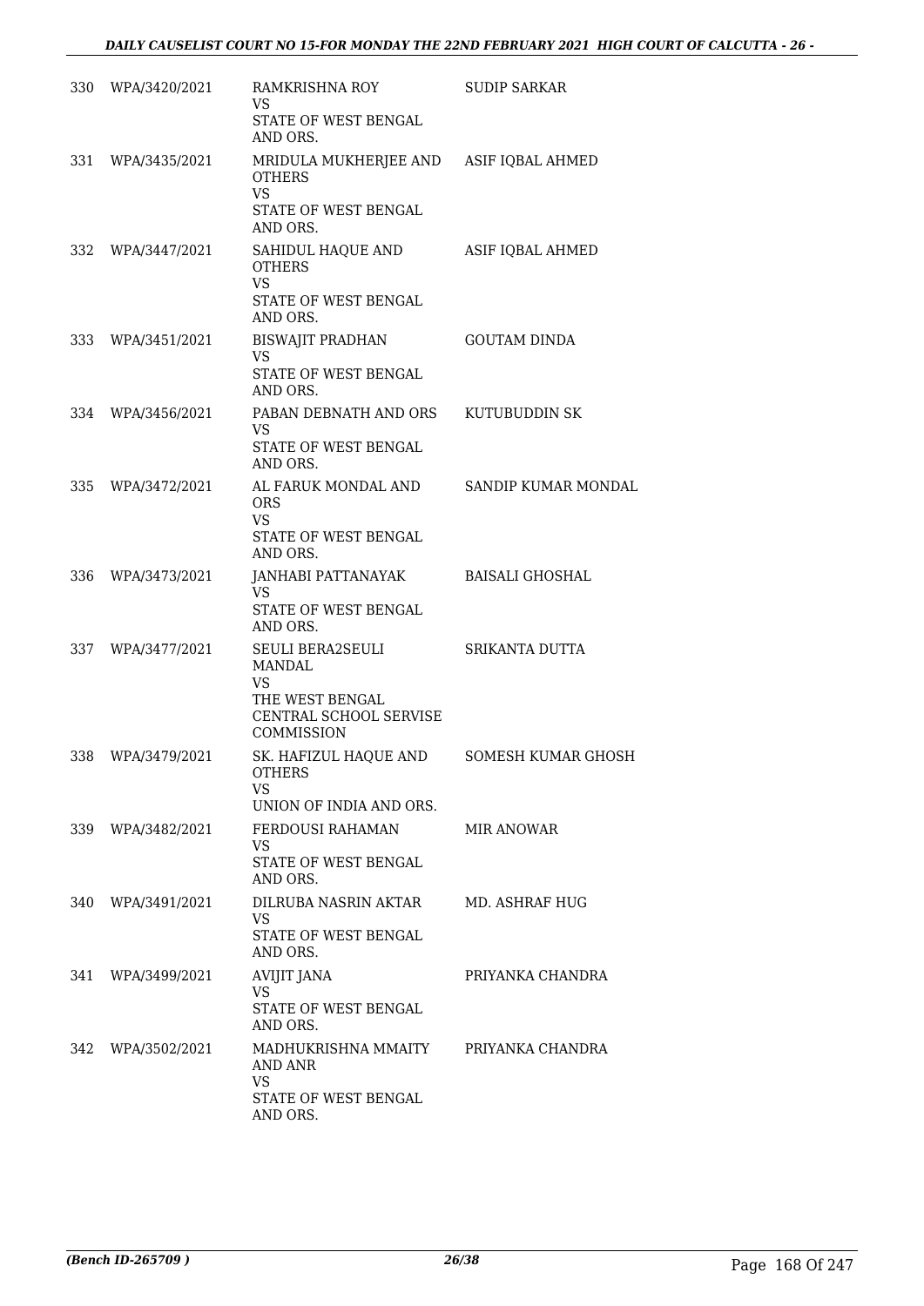| | | | |
|---|---|---|---|
| 330 | WPA/3420/2021 | RAMKRISHNA ROY<br>VS<br>STATE OF WEST BENGAL AND ORS. | SUDIP SARKAR |
| 331 | WPA/3435/2021 | MRIDULA MUKHERJEE AND OTHERS<br>VS<br>STATE OF WEST BENGAL AND ORS. | ASIF IQBAL AHMED |
| 332 | WPA/3447/2021 | SAHIDUL HAQUE AND OTHERS<br>VS<br>STATE OF WEST BENGAL AND ORS. | ASIF IQBAL AHMED |
| 333 | WPA/3451/2021 | BISWAJIT PRADHAN<br>VS<br>STATE OF WEST BENGAL AND ORS. | GOUTAM DINDA |
| 334 | WPA/3456/2021 | PABAN DEBNATH AND ORS<br>VS<br>STATE OF WEST BENGAL AND ORS. | KUTUBUDDIN SK |
| 335 | WPA/3472/2021 | AL FARUK MONDAL AND ORS<br>VS<br>STATE OF WEST BENGAL AND ORS. | SANDIP KUMAR MONDAL |
| 336 | WPA/3473/2021 | JANHABI PATTANAYAK<br>VS<br>STATE OF WEST BENGAL AND ORS. | BAISALI GHOSHAL |
| 337 | WPA/3477/2021 | SEULI BERA2SEULI MANDAL<br>VS<br>THE WEST BENGAL CENTRAL SCHOOL SERVISE COMMISSION | SRIKANTA DUTTA |
| 338 | WPA/3479/2021 | SK. HAFIZUL HAQUE AND OTHERS<br>VS<br>UNION OF INDIA AND ORS. | SOMESH KUMAR GHOSH |
| 339 | WPA/3482/2021 | FERDOUSI RAHAMAN<br>VS<br>STATE OF WEST BENGAL AND ORS. | MIR ANOWAR |
| 340 | WPA/3491/2021 | DILRUBA NASRIN AKTAR<br>VS<br>STATE OF WEST BENGAL AND ORS. | MD. ASHRAF HUG |
| 341 | WPA/3499/2021 | AVIJIT JANA<br>VS<br>STATE OF WEST BENGAL AND ORS. | PRIYANKA CHANDRA |
| 342 | WPA/3502/2021 | MADHUKRISHNA MMAITY AND ANR<br>VS<br>STATE OF WEST BENGAL AND ORS. | PRIYANKA CHANDRA |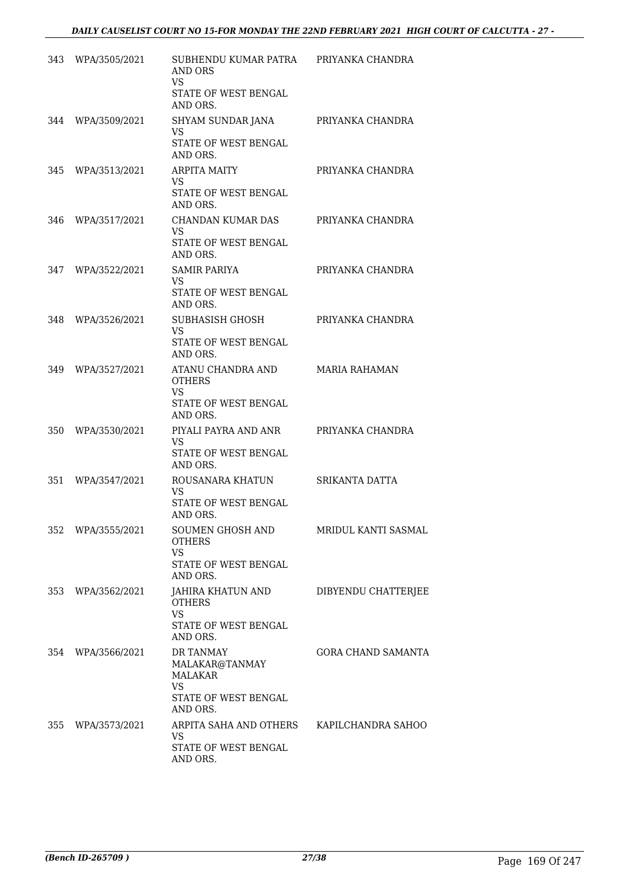| | | | |
|---|---|---|---|
| 343 | WPA/3505/2021 | SUBHENDU KUMAR PATRA AND ORS<br>VS<br>STATE OF WEST BENGAL AND ORS. | PRIYANKA CHANDRA |
| 344 | WPA/3509/2021 | SHYAM SUNDAR JANA<br>VS<br>STATE OF WEST BENGAL AND ORS. | PRIYANKA CHANDRA |
| 345 | WPA/3513/2021 | ARPITA MAITY<br>VS<br>STATE OF WEST BENGAL AND ORS. | PRIYANKA CHANDRA |
| 346 | WPA/3517/2021 | CHANDAN KUMAR DAS<br>VS<br>STATE OF WEST BENGAL AND ORS. | PRIYANKA CHANDRA |
| 347 | WPA/3522/2021 | SAMIR PARIYA<br>VS<br>STATE OF WEST BENGAL AND ORS. | PRIYANKA CHANDRA |
| 348 | WPA/3526/2021 | SUBHASISH GHOSH<br>VS<br>STATE OF WEST BENGAL AND ORS. | PRIYANKA CHANDRA |
| 349 | WPA/3527/2021 | ATANU CHANDRA AND OTHERS<br>VS<br>STATE OF WEST BENGAL AND ORS. | MARIA RAHAMAN |
| 350 | WPA/3530/2021 | PIYALI PAYRA AND ANR<br>VS<br>STATE OF WEST BENGAL AND ORS. | PRIYANKA CHANDRA |
| 351 | WPA/3547/2021 | ROUSANARA KHATUN<br>VS<br>STATE OF WEST BENGAL AND ORS. | SRIKANTA DATTA |
| 352 | WPA/3555/2021 | SOUMEN GHOSH AND OTHERS<br>VS<br>STATE OF WEST BENGAL AND ORS. | MRIDUL KANTI SASMAL |
| 353 | WPA/3562/2021 | JAHIRA KHATUN AND OTHERS<br>VS<br>STATE OF WEST BENGAL AND ORS. | DIBYENDU CHATTERJEE |
| 354 | WPA/3566/2021 | DR TANMAY MALAKAR@TANMAY MALAKAR<br>VS<br>STATE OF WEST BENGAL AND ORS. | GORA CHAND SAMANTA |
| 355 | WPA/3573/2021 | ARPITA SAHA AND OTHERS<br>VS<br>STATE OF WEST BENGAL AND ORS. | KAPILCHANDRA SAHOO |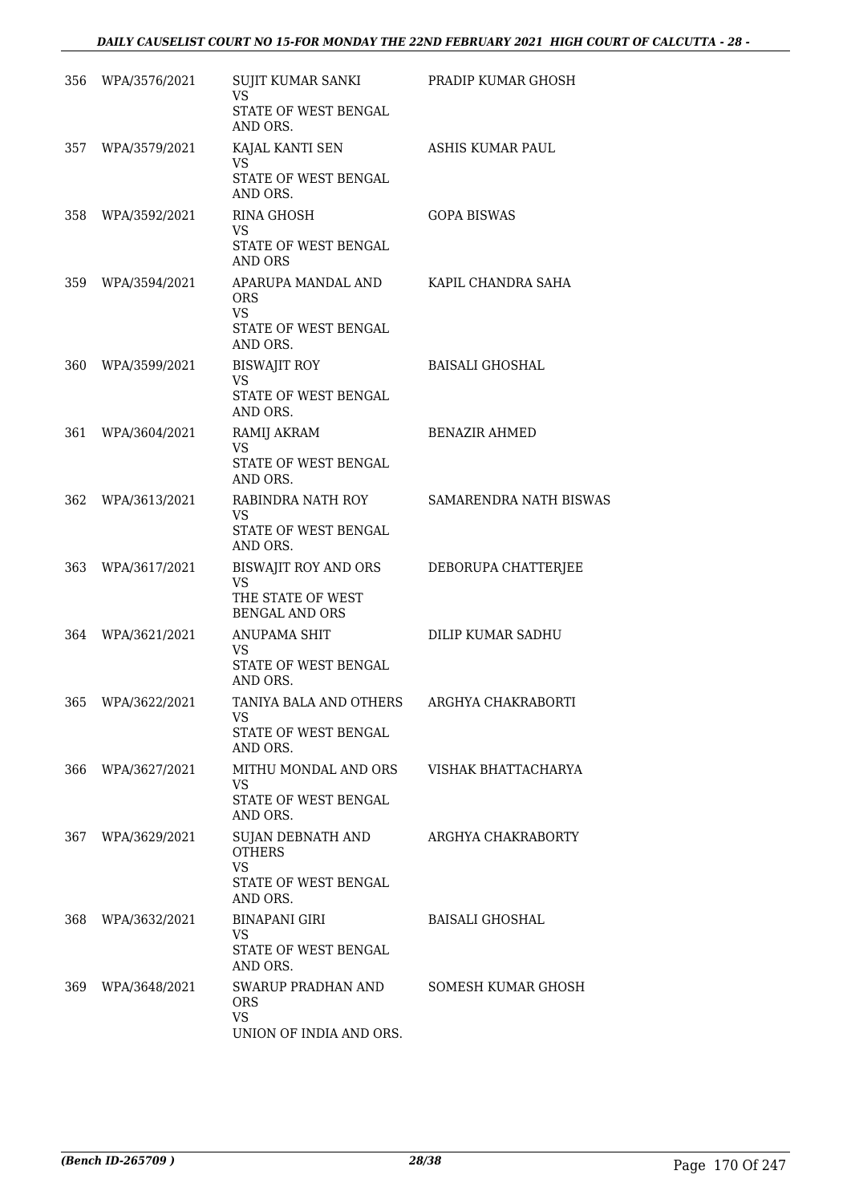| | | | |
|---|---|---|---|
| 356 | WPA/3576/2021 | SUJIT KUMAR SANKI<br>VS<br>STATE OF WEST BENGAL AND ORS. | PRADIP KUMAR GHOSH |
| 357 | WPA/3579/2021 | KAJAL KANTI SEN<br>VS<br>STATE OF WEST BENGAL AND ORS. | ASHIS KUMAR PAUL |
| 358 | WPA/3592/2021 | RINA GHOSH<br>VS<br>STATE OF WEST BENGAL AND ORS | GOPA BISWAS |
| 359 | WPA/3594/2021 | APARUPA MANDAL AND ORS<br>VS<br>STATE OF WEST BENGAL AND ORS. | KAPIL CHANDRA SAHA |
| 360 | WPA/3599/2021 | BISWAJIT ROY<br>VS<br>STATE OF WEST BENGAL AND ORS. | BAISALI GHOSHAL |
| 361 | WPA/3604/2021 | RAMIJ AKRAM<br>VS<br>STATE OF WEST BENGAL AND ORS. | BENAZIR AHMED |
| 362 | WPA/3613/2021 | RABINDRA NATH ROY<br>VS<br>STATE OF WEST BENGAL AND ORS. | SAMARENDRA NATH BISWAS |
| 363 | WPA/3617/2021 | BISWAJIT ROY AND ORS<br>VS<br>THE STATE OF WEST BENGAL AND ORS | DEBORUPA CHATTERJEE |
| 364 | WPA/3621/2021 | ANUPAMA SHIT<br>VS<br>STATE OF WEST BENGAL AND ORS. | DILIP KUMAR SADHU |
| 365 | WPA/3622/2021 | TANIYA BALA AND OTHERS<br>VS<br>STATE OF WEST BENGAL AND ORS. | ARGHYA CHAKRABORTI |
| 366 | WPA/3627/2021 | MITHU MONDAL AND ORS<br>VS<br>STATE OF WEST BENGAL AND ORS. | VISHAK BHATTACHARYA |
| 367 | WPA/3629/2021 | SUJAN DEBNATH AND OTHERS<br>VS<br>STATE OF WEST BENGAL AND ORS. | ARGHYA CHAKRABORTY |
| 368 | WPA/3632/2021 | BINAPANI GIRI<br>VS<br>STATE OF WEST BENGAL AND ORS. | BAISALI GHOSHAL |
| 369 | WPA/3648/2021 | SWARUP PRADHAN AND ORS<br>VS<br>UNION OF INDIA AND ORS. | SOMESH KUMAR GHOSH |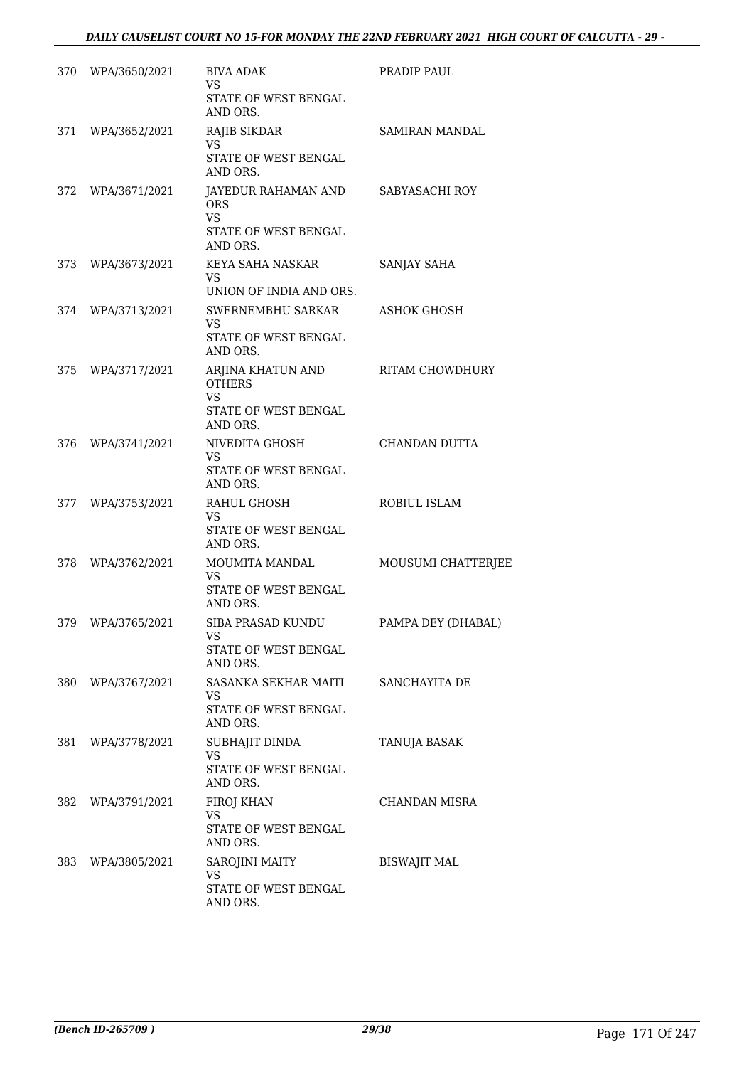| | | | |
|---|---|---|---|
| 370 | WPA/3650/2021 | BIVA ADAK<br>VS<br>STATE OF WEST BENGAL AND ORS. | PRADIP PAUL |
| 371 | WPA/3652/2021 | RAJIB SIKDAR<br>VS<br>STATE OF WEST BENGAL AND ORS. | SAMIRAN MANDAL |
| 372 | WPA/3671/2021 | JAYEDUR RAHAMAN AND ORS<br>VS<br>STATE OF WEST BENGAL AND ORS. | SABYASACHI ROY |
| 373 | WPA/3673/2021 | KEYA SAHA NASKAR<br>VS<br>UNION OF INDIA AND ORS. | SANJAY SAHA |
| 374 | WPA/3713/2021 | SWERNEMBHU SARKAR<br>VS<br>STATE OF WEST BENGAL AND ORS. | ASHOK GHOSH |
| 375 | WPA/3717/2021 | ARJINA KHATUN AND OTHERS<br>VS<br>STATE OF WEST BENGAL AND ORS. | RITAM CHOWDHURY |
| 376 | WPA/3741/2021 | NIVEDITA GHOSH<br>VS<br>STATE OF WEST BENGAL AND ORS. | CHANDAN DUTTA |
| 377 | WPA/3753/2021 | RAHUL GHOSH<br>VS<br>STATE OF WEST BENGAL AND ORS. | ROBIUL ISLAM |
| 378 | WPA/3762/2021 | MOUMITA MANDAL<br>VS<br>STATE OF WEST BENGAL AND ORS. | MOUSUMI CHATTERJEE |
| 379 | WPA/3765/2021 | SIBA PRASAD KUNDU<br>VS<br>STATE OF WEST BENGAL AND ORS. | PAMPA DEY (DHABAL) |
| 380 | WPA/3767/2021 | SASANKA SEKHAR MAITI<br>VS<br>STATE OF WEST BENGAL AND ORS. | SANCHAYITA DE |
| 381 | WPA/3778/2021 | SUBHAJIT DINDA<br>VS<br>STATE OF WEST BENGAL AND ORS. | TANUJA BASAK |
| 382 | WPA/3791/2021 | FIROJ KHAN<br>VS<br>STATE OF WEST BENGAL AND ORS. | CHANDAN MISRA |
| 383 | WPA/3805/2021 | SAROJINI MAITY<br>VS<br>STATE OF WEST BENGAL AND ORS. | BISWAJIT MAL |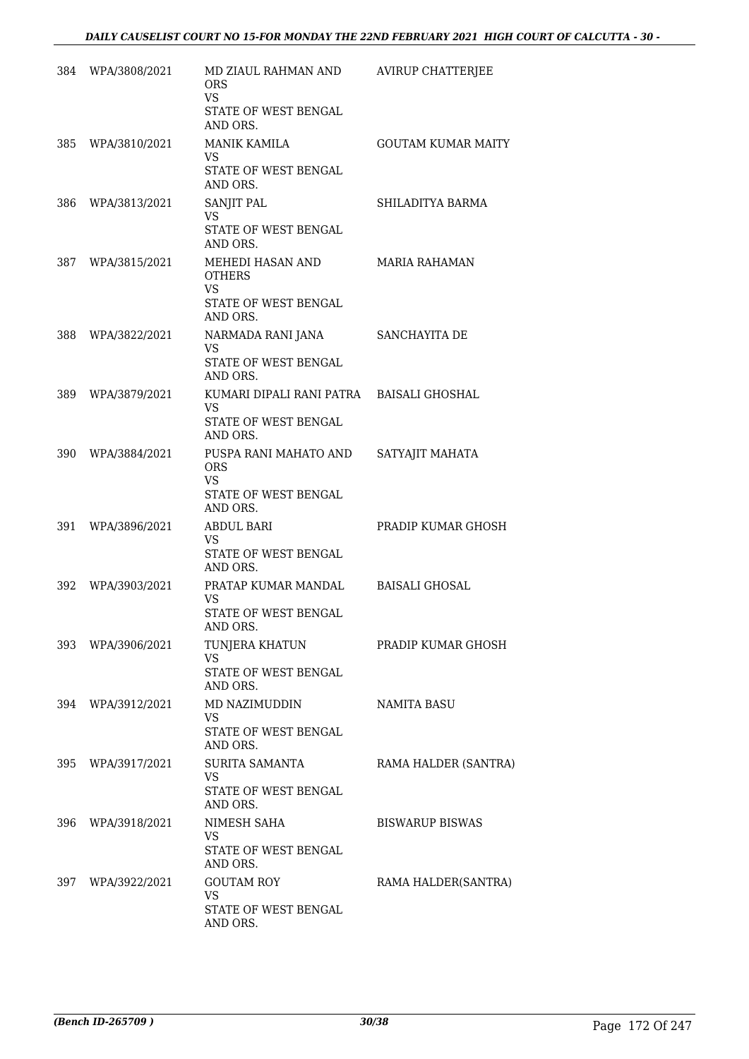| | | | |
|---|---|---|---|
| 384 | WPA/3808/2021 | MD ZIAUL RAHMAN AND ORS<br>VS<br>STATE OF WEST BENGAL AND ORS. | AVIRUP CHATTERJEE |
| 385 | WPA/3810/2021 | MANIK KAMILA<br>VS<br>STATE OF WEST BENGAL AND ORS. | GOUTAM KUMAR MAITY |
| 386 | WPA/3813/2021 | SANJIT PAL<br>VS<br>STATE OF WEST BENGAL AND ORS. | SHILADITYA BARMA |
| 387 | WPA/3815/2021 | MEHEDI HASAN AND OTHERS<br>VS<br>STATE OF WEST BENGAL AND ORS. | MARIA RAHAMAN |
| 388 | WPA/3822/2021 | NARMADA RANI JANA<br>VS<br>STATE OF WEST BENGAL AND ORS. | SANCHAYITA DE |
| 389 | WPA/3879/2021 | KUMARI DIPALI RANI PATRA<br>VS<br>STATE OF WEST BENGAL AND ORS. | BAISALI GHOSHAL |
| 390 | WPA/3884/2021 | PUSPA RANI MAHATO AND ORS<br>VS<br>STATE OF WEST BENGAL AND ORS. | SATYAJIT MAHATA |
| 391 | WPA/3896/2021 | ABDUL BARI<br>VS<br>STATE OF WEST BENGAL AND ORS. | PRADIP KUMAR GHOSH |
| 392 | WPA/3903/2021 | PRATAP KUMAR MANDAL<br>VS<br>STATE OF WEST BENGAL AND ORS. | BAISALI GHOSAL |
| 393 | WPA/3906/2021 | TUNJERA KHATUN<br>VS<br>STATE OF WEST BENGAL AND ORS. | PRADIP KUMAR GHOSH |
| 394 | WPA/3912/2021 | MD NAZIMUDDIN<br>VS<br>STATE OF WEST BENGAL AND ORS. | NAMITA BASU |
| 395 | WPA/3917/2021 | SURITA SAMANTA<br>VS<br>STATE OF WEST BENGAL AND ORS. | RAMA HALDER (SANTRA) |
| 396 | WPA/3918/2021 | NIMESH SAHA<br>VS<br>STATE OF WEST BENGAL AND ORS. | BISWARUP BISWAS |
| 397 | WPA/3922/2021 | GOUTAM ROY<br>VS<br>STATE OF WEST BENGAL AND ORS. | RAMA HALDER(SANTRA) |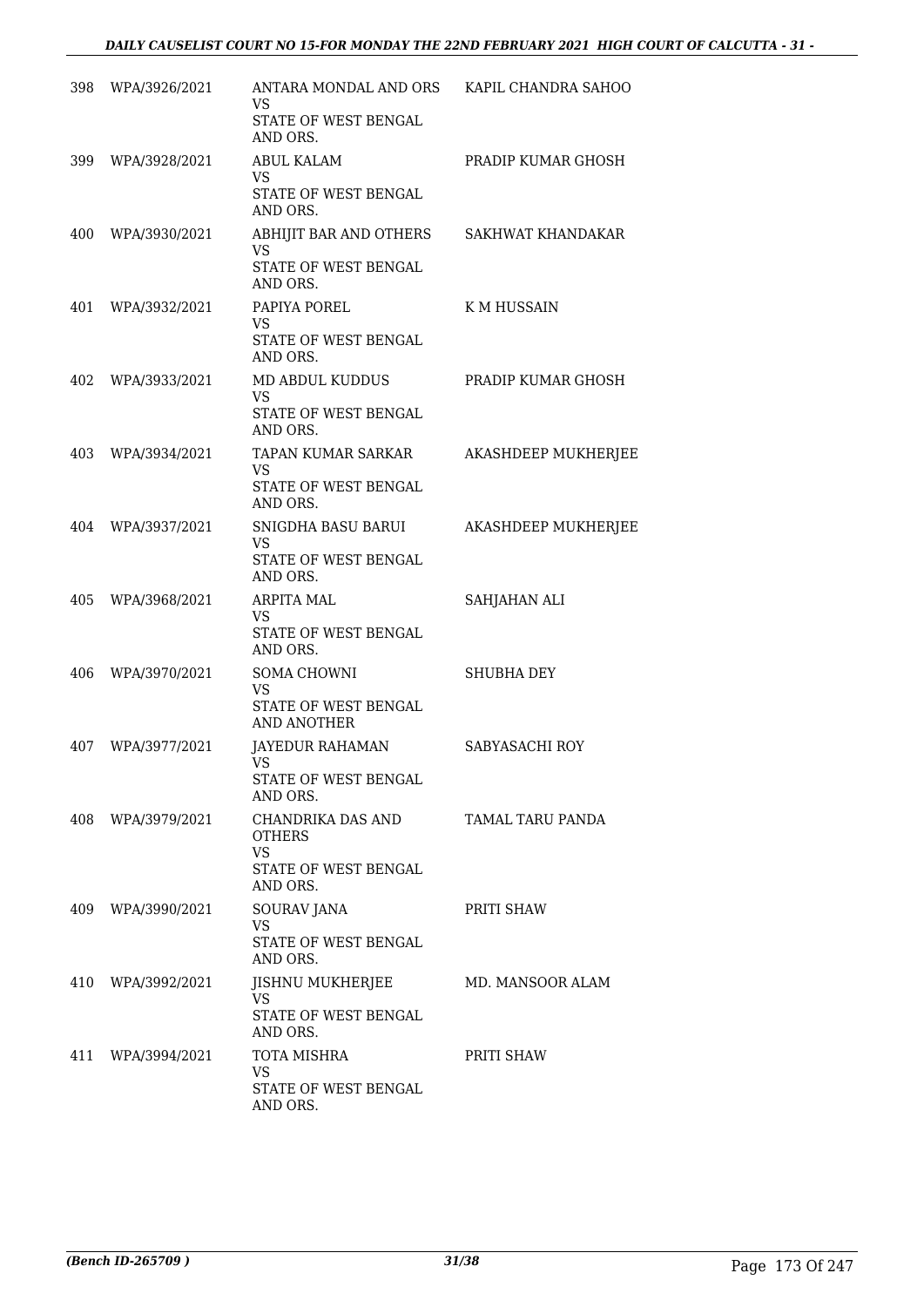| | | | |
|---|---|---|---|
| 398 | WPA/3926/2021 | ANTARA MONDAL AND ORS<br>VS<br>STATE OF WEST BENGAL AND ORS. | KAPIL CHANDRA SAHOO |
| 399 | WPA/3928/2021 | ABUL KALAM<br>VS<br>STATE OF WEST BENGAL AND ORS. | PRADIP KUMAR GHOSH |
| 400 | WPA/3930/2021 | ABHIJIT BAR AND OTHERS<br>VS<br>STATE OF WEST BENGAL AND ORS. | SAKHWAT KHANDAKAR |
| 401 | WPA/3932/2021 | PAPIYA POREL<br>VS<br>STATE OF WEST BENGAL AND ORS. | K M HUSSAIN |
| 402 | WPA/3933/2021 | MD ABDUL KUDDUS<br>VS<br>STATE OF WEST BENGAL AND ORS. | PRADIP KUMAR GHOSH |
| 403 | WPA/3934/2021 | TAPAN KUMAR SARKAR<br>VS<br>STATE OF WEST BENGAL AND ORS. | AKASHDEEP MUKHERJEE |
| 404 | WPA/3937/2021 | SNIGDHA BASU BARUI<br>VS<br>STATE OF WEST BENGAL AND ORS. | AKASHDEEP MUKHERJEE |
| 405 | WPA/3968/2021 | ARPITA MAL<br>VS<br>STATE OF WEST BENGAL AND ORS. | SAHJAHAN ALI |
| 406 | WPA/3970/2021 | SOMA CHOWNI<br>VS<br>STATE OF WEST BENGAL AND ANOTHER | SHUBHA DEY |
| 407 | WPA/3977/2021 | JAYEDUR RAHAMAN<br>VS<br>STATE OF WEST BENGAL AND ORS. | SABYASACHI ROY |
| 408 | WPA/3979/2021 | CHANDRIKA DAS AND OTHERS<br>VS<br>STATE OF WEST BENGAL AND ORS. | TAMAL TARU PANDA |
| 409 | WPA/3990/2021 | SOURAV JANA<br>VS<br>STATE OF WEST BENGAL AND ORS. | PRITI SHAW |
| 410 | WPA/3992/2021 | JISHNU MUKHERJEE<br>VS<br>STATE OF WEST BENGAL AND ORS. | MD. MANSOOR ALAM |
| 411 | WPA/3994/2021 | TOTA MISHRA<br>VS<br>STATE OF WEST BENGAL AND ORS. | PRITI SHAW |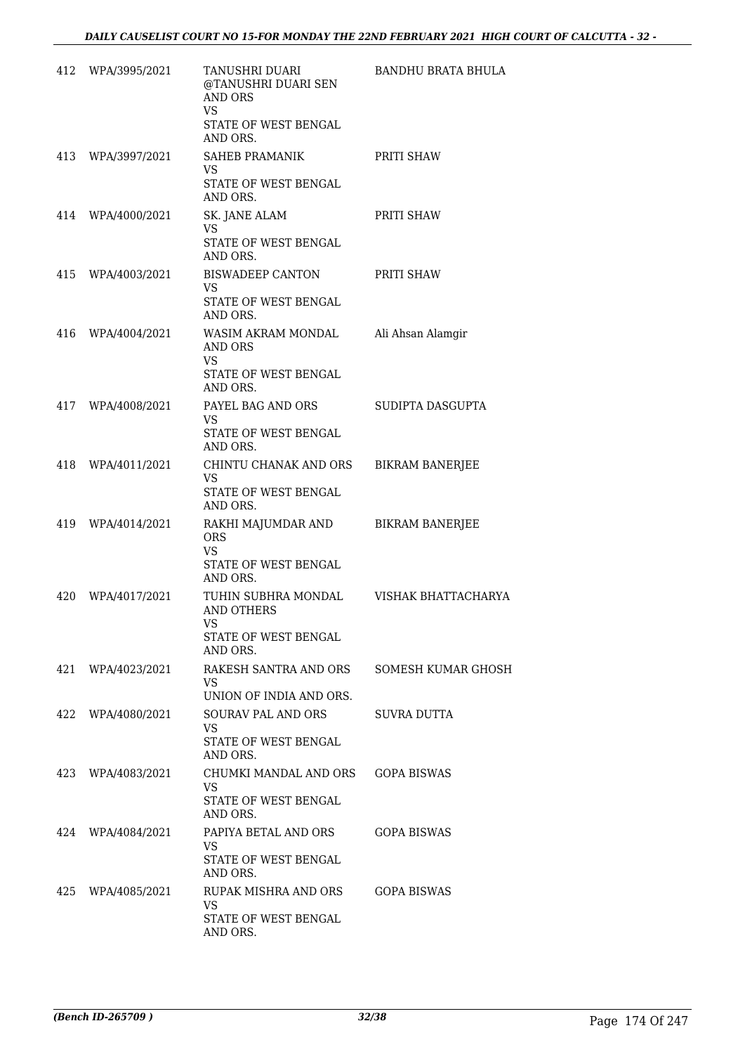| 412 | WPA/3995/2021 | TANUSHRI DUARI @TANUSHRI DUARI SEN AND ORS<br>VS<br>STATE OF WEST BENGAL AND ORS. | BANDHU BRATA BHULA |
|---|---|---|---|
| 413 | WPA/3997/2021 | SAHEB PRAMANIK<br>VS<br>STATE OF WEST BENGAL AND ORS. | PRITI SHAW |
| 414 | WPA/4000/2021 | SK. JANE ALAM<br>VS<br>STATE OF WEST BENGAL AND ORS. | PRITI SHAW |
| 415 | WPA/4003/2021 | BISWADEEP CANTON<br>VS<br>STATE OF WEST BENGAL AND ORS. | PRITI SHAW |
| 416 | WPA/4004/2021 | WASIM AKRAM MONDAL AND ORS<br>VS<br>STATE OF WEST BENGAL AND ORS. | Ali Ahsan Alamgir |
| 417 | WPA/4008/2021 | PAYEL BAG AND ORS<br>VS<br>STATE OF WEST BENGAL AND ORS. | SUDIPTA DASGUPTA |
| 418 | WPA/4011/2021 | CHINTU CHANAK AND ORS<br>VS<br>STATE OF WEST BENGAL AND ORS. | BIKRAM BANERJEE |
| 419 | WPA/4014/2021 | RAKHI MAJUMDAR AND ORS<br>VS<br>STATE OF WEST BENGAL AND ORS. | BIKRAM BANERJEE |
| 420 | WPA/4017/2021 | TUHIN SUBHRA MONDAL AND OTHERS<br>VS<br>STATE OF WEST BENGAL AND ORS. | VISHAK BHATTACHARYA |
| 421 | WPA/4023/2021 | RAKESH SANTRA AND ORS<br>VS<br>UNION OF INDIA AND ORS. | SOMESH KUMAR GHOSH |
| 422 | WPA/4080/2021 | SOURAV PAL AND ORS<br>VS<br>STATE OF WEST BENGAL AND ORS. | SUVRA DUTTA |
| 423 | WPA/4083/2021 | CHUMKI MANDAL AND ORS<br>VS<br>STATE OF WEST BENGAL AND ORS. | GOPA BISWAS |
| 424 | WPA/4084/2021 | PAPIYA BETAL AND ORS<br>VS<br>STATE OF WEST BENGAL AND ORS. | GOPA BISWAS |
| 425 | WPA/4085/2021 | RUPAK MISHRA AND ORS<br>VS<br>STATE OF WEST BENGAL AND ORS. | GOPA BISWAS |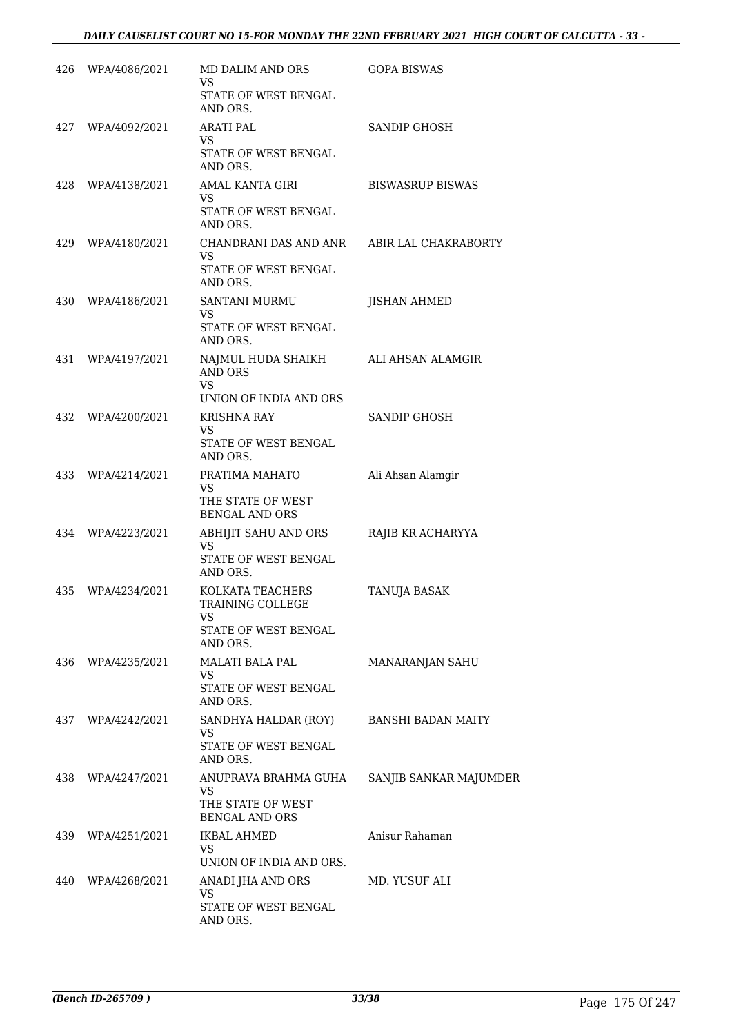| | | | |
|---|---|---|---|
| 426 | WPA/4086/2021 | MD DALIM AND ORS<br>VS<br>STATE OF WEST BENGAL AND ORS. | GOPA BISWAS |
| 427 | WPA/4092/2021 | ARATI PAL<br>VS<br>STATE OF WEST BENGAL AND ORS. | SANDIP GHOSH |
| 428 | WPA/4138/2021 | AMAL KANTA GIRI<br>VS<br>STATE OF WEST BENGAL AND ORS. | BISWASRUP BISWAS |
| 429 | WPA/4180/2021 | CHANDRANI DAS AND ANR<br>VS<br>STATE OF WEST BENGAL AND ORS. | ABIR LAL CHAKRABORTY |
| 430 | WPA/4186/2021 | SANTANI MURMU<br>VS<br>STATE OF WEST BENGAL AND ORS. | JISHAN AHMED |
| 431 | WPA/4197/2021 | NAJMUL HUDA SHAIKH AND ORS<br>VS<br>UNION OF INDIA AND ORS | ALI AHSAN ALAMGIR |
| 432 | WPA/4200/2021 | KRISHNA RAY<br>VS<br>STATE OF WEST BENGAL AND ORS. | SANDIP GHOSH |
| 433 | WPA/4214/2021 | PRATIMA MAHATO<br>VS<br>THE STATE OF WEST BENGAL AND ORS | Ali Ahsan Alamgir |
| 434 | WPA/4223/2021 | ABHIJIT SAHU AND ORS<br>VS<br>STATE OF WEST BENGAL AND ORS. | RAJIB KR ACHARYYA |
| 435 | WPA/4234/2021 | KOLKATA TEACHERS TRAINING COLLEGE<br>VS<br>STATE OF WEST BENGAL AND ORS. | TANUJA BASAK |
| 436 | WPA/4235/2021 | MALATI BALA PAL<br>VS<br>STATE OF WEST BENGAL AND ORS. | MANARANJAN SAHU |
| 437 | WPA/4242/2021 | SANDHYA HALDAR (ROY)<br>VS<br>STATE OF WEST BENGAL AND ORS. | BANSHI BADAN MAITY |
| 438 | WPA/4247/2021 | ANUPRAVA BRAHMA GUHA<br>VS<br>THE STATE OF WEST BENGAL AND ORS | SANJIB SANKAR MAJUMDER |
| 439 | WPA/4251/2021 | IKBAL AHMED<br>VS<br>UNION OF INDIA AND ORS. | Anisur Rahaman |
| 440 | WPA/4268/2021 | ANADI JHA AND ORS<br>VS<br>STATE OF WEST BENGAL AND ORS. | MD. YUSUF ALI |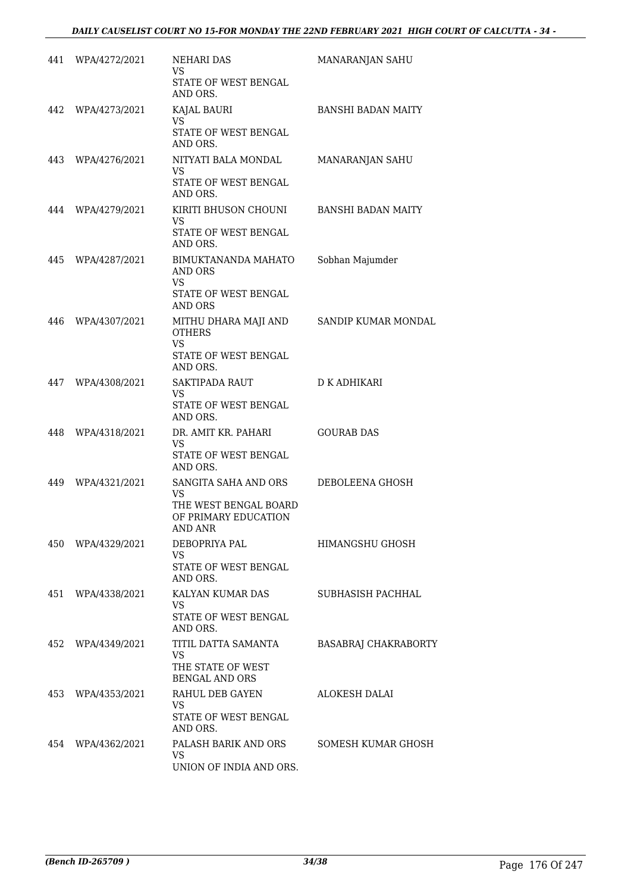| 441 | WPA/4272/2021 | NEHARI DAS<br>VS<br>STATE OF WEST BENGAL AND ORS. | MANARANJAN SAHU |
|---|---|---|---|
| 442 | WPA/4273/2021 | KAJAL BAURI<br>VS<br>STATE OF WEST BENGAL AND ORS. | BANSHI BADAN MAITY |
| 443 | WPA/4276/2021 | NITYATI BALA MONDAL<br>VS<br>STATE OF WEST BENGAL AND ORS. | MANARANJAN SAHU |
| 444 | WPA/4279/2021 | KIRITI BHUSON CHOUNI<br>VS<br>STATE OF WEST BENGAL AND ORS. | BANSHI BADAN MAITY |
| 445 | WPA/4287/2021 | BIMUKTANANDA MAHATO AND ORS<br>VS<br>STATE OF WEST BENGAL AND ORS | Sobhan Majumder |
| 446 | WPA/4307/2021 | MITHU DHARA MAJI AND OTHERS<br>VS<br>STATE OF WEST BENGAL AND ORS. | SANDIP KUMAR MONDAL |
| 447 | WPA/4308/2021 | SAKTIPADA RAUT<br>VS<br>STATE OF WEST BENGAL AND ORS. | D K ADHIKARI |
| 448 | WPA/4318/2021 | DR. AMIT KR. PAHARI<br>VS<br>STATE OF WEST BENGAL AND ORS. | GOURAB DAS |
| 449 | WPA/4321/2021 | SANGITA SAHA AND ORS<br>VS<br>THE WEST BENGAL BOARD OF PRIMARY EDUCATION AND ANR | DEBOLEENA GHOSH |
| 450 | WPA/4329/2021 | DEBOPRIYA PAL<br>VS<br>STATE OF WEST BENGAL AND ORS. | HIMANGSHU GHOSH |
| 451 | WPA/4338/2021 | KALYAN KUMAR DAS<br>VS<br>STATE OF WEST BENGAL AND ORS. | SUBHASISH PACHHAL |
| 452 | WPA/4349/2021 | TITIL DATTA SAMANTA<br>VS<br>THE STATE OF WEST BENGAL AND ORS | BASABRAJ CHAKRABORTY |
| 453 | WPA/4353/2021 | RAHUL DEB GAYEN<br>VS<br>STATE OF WEST BENGAL AND ORS. | ALOKESH DALAI |
| 454 | WPA/4362/2021 | PALASH BARIK AND ORS<br>VS<br>UNION OF INDIA AND ORS. | SOMESH KUMAR GHOSH |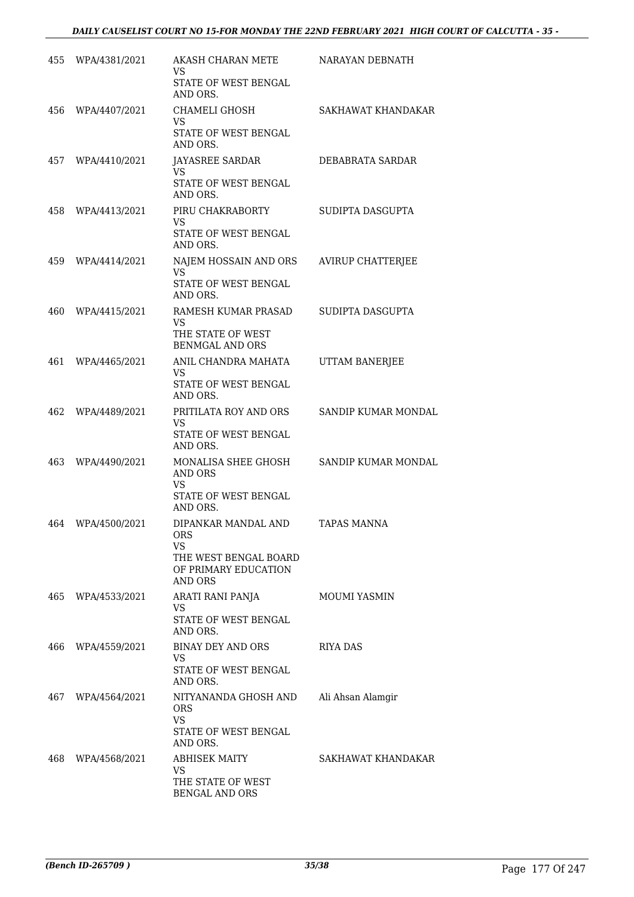| | | | |
|---|---|---|---|
| 455 | WPA/4381/2021 | AKASH CHARAN METE<br>VS<br>STATE OF WEST BENGAL AND ORS. | NARAYAN DEBNATH |
| 456 | WPA/4407/2021 | CHAMELI GHOSH<br>VS<br>STATE OF WEST BENGAL AND ORS. | SAKHAWAT KHANDAKAR |
| 457 | WPA/4410/2021 | JAYASREE SARDAR<br>VS<br>STATE OF WEST BENGAL AND ORS. | DEBABRATA SARDAR |
| 458 | WPA/4413/2021 | PIRU CHAKRABORTY<br>VS<br>STATE OF WEST BENGAL AND ORS. | SUDIPTA DASGUPTA |
| 459 | WPA/4414/2021 | NAJEM HOSSAIN AND ORS<br>VS<br>STATE OF WEST BENGAL AND ORS. | AVIRUP CHATTERJEE |
| 460 | WPA/4415/2021 | RAMESH KUMAR PRASAD<br>VS<br>THE STATE OF WEST BENMGAL AND ORS | SUDIPTA DASGUPTA |
| 461 | WPA/4465/2021 | ANIL CHANDRA MAHATA<br>VS<br>STATE OF WEST BENGAL AND ORS. | UTTAM BANERJEE |
| 462 | WPA/4489/2021 | PRITILATA ROY AND ORS<br>VS<br>STATE OF WEST BENGAL AND ORS. | SANDIP KUMAR MONDAL |
| 463 | WPA/4490/2021 | MONALISA SHEE GHOSH AND ORS<br>VS<br>STATE OF WEST BENGAL AND ORS. | SANDIP KUMAR MONDAL |
| 464 | WPA/4500/2021 | DIPANKAR MANDAL AND ORS<br>VS<br>THE WEST BENGAL BOARD OF PRIMARY EDUCATION AND ORS | TAPAS MANNA |
| 465 | WPA/4533/2021 | ARATI RANI PANJA<br>VS<br>STATE OF WEST BENGAL AND ORS. | MOUMI YASMIN |
| 466 | WPA/4559/2021 | BINAY DEY AND ORS<br>VS<br>STATE OF WEST BENGAL AND ORS. | RIYA DAS |
| 467 | WPA/4564/2021 | NITYANANDA GHOSH AND ORS<br>VS<br>STATE OF WEST BENGAL AND ORS. | Ali Ahsan Alamgir |
| 468 | WPA/4568/2021 | ABHISEK MAITY<br>VS<br>THE STATE OF WEST BENGAL AND ORS | SAKHAWAT KHANDAKAR |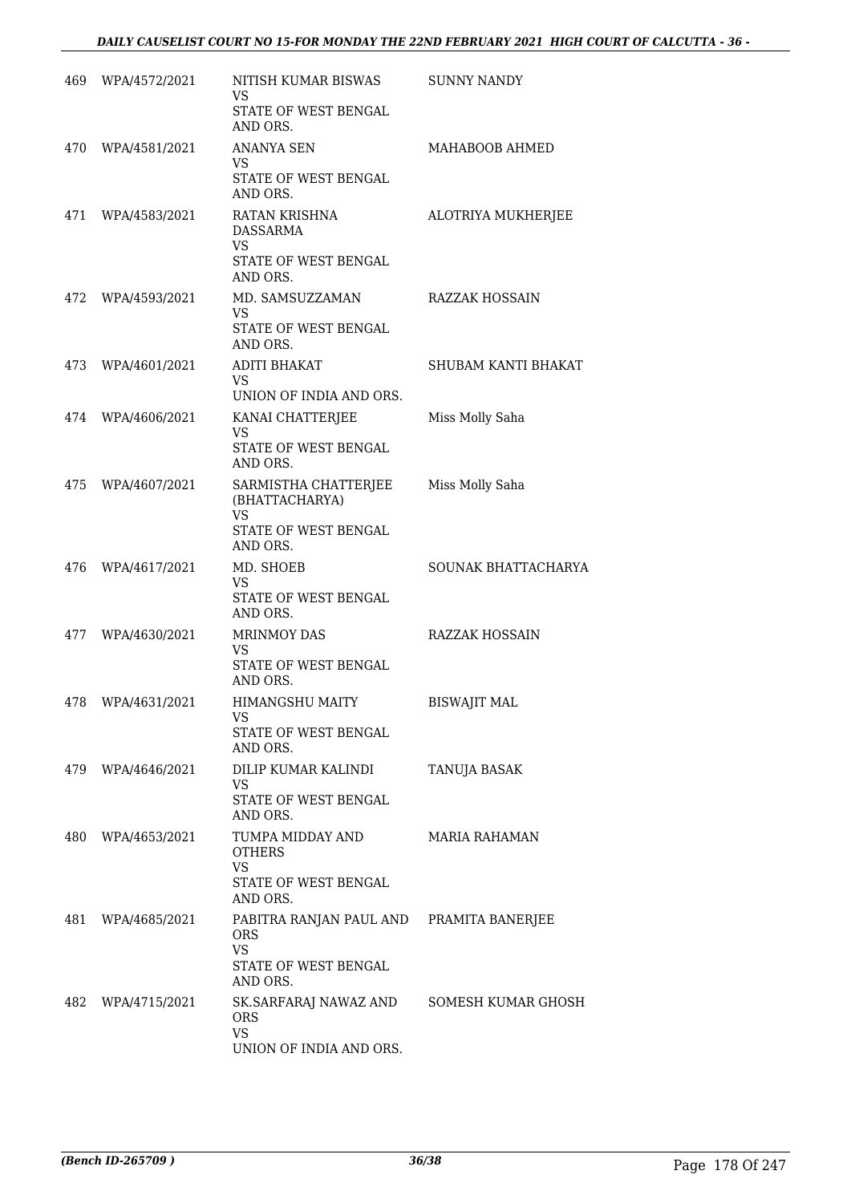| | | | |
|---|---|---|---|
| 469 | WPA/4572/2021 | NITISH KUMAR BISWAS<br>VS<br>STATE OF WEST BENGAL AND ORS. | SUNNY NANDY |
| 470 | WPA/4581/2021 | ANANYA SEN<br>VS<br>STATE OF WEST BENGAL AND ORS. | MAHABOOB AHMED |
| 471 | WPA/4583/2021 | RATAN KRISHNA DASSARMA<br>VS<br>STATE OF WEST BENGAL AND ORS. | ALOTRIYA MUKHERJEE |
| 472 | WPA/4593/2021 | MD. SAMSUZZAMAN<br>VS<br>STATE OF WEST BENGAL AND ORS. | RAZZAK HOSSAIN |
| 473 | WPA/4601/2021 | ADITI BHAKAT<br>VS<br>UNION OF INDIA AND ORS. | SHUBAM KANTI BHAKAT |
| 474 | WPA/4606/2021 | KANAI CHATTERJEE<br>VS<br>STATE OF WEST BENGAL AND ORS. | Miss Molly Saha |
| 475 | WPA/4607/2021 | SARMISTHA CHATTERJEE (BHATTACHARYA)<br>VS<br>STATE OF WEST BENGAL AND ORS. | Miss Molly Saha |
| 476 | WPA/4617/2021 | MD. SHOEB<br>VS<br>STATE OF WEST BENGAL AND ORS. | SOUNAK BHATTACHARYA |
| 477 | WPA/4630/2021 | MRINMOY DAS<br>VS<br>STATE OF WEST BENGAL AND ORS. | RAZZAK HOSSAIN |
| 478 | WPA/4631/2021 | HIMANGSHU MAITY<br>VS<br>STATE OF WEST BENGAL AND ORS. | BISWAJIT MAL |
| 479 | WPA/4646/2021 | DILIP KUMAR KALINDI<br>VS<br>STATE OF WEST BENGAL AND ORS. | TANUJA BASAK |
| 480 | WPA/4653/2021 | TUMPA MIDDAY AND OTHERS<br>VS<br>STATE OF WEST BENGAL AND ORS. | MARIA RAHAMAN |
| 481 | WPA/4685/2021 | PABITRA RANJAN PAUL AND ORS<br>VS<br>STATE OF WEST BENGAL AND ORS. | PRAMITA BANERJEE |
| 482 | WPA/4715/2021 | SK.SARFARAJ NAWAZ AND ORS<br>VS<br>UNION OF INDIA AND ORS. | SOMESH KUMAR GHOSH |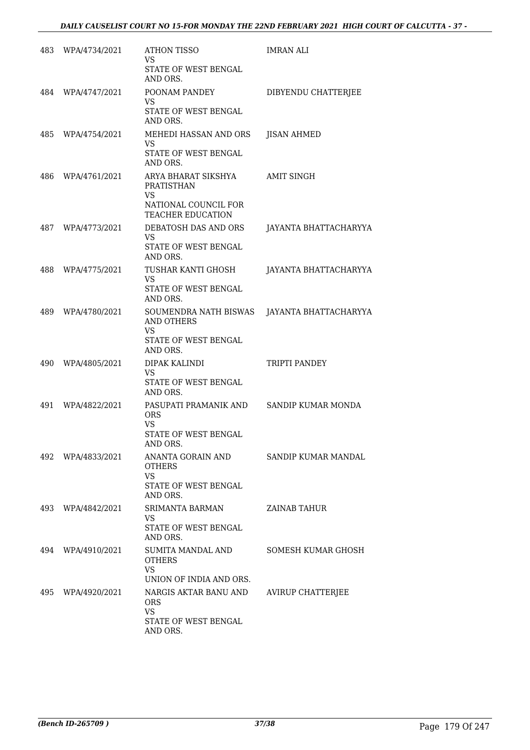| 483 | WPA/4734/2021 | ATHON TISSO<br>VS<br>STATE OF WEST BENGAL AND ORS. | IMRAN ALI |
|---|---|---|---|
| 484 | WPA/4747/2021 | POONAM PANDEY<br>VS<br>STATE OF WEST BENGAL AND ORS. | DIBYENDU CHATTERJEE |
| 485 | WPA/4754/2021 | MEHEDI HASSAN AND ORS<br>VS<br>STATE OF WEST BENGAL AND ORS. | JISAN AHMED |
| 486 | WPA/4761/2021 | ARYA BHARAT SIKSHYA PRATISTHAN<br>VS<br>NATIONAL COUNCIL FOR TEACHER EDUCATION | AMIT SINGH |
| 487 | WPA/4773/2021 | DEBATOSH DAS AND ORS<br>VS<br>STATE OF WEST BENGAL AND ORS. | JAYANTA BHATTACHARYYA |
| 488 | WPA/4775/2021 | TUSHAR KANTI GHOSH<br>VS<br>STATE OF WEST BENGAL AND ORS. | JAYANTA BHATTACHARYYA |
| 489 | WPA/4780/2021 | SOUMENDRA NATH BISWAS AND OTHERS<br>VS<br>STATE OF WEST BENGAL AND ORS. | JAYANTA BHATTACHARYYA |
| 490 | WPA/4805/2021 | DIPAK KALINDI<br>VS<br>STATE OF WEST BENGAL AND ORS. | TRIPTI PANDEY |
| 491 | WPA/4822/2021 | PASUPATI PRAMANIK AND ORS<br>VS<br>STATE OF WEST BENGAL AND ORS. | SANDIP KUMAR MONDA |
| 492 | WPA/4833/2021 | ANANTA GORAIN AND OTHERS<br>VS<br>STATE OF WEST BENGAL AND ORS. | SANDIP KUMAR MANDAL |
| 493 | WPA/4842/2021 | SRIMANTA BARMAN<br>VS<br>STATE OF WEST BENGAL AND ORS. | ZAINAB TAHUR |
| 494 | WPA/4910/2021 | SUMITA MANDAL AND OTHERS<br>VS<br>UNION OF INDIA AND ORS. | SOMESH KUMAR GHOSH |
| 495 | WPA/4920/2021 | NARGIS AKTAR BANU AND ORS<br>VS<br>STATE OF WEST BENGAL AND ORS. | AVIRUP CHATTERJEE |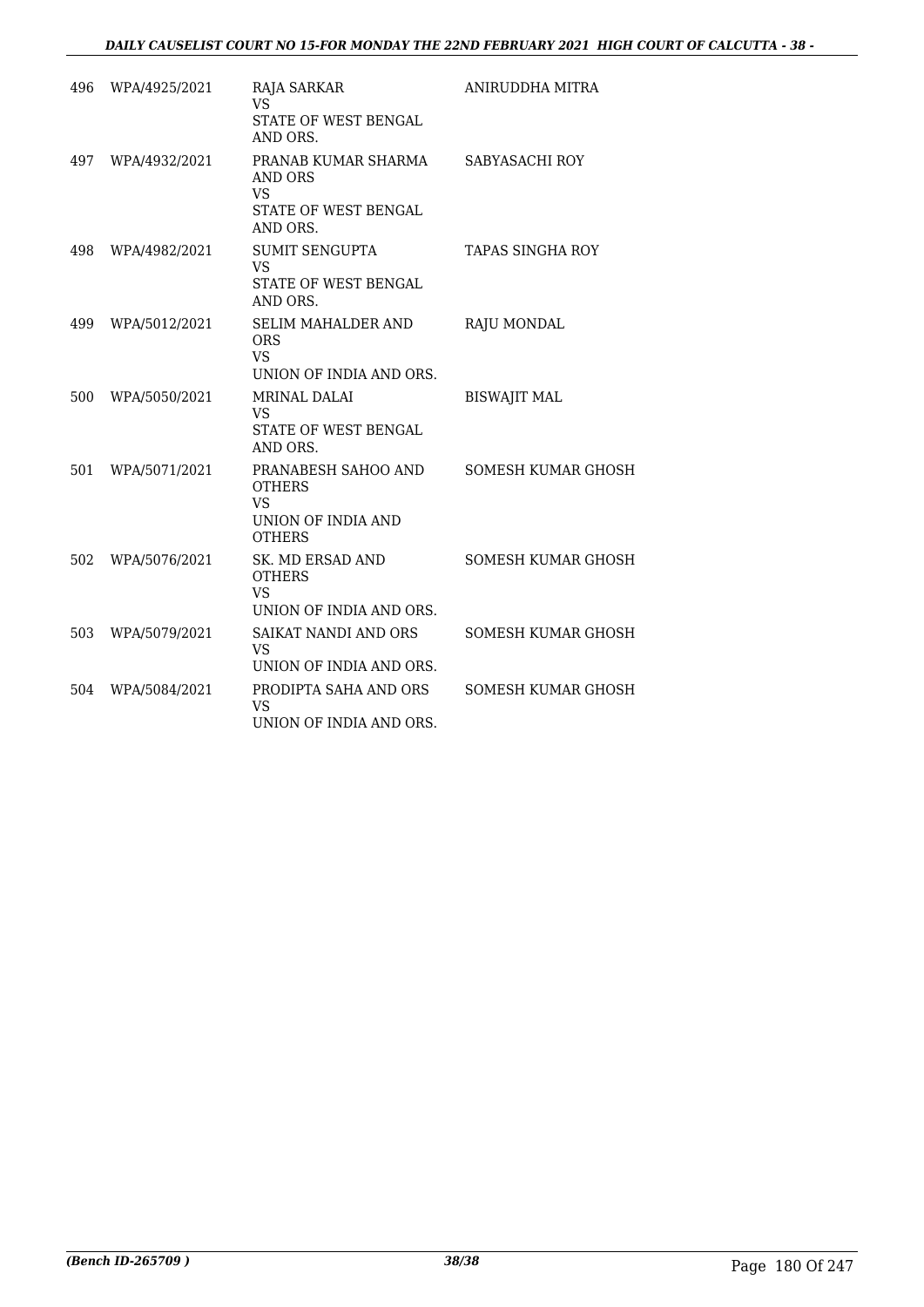| | | | |
|---|---|---|---|
| 496 | WPA/4925/2021 | RAJA SARKAR<br>VS<br>STATE OF WEST BENGAL AND ORS. | ANIRUDDHA MITRA |
| 497 | WPA/4932/2021 | PRANAB KUMAR SHARMA AND ORS<br>VS<br>STATE OF WEST BENGAL AND ORS. | SABYASACHI ROY |
| 498 | WPA/4982/2021 | SUMIT SENGUPTA<br>VS<br>STATE OF WEST BENGAL AND ORS. | TAPAS SINGHA ROY |
| 499 | WPA/5012/2021 | SELIM MAHALDER AND ORS<br>VS<br>UNION OF INDIA AND ORS. | RAJU MONDAL |
| 500 | WPA/5050/2021 | MRINAL DALAI<br>VS<br>STATE OF WEST BENGAL AND ORS. | BISWAJIT MAL |
| 501 | WPA/5071/2021 | PRANABESH SAHOO AND OTHERS<br>VS<br>UNION OF INDIA AND OTHERS | SOMESH KUMAR GHOSH |
| 502 | WPA/5076/2021 | SK. MD ERSAD AND OTHERS<br>VS<br>UNION OF INDIA AND ORS. | SOMESH KUMAR GHOSH |
| 503 | WPA/5079/2021 | SAIKAT NANDI AND ORS<br>VS<br>UNION OF INDIA AND ORS. | SOMESH KUMAR GHOSH |
| 504 | WPA/5084/2021 | PRODIPTA SAHA AND ORS<br>VS<br>UNION OF INDIA AND ORS. | SOMESH KUMAR GHOSH |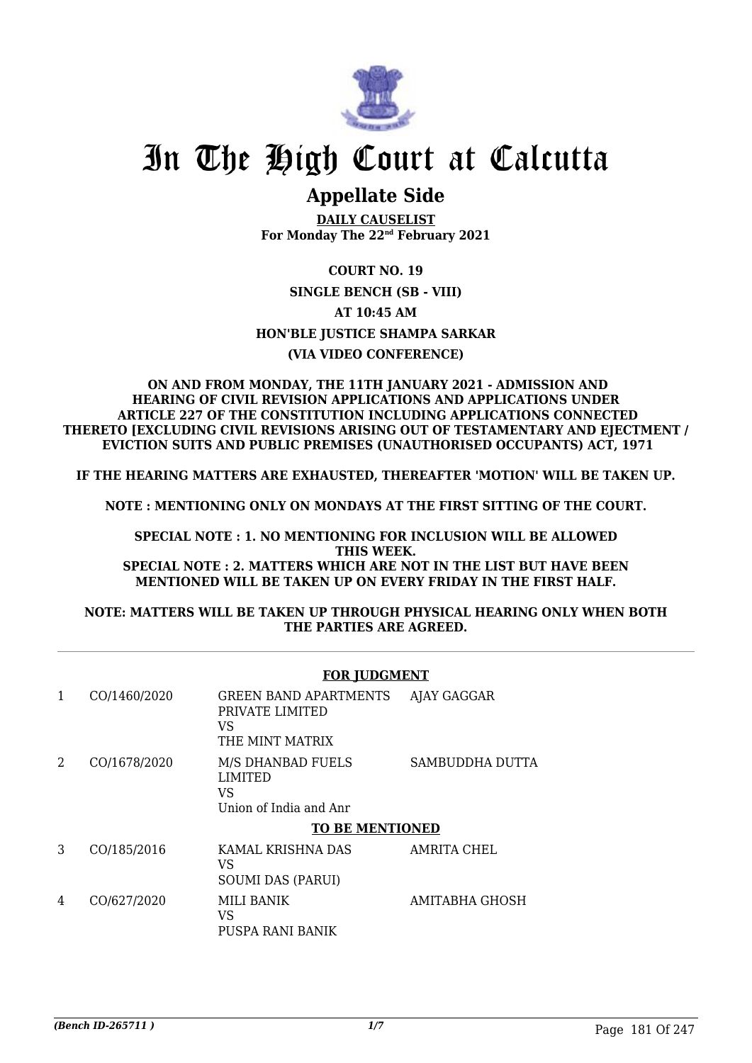# In The High Court at Calcutta

## Appellate Side

**DAILY CAUSELIST**
**For Monday The 22nd February 2021**

**COURT NO. 19**

**SINGLE BENCH (SB - VIII)**

**AT 10:45 AM**

**HON'BLE JUSTICE SHAMPA SARKAR**

**(VIA VIDEO CONFERENCE)**

**ON AND FROM MONDAY, THE 11TH JANUARY 2021 - ADMISSION AND HEARING OF CIVIL REVISION APPLICATIONS AND APPLICATIONS UNDER ARTICLE 227 OF THE CONSTITUTION INCLUDING APPLICATIONS CONNECTED THERETO [EXCLUDING CIVIL REVISIONS ARISING OUT OF TESTAMENTARY AND EJECTMENT / EVICTION SUITS AND PUBLIC PREMISES (UNAUTHORISED OCCUPANTS) ACT, 1971**

**IF THE HEARING MATTERS ARE EXHAUSTED, THEREAFTER 'MOTION' WILL BE TAKEN UP.**

**NOTE : MENTIONING ONLY ON MONDAYS AT THE FIRST SITTING OF THE COURT.**

**SPECIAL NOTE : 1. NO MENTIONING FOR INCLUSION WILL BE ALLOWED THIS WEEK.**
**SPECIAL NOTE : 2. MATTERS WHICH ARE NOT IN THE LIST BUT HAVE BEEN MENTIONED WILL BE TAKEN UP ON EVERY FRIDAY IN THE FIRST HALF.**

**NOTE: MATTERS WILL BE TAKEN UP THROUGH PHYSICAL HEARING ONLY WHEN BOTH THE PARTIES ARE AGREED.**

**FOR JUDGMENT**

| | | | |
|---|---|---|---|
| 1 | CO/1460/2020 | GREEN BAND APARTMENTS PRIVATE LIMITED<br>VS<br>THE MINT MATRIX | AJAY GAGGAR |
| 2 | CO/1678/2020 | M/S DHANBAD FUELS LIMITED<br>VS<br>Union of India and Anr | SAMBUDDHA DUTTA |

**TO BE MENTIONED**

| | | | |
|---|---|---|---|
| 3 | CO/185/2016 | KAMAL KRISHNA DAS<br>VS<br>SOUMI DAS (PARUI) | AMRITA CHEL |
| 4 | CO/627/2020 | MILI BANIK<br>VS<br>PUSPA RANI BANIK | AMITABHA GHOSH |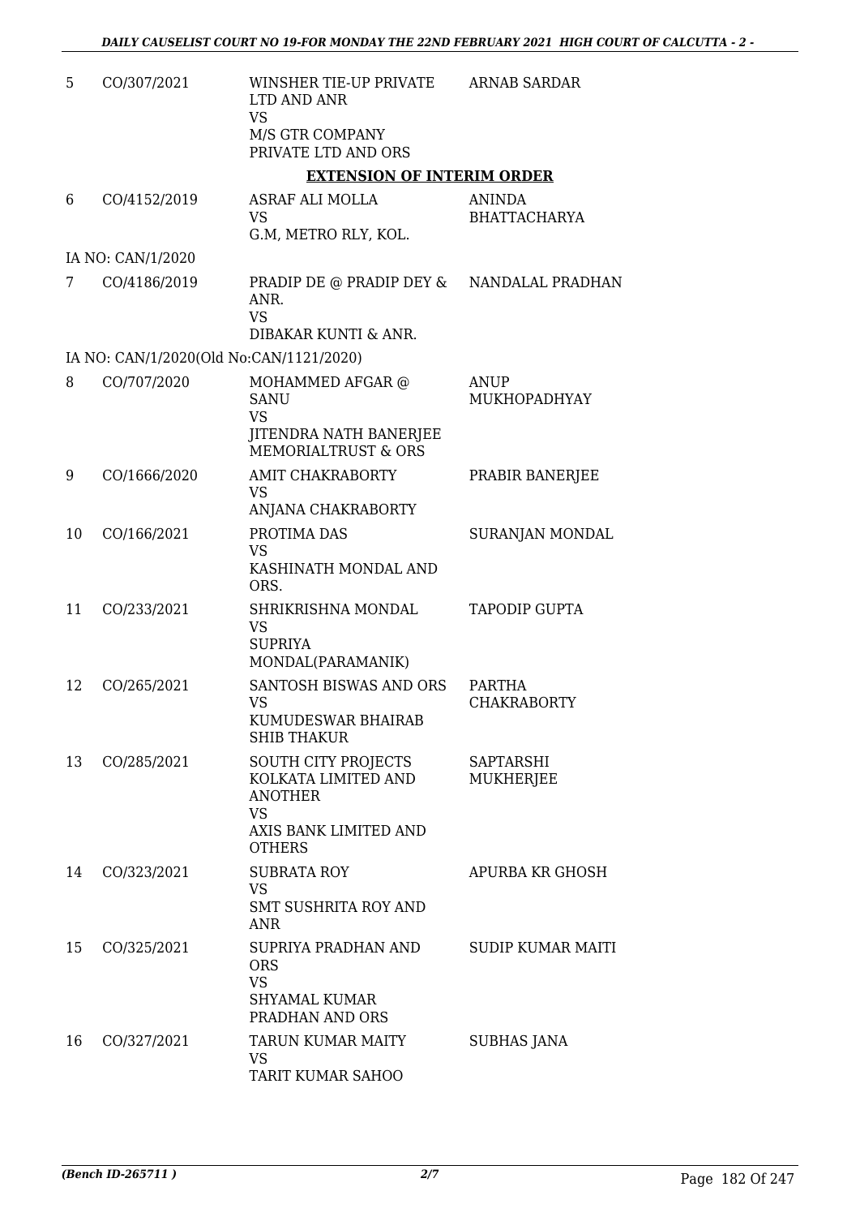| | | | |
|---|---|---|---|
| 5 | CO/307/2021 | WINSHER TIE-UP PRIVATE LTD AND ANR<br>VS<br>M/S GTR COMPANY PRIVATE LTD AND ORS | ARNAB SARDAR |

**EXTENSION OF INTERIM ORDER**

| | | | |
|---|---|---|---|
| 6 | CO/4152/2019 | ASRAF ALI MOLLA<br>VS<br>G.M, METRO RLY, KOL. | ANINDA BHATTACHARYA |
| | IA NO: CAN/1/2020 | | |
| 7 | CO/4186/2019 | PRADIP DE @ PRADIP DEY & ANR.<br>VS<br>DIBAKAR KUNTI & ANR. | NANDALAL PRADHAN |
| | IA NO: CAN/1/2020(Old No:CAN/1121/2020) | | |
| 8 | CO/707/2020 | MOHAMMED AFGAR @ SANU<br>VS<br>JITENDRA NATH BANERJEE MEMORIALTRUST & ORS | ANUP MUKHOPADHYAY |
| 9 | CO/1666/2020 | AMIT CHAKRABORTY<br>VS<br>ANJANA CHAKRABORTY | PRABIR BANERJEE |
| 10 | CO/166/2021 | PROTIMA DAS<br>VS<br>KASHINATH MONDAL AND ORS. | SURANJAN MONDAL |
| 11 | CO/233/2021 | SHRIKRISHNA MONDAL<br>VS<br>SUPRIYA MONDAL(PARAMANIK) | TAPODIP GUPTA |
| 12 | CO/265/2021 | SANTOSH BISWAS AND ORS<br>VS<br>KUMUDESWAR BHAIRAB SHIB THAKUR | PARTHA CHAKRABORTY |
| 13 | CO/285/2021 | SOUTH CITY PROJECTS KOLKATA LIMITED AND ANOTHER<br>VS<br>AXIS BANK LIMITED AND OTHERS | SAPTARSHI MUKHERJEE |
| 14 | CO/323/2021 | SUBRATA ROY<br>VS<br>SMT SUSHRITA ROY AND ANR | APURBA KR GHOSH |
| 15 | CO/325/2021 | SUPRIYA PRADHAN AND ORS<br>VS<br>SHYAMAL KUMAR PRADHAN AND ORS | SUDIP KUMAR MAITI |
| 16 | CO/327/2021 | TARUN KUMAR MAITY<br>VS<br>TARIT KUMAR SAHOO | SUBHAS JANA |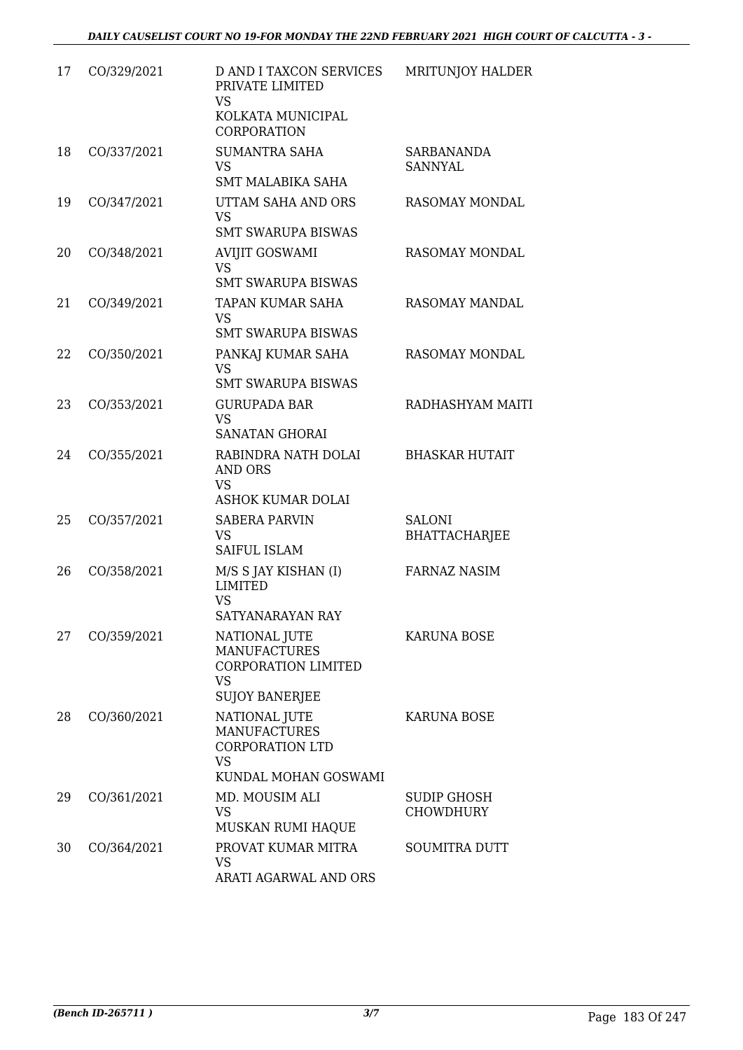| 17 | CO/329/2021 | D AND I TAXCON SERVICES PRIVATE LIMITED<br>VS<br>KOLKATA MUNICIPAL CORPORATION | MRITUNJOY HALDER |
|---|---|---|---|
| 18 | CO/337/2021 | SUMANTRA SAHA<br>VS<br>SMT MALABIKA SAHA | SARBANANDA SANNYAL |
| 19 | CO/347/2021 | UTTAM SAHA AND ORS<br>VS<br>SMT SWARUPA BISWAS | RASOMAY MONDAL |
| 20 | CO/348/2021 | AVIJIT GOSWAMI<br>VS<br>SMT SWARUPA BISWAS | RASOMAY MONDAL |
| 21 | CO/349/2021 | TAPAN KUMAR SAHA<br>VS<br>SMT SWARUPA BISWAS | RASOMAY MANDAL |
| 22 | CO/350/2021 | PANKAJ KUMAR SAHA<br>VS<br>SMT SWARUPA BISWAS | RASOMAY MONDAL |
| 23 | CO/353/2021 | GURUPADA BAR<br>VS<br>SANATAN GHORAI | RADHASHYAM MAITI |
| 24 | CO/355/2021 | RABINDRA NATH DOLAI AND ORS<br>VS<br>ASHOK KUMAR DOLAI | BHASKAR HUTAIT |
| 25 | CO/357/2021 | SABERA PARVIN<br>VS<br>SAIFUL ISLAM | SALONI BHATTACHARJEE |
| 26 | CO/358/2021 | M/S S JAY KISHAN (I) LIMITED<br>VS<br>SATYANARAYAN RAY | FARNAZ NASIM |
| 27 | CO/359/2021 | NATIONAL JUTE MANUFACTURES CORPORATION LIMITED<br>VS<br>SUJOY BANERJEE | KARUNA BOSE |
| 28 | CO/360/2021 | NATIONAL JUTE MANUFACTURES CORPORATION LTD<br>VS<br>KUNDAL MOHAN GOSWAMI | KARUNA BOSE |
| 29 | CO/361/2021 | MD. MOUSIM ALI<br>VS<br>MUSKAN RUMI HAQUE | SUDIP GHOSH CHOWDHURY |
| 30 | CO/364/2021 | PROVAT KUMAR MITRA<br>VS<br>ARATI AGARWAL AND ORS | SOUMITRA DUTT |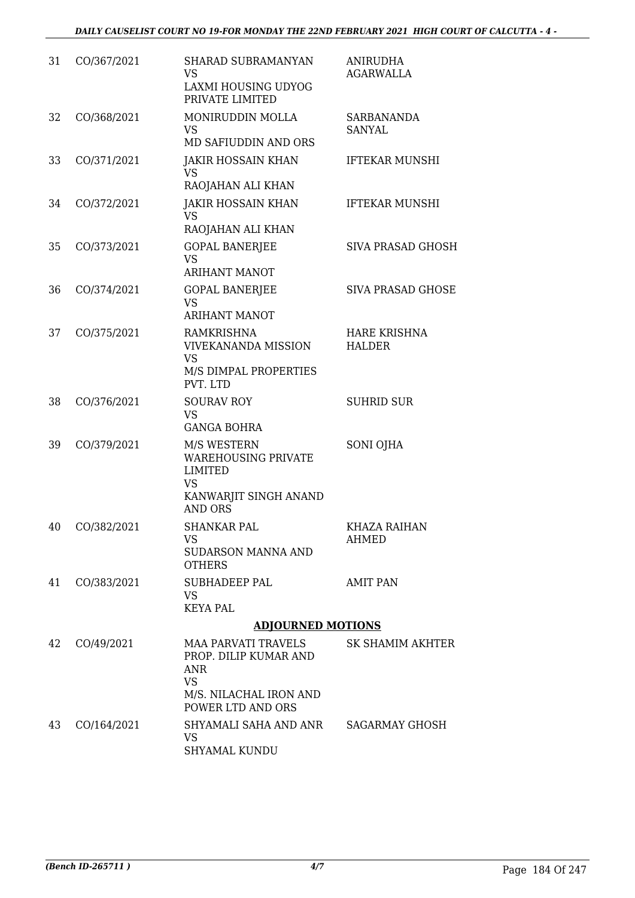| 31 | CO/367/2021 | SHARAD SUBRAMANYAN<br>VS<br>LAXMI HOUSING UDYOG PRIVATE LIMITED | ANIRUDHA AGARWALLA |
|---|---|---|---|
| 32 | CO/368/2021 | MONIRUDDIN MOLLA<br>VS<br>MD SAFIUDDIN AND ORS | SARBANANDA SANYAL |
| 33 | CO/371/2021 | JAKIR HOSSAIN KHAN<br>VS<br>RAOJAHAN ALI KHAN | IFTEKAR MUNSHI |
| 34 | CO/372/2021 | JAKIR HOSSAIN KHAN<br>VS<br>RAOJAHAN ALI KHAN | IFTEKAR MUNSHI |
| 35 | CO/373/2021 | GOPAL BANERJEE<br>VS<br>ARIHANT MANOT | SIVA PRASAD GHOSH |
| 36 | CO/374/2021 | GOPAL BANERJEE<br>VS<br>ARIHANT MANOT | SIVA PRASAD GHOSE |
| 37 | CO/375/2021 | RAMKRISHNA VIVEKANANDA MISSION<br>VS<br>M/S DIMPAL PROPERTIES PVT. LTD | HARE KRISHNA HALDER |
| 38 | CO/376/2021 | SOURAV ROY<br>VS<br>GANGA BOHRA | SUHRID SUR |
| 39 | CO/379/2021 | M/S WESTERN WAREHOUSING PRIVATE LIMITED<br>VS<br>KANWARJIT SINGH ANAND AND ORS | SONI OJHA |
| 40 | CO/382/2021 | SHANKAR PAL<br>VS<br>SUDARSON MANNA AND OTHERS | KHAZA RAIHAN AHMED |
| 41 | CO/383/2021 | SUBHADEEP PAL<br>VS<br>KEYA PAL | AMIT PAN |

**ADJOURNED MOTIONS**

| 42 | CO/49/2021 | MAA PARVATI TRAVELS PROP. DILIP KUMAR AND ANR<br>VS<br>M/S. NILACHAL IRON AND POWER LTD AND ORS | SK SHAMIM AKHTER |
|---|---|---|---|
| 43 | CO/164/2021 | SHYAMALI SAHA AND ANR<br>VS<br>SHYAMAL KUNDU | SAGARMAY GHOSH |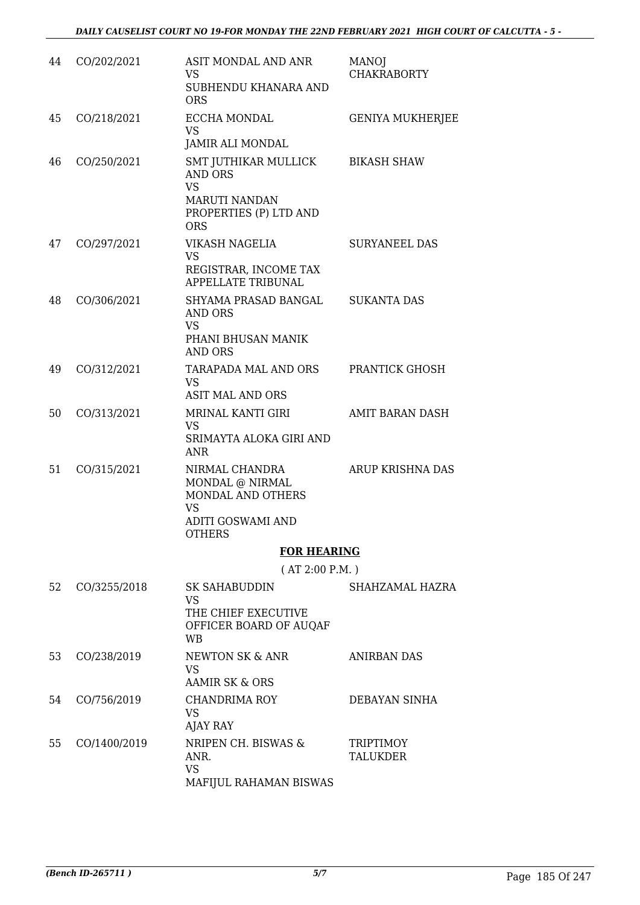| | | | |
|---|---|---|---|
| 44 | CO/202/2021 | ASIT MONDAL AND ANR<br>VS<br>SUBHENDU KHANARA AND ORS | MANOJ CHAKRABORTY |
| 45 | CO/218/2021 | ECCHA MONDAL<br>VS<br>JAMIR ALI MONDAL | GENIYA MUKHERJEE |
| 46 | CO/250/2021 | SMT JUTHIKAR MULLICK AND ORS<br>VS<br>MARUTI NANDAN PROPERTIES (P) LTD AND ORS | BIKASH SHAW |
| 47 | CO/297/2021 | VIKASH NAGELIA<br>VS<br>REGISTRAR, INCOME TAX APPELLATE TRIBUNAL | SURYANEEL DAS |
| 48 | CO/306/2021 | SHYAMA PRASAD BANGAL AND ORS<br>VS<br>PHANI BHUSAN MANIK AND ORS | SUKANTA DAS |
| 49 | CO/312/2021 | TARAPADA MAL AND ORS<br>VS<br>ASIT MAL AND ORS | PRANTICK GHOSH |
| 50 | CO/313/2021 | MRINAL KANTI GIRI<br>VS<br>SRIMAYTA ALOKA GIRI AND ANR | AMIT BARAN DASH |
| 51 | CO/315/2021 | NIRMAL CHANDRA MONDAL @ NIRMAL MONDAL AND OTHERS<br>VS<br>ADITI GOSWAMI AND OTHERS | ARUP KRISHNA DAS |

**FOR HEARING**

( AT 2:00 P.M. )

| | | | |
|---|---|---|---|
| 52 | CO/3255/2018 | SK SAHABUDDIN<br>VS<br>THE CHIEF EXECUTIVE OFFICER BOARD OF AUQAF WB | SHAHZAMAL HAZRA |
| 53 | CO/238/2019 | NEWTON SK & ANR<br>VS<br>AAMIR SK & ORS | ANIRBAN DAS |
| 54 | CO/756/2019 | CHANDRIMA ROY<br>VS<br>AJAY RAY | DEBAYAN SINHA |
| 55 | CO/1400/2019 | NRIPEN CH. BISWAS & ANR.<br>VS<br>MAFIJUL RAHAMAN BISWAS | TRIPTIMOY TALUKDER |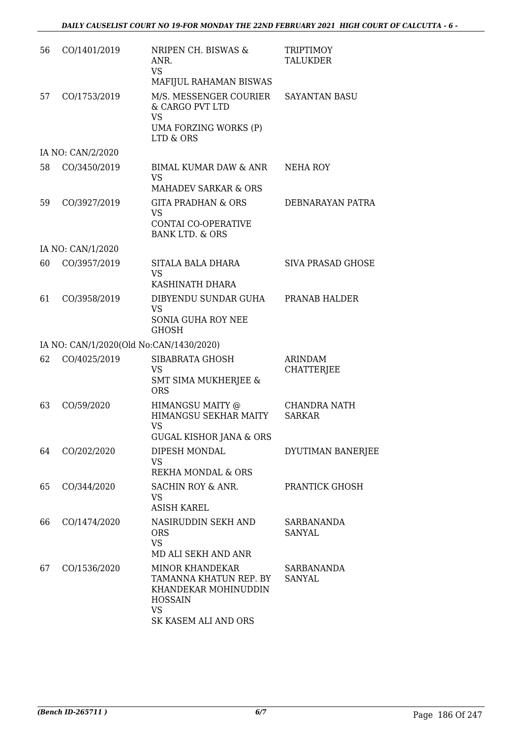| | | | |
|---|---|---|---|
| 56 | CO/1401/2019 | NRIPEN CH. BISWAS & ANR.<br>VS<br>MAFIJUL RAHAMAN BISWAS | TRIPTIMOY TALUKDER |
| 57 | CO/1753/2019 | M/S. MESSENGER COURIER & CARGO PVT LTD<br>VS<br>UMA FORZING WORKS (P) LTD & ORS | SAYANTAN BASU |
| | IA NO: CAN/2/2020 | | |
| 58 | CO/3450/2019 | BIMAL KUMAR DAW & ANR<br>VS<br>MAHADEV SARKAR & ORS | NEHA ROY |
| 59 | CO/3927/2019 | GITA PRADHAN & ORS<br>VS<br>CONTAI CO-OPERATIVE BANK LTD. & ORS | DEBNARAYAN PATRA |
| | IA NO: CAN/1/2020 | | |
| 60 | CO/3957/2019 | SITALA BALA DHARA<br>VS<br>KASHINATH DHARA | SIVA PRASAD GHOSE |
| 61 | CO/3958/2019 | DIBYENDU SUNDAR GUHA<br>VS<br>SONIA GUHA ROY NEE GHOSH | PRANAB HALDER |
| | IA NO: CAN/1/2020(Old No:CAN/1430/2020) | | |
| 62 | CO/4025/2019 | SIBABRATA GHOSH<br>VS<br>SMT SIMA MUKHERJEE & ORS | ARINDAM CHATTERJEE |
| 63 | CO/59/2020 | HIMANGSU MAITY @ HIMANGSU SEKHAR MAITY<br>VS<br>GUGAL KISHOR JANA & ORS | CHANDRA NATH SARKAR |
| 64 | CO/202/2020 | DIPESH MONDAL<br>VS<br>REKHA MONDAL & ORS | DYUTIMAN BANERJEE |
| 65 | CO/344/2020 | SACHIN ROY & ANR.<br>VS<br>ASISH KAREL | PRANTICK GHOSH |
| 66 | CO/1474/2020 | NASIRUDDIN SEKH AND ORS<br>VS<br>MD ALI SEKH AND ANR | SARBANANDA SANYAL |
| 67 | CO/1536/2020 | MINOR KHANDEKAR TAMANNA KHATUN REP. BY KHANDEKAR MOHINUDDIN HOSSAIN<br>VS<br>SK KASEM ALI AND ORS | SARBANANDA SANYAL |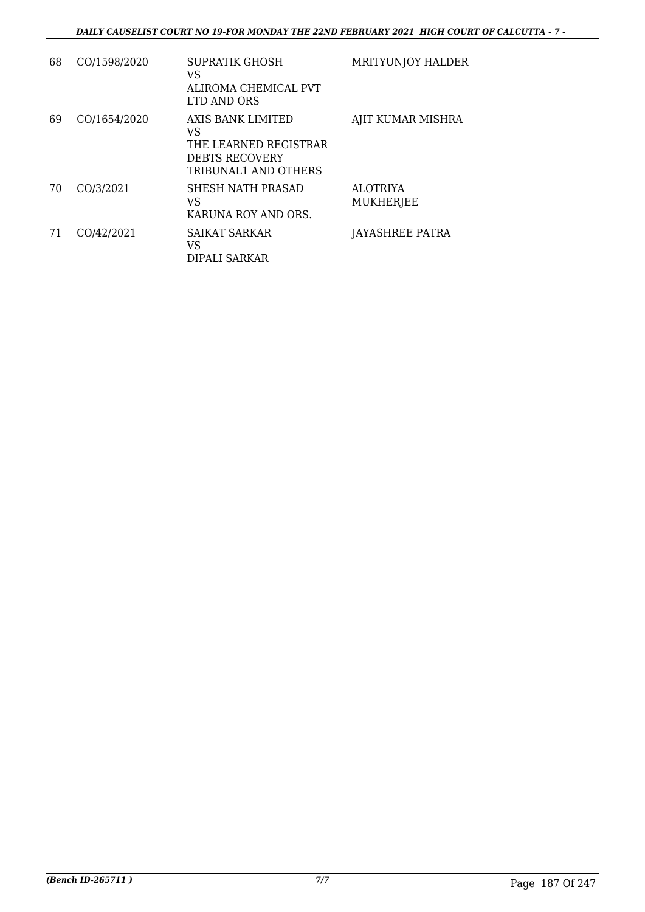| 68 | CO/1598/2020 | SUPRATIK GHOSH<br>VS<br>ALIROMA CHEMICAL PVT LTD AND ORS | MRITYUNJOY HALDER |
|---|---|---|---|
| 69 | CO/1654/2020 | AXIS BANK LIMITED<br>VS<br>THE LEARNED REGISTRAR DEBTS RECOVERY TRIBUNAL1 AND OTHERS | AJIT KUMAR MISHRA |
| 70 | CO/3/2021 | SHESH NATH PRASAD<br>VS<br>KARUNA ROY AND ORS. | ALOTRIYA MUKHERJEE |
| 71 | CO/42/2021 | SAIKAT SARKAR<br>VS<br>DIPALI SARKAR | JAYASHREE PATRA |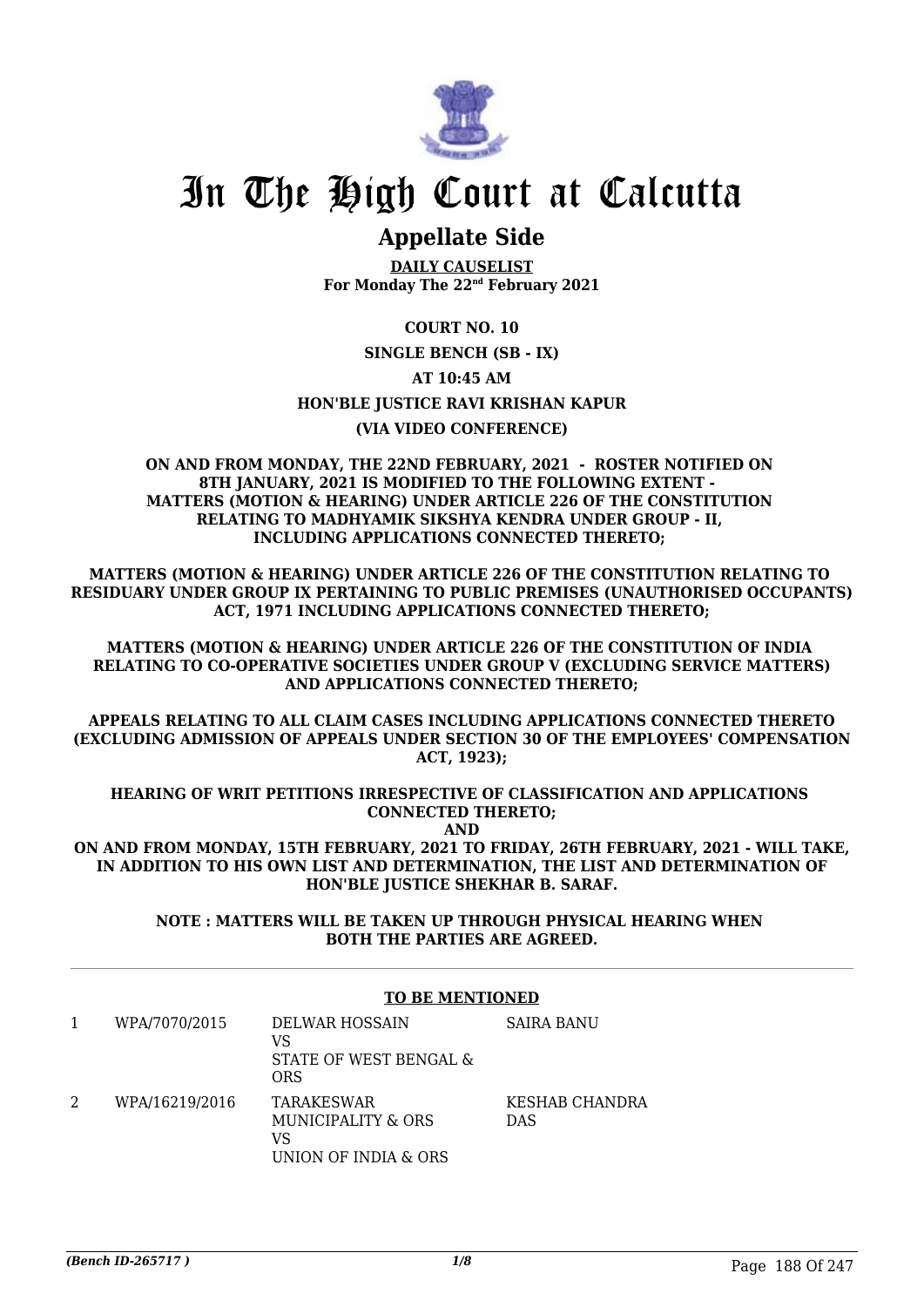# In The High Court at Calcutta

## Appellate Side

**DAILY CAUSELIST**
**For Monday The 22nd February 2021**

**COURT NO. 10**

**SINGLE BENCH (SB - IX)**

**AT 10:45 AM**

**HON'BLE JUSTICE RAVI KRISHAN KAPUR**

**(VIA VIDEO CONFERENCE)**

**ON AND FROM MONDAY, THE 22ND FEBRUARY, 2021 - ROSTER NOTIFIED ON 8TH JANUARY, 2021 IS MODIFIED TO THE FOLLOWING EXTENT - MATTERS (MOTION & HEARING) UNDER ARTICLE 226 OF THE CONSTITUTION RELATING TO MADHYAMIK SIKSHYA KENDRA UNDER GROUP - II, INCLUDING APPLICATIONS CONNECTED THERETO;**

**MATTERS (MOTION & HEARING) UNDER ARTICLE 226 OF THE CONSTITUTION RELATING TO RESIDUARY UNDER GROUP IX PERTAINING TO PUBLIC PREMISES (UNAUTHORISED OCCUPANTS) ACT, 1971 INCLUDING APPLICATIONS CONNECTED THERETO;**

**MATTERS (MOTION & HEARING) UNDER ARTICLE 226 OF THE CONSTITUTION OF INDIA RELATING TO CO-OPERATIVE SOCIETIES UNDER GROUP V (EXCLUDING SERVICE MATTERS) AND APPLICATIONS CONNECTED THERETO;**

**APPEALS RELATING TO ALL CLAIM CASES INCLUDING APPLICATIONS CONNECTED THERETO (EXCLUDING ADMISSION OF APPEALS UNDER SECTION 30 OF THE EMPLOYEES' COMPENSATION ACT, 1923);**

**HEARING OF WRIT PETITIONS IRRESPECTIVE OF CLASSIFICATION AND APPLICATIONS CONNECTED THERETO;**
**AND**
**ON AND FROM MONDAY, 15TH FEBRUARY, 2021 TO FRIDAY, 26TH FEBRUARY, 2021 - WILL TAKE, IN ADDITION TO HIS OWN LIST AND DETERMINATION, THE LIST AND DETERMINATION OF HON'BLE JUSTICE SHEKHAR B. SARAF.**

**NOTE : MATTERS WILL BE TAKEN UP THROUGH PHYSICAL HEARING WHEN BOTH THE PARTIES ARE AGREED.**

**TO BE MENTIONED**

| | | | |
|---|---|---|---|
| 1 | WPA/7070/2015 | DELWAR HOSSAIN<br>VS<br>STATE OF WEST BENGAL & ORS | SAIRA BANU |
| 2 | WPA/16219/2016 | TARAKESWAR MUNICIPALITY & ORS<br>VS<br>UNION OF INDIA & ORS | KESHAB CHANDRA DAS |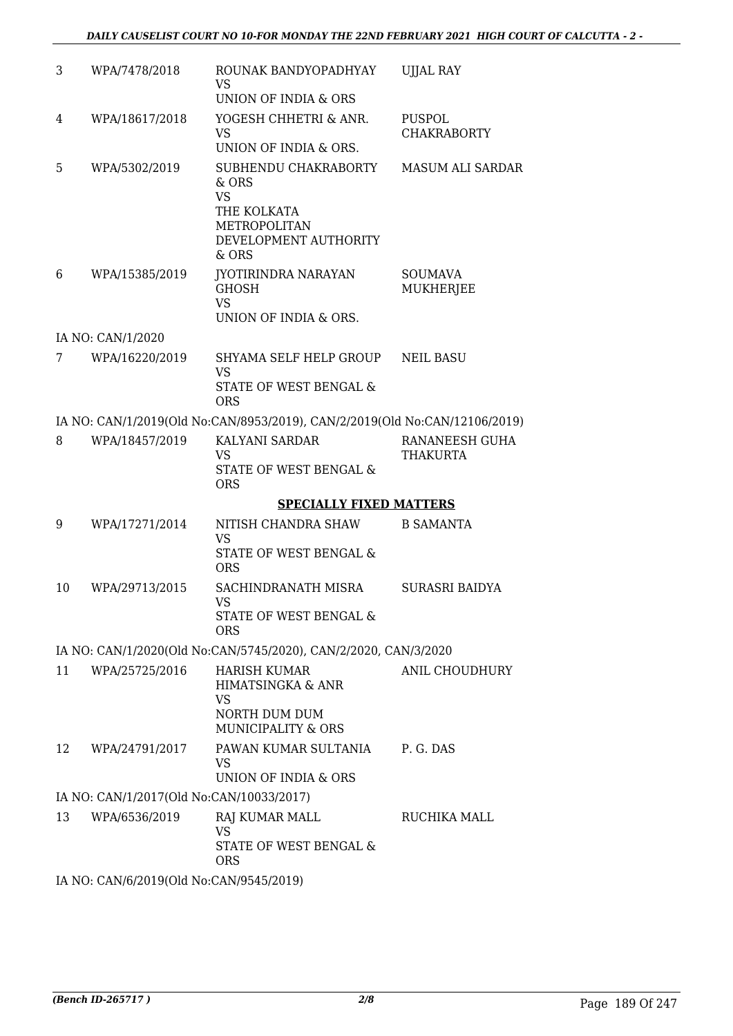| 3 | WPA/7478/2018 | ROUNAK BANDYOPADHYAY<br>VS<br>UNION OF INDIA & ORS | UJJAL RAY |
|---|---|---|---|
| 4 | WPA/18617/2018 | YOGESH CHHETRI & ANR.<br>VS<br>UNION OF INDIA & ORS. | PUSPOL CHAKRABORTY |
| 5 | WPA/5302/2019 | SUBHENDU CHAKRABORTY & ORS<br>VS<br>THE KOLKATA METROPOLITAN DEVELOPMENT AUTHORITY & ORS | MASUM ALI SARDAR |
| 6 | WPA/15385/2019 | JYOTIRINDRA NARAYAN GHOSH<br>VS<br>UNION OF INDIA & ORS. | SOUMAVA MUKHERJEE |

IA NO: CAN/1/2020

| 7 | WPA/16220/2019 | SHYAMA SELF HELP GROUP<br>VS<br>STATE OF WEST BENGAL & ORS | NEIL BASU |
|---|---|---|---|

IA NO: CAN/1/2019(Old No:CAN/8953/2019), CAN/2/2019(Old No:CAN/12106/2019)

| 8 | WPA/18457/2019 | KALYANI SARDAR<br>VS<br>STATE OF WEST BENGAL & ORS | RANANEESH GUHA THAKURTA |
|---|---|---|---|

**SPECIALLY FIXED MATTERS**

| 9 | WPA/17271/2014 | NITISH CHANDRA SHAW<br>VS<br>STATE OF WEST BENGAL & ORS | B SAMANTA |
|---|---|---|---|
| 10 | WPA/29713/2015 | SACHINDRANATH MISRA<br>VS<br>STATE OF WEST BENGAL & ORS | SURASRI BAIDYA |

IA NO: CAN/1/2020(Old No:CAN/5745/2020), CAN/2/2020, CAN/3/2020

| 11 | WPA/25725/2016 | HARISH KUMAR HIMATSINGKA & ANR<br>VS<br>NORTH DUM DUM MUNICIPALITY & ORS | ANIL CHOUDHURY |
|---|---|---|---|
| 12 | WPA/24791/2017 | PAWAN KUMAR SULTANIA<br>VS<br>UNION OF INDIA & ORS | P. G. DAS |

IA NO: CAN/1/2017(Old No:CAN/10033/2017)

| 13 | WPA/6536/2019 | RAJ KUMAR MALL<br>VS<br>STATE OF WEST BENGAL & ORS | RUCHIKA MALL |
|---|---|---|---|

IA NO: CAN/6/2019(Old No:CAN/9545/2019)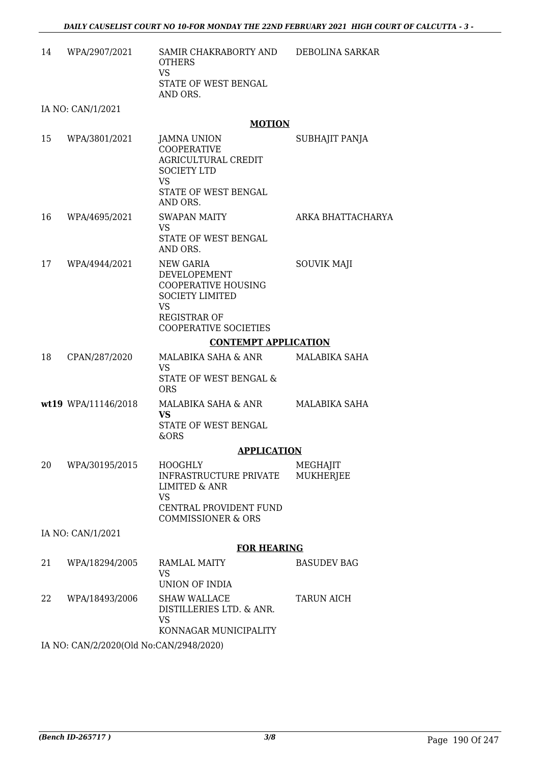| 14 | WPA/2907/2021 | SAMIR CHAKRABORTY AND OTHERS<br>VS<br>STATE OF WEST BENGAL AND ORS. | DEBOLINA SARKAR |
|---|---|---|---|

IA NO: CAN/1/2021

**MOTION**

| 15 | WPA/3801/2021 | JAMNA UNION COOPERATIVE AGRICULTURAL CREDIT SOCIETY LTD<br>VS<br>STATE OF WEST BENGAL AND ORS. | SUBHAJIT PANJA |
|---|---|---|---|
| 16 | WPA/4695/2021 | SWAPAN MAITY<br>VS<br>STATE OF WEST BENGAL AND ORS. | ARKA BHATTACHARYA |
| 17 | WPA/4944/2021 | NEW GARIA DEVELOPEMENT COOPERATIVE HOUSING SOCIETY LIMITED<br>VS<br>REGISTRAR OF COOPERATIVE SOCIETIES | SOUVIK MAJI |

**CONTEMPT APPLICATION**

| 18 | CPAN/287/2020 | MALABIKA SAHA & ANR<br>VS<br>STATE OF WEST BENGAL & ORS | MALABIKA SAHA |
|---|---|---|---|
| **wt19** | WPA/11146/2018 | MALABIKA SAHA & ANR<br>**VS**<br>STATE OF WEST BENGAL &ORS | MALABIKA SAHA |

**APPLICATION**

| 20 | WPA/30195/2015 | HOOGHLY INFRASTRUCTURE PRIVATE LIMITED & ANR<br>VS<br>CENTRAL PROVIDENT FUND COMMISSIONER & ORS | MEGHAJIT MUKHERJEE |
|---|---|---|---|

IA NO: CAN/1/2021

**FOR HEARING**

| 21 | WPA/18294/2005 | RAMLAL MAITY<br>VS<br>UNION OF INDIA | BASUDEV BAG |
|---|---|---|---|
| 22 | WPA/18493/2006 | SHAW WALLACE DISTILLERIES LTD. & ANR.<br>VS<br>KONNAGAR MUNICIPALITY | TARUN AICH |

IA NO: CAN/2/2020(Old No:CAN/2948/2020)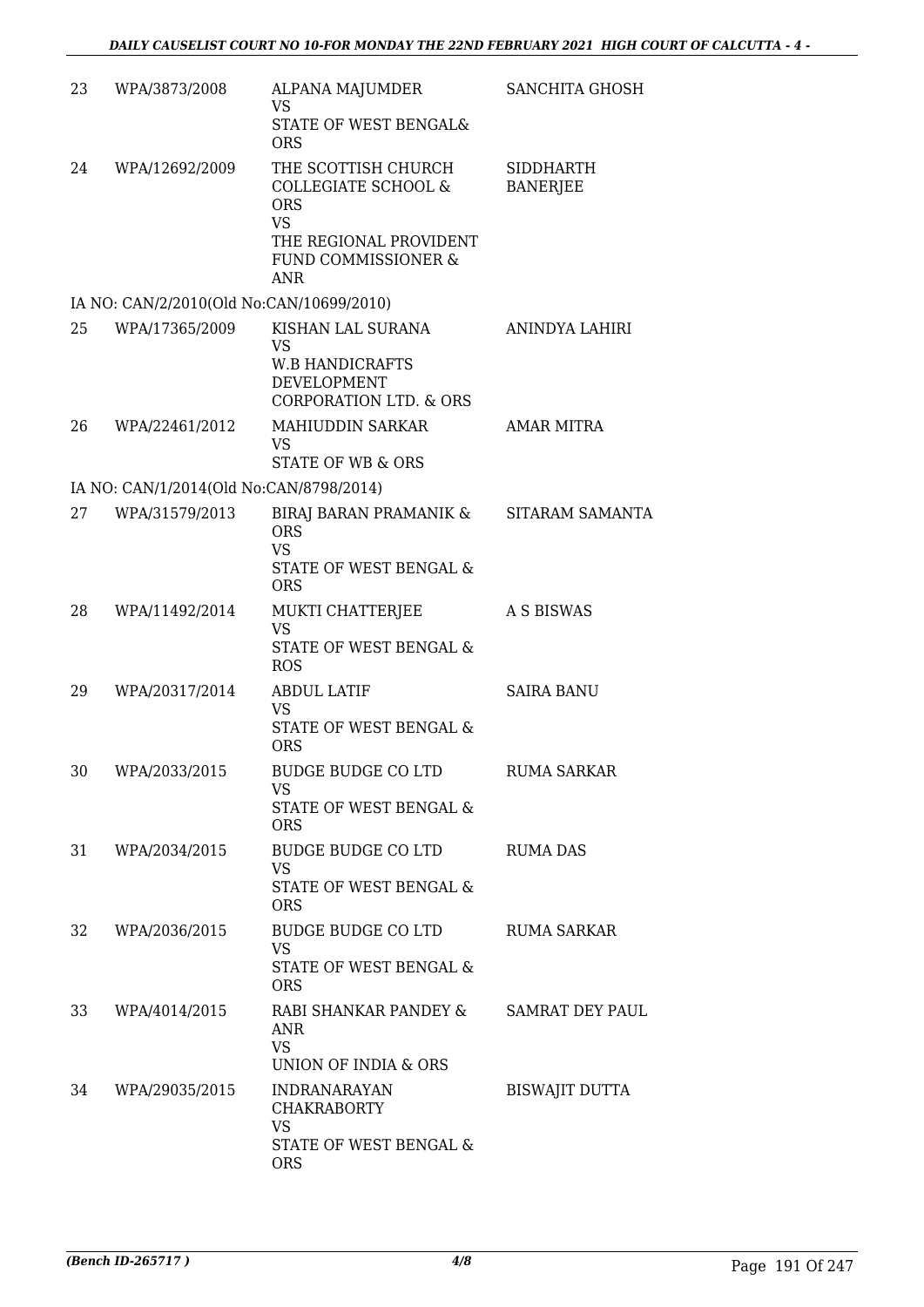| | | | |
|---|---|---|---|
| 23 | WPA/3873/2008 | ALPANA MAJUMDER<br>VS<br>STATE OF WEST BENGAL& ORS | SANCHITA GHOSH |
| 24 | WPA/12692/2009 | THE SCOTTISH CHURCH COLLEGIATE SCHOOL & ORS<br>VS<br>THE REGIONAL PROVIDENT FUND COMMISSIONER & ANR | SIDDHARTH BANERJEE |
| | IA NO: CAN/2/2010(Old No:CAN/10699/2010) | | |
| 25 | WPA/17365/2009 | KISHAN LAL SURANA<br>VS<br>W.B HANDICRAFTS DEVELOPMENT CORPORATION LTD. & ORS | ANINDYA LAHIRI |
| 26 | WPA/22461/2012 | MAHIUDDIN SARKAR<br>VS<br>STATE OF WB & ORS | AMAR MITRA |
| | IA NO: CAN/1/2014(Old No:CAN/8798/2014) | | |
| 27 | WPA/31579/2013 | BIRAJ BARAN PRAMANIK & ORS<br>VS<br>STATE OF WEST BENGAL & ORS | SITARAM SAMANTA |
| 28 | WPA/11492/2014 | MUKTI CHATTERJEE<br>VS<br>STATE OF WEST BENGAL & ROS | A S BISWAS |
| 29 | WPA/20317/2014 | ABDUL LATIF<br>VS<br>STATE OF WEST BENGAL & ORS | SAIRA BANU |
| 30 | WPA/2033/2015 | BUDGE BUDGE CO LTD<br>VS<br>STATE OF WEST BENGAL & ORS | RUMA SARKAR |
| 31 | WPA/2034/2015 | BUDGE BUDGE CO LTD<br>VS<br>STATE OF WEST BENGAL & ORS | RUMA DAS |
| 32 | WPA/2036/2015 | BUDGE BUDGE CO LTD<br>VS<br>STATE OF WEST BENGAL & ORS | RUMA SARKAR |
| 33 | WPA/4014/2015 | RABI SHANKAR PANDEY & ANR<br>VS<br>UNION OF INDIA & ORS | SAMRAT DEY PAUL |
| 34 | WPA/29035/2015 | INDRANARAYAN CHAKRABORTY<br>VS<br>STATE OF WEST BENGAL & ORS | BISWAJIT DUTTA |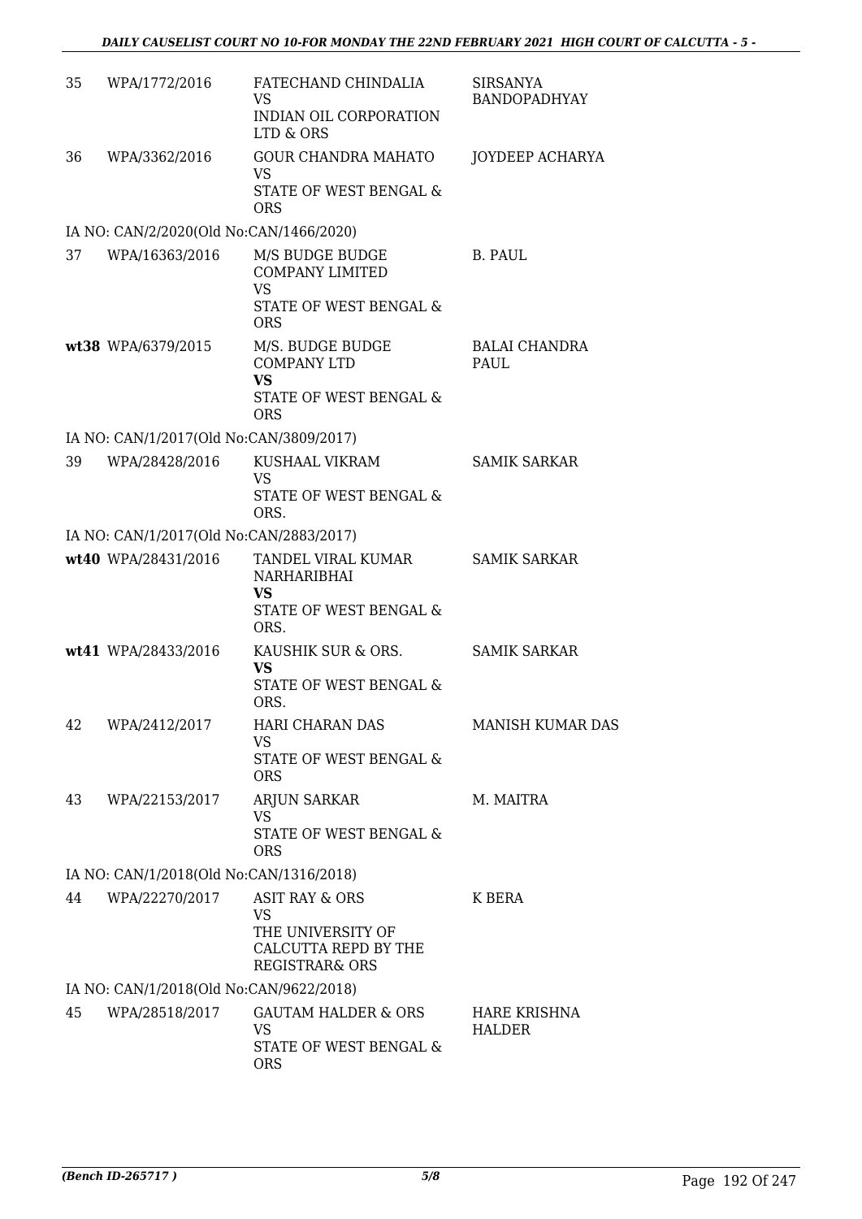| | | | |
|---|---|---|---|
| 35 | WPA/1772/2016 | FATECHAND CHINDALIA<br>VS<br>INDIAN OIL CORPORATION LTD & ORS | SIRSANYA BANDOPADHYAY |
| 36 | WPA/3362/2016 | GOUR CHANDRA MAHATO<br>VS<br>STATE OF WEST BENGAL & ORS | JOYDEEP ACHARYA |
| IA NO: CAN/2/2020(Old No:CAN/1466/2020) | | | |
| 37 | WPA/16363/2016 | M/S BUDGE BUDGE COMPANY LIMITED<br>VS<br>STATE OF WEST BENGAL & ORS | B. PAUL |
| **wt38** | WPA/6379/2015 | M/S. BUDGE BUDGE COMPANY LTD<br>**VS**<br>STATE OF WEST BENGAL & ORS | BALAI CHANDRA PAUL |
| IA NO: CAN/1/2017(Old No:CAN/3809/2017) | | | |
| 39 | WPA/28428/2016 | KUSHAAL VIKRAM<br>VS<br>STATE OF WEST BENGAL & ORS. | SAMIK SARKAR |
| IA NO: CAN/1/2017(Old No:CAN/2883/2017) | | | |
| **wt40** | WPA/28431/2016 | TANDEL VIRAL KUMAR NARHARIBHAI<br>**VS**<br>STATE OF WEST BENGAL & ORS. | SAMIK SARKAR |
| **wt41** | WPA/28433/2016 | KAUSHIK SUR & ORS.<br>**VS**<br>STATE OF WEST BENGAL & ORS. | SAMIK SARKAR |
| 42 | WPA/2412/2017 | HARI CHARAN DAS<br>VS<br>STATE OF WEST BENGAL & ORS | MANISH KUMAR DAS |
| 43 | WPA/22153/2017 | ARJUN SARKAR<br>VS<br>STATE OF WEST BENGAL & ORS | M. MAITRA |
| IA NO: CAN/1/2018(Old No:CAN/1316/2018) | | | |
| 44 | WPA/22270/2017 | ASIT RAY & ORS<br>VS<br>THE UNIVERSITY OF CALCUTTA REPD BY THE REGISTRAR& ORS | K BERA |
| IA NO: CAN/1/2018(Old No:CAN/9622/2018) | | | |
| 45 | WPA/28518/2017 | GAUTAM HALDER & ORS<br>VS<br>STATE OF WEST BENGAL & ORS | HARE KRISHNA HALDER |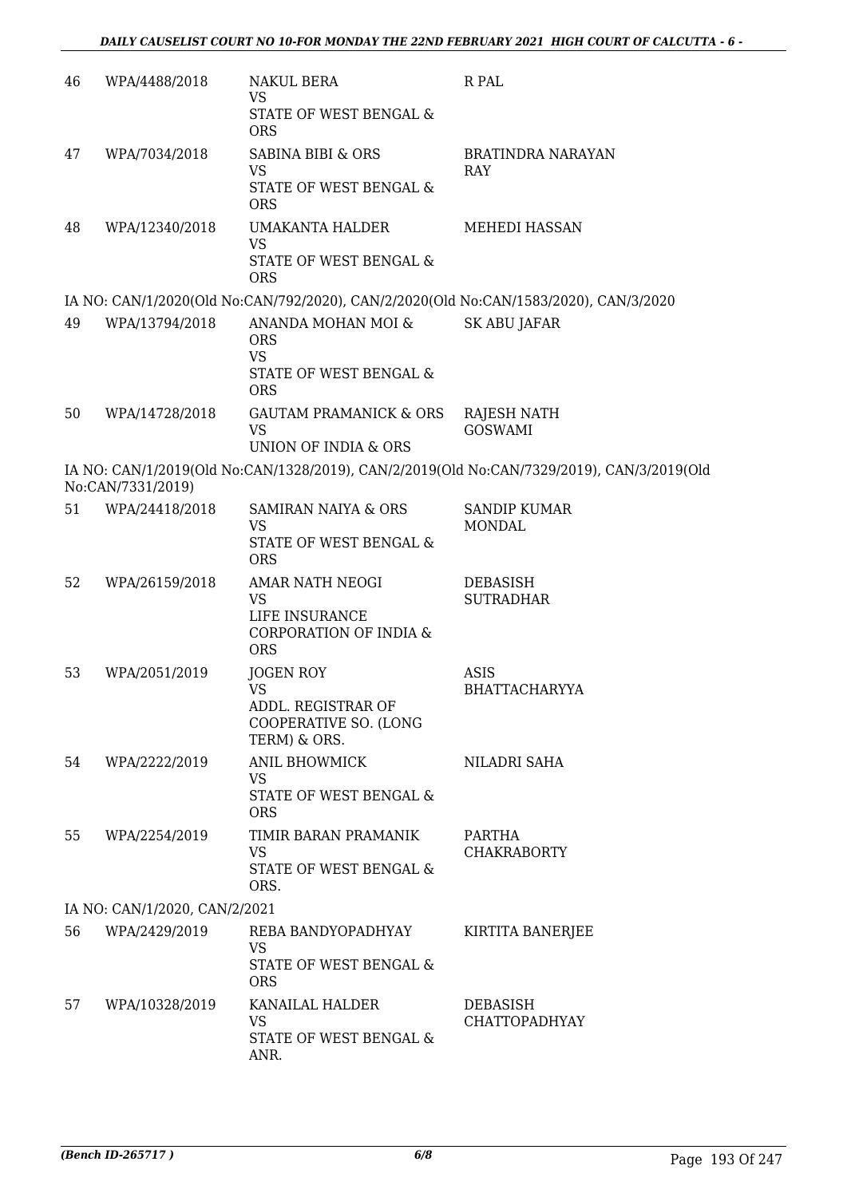| | | | |
|---|---|---|---|
| 46 | WPA/4488/2018 | NAKUL BERA<br>VS<br>STATE OF WEST BENGAL & ORS | R PAL |
| 47 | WPA/7034/2018 | SABINA BIBI & ORS<br>VS<br>STATE OF WEST BENGAL & ORS | BRATINDRA NARAYAN RAY |
| 48 | WPA/12340/2018 | UMAKANTA HALDER<br>VS<br>STATE OF WEST BENGAL & ORS | MEHEDI HASSAN |

IA NO: CAN/1/2020(Old No:CAN/792/2020), CAN/2/2020(Old No:CAN/1583/2020), CAN/3/2020

| | | | |
|---|---|---|---|
| 49 | WPA/13794/2018 | ANANDA MOHAN MOI & ORS<br>VS<br>STATE OF WEST BENGAL & ORS | SK ABU JAFAR |
| 50 | WPA/14728/2018 | GAUTAM PRAMANICK & ORS<br>VS<br>UNION OF INDIA & ORS | RAJESH NATH GOSWAMI |

IA NO: CAN/1/2019(Old No:CAN/1328/2019), CAN/2/2019(Old No:CAN/7329/2019), CAN/3/2019(Old No:CAN/7331/2019)

| | | | |
|---|---|---|---|
| 51 | WPA/24418/2018 | SAMIRAN NAIYA & ORS<br>VS<br>STATE OF WEST BENGAL & ORS | SANDIP KUMAR MONDAL |
| 52 | WPA/26159/2018 | AMAR NATH NEOGI<br>VS<br>LIFE INSURANCE CORPORATION OF INDIA & ORS | DEBASISH SUTRADHAR |
| 53 | WPA/2051/2019 | JOGEN ROY<br>VS<br>ADDL. REGISTRAR OF COOPERATIVE SO. (LONG TERM) & ORS. | ASIS BHATTACHARYYA |
| 54 | WPA/2222/2019 | ANIL BHOWMICK<br>VS<br>STATE OF WEST BENGAL & ORS | NILADRI SAHA |
| 55 | WPA/2254/2019 | TIMIR BARAN PRAMANIK<br>VS<br>STATE OF WEST BENGAL & ORS. | PARTHA CHAKRABORTY |

IA NO: CAN/1/2020, CAN/2/2021

| | | | |
|---|---|---|---|
| 56 | WPA/2429/2019 | REBA BANDYOPADHYAY<br>VS<br>STATE OF WEST BENGAL & ORS | KIRTITA BANERJEE |
| 57 | WPA/10328/2019 | KANAILAL HALDER<br>VS<br>STATE OF WEST BENGAL & ANR. | DEBASISH CHATTOPADHYAY |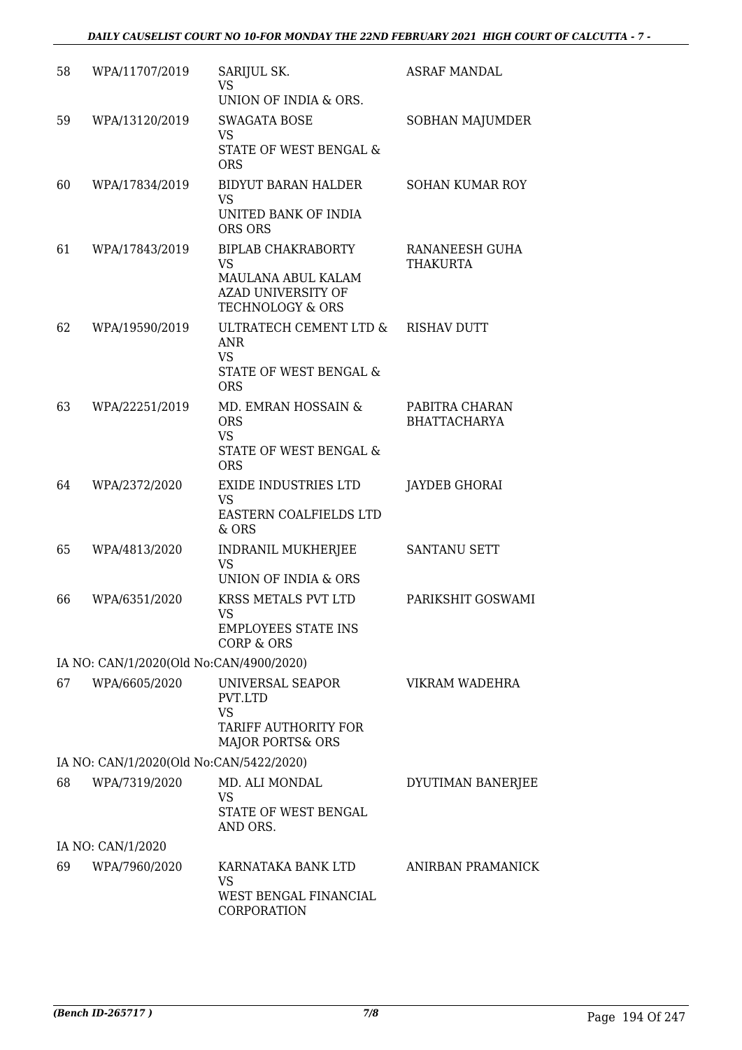| 58 | WPA/11707/2019 | SARIJUL SK.<br>VS<br>UNION OF INDIA & ORS. | ASRAF MANDAL |
|---|---|---|---|
| 59 | WPA/13120/2019 | SWAGATA BOSE<br>VS<br>STATE OF WEST BENGAL & ORS | SOBHAN MAJUMDER |
| 60 | WPA/17834/2019 | BIDYUT BARAN HALDER<br>VS<br>UNITED BANK OF INDIA ORS ORS | SOHAN KUMAR ROY |
| 61 | WPA/17843/2019 | BIPLAB CHAKRABORTY<br>VS<br>MAULANA ABUL KALAM AZAD UNIVERSITY OF TECHNOLOGY & ORS | RANANEESH GUHA THAKURTA |
| 62 | WPA/19590/2019 | ULTRATECH CEMENT LTD & ANR<br>VS<br>STATE OF WEST BENGAL & ORS | RISHAV DUTT |
| 63 | WPA/22251/2019 | MD. EMRAN HOSSAIN & ORS<br>VS<br>STATE OF WEST BENGAL & ORS | PABITRA CHARAN BHATTACHARYA |
| 64 | WPA/2372/2020 | EXIDE INDUSTRIES LTD<br>VS<br>EASTERN COALFIELDS LTD & ORS | JAYDEB GHORAI |
| 65 | WPA/4813/2020 | INDRANIL MUKHERJEE<br>VS<br>UNION OF INDIA & ORS | SANTANU SETT |
| 66 | WPA/6351/2020 | KRSS METALS PVT LTD<br>VS<br>EMPLOYEES STATE INS CORP & ORS | PARIKSHIT GOSWAMI |
| | IA NO: CAN/1/2020(Old No:CAN/4900/2020) | | |
| 67 | WPA/6605/2020 | UNIVERSAL SEAPOR PVT.LTD<br>VS<br>TARIFF AUTHORITY FOR MAJOR PORTS& ORS | VIKRAM WADEHRA |
| | IA NO: CAN/1/2020(Old No:CAN/5422/2020) | | |
| 68 | WPA/7319/2020 | MD. ALI MONDAL<br>VS<br>STATE OF WEST BENGAL AND ORS. | DYUTIMAN BANERJEE |
| | IA NO: CAN/1/2020 | | |
| 69 | WPA/7960/2020 | KARNATAKA BANK LTD<br>VS<br>WEST BENGAL FINANCIAL CORPORATION | ANIRBAN PRAMANICK |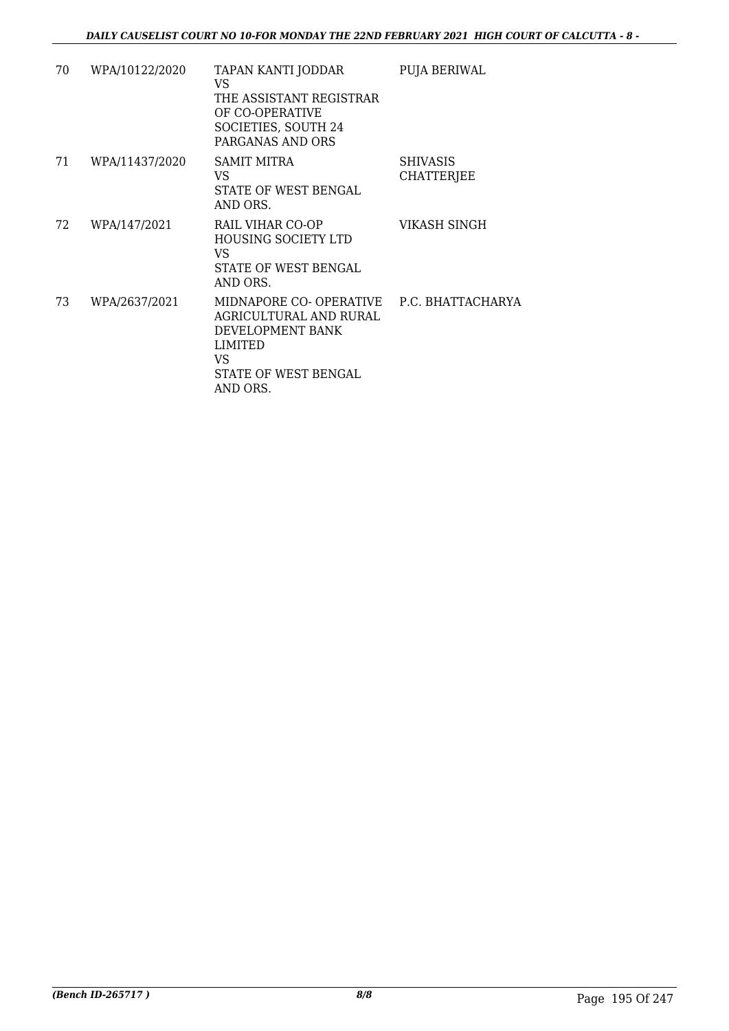| 70 | WPA/10122/2020 | TAPAN KANTI JODDAR<br>VS<br>THE ASSISTANT REGISTRAR OF CO-OPERATIVE SOCIETIES, SOUTH 24 PARGANAS AND ORS | PUJA BERIWAL |
|---|---|---|---|
| 71 | WPA/11437/2020 | SAMIT MITRA<br>VS<br>STATE OF WEST BENGAL AND ORS. | SHIVASIS CHATTERJEE |
| 72 | WPA/147/2021 | RAIL VIHAR CO-OP HOUSING SOCIETY LTD<br>VS<br>STATE OF WEST BENGAL AND ORS. | VIKASH SINGH |
| 73 | WPA/2637/2021 | MIDNAPORE CO- OPERATIVE AGRICULTURAL AND RURAL DEVELOPMENT BANK LIMITED<br>VS<br>STATE OF WEST BENGAL AND ORS. | P.C. BHATTACHARYA |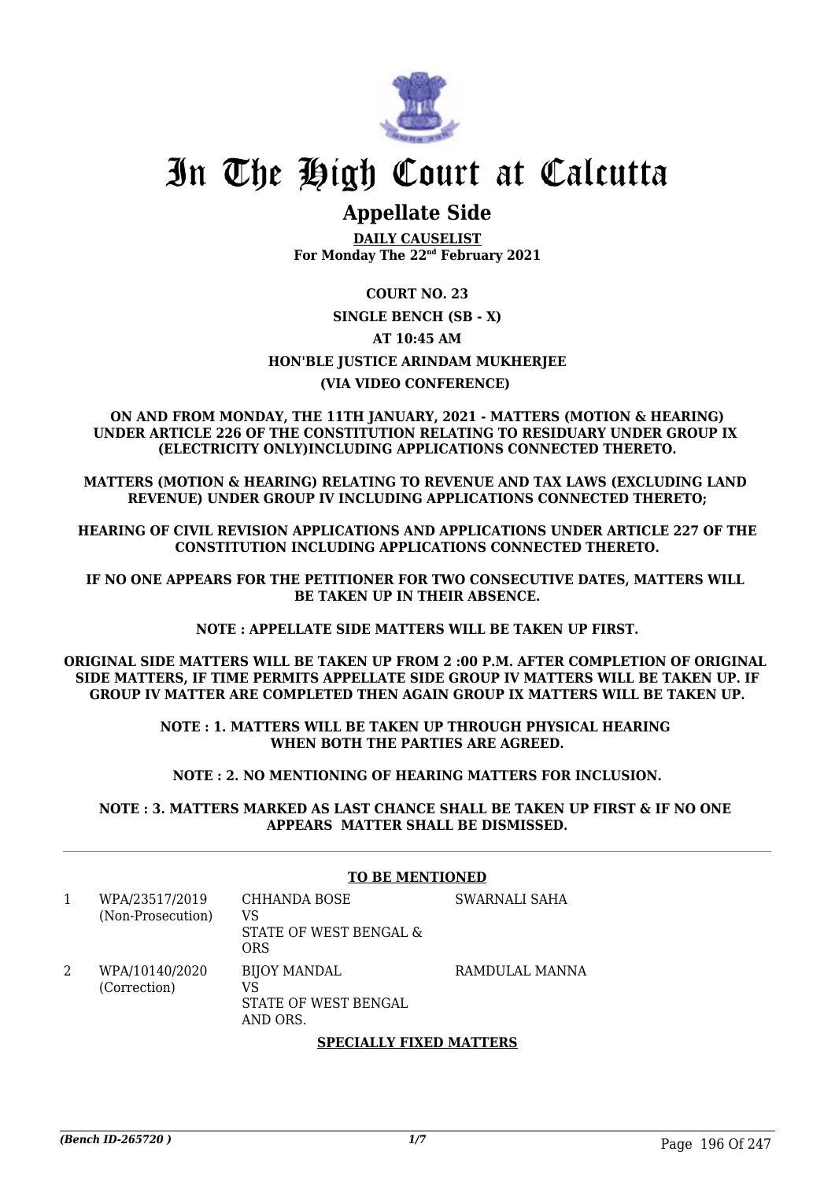# In The High Court at Calcutta

## Appellate Side

**DAILY CAUSELIST**
**For Monday The 22nd February 2021**

**COURT NO. 23**

**SINGLE BENCH (SB - X)**

**AT 10:45 AM**

**HON'BLE JUSTICE ARINDAM MUKHERJEE**

**(VIA VIDEO CONFERENCE)**

**ON AND FROM MONDAY, THE 11TH JANUARY, 2021 - MATTERS (MOTION & HEARING) UNDER ARTICLE 226 OF THE CONSTITUTION RELATING TO RESIDUARY UNDER GROUP IX (ELECTRICITY ONLY)INCLUDING APPLICATIONS CONNECTED THERETO.**

**MATTERS (MOTION & HEARING) RELATING TO REVENUE AND TAX LAWS (EXCLUDING LAND REVENUE) UNDER GROUP IV INCLUDING APPLICATIONS CONNECTED THERETO;**

**HEARING OF CIVIL REVISION APPLICATIONS AND APPLICATIONS UNDER ARTICLE 227 OF THE CONSTITUTION INCLUDING APPLICATIONS CONNECTED THERETO.**

**IF NO ONE APPEARS FOR THE PETITIONER FOR TWO CONSECUTIVE DATES, MATTERS WILL BE TAKEN UP IN THEIR ABSENCE.**

**NOTE : APPELLATE SIDE MATTERS WILL BE TAKEN UP FIRST.**

**ORIGINAL SIDE MATTERS WILL BE TAKEN UP FROM 2 :00 P.M. AFTER COMPLETION OF ORIGINAL SIDE MATTERS, IF TIME PERMITS APPELLATE SIDE GROUP IV MATTERS WILL BE TAKEN UP. IF GROUP IV MATTER ARE COMPLETED THEN AGAIN GROUP IX MATTERS WILL BE TAKEN UP.**

**NOTE : 1. MATTERS WILL BE TAKEN UP THROUGH PHYSICAL HEARING WHEN BOTH THE PARTIES ARE AGREED.**

**NOTE : 2. NO MENTIONING OF HEARING MATTERS FOR INCLUSION.**

**NOTE : 3. MATTERS MARKED AS LAST CHANCE SHALL BE TAKEN UP FIRST & IF NO ONE APPEARS MATTER SHALL BE DISMISSED.**

**TO BE MENTIONED**

| | | | |
|---|---|---|---|
| 1 | WPA/23517/2019 (Non-Prosecution) | CHHANDA BOSE VS STATE OF WEST BENGAL & ORS | SWARNALI SAHA |
| 2 | WPA/10140/2020 (Correction) | BIJOY MANDAL VS STATE OF WEST BENGAL AND ORS. | RAMDULAL MANNA |

**SPECIALLY FIXED MATTERS**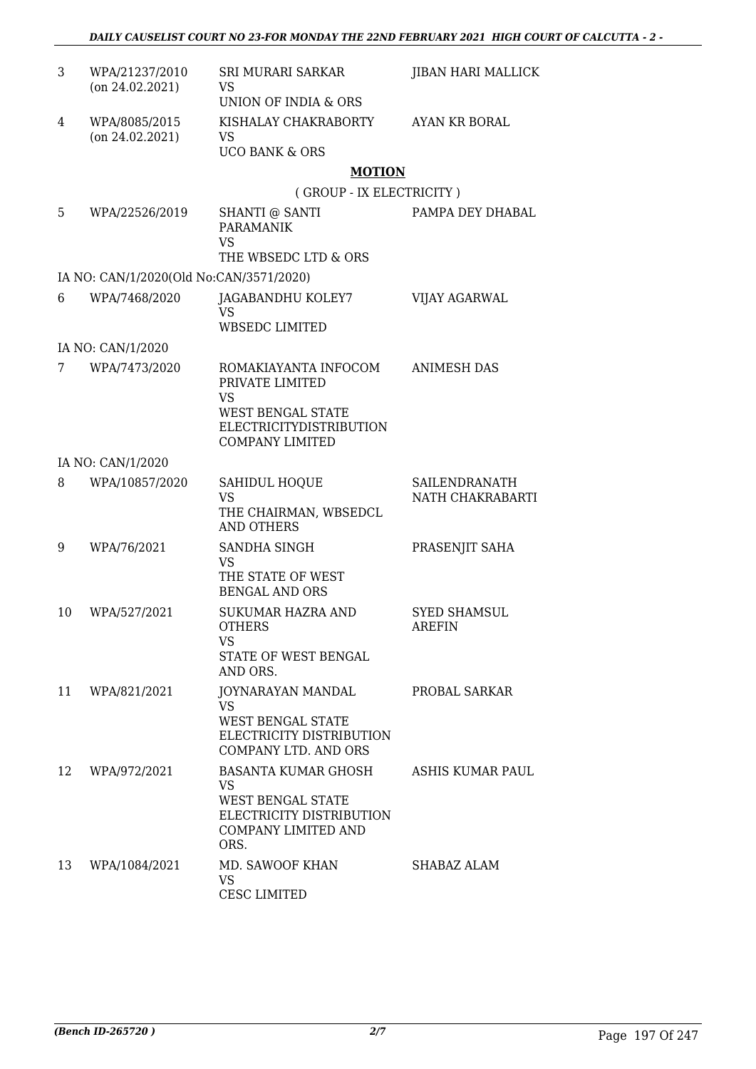| | | | |
|---|---|---|---|
| 3 | WPA/21237/2010 (on 24.02.2021) | SRI MURARI SARKAR VS UNION OF INDIA & ORS | JIBAN HARI MALLICK |
| 4 | WPA/8085/2015 (on 24.02.2021) | KISHALAY CHAKRABORTY VS UCO BANK & ORS | AYAN KR BORAL |

**MOTION**

( GROUP - IX ELECTRICITY )

| | | | |
|---|---|---|---|
| 5 | WPA/22526/2019 | SHANTI @ SANTI PARAMANIK VS THE WBSEDC LTD & ORS | PAMPA DEY DHABAL |
| | IA NO: CAN/1/2020(Old No:CAN/3571/2020) | | |
| 6 | WPA/7468/2020 | JAGABANDHU KOLEY7 VS WBSEDC LIMITED | VIJAY AGARWAL |
| | IA NO: CAN/1/2020 | | |
| 7 | WPA/7473/2020 | ROMAKIAYANTA INFOCOM PRIVATE LIMITED VS WEST BENGAL STATE ELECTRICITYDISTRIBUTION COMPANY LIMITED | ANIMESH DAS |
| | IA NO: CAN/1/2020 | | |
| 8 | WPA/10857/2020 | SAHIDUL HOQUE VS THE CHAIRMAN, WBSEDCL AND OTHERS | SAILENDRANATH NATH CHAKRABARTI |
| 9 | WPA/76/2021 | SANDHA SINGH VS THE STATE OF WEST BENGAL AND ORS | PRASENJIT SAHA |
| 10 | WPA/527/2021 | SUKUMAR HAZRA AND OTHERS VS STATE OF WEST BENGAL AND ORS. | SYED SHAMSUL AREFIN |
| 11 | WPA/821/2021 | JOYNARAYAN MANDAL VS WEST BENGAL STATE ELECTRICITY DISTRIBUTION COMPANY LTD. AND ORS | PROBAL SARKAR |
| 12 | WPA/972/2021 | BASANTA KUMAR GHOSH VS WEST BENGAL STATE ELECTRICITY DISTRIBUTION COMPANY LIMITED AND ORS. | ASHIS KUMAR PAUL |
| 13 | WPA/1084/2021 | MD. SAWOOF KHAN VS CESC LIMITED | SHABAZ ALAM |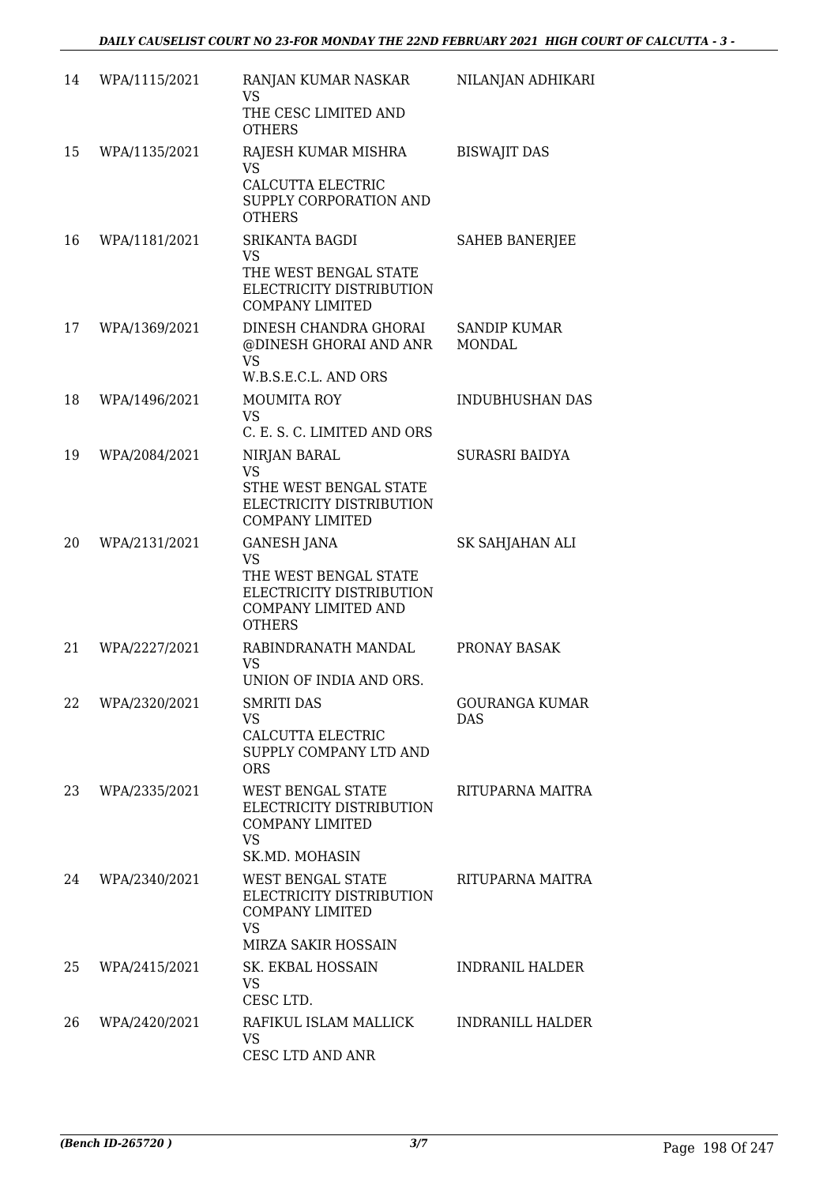| 14 | WPA/1115/2021 | RANJAN KUMAR NASKAR<br>VS<br>THE CESC LIMITED AND OTHERS | NILANJAN ADHIKARI |
|---|---|---|---|
| 15 | WPA/1135/2021 | RAJESH KUMAR MISHRA<br>VS<br>CALCUTTA ELECTRIC SUPPLY CORPORATION AND OTHERS | BISWAJIT DAS |
| 16 | WPA/1181/2021 | SRIKANTA BAGDI<br>VS<br>THE WEST BENGAL STATE ELECTRICITY DISTRIBUTION COMPANY LIMITED | SAHEB BANERJEE |
| 17 | WPA/1369/2021 | DINESH CHANDRA GHORAI @DINESH GHORAI AND ANR<br>VS<br>W.B.S.E.C.L. AND ORS | SANDIP KUMAR MONDAL |
| 18 | WPA/1496/2021 | MOUMITA ROY<br>VS<br>C. E. S. C. LIMITED AND ORS | INDUBHUSHAN DAS |
| 19 | WPA/2084/2021 | NIRJAN BARAL<br>VS<br>STHE WEST BENGAL STATE ELECTRICITY DISTRIBUTION COMPANY LIMITED | SURASRI BAIDYA |
| 20 | WPA/2131/2021 | GANESH JANA<br>VS<br>THE WEST BENGAL STATE ELECTRICITY DISTRIBUTION COMPANY LIMITED AND OTHERS | SK SAHJAHAN ALI |
| 21 | WPA/2227/2021 | RABINDRANATH MANDAL<br>VS<br>UNION OF INDIA AND ORS. | PRONAY BASAK |
| 22 | WPA/2320/2021 | SMRITI DAS<br>VS<br>CALCUTTA ELECTRIC SUPPLY COMPANY LTD AND ORS | GOURANGA KUMAR DAS |
| 23 | WPA/2335/2021 | WEST BENGAL STATE ELECTRICITY DISTRIBUTION COMPANY LIMITED<br>VS<br>SK.MD. MOHASIN | RITUPARNA MAITRA |
| 24 | WPA/2340/2021 | WEST BENGAL STATE ELECTRICITY DISTRIBUTION COMPANY LIMITED<br>VS<br>MIRZA SAKIR HOSSAIN | RITUPARNA MAITRA |
| 25 | WPA/2415/2021 | SK. EKBAL HOSSAIN<br>VS<br>CESC LTD. | INDRANIL HALDER |
| 26 | WPA/2420/2021 | RAFIKUL ISLAM MALLICK<br>VS<br>CESC LTD AND ANR | INDRANILL HALDER |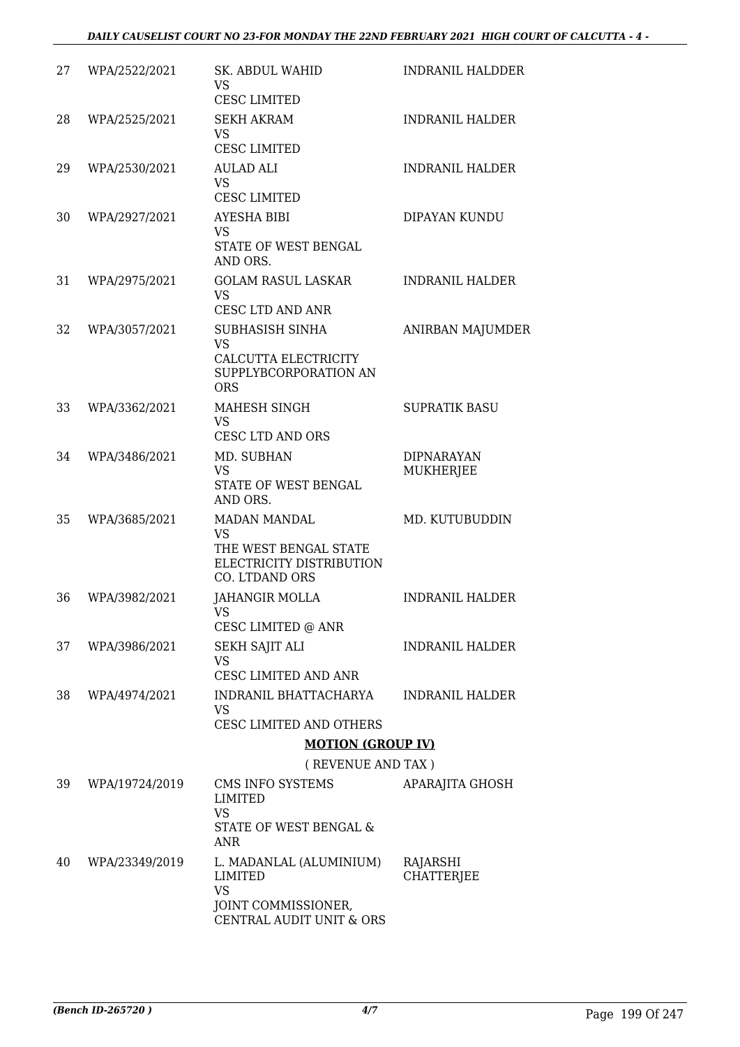| | | | |
|---|---|---|---|
| 27 | WPA/2522/2021 | SK. ABDUL WAHID<br>VS<br>CESC LIMITED | INDRANIL HALDDER |
| 28 | WPA/2525/2021 | SEKH AKRAM<br>VS<br>CESC LIMITED | INDRANIL HALDER |
| 29 | WPA/2530/2021 | AULAD ALI<br>VS<br>CESC LIMITED | INDRANIL HALDER |
| 30 | WPA/2927/2021 | AYESHA BIBI<br>VS<br>STATE OF WEST BENGAL AND ORS. | DIPAYAN KUNDU |
| 31 | WPA/2975/2021 | GOLAM RASUL LASKAR<br>VS<br>CESC LTD AND ANR | INDRANIL HALDER |
| 32 | WPA/3057/2021 | SUBHASISH SINHA<br>VS<br>CALCUTTA ELECTRICITY SUPPLYBCORPORATION AN ORS | ANIRBAN MAJUMDER |
| 33 | WPA/3362/2021 | MAHESH SINGH<br>VS<br>CESC LTD AND ORS | SUPRATIK BASU |
| 34 | WPA/3486/2021 | MD. SUBHAN<br>VS<br>STATE OF WEST BENGAL AND ORS. | DIPNARAYAN MUKHERJEE |
| 35 | WPA/3685/2021 | MADAN MANDAL<br>VS<br>THE WEST BENGAL STATE ELECTRICITY DISTRIBUTION CO. LTDAND ORS | MD. KUTUBUDDIN |
| 36 | WPA/3982/2021 | JAHANGIR MOLLA<br>VS<br>CESC LIMITED @ ANR | INDRANIL HALDER |
| 37 | WPA/3986/2021 | SEKH SAJIT ALI<br>VS<br>CESC LIMITED AND ANR | INDRANIL HALDER |
| 38 | WPA/4974/2021 | INDRANIL BHATTACHARYA<br>VS<br>CESC LIMITED AND OTHERS | INDRANIL HALDER |

**MOTION (GROUP IV)**

( REVENUE AND TAX )

| | | | |
|---|---|---|---|
| 39 | WPA/19724/2019 | CMS INFO SYSTEMS LIMITED<br>VS<br>STATE OF WEST BENGAL & ANR | APARAJITA GHOSH |
| 40 | WPA/23349/2019 | L. MADANLAL (ALUMINIUM) LIMITED<br>VS<br>JOINT COMMISSIONER, CENTRAL AUDIT UNIT & ORS | RAJARSHI CHATTERJEE |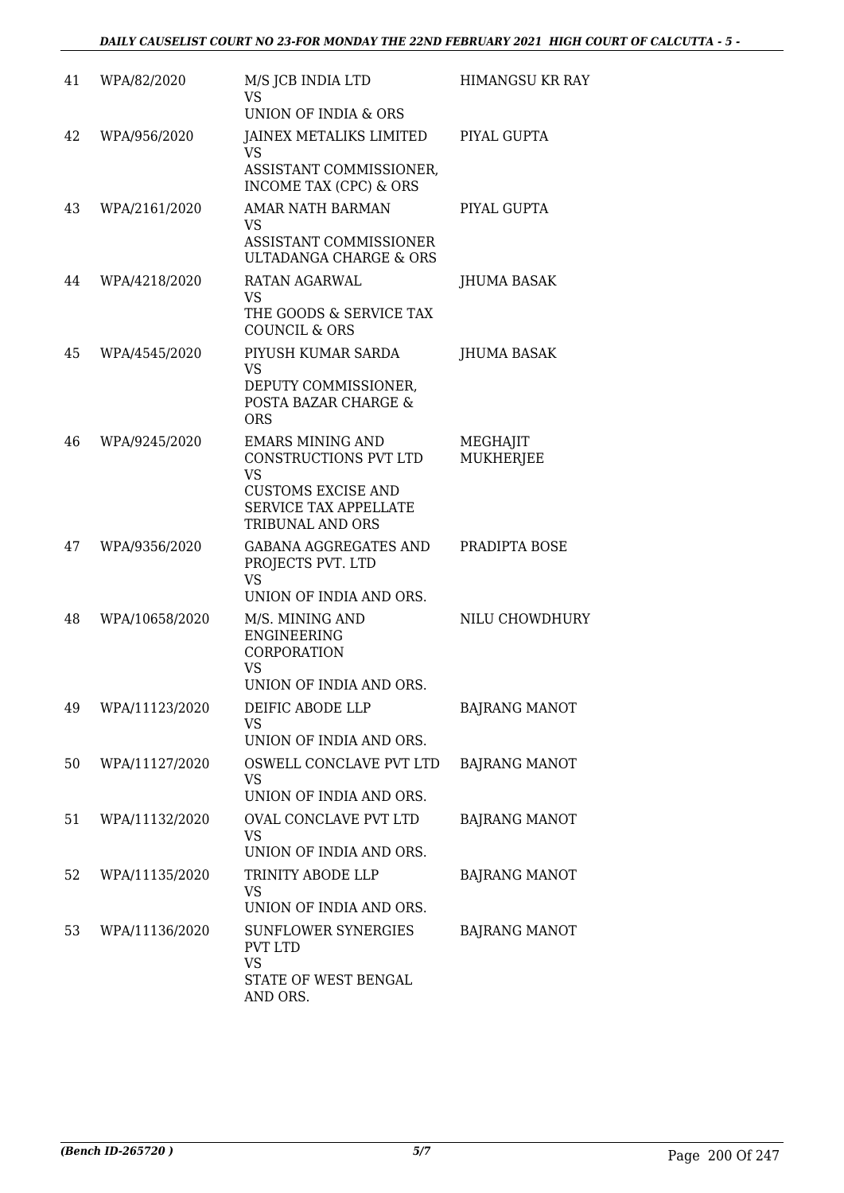| 41 | WPA/82/2020 | M/S JCB INDIA LTD<br>VS<br>UNION OF INDIA & ORS | HIMANGSU KR RAY |
|---|---|---|---|
| 42 | WPA/956/2020 | JAINEX METALIKS LIMITED<br>VS<br>ASSISTANT COMMISSIONER, INCOME TAX (CPC) & ORS | PIYAL GUPTA |
| 43 | WPA/2161/2020 | AMAR NATH BARMAN<br>VS<br>ASSISTANT COMMISSIONER ULTADANGA CHARGE & ORS | PIYAL GUPTA |
| 44 | WPA/4218/2020 | RATAN AGARWAL<br>VS<br>THE GOODS & SERVICE TAX COUNCIL & ORS | JHUMA BASAK |
| 45 | WPA/4545/2020 | PIYUSH KUMAR SARDA<br>VS<br>DEPUTY COMMISSIONER, POSTA BAZAR CHARGE & ORS | JHUMA BASAK |
| 46 | WPA/9245/2020 | EMARS MINING AND CONSTRUCTIONS PVT LTD<br>VS<br>CUSTOMS EXCISE AND SERVICE TAX APPELLATE TRIBUNAL AND ORS | MEGHAJIT MUKHERJEE |
| 47 | WPA/9356/2020 | GABANA AGGREGATES AND PROJECTS PVT. LTD<br>VS<br>UNION OF INDIA AND ORS. | PRADIPTA BOSE |
| 48 | WPA/10658/2020 | M/S. MINING AND ENGINEERING CORPORATION<br>VS<br>UNION OF INDIA AND ORS. | NILU CHOWDHURY |
| 49 | WPA/11123/2020 | DEIFIC ABODE LLP<br>VS<br>UNION OF INDIA AND ORS. | BAJRANG MANOT |
| 50 | WPA/11127/2020 | OSWELL CONCLAVE PVT LTD<br>VS<br>UNION OF INDIA AND ORS. | BAJRANG MANOT |
| 51 | WPA/11132/2020 | OVAL CONCLAVE PVT LTD<br>VS<br>UNION OF INDIA AND ORS. | BAJRANG MANOT |
| 52 | WPA/11135/2020 | TRINITY ABODE LLP<br>VS<br>UNION OF INDIA AND ORS. | BAJRANG MANOT |
| 53 | WPA/11136/2020 | SUNFLOWER SYNERGIES PVT LTD<br>VS<br>STATE OF WEST BENGAL AND ORS. | BAJRANG MANOT |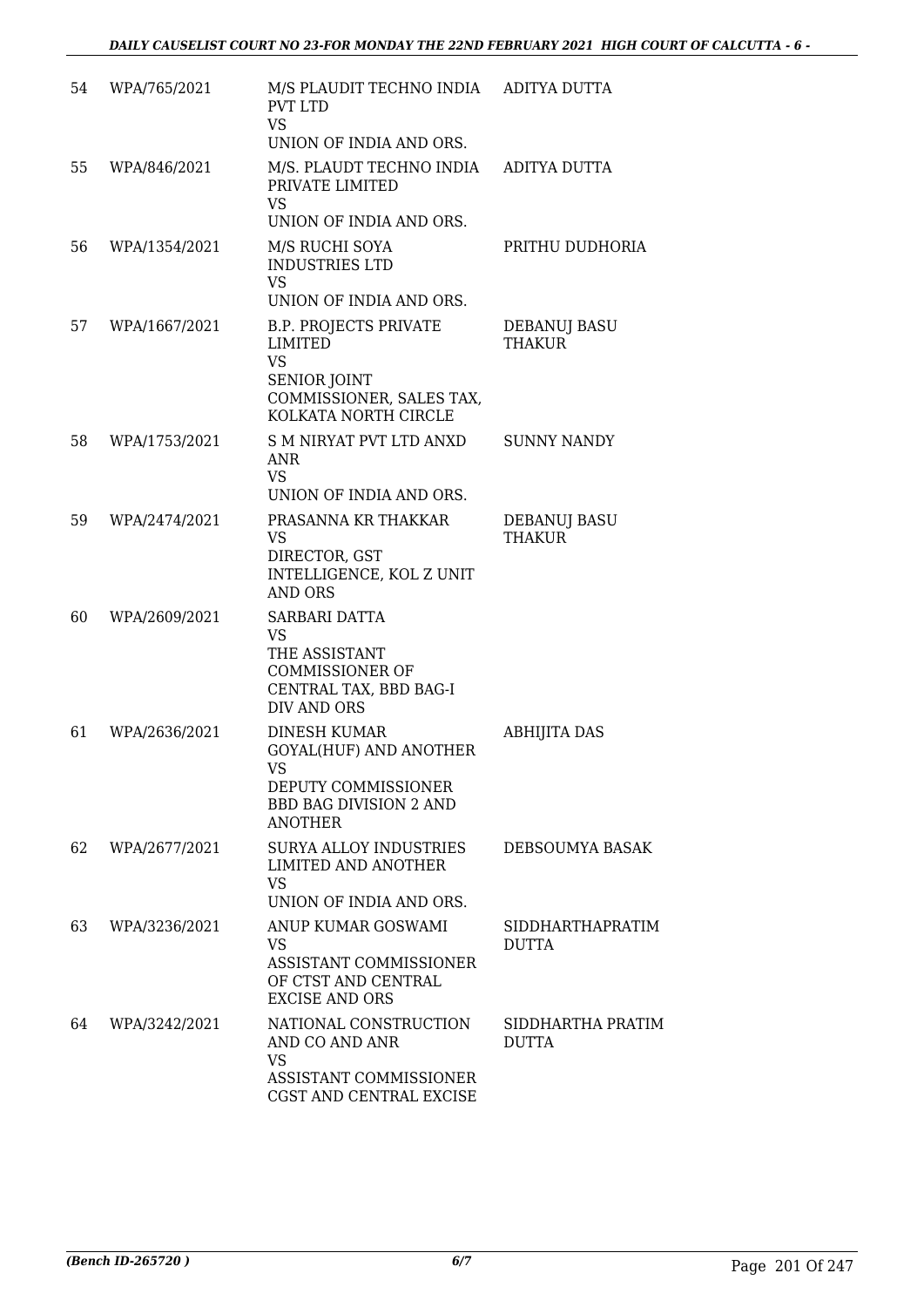| | | | |
|---|---|---|---|
| 54 | WPA/765/2021 | M/S PLAUDIT TECHNO INDIA PVT LTD<br>VS<br>UNION OF INDIA AND ORS. | ADITYA DUTTA |
| 55 | WPA/846/2021 | M/S. PLAUDT TECHNO INDIA PRIVATE LIMITED<br>VS<br>UNION OF INDIA AND ORS. | ADITYA DUTTA |
| 56 | WPA/1354/2021 | M/S RUCHI SOYA INDUSTRIES LTD<br>VS<br>UNION OF INDIA AND ORS. | PRITHU DUDHORIA |
| 57 | WPA/1667/2021 | B.P. PROJECTS PRIVATE LIMITED<br>VS<br>SENIOR JOINT COMMISSIONER, SALES TAX, KOLKATA NORTH CIRCLE | DEBANUJ BASU THAKUR |
| 58 | WPA/1753/2021 | S M NIRYAT PVT LTD ANXD ANR<br>VS<br>UNION OF INDIA AND ORS. | SUNNY NANDY |
| 59 | WPA/2474/2021 | PRASANNA KR THAKKAR<br>VS<br>DIRECTOR, GST INTELLIGENCE, KOL Z UNIT AND ORS | DEBANUJ BASU THAKUR |
| 60 | WPA/2609/2021 | SARBARI DATTA<br>VS<br>THE ASSISTANT COMMISSIONER OF CENTRAL TAX, BBD BAG-I DIV AND ORS | |
| 61 | WPA/2636/2021 | DINESH KUMAR GOYAL(HUF) AND ANOTHER<br>VS<br>DEPUTY COMMISSIONER BBD BAG DIVISION 2 AND ANOTHER | ABHIJITA DAS |
| 62 | WPA/2677/2021 | SURYA ALLOY INDUSTRIES LIMITED AND ANOTHER<br>VS<br>UNION OF INDIA AND ORS. | DEBSOUMYA BASAK |
| 63 | WPA/3236/2021 | ANUP KUMAR GOSWAMI<br>VS<br>ASSISTANT COMMISSIONER OF CTST AND CENTRAL EXCISE AND ORS | SIDDHARTHAPRATIM DUTTA |
| 64 | WPA/3242/2021 | NATIONAL CONSTRUCTION AND CO AND ANR<br>VS<br>ASSISTANT COMMISSIONER CGST AND CENTRAL EXCISE | SIDDHARTHA PRATIM DUTTA |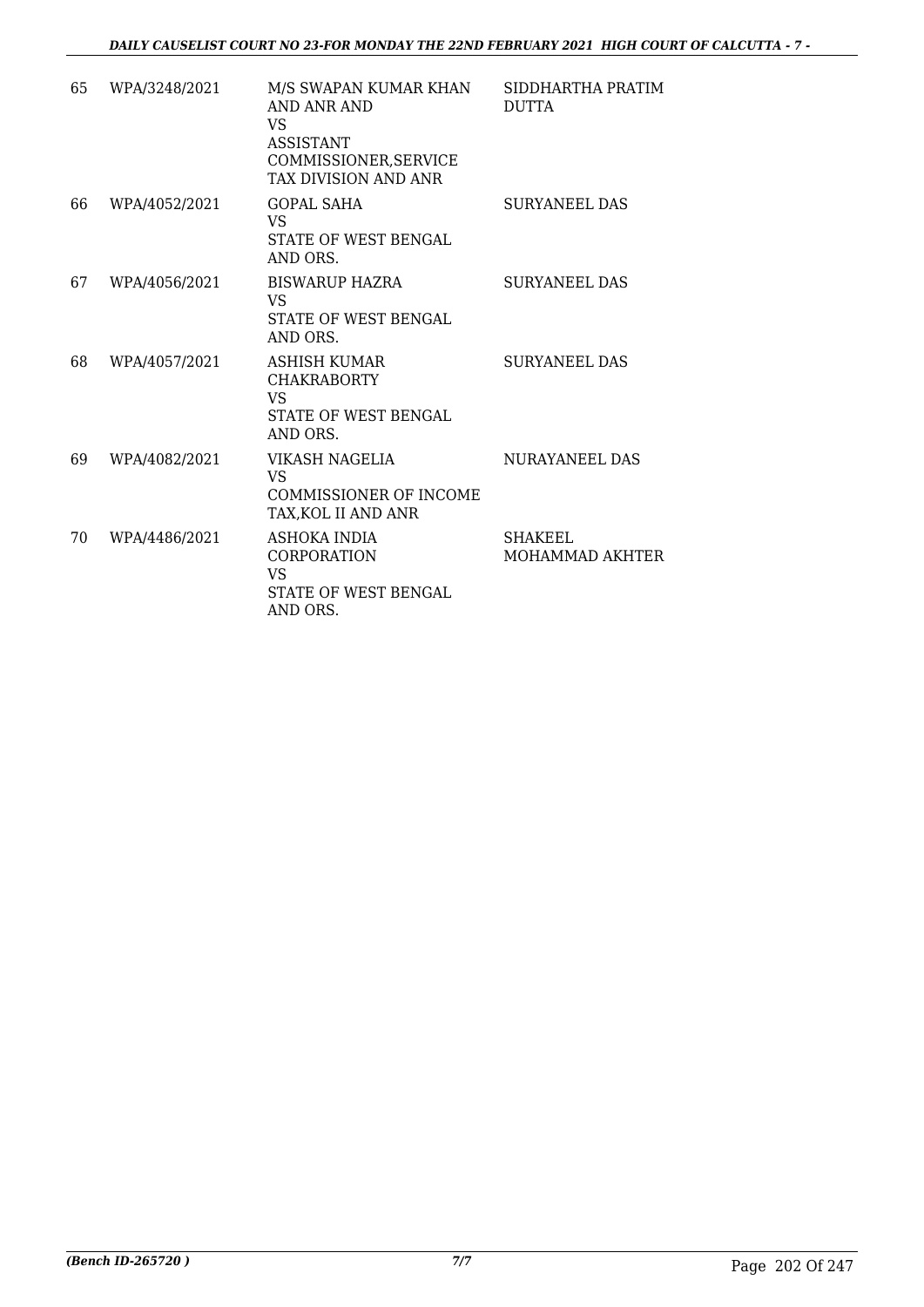| 65 | WPA/3248/2021 | M/S SWAPAN KUMAR KHAN AND ANR AND<br>VS<br>ASSISTANT COMMISSIONER,SERVICE TAX DIVISION AND ANR | SIDDHARTHA PRATIM DUTTA |
|---|---|---|---|
| 66 | WPA/4052/2021 | GOPAL SAHA<br>VS<br>STATE OF WEST BENGAL AND ORS. | SURYANEEL DAS |
| 67 | WPA/4056/2021 | BISWARUP HAZRA<br>VS<br>STATE OF WEST BENGAL AND ORS. | SURYANEEL DAS |
| 68 | WPA/4057/2021 | ASHISH KUMAR CHAKRABORTY<br>VS<br>STATE OF WEST BENGAL AND ORS. | SURYANEEL DAS |
| 69 | WPA/4082/2021 | VIKASH NAGELIA<br>VS<br>COMMISSIONER OF INCOME TAX,KOL II AND ANR | NURAYANEEL DAS |
| 70 | WPA/4486/2021 | ASHOKA INDIA CORPORATION<br>VS<br>STATE OF WEST BENGAL AND ORS. | SHAKEEL MOHAMMAD AKHTER |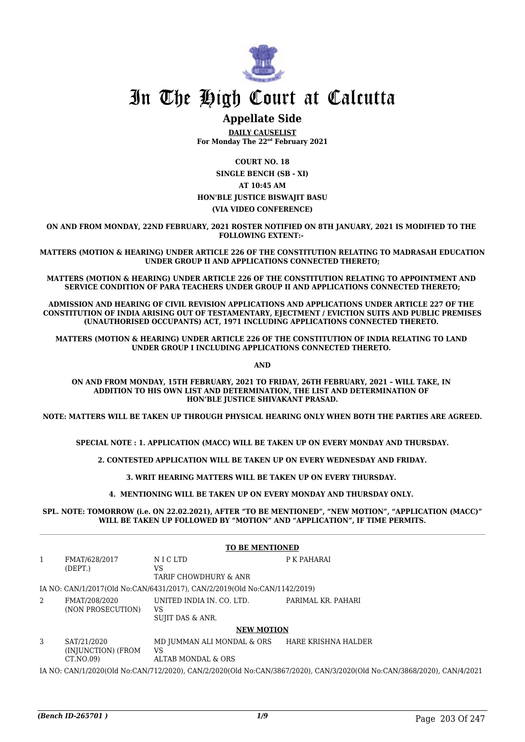# In The High Court at Calcutta

## Appellate Side

**DAILY CAUSELIST**
**For Monday The 22nd February 2021**

**COURT NO. 18**

**SINGLE BENCH (SB - XI)**

**AT 10:45 AM**

**HON'BLE JUSTICE BISWAJIT BASU**

**(VIA VIDEO CONFERENCE)**

**ON AND FROM MONDAY, 22ND FEBRUARY, 2021 ROSTER NOTIFIED ON 8TH JANUARY, 2021 IS MODIFIED TO THE FOLLOWING EXTENT:-**

**MATTERS (MOTION & HEARING) UNDER ARTICLE 226 OF THE CONSTITUTION RELATING TO MADRASAH EDUCATION UNDER GROUP II AND APPLICATIONS CONNECTED THERETO;**

**MATTERS (MOTION & HEARING) UNDER ARTICLE 226 OF THE CONSTITUTION RELATING TO APPOINTMENT AND SERVICE CONDITION OF PARA TEACHERS UNDER GROUP II AND APPLICATIONS CONNECTED THERETO;**

**ADMISSION AND HEARING OF CIVIL REVISION APPLICATIONS AND APPLICATIONS UNDER ARTICLE 227 OF THE CONSTITUTION OF INDIA ARISING OUT OF TESTAMENTARY, EJECTMENT / EVICTION SUITS AND PUBLIC PREMISES (UNAUTHORISED OCCUPANTS) ACT, 1971 INCLUDING APPLICATIONS CONNECTED THERETO.**

**MATTERS (MOTION & HEARING) UNDER ARTICLE 226 OF THE CONSTITUTION OF INDIA RELATING TO LAND UNDER GROUP I INCLUDING APPLICATIONS CONNECTED THERETO.**

**AND**

**ON AND FROM MONDAY, 15TH FEBRUARY, 2021 TO FRIDAY, 26TH FEBRUARY, 2021 – WILL TAKE, IN ADDITION TO HIS OWN LIST AND DETERMINATION, THE LIST AND DETERMINATION OF HON'BLE JUSTICE SHIVAKANT PRASAD.**

**NOTE: MATTERS WILL BE TAKEN UP THROUGH PHYSICAL HEARING ONLY WHEN BOTH THE PARTIES ARE AGREED.**

**SPECIAL NOTE : 1. APPLICATION (MACC) WILL BE TAKEN UP ON EVERY MONDAY AND THURSDAY.**

**2. CONTESTED APPLICATION WILL BE TAKEN UP ON EVERY WEDNESDAY AND FRIDAY.**

**3. WRIT HEARING MATTERS WILL BE TAKEN UP ON EVERY THURSDAY.**

**4. MENTIONING WILL BE TAKEN UP ON EVERY MONDAY AND THURSDAY ONLY.**

**SPL. NOTE: TOMORROW (i.e. ON 22.02.2021), AFTER "TO BE MENTIONED", "NEW MOTION", "APPLICATION (MACC)" WILL BE TAKEN UP FOLLOWED BY "MOTION" AND "APPLICATION", IF TIME PERMITS.**

### TO BE MENTIONED

| | | | |
|---|---|---|---|
| 1 | FMAT/628/2017 (DEPT.) | N I C LTD<br>VS<br>TARIF CHOWDHURY & ANR | P K PAHARAI |
| | IA NO: CAN/1/2017(Old No:CAN/6431/2017), CAN/2/2019(Old No:CAN/1142/2019) | | |
| 2 | FMAT/208/2020 (NON PROSECUTION) | UNITED INDIA IN. CO. LTD.<br>VS<br>SUJIT DAS & ANR. | PARIMAL KR. PAHARI |

### NEW MOTION

| | | | |
|---|---|---|---|
| 3 | SAT/21/2020 (INJUNCTION) (FROM CT.NO.09) | MD JUMMAN ALI MONDAL & ORS<br>VS<br>ALTAB MONDAL & ORS | HARE KRISHNA HALDER |
| | IA NO: CAN/1/2020(Old No:CAN/712/2020), CAN/2/2020(Old No:CAN/3867/2020), CAN/3/2020(Old No:CAN/3868/2020), CAN/4/2021 | | |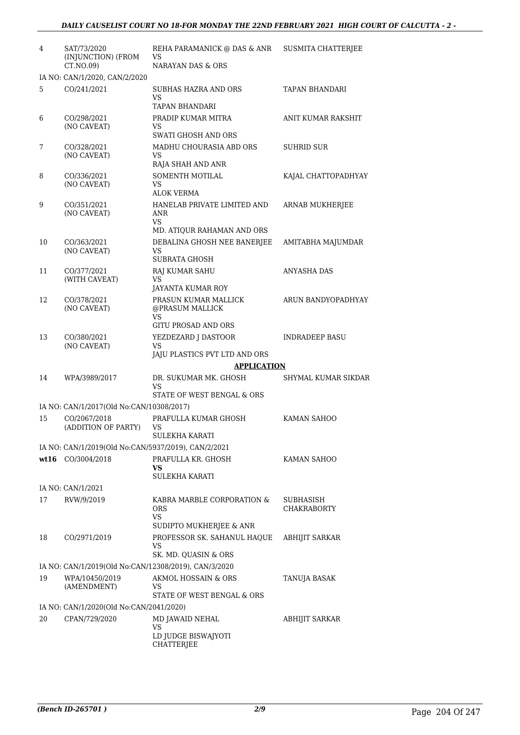| | | | |
|---|---|---|---|
| 4 | SAT/73/2020 (INJUNCTION) (FROM CT.NO.09) | REHA PARAMANICK @ DAS & ANR VS NARAYAN DAS & ORS | SUSMITA CHATTERJEE |
| | IA NO: CAN/1/2020, CAN/2/2020 | | |
| 5 | CO/241/2021 | SUBHAS HAZRA AND ORS VS TAPAN BHANDARI | TAPAN BHANDARI |
| 6 | CO/298/2021 (NO CAVEAT) | PRADIP KUMAR MITRA VS SWATI GHOSH AND ORS | ANIT KUMAR RAKSHIT |
| 7 | CO/328/2021 (NO CAVEAT) | MADHU CHOURASIA ABD ORS VS RAJA SHAH AND ANR | SUHRID SUR |
| 8 | CO/336/2021 (NO CAVEAT) | SOMENTH MOTILAL VS ALOK VERMA | KAJAL CHATTOPADHYAY |
| 9 | CO/351/2021 (NO CAVEAT) | HANELAB PRIVATE LIMITED AND ANR VS MD. ATIQUR RAHAMAN AND ORS | ARNAB MUKHERJEE |
| 10 | CO/363/2021 (NO CAVEAT) | DEBALINA GHOSH NEE BANERJEE VS SUBRATA GHOSH | AMITABHA MAJUMDAR |
| 11 | CO/377/2021 (WITH CAVEAT) | RAJ KUMAR SAHU VS JAYANTA KUMAR ROY | ANYASHA DAS |
| 12 | CO/378/2021 (NO CAVEAT) | PRASUN KUMAR MALLICK @PRASUM MALLICK VS GITU PROSAD AND ORS | ARUN BANDYOPADHYAY |
| 13 | CO/380/2021 (NO CAVEAT) | YEZDEZARD J DASTOOR VS JAJU PLASTICS PVT LTD AND ORS | INDRADEEP BASU |
| | | **APPLICATION** | |
| 14 | WPA/3989/2017 | DR. SUKUMAR MK. GHOSH VS STATE OF WEST BENGAL & ORS | SHYMAL KUMAR SIKDAR |
| | IA NO: CAN/1/2017(Old No:CAN/10308/2017) | | |
| 15 | CO/2067/2018 (ADDITION OF PARTY) | PRAFULLA KUMAR GHOSH VS SULEKHA KARATI | KAMAN SAHOO |
| | IA NO: CAN/1/2019(Old No:CAN/5937/2019), CAN/2/2021 | | |
| wt16 | CO/3004/2018 | PRAFULLA KR. GHOSH **VS** SULEKHA KARATI | KAMAN SAHOO |
| | IA NO: CAN/1/2021 | | |
| 17 | RVW/9/2019 | KABRA MARBLE CORPORATION & ORS VS SUDIPTO MUKHERJEE & ANR | SUBHASISH CHAKRABORTY |
| 18 | CO/2971/2019 | PROFESSOR SK. SAHANUL HAQUE VS SK. MD. QUASIN & ORS | ABHIJIT SARKAR |
| | IA NO: CAN/1/2019(Old No:CAN/12308/2019), CAN/3/2020 | | |
| 19 | WPA/10450/2019 (AMENDMENT) | AKMOL HOSSAIN & ORS VS STATE OF WEST BENGAL & ORS | TANUJA BASAK |
| | IA NO: CAN/1/2020(Old No:CAN/2041/2020) | | |
| 20 | CPAN/729/2020 | MD JAWAID NEHAL VS LD JUDGE BISWAJYOTI CHATTERJEE | ABHIJIT SARKAR |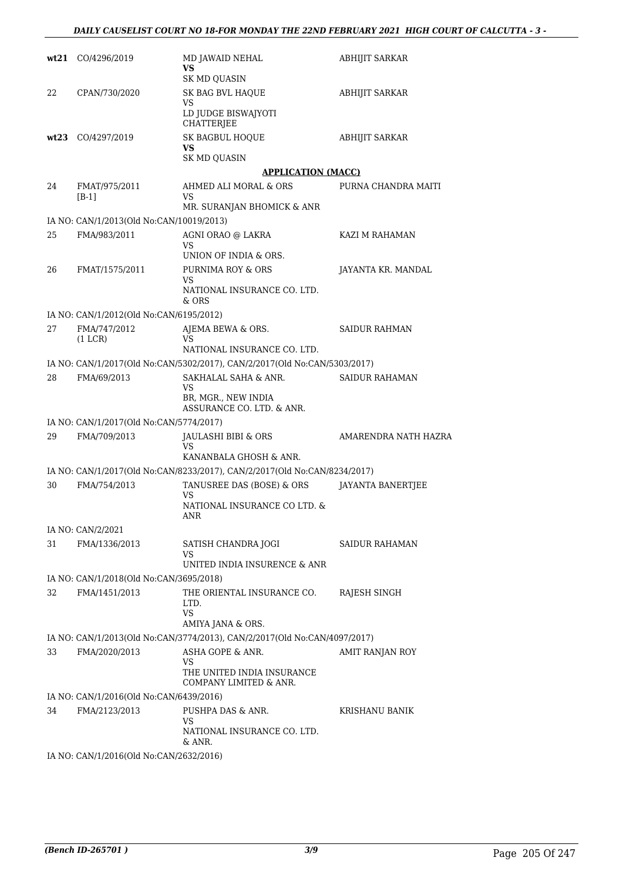| | | | |
|---|---|---|---|
| **wt21** | CO/4296/2019 | MD JAWAID NEHAL<br>**VS**<br>SK MD QUASIN | ABHIJIT SARKAR |
| 22 | CPAN/730/2020 | SK BAG BVL HAQUE<br>VS<br>LD JUDGE BISWAJYOTI CHATTERJEE | ABHIJIT SARKAR |
| **wt23** | CO/4297/2019 | SK BAGBUL HOQUE<br>**VS**<br>SK MD QUASIN | ABHIJIT SARKAR |

**APPLICATION (MACC)**

| | | | |
|---|---|---|---|
| 24 | FMAT/975/2011<br>[B-1] | AHMED ALI MORAL & ORS<br>VS<br>MR. SURANJAN BHOMICK & ANR | PURNA CHANDRA MAITI |
| | IA NO: CAN/1/2013(Old No:CAN/10019/2013) | | |
| 25 | FMA/983/2011 | AGNI ORAO @ LAKRA<br>VS<br>UNION OF INDIA & ORS. | KAZI M RAHAMAN |
| 26 | FMAT/1575/2011 | PURNIMA ROY & ORS<br>VS<br>NATIONAL INSURANCE CO. LTD. & ORS | JAYANTA KR. MANDAL |
| | IA NO: CAN/1/2012(Old No:CAN/6195/2012) | | |
| 27 | FMA/747/2012<br>(1 LCR) | AJEMA BEWA & ORS.<br>VS<br>NATIONAL INSURANCE CO. LTD. | SAIDUR RAHMAN |
| | IA NO: CAN/1/2017(Old No:CAN/5302/2017), CAN/2/2017(Old No:CAN/5303/2017) | | |
| 28 | FMA/69/2013 | SAKHALAL SAHA & ANR.<br>VS<br>BR, MGR., NEW INDIA ASSURANCE CO. LTD. & ANR. | SAIDUR RAHAMAN |
| | IA NO: CAN/1/2017(Old No:CAN/5774/2017) | | |
| 29 | FMA/709/2013 | JAULASHI BIBI & ORS<br>VS<br>KANANBALA GHOSH & ANR. | AMARENDRA NATH HAZRA |
| | IA NO: CAN/1/2017(Old No:CAN/8233/2017), CAN/2/2017(Old No:CAN/8234/2017) | | |
| 30 | FMA/754/2013 | TANUSREE DAS (BOSE) & ORS<br>VS<br>NATIONAL INSURANCE CO LTD. & ANR | JAYANTA BANERTJEE |
| | IA NO: CAN/2/2021 | | |
| 31 | FMA/1336/2013 | SATISH CHANDRA JOGI<br>VS<br>UNITED INDIA INSURENCE & ANR | SAIDUR RAHAMAN |
| | IA NO: CAN/1/2018(Old No:CAN/3695/2018) | | |
| 32 | FMA/1451/2013 | THE ORIENTAL INSURANCE CO. LTD.<br>VS<br>AMIYA JANA & ORS. | RAJESH SINGH |
| | IA NO: CAN/1/2013(Old No:CAN/3774/2013), CAN/2/2017(Old No:CAN/4097/2017) | | |
| 33 | FMA/2020/2013 | ASHA GOPE & ANR.<br>VS<br>THE UNITED INDIA INSURANCE COMPANY LIMITED & ANR. | AMIT RANJAN ROY |
| | IA NO: CAN/1/2016(Old No:CAN/6439/2016) | | |
| 34 | FMA/2123/2013 | PUSHPA DAS & ANR.<br>VS<br>NATIONAL INSURANCE CO. LTD. & ANR. | KRISHANU BANIK |
| | IA NO: CAN/1/2016(Old No:CAN/2632/2016) | | |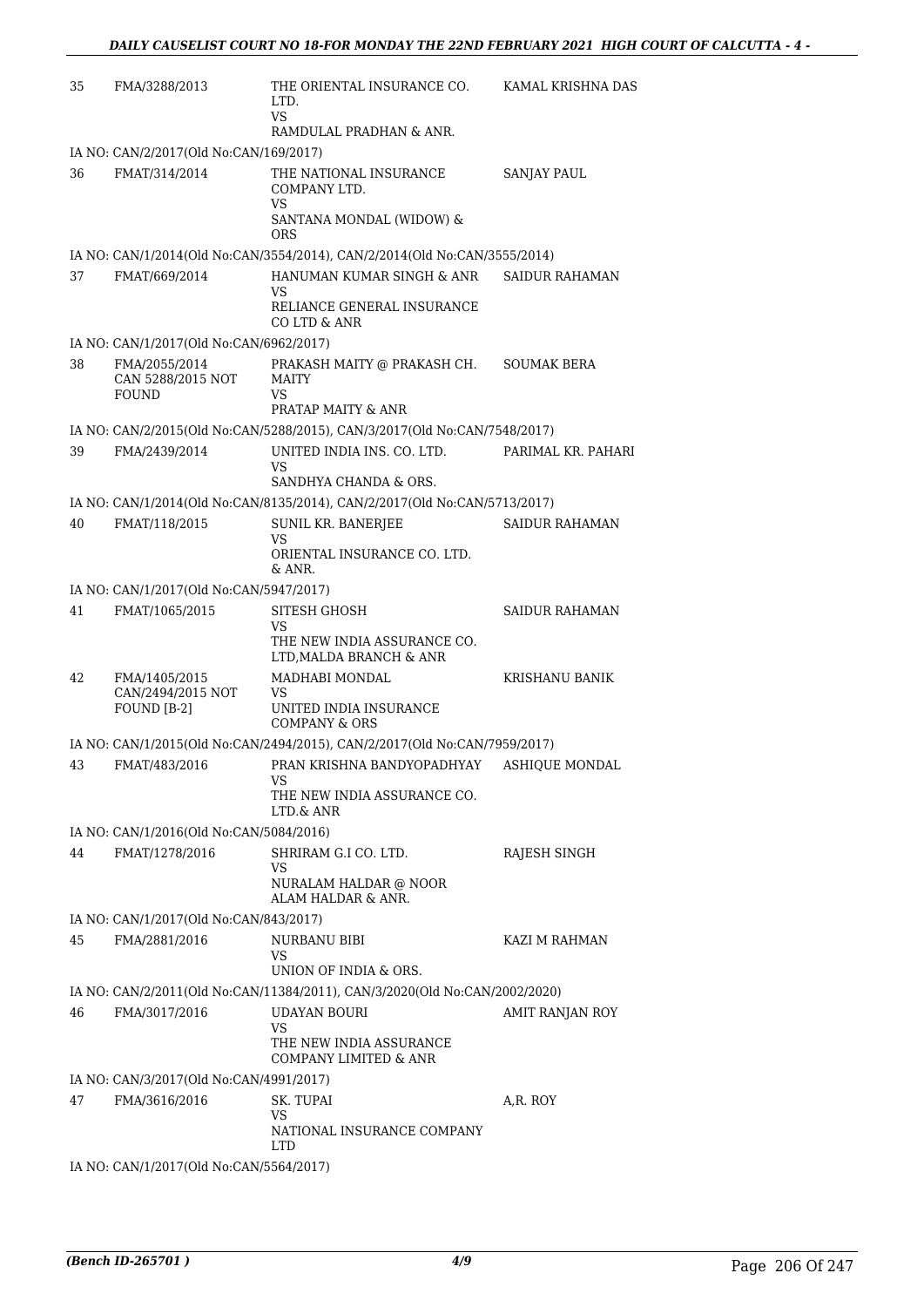| | | | |
|---|---|---|---|
| 35 | FMA/3288/2013 | THE ORIENTAL INSURANCE CO. LTD.<br>VS<br>RAMDULAL PRADHAN & ANR. | KAMAL KRISHNA DAS |
| | IA NO: CAN/2/2017(Old No:CAN/169/2017) | | |
| 36 | FMAT/314/2014 | THE NATIONAL INSURANCE COMPANY LTD.<br>VS<br>SANTANA MONDAL (WIDOW) & ORS | SANJAY PAUL |
| | IA NO: CAN/1/2014(Old No:CAN/3554/2014), CAN/2/2014(Old No:CAN/3555/2014) | | |
| 37 | FMAT/669/2014 | HANUMAN KUMAR SINGH & ANR<br>VS<br>RELIANCE GENERAL INSURANCE CO LTD & ANR | SAIDUR RAHAMAN |
| | IA NO: CAN/1/2017(Old No:CAN/6962/2017) | | |
| 38 | FMA/2055/2014<br>CAN 5288/2015 NOT FOUND | PRAKASH MAITY @ PRAKASH CH. MAITY<br>VS<br>PRATAP MAITY & ANR | SOUMAK BERA |
| | IA NO: CAN/2/2015(Old No:CAN/5288/2015), CAN/3/2017(Old No:CAN/7548/2017) | | |
| 39 | FMA/2439/2014 | UNITED INDIA INS. CO. LTD.<br>VS<br>SANDHYA CHANDA & ORS. | PARIMAL KR. PAHARI |
| | IA NO: CAN/1/2014(Old No:CAN/8135/2014), CAN/2/2017(Old No:CAN/5713/2017) | | |
| 40 | FMAT/118/2015 | SUNIL KR. BANERJEE<br>VS<br>ORIENTAL INSURANCE CO. LTD. & ANR. | SAIDUR RAHAMAN |
| | IA NO: CAN/1/2017(Old No:CAN/5947/2017) | | |
| 41 | FMAT/1065/2015 | SITESH GHOSH<br>VS<br>THE NEW INDIA ASSURANCE CO. LTD,MALDA BRANCH & ANR | SAIDUR RAHAMAN |
| 42 | FMA/1405/2015<br>CAN/2494/2015 NOT FOUND [B-2] | MADHABI MONDAL<br>VS<br>UNITED INDIA INSURANCE COMPANY & ORS | KRISHANU BANIK |
| | IA NO: CAN/1/2015(Old No:CAN/2494/2015), CAN/2/2017(Old No:CAN/7959/2017) | | |
| 43 | FMAT/483/2016 | PRAN KRISHNA BANDYOPADHYAY<br>VS<br>THE NEW INDIA ASSURANCE CO. LTD.& ANR | ASHIQUE MONDAL |
| | IA NO: CAN/1/2016(Old No:CAN/5084/2016) | | |
| 44 | FMAT/1278/2016 | SHRIRAM G.I CO. LTD.<br>VS<br>NURALAM HALDAR @ NOOR ALAM HALDAR & ANR. | RAJESH SINGH |
| | IA NO: CAN/1/2017(Old No:CAN/843/2017) | | |
| 45 | FMA/2881/2016 | NURBANU BIBI<br>VS<br>UNION OF INDIA & ORS. | KAZI M RAHMAN |
| | IA NO: CAN/2/2011(Old No:CAN/11384/2011), CAN/3/2020(Old No:CAN/2002/2020) | | |
| 46 | FMA/3017/2016 | UDAYAN BOURI<br>VS<br>THE NEW INDIA ASSURANCE COMPANY LIMITED & ANR | AMIT RANJAN ROY |
| | IA NO: CAN/3/2017(Old No:CAN/4991/2017) | | |
| 47 | FMA/3616/2016 | SK. TUPAI<br>VS<br>NATIONAL INSURANCE COMPANY LTD | A,R. ROY |
| | IA NO: CAN/1/2017(Old No:CAN/5564/2017) | | |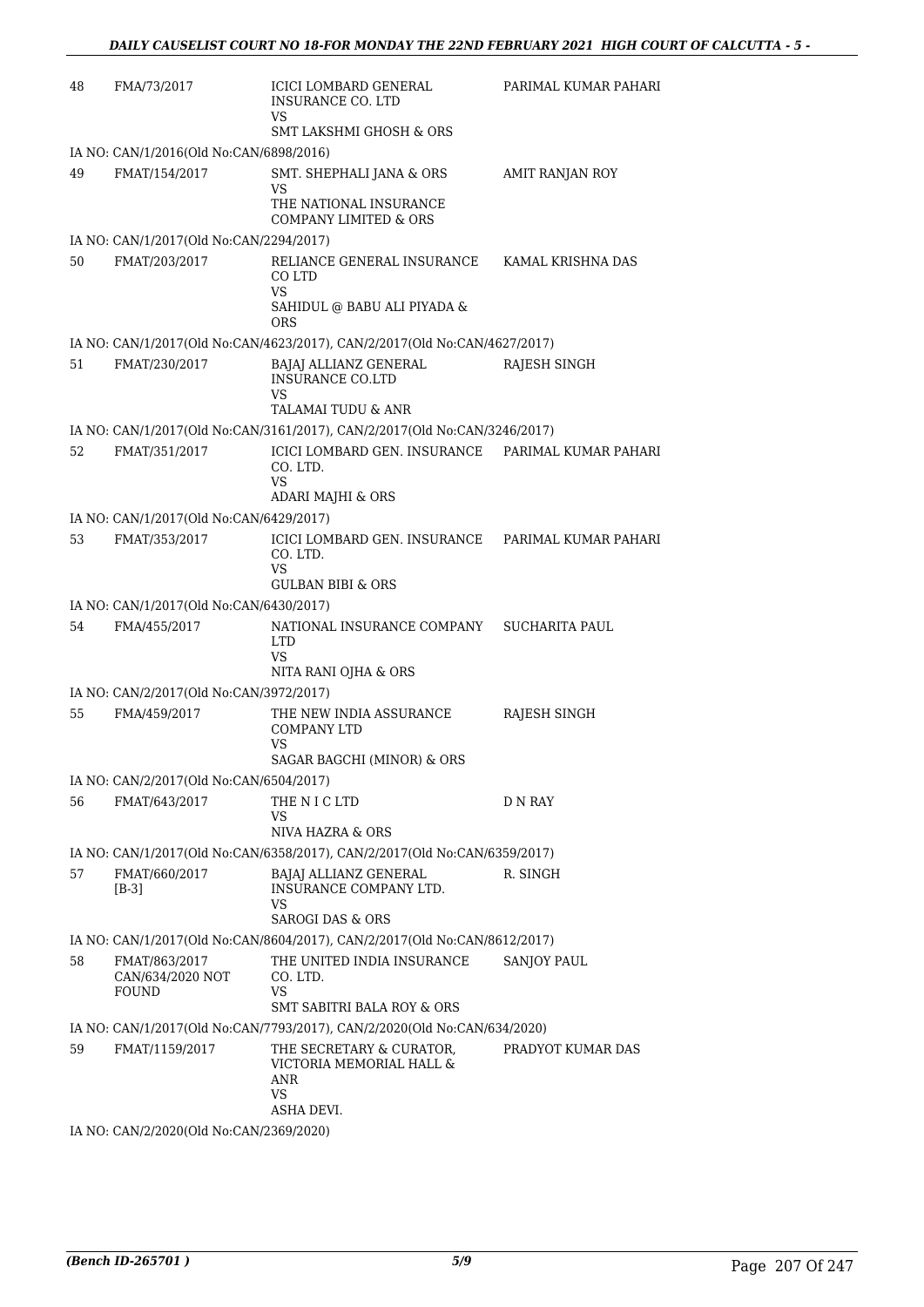| | | | |
|---|---|---|---|
| 48 | FMA/73/2017 | ICICI LOMBARD GENERAL INSURANCE CO. LTD<br>VS<br>SMT LAKSHMI GHOSH & ORS | PARIMAL KUMAR PAHARI |
| IA NO: CAN/1/2016(Old No:CAN/6898/2016) | | | |
| 49 | FMAT/154/2017 | SMT. SHEPHALI JANA & ORS<br>VS<br>THE NATIONAL INSURANCE COMPANY LIMITED & ORS | AMIT RANJAN ROY |
| IA NO: CAN/1/2017(Old No:CAN/2294/2017) | | | |
| 50 | FMAT/203/2017 | RELIANCE GENERAL INSURANCE CO LTD<br>VS<br>SAHIDUL @ BABU ALI PIYADA & ORS | KAMAL KRISHNA DAS |
| IA NO: CAN/1/2017(Old No:CAN/4623/2017), CAN/2/2017(Old No:CAN/4627/2017) | | | |
| 51 | FMAT/230/2017 | BAJAJ ALLIANZ GENERAL INSURANCE CO.LTD<br>VS<br>TALAMAI TUDU & ANR | RAJESH SINGH |
| IA NO: CAN/1/2017(Old No:CAN/3161/2017), CAN/2/2017(Old No:CAN/3246/2017) | | | |
| 52 | FMAT/351/2017 | ICICI LOMBARD GEN. INSURANCE CO. LTD.<br>VS<br>ADARI MAJHI & ORS | PARIMAL KUMAR PAHARI |
| IA NO: CAN/1/2017(Old No:CAN/6429/2017) | | | |
| 53 | FMAT/353/2017 | ICICI LOMBARD GEN. INSURANCE CO. LTD.<br>VS<br>GULBAN BIBI & ORS | PARIMAL KUMAR PAHARI |
| IA NO: CAN/1/2017(Old No:CAN/6430/2017) | | | |
| 54 | FMA/455/2017 | NATIONAL INSURANCE COMPANY LTD<br>VS<br>NITA RANI OJHA & ORS | SUCHARITA PAUL |
| IA NO: CAN/2/2017(Old No:CAN/3972/2017) | | | |
| 55 | FMA/459/2017 | THE NEW INDIA ASSURANCE COMPANY LTD<br>VS<br>SAGAR BAGCHI (MINOR) & ORS | RAJESH SINGH |
| IA NO: CAN/2/2017(Old No:CAN/6504/2017) | | | |
| 56 | FMAT/643/2017 | THE N I C LTD<br>VS<br>NIVA HAZRA & ORS | D N RAY |
| IA NO: CAN/1/2017(Old No:CAN/6358/2017), CAN/2/2017(Old No:CAN/6359/2017) | | | |
| 57 | FMAT/660/2017<br>[B-3] | BAJAJ ALLIANZ GENERAL INSURANCE COMPANY LTD.<br>VS<br>SAROGI DAS & ORS | R. SINGH |
| IA NO: CAN/1/2017(Old No:CAN/8604/2017), CAN/2/2017(Old No:CAN/8612/2017) | | | |
| 58 | FMAT/863/2017<br>CAN/634/2020 NOT FOUND | THE UNITED INDIA INSURANCE CO. LTD.<br>VS<br>SMT SABITRI BALA ROY & ORS | SANJOY PAUL |
| IA NO: CAN/1/2017(Old No:CAN/7793/2017), CAN/2/2020(Old No:CAN/634/2020) | | | |
| 59 | FMAT/1159/2017 | THE SECRETARY & CURATOR, VICTORIA MEMORIAL HALL & ANR<br>VS<br>ASHA DEVI. | PRADYOT KUMAR DAS |
| IA NO: CAN/2/2020(Old No:CAN/2369/2020) | | | |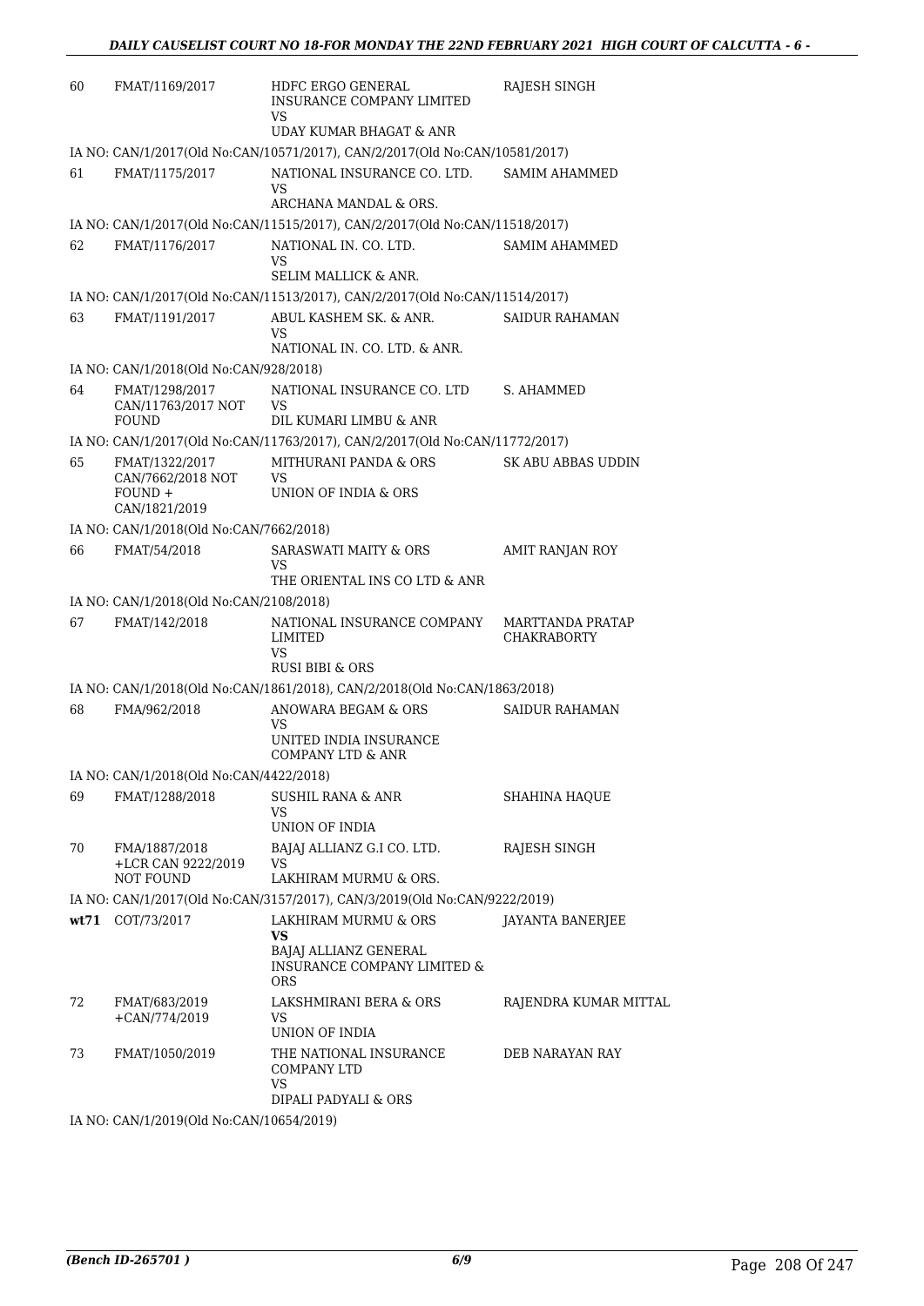| | | | |
|---|---|---|---|
| 60 | FMAT/1169/2017 | HDFC ERGO GENERAL INSURANCE COMPANY LIMITED<br>VS<br>UDAY KUMAR BHAGAT & ANR | RAJESH SINGH |
| | IA NO: CAN/1/2017(Old No:CAN/10571/2017), CAN/2/2017(Old No:CAN/10581/2017) | | |
| 61 | FMAT/1175/2017 | NATIONAL INSURANCE CO. LTD.<br>VS<br>ARCHANA MANDAL & ORS. | SAMIM AHAMMED |
| | IA NO: CAN/1/2017(Old No:CAN/11515/2017), CAN/2/2017(Old No:CAN/11518/2017) | | |
| 62 | FMAT/1176/2017 | NATIONAL IN. CO. LTD.<br>VS<br>SELIM MALLICK & ANR. | SAMIM AHAMMED |
| | IA NO: CAN/1/2017(Old No:CAN/11513/2017), CAN/2/2017(Old No:CAN/11514/2017) | | |
| 63 | FMAT/1191/2017 | ABUL KASHEM SK. & ANR.<br>VS<br>NATIONAL IN. CO. LTD. & ANR. | SAIDUR RAHAMAN |
| | IA NO: CAN/1/2018(Old No:CAN/928/2018) | | |
| 64 | FMAT/1298/2017<br>CAN/11763/2017 NOT FOUND | NATIONAL INSURANCE CO. LTD<br>VS<br>DIL KUMARI LIMBU & ANR | S. AHAMMED |
| | IA NO: CAN/1/2017(Old No:CAN/11763/2017), CAN/2/2017(Old No:CAN/11772/2017) | | |
| 65 | FMAT/1322/2017<br>CAN/7662/2018 NOT FOUND +<br>CAN/1821/2019 | MITHURANI PANDA & ORS<br>VS<br>UNION OF INDIA & ORS | SK ABU ABBAS UDDIN |
| | IA NO: CAN/1/2018(Old No:CAN/7662/2018) | | |
| 66 | FMAT/54/2018 | SARASWATI MAITY & ORS<br>VS<br>THE ORIENTAL INS CO LTD & ANR | AMIT RANJAN ROY |
| | IA NO: CAN/1/2018(Old No:CAN/2108/2018) | | |
| 67 | FMAT/142/2018 | NATIONAL INSURANCE COMPANY LIMITED<br>VS<br>RUSI BIBI & ORS | MARTTANDA PRATAP CHAKRABORTY |
| | IA NO: CAN/1/2018(Old No:CAN/1861/2018), CAN/2/2018(Old No:CAN/1863/2018) | | |
| 68 | FMA/962/2018 | ANOWARA BEGAM & ORS<br>VS<br>UNITED INDIA INSURANCE COMPANY LTD & ANR | SAIDUR RAHAMAN |
| | IA NO: CAN/1/2018(Old No:CAN/4422/2018) | | |
| 69 | FMAT/1288/2018 | SUSHIL RANA & ANR<br>VS<br>UNION OF INDIA | SHAHINA HAQUE |
| 70 | FMA/1887/2018<br>+LCR CAN 9222/2019 NOT FOUND | BAJAJ ALLIANZ G.I CO. LTD.<br>VS<br>LAKHIRAM MURMU & ORS. | RAJESH SINGH |
| | IA NO: CAN/1/2017(Old No:CAN/3157/2017), CAN/3/2019(Old No:CAN/9222/2019) | | |
| **wt71** | COT/73/2017 | LAKHIRAM MURMU & ORS<br>**VS**<br>BAJAJ ALLIANZ GENERAL INSURANCE COMPANY LIMITED & ORS | JAYANTA BANERJEE |
| 72 | FMAT/683/2019<br>+CAN/774/2019 | LAKSHMIRANI BERA & ORS<br>VS<br>UNION OF INDIA | RAJENDRA KUMAR MITTAL |
| 73 | FMAT/1050/2019 | THE NATIONAL INSURANCE COMPANY LTD<br>VS<br>DIPALI PADYALI & ORS | DEB NARAYAN RAY |
| | IA NO: CAN/1/2019(Old No:CAN/10654/2019) | | |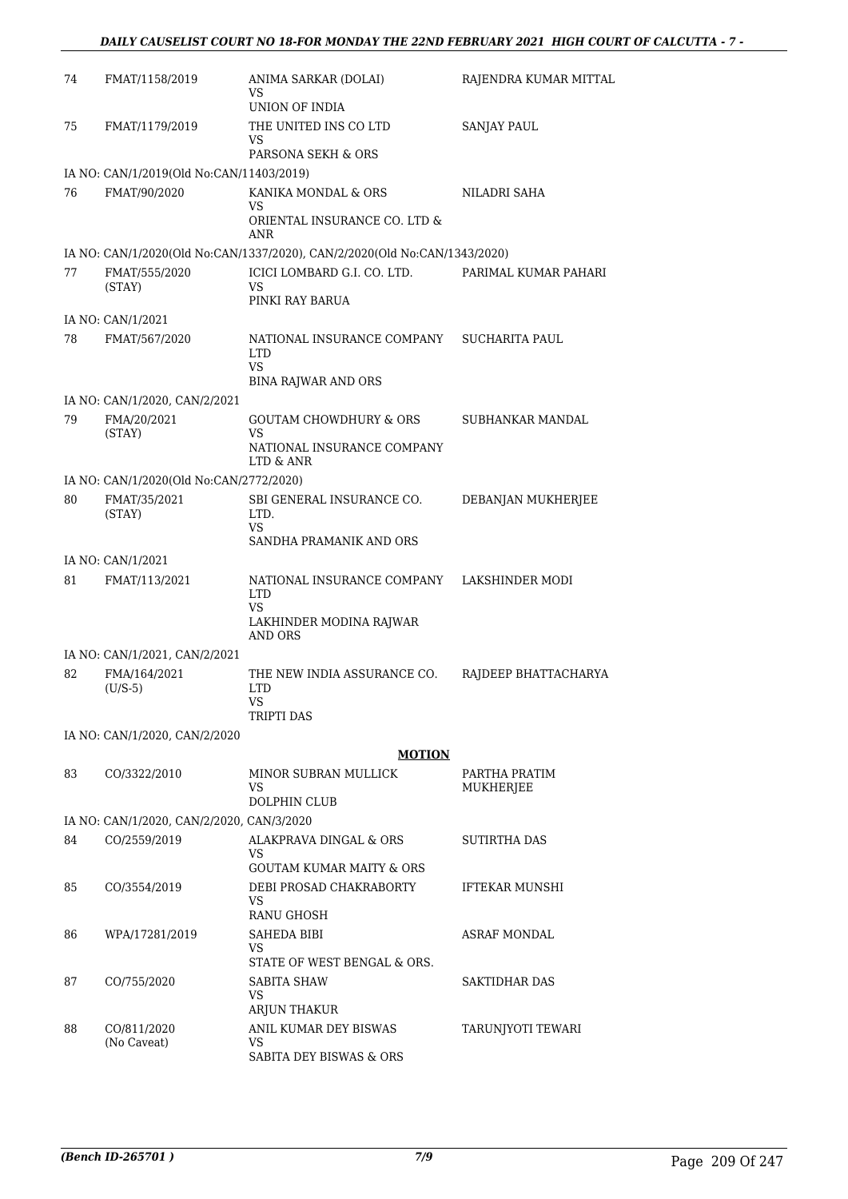| | | | |
|---|---|---|---|
| 74 | FMAT/1158/2019 | ANIMA SARKAR (DOLAI)<br>VS<br>UNION OF INDIA | RAJENDRA KUMAR MITTAL |
| 75 | FMAT/1179/2019 | THE UNITED INS CO LTD<br>VS<br>PARSONA SEKH & ORS | SANJAY PAUL |
| | IA NO: CAN/1/2019(Old No:CAN/11403/2019) | | |
| 76 | FMAT/90/2020 | KANIKA MONDAL & ORS<br>VS<br>ORIENTAL INSURANCE CO. LTD & ANR | NILADRI SAHA |
| | IA NO: CAN/1/2020(Old No:CAN/1337/2020), CAN/2/2020(Old No:CAN/1343/2020) | | |
| 77 | FMAT/555/2020<br>(STAY) | ICICI LOMBARD G.I. CO. LTD.<br>VS<br>PINKI RAY BARUA | PARIMAL KUMAR PAHARI |
| | IA NO: CAN/1/2021 | | |
| 78 | FMAT/567/2020 | NATIONAL INSURANCE COMPANY LTD<br>VS<br>BINA RAJWAR AND ORS | SUCHARITA PAUL |
| | IA NO: CAN/1/2020, CAN/2/2021 | | |
| 79 | FMA/20/2021<br>(STAY) | GOUTAM CHOWDHURY & ORS<br>VS<br>NATIONAL INSURANCE COMPANY LTD & ANR | SUBHANKAR MANDAL |
| | IA NO: CAN/1/2020(Old No:CAN/2772/2020) | | |
| 80 | FMAT/35/2021<br>(STAY) | SBI GENERAL INSURANCE CO. LTD.<br>VS<br>SANDHA PRAMANIK AND ORS | DEBANJAN MUKHERJEE |
| | IA NO: CAN/1/2021 | | |
| 81 | FMAT/113/2021 | NATIONAL INSURANCE COMPANY LTD<br>VS<br>LAKHINDER MODINA RAJWAR AND ORS | LAKSHINDER MODI |
| | IA NO: CAN/1/2021, CAN/2/2021 | | |
| 82 | FMA/164/2021<br>(U/S-5) | THE NEW INDIA ASSURANCE CO. LTD<br>VS<br>TRIPTI DAS | RAJDEEP BHATTACHARYA |
| | IA NO: CAN/1/2020, CAN/2/2020 | | |

**MOTION**

| | | | |
|---|---|---|---|
| 83 | CO/3322/2010 | MINOR SUBRAN MULLICK<br>VS<br>DOLPHIN CLUB | PARTHA PRATIM MUKHERJEE |
| | IA NO: CAN/1/2020, CAN/2/2020, CAN/3/2020 | | |
| 84 | CO/2559/2019 | ALAKPRAVA DINGAL & ORS<br>VS<br>GOUTAM KUMAR MAITY & ORS | SUTIRTHA DAS |
| 85 | CO/3554/2019 | DEBI PROSAD CHAKRABORTY<br>VS<br>RANU GHOSH | IFTEKAR MUNSHI |
| 86 | WPA/17281/2019 | SAHEDA BIBI<br>VS<br>STATE OF WEST BENGAL & ORS. | ASRAF MONDAL |
| 87 | CO/755/2020 | SABITA SHAW<br>VS<br>ARJUN THAKUR | SAKTIDHAR DAS |
| 88 | CO/811/2020<br>(No Caveat) | ANIL KUMAR DEY BISWAS<br>VS<br>SABITA DEY BISWAS & ORS | TARUNJYOTI TEWARI |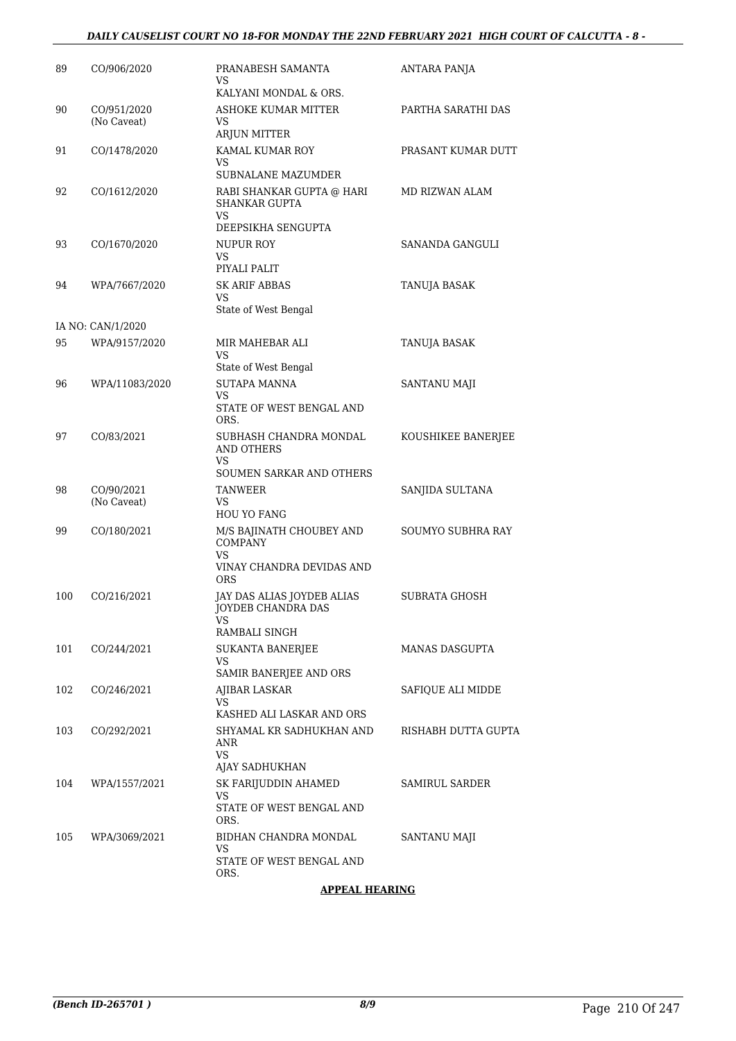| | | | |
|---|---|---|---|
| 89 | CO/906/2020 | PRANABESH SAMANTA<br>VS<br>KALYANI MONDAL & ORS. | ANTARA PANJA |
| 90 | CO/951/2020<br>(No Caveat) | ASHOKE KUMAR MITTER<br>VS<br>ARJUN MITTER | PARTHA SARATHI DAS |
| 91 | CO/1478/2020 | KAMAL KUMAR ROY<br>VS<br>SUBNALANE MAZUMDER | PRASANT KUMAR DUTT |
| 92 | CO/1612/2020 | RABI SHANKAR GUPTA @ HARI SHANKAR GUPTA<br>VS<br>DEEPSIKHA SENGUPTA | MD RIZWAN ALAM |
| 93 | CO/1670/2020 | NUPUR ROY<br>VS<br>PIYALI PALIT | SANANDA GANGULI |
| 94 | WPA/7667/2020 | SK ARIF ABBAS<br>VS<br>State of West Bengal | TANUJA BASAK |
| | IA NO: CAN/1/2020 | | |
| 95 | WPA/9157/2020 | MIR MAHEBAR ALI<br>VS<br>State of West Bengal | TANUJA BASAK |
| 96 | WPA/11083/2020 | SUTAPA MANNA<br>VS<br>STATE OF WEST BENGAL AND ORS. | SANTANU MAJI |
| 97 | CO/83/2021 | SUBHASH CHANDRA MONDAL AND OTHERS<br>VS<br>SOUMEN SARKAR AND OTHERS | KOUSHIKEE BANERJEE |
| 98 | CO/90/2021<br>(No Caveat) | TANWEER<br>VS<br>HOU YO FANG | SANJIDA SULTANA |
| 99 | CO/180/2021 | M/S BAJINATH CHOUBEY AND COMPANY<br>VS<br>VINAY CHANDRA DEVIDAS AND ORS | SOUMYO SUBHRA RAY |
| 100 | CO/216/2021 | JAY DAS ALIAS JOYDEB ALIAS JOYDEB CHANDRA DAS<br>VS<br>RAMBALI SINGH | SUBRATA GHOSH |
| 101 | CO/244/2021 | SUKANTA BANERJEE<br>VS<br>SAMIR BANERJEE AND ORS | MANAS DASGUPTA |
| 102 | CO/246/2021 | AJIBAR LASKAR<br>VS<br>KASHED ALI LASKAR AND ORS | SAFIQUE ALI MIDDE |
| 103 | CO/292/2021 | SHYAMAL KR SADHUKHAN AND ANR<br>VS<br>AJAY SADHUKHAN | RISHABH DUTTA GUPTA |
| 104 | WPA/1557/2021 | SK FARIJUDDIN AHAMED<br>VS<br>STATE OF WEST BENGAL AND ORS. | SAMIRUL SARDER |
| 105 | WPA/3069/2021 | BIDHAN CHANDRA MONDAL<br>VS<br>STATE OF WEST BENGAL AND ORS. | SANTANU MAJI |

**APPEAL HEARING**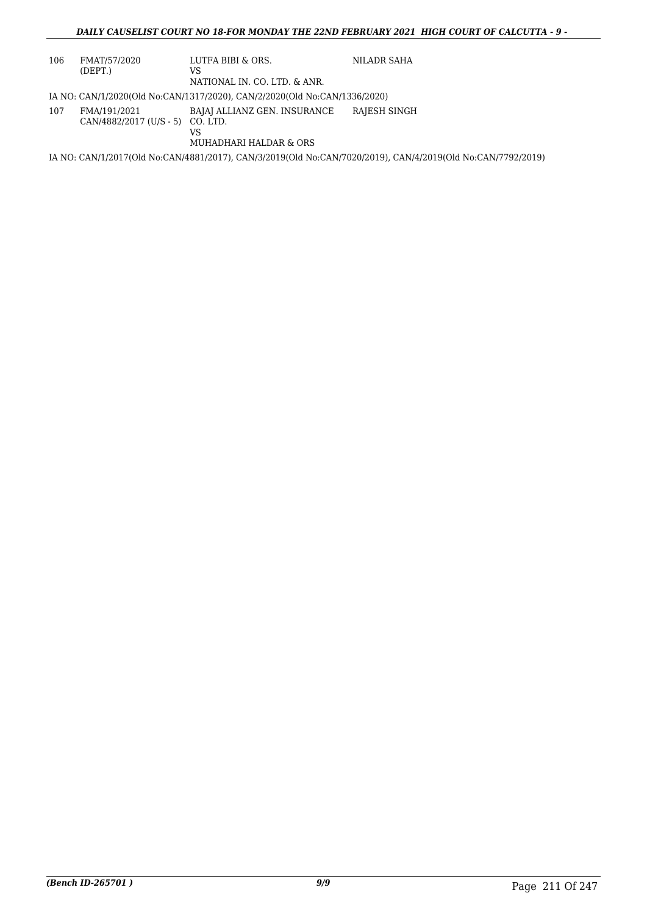| 106 | FMAT/57/2020 (DEPT.) | LUTFA BIBI & ORS. VS NATIONAL IN. CO. LTD. & ANR. | NILADR SAHA |
|---|---|---|---|

IA NO: CAN/1/2020(Old No:CAN/1317/2020), CAN/2/2020(Old No:CAN/1336/2020)

| 107 | FMA/191/2021 CAN/4882/2017 (U/S - 5) | BAJAJ ALLIANZ GEN. INSURANCE CO. LTD. VS MUHADHARI HALDAR & ORS | RAJESH SINGH |
|---|---|---|---|

IA NO: CAN/1/2017(Old No:CAN/4881/2017), CAN/3/2019(Old No:CAN/7020/2019), CAN/4/2019(Old No:CAN/7792/2019)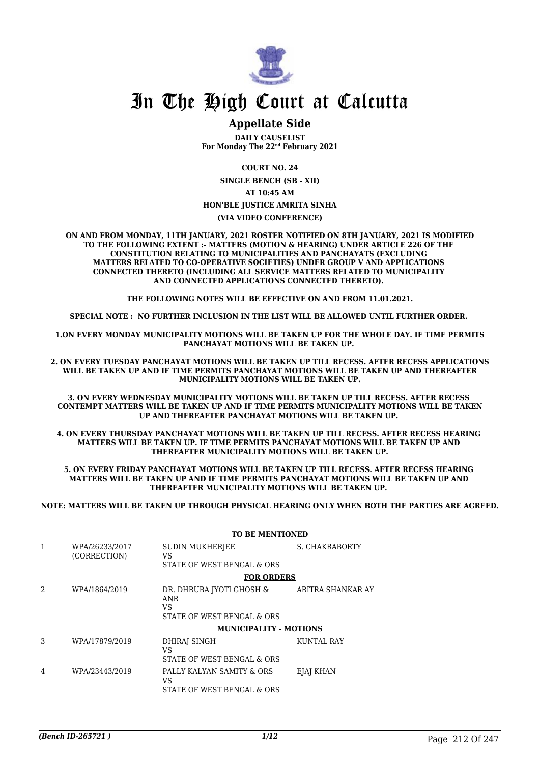# In The High Court at Calcutta

## Appellate Side

**DAILY CAUSELIST**
**For Monday The 22nd February 2021**

**COURT NO. 24**

**SINGLE BENCH (SB - XII)**

**AT 10:45 AM**

**HON'BLE JUSTICE AMRITA SINHA**

**(VIA VIDEO CONFERENCE)**

**ON AND FROM MONDAY, 11TH JANUARY, 2021 ROSTER NOTIFIED ON 8TH JANUARY, 2021 IS MODIFIED TO THE FOLLOWING EXTENT :- MATTERS (MOTION & HEARING) UNDER ARTICLE 226 OF THE CONSTITUTION RELATING TO MUNICIPALITIES AND PANCHAYATS (EXCLUDING MATTERS RELATED TO CO-OPERATIVE SOCIETIES) UNDER GROUP V AND APPLICATIONS CONNECTED THERETO (INCLUDING ALL SERVICE MATTERS RELATED TO MUNICIPALITY AND CONNECTED APPLICATIONS CONNECTED THERETO).**

**THE FOLLOWING NOTES WILL BE EFFECTIVE ON AND FROM 11.01.2021.**

**SPECIAL NOTE : NO FURTHER INCLUSION IN THE LIST WILL BE ALLOWED UNTIL FURTHER ORDER.**

**1.ON EVERY MONDAY MUNICIPALITY MOTIONS WILL BE TAKEN UP FOR THE WHOLE DAY. IF TIME PERMITS PANCHAYAT MOTIONS WILL BE TAKEN UP.**

**2. ON EVERY TUESDAY PANCHAYAT MOTIONS WILL BE TAKEN UP TILL RECESS. AFTER RECESS APPLICATIONS WILL BE TAKEN UP AND IF TIME PERMITS PANCHAYAT MOTIONS WILL BE TAKEN UP AND THEREAFTER MUNICIPALITY MOTIONS WILL BE TAKEN UP.**

**3. ON EVERY WEDNESDAY MUNICIPALITY MOTIONS WILL BE TAKEN UP TILL RECESS. AFTER RECESS CONTEMPT MATTERS WILL BE TAKEN UP AND IF TIME PERMITS MUNICIPALITY MOTIONS WILL BE TAKEN UP AND THEREAFTER PANCHAYAT MOTIONS WILL BE TAKEN UP.**

**4. ON EVERY THURSDAY PANCHAYAT MOTIONS WILL BE TAKEN UP TILL RECESS. AFTER RECESS HEARING MATTERS WILL BE TAKEN UP. IF TIME PERMITS PANCHAYAT MOTIONS WILL BE TAKEN UP AND THEREAFTER MUNICIPALITY MOTIONS WILL BE TAKEN UP.**

**5. ON EVERY FRIDAY PANCHAYAT MOTIONS WILL BE TAKEN UP TILL RECESS. AFTER RECESS HEARING MATTERS WILL BE TAKEN UP AND IF TIME PERMITS PANCHAYAT MOTIONS WILL BE TAKEN UP AND THEREAFTER MUNICIPALITY MOTIONS WILL BE TAKEN UP.**

**NOTE: MATTERS WILL BE TAKEN UP THROUGH PHYSICAL HEARING ONLY WHEN BOTH THE PARTIES ARE AGREED.**

**TO BE MENTIONED**

| | | | |
|---|---|---|---|
| 1 | WPA/26233/2017 (CORRECTION) | SUDIN MUKHERJEE VS STATE OF WEST BENGAL & ORS | S. CHAKRABORTY |

**FOR ORDERS**

| | | | |
|---|---|---|---|
| 2 | WPA/1864/2019 | DR. DHRUBA JYOTI GHOSH & ANR VS STATE OF WEST BENGAL & ORS | ARITRA SHANKAR AY |

**MUNICIPALITY - MOTIONS**

| | | | |
|---|---|---|---|
| 3 | WPA/17879/2019 | DHIRAJ SINGH VS STATE OF WEST BENGAL & ORS | KUNTAL RAY |
| 4 | WPA/23443/2019 | PALLY KALYAN SAMITY & ORS VS STATE OF WEST BENGAL & ORS | EJAJ KHAN |

*(Bench ID-265721 )*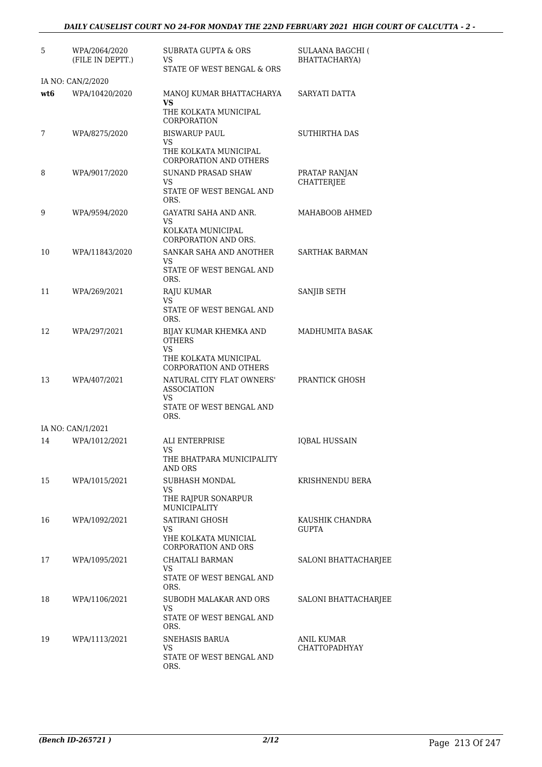| | | | |
|---|---|---|---|
| 5 | WPA/2064/2020 (FILE IN DEPTT.) | SUBRATA GUPTA & ORS<br>VS<br>STATE OF WEST BENGAL & ORS | SULAANA BAGCHI ( BHATTACHARYA) |
| IA NO: CAN/2/2020 | | | |
| **wt6** | WPA/10420/2020 | MANOJ KUMAR BHATTACHARYA<br>**VS**<br>THE KOLKATA MUNICIPAL CORPORATION | SARYATI DATTA |
| 7 | WPA/8275/2020 | BISWARUP PAUL<br>VS<br>THE KOLKATA MUNICIPAL CORPORATION AND OTHERS | SUTHIRTHA DAS |
| 8 | WPA/9017/2020 | SUNAND PRASAD SHAW<br>VS<br>STATE OF WEST BENGAL AND ORS. | PRATAP RANJAN CHATTERJEE |
| 9 | WPA/9594/2020 | GAYATRI SAHA AND ANR.<br>VS<br>KOLKATA MUNICIPAL CORPORATION AND ORS. | MAHABOOB AHMED |
| 10 | WPA/11843/2020 | SANKAR SAHA AND ANOTHER<br>VS<br>STATE OF WEST BENGAL AND ORS. | SARTHAK BARMAN |
| 11 | WPA/269/2021 | RAJU KUMAR<br>VS<br>STATE OF WEST BENGAL AND ORS. | SANJIB SETH |
| 12 | WPA/297/2021 | BIJAY KUMAR KHEMKA AND OTHERS<br>VS<br>THE KOLKATA MUNICIPAL CORPORATION AND OTHERS | MADHUMITA BASAK |
| 13 | WPA/407/2021 | NATURAL CITY FLAT OWNERS' ASSOCIATION<br>VS<br>STATE OF WEST BENGAL AND ORS. | PRANTICK GHOSH |
| IA NO: CAN/1/2021 | | | |
| 14 | WPA/1012/2021 | ALI ENTERPRISE<br>VS<br>THE BHATPARA MUNICIPALITY AND ORS | IQBAL HUSSAIN |
| 15 | WPA/1015/2021 | SUBHASH MONDAL<br>VS<br>THE RAJPUR SONARPUR MUNICIPALITY | KRISHNENDU BERA |
| 16 | WPA/1092/2021 | SATIRANI GHOSH<br>VS<br>YHE KOLKATA MUNICIAL CORPORATION AND ORS | KAUSHIK CHANDRA GUPTA |
| 17 | WPA/1095/2021 | CHAITALI BARMAN<br>VS<br>STATE OF WEST BENGAL AND ORS. | SALONI BHATTACHARJEE |
| 18 | WPA/1106/2021 | SUBODH MALAKAR AND ORS<br>VS<br>STATE OF WEST BENGAL AND ORS. | SALONI BHATTACHARJEE |
| 19 | WPA/1113/2021 | SNEHASIS BARUA<br>VS<br>STATE OF WEST BENGAL AND ORS. | ANIL KUMAR CHATTOPADHYAY |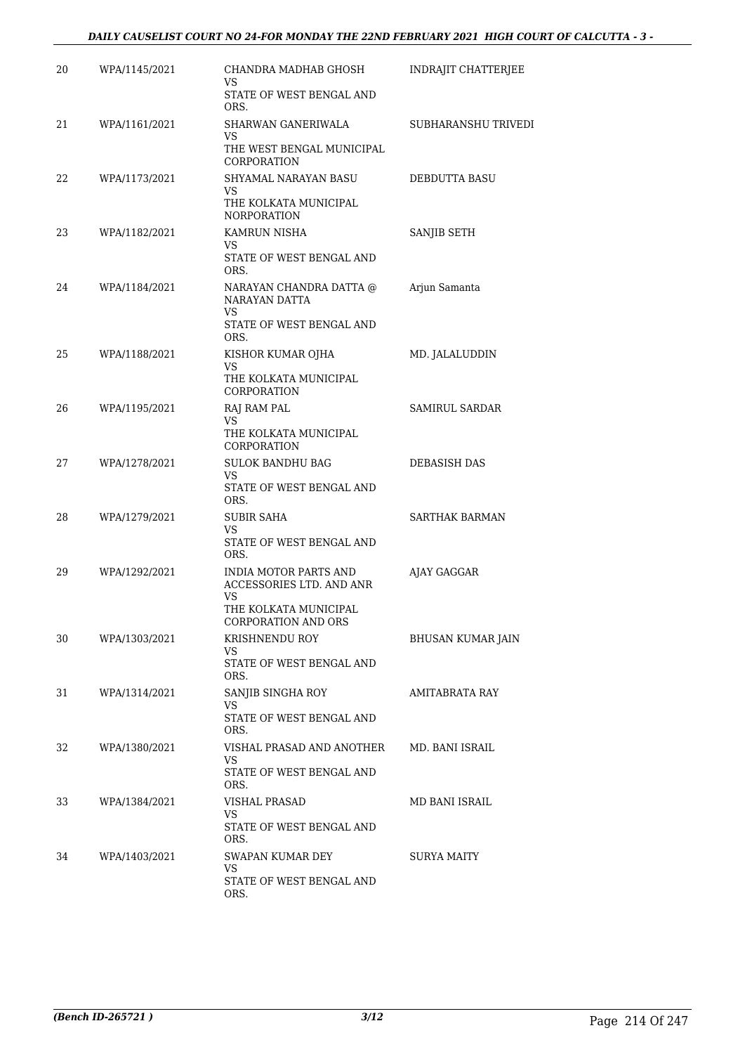| 20 | WPA/1145/2021 | CHANDRA MADHAB GHOSH<br>VS<br>STATE OF WEST BENGAL AND ORS. | INDRAJIT CHATTERJEE |
|---|---|---|---|
| 21 | WPA/1161/2021 | SHARWAN GANERIWALA<br>VS<br>THE WEST BENGAL MUNICIPAL CORPORATION | SUBHARANSHU TRIVEDI |
| 22 | WPA/1173/2021 | SHYAMAL NARAYAN BASU<br>VS<br>THE KOLKATA MUNICIPAL NORPORATION | DEBDUTTA BASU |
| 23 | WPA/1182/2021 | KAMRUN NISHA<br>VS<br>STATE OF WEST BENGAL AND ORS. | SANJIB SETH |
| 24 | WPA/1184/2021 | NARAYAN CHANDRA DATTA @ NARAYAN DATTA<br>VS<br>STATE OF WEST BENGAL AND ORS. | Arjun Samanta |
| 25 | WPA/1188/2021 | KISHOR KUMAR OJHA<br>VS<br>THE KOLKATA MUNICIPAL CORPORATION | MD. JALALUDDIN |
| 26 | WPA/1195/2021 | RAJ RAM PAL<br>VS<br>THE KOLKATA MUNICIPAL CORPORATION | SAMIRUL SARDAR |
| 27 | WPA/1278/2021 | SULOK BANDHU BAG<br>VS<br>STATE OF WEST BENGAL AND ORS. | DEBASISH DAS |
| 28 | WPA/1279/2021 | SUBIR SAHA<br>VS<br>STATE OF WEST BENGAL AND ORS. | SARTHAK BARMAN |
| 29 | WPA/1292/2021 | INDIA MOTOR PARTS AND ACCESSORIES LTD. AND ANR<br>VS<br>THE KOLKATA MUNICIPAL CORPORATION AND ORS | AJAY GAGGAR |
| 30 | WPA/1303/2021 | KRISHNENDU ROY<br>VS<br>STATE OF WEST BENGAL AND ORS. | BHUSAN KUMAR JAIN |
| 31 | WPA/1314/2021 | SANJIB SINGHA ROY<br>VS<br>STATE OF WEST BENGAL AND ORS. | AMITABRATA RAY |
| 32 | WPA/1380/2021 | VISHAL PRASAD AND ANOTHER<br>VS<br>STATE OF WEST BENGAL AND ORS. | MD. BANI ISRAIL |
| 33 | WPA/1384/2021 | VISHAL PRASAD<br>VS<br>STATE OF WEST BENGAL AND ORS. | MD BANI ISRAIL |
| 34 | WPA/1403/2021 | SWAPAN KUMAR DEY<br>VS<br>STATE OF WEST BENGAL AND ORS. | SURYA MAITY |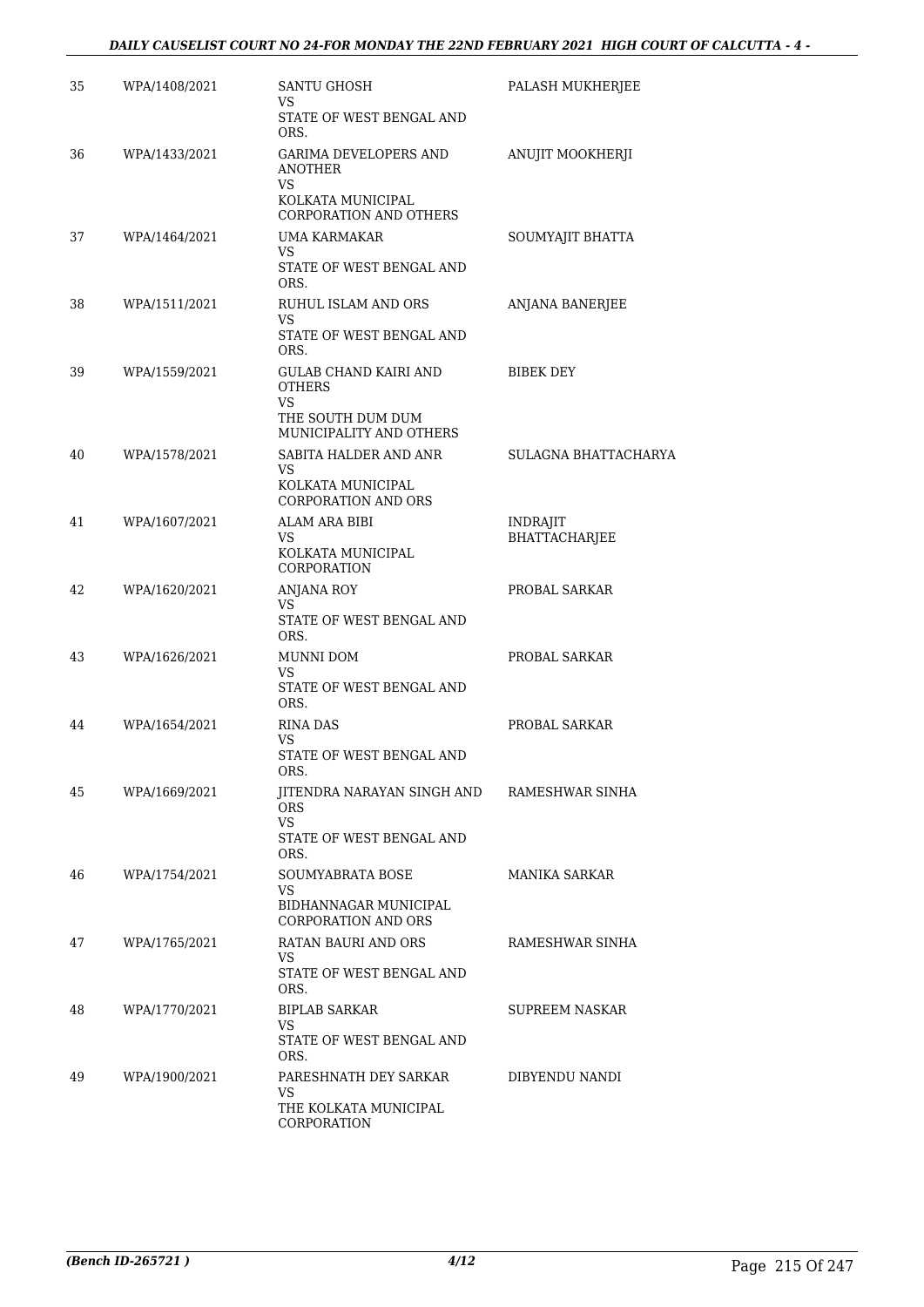| | | | |
|---|---|---|---|
| 35 | WPA/1408/2021 | SANTU GHOSH<br>VS<br>STATE OF WEST BENGAL AND ORS. | PALASH MUKHERJEE |
| 36 | WPA/1433/2021 | GARIMA DEVELOPERS AND ANOTHER<br>VS<br>KOLKATA MUNICIPAL CORPORATION AND OTHERS | ANUJIT MOOKHERJI |
| 37 | WPA/1464/2021 | UMA KARMAKAR<br>VS<br>STATE OF WEST BENGAL AND ORS. | SOUMYAJIT BHATTA |
| 38 | WPA/1511/2021 | RUHUL ISLAM AND ORS<br>VS<br>STATE OF WEST BENGAL AND ORS. | ANJANA BANERJEE |
| 39 | WPA/1559/2021 | GULAB CHAND KAIRI AND OTHERS<br>VS<br>THE SOUTH DUM DUM MUNICIPALITY AND OTHERS | BIBEK DEY |
| 40 | WPA/1578/2021 | SABITA HALDER AND ANR<br>VS<br>KOLKATA MUNICIPAL CORPORATION AND ORS | SULAGNA BHATTACHARYA |
| 41 | WPA/1607/2021 | ALAM ARA BIBI<br>VS<br>KOLKATA MUNICIPAL CORPORATION | INDRAJIT BHATTACHARJEE |
| 42 | WPA/1620/2021 | ANJANA ROY<br>VS<br>STATE OF WEST BENGAL AND ORS. | PROBAL SARKAR |
| 43 | WPA/1626/2021 | MUNNI DOM<br>VS<br>STATE OF WEST BENGAL AND ORS. | PROBAL SARKAR |
| 44 | WPA/1654/2021 | RINA DAS<br>VS<br>STATE OF WEST BENGAL AND ORS. | PROBAL SARKAR |
| 45 | WPA/1669/2021 | JITENDRA NARAYAN SINGH AND ORS<br>VS<br>STATE OF WEST BENGAL AND ORS. | RAMESHWAR SINHA |
| 46 | WPA/1754/2021 | SOUMYABRATA BOSE<br>VS<br>BIDHANNAGAR MUNICIPAL CORPORATION AND ORS | MANIKA SARKAR |
| 47 | WPA/1765/2021 | RATAN BAURI AND ORS<br>VS<br>STATE OF WEST BENGAL AND ORS. | RAMESHWAR SINHA |
| 48 | WPA/1770/2021 | BIPLAB SARKAR<br>VS<br>STATE OF WEST BENGAL AND ORS. | SUPREEM NASKAR |
| 49 | WPA/1900/2021 | PARESHNATH DEY SARKAR<br>VS<br>THE KOLKATA MUNICIPAL CORPORATION | DIBYENDU NANDI |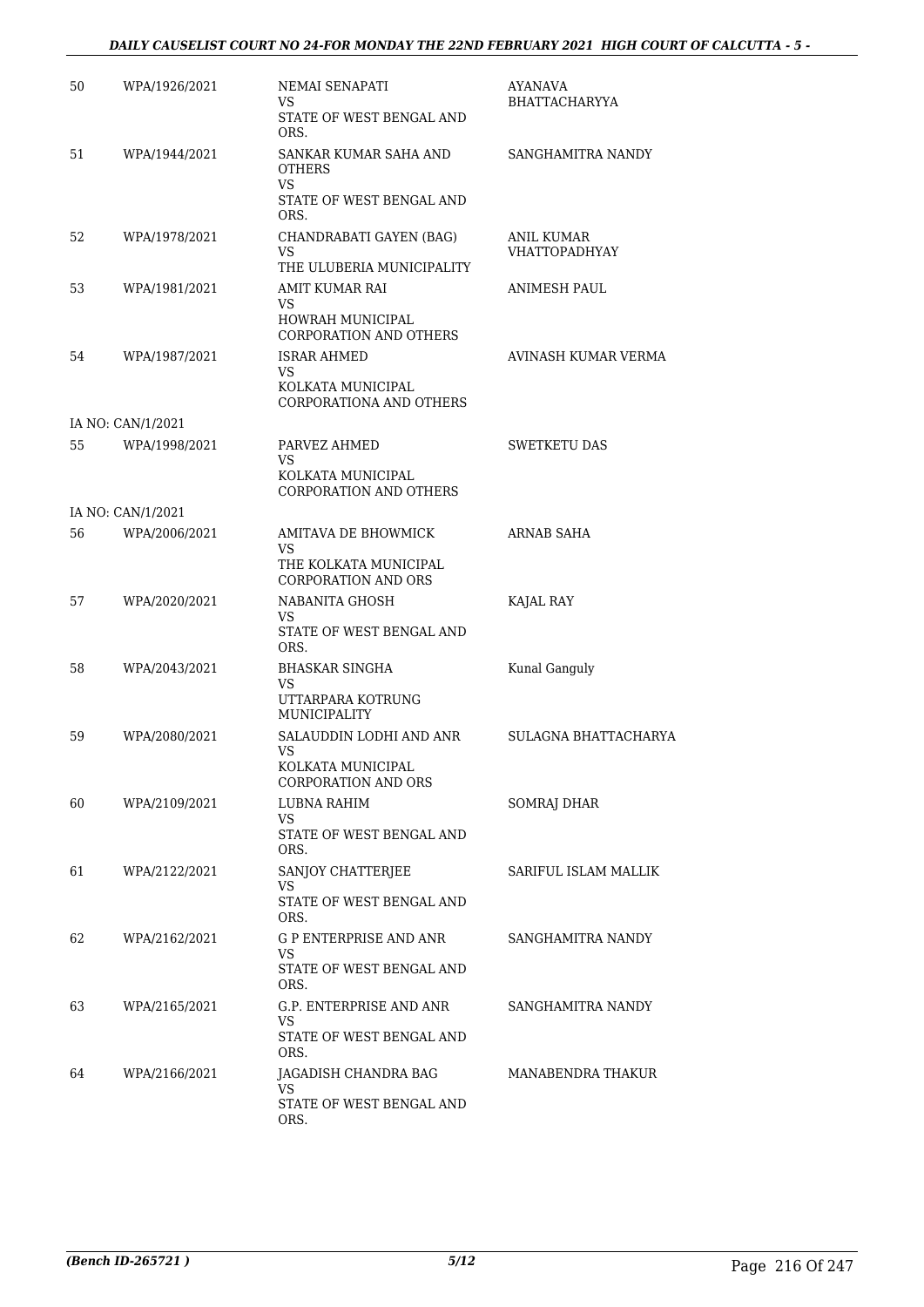| | | | |
|---|---|---|---|
| 50 | WPA/1926/2021 | NEMAI SENAPATI<br>VS<br>STATE OF WEST BENGAL AND ORS. | AYANAVA BHATTACHARYYA |
| 51 | WPA/1944/2021 | SANKAR KUMAR SAHA AND OTHERS<br>VS<br>STATE OF WEST BENGAL AND ORS. | SANGHAMITRA NANDY |
| 52 | WPA/1978/2021 | CHANDRABATI GAYEN (BAG)<br>VS<br>THE ULUBERIA MUNICIPALITY | ANIL KUMAR VHATTOPADHYAY |
| 53 | WPA/1981/2021 | AMIT KUMAR RAI<br>VS<br>HOWRAH MUNICIPAL CORPORATION AND OTHERS | ANIMESH PAUL |
| 54 | WPA/1987/2021 | ISRAR AHMED<br>VS<br>KOLKATA MUNICIPAL CORPORATIONA AND OTHERS | AVINASH KUMAR VERMA |
| | IA NO: CAN/1/2021 | | |
| 55 | WPA/1998/2021 | PARVEZ AHMED<br>VS<br>KOLKATA MUNICIPAL CORPORATION AND OTHERS | SWETKETU DAS |
| | IA NO: CAN/1/2021 | | |
| 56 | WPA/2006/2021 | AMITAVA DE BHOWMICK<br>VS<br>THE KOLKATA MUNICIPAL CORPORATION AND ORS | ARNAB SAHA |
| 57 | WPA/2020/2021 | NABANITA GHOSH<br>VS<br>STATE OF WEST BENGAL AND ORS. | KAJAL RAY |
| 58 | WPA/2043/2021 | BHASKAR SINGHA<br>VS<br>UTTARPARA KOTRUNG MUNICIPALITY | Kunal Ganguly |
| 59 | WPA/2080/2021 | SALAUDDIN LODHI AND ANR<br>VS<br>KOLKATA MUNICIPAL CORPORATION AND ORS | SULAGNA BHATTACHARYA |
| 60 | WPA/2109/2021 | LUBNA RAHIM<br>VS<br>STATE OF WEST BENGAL AND ORS. | SOMRAJ DHAR |
| 61 | WPA/2122/2021 | SANJOY CHATTERJEE<br>VS<br>STATE OF WEST BENGAL AND ORS. | SARIFUL ISLAM MALLIK |
| 62 | WPA/2162/2021 | G P ENTERPRISE AND ANR<br>VS<br>STATE OF WEST BENGAL AND ORS. | SANGHAMITRA NANDY |
| 63 | WPA/2165/2021 | G.P. ENTERPRISE AND ANR<br>VS<br>STATE OF WEST BENGAL AND ORS. | SANGHAMITRA NANDY |
| 64 | WPA/2166/2021 | JAGADISH CHANDRA BAG<br>VS<br>STATE OF WEST BENGAL AND ORS. | MANABENDRA THAKUR |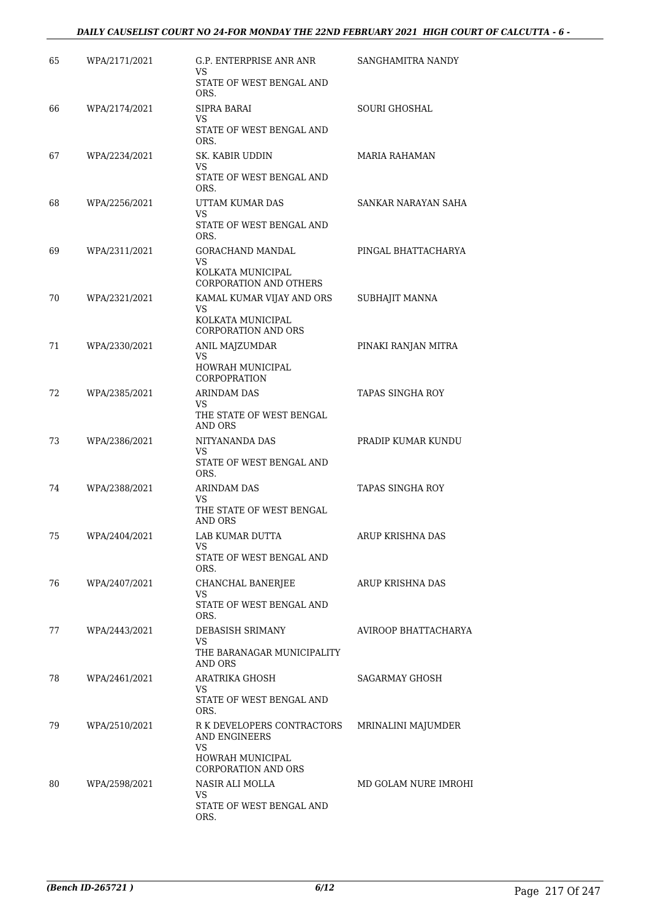| | | | |
|---|---|---|---|
| 65 | WPA/2171/2021 | G.P. ENTERPRISE ANR ANR<br>VS<br>STATE OF WEST BENGAL AND ORS. | SANGHAMITRA NANDY |
| 66 | WPA/2174/2021 | SIPRA BARAI<br>VS<br>STATE OF WEST BENGAL AND ORS. | SOURI GHOSHAL |
| 67 | WPA/2234/2021 | SK. KABIR UDDIN<br>VS<br>STATE OF WEST BENGAL AND ORS. | MARIA RAHAMAN |
| 68 | WPA/2256/2021 | UTTAM KUMAR DAS<br>VS<br>STATE OF WEST BENGAL AND ORS. | SANKAR NARAYAN SAHA |
| 69 | WPA/2311/2021 | GORACHAND MANDAL<br>VS<br>KOLKATA MUNICIPAL CORPORATION AND OTHERS | PINGAL BHATTACHARYA |
| 70 | WPA/2321/2021 | KAMAL KUMAR VIJAY AND ORS<br>VS<br>KOLKATA MUNICIPAL CORPORATION AND ORS | SUBHAJIT MANNA |
| 71 | WPA/2330/2021 | ANIL MAJZUMDAR<br>VS<br>HOWRAH MUNICIPAL CORPOPRATION | PINAKI RANJAN MITRA |
| 72 | WPA/2385/2021 | ARINDAM DAS<br>VS<br>THE STATE OF WEST BENGAL AND ORS | TAPAS SINGHA ROY |
| 73 | WPA/2386/2021 | NITYANANDA DAS<br>VS<br>STATE OF WEST BENGAL AND ORS. | PRADIP KUMAR KUNDU |
| 74 | WPA/2388/2021 | ARINDAM DAS<br>VS<br>THE STATE OF WEST BENGAL AND ORS | TAPAS SINGHA ROY |
| 75 | WPA/2404/2021 | LAB KUMAR DUTTA<br>VS<br>STATE OF WEST BENGAL AND ORS. | ARUP KRISHNA DAS |
| 76 | WPA/2407/2021 | CHANCHAL BANERJEE<br>VS<br>STATE OF WEST BENGAL AND ORS. | ARUP KRISHNA DAS |
| 77 | WPA/2443/2021 | DEBASISH SRIMANY<br>VS<br>THE BARANAGAR MUNICIPALITY AND ORS | AVIROOP BHATTACHARYA |
| 78 | WPA/2461/2021 | ARATRIKA GHOSH<br>VS<br>STATE OF WEST BENGAL AND ORS. | SAGARMAY GHOSH |
| 79 | WPA/2510/2021 | R K DEVELOPERS CONTRACTORS AND ENGINEERS<br>VS<br>HOWRAH MUNICIPAL CORPORATION AND ORS | MRINALINI MAJUMDER |
| 80 | WPA/2598/2021 | NASIR ALI MOLLA<br>VS<br>STATE OF WEST BENGAL AND ORS. | MD GOLAM NURE IMROHI |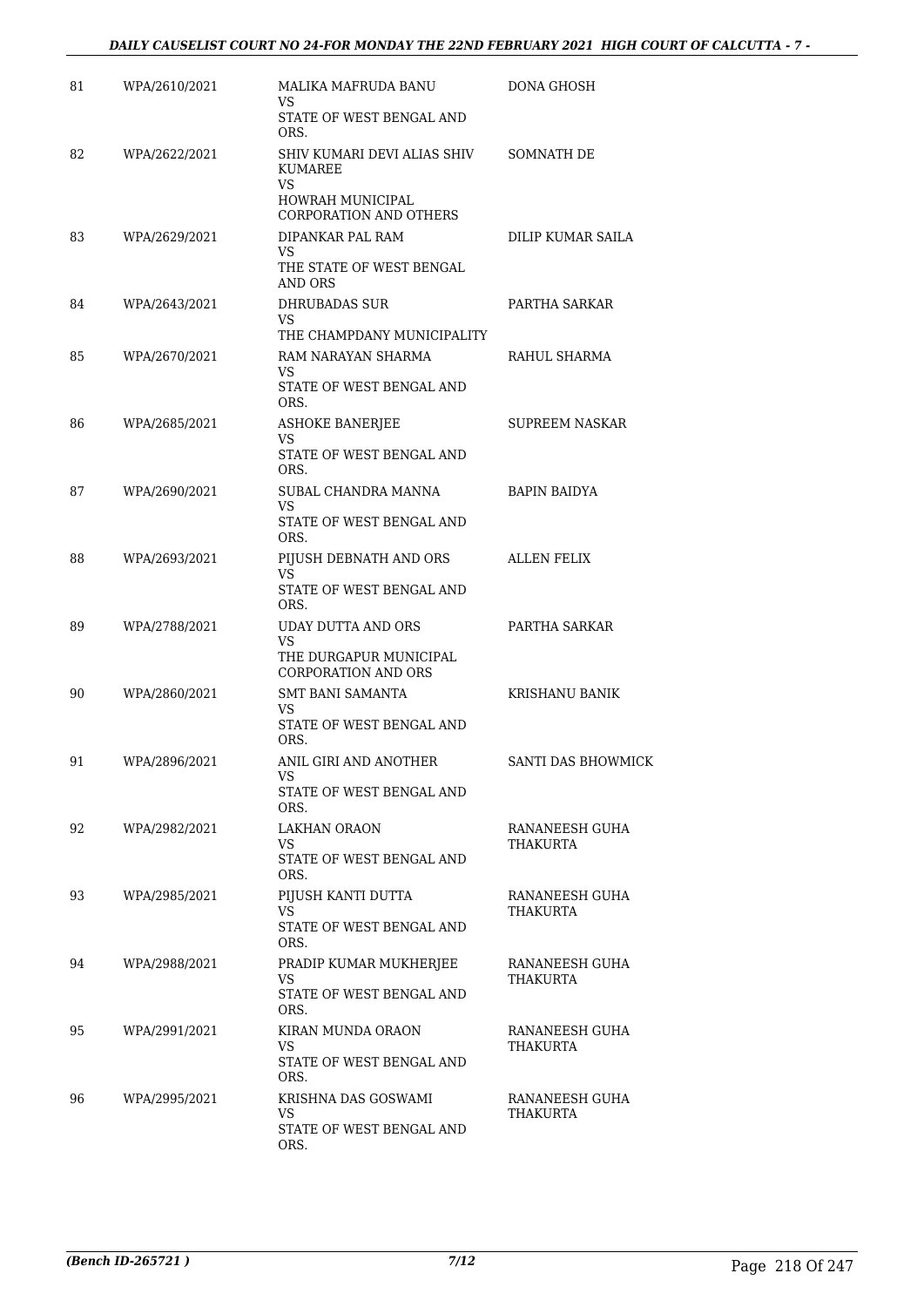| 81 | WPA/2610/2021 | MALIKA MAFRUDA BANU<br>VS<br>STATE OF WEST BENGAL AND ORS. | DONA GHOSH |
|---|---|---|---|
| 82 | WPA/2622/2021 | SHIV KUMARI DEVI ALIAS SHIV KUMAREE<br>VS<br>HOWRAH MUNICIPAL CORPORATION AND OTHERS | SOMNATH DE |
| 83 | WPA/2629/2021 | DIPANKAR PAL RAM<br>VS<br>THE STATE OF WEST BENGAL AND ORS | DILIP KUMAR SAILA |
| 84 | WPA/2643/2021 | DHRUBADAS SUR<br>VS<br>THE CHAMPDANY MUNICIPALITY | PARTHA SARKAR |
| 85 | WPA/2670/2021 | RAM NARAYAN SHARMA<br>VS<br>STATE OF WEST BENGAL AND ORS. | RAHUL SHARMA |
| 86 | WPA/2685/2021 | ASHOKE BANERJEE<br>VS<br>STATE OF WEST BENGAL AND ORS. | SUPREEM NASKAR |
| 87 | WPA/2690/2021 | SUBAL CHANDRA MANNA<br>VS<br>STATE OF WEST BENGAL AND ORS. | BAPIN BAIDYA |
| 88 | WPA/2693/2021 | PIJUSH DEBNATH AND ORS<br>VS<br>STATE OF WEST BENGAL AND ORS. | ALLEN FELIX |
| 89 | WPA/2788/2021 | UDAY DUTTA AND ORS<br>VS<br>THE DURGAPUR MUNICIPAL CORPORATION AND ORS | PARTHA SARKAR |
| 90 | WPA/2860/2021 | SMT BANI SAMANTA<br>VS<br>STATE OF WEST BENGAL AND ORS. | KRISHANU BANIK |
| 91 | WPA/2896/2021 | ANIL GIRI AND ANOTHER<br>VS<br>STATE OF WEST BENGAL AND ORS. | SANTI DAS BHOWMICK |
| 92 | WPA/2982/2021 | LAKHAN ORAON<br>VS<br>STATE OF WEST BENGAL AND ORS. | RANANEESH GUHA THAKURTA |
| 93 | WPA/2985/2021 | PIJUSH KANTI DUTTA<br>VS<br>STATE OF WEST BENGAL AND ORS. | RANANEESH GUHA THAKURTA |
| 94 | WPA/2988/2021 | PRADIP KUMAR MUKHERJEE<br>VS<br>STATE OF WEST BENGAL AND ORS. | RANANEESH GUHA THAKURTA |
| 95 | WPA/2991/2021 | KIRAN MUNDA ORAON<br>VS<br>STATE OF WEST BENGAL AND ORS. | RANANEESH GUHA THAKURTA |
| 96 | WPA/2995/2021 | KRISHNA DAS GOSWAMI<br>VS<br>STATE OF WEST BENGAL AND ORS. | RANANEESH GUHA THAKURTA |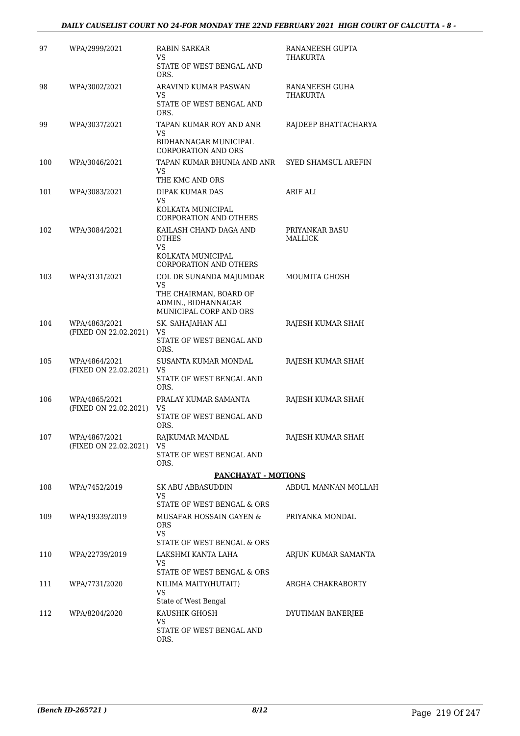| | | | |
|---|---|---|---|
| 97 | WPA/2999/2021 | RABIN SARKAR<br>VS<br>STATE OF WEST BENGAL AND ORS. | RANANEESH GUPTA THAKURTA |
| 98 | WPA/3002/2021 | ARAVIND KUMAR PASWAN<br>VS<br>STATE OF WEST BENGAL AND ORS. | RANANEESH GUHA THAKURTA |
| 99 | WPA/3037/2021 | TAPAN KUMAR ROY AND ANR<br>VS<br>BIDHANNAGAR MUNICIPAL CORPORATION AND ORS | RAJDEEP BHATTACHARYA |
| 100 | WPA/3046/2021 | TAPAN KUMAR BHUNIA AND ANR<br>VS<br>THE KMC AND ORS | SYED SHAMSUL AREFIN |
| 101 | WPA/3083/2021 | DIPAK KUMAR DAS<br>VS<br>KOLKATA MUNICIPAL CORPORATION AND OTHERS | ARIF ALI |
| 102 | WPA/3084/2021 | KAILASH CHAND DAGA AND OTHES<br>VS<br>KOLKATA MUNICIPAL CORPORATION AND OTHERS | PRIYANKAR BASU MALLICK |
| 103 | WPA/3131/2021 | COL DR SUNANDA MAJUMDAR<br>VS<br>THE CHAIRMAN, BOARD OF ADMIN., BIDHANNAGAR MUNICIPAL CORP AND ORS | MOUMITA GHOSH |
| 104 | WPA/4863/2021<br>(FIXED ON 22.02.2021) | SK. SAHAJAHAN ALI<br>VS<br>STATE OF WEST BENGAL AND ORS. | RAJESH KUMAR SHAH |
| 105 | WPA/4864/2021<br>(FIXED ON 22.02.2021) | SUSANTA KUMAR MONDAL<br>VS<br>STATE OF WEST BENGAL AND ORS. | RAJESH KUMAR SHAH |
| 106 | WPA/4865/2021<br>(FIXED ON 22.02.2021) | PRALAY KUMAR SAMANTA<br>VS<br>STATE OF WEST BENGAL AND ORS. | RAJESH KUMAR SHAH |
| 107 | WPA/4867/2021<br>(FIXED ON 22.02.2021) | RAJKUMAR MANDAL<br>VS<br>STATE OF WEST BENGAL AND ORS. | RAJESH KUMAR SHAH |
| | | **PANCHAYAT - MOTIONS** | |
| 108 | WPA/7452/2019 | SK ABU ABBASUDDIN<br>VS<br>STATE OF WEST BENGAL & ORS | ABDUL MANNAN MOLLAH |
| 109 | WPA/19339/2019 | MUSAFAR HOSSAIN GAYEN & ORS<br>VS<br>STATE OF WEST BENGAL & ORS | PRIYANKA MONDAL |
| 110 | WPA/22739/2019 | LAKSHMI KANTA LAHA<br>VS<br>STATE OF WEST BENGAL & ORS | ARJUN KUMAR SAMANTA |
| 111 | WPA/7731/2020 | NILIMA MAITY(HUTAIT)<br>VS<br>State of West Bengal | ARGHA CHAKRABORTY |
| 112 | WPA/8204/2020 | KAUSHIK GHOSH<br>VS<br>STATE OF WEST BENGAL AND ORS. | DYUTIMAN BANERJEE |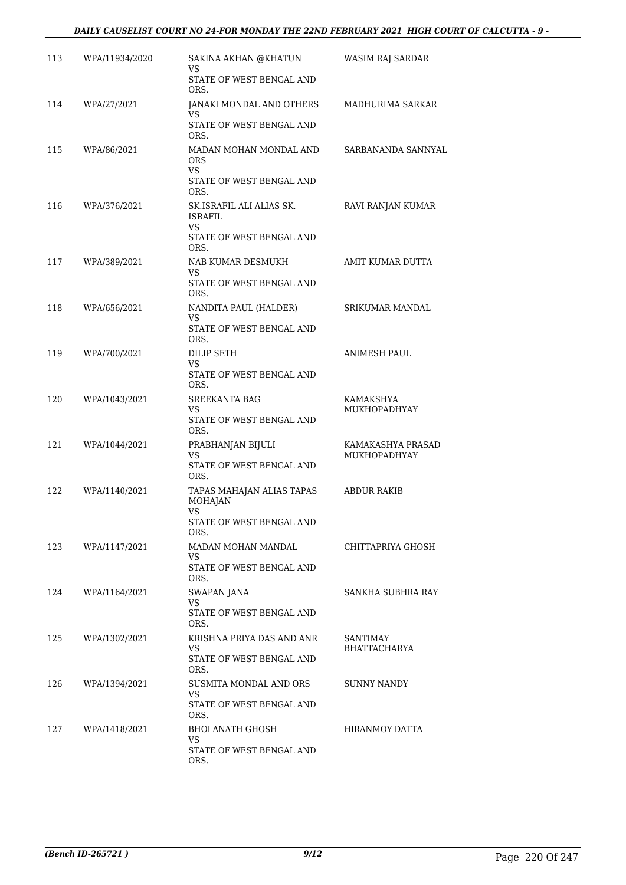| 113 | WPA/11934/2020 | SAKINA AKHAN @KHATUN<br>VS<br>STATE OF WEST BENGAL AND ORS. | WASIM RAJ SARDAR |
|---|---|---|---|
| 114 | WPA/27/2021 | JANAKI MONDAL AND OTHERS<br>VS<br>STATE OF WEST BENGAL AND ORS. | MADHURIMA SARKAR |
| 115 | WPA/86/2021 | MADAN MOHAN MONDAL AND ORS<br>VS<br>STATE OF WEST BENGAL AND ORS. | SARBANANDA SANNYAL |
| 116 | WPA/376/2021 | SK.ISRAFIL ALI ALIAS SK. ISRAFIL<br>VS<br>STATE OF WEST BENGAL AND ORS. | RAVI RANJAN KUMAR |
| 117 | WPA/389/2021 | NAB KUMAR DESMUKH<br>VS<br>STATE OF WEST BENGAL AND ORS. | AMIT KUMAR DUTTA |
| 118 | WPA/656/2021 | NANDITA PAUL (HALDER)<br>VS<br>STATE OF WEST BENGAL AND ORS. | SRIKUMAR MANDAL |
| 119 | WPA/700/2021 | DILIP SETH<br>VS<br>STATE OF WEST BENGAL AND ORS. | ANIMESH PAUL |
| 120 | WPA/1043/2021 | SREEKANTA BAG<br>VS<br>STATE OF WEST BENGAL AND ORS. | KAMAKSHYA MUKHOPADHYAY |
| 121 | WPA/1044/2021 | PRABHANJAN BIJULI<br>VS<br>STATE OF WEST BENGAL AND ORS. | KAMAKASHYA PRASAD MUKHOPADHYAY |
| 122 | WPA/1140/2021 | TAPAS MAHAJAN ALIAS TAPAS MOHAJAN<br>VS<br>STATE OF WEST BENGAL AND ORS. | ABDUR RAKIB |
| 123 | WPA/1147/2021 | MADAN MOHAN MANDAL<br>VS<br>STATE OF WEST BENGAL AND ORS. | CHITTAPRIYA GHOSH |
| 124 | WPA/1164/2021 | SWAPAN JANA<br>VS<br>STATE OF WEST BENGAL AND ORS. | SANKHA SUBHRA RAY |
| 125 | WPA/1302/2021 | KRISHNA PRIYA DAS AND ANR<br>VS<br>STATE OF WEST BENGAL AND ORS. | SANTIMAY BHATTACHARYA |
| 126 | WPA/1394/2021 | SUSMITA MONDAL AND ORS<br>VS<br>STATE OF WEST BENGAL AND ORS. | SUNNY NANDY |
| 127 | WPA/1418/2021 | BHOLANATH GHOSH<br>VS<br>STATE OF WEST BENGAL AND ORS. | HIRANMOY DATTA |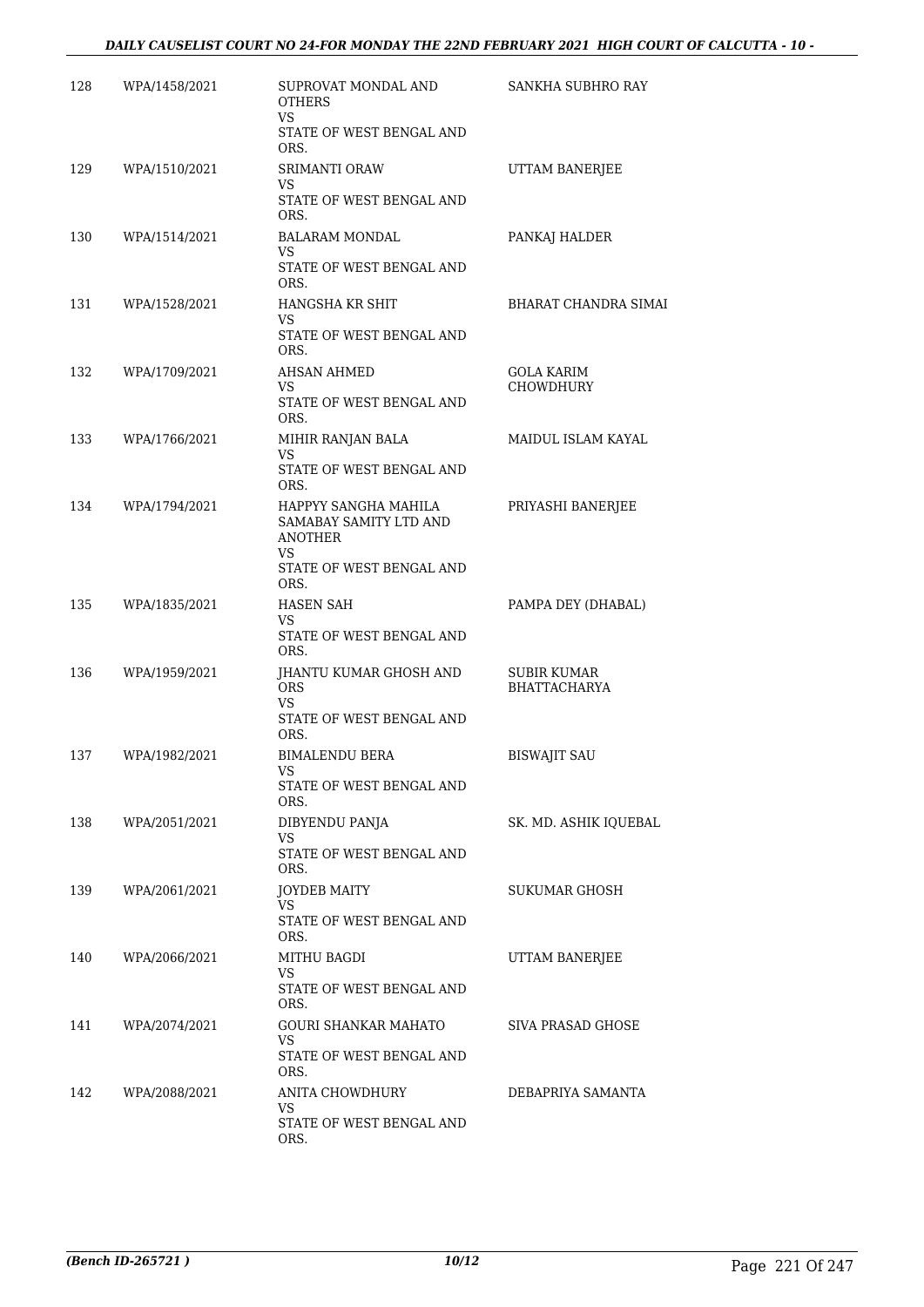| 128 | WPA/1458/2021 | SUPROVAT MONDAL AND OTHERS<br>VS<br>STATE OF WEST BENGAL AND ORS. | SANKHA SUBHRO RAY |
|---|---|---|---|
| 129 | WPA/1510/2021 | SRIMANTI ORAW<br>VS<br>STATE OF WEST BENGAL AND ORS. | UTTAM BANERJEE |
| 130 | WPA/1514/2021 | BALARAM MONDAL<br>VS<br>STATE OF WEST BENGAL AND ORS. | PANKAJ HALDER |
| 131 | WPA/1528/2021 | HANGSHA KR SHIT<br>VS<br>STATE OF WEST BENGAL AND ORS. | BHARAT CHANDRA SIMAI |
| 132 | WPA/1709/2021 | AHSAN AHMED<br>VS<br>STATE OF WEST BENGAL AND ORS. | GOLA KARIM CHOWDHURY |
| 133 | WPA/1766/2021 | MIHIR RANJAN BALA<br>VS<br>STATE OF WEST BENGAL AND ORS. | MAIDUL ISLAM KAYAL |
| 134 | WPA/1794/2021 | HAPPYY SANGHA MAHILA SAMABAY SAMITY LTD AND ANOTHER<br>VS<br>STATE OF WEST BENGAL AND ORS. | PRIYASHI BANERJEE |
| 135 | WPA/1835/2021 | HASEN SAH<br>VS<br>STATE OF WEST BENGAL AND ORS. | PAMPA DEY (DHABAL) |
| 136 | WPA/1959/2021 | JHANTU KUMAR GHOSH AND ORS<br>VS<br>STATE OF WEST BENGAL AND ORS. | SUBIR KUMAR BHATTACHARYA |
| 137 | WPA/1982/2021 | BIMALENDU BERA<br>VS<br>STATE OF WEST BENGAL AND ORS. | BISWAJIT SAU |
| 138 | WPA/2051/2021 | DIBYENDU PANJA<br>VS<br>STATE OF WEST BENGAL AND ORS. | SK. MD. ASHIK IQUEBAL |
| 139 | WPA/2061/2021 | JOYDEB MAITY<br>VS<br>STATE OF WEST BENGAL AND ORS. | SUKUMAR GHOSH |
| 140 | WPA/2066/2021 | MITHU BAGDI<br>VS<br>STATE OF WEST BENGAL AND ORS. | UTTAM BANERJEE |
| 141 | WPA/2074/2021 | GOURI SHANKAR MAHATO<br>VS<br>STATE OF WEST BENGAL AND ORS. | SIVA PRASAD GHOSE |
| 142 | WPA/2088/2021 | ANITA CHOWDHURY<br>VS<br>STATE OF WEST BENGAL AND ORS. | DEBAPRIYA SAMANTA |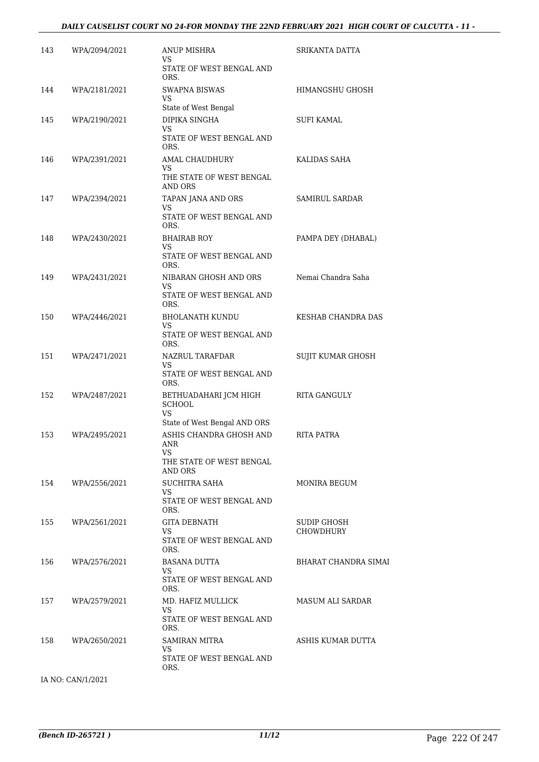| 143 | WPA/2094/2021 | ANUP MISHRA<br>VS<br>STATE OF WEST BENGAL AND ORS. | SRIKANTA DATTA |
|---|---|---|---|
| 144 | WPA/2181/2021 | SWAPNA BISWAS<br>VS<br>State of West Bengal | HIMANGSHU GHOSH |
| 145 | WPA/2190/2021 | DIPIKA SINGHA<br>VS<br>STATE OF WEST BENGAL AND ORS. | SUFI KAMAL |
| 146 | WPA/2391/2021 | AMAL CHAUDHURY<br>VS<br>THE STATE OF WEST BENGAL AND ORS | KALIDAS SAHA |
| 147 | WPA/2394/2021 | TAPAN JANA AND ORS<br>VS<br>STATE OF WEST BENGAL AND ORS. | SAMIRUL SARDAR |
| 148 | WPA/2430/2021 | BHAIRAB ROY<br>VS<br>STATE OF WEST BENGAL AND ORS. | PAMPA DEY (DHABAL) |
| 149 | WPA/2431/2021 | NIBARAN GHOSH AND ORS<br>VS<br>STATE OF WEST BENGAL AND ORS. | Nemai Chandra Saha |
| 150 | WPA/2446/2021 | BHOLANATH KUNDU<br>VS<br>STATE OF WEST BENGAL AND ORS. | KESHAB CHANDRA DAS |
| 151 | WPA/2471/2021 | NAZRUL TARAFDAR<br>VS<br>STATE OF WEST BENGAL AND ORS. | SUJIT KUMAR GHOSH |
| 152 | WPA/2487/2021 | BETHUADAHARI JCM HIGH SCHOOL<br>VS<br>State of West Bengal AND ORS | RITA GANGULY |
| 153 | WPA/2495/2021 | ASHIS CHANDRA GHOSH AND ANR<br>VS<br>THE STATE OF WEST BENGAL AND ORS | RITA PATRA |
| 154 | WPA/2556/2021 | SUCHITRA SAHA<br>VS<br>STATE OF WEST BENGAL AND ORS. | MONIRA BEGUM |
| 155 | WPA/2561/2021 | GITA DEBNATH<br>VS<br>STATE OF WEST BENGAL AND ORS. | SUDIP GHOSH CHOWDHURY |
| 156 | WPA/2576/2021 | BASANA DUTTA<br>VS<br>STATE OF WEST BENGAL AND ORS. | BHARAT CHANDRA SIMAI |
| 157 | WPA/2579/2021 | MD. HAFIZ MULLICK<br>VS<br>STATE OF WEST BENGAL AND ORS. | MASUM ALI SARDAR |
| 158 | WPA/2650/2021 | SAMIRAN MITRA<br>VS<br>STATE OF WEST BENGAL AND ORS. | ASHIS KUMAR DUTTA |

IA NO: CAN/1/2021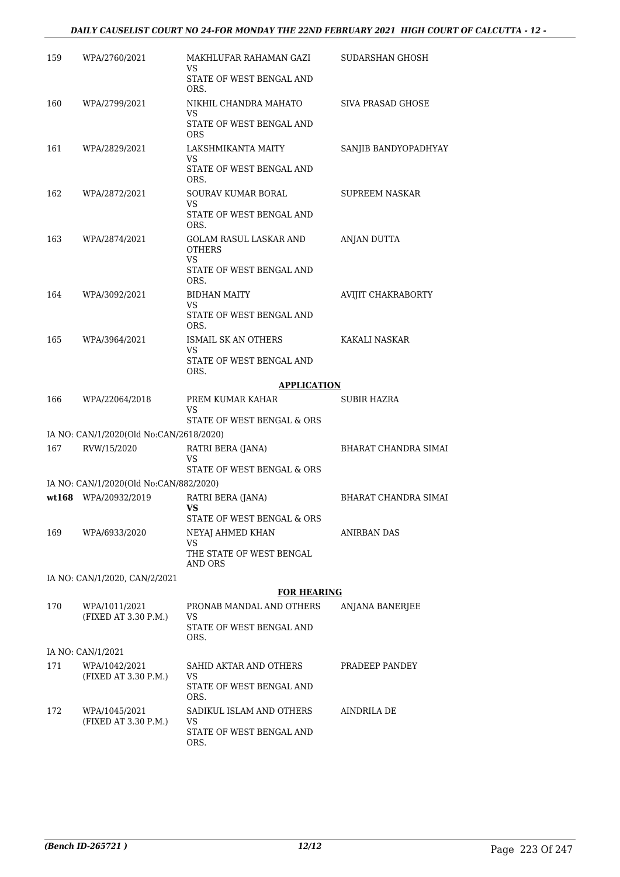| | | | |
|---|---|---|---|
| 159 | WPA/2760/2021 | MAKHLUFAR RAHAMAN GAZI<br>VS<br>STATE OF WEST BENGAL AND ORS. | SUDARSHAN GHOSH |
| 160 | WPA/2799/2021 | NIKHIL CHANDRA MAHATO<br>VS<br>STATE OF WEST BENGAL AND ORS | SIVA PRASAD GHOSE |
| 161 | WPA/2829/2021 | LAKSHMIKANTA MAITY<br>VS<br>STATE OF WEST BENGAL AND ORS. | SANJIB BANDYOPADHYAY |
| 162 | WPA/2872/2021 | SOURAV KUMAR BORAL<br>VS<br>STATE OF WEST BENGAL AND ORS. | SUPREEM NASKAR |
| 163 | WPA/2874/2021 | GOLAM RASUL LASKAR AND OTHERS<br>VS<br>STATE OF WEST BENGAL AND ORS. | ANJAN DUTTA |
| 164 | WPA/3092/2021 | BIDHAN MAITY<br>VS<br>STATE OF WEST BENGAL AND ORS. | AVIJIT CHAKRABORTY |
| 165 | WPA/3964/2021 | ISMAIL SK AN OTHERS<br>VS<br>STATE OF WEST BENGAL AND ORS. | KAKALI NASKAR |

**APPLICATION**

| | | | |
|---|---|---|---|
| 166 | WPA/22064/2018 | PREM KUMAR KAHAR<br>VS<br>STATE OF WEST BENGAL & ORS | SUBIR HAZRA |
| | IA NO: CAN/1/2020(Old No:CAN/2618/2020) | | |
| 167 | RVW/15/2020 | RATRI BERA (JANA)<br>VS<br>STATE OF WEST BENGAL & ORS | BHARAT CHANDRA SIMAI |
| | IA NO: CAN/1/2020(Old No:CAN/882/2020) | | |
| **wt168** | WPA/20932/2019 | RATRI BERA (JANA)<br>**VS**<br>STATE OF WEST BENGAL & ORS | BHARAT CHANDRA SIMAI |
| 169 | WPA/6933/2020 | NEYAJ AHMED KHAN<br>VS<br>THE STATE OF WEST BENGAL AND ORS | ANIRBAN DAS |
| | IA NO: CAN/1/2020, CAN/2/2021 | | |

**FOR HEARING**

| | | | |
|---|---|---|---|
| 170 | WPA/1011/2021<br>(FIXED AT 3.30 P.M.) | PRONAB MANDAL AND OTHERS<br>VS<br>STATE OF WEST BENGAL AND ORS. | ANJANA BANERJEE |
| | IA NO: CAN/1/2021 | | |
| 171 | WPA/1042/2021<br>(FIXED AT 3.30 P.M.) | SAHID AKTAR AND OTHERS<br>VS<br>STATE OF WEST BENGAL AND ORS. | PRADEEP PANDEY |
| 172 | WPA/1045/2021<br>(FIXED AT 3.30 P.M.) | SADIKUL ISLAM AND OTHERS<br>VS<br>STATE OF WEST BENGAL AND ORS. | AINDRILA DE |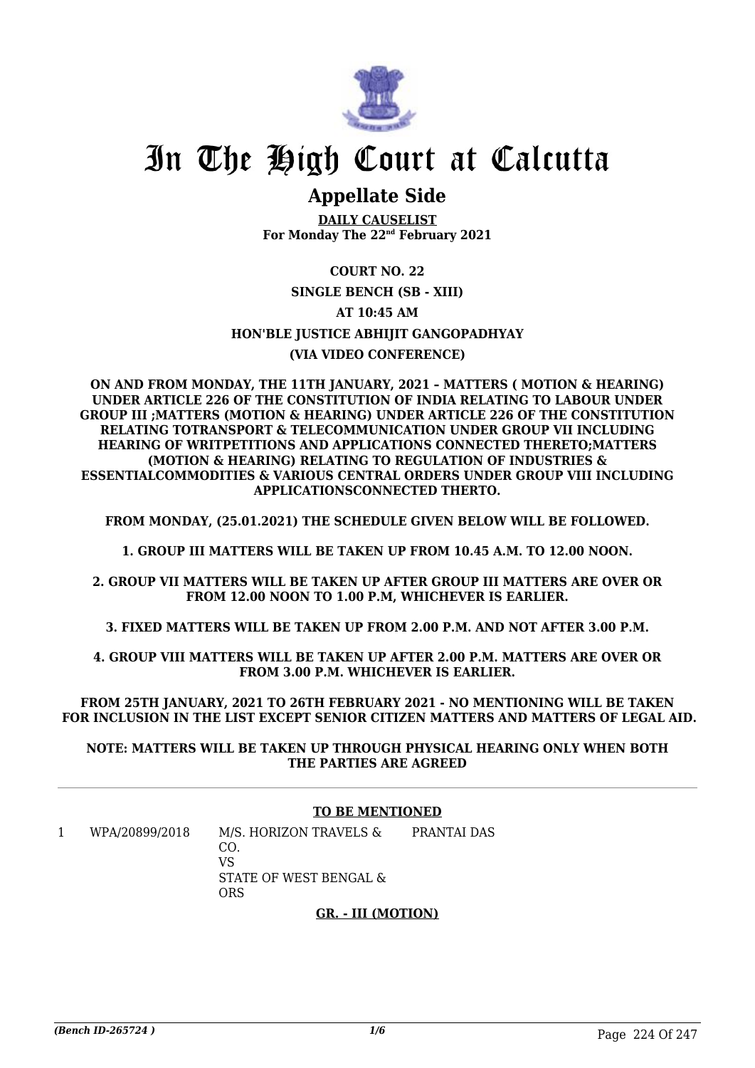# In The High Court at Calcutta

## Appellate Side

**DAILY CAUSELIST**
**For Monday The 22nd February 2021**

**COURT NO. 22**

**SINGLE BENCH (SB - XIII)**

**AT 10:45 AM**

**HON'BLE JUSTICE ABHIJIT GANGOPADHYAY**

**(VIA VIDEO CONFERENCE)**

**ON AND FROM MONDAY, THE 11TH JANUARY, 2021 – MATTERS ( MOTION & HEARING) UNDER ARTICLE 226 OF THE CONSTITUTION OF INDIA RELATING TO LABOUR UNDER GROUP III ;MATTERS (MOTION & HEARING) UNDER ARTICLE 226 OF THE CONSTITUTION RELATING TOTRANSPORT & TELECOMMUNICATION UNDER GROUP VII INCLUDING HEARING OF WRITPETITIONS AND APPLICATIONS CONNECTED THERETO;MATTERS (MOTION & HEARING) RELATING TO REGULATION OF INDUSTRIES & ESSENTIALCOMMODITIES & VARIOUS CENTRAL ORDERS UNDER GROUP VIII INCLUDING APPLICATIONSCONNECTED THERTO.**

**FROM MONDAY, (25.01.2021) THE SCHEDULE GIVEN BELOW WILL BE FOLLOWED.**

**1. GROUP III MATTERS WILL BE TAKEN UP FROM 10.45 A.M. TO 12.00 NOON.**

**2. GROUP VII MATTERS WILL BE TAKEN UP AFTER GROUP III MATTERS ARE OVER OR FROM 12.00 NOON TO 1.00 P.M, WHICHEVER IS EARLIER.**

**3. FIXED MATTERS WILL BE TAKEN UP FROM 2.00 P.M. AND NOT AFTER 3.00 P.M.**

**4. GROUP VIII MATTERS WILL BE TAKEN UP AFTER 2.00 P.M. MATTERS ARE OVER OR FROM 3.00 P.M. WHICHEVER IS EARLIER.**

**FROM 25TH JANUARY, 2021 TO 26TH FEBRUARY 2021 - NO MENTIONING WILL BE TAKEN FOR INCLUSION IN THE LIST EXCEPT SENIOR CITIZEN MATTERS AND MATTERS OF LEGAL AID.**

**NOTE: MATTERS WILL BE TAKEN UP THROUGH PHYSICAL HEARING ONLY WHEN BOTH THE PARTIES ARE AGREED**

---

**TO BE MENTIONED**

| | | | |
|---|---|---|---|
| 1 | WPA/20899/2018 | M/S. HORIZON TRAVELS & CO.<br>VS<br>STATE OF WEST BENGAL & ORS | PRANTAI DAS |

**GR. - III (MOTION)**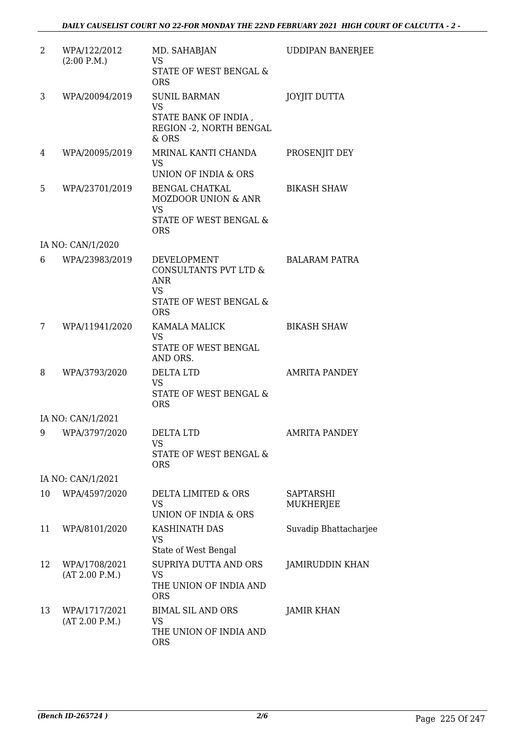| | | | |
|---|---|---|---|
| 2 | WPA/122/2012 (2:00 P.M.) | MD. SAHABJAN VS STATE OF WEST BENGAL & ORS | UDDIPAN BANERJEE |
| 3 | WPA/20094/2019 | SUNIL BARMAN VS STATE BANK OF INDIA , REGION -2, NORTH BENGAL & ORS | JOYJIT DUTTA |
| 4 | WPA/20095/2019 | MRINAL KANTI CHANDA VS UNION OF INDIA & ORS | PROSENJIT DEY |
| 5 | WPA/23701/2019 | BENGAL CHATKAL MOZDOOR UNION & ANR VS STATE OF WEST BENGAL & ORS | BIKASH SHAW |
| | IA NO: CAN/1/2020 | | |
| 6 | WPA/23983/2019 | DEVELOPMENT CONSULTANTS PVT LTD & ANR VS STATE OF WEST BENGAL & ORS | BALARAM PATRA |
| 7 | WPA/11941/2020 | KAMALA MALICK VS STATE OF WEST BENGAL AND ORS. | BIKASH SHAW |
| 8 | WPA/3793/2020 | DELTA LTD VS STATE OF WEST BENGAL & ORS | AMRITA PANDEY |
| | IA NO: CAN/1/2021 | | |
| 9 | WPA/3797/2020 | DELTA LTD VS STATE OF WEST BENGAL & ORS | AMRITA PANDEY |
| | IA NO: CAN/1/2021 | | |
| 10 | WPA/4597/2020 | DELTA LIMITED & ORS VS UNION OF INDIA & ORS | SAPTARSHI MUKHERJEE |
| 11 | WPA/8101/2020 | KASHINATH DAS VS State of West Bengal | Suvadip Bhattacharjee |
| 12 | WPA/1708/2021 (AT 2.00 P.M.) | SUPRIYA DUTTA AND ORS VS THE UNION OF INDIA AND ORS | JAMIRUDDIN KHAN |
| 13 | WPA/1717/2021 (AT 2.00 P.M.) | BIMAL SIL AND ORS VS THE UNION OF INDIA AND ORS | JAMIR KHAN |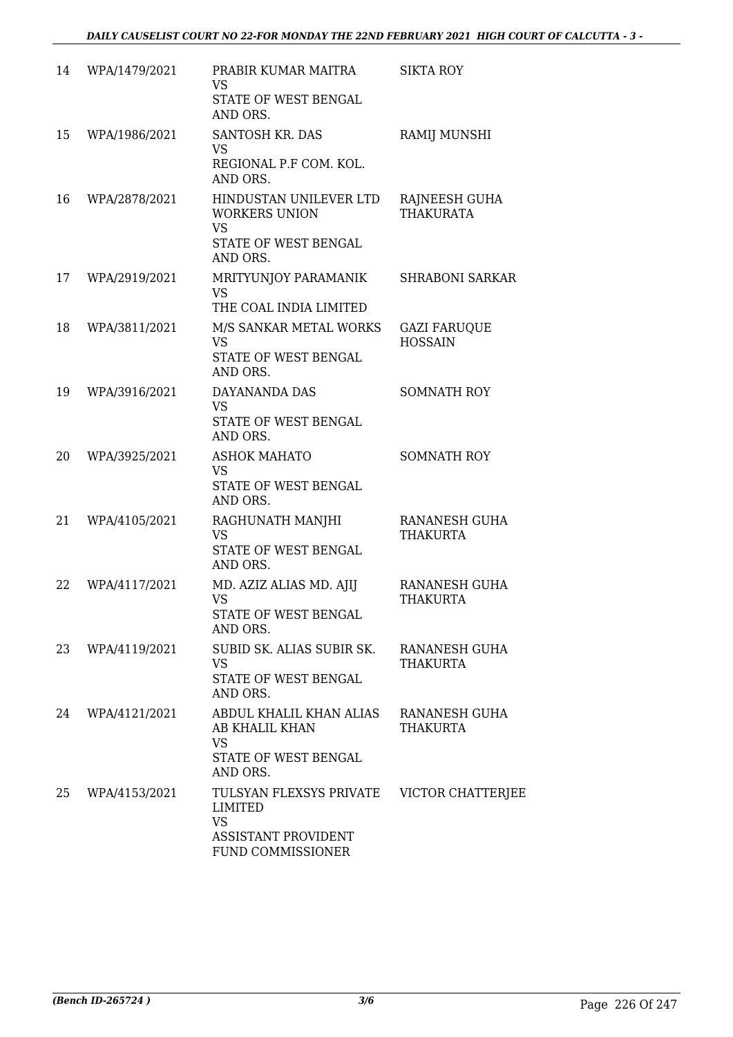| 14 | WPA/1479/2021 | PRABIR KUMAR MAITRA<br>VS<br>STATE OF WEST BENGAL AND ORS. | SIKTA ROY |
|---|---|---|---|
| 15 | WPA/1986/2021 | SANTOSH KR. DAS<br>VS<br>REGIONAL P.F COM. KOL. AND ORS. | RAMIJ MUNSHI |
| 16 | WPA/2878/2021 | HINDUSTAN UNILEVER LTD WORKERS UNION<br>VS<br>STATE OF WEST BENGAL AND ORS. | RAJNEESH GUHA THAKURATA |
| 17 | WPA/2919/2021 | MRITYUNJOY PARAMANIK<br>VS<br>THE COAL INDIA LIMITED | SHRABONI SARKAR |
| 18 | WPA/3811/2021 | M/S SANKAR METAL WORKS<br>VS<br>STATE OF WEST BENGAL AND ORS. | GAZI FARUQUE HOSSAIN |
| 19 | WPA/3916/2021 | DAYANANDA DAS<br>VS<br>STATE OF WEST BENGAL AND ORS. | SOMNATH ROY |
| 20 | WPA/3925/2021 | ASHOK MAHATO<br>VS<br>STATE OF WEST BENGAL AND ORS. | SOMNATH ROY |
| 21 | WPA/4105/2021 | RAGHUNATH MANJHI<br>VS<br>STATE OF WEST BENGAL AND ORS. | RANANESH GUHA THAKURTA |
| 22 | WPA/4117/2021 | MD. AZIZ ALIAS MD. AJIJ<br>VS<br>STATE OF WEST BENGAL AND ORS. | RANANESH GUHA THAKURTA |
| 23 | WPA/4119/2021 | SUBID SK. ALIAS SUBIR SK.<br>VS<br>STATE OF WEST BENGAL AND ORS. | RANANESH GUHA THAKURTA |
| 24 | WPA/4121/2021 | ABDUL KHALIL KHAN ALIAS AB KHALIL KHAN<br>VS<br>STATE OF WEST BENGAL AND ORS. | RANANESH GUHA THAKURTA |
| 25 | WPA/4153/2021 | TULSYAN FLEXSYS PRIVATE LIMITED<br>VS<br>ASSISTANT PROVIDENT FUND COMMISSIONER | VICTOR CHATTERJEE |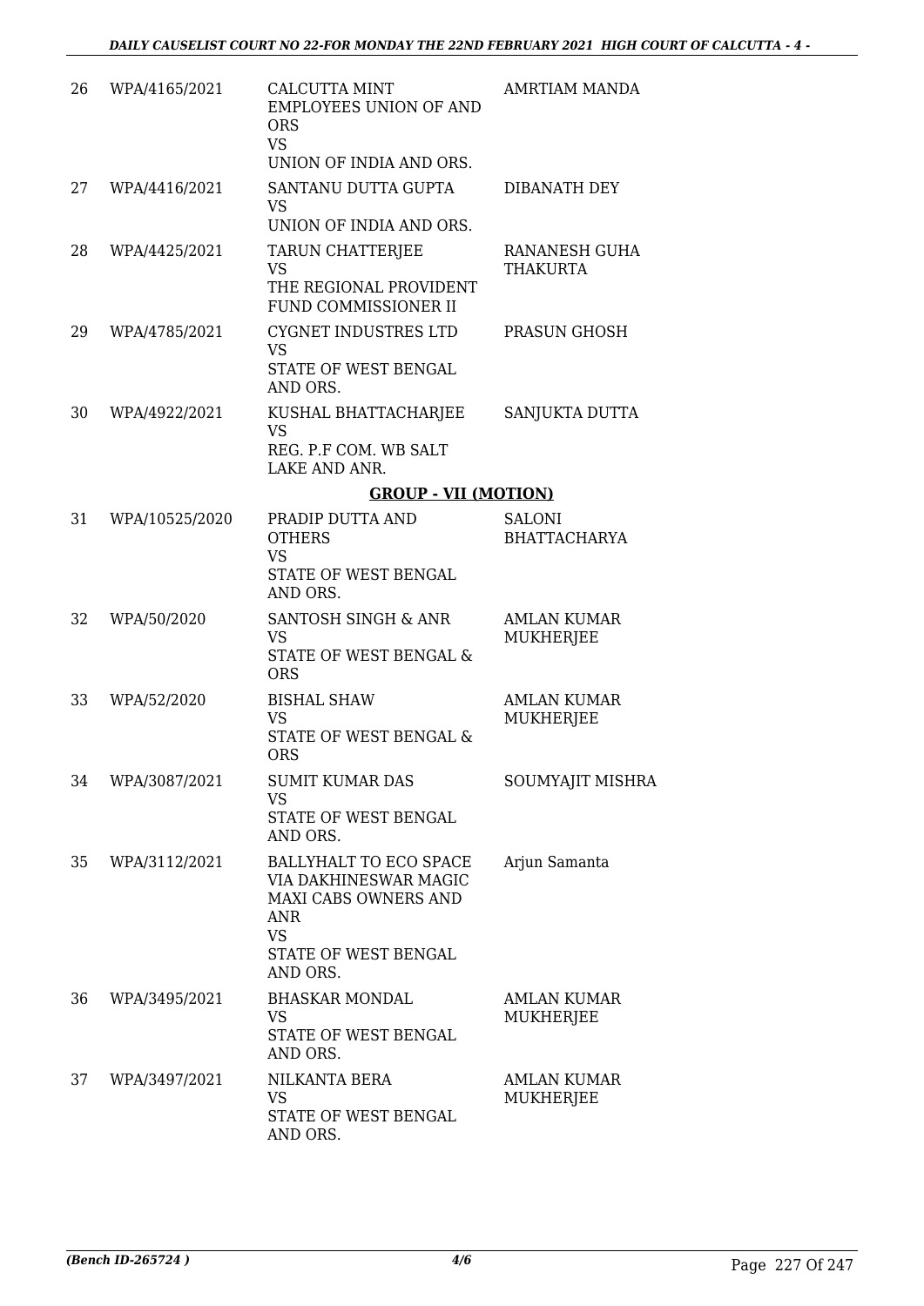| | | | |
|---|---|---|---|
| 26 | WPA/4165/2021 | CALCUTTA MINT EMPLOYEES UNION OF AND ORS<br>VS<br>UNION OF INDIA AND ORS. | AMRTIAM MANDA |
| 27 | WPA/4416/2021 | SANTANU DUTTA GUPTA<br>VS<br>UNION OF INDIA AND ORS. | DIBANATH DEY |
| 28 | WPA/4425/2021 | TARUN CHATTERJEE<br>VS<br>THE REGIONAL PROVIDENT FUND COMMISSIONER II | RANANESH GUHA THAKURTA |
| 29 | WPA/4785/2021 | CYGNET INDUSTRES LTD<br>VS<br>STATE OF WEST BENGAL AND ORS. | PRASUN GHOSH |
| 30 | WPA/4922/2021 | KUSHAL BHATTACHARJEE<br>VS<br>REG. P.F COM. WB SALT LAKE AND ANR. | SANJUKTA DUTTA |

**GROUP - VII (MOTION)**

| | | | |
|---|---|---|---|
| 31 | WPA/10525/2020 | PRADIP DUTTA AND OTHERS<br>VS<br>STATE OF WEST BENGAL AND ORS. | SALONI BHATTACHARYA |
| 32 | WPA/50/2020 | SANTOSH SINGH & ANR<br>VS<br>STATE OF WEST BENGAL & ORS | AMLAN KUMAR MUKHERJEE |
| 33 | WPA/52/2020 | BISHAL SHAW<br>VS<br>STATE OF WEST BENGAL & ORS | AMLAN KUMAR MUKHERJEE |
| 34 | WPA/3087/2021 | SUMIT KUMAR DAS<br>VS<br>STATE OF WEST BENGAL AND ORS. | SOUMYAJIT MISHRA |
| 35 | WPA/3112/2021 | BALLYHALT TO ECO SPACE VIA DAKHINESWAR MAGIC MAXI CABS OWNERS AND ANR<br>VS<br>STATE OF WEST BENGAL AND ORS. | Arjun Samanta |
| 36 | WPA/3495/2021 | BHASKAR MONDAL<br>VS<br>STATE OF WEST BENGAL AND ORS. | AMLAN KUMAR MUKHERJEE |
| 37 | WPA/3497/2021 | NILKANTA BERA<br>VS<br>STATE OF WEST BENGAL AND ORS. | AMLAN KUMAR MUKHERJEE |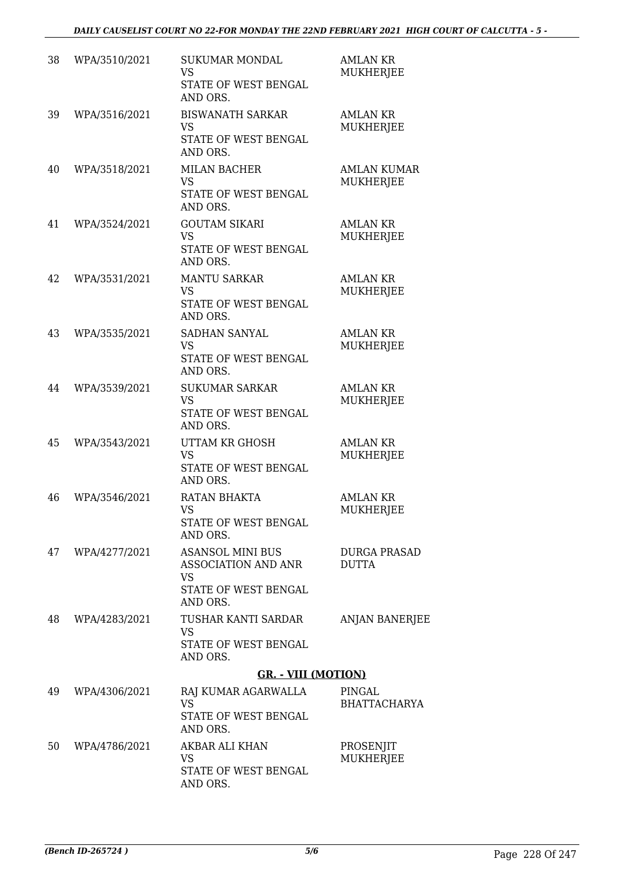| 38 | WPA/3510/2021 | SUKUMAR MONDAL VS STATE OF WEST BENGAL AND ORS. | AMLAN KR MUKHERJEE |
|---|---|---|---|
| 39 | WPA/3516/2021 | BISWANATH SARKAR VS STATE OF WEST BENGAL AND ORS. | AMLAN KR MUKHERJEE |
| 40 | WPA/3518/2021 | MILAN BACHER VS STATE OF WEST BENGAL AND ORS. | AMLAN KUMAR MUKHERJEE |
| 41 | WPA/3524/2021 | GOUTAM SIKARI VS STATE OF WEST BENGAL AND ORS. | AMLAN KR MUKHERJEE |
| 42 | WPA/3531/2021 | MANTU SARKAR VS STATE OF WEST BENGAL AND ORS. | AMLAN KR MUKHERJEE |
| 43 | WPA/3535/2021 | SADHAN SANYAL VS STATE OF WEST BENGAL AND ORS. | AMLAN KR MUKHERJEE |
| 44 | WPA/3539/2021 | SUKUMAR SARKAR VS STATE OF WEST BENGAL AND ORS. | AMLAN KR MUKHERJEE |
| 45 | WPA/3543/2021 | UTTAM KR GHOSH VS STATE OF WEST BENGAL AND ORS. | AMLAN KR MUKHERJEE |
| 46 | WPA/3546/2021 | RATAN BHAKTA VS STATE OF WEST BENGAL AND ORS. | AMLAN KR MUKHERJEE |
| 47 | WPA/4277/2021 | ASANSOL MINI BUS ASSOCIATION AND ANR VS STATE OF WEST BENGAL AND ORS. | DURGA PRASAD DUTTA |
| 48 | WPA/4283/2021 | TUSHAR KANTI SARDAR VS STATE OF WEST BENGAL AND ORS. | ANJAN BANERJEE |

**GR. - VIII (MOTION)**

| 49 | WPA/4306/2021 | RAJ KUMAR AGARWALLA VS STATE OF WEST BENGAL AND ORS. | PINGAL BHATTACHARYA |
|---|---|---|---|
| 50 | WPA/4786/2021 | AKBAR ALI KHAN VS STATE OF WEST BENGAL AND ORS. | PROSENJIT MUKHERJEE |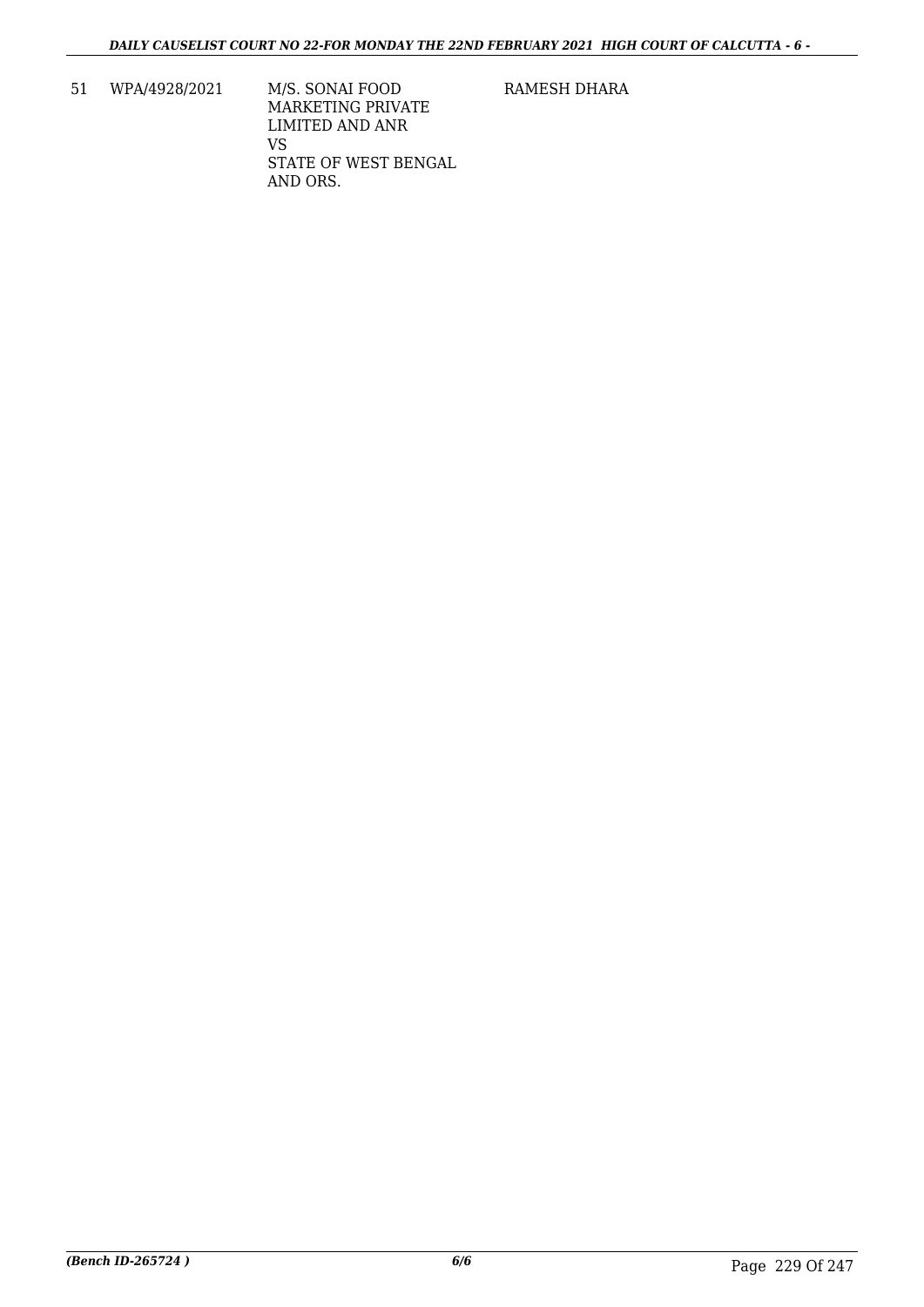| 51 | WPA/4928/2021 | M/S. SONAI FOOD MARKETING PRIVATE LIMITED AND ANR<br>VS<br>STATE OF WEST BENGAL AND ORS. | RAMESH DHARA |
|---|---|---|---|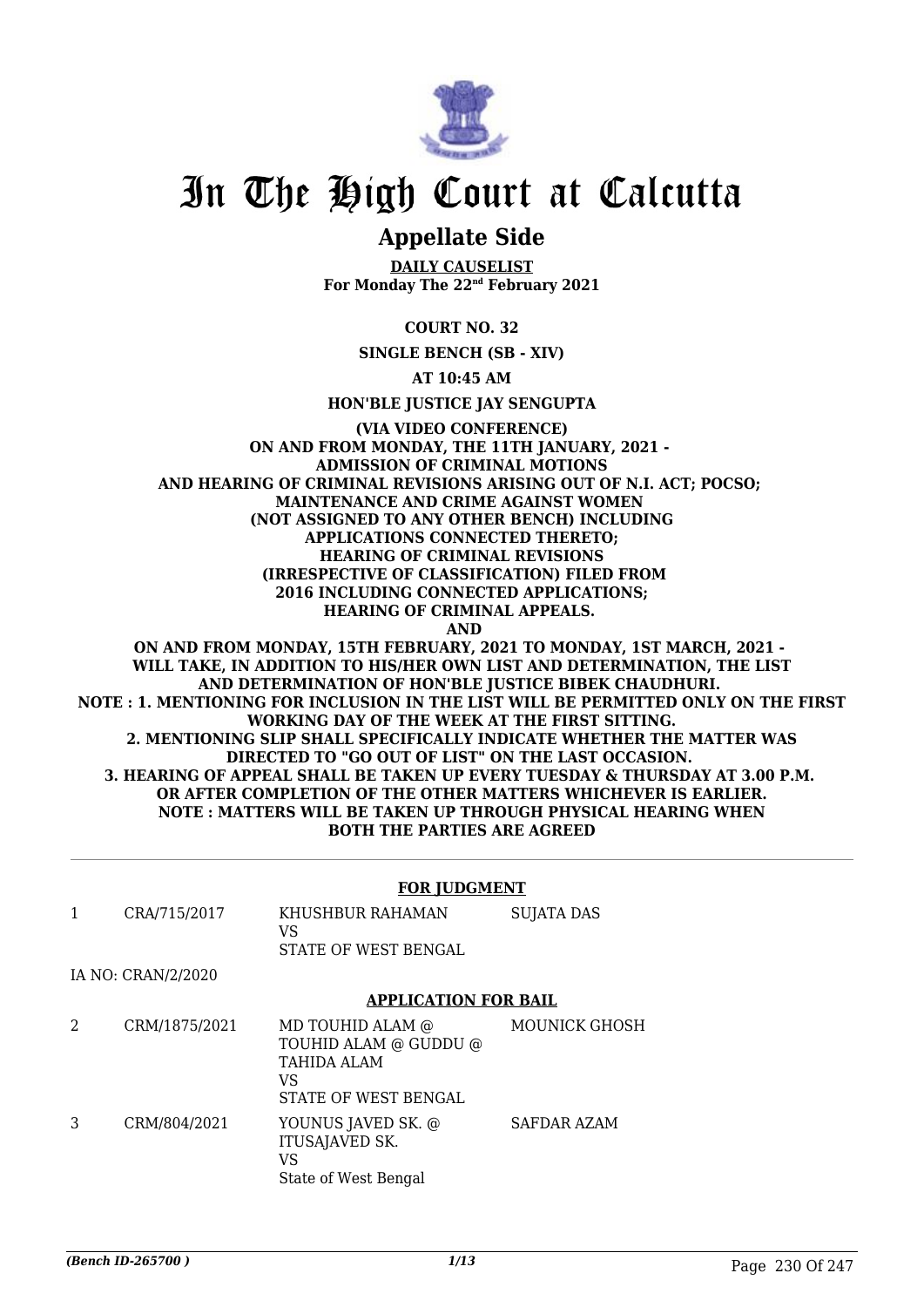# In The High Court at Calcutta

## Appellate Side

**DAILY CAUSELIST**
**For Monday The 22nd February 2021**

**COURT NO. 32**

**SINGLE BENCH (SB - XIV)**

**AT 10:45 AM**

**HON'BLE JUSTICE JAY SENGUPTA**

**(VIA VIDEO CONFERENCE)**
**ON AND FROM MONDAY, THE 11TH JANUARY, 2021 - ADMISSION OF CRIMINAL MOTIONS AND HEARING OF CRIMINAL REVISIONS ARISING OUT OF N.I. ACT; POCSO; MAINTENANCE AND CRIME AGAINST WOMEN (NOT ASSIGNED TO ANY OTHER BENCH) INCLUDING APPLICATIONS CONNECTED THERETO; HEARING OF CRIMINAL REVISIONS (IRRESPECTIVE OF CLASSIFICATION) FILED FROM 2016 INCLUDING CONNECTED APPLICATIONS; HEARING OF CRIMINAL APPEALS.**
**AND**
**ON AND FROM MONDAY, 15TH FEBRUARY, 2021 TO MONDAY, 1ST MARCH, 2021 - WILL TAKE, IN ADDITION TO HIS/HER OWN LIST AND DETERMINATION, THE LIST AND DETERMINATION OF HON'BLE JUSTICE BIBEK CHAUDHURI.**
**NOTE : 1. MENTIONING FOR INCLUSION IN THE LIST WILL BE PERMITTED ONLY ON THE FIRST WORKING DAY OF THE WEEK AT THE FIRST SITTING.**
**2. MENTIONING SLIP SHALL SPECIFICALLY INDICATE WHETHER THE MATTER WAS DIRECTED TO "GO OUT OF LIST" ON THE LAST OCCASION.**
**3. HEARING OF APPEAL SHALL BE TAKEN UP EVERY TUESDAY & THURSDAY AT 3.00 P.M. OR AFTER COMPLETION OF THE OTHER MATTERS WHICHEVER IS EARLIER.**
**NOTE : MATTERS WILL BE TAKEN UP THROUGH PHYSICAL HEARING WHEN BOTH THE PARTIES ARE AGREED**

**FOR JUDGMENT**

| | | | |
|---|---|---|---|
| 1 | CRA/715/2017 | KHUSHBUR RAHAMAN<br>VS<br>STATE OF WEST BENGAL | SUJATA DAS |

IA NO: CRAN/2/2020

**APPLICATION FOR BAIL**

| | | | |
|---|---|---|---|
| 2 | CRM/1875/2021 | MD TOUHID ALAM @ TOUHID ALAM @ GUDDU @ TAHIDA ALAM<br>VS<br>STATE OF WEST BENGAL | MOUNICK GHOSH |
| 3 | CRM/804/2021 | YOUNUS JAVED SK. @ ITUSAJAVED SK.<br>VS<br>State of West Bengal | SAFDAR AZAM |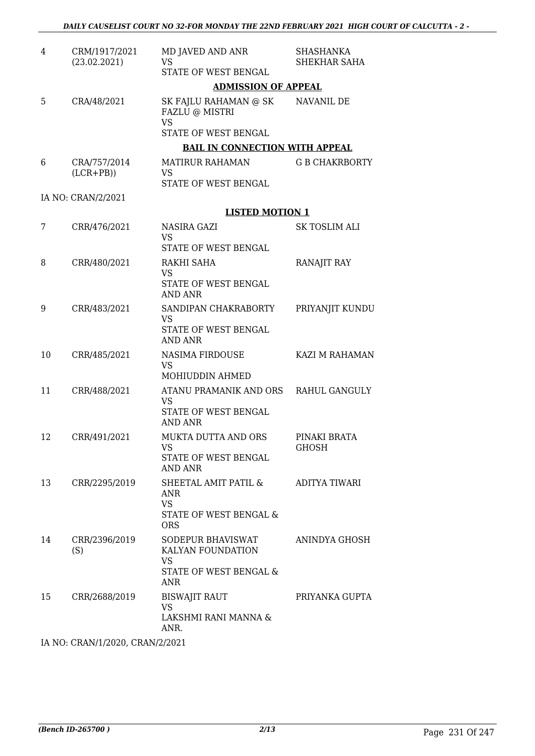| | | | |
|---|---|---|---|
| 4 | CRM/1917/2021 (23.02.2021) | MD JAVED AND ANR VS STATE OF WEST BENGAL | SHASHANKA SHEKHAR SAHA |

**ADMISSION OF APPEAL**

| | | | |
|---|---|---|---|
| 5 | CRA/48/2021 | SK FAJLU RAHAMAN @ SK FAZLU @ MISTRI VS STATE OF WEST BENGAL | NAVANIL DE |

**BAIL IN CONNECTION WITH APPEAL**

| | | | |
|---|---|---|---|
| 6 | CRA/757/2014 (LCR+PB)) | MATIRUR RAHAMAN VS STATE OF WEST BENGAL | G B CHAKRBORTY |

IA NO: CRAN/2/2021

**LISTED MOTION 1**

| | | | |
|---|---|---|---|
| 7 | CRR/476/2021 | NASIRA GAZI VS STATE OF WEST BENGAL | SK TOSLIM ALI |
| 8 | CRR/480/2021 | RAKHI SAHA VS STATE OF WEST BENGAL AND ANR | RANAJIT RAY |
| 9 | CRR/483/2021 | SANDIPAN CHAKRABORTY VS STATE OF WEST BENGAL AND ANR | PRIYANJIT KUNDU |
| 10 | CRR/485/2021 | NASIMA FIRDOUSE VS MOHIUDDIN AHMED | KAZI M RAHAMAN |
| 11 | CRR/488/2021 | ATANU PRAMANIK AND ORS VS STATE OF WEST BENGAL AND ANR | RAHUL GANGULY |
| 12 | CRR/491/2021 | MUKTA DUTTA AND ORS VS STATE OF WEST BENGAL AND ANR | PINAKI BRATA GHOSH |
| 13 | CRR/2295/2019 | SHEETAL AMIT PATIL & ANR VS STATE OF WEST BENGAL & ORS | ADITYA TIWARI |
| 14 | CRR/2396/2019 (S) | SODEPUR BHAVISWAT KALYAN FOUNDATION VS STATE OF WEST BENGAL & ANR | ANINDYA GHOSH |
| 15 | CRR/2688/2019 | BISWAJIT RAUT VS LAKSHMI RANI MANNA & ANR. | PRIYANKA GUPTA |

IA NO: CRAN/1/2020, CRAN/2/2021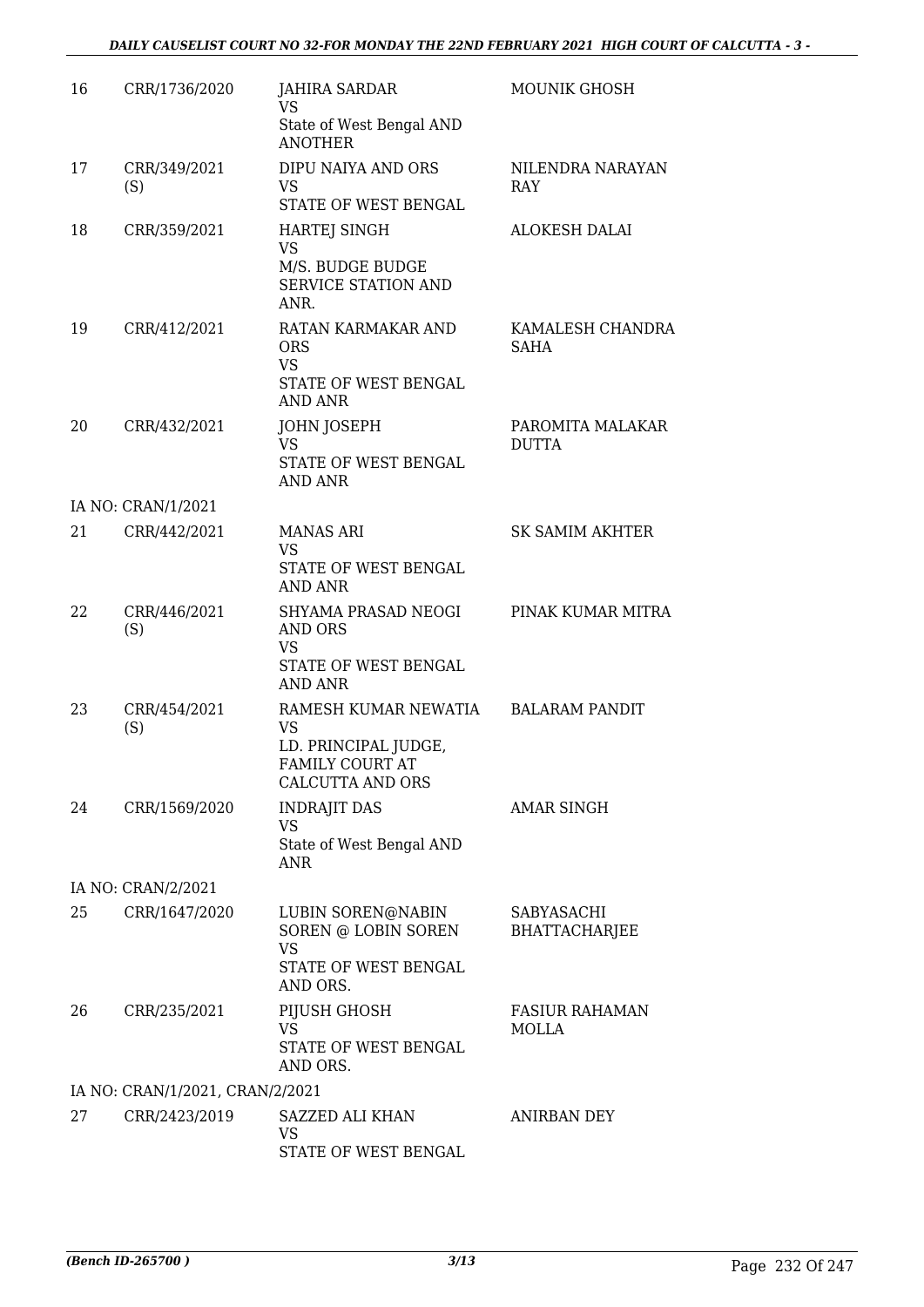| 16 | CRR/1736/2020 | JAHIRA SARDAR<br>VS<br>State of West Bengal AND ANOTHER | MOUNIK GHOSH |
|---|---|---|---|
| 17 | CRR/349/2021 (S) | DIPU NAIYA AND ORS<br>VS<br>STATE OF WEST BENGAL | NILENDRA NARAYAN RAY |
| 18 | CRR/359/2021 | HARTEJ SINGH<br>VS<br>M/S. BUDGE BUDGE SERVICE STATION AND ANR. | ALOKESH DALAI |
| 19 | CRR/412/2021 | RATAN KARMAKAR AND ORS<br>VS<br>STATE OF WEST BENGAL AND ANR | KAMALESH CHANDRA SAHA |
| 20 | CRR/432/2021 | JOHN JOSEPH<br>VS<br>STATE OF WEST BENGAL AND ANR | PAROMITA MALAKAR DUTTA |
| | IA NO: CRAN/1/2021 | | |
| 21 | CRR/442/2021 | MANAS ARI<br>VS<br>STATE OF WEST BENGAL AND ANR | SK SAMIM AKHTER |
| 22 | CRR/446/2021 (S) | SHYAMA PRASAD NEOGI AND ORS<br>VS<br>STATE OF WEST BENGAL AND ANR | PINAK KUMAR MITRA |
| 23 | CRR/454/2021 (S) | RAMESH KUMAR NEWATIA<br>VS<br>LD. PRINCIPAL JUDGE, FAMILY COURT AT CALCUTTA AND ORS | BALARAM PANDIT |
| 24 | CRR/1569/2020 | INDRAJIT DAS<br>VS<br>State of West Bengal AND ANR | AMAR SINGH |
| | IA NO: CRAN/2/2021 | | |
| 25 | CRR/1647/2020 | LUBIN SOREN@NABIN SOREN @ LOBIN SOREN<br>VS<br>STATE OF WEST BENGAL AND ORS. | SABYASACHI BHATTACHARJEE |
| 26 | CRR/235/2021 | PIJUSH GHOSH<br>VS<br>STATE OF WEST BENGAL AND ORS. | FASIUR RAHAMAN MOLLA |
| | IA NO: CRAN/1/2021, CRAN/2/2021 | | |
| 27 | CRR/2423/2019 | SAZZED ALI KHAN<br>VS<br>STATE OF WEST BENGAL | ANIRBAN DEY |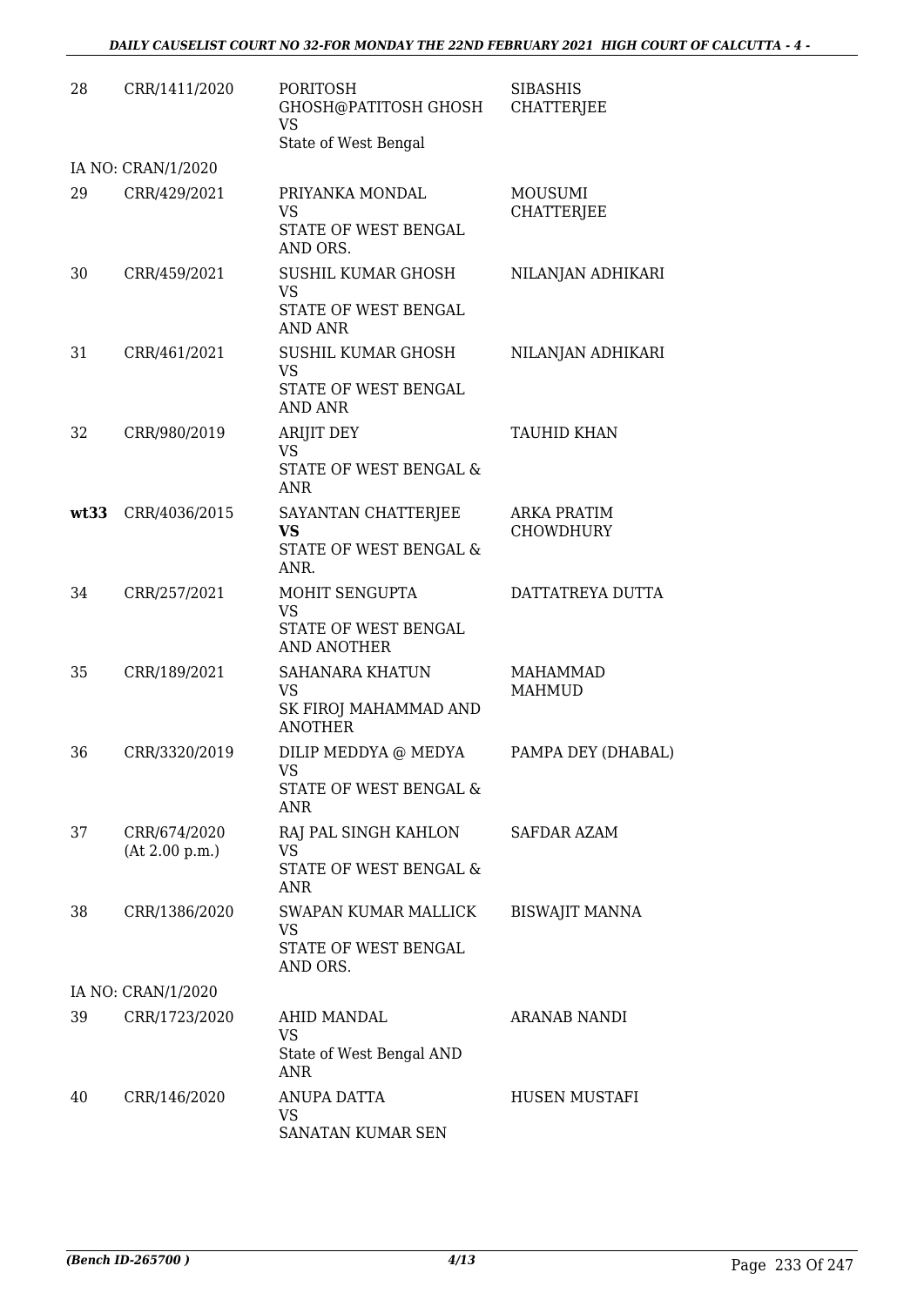| | | | |
|---|---|---|---|
| 28 | CRR/1411/2020 | PORITOSH GHOSH@PATITOSH GHOSH<br>VS<br>State of West Bengal | SIBASHIS CHATTERJEE |
| | IA NO: CRAN/1/2020 | | |
| 29 | CRR/429/2021 | PRIYANKA MONDAL<br>VS<br>STATE OF WEST BENGAL AND ORS. | MOUSUMI CHATTERJEE |
| 30 | CRR/459/2021 | SUSHIL KUMAR GHOSH<br>VS<br>STATE OF WEST BENGAL AND ANR | NILANJAN ADHIKARI |
| 31 | CRR/461/2021 | SUSHIL KUMAR GHOSH<br>VS<br>STATE OF WEST BENGAL AND ANR | NILANJAN ADHIKARI |
| 32 | CRR/980/2019 | ARIJIT DEY<br>VS<br>STATE OF WEST BENGAL & ANR | TAUHID KHAN |
| **wt33** | CRR/4036/2015 | SAYANTAN CHATTERJEE<br>**VS**<br>STATE OF WEST BENGAL & ANR. | ARKA PRATIM CHOWDHURY |
| 34 | CRR/257/2021 | MOHIT SENGUPTA<br>VS<br>STATE OF WEST BENGAL AND ANOTHER | DATTATREYA DUTTA |
| 35 | CRR/189/2021 | SAHANARA KHATUN<br>VS<br>SK FIROJ MAHAMMAD AND ANOTHER | MAHAMMAD MAHMUD |
| 36 | CRR/3320/2019 | DILIP MEDDYA @ MEDYA<br>VS<br>STATE OF WEST BENGAL & ANR | PAMPA DEY (DHABAL) |
| 37 | CRR/674/2020<br>(At 2.00 p.m.) | RAJ PAL SINGH KAHLON<br>VS<br>STATE OF WEST BENGAL & ANR | SAFDAR AZAM |
| 38 | CRR/1386/2020 | SWAPAN KUMAR MALLICK<br>VS<br>STATE OF WEST BENGAL AND ORS. | BISWAJIT MANNA |
| | IA NO: CRAN/1/2020 | | |
| 39 | CRR/1723/2020 | AHID MANDAL<br>VS<br>State of West Bengal AND ANR | ARANAB NANDI |
| 40 | CRR/146/2020 | ANUPA DATTA<br>VS<br>SANATAN KUMAR SEN | HUSEN MUSTAFI |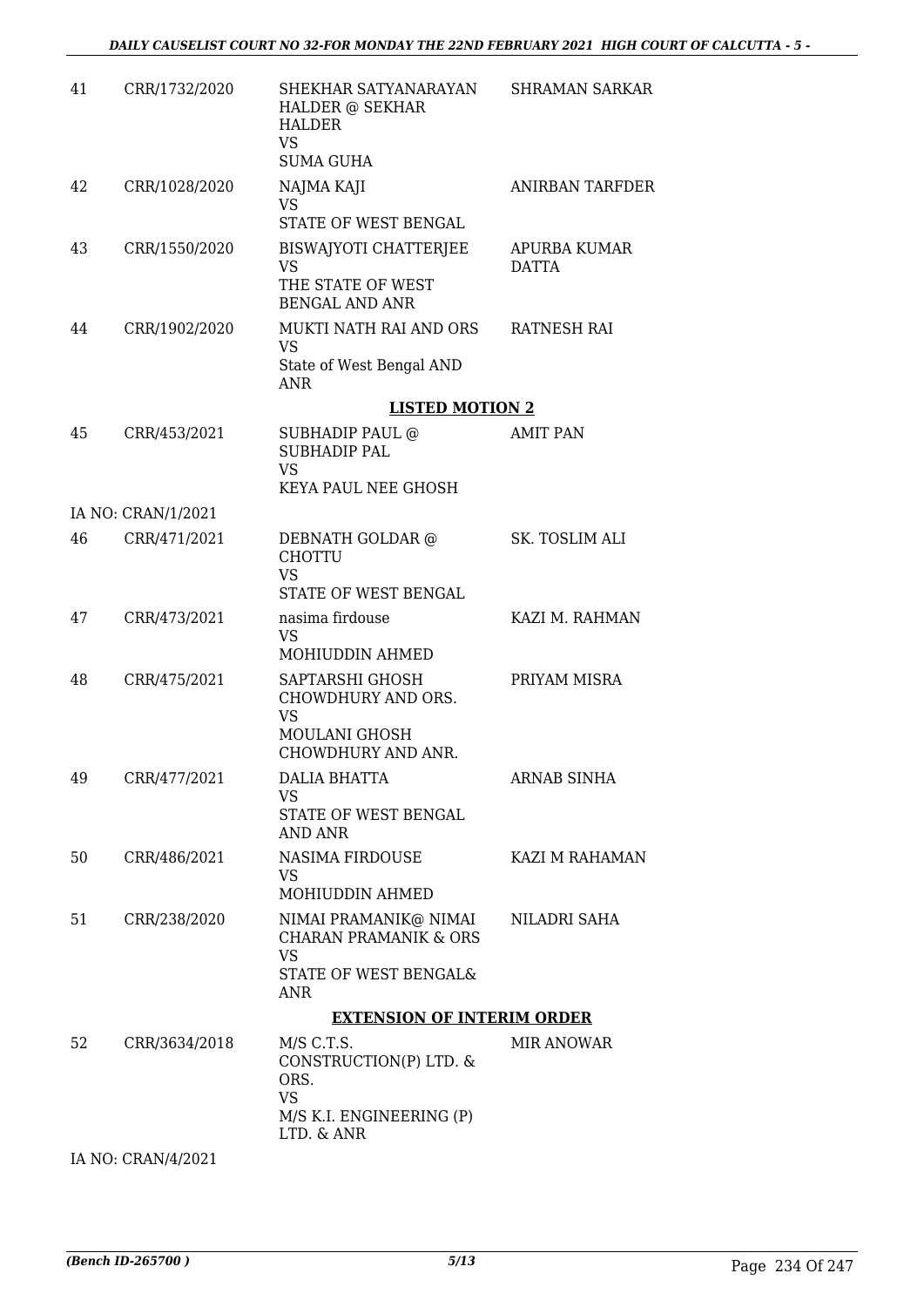| 41 | CRR/1732/2020 | SHEKHAR SATYANARAYAN HALDER @ SEKHAR HALDER<br>VS<br>SUMA GUHA | SHRAMAN SARKAR |
|---|---|---|---|
| 42 | CRR/1028/2020 | NAJMA KAJI<br>VS<br>STATE OF WEST BENGAL | ANIRBAN TARFDER |
| 43 | CRR/1550/2020 | BISWAJYOTI CHATTERJEE<br>VS<br>THE STATE OF WEST BENGAL AND ANR | APURBA KUMAR DATTA |
| 44 | CRR/1902/2020 | MUKTI NATH RAI AND ORS<br>VS<br>State of West Bengal AND ANR | RATNESH RAI |

**LISTED MOTION 2**

| 45 | CRR/453/2021 | SUBHADIP PAUL @ SUBHADIP PAL<br>VS<br>KEYA PAUL NEE GHOSH | AMIT PAN |
|---|---|---|---|
| | IA NO: CRAN/1/2021 | | |
| 46 | CRR/471/2021 | DEBNATH GOLDAR @ CHOTTU<br>VS<br>STATE OF WEST BENGAL | SK. TOSLIM ALI |
| 47 | CRR/473/2021 | nasima firdouse<br>VS<br>MOHIUDDIN AHMED | KAZI M. RAHMAN |
| 48 | CRR/475/2021 | SAPTARSHI GHOSH CHOWDHURY AND ORS.<br>VS<br>MOULANI GHOSH CHOWDHURY AND ANR. | PRIYAM MISRA |
| 49 | CRR/477/2021 | DALIA BHATTA<br>VS<br>STATE OF WEST BENGAL AND ANR | ARNAB SINHA |
| 50 | CRR/486/2021 | NASIMA FIRDOUSE<br>VS<br>MOHIUDDIN AHMED | KAZI M RAHAMAN |
| 51 | CRR/238/2020 | NIMAI PRAMANIK@ NIMAI CHARAN PRAMANIK & ORS<br>VS<br>STATE OF WEST BENGAL& ANR | NILADRI SAHA |

**EXTENSION OF INTERIM ORDER**

| 52 | CRR/3634/2018 | M/S C.T.S. CONSTRUCTION(P) LTD. & ORS.<br>VS<br>M/S K.I. ENGINEERING (P) LTD. & ANR | MIR ANOWAR |
|---|---|---|---|
| | IA NO: CRAN/4/2021 | | |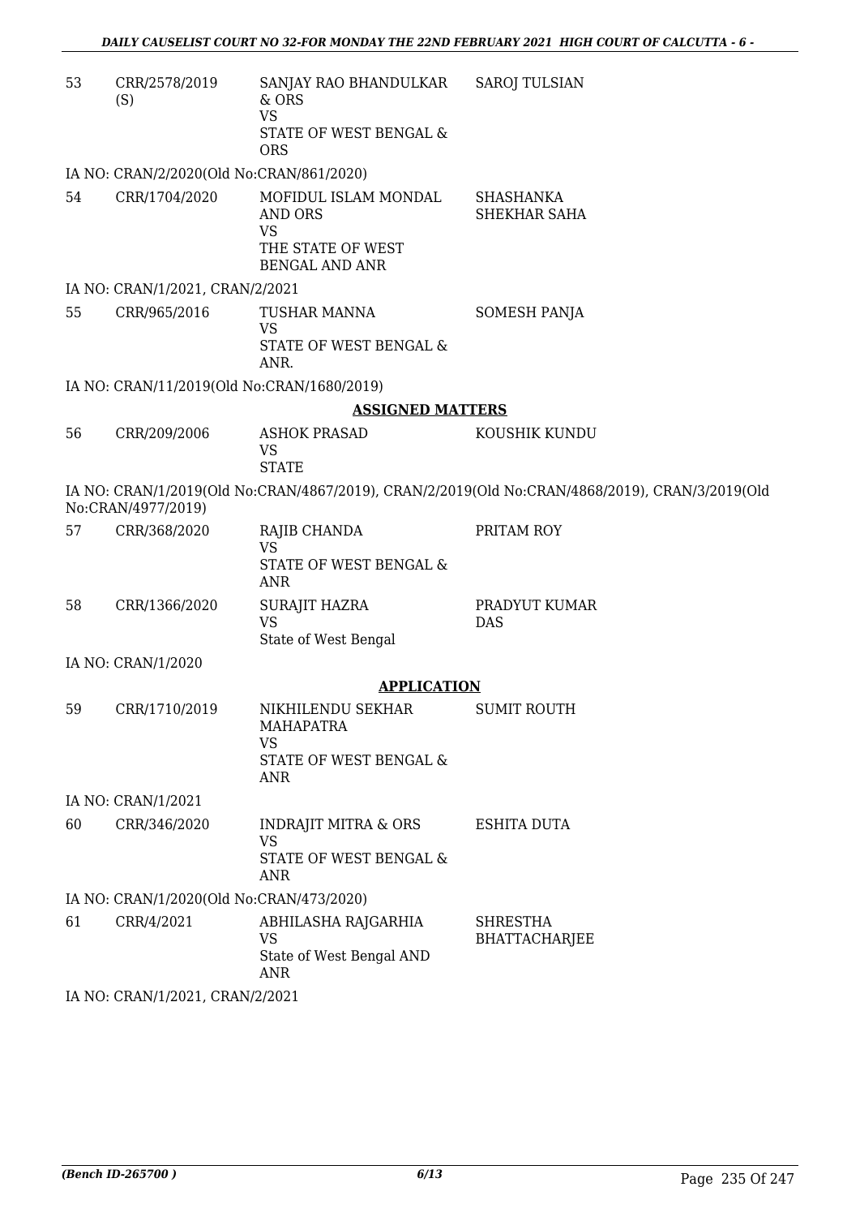| | | | |
|---|---|---|---|
| 53 | CRR/2578/2019 (S) | SANJAY RAO BHANDULKAR & ORS<br>VS<br>STATE OF WEST BENGAL & ORS | SAROJ TULSIAN |

IA NO: CRAN/2/2020(Old No:CRAN/861/2020)

| | | | |
|---|---|---|---|
| 54 | CRR/1704/2020 | MOFIDUL ISLAM MONDAL AND ORS<br>VS<br>THE STATE OF WEST BENGAL AND ANR | SHASHANKA SHEKHAR SAHA |

IA NO: CRAN/1/2021, CRAN/2/2021

| | | | |
|---|---|---|---|
| 55 | CRR/965/2016 | TUSHAR MANNA<br>VS<br>STATE OF WEST BENGAL & ANR. | SOMESH PANJA |

IA NO: CRAN/11/2019(Old No:CRAN/1680/2019)

## ASSIGNED MATTERS

| | | | |
|---|---|---|---|
| 56 | CRR/209/2006 | ASHOK PRASAD<br>VS<br>STATE | KOUSHIK KUNDU |

IA NO: CRAN/1/2019(Old No:CRAN/4867/2019), CRAN/2/2019(Old No:CRAN/4868/2019), CRAN/3/2019(Old No:CRAN/4977/2019)

| | | | |
|---|---|---|---|
| 57 | CRR/368/2020 | RAJIB CHANDA<br>VS<br>STATE OF WEST BENGAL & ANR | PRITAM ROY |
| 58 | CRR/1366/2020 | SURAJIT HAZRA<br>VS<br>State of West Bengal | PRADYUT KUMAR DAS |

IA NO: CRAN/1/2020

## APPLICATION

| | | | |
|---|---|---|---|
| 59 | CRR/1710/2019 | NIKHILENDU SEKHAR MAHAPATRA<br>VS<br>STATE OF WEST BENGAL & ANR | SUMIT ROUTH |

IA NO: CRAN/1/2021

| | | | |
|---|---|---|---|
| 60 | CRR/346/2020 | INDRAJIT MITRA & ORS<br>VS<br>STATE OF WEST BENGAL & ANR | ESHITA DUTA |

IA NO: CRAN/1/2020(Old No:CRAN/473/2020)

| | | | |
|---|---|---|---|
| 61 | CRR/4/2021 | ABHILASHA RAJGARHIA<br>VS<br>State of West Bengal AND ANR | SHRESTHA BHATTACHARJEE |

IA NO: CRAN/1/2021, CRAN/2/2021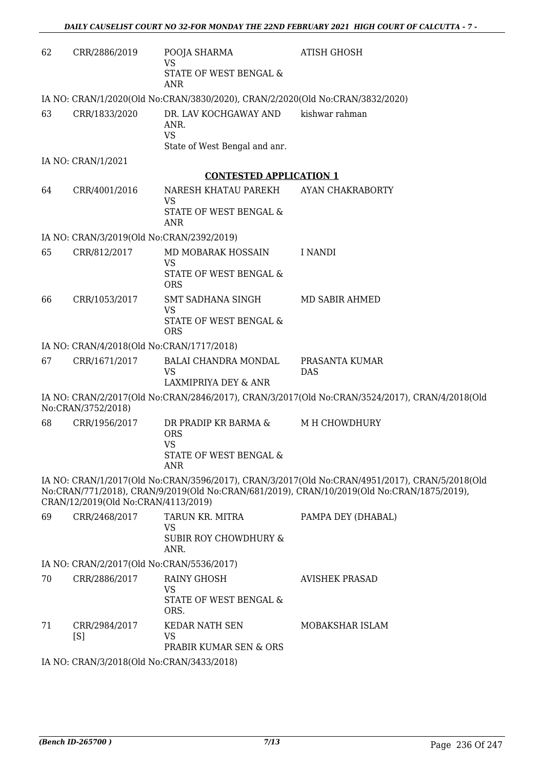| | | | |
|---|---|---|---|
| 62 | CRR/2886/2019 | POOJA SHARMA<br>VS<br>STATE OF WEST BENGAL & ANR | ATISH GHOSH |

IA NO: CRAN/1/2020(Old No:CRAN/3830/2020), CRAN/2/2020(Old No:CRAN/3832/2020)

| | | | |
|---|---|---|---|
| 63 | CRR/1833/2020 | DR. LAV KOCHGAWAY AND ANR.<br>VS<br>State of West Bengal and anr. | kishwar rahman |

IA NO: CRAN/1/2021

## CONTESTED APPLICATION 1

| | | | |
|---|---|---|---|
| 64 | CRR/4001/2016 | NARESH KHATAU PAREKH<br>VS<br>STATE OF WEST BENGAL & ANR | AYAN CHAKRABORTY |

IA NO: CRAN/3/2019(Old No:CRAN/2392/2019)

| | | | |
|---|---|---|---|
| 65 | CRR/812/2017 | MD MOBARAK HOSSAIN<br>VS<br>STATE OF WEST BENGAL & ORS | I NANDI |
| 66 | CRR/1053/2017 | SMT SADHANA SINGH<br>VS<br>STATE OF WEST BENGAL & ORS | MD SABIR AHMED |

IA NO: CRAN/4/2018(Old No:CRAN/1717/2018)

| | | | |
|---|---|---|---|
| 67 | CRR/1671/2017 | BALAI CHANDRA MONDAL<br>VS<br>LAXMIPRIYA DEY & ANR | PRASANTA KUMAR DAS |

IA NO: CRAN/2/2017(Old No:CRAN/2846/2017), CRAN/3/2017(Old No:CRAN/3524/2017), CRAN/4/2018(Old No:CRAN/3752/2018)

| | | | |
|---|---|---|---|
| 68 | CRR/1956/2017 | DR PRADIP KR BARMA & ORS<br>VS<br>STATE OF WEST BENGAL & ANR | M H CHOWDHURY |

IA NO: CRAN/1/2017(Old No:CRAN/3596/2017), CRAN/3/2017(Old No:CRAN/4951/2017), CRAN/5/2018(Old No:CRAN/771/2018), CRAN/9/2019(Old No:CRAN/681/2019), CRAN/10/2019(Old No:CRAN/1875/2019), CRAN/12/2019(Old No:CRAN/4113/2019)

| | | | |
|---|---|---|---|
| 69 | CRR/2468/2017 | TARUN KR. MITRA<br>VS<br>SUBIR ROY CHOWDHURY & ANR. | PAMPA DEY (DHABAL) |

IA NO: CRAN/2/2017(Old No:CRAN/5536/2017)

| | | | |
|---|---|---|---|
| 70 | CRR/2886/2017 | RAINY GHOSH<br>VS<br>STATE OF WEST BENGAL & ORS. | AVISHEK PRASAD |
| 71 | CRR/2984/2017 [S] | KEDAR NATH SEN<br>VS<br>PRABIR KUMAR SEN & ORS | MOBAKSHAR ISLAM |

IA NO: CRAN/3/2018(Old No:CRAN/3433/2018)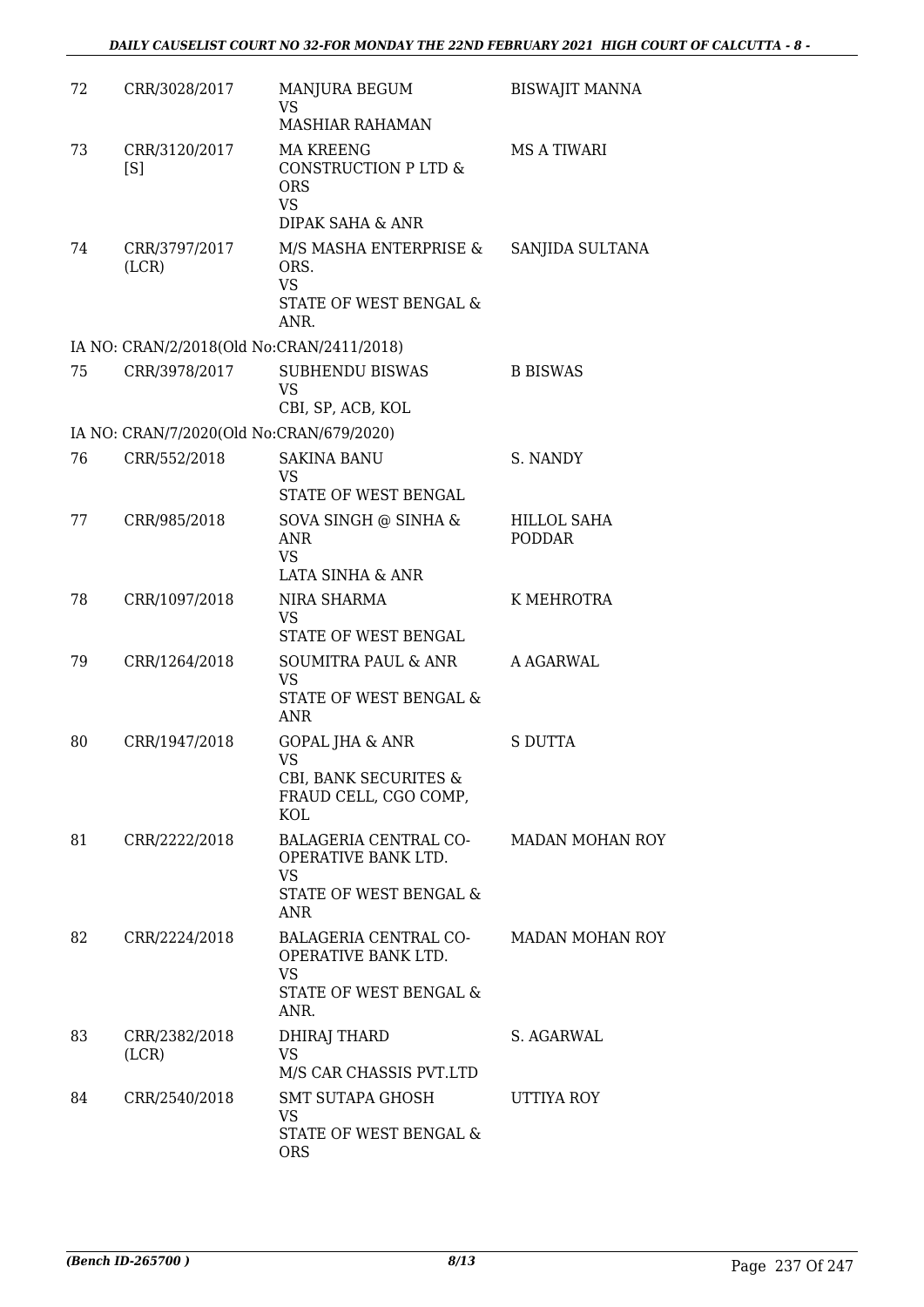| 72 | CRR/3028/2017 | MANJURA BEGUM<br>VS<br>MASHIAR RAHAMAN | BISWAJIT MANNA |
|---|---|---|---|
| 73 | CRR/3120/2017 [S] | MA KREENG CONSTRUCTION P LTD & ORS<br>VS<br>DIPAK SAHA & ANR | MS A TIWARI |
| 74 | CRR/3797/2017 (LCR) | M/S MASHA ENTERPRISE & ORS.<br>VS<br>STATE OF WEST BENGAL & ANR. | SANJIDA SULTANA |
| | IA NO: CRAN/2/2018(Old No:CRAN/2411/2018) | | |
| 75 | CRR/3978/2017 | SUBHENDU BISWAS<br>VS<br>CBI, SP, ACB, KOL | B BISWAS |
| | IA NO: CRAN/7/2020(Old No:CRAN/679/2020) | | |
| 76 | CRR/552/2018 | SAKINA BANU<br>VS<br>STATE OF WEST BENGAL | S. NANDY |
| 77 | CRR/985/2018 | SOVA SINGH @ SINHA & ANR<br>VS<br>LATA SINHA & ANR | HILLOL SAHA PODDAR |
| 78 | CRR/1097/2018 | NIRA SHARMA<br>VS<br>STATE OF WEST BENGAL | K MEHROTRA |
| 79 | CRR/1264/2018 | SOUMITRA PAUL & ANR<br>VS<br>STATE OF WEST BENGAL & ANR | A AGARWAL |
| 80 | CRR/1947/2018 | GOPAL JHA & ANR<br>VS<br>CBI, BANK SECURITES & FRAUD CELL, CGO COMP, KOL | S DUTTA |
| 81 | CRR/2222/2018 | BALAGERIA CENTRAL CO-OPERATIVE BANK LTD.<br>VS<br>STATE OF WEST BENGAL & ANR | MADAN MOHAN ROY |
| 82 | CRR/2224/2018 | BALAGERIA CENTRAL CO-OPERATIVE BANK LTD.<br>VS<br>STATE OF WEST BENGAL & ANR. | MADAN MOHAN ROY |
| 83 | CRR/2382/2018 (LCR) | DHIRAJ THARD<br>VS<br>M/S CAR CHASSIS PVT.LTD | S. AGARWAL |
| 84 | CRR/2540/2018 | SMT SUTAPA GHOSH<br>VS<br>STATE OF WEST BENGAL & ORS | UTTIYA ROY |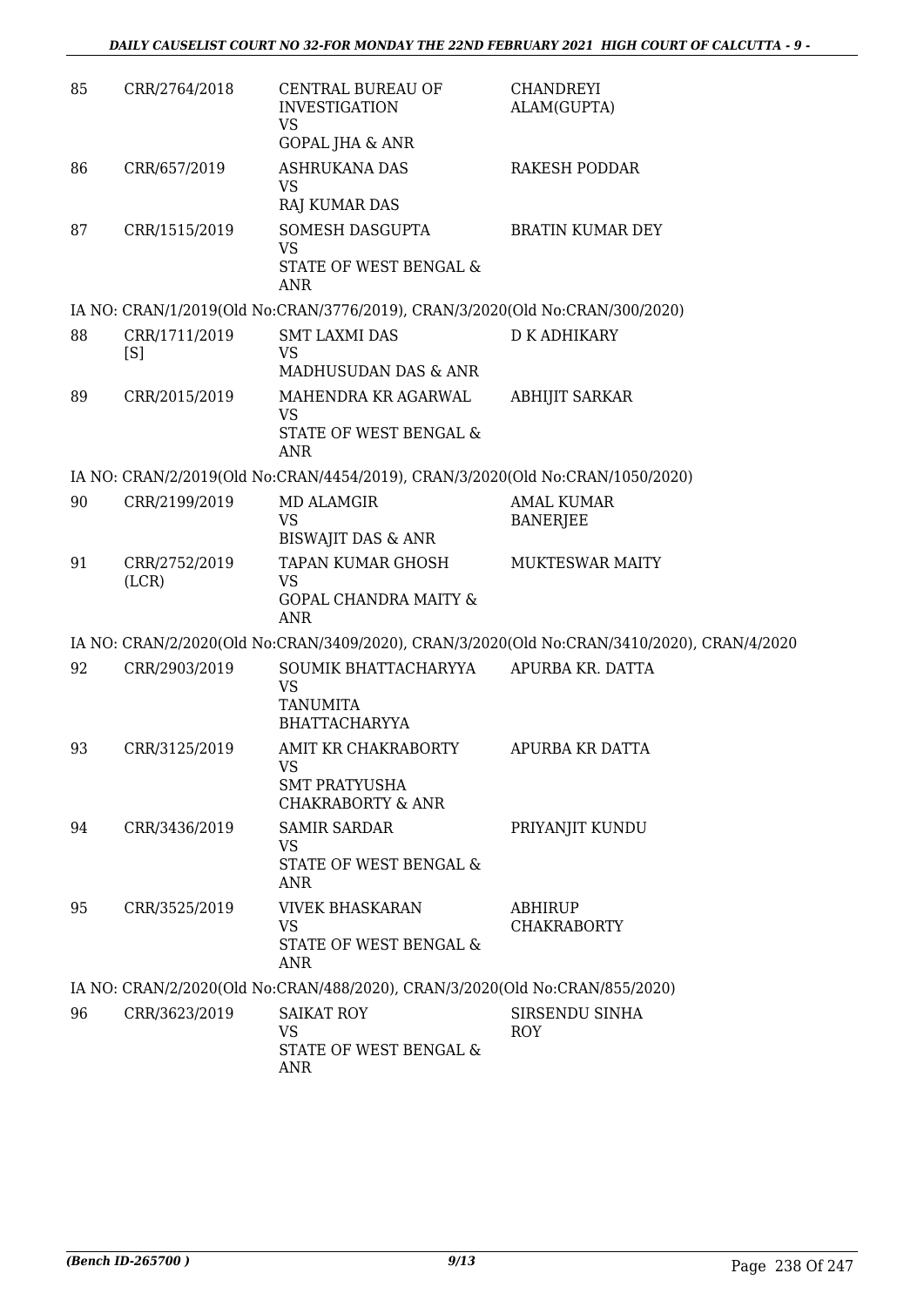| | | | |
|---|---|---|---|
| 85 | CRR/2764/2018 | CENTRAL BUREAU OF INVESTIGATION VS GOPAL JHA & ANR | CHANDREYI ALAM(GUPTA) |
| 86 | CRR/657/2019 | ASHRUKANA DAS VS RAJ KUMAR DAS | RAKESH PODDAR |
| 87 | CRR/1515/2019 | SOMESH DASGUPTA VS STATE OF WEST BENGAL & ANR | BRATIN KUMAR DEY |

IA NO: CRAN/1/2019(Old No:CRAN/3776/2019), CRAN/3/2020(Old No:CRAN/300/2020)

| | | | |
|---|---|---|---|
| 88 | CRR/1711/2019 [S] | SMT LAXMI DAS VS MADHUSUDAN DAS & ANR | D K ADHIKARY |
| 89 | CRR/2015/2019 | MAHENDRA KR AGARWAL VS STATE OF WEST BENGAL & ANR | ABHIJIT SARKAR |

IA NO: CRAN/2/2019(Old No:CRAN/4454/2019), CRAN/3/2020(Old No:CRAN/1050/2020)

| | | | |
|---|---|---|---|
| 90 | CRR/2199/2019 | MD ALAMGIR VS BISWAJIT DAS & ANR | AMAL KUMAR BANERJEE |
| 91 | CRR/2752/2019 (LCR) | TAPAN KUMAR GHOSH VS GOPAL CHANDRA MAITY & ANR | MUKTESWAR MAITY |

IA NO: CRAN/2/2020(Old No:CRAN/3409/2020), CRAN/3/2020(Old No:CRAN/3410/2020), CRAN/4/2020

| | | | |
|---|---|---|---|
| 92 | CRR/2903/2019 | SOUMIK BHATTACHARYYA VS TANUMITA BHATTACHARYYA | APURBA KR. DATTA |
| 93 | CRR/3125/2019 | AMIT KR CHAKRABORTY VS SMT PRATYUSHA CHAKRABORTY & ANR | APURBA KR DATTA |
| 94 | CRR/3436/2019 | SAMIR SARDAR VS STATE OF WEST BENGAL & ANR | PRIYANJIT KUNDU |
| 95 | CRR/3525/2019 | VIVEK BHASKARAN VS STATE OF WEST BENGAL & ANR | ABHIRUP CHAKRABORTY |

IA NO: CRAN/2/2020(Old No:CRAN/488/2020), CRAN/3/2020(Old No:CRAN/855/2020)

| | | | |
|---|---|---|---|
| 96 | CRR/3623/2019 | SAIKAT ROY VS STATE OF WEST BENGAL & ANR | SIRSENDU SINHA ROY |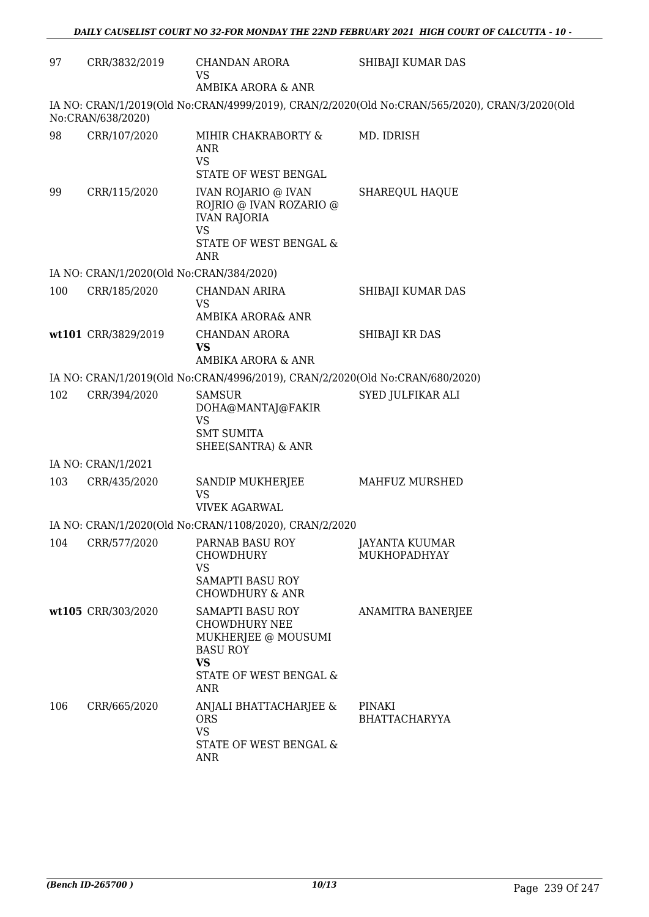| | | | |
|---|---|---|---|
| 97 | CRR/3832/2019 | CHANDAN ARORA<br>VS<br>AMBIKA ARORA & ANR | SHIBAJI KUMAR DAS |

IA NO: CRAN/1/2019(Old No:CRAN/4999/2019), CRAN/2/2020(Old No:CRAN/565/2020), CRAN/3/2020(Old No:CRAN/638/2020)

| | | | |
|---|---|---|---|
| 98 | CRR/107/2020 | MIHIR CHAKRABORTY & ANR<br>VS<br>STATE OF WEST BENGAL | MD. IDRISH |
| 99 | CRR/115/2020 | IVAN ROJARIO @ IVAN ROJRIO @ IVAN ROZARIO @ IVAN RAJORIA<br>VS<br>STATE OF WEST BENGAL & ANR | SHAREQUL HAQUE |

IA NO: CRAN/1/2020(Old No:CRAN/384/2020)

| | | | |
|---|---|---|---|
| 100 | CRR/185/2020 | CHANDAN ARIRA<br>VS<br>AMBIKA ARORA& ANR | SHIBAJI KUMAR DAS |
| **wt101** | CRR/3829/2019 | CHANDAN ARORA<br>**VS**<br>AMBIKA ARORA & ANR | SHIBAJI KR DAS |

IA NO: CRAN/1/2019(Old No:CRAN/4996/2019), CRAN/2/2020(Old No:CRAN/680/2020)

| | | | |
|---|---|---|---|
| 102 | CRR/394/2020 | SAMSUR DOHA@MANTAJ@FAKIR<br>VS<br>SMT SUMITA SHEE(SANTRA) & ANR | SYED JULFIKAR ALI |

IA NO: CRAN/1/2021

| | | | |
|---|---|---|---|
| 103 | CRR/435/2020 | SANDIP MUKHERJEE<br>VS<br>VIVEK AGARWAL | MAHFUZ MURSHED |

IA NO: CRAN/1/2020(Old No:CRAN/1108/2020), CRAN/2/2020

| | | | |
|---|---|---|---|
| 104 | CRR/577/2020 | PARNAB BASU ROY CHOWDHURY<br>VS<br>SAMAPTI BASU ROY CHOWDHURY & ANR | JAYANTA KUUMAR MUKHOPADHYAY |
| **wt105** | CRR/303/2020 | SAMAPTI BASU ROY CHOWDHURY NEE MUKHERJEE @ MOUSUMI BASU ROY<br>**VS**<br>STATE OF WEST BENGAL & ANR | ANAMITRA BANERJEE |
| 106 | CRR/665/2020 | ANJALI BHATTACHARJEE & ORS<br>VS<br>STATE OF WEST BENGAL & ANR | PINAKI BHATTACHARYYA |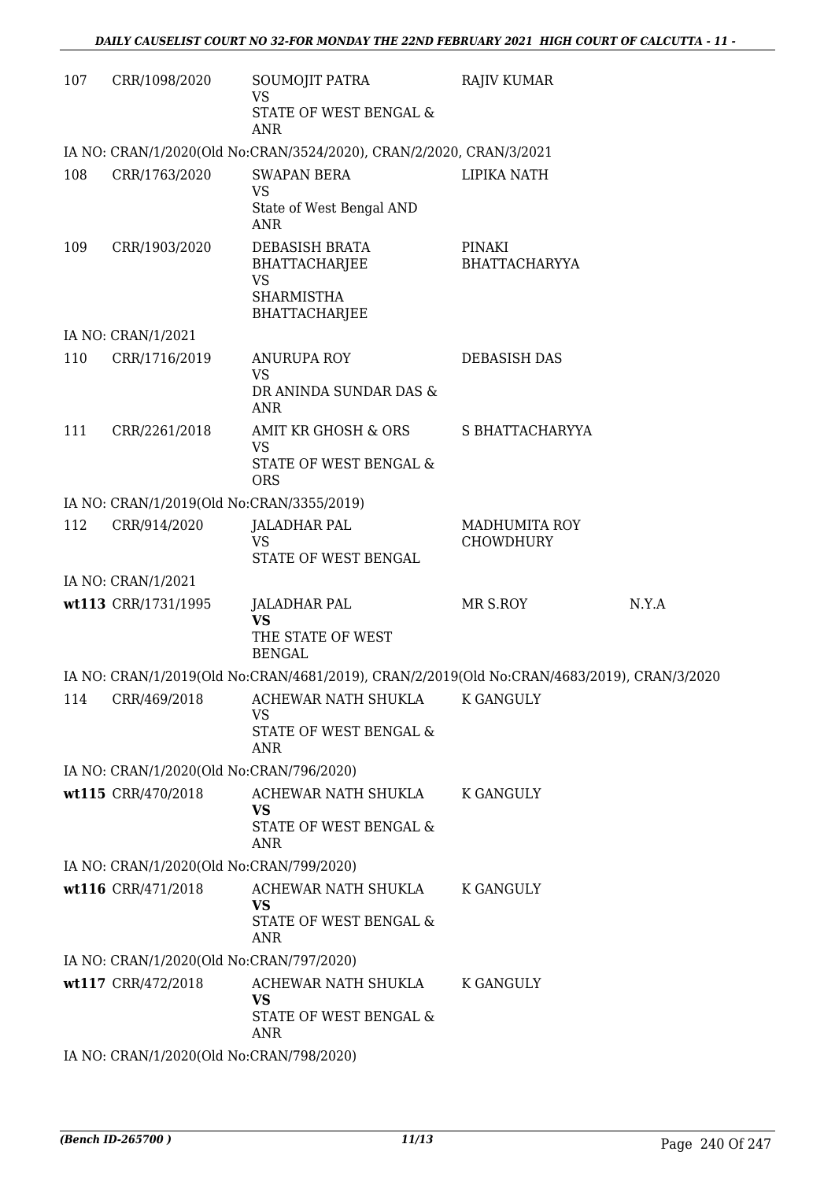| | | | | |
|---|---|---|---|---|
| 107 | CRR/1098/2020 | SOUMOJIT PATRA<br>VS<br>STATE OF WEST BENGAL & ANR | RAJIV KUMAR | |

IA NO: CRAN/1/2020(Old No:CRAN/3524/2020), CRAN/2/2020, CRAN/3/2021

| | | | | |
|---|---|---|---|---|
| 108 | CRR/1763/2020 | SWAPAN BERA<br>VS<br>State of West Bengal AND ANR | LIPIKA NATH | |
| 109 | CRR/1903/2020 | DEBASISH BRATA BHATTACHARJEE<br>VS<br>SHARMISTHA BHATTACHARJEE | PINAKI BHATTACHARYYA | |

IA NO: CRAN/1/2021

| | | | | |
|---|---|---|---|---|
| 110 | CRR/1716/2019 | ANURUPA ROY<br>VS<br>DR ANINDA SUNDAR DAS & ANR | DEBASISH DAS | |
| 111 | CRR/2261/2018 | AMIT KR GHOSH & ORS<br>VS<br>STATE OF WEST BENGAL & ORS | S BHATTACHARYYA | |

IA NO: CRAN/1/2019(Old No:CRAN/3355/2019)

| | | | | |
|---|---|---|---|---|
| 112 | CRR/914/2020 | JALADHAR PAL<br>VS<br>STATE OF WEST BENGAL | MADHUMITA ROY CHOWDHURY | |

IA NO: CRAN/1/2021

| | | | | |
|---|---|---|---|---|
| wt113 | CRR/1731/1995 | JALADHAR PAL<br>**VS**<br>THE STATE OF WEST BENGAL | MR S.ROY | N.Y.A |

IA NO: CRAN/1/2019(Old No:CRAN/4681/2019), CRAN/2/2019(Old No:CRAN/4683/2019), CRAN/3/2020

| | | | | |
|---|---|---|---|---|
| 114 | CRR/469/2018 | ACHEWAR NATH SHUKLA<br>VS<br>STATE OF WEST BENGAL & ANR | K GANGULY | |

IA NO: CRAN/1/2020(Old No:CRAN/796/2020)

| | | | | |
|---|---|---|---|---|
| wt115 | CRR/470/2018 | ACHEWAR NATH SHUKLA<br>**VS**<br>STATE OF WEST BENGAL & ANR | K GANGULY | |

IA NO: CRAN/1/2020(Old No:CRAN/799/2020)

| | | | | |
|---|---|---|---|---|
| wt116 | CRR/471/2018 | ACHEWAR NATH SHUKLA<br>**VS**<br>STATE OF WEST BENGAL & ANR | K GANGULY | |

IA NO: CRAN/1/2020(Old No:CRAN/797/2020)

| | | | | |
|---|---|---|---|---|
| wt117 | CRR/472/2018 | ACHEWAR NATH SHUKLA<br>**VS**<br>STATE OF WEST BENGAL & ANR | K GANGULY | |

IA NO: CRAN/1/2020(Old No:CRAN/798/2020)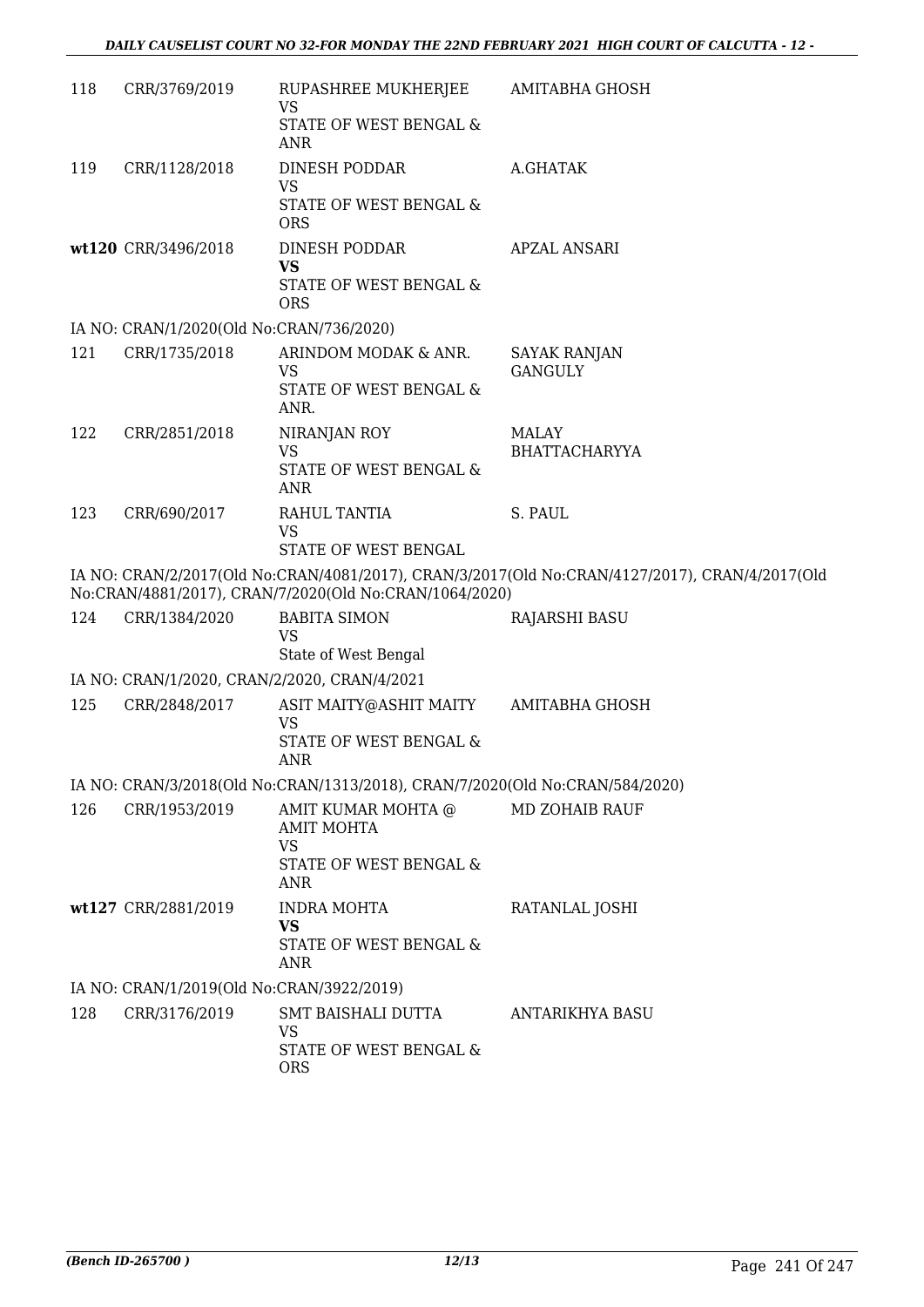| 118 | CRR/3769/2019 | RUPASHREE MUKHERJEE<br>VS<br>STATE OF WEST BENGAL & ANR | AMITABHA GHOSH |
|---|---|---|---|
| 119 | CRR/1128/2018 | DINESH PODDAR<br>VS<br>STATE OF WEST BENGAL & ORS | A.GHATAK |
| **wt120** | CRR/3496/2018 | DINESH PODDAR<br>**VS**<br>STATE OF WEST BENGAL & ORS | APZAL ANSARI |

IA NO: CRAN/1/2020(Old No:CRAN/736/2020)

| 121 | CRR/1735/2018 | ARINDOM MODAK & ANR.<br>VS<br>STATE OF WEST BENGAL & ANR. | SAYAK RANJAN GANGULY |
|---|---|---|---|
| 122 | CRR/2851/2018 | NIRANJAN ROY<br>VS<br>STATE OF WEST BENGAL & ANR | MALAY BHATTACHARYYA |
| 123 | CRR/690/2017 | RAHUL TANTIA<br>VS<br>STATE OF WEST BENGAL | S. PAUL |

IA NO: CRAN/2/2017(Old No:CRAN/4081/2017), CRAN/3/2017(Old No:CRAN/4127/2017), CRAN/4/2017(Old No:CRAN/4881/2017), CRAN/7/2020(Old No:CRAN/1064/2020)

| 124 | CRR/1384/2020 | BABITA SIMON<br>VS<br>State of West Bengal | RAJARSHI BASU |
|---|---|---|---|

IA NO: CRAN/1/2020, CRAN/2/2020, CRAN/4/2021

| 125 | CRR/2848/2017 | ASIT MAITY@ASHIT MAITY<br>VS<br>STATE OF WEST BENGAL & ANR | AMITABHA GHOSH |
|---|---|---|---|

IA NO: CRAN/3/2018(Old No:CRAN/1313/2018), CRAN/7/2020(Old No:CRAN/584/2020)

| 126 | CRR/1953/2019 | AMIT KUMAR MOHTA @ AMIT MOHTA<br>VS<br>STATE OF WEST BENGAL & ANR | MD ZOHAIB RAUF |
|---|---|---|---|
| **wt127** | CRR/2881/2019 | INDRA MOHTA<br>**VS**<br>STATE OF WEST BENGAL & ANR | RATANLAL JOSHI |

IA NO: CRAN/1/2019(Old No:CRAN/3922/2019)

| 128 | CRR/3176/2019 | SMT BAISHALI DUTTA<br>VS<br>STATE OF WEST BENGAL & ORS | ANTARIKHYA BASU |
|---|---|---|---|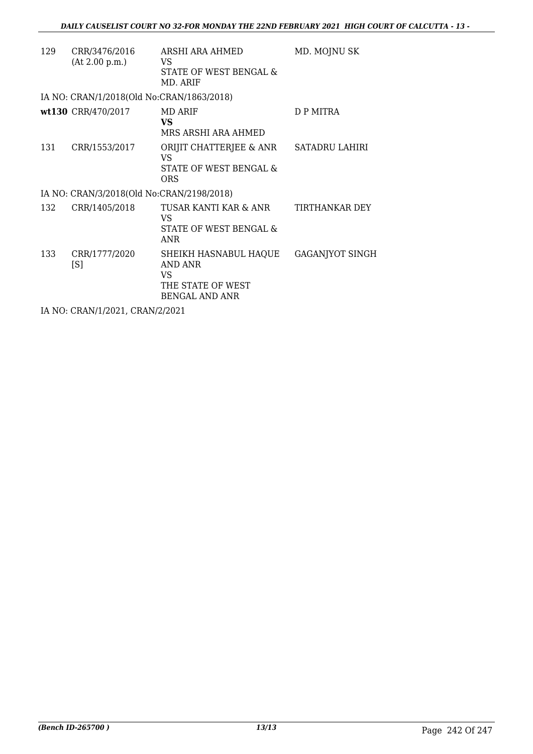| | | | |
|---|---|---|---|
| 129 | CRR/3476/2016 (At 2.00 p.m.) | ARSHI ARA AHMED VS STATE OF WEST BENGAL & MD. ARIF | MD. MOJNU SK |

IA NO: CRAN/1/2018(Old No:CRAN/1863/2018)

| | | | |
|---|---|---|---|
| **wt130** | CRR/470/2017 | MD ARIF **VS** MRS ARSHI ARA AHMED | D P MITRA |
| 131 | CRR/1553/2017 | ORIJIT CHATTERJEE & ANR VS STATE OF WEST BENGAL & ORS | SATADRU LAHIRI |

IA NO: CRAN/3/2018(Old No:CRAN/2198/2018)

| | | | |
|---|---|---|---|
| 132 | CRR/1405/2018 | TUSAR KANTI KAR & ANR VS STATE OF WEST BENGAL & ANR | TIRTHANKAR DEY |
| 133 | CRR/1777/2020 [S] | SHEIKH HASNABUL HAQUE AND ANR VS THE STATE OF WEST BENGAL AND ANR | GAGANJYOT SINGH |

IA NO: CRAN/1/2021, CRAN/2/2021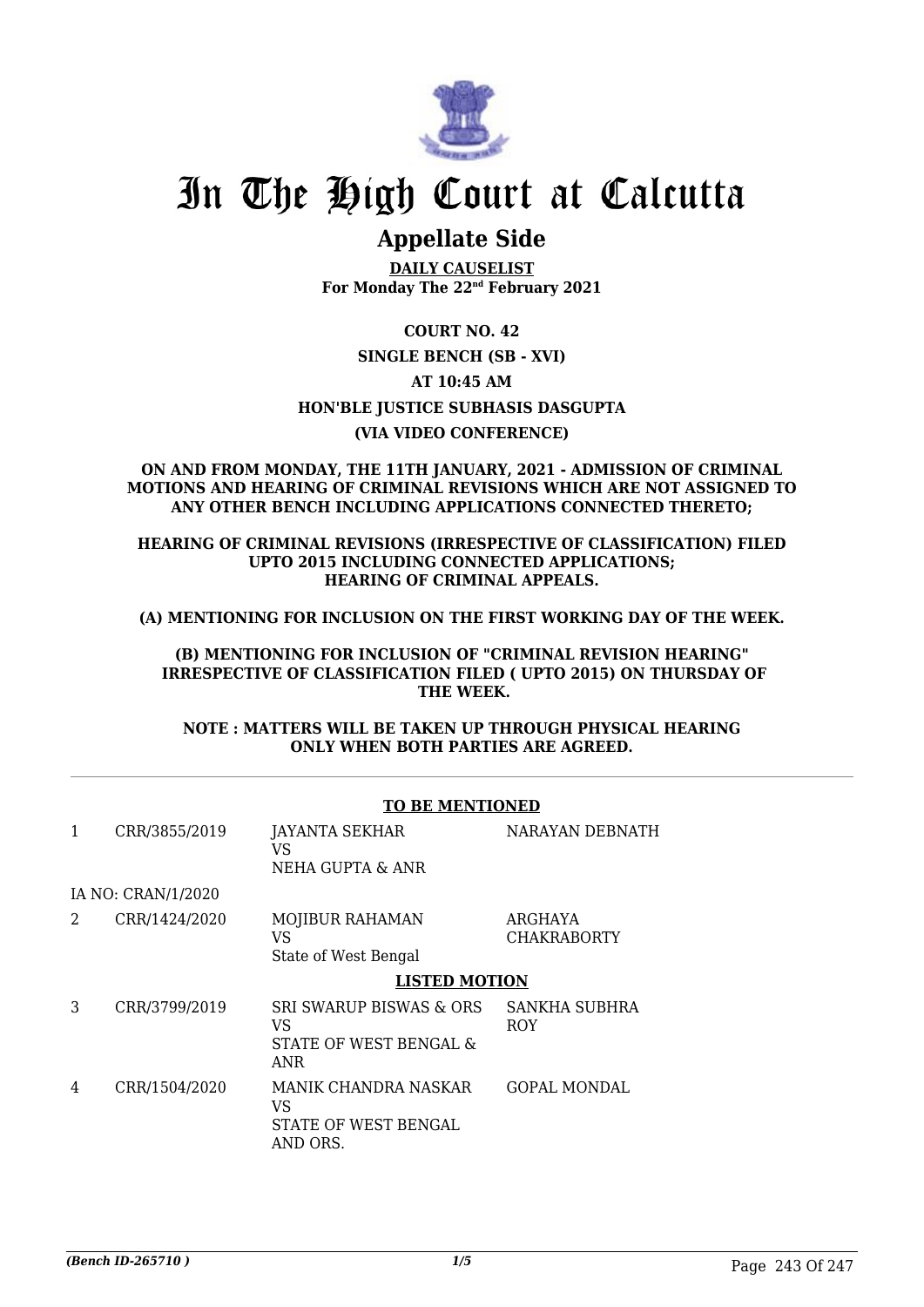# In The High Court at Calcutta

## Appellate Side

**DAILY CAUSELIST**
**For Monday The 22nd February 2021**

**COURT NO. 42**

**SINGLE BENCH (SB - XVI)**

**AT 10:45 AM**

**HON'BLE JUSTICE SUBHASIS DASGUPTA**

**(VIA VIDEO CONFERENCE)**

**ON AND FROM MONDAY, THE 11TH JANUARY, 2021 - ADMISSION OF CRIMINAL MOTIONS AND HEARING OF CRIMINAL REVISIONS WHICH ARE NOT ASSIGNED TO ANY OTHER BENCH INCLUDING APPLICATIONS CONNECTED THERETO;**

**HEARING OF CRIMINAL REVISIONS (IRRESPECTIVE OF CLASSIFICATION) FILED UPTO 2015 INCLUDING CONNECTED APPLICATIONS; HEARING OF CRIMINAL APPEALS.**

**(A) MENTIONING FOR INCLUSION ON THE FIRST WORKING DAY OF THE WEEK.**

**(B) MENTIONING FOR INCLUSION OF "CRIMINAL REVISION HEARING" IRRESPECTIVE OF CLASSIFICATION FILED ( UPTO 2015) ON THURSDAY OF THE WEEK.**

**NOTE : MATTERS WILL BE TAKEN UP THROUGH PHYSICAL HEARING ONLY WHEN BOTH PARTIES ARE AGREED.**

**TO BE MENTIONED**

| | | | |
|---|---|---|---|
| 1 | CRR/3855/2019 | JAYANTA SEKHAR VS NEHA GUPTA & ANR | NARAYAN DEBNATH |
| | IA NO: CRAN/1/2020 | | |
| 2 | CRR/1424/2020 | MOJIBUR RAHAMAN VS State of West Bengal | ARGHAYA CHAKRABORTY |

**LISTED MOTION**

| | | | |
|---|---|---|---|
| 3 | CRR/3799/2019 | SRI SWARUP BISWAS & ORS VS STATE OF WEST BENGAL & ANR | SANKHA SUBHRA ROY |
| 4 | CRR/1504/2020 | MANIK CHANDRA NASKAR VS STATE OF WEST BENGAL AND ORS. | GOPAL MONDAL |

*(Bench ID-265710 )*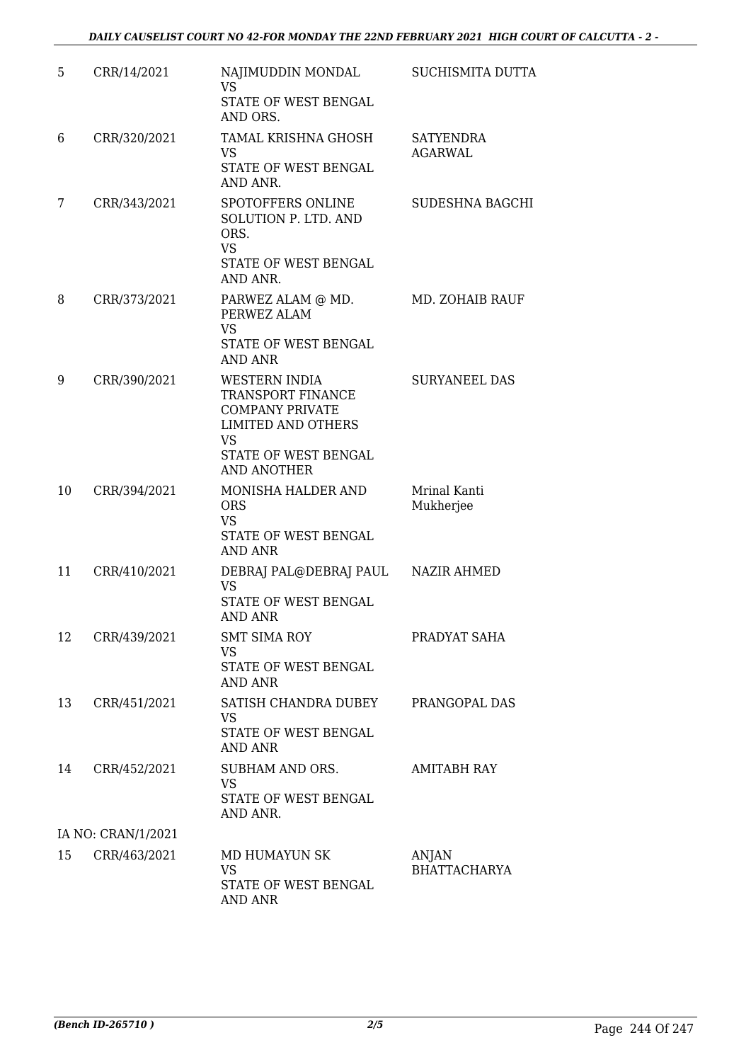| 5 | CRR/14/2021 | NAJIMUDDIN MONDAL<br>VS<br>STATE OF WEST BENGAL AND ORS. | SUCHISMITA DUTTA |
|---|---|---|---|
| 6 | CRR/320/2021 | TAMAL KRISHNA GHOSH<br>VS<br>STATE OF WEST BENGAL AND ANR. | SATYENDRA AGARWAL |
| 7 | CRR/343/2021 | SPOTOFFERS ONLINE SOLUTION P. LTD. AND ORS.<br>VS<br>STATE OF WEST BENGAL AND ANR. | SUDESHNA BAGCHI |
| 8 | CRR/373/2021 | PARWEZ ALAM @ MD. PERWEZ ALAM<br>VS<br>STATE OF WEST BENGAL AND ANR | MD. ZOHAIB RAUF |
| 9 | CRR/390/2021 | WESTERN INDIA TRANSPORT FINANCE COMPANY PRIVATE LIMITED AND OTHERS<br>VS<br>STATE OF WEST BENGAL AND ANOTHER | SURYANEEL DAS |
| 10 | CRR/394/2021 | MONISHA HALDER AND ORS<br>VS<br>STATE OF WEST BENGAL AND ANR | Mrinal Kanti Mukherjee |
| 11 | CRR/410/2021 | DEBRAJ PAL@DEBRAJ PAUL<br>VS<br>STATE OF WEST BENGAL AND ANR | NAZIR AHMED |
| 12 | CRR/439/2021 | SMT SIMA ROY<br>VS<br>STATE OF WEST BENGAL AND ANR | PRADYAT SAHA |
| 13 | CRR/451/2021 | SATISH CHANDRA DUBEY<br>VS<br>STATE OF WEST BENGAL AND ANR | PRANGOPAL DAS |
| 14 | CRR/452/2021 | SUBHAM AND ORS.<br>VS<br>STATE OF WEST BENGAL AND ANR. | AMITABH RAY |
| | IA NO: CRAN/1/2021 | | |
| 15 | CRR/463/2021 | MD HUMAYUN SK<br>VS<br>STATE OF WEST BENGAL AND ANR | ANJAN BHATTACHARYA |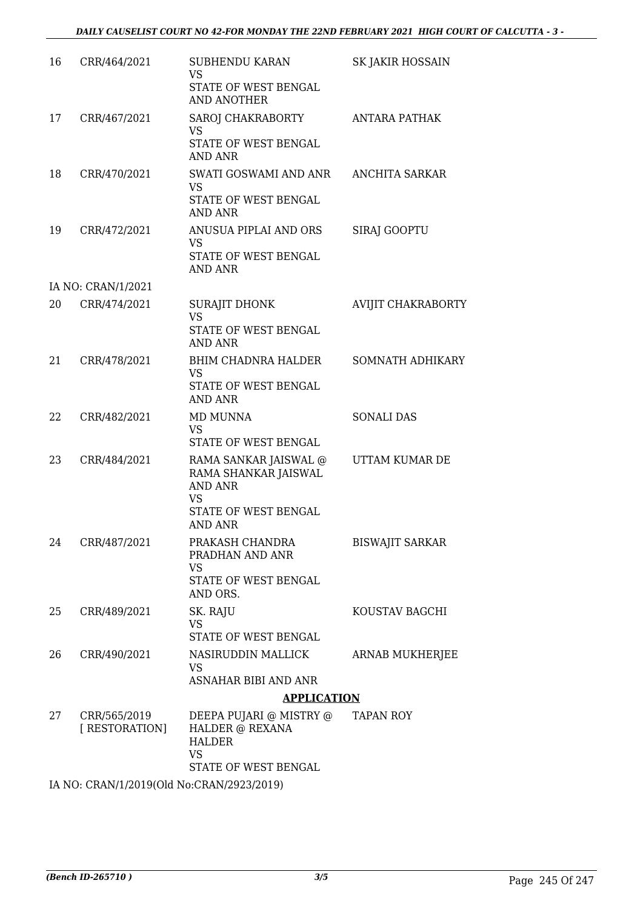| 16 | CRR/464/2021 | SUBHENDU KARAN<br>VS<br>STATE OF WEST BENGAL AND ANOTHER | SK JAKIR HOSSAIN |
|---|---|---|---|
| 17 | CRR/467/2021 | SAROJ CHAKRABORTY<br>VS<br>STATE OF WEST BENGAL AND ANR | ANTARA PATHAK |
| 18 | CRR/470/2021 | SWATI GOSWAMI AND ANR<br>VS<br>STATE OF WEST BENGAL AND ANR | ANCHITA SARKAR |
| 19 | CRR/472/2021 | ANUSUA PIPLAI AND ORS<br>VS<br>STATE OF WEST BENGAL AND ANR | SIRAJ GOOPTU |
| | IA NO: CRAN/1/2021 | | |
| 20 | CRR/474/2021 | SURAJIT DHONK<br>VS<br>STATE OF WEST BENGAL AND ANR | AVIJIT CHAKRABORTY |
| 21 | CRR/478/2021 | BHIM CHADNRA HALDER<br>VS<br>STATE OF WEST BENGAL AND ANR | SOMNATH ADHIKARY |
| 22 | CRR/482/2021 | MD MUNNA<br>VS<br>STATE OF WEST BENGAL | SONALI DAS |
| 23 | CRR/484/2021 | RAMA SANKAR JAISWAL @ RAMA SHANKAR JAISWAL AND ANR<br>VS<br>STATE OF WEST BENGAL AND ANR | UTTAM KUMAR DE |
| 24 | CRR/487/2021 | PRAKASH CHANDRA PRADHAN AND ANR<br>VS<br>STATE OF WEST BENGAL AND ORS. | BISWAJIT SARKAR |
| 25 | CRR/489/2021 | SK. RAJU<br>VS<br>STATE OF WEST BENGAL | KOUSTAV BAGCHI |
| 26 | CRR/490/2021 | NASIRUDDIN MALLICK<br>VS<br>ASNAHAR BIBI AND ANR | ARNAB MUKHERJEE |

**APPLICATION**

| 27 | CRR/565/2019 [ RESTORATION] | DEEPA PUJARI @ MISTRY @ HALDER @ REXANA HALDER<br>VS<br>STATE OF WEST BENGAL | TAPAN ROY |
|---|---|---|---|

IA NO: CRAN/1/2019(Old No:CRAN/2923/2019)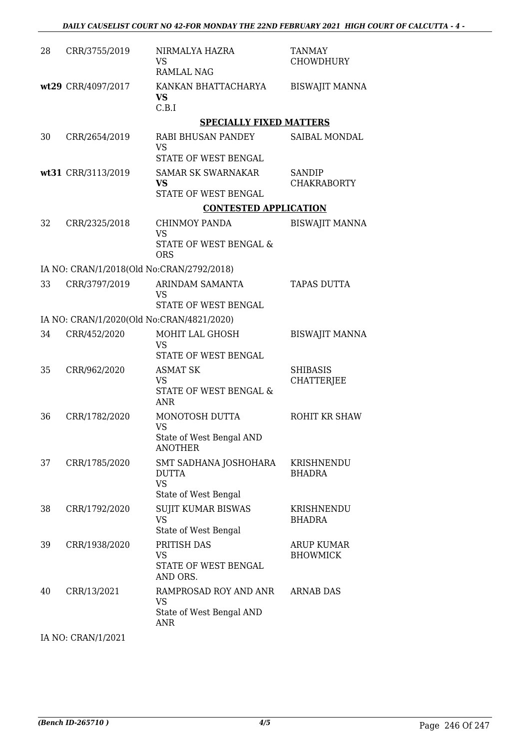| 28 | CRR/3755/2019 | NIRMALYA HAZRA<br>VS<br>RAMLAL NAG | TANMAY CHOWDHURY |
|---|---|---|---|
| wt29 | CRR/4097/2017 | KANKAN BHATTACHARYA<br>**VS**<br>C.B.I | BISWAJIT MANNA |

**SPECIALLY FIXED MATTERS**

| 30 | CRR/2654/2019 | RABI BHUSAN PANDEY<br>VS<br>STATE OF WEST BENGAL | SAIBAL MONDAL |
|---|---|---|---|
| wt31 | CRR/3113/2019 | SAMAR SK SWARNAKAR<br>**VS**<br>STATE OF WEST BENGAL | SANDIP CHAKRABORTY |

**CONTESTED APPLICATION**

| 32 | CRR/2325/2018 | CHINMOY PANDA<br>VS<br>STATE OF WEST BENGAL & ORS | BISWAJIT MANNA |
|---|---|---|---|

IA NO: CRAN/1/2018(Old No:CRAN/2792/2018)

| 33 | CRR/3797/2019 | ARINDAM SAMANTA<br>VS<br>STATE OF WEST BENGAL | TAPAS DUTTA |
|---|---|---|---|

IA NO: CRAN/1/2020(Old No:CRAN/4821/2020)

| 34 | CRR/452/2020 | MOHIT LAL GHOSH<br>VS<br>STATE OF WEST BENGAL | BISWAJIT MANNA |
|---|---|---|---|
| 35 | CRR/962/2020 | ASMAT SK<br>VS<br>STATE OF WEST BENGAL & ANR | SHIBASIS CHATTERJEE |
| 36 | CRR/1782/2020 | MONOTOSH DUTTA<br>VS<br>State of West Bengal AND ANOTHER | ROHIT KR SHAW |
| 37 | CRR/1785/2020 | SMT SADHANA JOSHOHARA DUTTA<br>VS<br>State of West Bengal | KRISHNENDU BHADRA |
| 38 | CRR/1792/2020 | SUJIT KUMAR BISWAS<br>VS<br>State of West Bengal | KRISHNENDU BHADRA |
| 39 | CRR/1938/2020 | PRITISH DAS<br>VS<br>STATE OF WEST BENGAL AND ORS. | ARUP KUMAR BHOWMICK |
| 40 | CRR/13/2021 | RAMPROSAD ROY AND ANR<br>VS<br>State of West Bengal AND ANR | ARNAB DAS |

IA NO: CRAN/1/2021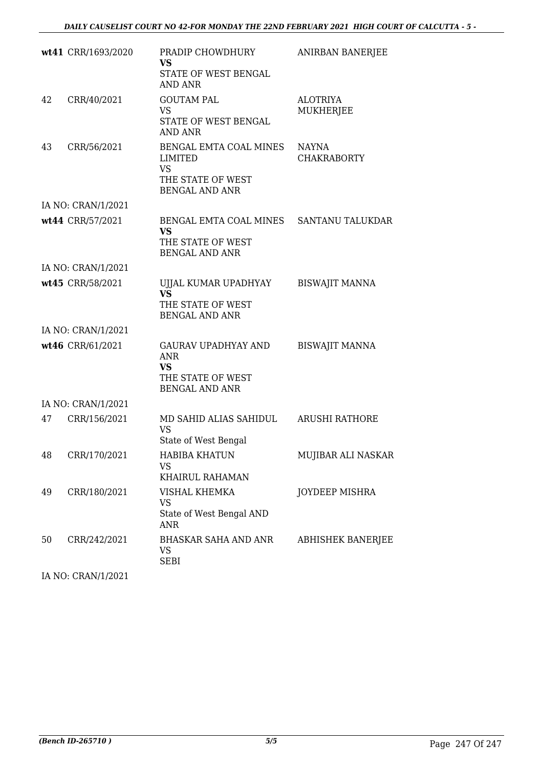| | | | |
|---|---|---|---|
| **wt41** | CRR/1693/2020 | PRADIP CHOWDHURY **VS** STATE OF WEST BENGAL AND ANR | ANIRBAN BANERJEE |
| 42 | CRR/40/2021 | GOUTAM PAL VS STATE OF WEST BENGAL AND ANR | ALOTRIYA MUKHERJEE |
| 43 | CRR/56/2021 | BENGAL EMTA COAL MINES LIMITED VS THE STATE OF WEST BENGAL AND ANR | NAYNA CHAKRABORTY |
| | IA NO: CRAN/1/2021 | | |
| **wt44** | CRR/57/2021 | BENGAL EMTA COAL MINES **VS** THE STATE OF WEST BENGAL AND ANR | SANTANU TALUKDAR |
| | IA NO: CRAN/1/2021 | | |
| **wt45** | CRR/58/2021 | UJJAL KUMAR UPADHYAY **VS** THE STATE OF WEST BENGAL AND ANR | BISWAJIT MANNA |
| | IA NO: CRAN/1/2021 | | |
| **wt46** | CRR/61/2021 | GAURAV UPADHYAY AND ANR **VS** THE STATE OF WEST BENGAL AND ANR | BISWAJIT MANNA |
| | IA NO: CRAN/1/2021 | | |
| 47 | CRR/156/2021 | MD SAHID ALIAS SAHIDUL VS State of West Bengal | ARUSHI RATHORE |
| 48 | CRR/170/2021 | HABIBA KHATUN VS KHAIRUL RAHAMAN | MUJIBAR ALI NASKAR |
| 49 | CRR/180/2021 | VISHAL KHEMKA VS State of West Bengal AND ANR | JOYDEEP MISHRA |
| 50 | CRR/242/2021 | BHASKAR SAHA AND ANR VS SEBI | ABHISHEK BANERJEE |
| | IA NO: CRAN/1/2021 | | |